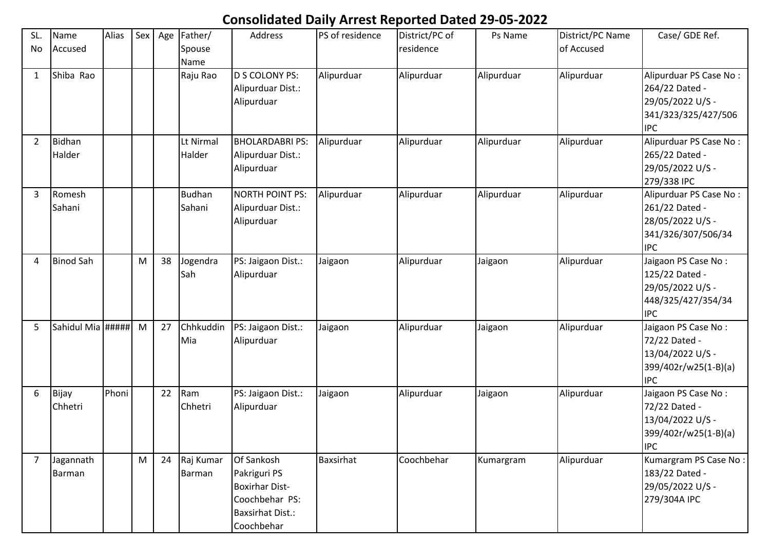# Consolidated Daily Arrest Reported Dated 29-05-2022

| SL. No | Name Accused | Alias | Sex | Age | Father/ Spouse Name | Address | PS of residence | District/PC of residence | Ps Name | District/PC Name of Accused | Case/ GDE Ref. |
|---|---|---|---|---|---|---|---|---|---|---|---|
| 1 | Shiba Rao | | | | Raju Rao | D S COLONY PS: Alipurduar Dist.: Alipurduar | Alipurduar | Alipurduar | Alipurduar | Alipurduar | Alipurduar PS Case No : 264/22 Dated - 29/05/2022 U/S - 341/323/325/427/506 IPC |
| 2 | Bidhan Halder | | | | Lt Nirmal Halder | BHOLARDABRI PS: Alipurduar Dist.: Alipurduar | Alipurduar | Alipurduar | Alipurduar | Alipurduar | Alipurduar PS Case No : 265/22 Dated - 29/05/2022 U/S - 279/338 IPC |
| 3 | Romesh Sahani | | | | Budhan Sahani | NORTH POINT PS: Alipurduar Dist.: Alipurduar | Alipurduar | Alipurduar | Alipurduar | Alipurduar | Alipurduar PS Case No : 261/22 Dated - 28/05/2022 U/S - 341/326/307/506/34 IPC |
| 4 | Binod Sah | | M | 38 | Jogendra Sah | PS: Jaigaon Dist.: Alipurduar | Jaigaon | Alipurduar | Jaigaon | Alipurduar | Jaigaon PS Case No : 125/22 Dated - 29/05/2022 U/S - 448/325/427/354/34 IPC |
| 5 | Sahidul Mia | ##### | M | 27 | Chhkuddin Mia | PS: Jaigaon Dist.: Alipurduar | Jaigaon | Alipurduar | Jaigaon | Alipurduar | Jaigaon PS Case No : 72/22 Dated - 13/04/2022 U/S - 399/402r/w25(1-B)(a) IPC |
| 6 | Bijay Chhetri | Phoni | | 22 | Ram Chhetri | PS: Jaigaon Dist.: Alipurduar | Jaigaon | Alipurduar | Jaigaon | Alipurduar | Jaigaon PS Case No : 72/22 Dated - 13/04/2022 U/S - 399/402r/w25(1-B)(a) IPC |
| 7 | Jagannath Barman | | M | 24 | Raj Kumar Barman | Of Sankosh Pakriguri PS Boxirhar Dist- Coochbehar PS: Baxsirhat Dist.: Coochbehar | Baxsirhat | Coochbehar | Kumargram | Alipurduar | Kumargram PS Case No : 183/22 Dated - 29/05/2022 U/S - 279/304A IPC |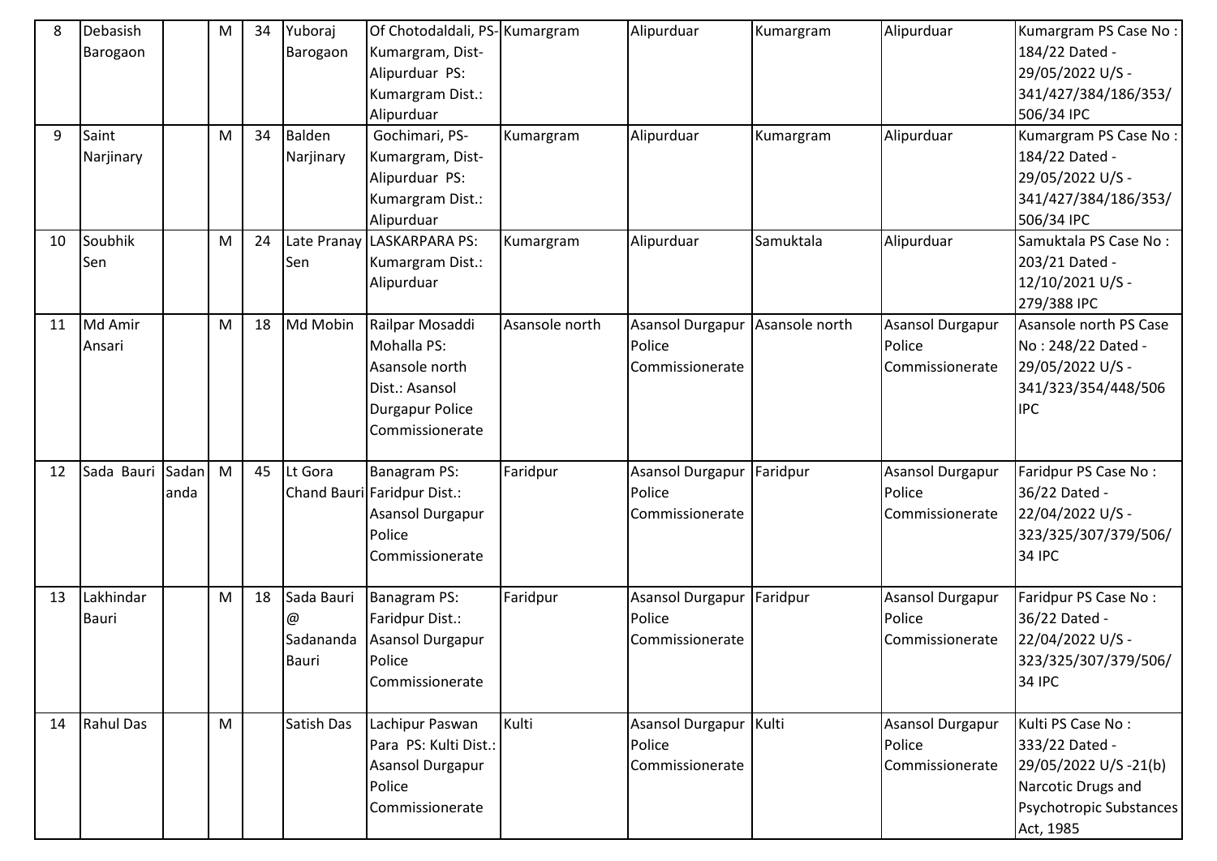| 8 | Debasish Barogaon | | M | 34 | Yuboraj Barogaon | Of Chotodaldali, PS-Kumargram, Dist-Alipurduar PS: Kumargram Dist.: Alipurduar | Kumargram | Alipurduar | Kumargram | Alipurduar | Kumargram PS Case No : 184/22 Dated - 29/05/2022 U/S - 341/427/384/186/353/506/34 IPC |
|---|---|---|---|---|---|---|---|---|---|---|---|
| 9 | Saint Narjinary | | M | 34 | Balden Narjinary | Gochimari, PS-Kumargram, Dist-Alipurduar PS: Kumargram Dist.: Alipurduar | Kumargram | Alipurduar | Kumargram | Alipurduar | Kumargram PS Case No : 184/22 Dated - 29/05/2022 U/S - 341/427/384/186/353/506/34 IPC |
| 10 | Soubhik Sen | | M | 24 | Late Pranay Sen | LASKARPARA PS: Kumargram Dist.: Alipurduar | Kumargram | Alipurduar | Samuktala | Alipurduar | Samuktala PS Case No : 203/21 Dated - 12/10/2021 U/S - 279/388 IPC |
| 11 | Md Amir Ansari | | M | 18 | Md Mobin | Railpar Mosaddi Mohalla PS: Asansole north Dist.: Asansol Durgapur Police Commissionerate | Asansole north | Asansol Durgapur Police Commissionerate | Asansole north | Asansol Durgapur Police Commissionerate | Asansole north PS Case No : 248/22 Dated - 29/05/2022 U/S - 341/323/354/448/506 IPC |
| 12 | Sada Bauri | Sadananda | M | 45 | Lt Gora Chand Bauri | Banagram PS: Faridpur Dist.: Asansol Durgapur Police Commissionerate | Faridpur | Asansol Durgapur Police Commissionerate | Faridpur | Asansol Durgapur Police Commissionerate | Faridpur PS Case No : 36/22 Dated - 22/04/2022 U/S - 323/325/307/379/506/34 IPC |
| 13 | Lakhindar Bauri | | M | 18 | Sada Bauri @ Sadananda Bauri | Banagram PS: Faridpur Dist.: Asansol Durgapur Police Commissionerate | Faridpur | Asansol Durgapur Police Commissionerate | Faridpur | Asansol Durgapur Police Commissionerate | Faridpur PS Case No : 36/22 Dated - 22/04/2022 U/S - 323/325/307/379/506/34 IPC |
| 14 | Rahul Das | | M | | Satish Das | Lachipur Paswan Para PS: Kulti Dist.: Asansol Durgapur Police Commissionerate | Kulti | Asansol Durgapur Police Commissionerate | Kulti | Asansol Durgapur Police Commissionerate | Kulti PS Case No : 333/22 Dated - 29/05/2022 U/S -21(b) Narcotic Drugs and Psychotropic Substances Act, 1985 |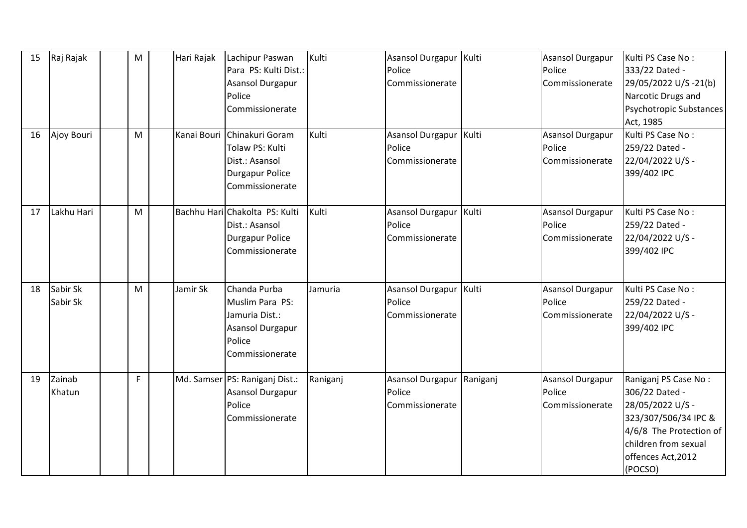| 15 | Raj Rajak | | M | | Hari Rajak | Lachipur Paswan Para PS: Kulti Dist.: Asansol Durgapur Police Commissionerate | Kulti | Asansol Durgapur Police Commissionerate | Kulti | Asansol Durgapur Police Commissionerate | Kulti PS Case No : 333/22 Dated - 29/05/2022 U/S -21(b) Narcotic Drugs and Psychotropic Substances Act, 1985 |
|---|---|---|---|---|---|---|---|---|---|---|---|
| 16 | Ajoy Bouri | | M | | Kanai Bouri | Chinakuri Goram Tolaw PS: Kulti Dist.: Asansol Durgapur Police Commissionerate | Kulti | Asansol Durgapur Police Commissionerate | Kulti | Asansol Durgapur Police Commissionerate | Kulti PS Case No : 259/22 Dated - 22/04/2022 U/S - 399/402 IPC |
| 17 | Lakhu Hari | | M | | Bachhu Hari | Chakolta PS: Kulti Dist.: Asansol Durgapur Police Commissionerate | Kulti | Asansol Durgapur Police Commissionerate | Kulti | Asansol Durgapur Police Commissionerate | Kulti PS Case No : 259/22 Dated - 22/04/2022 U/S - 399/402 IPC |
| 18 | Sabir Sk Sabir Sk | | M | | Jamir Sk | Chanda Purba Muslim Para PS: Jamuria Dist.: Asansol Durgapur Police Commissionerate | Jamuria | Asansol Durgapur Police Commissionerate | Kulti | Asansol Durgapur Police Commissionerate | Kulti PS Case No : 259/22 Dated - 22/04/2022 U/S - 399/402 IPC |
| 19 | Zainab Khatun | | F | | Md. Samser | PS: Raniganj Dist.: Asansol Durgapur Police Commissionerate | Raniganj | Asansol Durgapur Police Commissionerate | Raniganj | Asansol Durgapur Police Commissionerate | Raniganj PS Case No : 306/22 Dated - 28/05/2022 U/S - 323/307/506/34 IPC & 4/6/8 The Protection of children from sexual offences Act,2012 (POCSO) |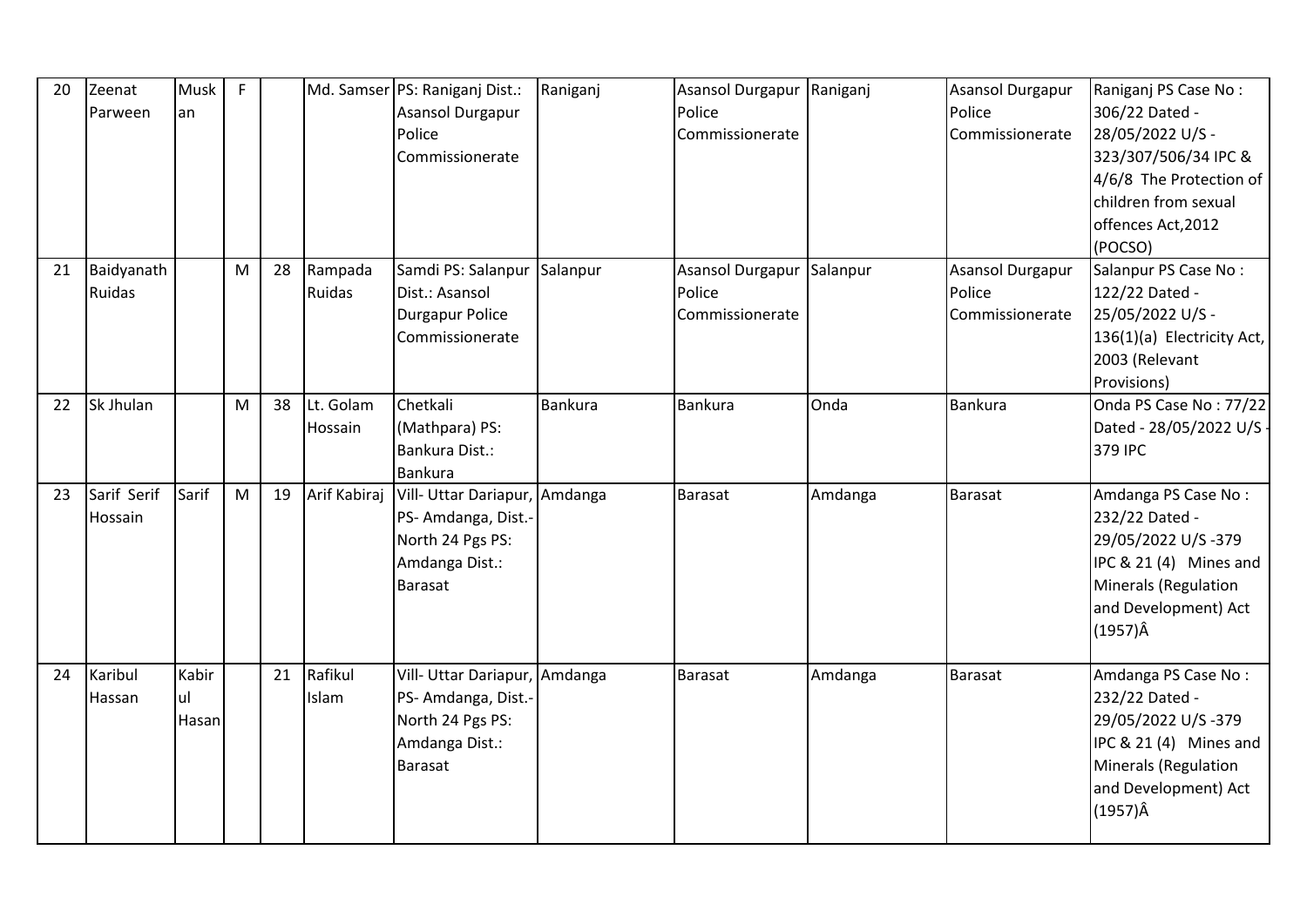| 20 | Zeenat Parween | Muskan | F | | Md. Samser | PS: Raniganj Dist.: Asansol Durgapur Police Commissionerate | Raniganj | Asansol Durgapur Police Commissionerate | Raniganj | Asansol Durgapur Police Commissionerate | Raniganj PS Case No : 306/22 Dated - 28/05/2022 U/S - 323/307/506/34 IPC & 4/6/8 The Protection of children from sexual offences Act,2012 (POCSO) |
|---|---|---|---|---|---|---|---|---|---|---|---|
| 21 | Baidyanath Ruidas | | M | 28 | Rampada Ruidas | Samdi PS: Salanpur Dist.: Asansol Durgapur Police Commissionerate | Salanpur | Asansol Durgapur Police Commissionerate | Salanpur | Asansol Durgapur Police Commissionerate | Salanpur PS Case No : 122/22 Dated - 25/05/2022 U/S - 136(1)(a) Electricity Act, 2003 (Relevant Provisions) |
| 22 | Sk Jhulan | | M | 38 | Lt. Golam Hossain | Chetkali (Mathpara) PS: Bankura Dist.: Bankura | Bankura | Bankura | Onda | Bankura | Onda PS Case No : 77/22 Dated - 28/05/2022 U/S - 379 IPC |
| 23 | Sarif Serif Hossain | Sarif | M | 19 | Arif Kabiraj | Vill- Uttar Dariapur, PS- Amdanga, Dist.- North 24 Pgs PS: Amdanga Dist.: Barasat | Amdanga | Barasat | Amdanga | Barasat | Amdanga PS Case No : 232/22 Dated - 29/05/2022 U/S -379 IPC & 21 (4) Mines and Minerals (Regulation and Development) Act (1957)Â |
| 24 | Karibul Hassan | Kabirul Hasan | | 21 | Rafikul Islam | Vill- Uttar Dariapur, PS- Amdanga, Dist.- North 24 Pgs PS: Amdanga Dist.: Barasat | Amdanga | Barasat | Amdanga | Barasat | Amdanga PS Case No : 232/22 Dated - 29/05/2022 U/S -379 IPC & 21 (4) Mines and Minerals (Regulation and Development) Act (1957)Â |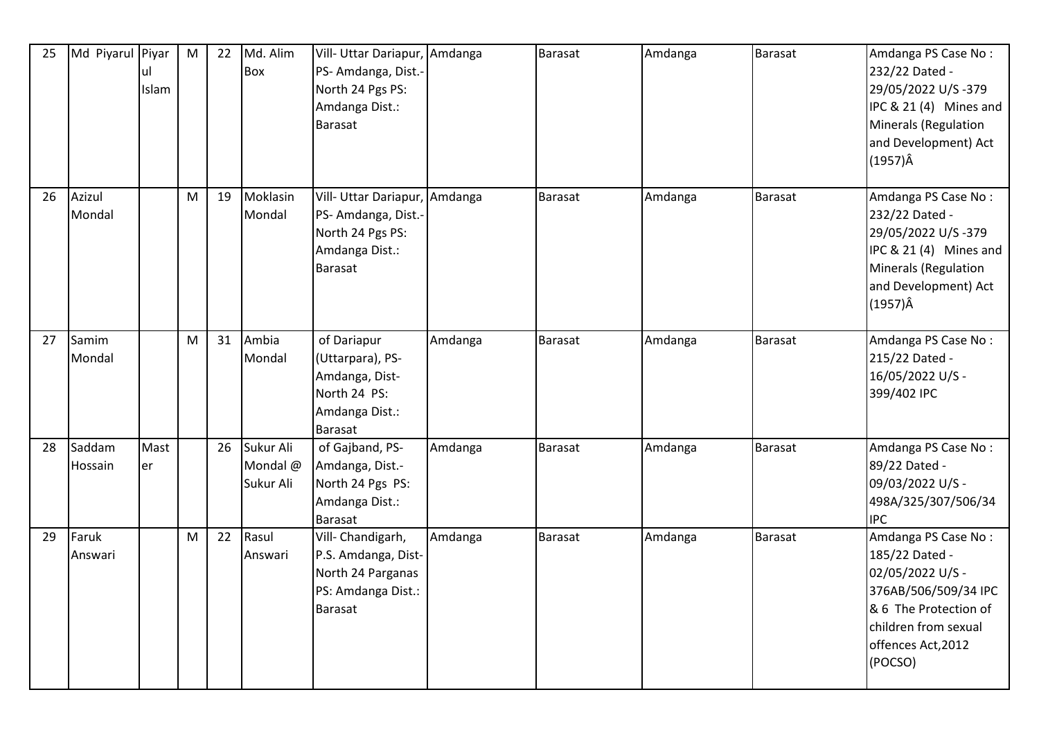| 25 | Md Piyarul | Piyarul Islam | M | 22 | Md. Alim Box | Vill- Uttar Dariapur, PS- Amdanga, Dist.- North 24 Pgs PS: Amdanga Dist.: Barasat | Amdanga | Barasat | Amdanga | Barasat | Amdanga PS Case No : 232/22 Dated - 29/05/2022 U/S -379 IPC & 21 (4) Mines and Minerals (Regulation and Development) Act (1957)Â |
|---|---|---|---|---|---|---|---|---|---|---|---|
| 26 | Azizul Mondal | | M | 19 | Moklasin Mondal | Vill- Uttar Dariapur, PS- Amdanga, Dist.- North 24 Pgs PS: Amdanga Dist.: Barasat | Amdanga | Barasat | Amdanga | Barasat | Amdanga PS Case No : 232/22 Dated - 29/05/2022 U/S -379 IPC & 21 (4) Mines and Minerals (Regulation and Development) Act (1957)Â |
| 27 | Samim Mondal | | M | 31 | Ambia Mondal | of Dariapur (Uttarpara), PS- Amdanga, Dist- North 24 PS: Amdanga Dist.: Barasat | Amdanga | Barasat | Amdanga | Barasat | Amdanga PS Case No : 215/22 Dated - 16/05/2022 U/S - 399/402 IPC |
| 28 | Saddam Hossain | Master | | 26 | Sukur Ali Mondal @ Sukur Ali | of Gajband, PS- Amdanga, Dist.- North 24 Pgs PS: Amdanga Dist.: Barasat | Amdanga | Barasat | Amdanga | Barasat | Amdanga PS Case No : 89/22 Dated - 09/03/2022 U/S - 498A/325/307/506/34 IPC |
| 29 | Faruk Answari | | M | 22 | Rasul Answari | Vill- Chandigarh, P.S. Amdanga, Dist- North 24 Parganas PS: Amdanga Dist.: Barasat | Amdanga | Barasat | Amdanga | Barasat | Amdanga PS Case No : 185/22 Dated - 02/05/2022 U/S - 376AB/506/509/34 IPC & 6 The Protection of children from sexual offences Act,2012 (POCSO) |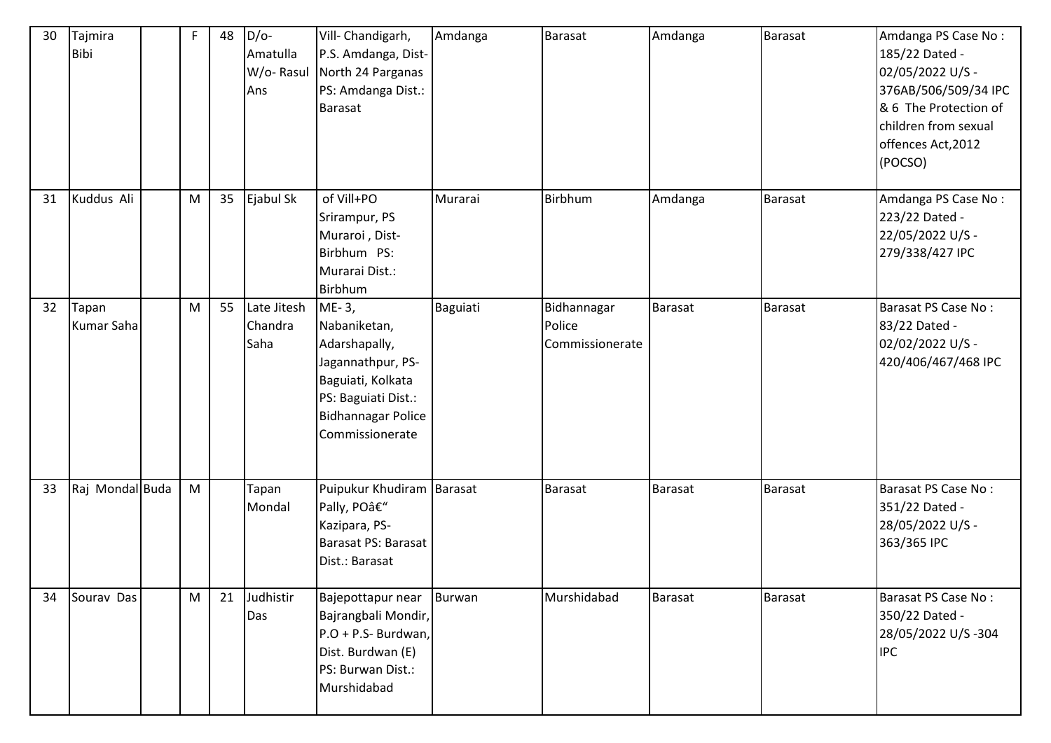| 30 | Tajmira Bibi | | F | 48 | D/o- Amatulla W/o- Rasul Ans | Vill- Chandigarh, P.S. Amdanga, Dist- North 24 Parganas PS: Amdanga Dist.: Barasat | Amdanga | Barasat | Amdanga | Barasat | Amdanga PS Case No : 185/22 Dated - 02/05/2022 U/S - 376AB/506/509/34 IPC & 6 The Protection of children from sexual offences Act,2012 (POCSO) |
|---|---|---|---|---|---|---|---|---|---|---|---|
| 31 | Kuddus Ali | | M | 35 | Ejabul Sk | of Vill+PO Srirampur, PS Muraroi , Dist- Birbhum PS: Murarai Dist.: Birbhum | Murarai | Birbhum | Amdanga | Barasat | Amdanga PS Case No : 223/22 Dated - 22/05/2022 U/S - 279/338/427 IPC |
| 32 | Tapan Kumar Saha | | M | 55 | Late Jitesh Chandra Saha | ME- 3, Nabaniketan, Adarshapally, Jagannathpur, PS- Baguiati, Kolkata PS: Baguiati Dist.: Bidhannagar Police Commissionerate | Baguiati | Bidhannagar Police Commissionerate | Barasat | Barasat | Barasat PS Case No : 83/22 Dated - 02/02/2022 U/S - 420/406/467/468 IPC |
| 33 | Raj Mondal | Buda | M | | Tapan Mondal | Puipukur Khudiram Pally, POâ€" Kazipara, PS- Barasat PS: Barasat Dist.: Barasat | Barasat | Barasat | Barasat | Barasat | Barasat PS Case No : 351/22 Dated - 28/05/2022 U/S - 363/365 IPC |
| 34 | Sourav Das | | M | 21 | Judhistir Das | Bajepottapur near Bajrangbali Mondir, P.O + P.S- Burdwan, Dist. Burdwan (E) PS: Burwan Dist.: Murshidabad | Burwan | Murshidabad | Barasat | Barasat | Barasat PS Case No : 350/22 Dated - 28/05/2022 U/S -304 IPC |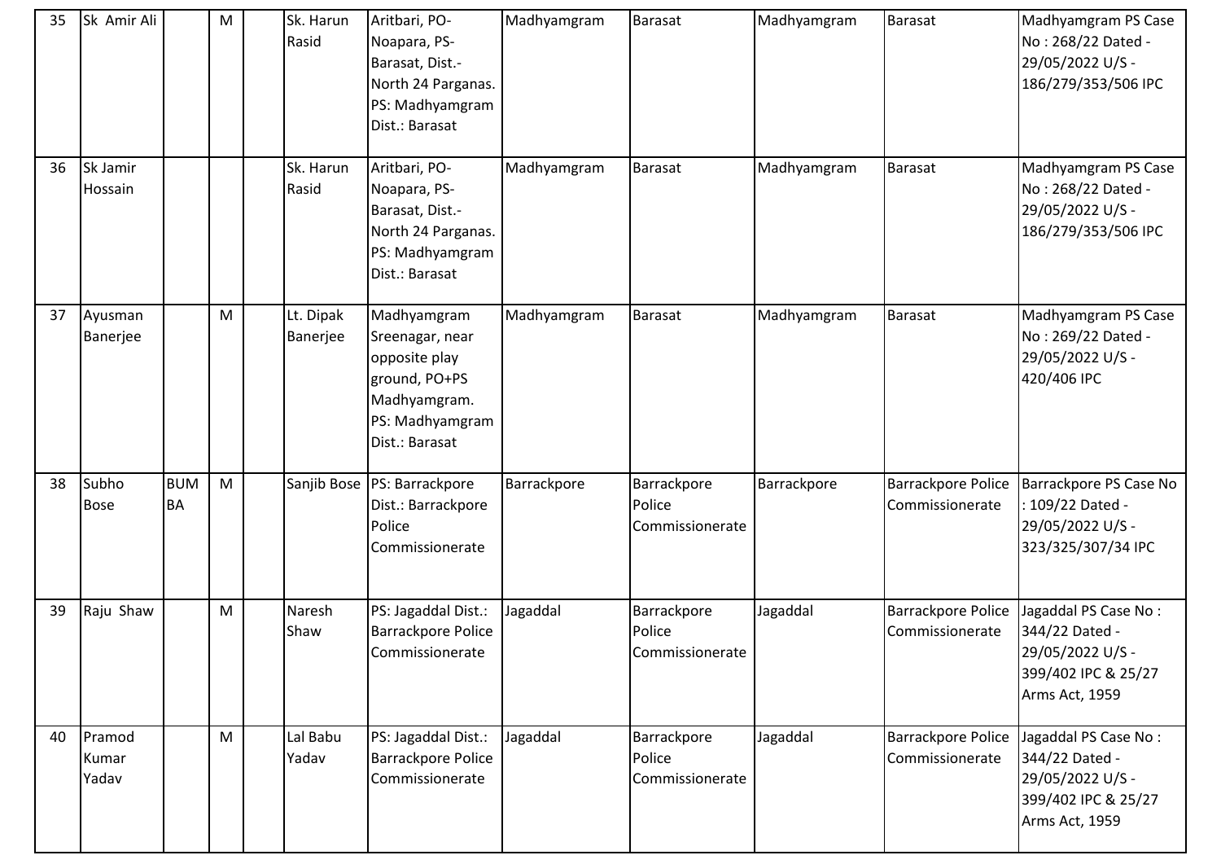| 35 | Sk Amir Ali | | M | | Sk. Harun Rasid | Aritbari, PO-Noapara, PS-Barasat, Dist.-North 24 Parganas. PS: Madhyamgram Dist.: Barasat | Madhyamgram | Barasat | Madhyamgram | Barasat | Madhyamgram PS Case No : 268/22 Dated - 29/05/2022 U/S - 186/279/353/506 IPC |
|---|---|---|---|---|---|---|---|---|---|---|---|
| 36 | Sk Jamir Hossain | | | | Sk. Harun Rasid | Aritbari, PO-Noapara, PS-Barasat, Dist.-North 24 Parganas. PS: Madhyamgram Dist.: Barasat | Madhyamgram | Barasat | Madhyamgram | Barasat | Madhyamgram PS Case No : 268/22 Dated - 29/05/2022 U/S - 186/279/353/506 IPC |
| 37 | Ayusman Banerjee | | M | | Lt. Dipak Banerjee | Madhyamgram Sreenagar, near opposite play ground, PO+PS Madhyamgram. PS: Madhyamgram Dist.: Barasat | Madhyamgram | Barasat | Madhyamgram | Barasat | Madhyamgram PS Case No : 269/22 Dated - 29/05/2022 U/S - 420/406 IPC |
| 38 | Subho Bose | BUMBA | M | | Sanjib Bose | PS: Barrackpore Dist.: Barrackpore Police Commissionerate | Barrackpore | Barrackpore Police Commissionerate | Barrackpore | Barrackpore Police Commissionerate | Barrackpore PS Case No : 109/22 Dated - 29/05/2022 U/S - 323/325/307/34 IPC |
| 39 | Raju Shaw | | M | | Naresh Shaw | PS: Jagaddal Dist.: Barrackpore Police Commissionerate | Jagaddal | Barrackpore Police Commissionerate | Jagaddal | Barrackpore Police Commissionerate | Jagaddal PS Case No : 344/22 Dated - 29/05/2022 U/S - 399/402 IPC & 25/27 Arms Act, 1959 |
| 40 | Pramod Kumar Yadav | | M | | Lal Babu Yadav | PS: Jagaddal Dist.: Barrackpore Police Commissionerate | Jagaddal | Barrackpore Police Commissionerate | Jagaddal | Barrackpore Police Commissionerate | Jagaddal PS Case No : 344/22 Dated - 29/05/2022 U/S - 399/402 IPC & 25/27 Arms Act, 1959 |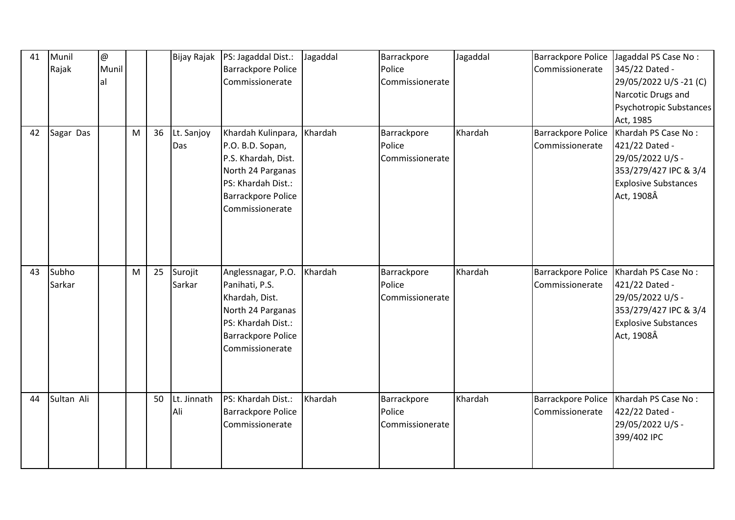| 41 | Munil Rajak | @ Munilal | | | Bijay Rajak | PS: Jagaddal Dist.: Barrackpore Police Commissionerate | Jagaddal | Barrackpore Police Commissionerate | Jagaddal | Barrackpore Police Commissionerate | Jagaddal PS Case No : 345/22 Dated - 29/05/2022 U/S -21 (C) Narcotic Drugs and Psychotropic Substances Act, 1985 |
|---|---|---|---|---|---|---|---|---|---|---|---|
| 42 | Sagar Das | | M | 36 | Lt. Sanjoy Das | Khardah Kulinpara, P.O. B.D. Sopan, P.S. Khardah, Dist. North 24 Parganas PS: Khardah Dist.: Barrackpore Police Commissionerate | Khardah | Barrackpore Police Commissionerate | Khardah | Barrackpore Police Commissionerate | Khardah PS Case No : 421/22 Dated - 29/05/2022 U/S - 353/279/427 IPC & 3/4 Explosive Substances Act, 1908Â |
| 43 | Subho Sarkar | | M | 25 | Surojit Sarkar | Anglessnagar, P.O. Panihati, P.S. Khardah, Dist. North 24 Parganas PS: Khardah Dist.: Barrackpore Police Commissionerate | Khardah | Barrackpore Police Commissionerate | Khardah | Barrackpore Police Commissionerate | Khardah PS Case No : 421/22 Dated - 29/05/2022 U/S - 353/279/427 IPC & 3/4 Explosive Substances Act, 1908Â |
| 44 | Sultan Ali | | | 50 | Lt. Jinnath Ali | PS: Khardah Dist.: Barrackpore Police Commissionerate | Khardah | Barrackpore Police Commissionerate | Khardah | Barrackpore Police Commissionerate | Khardah PS Case No : 422/22 Dated - 29/05/2022 U/S - 399/402 IPC |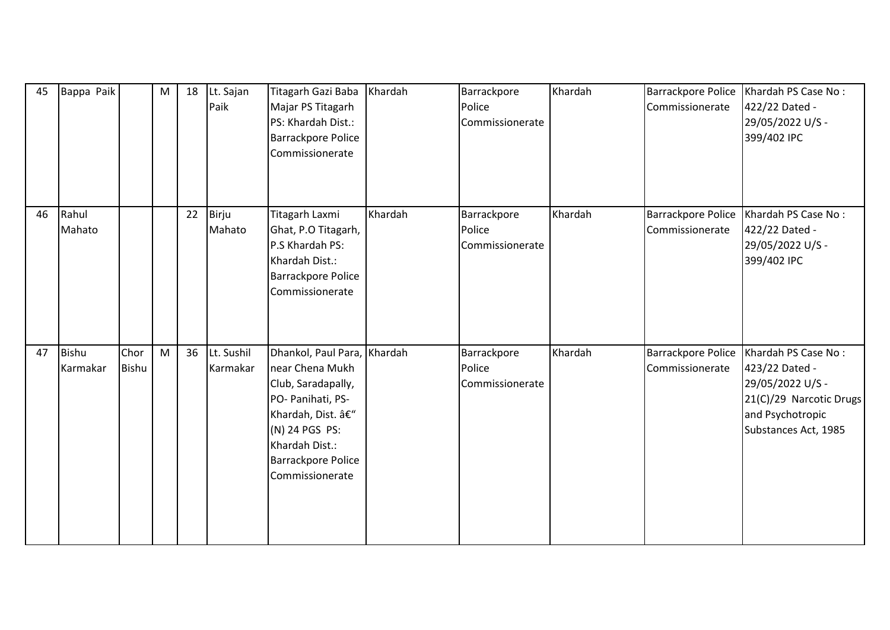| 45 | Bappa Paik | | M | 18 | Lt. Sajan Paik | Titagarh Gazi Baba Majar PS Titagarh PS: Khardah Dist.: Barrackpore Police Commissionerate | Khardah | Barrackpore Police Commissionerate | Khardah | Barrackpore Police Commissionerate | Khardah PS Case No : 422/22 Dated - 29/05/2022 U/S - 399/402 IPC |
|---|---|---|---|---|---|---|---|---|---|---|---|
| 46 | Rahul Mahato | | | 22 | Birju Mahato | Titagarh Laxmi Ghat, P.O Titagarh, P.S Khardah PS: Khardah Dist.: Barrackpore Police Commissionerate | Khardah | Barrackpore Police Commissionerate | Khardah | Barrackpore Police Commissionerate | Khardah PS Case No : 422/22 Dated - 29/05/2022 U/S - 399/402 IPC |
| 47 | Bishu Karmakar | Chor Bishu | M | 36 | Lt. Sushil Karmakar | Dhankol, Paul Para, near Chena Mukh Club, Saradapally, PO- Panihati, PS- Khardah, Dist. â€“ (N) 24 PGS PS: Khardah Dist.: Barrackpore Police Commissionerate | Khardah | Barrackpore Police Commissionerate | Khardah | Barrackpore Police Commissionerate | Khardah PS Case No : 423/22 Dated - 29/05/2022 U/S - 21(C)/29 Narcotic Drugs and Psychotropic Substances Act, 1985 |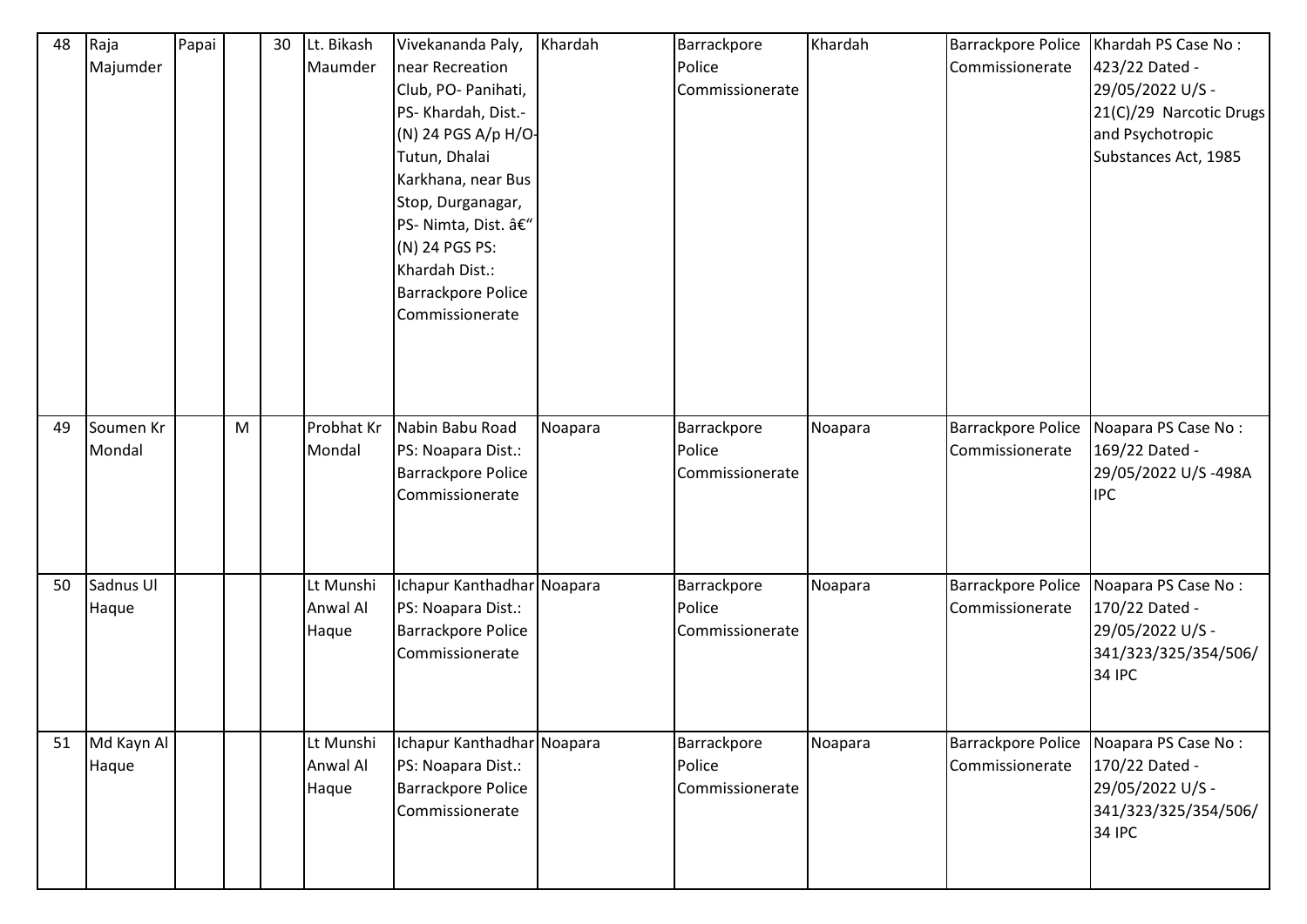| 48 | Raja Majumder | Papai | | 30 | Lt. Bikash Maumder | Vivekananda Paly, near Recreation Club, PO- Panihati, PS- Khardah, Dist.- (N) 24 PGS A/p H/O- Tutun, Dhalai Karkhana, near Bus Stop, Durganagar, PS- Nimta, Dist. â€" (N) 24 PGS PS: Khardah Dist.: Barrackpore Police Commissionerate | Khardah | Barrackpore Police Commissionerate | Khardah | Barrackpore Police Commissionerate | Khardah PS Case No : 423/22 Dated - 29/05/2022 U/S - 21(C)/29 Narcotic Drugs and Psychotropic Substances Act, 1985 |
|---|---|---|---|---|---|---|---|---|---|---|---|
| 49 | Soumen Kr Mondal | | M | | Probhat Kr Mondal | Nabin Babu Road PS: Noapara Dist.: Barrackpore Police Commissionerate | Noapara | Barrackpore Police Commissionerate | Noapara | Barrackpore Police Commissionerate | Noapara PS Case No : 169/22 Dated - 29/05/2022 U/S -498A IPC |
| 50 | Sadnus Ul Haque | | | | Lt Munshi Anwal Al Haque | Ichapur Kanthadhar PS: Noapara Dist.: Barrackpore Police Commissionerate | Noapara | Barrackpore Police Commissionerate | Noapara | Barrackpore Police Commissionerate | Noapara PS Case No : 170/22 Dated - 29/05/2022 U/S - 341/323/325/354/506/34 IPC |
| 51 | Md Kayn Al Haque | | | | Lt Munshi Anwal Al Haque | Ichapur Kanthadhar PS: Noapara Dist.: Barrackpore Police Commissionerate | Noapara | Barrackpore Police Commissionerate | Noapara | Barrackpore Police Commissionerate | Noapara PS Case No : 170/22 Dated - 29/05/2022 U/S - 341/323/325/354/506/34 IPC |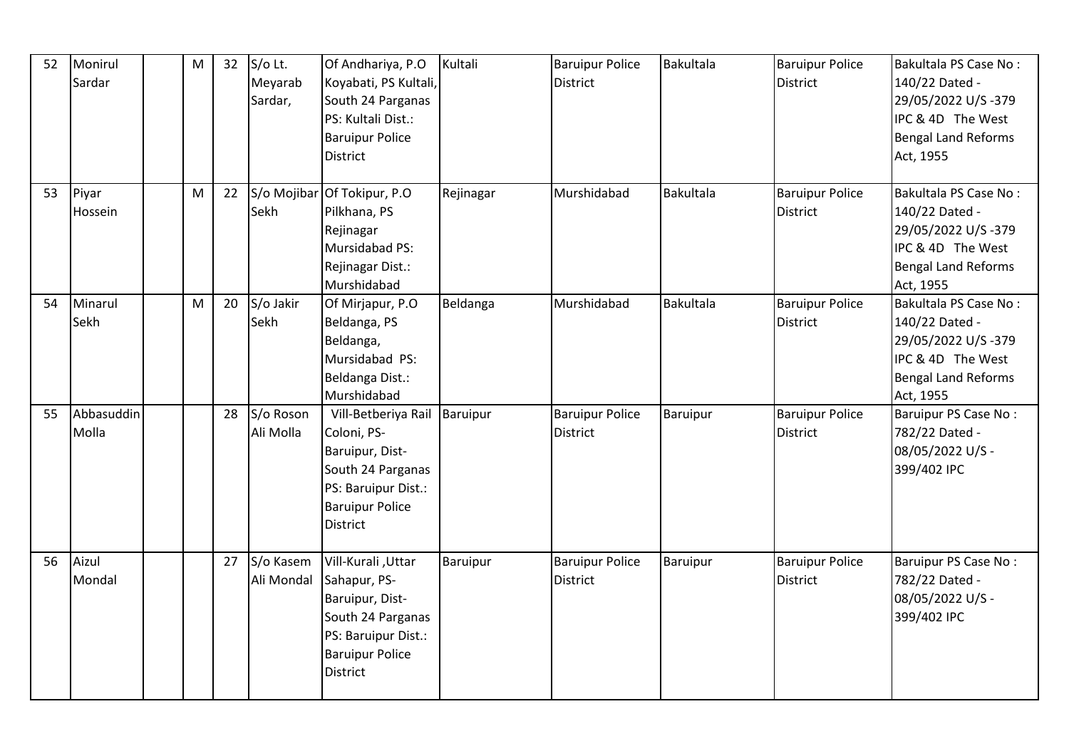| 52 | Monirul Sardar | | M | 32 | S/o Lt. Meyarab Sardar, | Of Andhariya, P.O Koyabati, PS Kultali, South 24 Parganas PS: Kultali Dist.: Baruipur Police District | Kultali | Baruipur Police District | Bakultala | Baruipur Police District | Bakultala PS Case No : 140/22 Dated - 29/05/2022 U/S -379 IPC & 4D The West Bengal Land Reforms Act, 1955 |
|---|---|---|---|---|---|---|---|---|---|---|---|
| 53 | Piyar Hossein | | M | 22 | S/o Mojibar Sekh | Of Tokipur, P.O Pilkhana, PS Rejinagar Mursidabad PS: Rejinagar Dist.: Murshidabad | Rejinagar | Murshidabad | Bakultala | Baruipur Police District | Bakultala PS Case No : 140/22 Dated - 29/05/2022 U/S -379 IPC & 4D The West Bengal Land Reforms Act, 1955 |
| 54 | Minarul Sekh | | M | 20 | S/o Jakir Sekh | Of Mirjapur, P.O Beldanga, PS Beldanga, Mursidabad PS: Beldanga Dist.: Murshidabad | Beldanga | Murshidabad | Bakultala | Baruipur Police District | Bakultala PS Case No : 140/22 Dated - 29/05/2022 U/S -379 IPC & 4D The West Bengal Land Reforms Act, 1955 |
| 55 | Abbasuddin Molla | | | 28 | S/o Roson Ali Molla | Vill-Betberiya Rail Coloni, PS- Baruipur, Dist- South 24 Parganas PS: Baruipur Dist.: Baruipur Police District | Baruipur | Baruipur Police District | Baruipur | Baruipur Police District | Baruipur PS Case No : 782/22 Dated - 08/05/2022 U/S - 399/402 IPC |
| 56 | Aizul Mondal | | | 27 | S/o Kasem Ali Mondal | Vill-Kurali ,Uttar Sahapur, PS- Baruipur, Dist- South 24 Parganas PS: Baruipur Dist.: Baruipur Police District | Baruipur | Baruipur Police District | Baruipur | Baruipur Police District | Baruipur PS Case No : 782/22 Dated - 08/05/2022 U/S - 399/402 IPC |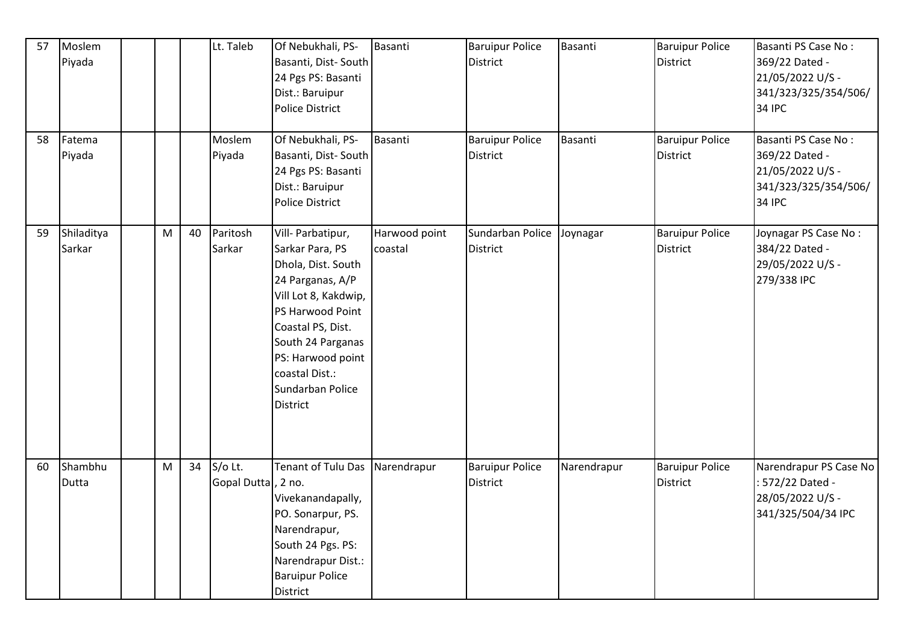| 57 | Moslem Piyada | | | | Lt. Taleb | Of Nebukhali, PS- Basanti, Dist- South 24 Pgs PS: Basanti Dist.: Baruipur Police District | Basanti | Baruipur Police District | Basanti | Baruipur Police District | Basanti PS Case No : 369/22 Dated - 21/05/2022 U/S - 341/323/325/354/506/34 IPC |
|---|---|---|---|---|---|---|---|---|---|---|---|
| 58 | Fatema Piyada | | | | Moslem Piyada | Of Nebukhali, PS- Basanti, Dist- South 24 Pgs PS: Basanti Dist.: Baruipur Police District | Basanti | Baruipur Police District | Basanti | Baruipur Police District | Basanti PS Case No : 369/22 Dated - 21/05/2022 U/S - 341/323/325/354/506/34 IPC |
| 59 | Shiladitya Sarkar | | M | 40 | Paritosh Sarkar | Vill- Parbatipur, Sarkar Para, PS Dhola, Dist. South 24 Parganas, A/P Vill Lot 8, Kakdwip, PS Harwood Point Coastal PS, Dist. South 24 Parganas PS: Harwood point coastal Dist.: Sundarban Police District | Harwood point coastal | Sundarban Police District | Joynagar | Baruipur Police District | Joynagar PS Case No : 384/22 Dated - 29/05/2022 U/S - 279/338 IPC |
| 60 | Shambhu Dutta | | M | 34 | S/o Lt. Gopal Dutta | Tenant of Tulu Das, 2 no. Vivekanandapally, PO. Sonarpur, PS. Narendrapur, South 24 Pgs. PS: Narendrapur Dist.: Baruipur Police District | Narendrapur | Baruipur Police District | Narendrapur | Baruipur Police District | Narendrapur PS Case No : 572/22 Dated - 28/05/2022 U/S - 341/325/504/34 IPC |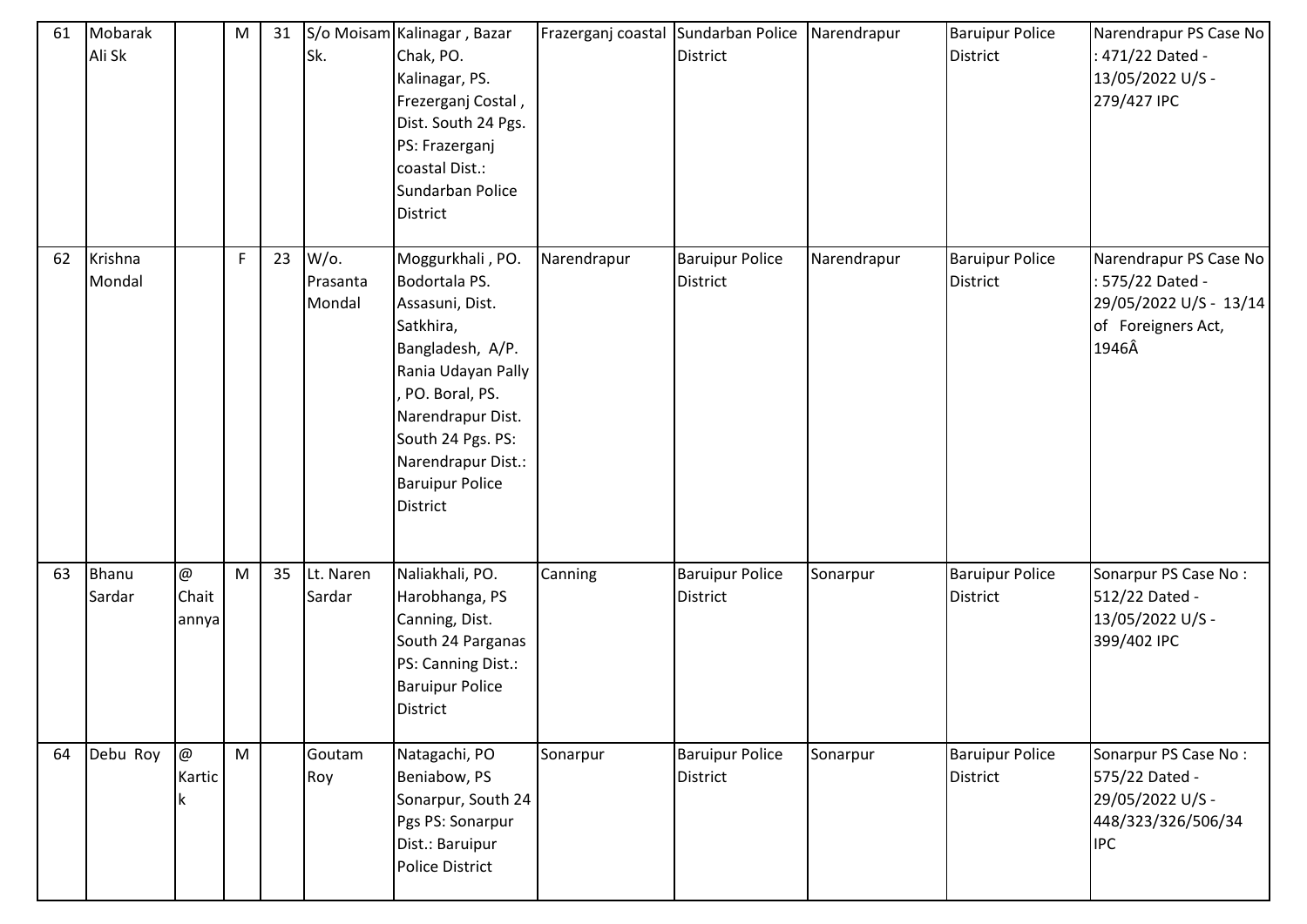| 61 | Mobarak Ali Sk | | M | 31 | S/o Moisam Sk. | Kalinagar , Bazar Chak, PO. Kalinagar, PS. Frezerganj Costal , Dist. South 24 Pgs. PS: Frazerganj coastal Dist.: Sundarban Police District | Frazerganj coastal | Sundarban Police District | Narendrapur | Baruipur Police District | Narendrapur PS Case No : 471/22 Dated - 13/05/2022 U/S - 279/427 IPC |
|---|---|---|---|---|---|---|---|---|---|---|---|
| 62 | Krishna Mondal | | F | 23 | W/o. Prasanta Mondal | Moggurkhali , PO. Bodortala PS. Assasuni, Dist. Satkhira, Bangladesh, A/P. Rania Udayan Pally , PO. Boral, PS. Narendrapur Dist. South 24 Pgs. PS: Narendrapur Dist.: Baruipur Police District | Narendrapur | Baruipur Police District | Narendrapur | Baruipur Police District | Narendrapur PS Case No : 575/22 Dated - 29/05/2022 U/S - 13/14 of Foreigners Act, 1946Â |
| 63 | Bhanu Sardar | @ Chaitannya | M | 35 | Lt. Naren Sardar | Naliakhali, PO. Harobhanga, PS Canning, Dist. South 24 Parganas PS: Canning Dist.: Baruipur Police District | Canning | Baruipur Police District | Sonarpur | Baruipur Police District | Sonarpur PS Case No : 512/22 Dated - 13/05/2022 U/S - 399/402 IPC |
| 64 | Debu Roy | @ Kartick | M | | Goutam Roy | Natagachi, PO Beniabow, PS Sonarpur, South 24 Pgs PS: Sonarpur Dist.: Baruipur Police District | Sonarpur | Baruipur Police District | Sonarpur | Baruipur Police District | Sonarpur PS Case No : 575/22 Dated - 29/05/2022 U/S - 448/323/326/506/34 IPC |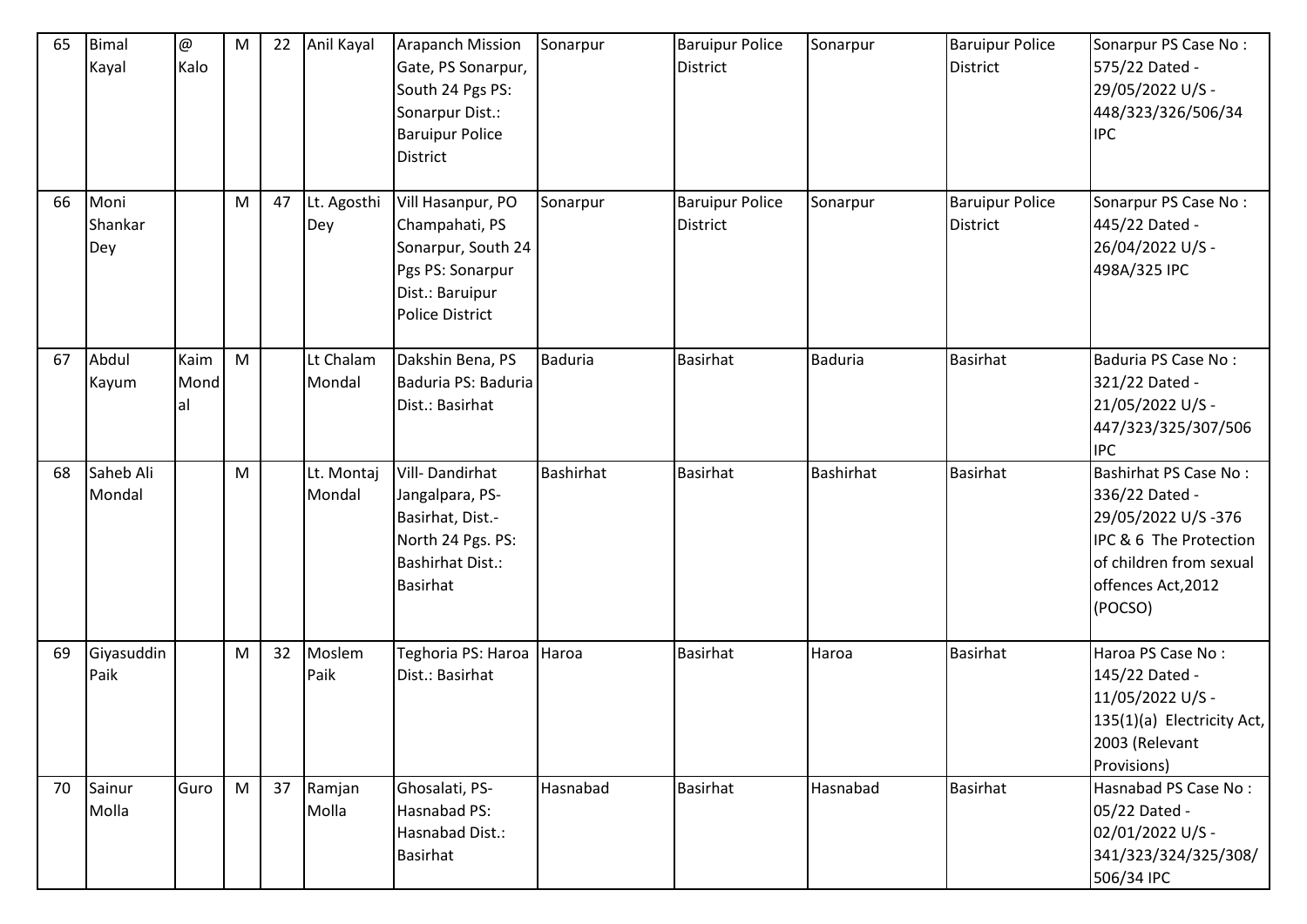| 65 | Bimal Kayal | @ Kalo | M | 22 | Anil Kayal | Arapanch Mission Gate, PS Sonarpur, South 24 Pgs PS: Sonarpur Dist.: Baruipur Police District | Sonarpur | Baruipur Police District | Sonarpur | Baruipur Police District | Sonarpur PS Case No : 575/22 Dated - 29/05/2022 U/S - 448/323/326/506/34 IPC |
|---|---|---|---|---|---|---|---|---|---|---|---|
| 66 | Moni Shankar Dey | | M | 47 | Lt. Agosthi Dey | Vill Hasanpur, PO Champahati, PS Sonarpur, South 24 Pgs PS: Sonarpur Dist.: Baruipur Police District | Sonarpur | Baruipur Police District | Sonarpur | Baruipur Police District | Sonarpur PS Case No : 445/22 Dated - 26/04/2022 U/S - 498A/325 IPC |
| 67 | Abdul Kayum | Kaim Mondal | M | | Lt Chalam Mondal | Dakshin Bena, PS Baduria PS: Baduria Dist.: Basirhat | Baduria | Basirhat | Baduria | Basirhat | Baduria PS Case No : 321/22 Dated - 21/05/2022 U/S - 447/323/325/307/506 IPC |
| 68 | Saheb Ali Mondal | | M | | Lt. Montaj Mondal | Vill- Dandirhat Jangalpara, PS- Basirhat, Dist.- North 24 Pgs. PS: Bashirhat Dist.: Basirhat | Bashirhat | Basirhat | Bashirhat | Basirhat | Bashirhat PS Case No : 336/22 Dated - 29/05/2022 U/S -376 IPC & 6 The Protection of children from sexual offences Act,2012 (POCSO) |
| 69 | Giyasuddin Paik | | M | 32 | Moslem Paik | Teghoria PS: Haroa Dist.: Basirhat | Haroa | Basirhat | Haroa | Basirhat | Haroa PS Case No : 145/22 Dated - 11/05/2022 U/S - 135(1)(a) Electricity Act, 2003 (Relevant Provisions) |
| 70 | Sainur Molla | Guro | M | 37 | Ramjan Molla | Ghosalati, PS- Hasnabad PS: Hasnabad Dist.: Basirhat | Hasnabad | Basirhat | Hasnabad | Basirhat | Hasnabad PS Case No : 05/22 Dated - 02/01/2022 U/S - 341/323/324/325/308/506/34 IPC |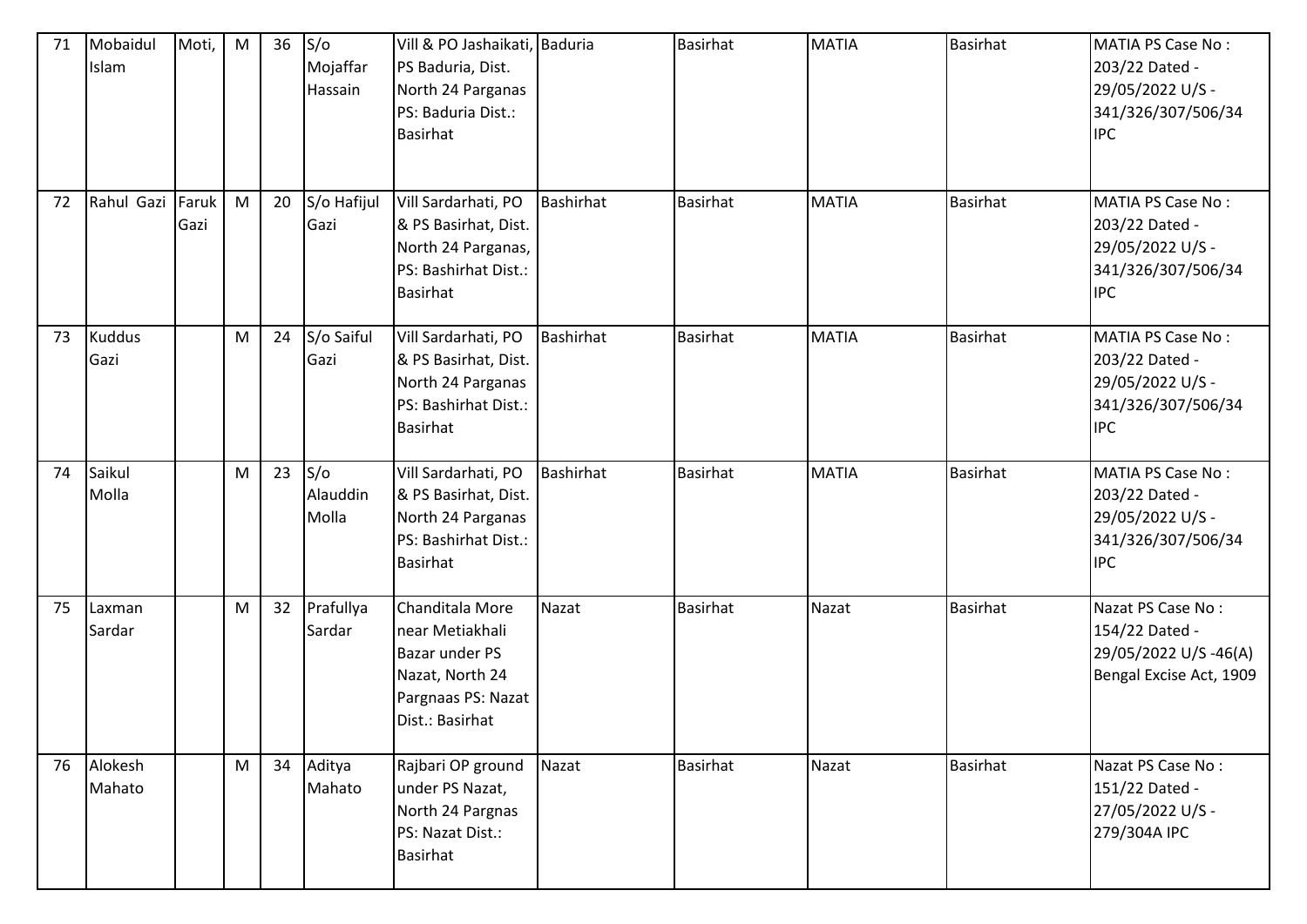| 71 | Mobaidul Islam | Moti, | M | 36 | S/o Mojaffar Hassain | Vill & PO Jashaikati, PS Baduria, Dist. North 24 Parganas PS: Baduria Dist.: Basirhat | Baduria | Basirhat | MATIA | Basirhat | MATIA PS Case No : 203/22 Dated - 29/05/2022 U/S - 341/326/307/506/34 IPC |
|---|---|---|---|---|---|---|---|---|---|---|---|
| 72 | Rahul Gazi | Faruk Gazi | M | 20 | S/o Hafijul Gazi | Vill Sardarhati, PO & PS Basirhat, Dist. North 24 Parganas, PS: Bashirhat Dist.: Basirhat | Bashirhat | Basirhat | MATIA | Basirhat | MATIA PS Case No : 203/22 Dated - 29/05/2022 U/S - 341/326/307/506/34 IPC |
| 73 | Kuddus Gazi | | M | 24 | S/o Saiful Gazi | Vill Sardarhati, PO & PS Basirhat, Dist. North 24 Parganas PS: Bashirhat Dist.: Basirhat | Bashirhat | Basirhat | MATIA | Basirhat | MATIA PS Case No : 203/22 Dated - 29/05/2022 U/S - 341/326/307/506/34 IPC |
| 74 | Saikul Molla | | M | 23 | S/o Alauddin Molla | Vill Sardarhati, PO & PS Basirhat, Dist. North 24 Parganas PS: Bashirhat Dist.: Basirhat | Bashirhat | Basirhat | MATIA | Basirhat | MATIA PS Case No : 203/22 Dated - 29/05/2022 U/S - 341/326/307/506/34 IPC |
| 75 | Laxman Sardar | | M | 32 | Prafullya Sardar | Chanditala More near Metiakhali Bazar under PS Nazat, North 24 Pargnaas PS: Nazat Dist.: Basirhat | Nazat | Basirhat | Nazat | Basirhat | Nazat PS Case No : 154/22 Dated - 29/05/2022 U/S -46(A) Bengal Excise Act, 1909 |
| 76 | Alokesh Mahato | | M | 34 | Aditya Mahato | Rajbari OP ground under PS Nazat, North 24 Pargnas PS: Nazat Dist.: Basirhat | Nazat | Basirhat | Nazat | Basirhat | Nazat PS Case No : 151/22 Dated - 27/05/2022 U/S - 279/304A IPC |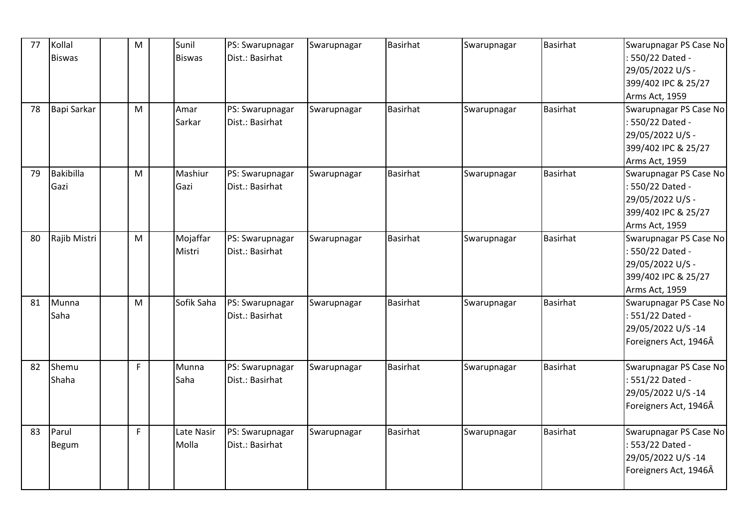| 77 | Kollal Biswas | | M | | Sunil Biswas | PS: Swarupnagar Dist.: Basirhat | Swarupnagar | Basirhat | Swarupnagar | Basirhat | Swarupnagar PS Case No : 550/22 Dated - 29/05/2022 U/S - 399/402 IPC & 25/27 Arms Act, 1959 |
|---|---|---|---|---|---|---|---|---|---|---|---|
| 78 | Bapi Sarkar | | M | | Amar Sarkar | PS: Swarupnagar Dist.: Basirhat | Swarupnagar | Basirhat | Swarupnagar | Basirhat | Swarupnagar PS Case No : 550/22 Dated - 29/05/2022 U/S - 399/402 IPC & 25/27 Arms Act, 1959 |
| 79 | Bakibilla Gazi | | M | | Mashiur Gazi | PS: Swarupnagar Dist.: Basirhat | Swarupnagar | Basirhat | Swarupnagar | Basirhat | Swarupnagar PS Case No : 550/22 Dated - 29/05/2022 U/S - 399/402 IPC & 25/27 Arms Act, 1959 |
| 80 | Rajib Mistri | | M | | Mojaffar Mistri | PS: Swarupnagar Dist.: Basirhat | Swarupnagar | Basirhat | Swarupnagar | Basirhat | Swarupnagar PS Case No : 550/22 Dated - 29/05/2022 U/S - 399/402 IPC & 25/27 Arms Act, 1959 |
| 81 | Munna Saha | | M | | Sofik Saha | PS: Swarupnagar Dist.: Basirhat | Swarupnagar | Basirhat | Swarupnagar | Basirhat | Swarupnagar PS Case No : 551/22 Dated - 29/05/2022 U/S -14 Foreigners Act, 1946Â |
| 82 | Shemu Shaha | | F | | Munna Saha | PS: Swarupnagar Dist.: Basirhat | Swarupnagar | Basirhat | Swarupnagar | Basirhat | Swarupnagar PS Case No : 551/22 Dated - 29/05/2022 U/S -14 Foreigners Act, 1946Â |
| 83 | Parul Begum | | F | | Late Nasir Molla | PS: Swarupnagar Dist.: Basirhat | Swarupnagar | Basirhat | Swarupnagar | Basirhat | Swarupnagar PS Case No : 553/22 Dated - 29/05/2022 U/S -14 Foreigners Act, 1946Â |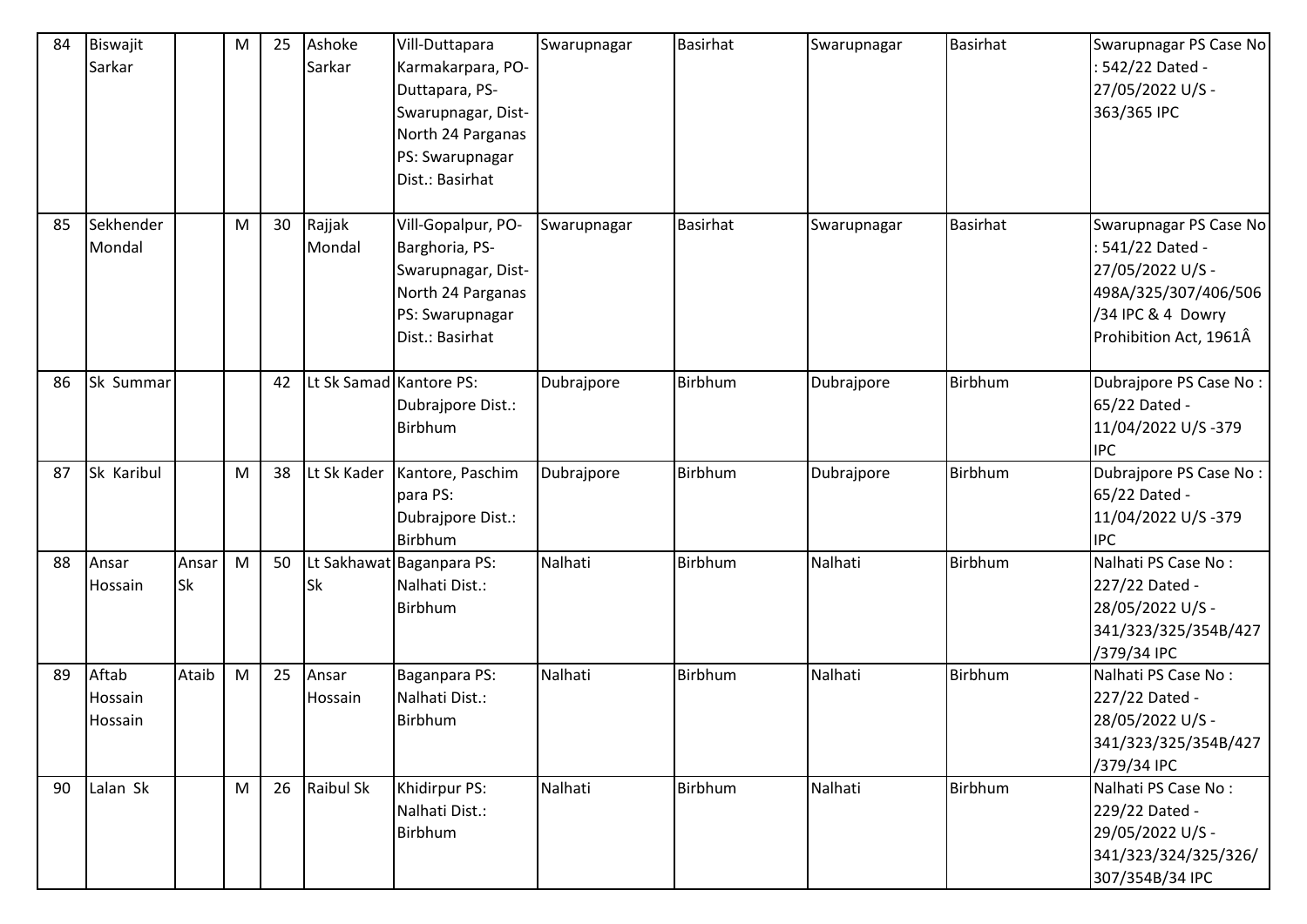| 84 | Biswajit Sarkar | | M | 25 | Ashoke Sarkar | Vill-Duttapara Karmakarpara, PO-Duttapara, PS-Swarupnagar, Dist-North 24 Parganas PS: Swarupnagar Dist.: Basirhat | Swarupnagar | Basirhat | Swarupnagar | Basirhat | Swarupnagar PS Case No : 542/22 Dated - 27/05/2022 U/S - 363/365 IPC |
|---|---|---|---|---|---|---|---|---|---|---|---|
| 85 | Sekhender Mondal | | M | 30 | Rajjak Mondal | Vill-Gopalpur, PO-Barghoria, PS-Swarupnagar, Dist-North 24 Parganas PS: Swarupnagar Dist.: Basirhat | Swarupnagar | Basirhat | Swarupnagar | Basirhat | Swarupnagar PS Case No : 541/22 Dated - 27/05/2022 U/S - 498A/325/307/406/506 /34 IPC & 4 Dowry Prohibition Act, 1961Â |
| 86 | Sk Summar | | | 42 | Lt Sk Samad | Kantore PS: Dubrajpore Dist.: Birbhum | Dubrajpore | Birbhum | Dubrajpore | Birbhum | Dubrajpore PS Case No : 65/22 Dated - 11/04/2022 U/S -379 IPC |
| 87 | Sk Karibul | | M | 38 | Lt Sk Kader | Kantore, Paschim para PS: Dubrajpore Dist.: Birbhum | Dubrajpore | Birbhum | Dubrajpore | Birbhum | Dubrajpore PS Case No : 65/22 Dated - 11/04/2022 U/S -379 IPC |
| 88 | Ansar Hossain | Ansar Sk | M | 50 | Lt Sakhawat Sk | Baganpara PS: Nalhati Dist.: Birbhum | Nalhati | Birbhum | Nalhati | Birbhum | Nalhati PS Case No : 227/22 Dated - 28/05/2022 U/S - 341/323/325/354B/427 /379/34 IPC |
| 89 | Aftab Hossain Hossain | Ataib | M | 25 | Ansar Hossain | Baganpara PS: Nalhati Dist.: Birbhum | Nalhati | Birbhum | Nalhati | Birbhum | Nalhati PS Case No : 227/22 Dated - 28/05/2022 U/S - 341/323/325/354B/427 /379/34 IPC |
| 90 | Lalan Sk | | M | 26 | Raibul Sk | Khidirpur PS: Nalhati Dist.: Birbhum | Nalhati | Birbhum | Nalhati | Birbhum | Nalhati PS Case No : 229/22 Dated - 29/05/2022 U/S - 341/323/324/325/326/ 307/354B/34 IPC |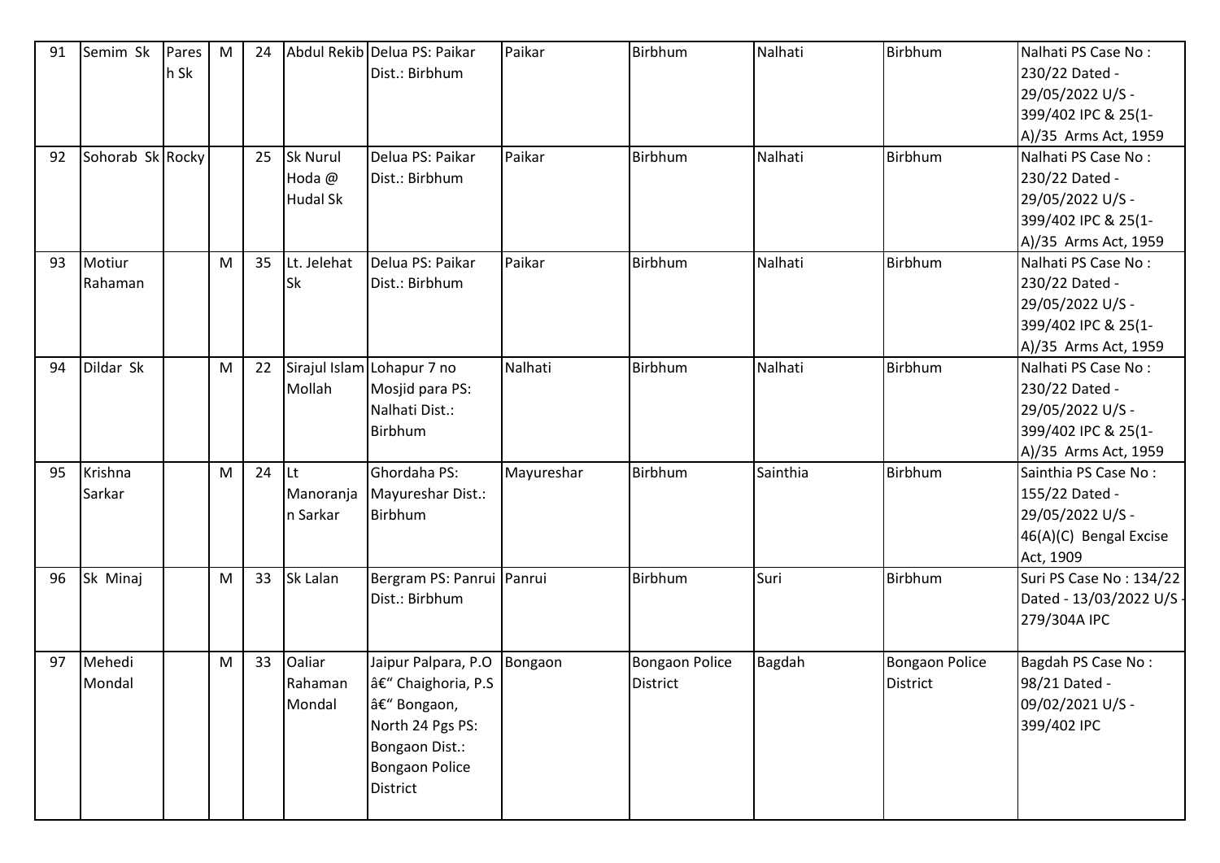| 91 | Semim Sk | Pares h Sk | M | 24 | Abdul Rekib | Delua PS: Paikar Dist.: Birbhum | Paikar | Birbhum | Nalhati | Birbhum | Nalhati PS Case No : 230/22 Dated - 29/05/2022 U/S - 399/402 IPC & 25(1-A)/35 Arms Act, 1959 |
|---|---|---|---|---|---|---|---|---|---|---|---|
| 92 | Sohorab Sk | Rocky | | 25 | Sk Nurul Hoda @ Hudal Sk | Delua PS: Paikar Dist.: Birbhum | Paikar | Birbhum | Nalhati | Birbhum | Nalhati PS Case No : 230/22 Dated - 29/05/2022 U/S - 399/402 IPC & 25(1-A)/35 Arms Act, 1959 |
| 93 | Motiur Rahaman | | M | 35 | Lt. Jelehat Sk | Delua PS: Paikar Dist.: Birbhum | Paikar | Birbhum | Nalhati | Birbhum | Nalhati PS Case No : 230/22 Dated - 29/05/2022 U/S - 399/402 IPC & 25(1-A)/35 Arms Act, 1959 |
| 94 | Dildar Sk | | M | 22 | Sirajul Islam Mollah | Lohapur 7 no Mosjid para PS: Nalhati Dist.: Birbhum | Nalhati | Birbhum | Nalhati | Birbhum | Nalhati PS Case No : 230/22 Dated - 29/05/2022 U/S - 399/402 IPC & 25(1-A)/35 Arms Act, 1959 |
| 95 | Krishna Sarkar | | M | 24 | Lt Manoranjan Sarkar | Ghordaha PS: Mayureshar Dist.: Birbhum | Mayureshar | Birbhum | Sainthia | Birbhum | Sainthia PS Case No : 155/22 Dated - 29/05/2022 U/S - 46(A)(C) Bengal Excise Act, 1909 |
| 96 | Sk Minaj | | M | 33 | Sk Lalan | Bergram PS: Panrui Dist.: Birbhum | Panrui | Birbhum | Suri | Birbhum | Suri PS Case No : 134/22 Dated - 13/03/2022 U/S - 279/304A IPC |
| 97 | Mehedi Mondal | | M | 33 | Oaliar Rahaman Mondal | Jaipur Palpara, P.O â€" Chaighoria, P.S â€" Bongaon, North 24 Pgs PS: Bongaon Dist.: Bongaon Police District | Bongaon | Bongaon Police District | Bagdah | Bongaon Police District | Bagdah PS Case No : 98/21 Dated - 09/02/2021 U/S - 399/402 IPC |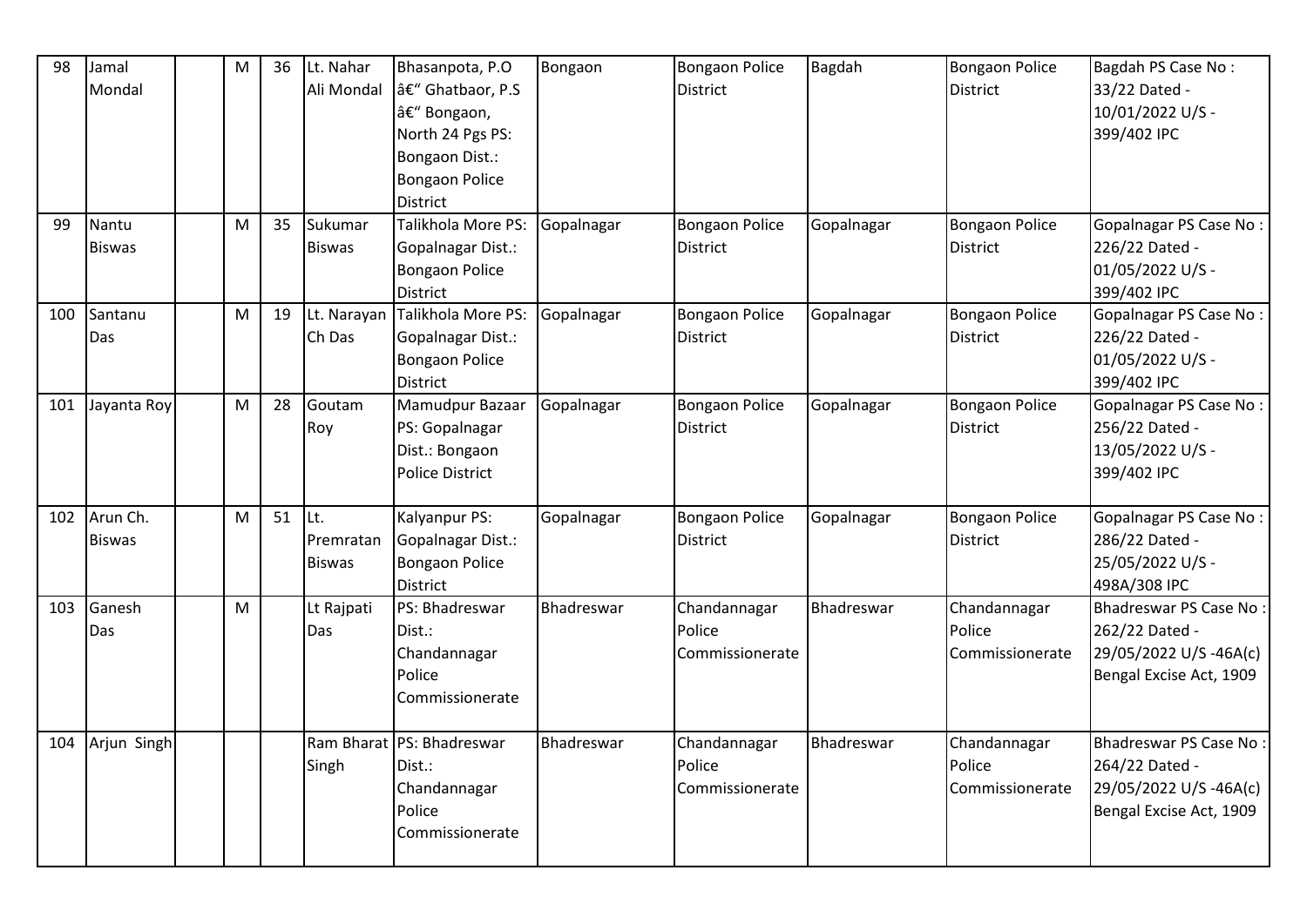| 98 | Jamal Mondal | | M | 36 | Lt. Nahar Ali Mondal | Bhasanpota, P.O â€“ Ghatbaor, P.S â€“ Bongaon, North 24 Pgs PS: Bongaon Dist.: Bongaon Police District | Bongaon | Bongaon Police District | Bagdah | Bongaon Police District | Bagdah PS Case No : 33/22 Dated - 10/01/2022 U/S - 399/402 IPC |
|---|---|---|---|---|---|---|---|---|---|---|---|
| 99 | Nantu Biswas | | M | 35 | Sukumar Biswas | Talikhola More PS: Gopalnagar Dist.: Bongaon Police District | Gopalnagar | Bongaon Police District | Gopalnagar | Bongaon Police District | Gopalnagar PS Case No : 226/22 Dated - 01/05/2022 U/S - 399/402 IPC |
| 100 | Santanu Das | | M | 19 | Lt. Narayan Ch Das | Talikhola More PS: Gopalnagar Dist.: Bongaon Police District | Gopalnagar | Bongaon Police District | Gopalnagar | Bongaon Police District | Gopalnagar PS Case No : 226/22 Dated - 01/05/2022 U/S - 399/402 IPC |
| 101 | Jayanta Roy | | M | 28 | Goutam Roy | Mamudpur Bazaar PS: Gopalnagar Dist.: Bongaon Police District | Gopalnagar | Bongaon Police District | Gopalnagar | Bongaon Police District | Gopalnagar PS Case No : 256/22 Dated - 13/05/2022 U/S - 399/402 IPC |
| 102 | Arun Ch. Biswas | | M | 51 | Lt. Premratan Biswas | Kalyanpur PS: Gopalnagar Dist.: Bongaon Police District | Gopalnagar | Bongaon Police District | Gopalnagar | Bongaon Police District | Gopalnagar PS Case No : 286/22 Dated - 25/05/2022 U/S - 498A/308 IPC |
| 103 | Ganesh Das | | M | | Lt Rajpati Das | PS: Bhadreswar Dist.: Chandannagar Police Commissionerate | Bhadreswar | Chandannagar Police Commissionerate | Bhadreswar | Chandannagar Police Commissionerate | Bhadreswar PS Case No : 262/22 Dated - 29/05/2022 U/S -46A(c) Bengal Excise Act, 1909 |
| 104 | Arjun Singh | | | | Ram Bharat Singh | PS: Bhadreswar Dist.: Chandannagar Police Commissionerate | Bhadreswar | Chandannagar Police Commissionerate | Bhadreswar | Chandannagar Police Commissionerate | Bhadreswar PS Case No : 264/22 Dated - 29/05/2022 U/S -46A(c) Bengal Excise Act, 1909 |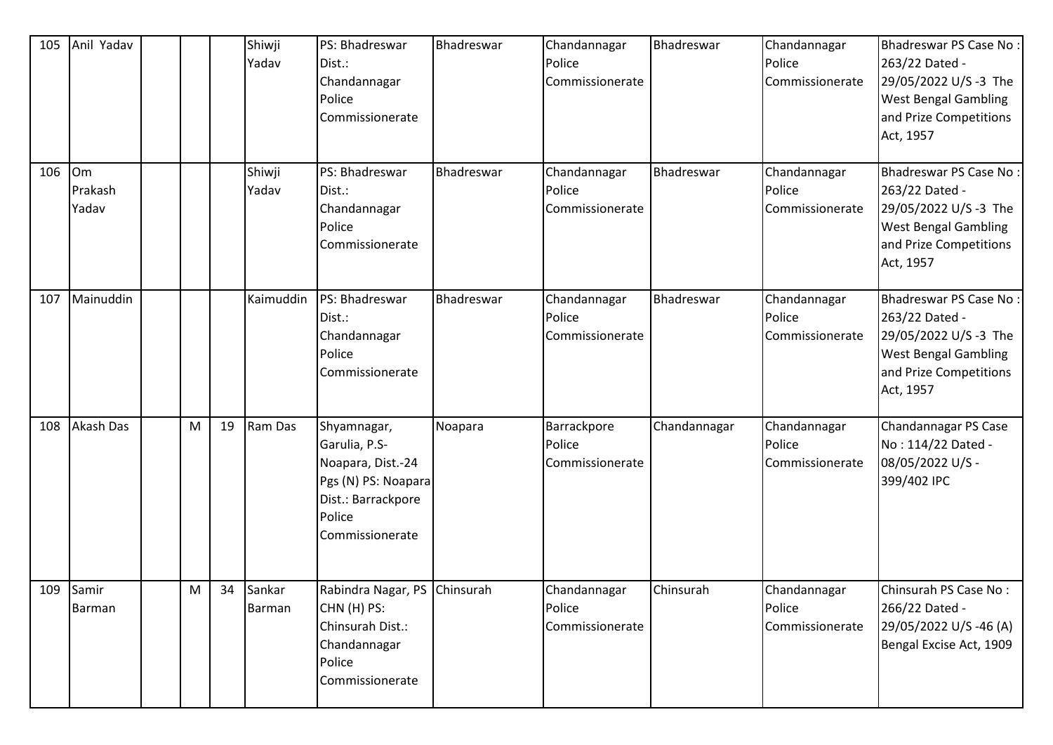| 105 | Anil Yadav | | | | Shiwji Yadav | PS: Bhadreswar Dist.: Chandannagar Police Commissionerate | Bhadreswar | Chandannagar Police Commissionerate | Bhadreswar | Chandannagar Police Commissionerate | Bhadreswar PS Case No : 263/22 Dated - 29/05/2022 U/S -3 The West Bengal Gambling and Prize Competitions Act, 1957 |
|---|---|---|---|---|---|---|---|---|---|---|---|
| 106 | Om Prakash Yadav | | | | Shiwji Yadav | PS: Bhadreswar Dist.: Chandannagar Police Commissionerate | Bhadreswar | Chandannagar Police Commissionerate | Bhadreswar | Chandannagar Police Commissionerate | Bhadreswar PS Case No : 263/22 Dated - 29/05/2022 U/S -3 The West Bengal Gambling and Prize Competitions Act, 1957 |
| 107 | Mainuddin | | | | Kaimuddin | PS: Bhadreswar Dist.: Chandannagar Police Commissionerate | Bhadreswar | Chandannagar Police Commissionerate | Bhadreswar | Chandannagar Police Commissionerate | Bhadreswar PS Case No : 263/22 Dated - 29/05/2022 U/S -3 The West Bengal Gambling and Prize Competitions Act, 1957 |
| 108 | Akash Das | | M | 19 | Ram Das | Shyamnagar, Garulia, P.S- Noapara, Dist.-24 Pgs (N) PS: Noapara Dist.: Barrackpore Police Commissionerate | Noapara | Barrackpore Police Commissionerate | Chandannagar | Chandannagar Police Commissionerate | Chandannagar PS Case No : 114/22 Dated - 08/05/2022 U/S - 399/402 IPC |
| 109 | Samir Barman | | M | 34 | Sankar Barman | Rabindra Nagar, PS CHN (H) PS: Chinsurah Dist.: Chandannagar Police Commissionerate | Chinsurah | Chandannagar Police Commissionerate | Chinsurah | Chandannagar Police Commissionerate | Chinsurah PS Case No : 266/22 Dated - 29/05/2022 U/S -46 (A) Bengal Excise Act, 1909 |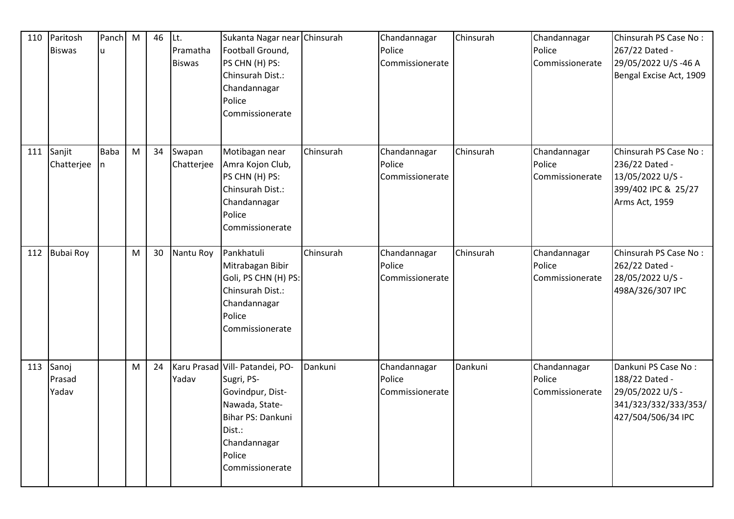| 110 | Paritosh Biswas | Panchu | M | 46 | Lt. Pramatha Biswas | Sukanta Nagar near Football Ground, PS CHN (H) PS: Chinsurah Dist.: Chandannagar Police Commissionerate | Chinsurah | Chandannagar Police Commissionerate | Chinsurah | Chandannagar Police Commissionerate | Chinsurah PS Case No : 267/22 Dated - 29/05/2022 U/S -46 A Bengal Excise Act, 1909 |
|---|---|---|---|---|---|---|---|---|---|---|---|
| 111 | Sanjit Chatterjee | Baban | M | 34 | Swapan Chatterjee | Motibagan near Amra Kojon Club, PS CHN (H) PS: Chinsurah Dist.: Chandannagar Police Commissionerate | Chinsurah | Chandannagar Police Commissionerate | Chinsurah | Chandannagar Police Commissionerate | Chinsurah PS Case No : 236/22 Dated - 13/05/2022 U/S - 399/402 IPC & 25/27 Arms Act, 1959 |
| 112 | Bubai Roy | | M | 30 | Nantu Roy | Pankhatuli Mitrabagan Bibir Goli, PS CHN (H) PS: Chinsurah Dist.: Chandannagar Police Commissionerate | Chinsurah | Chandannagar Police Commissionerate | Chinsurah | Chandannagar Police Commissionerate | Chinsurah PS Case No : 262/22 Dated - 28/05/2022 U/S - 498A/326/307 IPC |
| 113 | Sanoj Prasad Yadav | | M | 24 | Karu Prasad Yadav | Vill- Patandei, PO- Sugri, PS- Govindpur, Dist- Nawada, State- Bihar PS: Dankuni Dist.: Chandannagar Police Commissionerate | Dankuni | Chandannagar Police Commissionerate | Dankuni | Chandannagar Police Commissionerate | Dankuni PS Case No : 188/22 Dated - 29/05/2022 U/S - 341/323/332/333/353/ 427/504/506/34 IPC |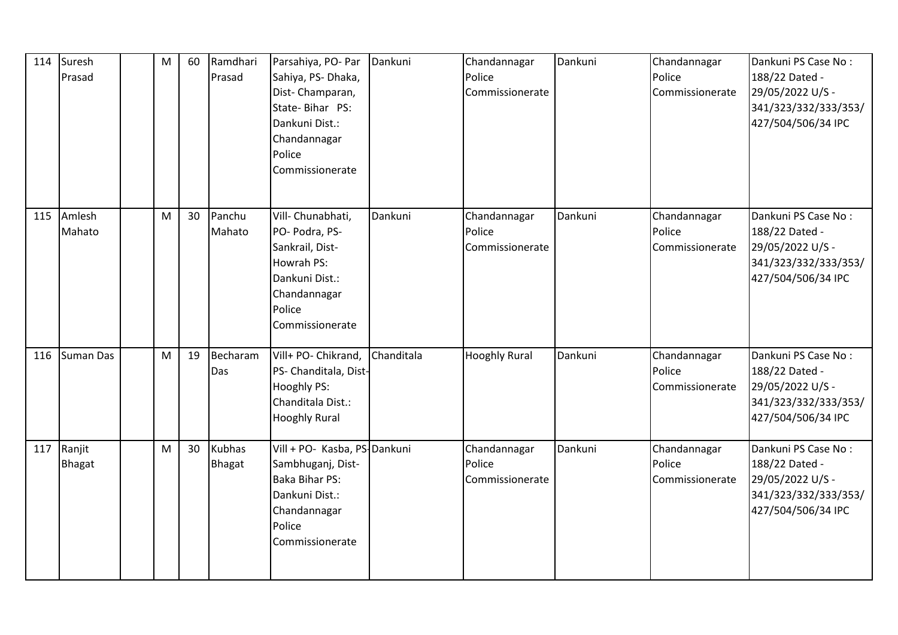| 114 | Suresh Prasad | | M | 60 | Ramdhari Prasad | Parsahiya, PO- Par Sahiya, PS- Dhaka, Dist- Champaran, State- Bihar PS: Dankuni Dist.: Chandannagar Police Commissionerate | Dankuni | Chandannagar Police Commissionerate | Dankuni | Chandannagar Police Commissionerate | Dankuni PS Case No : 188/22 Dated - 29/05/2022 U/S - 341/323/332/333/353/427/504/506/34 IPC |
|---|---|---|---|---|---|---|---|---|---|---|---|
| 115 | Amlesh Mahato | | M | 30 | Panchu Mahato | Vill- Chunabhati, PO- Podra, PS- Sankrail, Dist- Howrah PS: Dankuni Dist.: Chandannagar Police Commissionerate | Dankuni | Chandannagar Police Commissionerate | Dankuni | Chandannagar Police Commissionerate | Dankuni PS Case No : 188/22 Dated - 29/05/2022 U/S - 341/323/332/333/353/427/504/506/34 IPC |
| 116 | Suman Das | | M | 19 | Becharam Das | Vill+ PO- Chikrand, PS- Chanditala, Dist- Hooghly PS: Chanditala Dist.: Hooghly Rural | Chanditala | Hooghly Rural | Dankuni | Chandannagar Police Commissionerate | Dankuni PS Case No : 188/22 Dated - 29/05/2022 U/S - 341/323/332/333/353/427/504/506/34 IPC |
| 117 | Ranjit Bhagat | | M | 30 | Kubhas Bhagat | Vill + PO- Kasba, PS- Sambhuganj, Dist- Baka Bihar PS: Dankuni Dist.: Chandannagar Police Commissionerate | Dankuni | Chandannagar Police Commissionerate | Dankuni | Chandannagar Police Commissionerate | Dankuni PS Case No : 188/22 Dated - 29/05/2022 U/S - 341/323/332/333/353/427/504/506/34 IPC |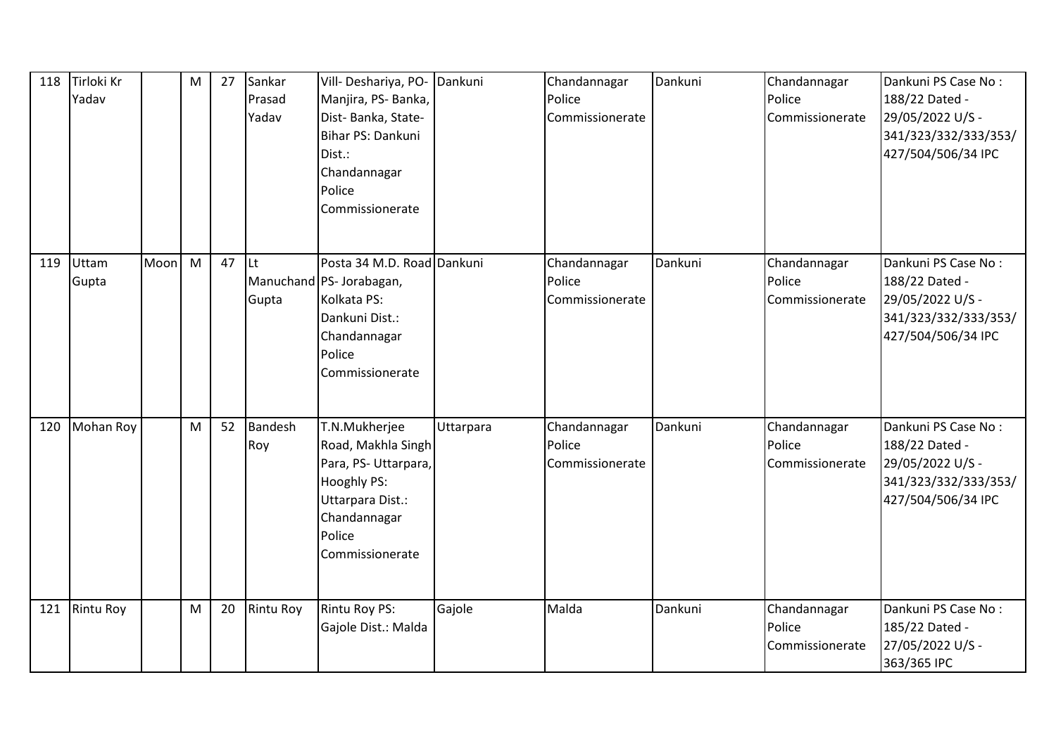| 118 | Tirloki Kr Yadav | | M | 27 | Sankar Prasad Yadav | Vill- Deshariya, PO- Manjira, PS- Banka, Dist- Banka, State- Bihar PS: Dankuni Dist.: Chandannagar Police Commissionerate | Dankuni | Chandannagar Police Commissionerate | Dankuni | Chandannagar Police Commissionerate | Dankuni PS Case No : 188/22 Dated - 29/05/2022 U/S - 341/323/332/333/353/427/504/506/34 IPC |
|---|---|---|---|---|---|---|---|---|---|---|---|
| 119 | Uttam Gupta | Moon | M | 47 | Lt Manuchand Gupta | Posta 34 M.D. Road PS- Jorabagan, Kolkata PS: Dankuni Dist.: Chandannagar Police Commissionerate | Dankuni | Chandannagar Police Commissionerate | Dankuni | Chandannagar Police Commissionerate | Dankuni PS Case No : 188/22 Dated - 29/05/2022 U/S - 341/323/332/333/353/427/504/506/34 IPC |
| 120 | Mohan Roy | | M | 52 | Bandesh Roy | T.N.Mukherjee Road, Makhla Singh Para, PS- Uttarpara, Hooghly PS: Uttarpara Dist.: Chandannagar Police Commissionerate | Uttarpara | Chandannagar Police Commissionerate | Dankuni | Chandannagar Police Commissionerate | Dankuni PS Case No : 188/22 Dated - 29/05/2022 U/S - 341/323/332/333/353/427/504/506/34 IPC |
| 121 | Rintu Roy | | M | 20 | Rintu Roy | Rintu Roy PS: Gajole Dist.: Malda | Gajole | Malda | Dankuni | Chandannagar Police Commissionerate | Dankuni PS Case No : 185/22 Dated - 27/05/2022 U/S - 363/365 IPC |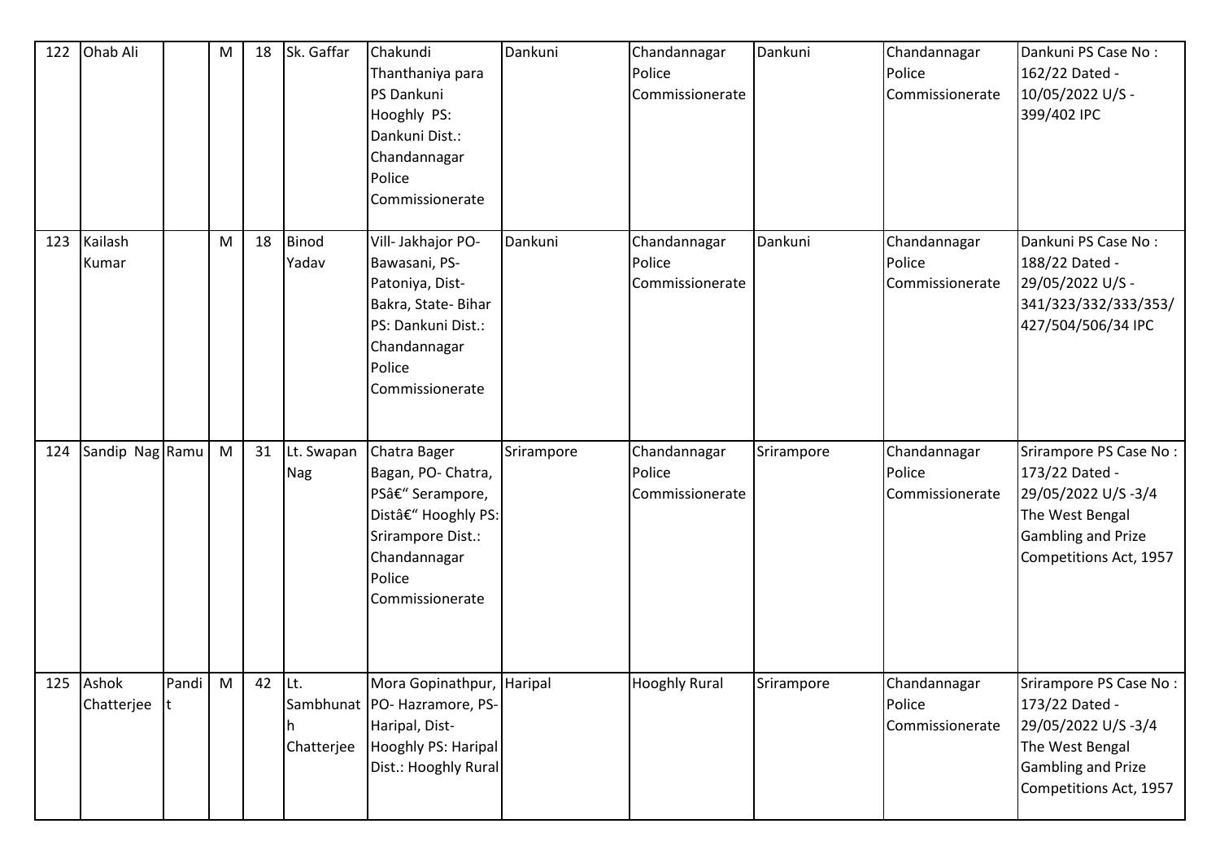| 122 | Ohab Ali | | M | 18 | Sk. Gaffar | Chakundi Thanthaniya para PS Dankuni Hooghly PS: Dankuni Dist.: Chandannagar Police Commissionerate | Dankuni | Chandannagar Police Commissionerate | Dankuni | Chandannagar Police Commissionerate | Dankuni PS Case No : 162/22 Dated - 10/05/2022 U/S - 399/402 IPC |
|---|---|---|---|---|---|---|---|---|---|---|---|
| 123 | Kailash Kumar | | M | 18 | Binod Yadav | Vill- Jakhajor PO- Bawasani, PS- Patoniya, Dist- Bakra, State- Bihar PS: Dankuni Dist.: Chandannagar Police Commissionerate | Dankuni | Chandannagar Police Commissionerate | Dankuni | Chandannagar Police Commissionerate | Dankuni PS Case No : 188/22 Dated - 29/05/2022 U/S - 341/323/332/333/353/427/504/506/34 IPC |
| 124 | Sandip Nag | Ramu | M | 31 | Lt. Swapan Nag | Chatra Bager Bagan, PO- Chatra, PSâ€" Serampore, Distâ€" Hooghly PS: Srirampore Dist.: Chandannagar Police Commissionerate | Srirampore | Chandannagar Police Commissionerate | Srirampore | Chandannagar Police Commissionerate | Srirampore PS Case No : 173/22 Dated - 29/05/2022 U/S -3/4 The West Bengal Gambling and Prize Competitions Act, 1957 |
| 125 | Ashok Chatterjee | Pandit | M | 42 | Lt. Sambhunath Chatterjee | Mora Gopinathpur, PO- Hazramore, PS- Haripal, Dist- Hooghly PS: Haripal Dist.: Hooghly Rural | Haripal | Hooghly Rural | Srirampore | Chandannagar Police Commissionerate | Srirampore PS Case No : 173/22 Dated - 29/05/2022 U/S -3/4 The West Bengal Gambling and Prize Competitions Act, 1957 |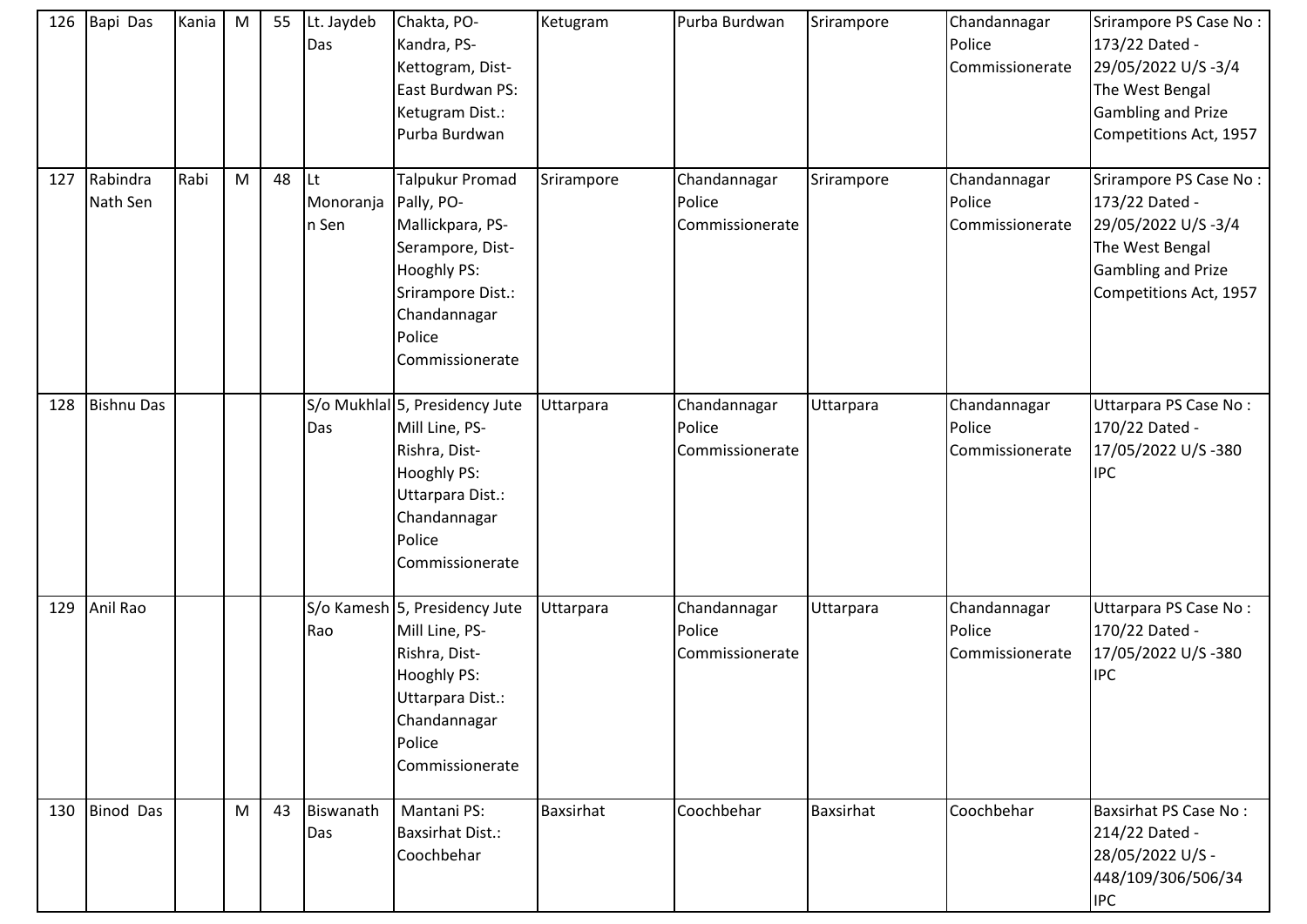| 126 | Bapi Das | Kania | M | 55 | Lt. Jaydeb Das | Chakta, PO-Kandra, PS-Kettogram, Dist-East Burdwan PS: Ketugram Dist.: Purba Burdwan | Ketugram | Purba Burdwan | Srirampore | Chandannagar Police Commissionerate | Srirampore PS Case No : 173/22 Dated - 29/05/2022 U/S -3/4 The West Bengal Gambling and Prize Competitions Act, 1957 |
|---|---|---|---|---|---|---|---|---|---|---|---|
| 127 | Rabindra Nath Sen | Rabi | M | 48 | Lt Monoranjan Sen | Talpukur Promad Pally, PO-Mallickpara, PS-Serampore, Dist-Hooghly PS: Srirampore Dist.: Chandannagar Police Commissionerate | Srirampore | Chandannagar Police Commissionerate | Srirampore | Chandannagar Police Commissionerate | Srirampore PS Case No : 173/22 Dated - 29/05/2022 U/S -3/4 The West Bengal Gambling and Prize Competitions Act, 1957 |
| 128 | Bishnu Das | | | | S/o Mukhlal Das | 5, Presidency Jute Mill Line, PS-Rishra, Dist-Hooghly PS: Uttarpara Dist.: Chandannagar Police Commissionerate | Uttarpara | Chandannagar Police Commissionerate | Uttarpara | Chandannagar Police Commissionerate | Uttarpara PS Case No : 170/22 Dated - 17/05/2022 U/S -380 IPC |
| 129 | Anil Rao | | | | S/o Kamesh Rao | 5, Presidency Jute Mill Line, PS-Rishra, Dist-Hooghly PS: Uttarpara Dist.: Chandannagar Police Commissionerate | Uttarpara | Chandannagar Police Commissionerate | Uttarpara | Chandannagar Police Commissionerate | Uttarpara PS Case No : 170/22 Dated - 17/05/2022 U/S -380 IPC |
| 130 | Binod Das | | M | 43 | Biswanath Das | Mantani PS: Baxsirhat Dist.: Coochbehar | Baxsirhat | Coochbehar | Baxsirhat | Coochbehar | Baxsirhat PS Case No : 214/22 Dated - 28/05/2022 U/S - 448/109/306/506/34 IPC |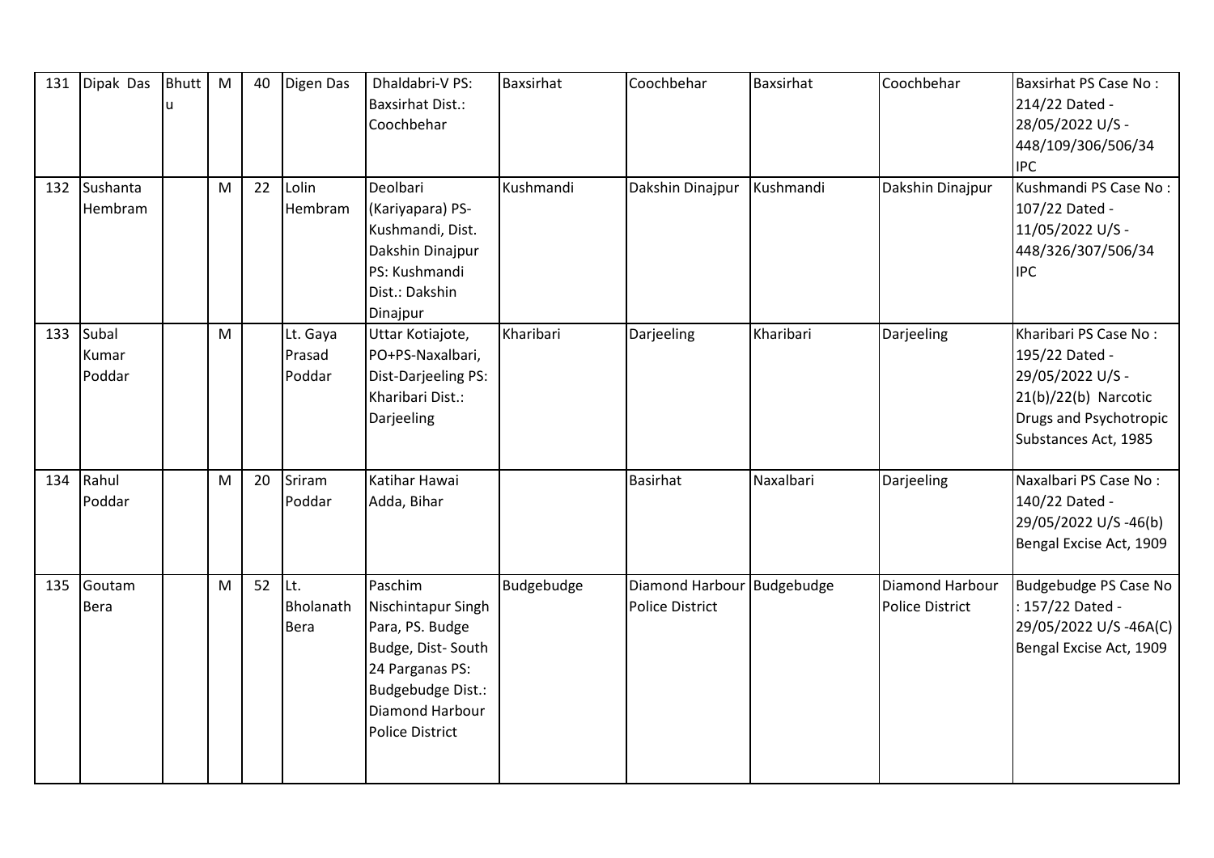| 131 | Dipak Das | Bhuttu | M | 40 | Digen Das | Dhaldabri-V PS: Baxsirhat Dist.: Coochbehar | Baxsirhat | Coochbehar | Baxsirhat | Coochbehar | Baxsirhat PS Case No : 214/22 Dated - 28/05/2022 U/S - 448/109/306/506/34 IPC |
|---|---|---|---|---|---|---|---|---|---|---|---|
| 132 | Sushanta Hembram | | M | 22 | Lolin Hembram | Deolbari (Kariyapara) PS- Kushmandi, Dist. Dakshin Dinajpur PS: Kushmandi Dist.: Dakshin Dinajpur | Kushmandi | Dakshin Dinajpur | Kushmandi | Dakshin Dinajpur | Kushmandi PS Case No : 107/22 Dated - 11/05/2022 U/S - 448/326/307/506/34 IPC |
| 133 | Subal Kumar Poddar | | M | | Lt. Gaya Prasad Poddar | Uttar Kotiajote, PO+PS-Naxalbari, Dist-Darjeeling PS: Kharibari Dist.: Darjeeling | Kharibari | Darjeeling | Kharibari | Darjeeling | Kharibari PS Case No : 195/22 Dated - 29/05/2022 U/S - 21(b)/22(b) Narcotic Drugs and Psychotropic Substances Act, 1985 |
| 134 | Rahul Poddar | | M | 20 | Sriram Poddar | Katihar Hawai Adda, Bihar | | Basirhat | Naxalbari | Darjeeling | Naxalbari PS Case No : 140/22 Dated - 29/05/2022 U/S -46(b) Bengal Excise Act, 1909 |
| 135 | Goutam Bera | | M | 52 | Lt. Bholanath Bera | Paschim Nischintapur Singh Para, PS. Budge Budge, Dist- South 24 Parganas PS: Budgebudge Dist.: Diamond Harbour Police District | Budgebudge | Diamond Harbour Police District | Budgebudge | Diamond Harbour Police District | Budgebudge PS Case No : 157/22 Dated - 29/05/2022 U/S -46A(C) Bengal Excise Act, 1909 |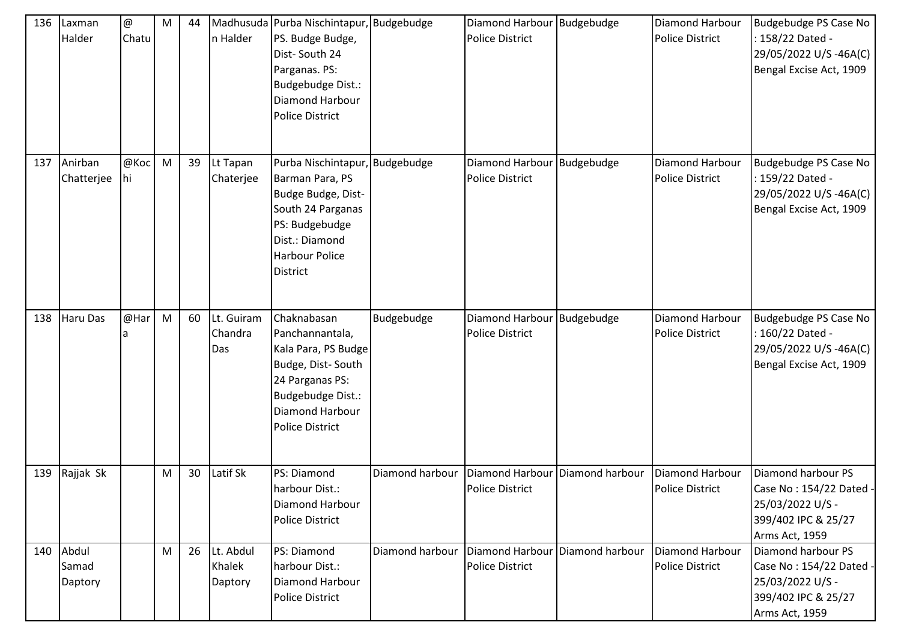| 136 | Laxman Halder | @ Chatu | M | 44 | Madhusudan Halder | Purba Nischintapur, PS. Budge Budge, Dist- South 24 Parganas. PS: Budgebudge Dist.: Diamond Harbour Police District | Budgebudge | Diamond Harbour Police District | Budgebudge | Diamond Harbour Police District | Budgebudge PS Case No : 158/22 Dated - 29/05/2022 U/S -46A(C) Bengal Excise Act, 1909 |
|---|---|---|---|---|---|---|---|---|---|---|---|
| 137 | Anirban Chatterjee | @Kochi | M | 39 | Lt Tapan Chaterjee | Purba Nischintapur, Barman Para, PS Budge Budge, Dist- South 24 Parganas PS: Budgebudge Dist.: Diamond Harbour Police District | Budgebudge | Diamond Harbour Police District | Budgebudge | Diamond Harbour Police District | Budgebudge PS Case No : 159/22 Dated - 29/05/2022 U/S -46A(C) Bengal Excise Act, 1909 |
| 138 | Haru Das | @Hara | M | 60 | Lt. Guiram Chandra Das | Chaknabasan Panchannantala, Kala Para, PS Budge Budge, Dist- South 24 Parganas PS: Budgebudge Dist.: Diamond Harbour Police District | Budgebudge | Diamond Harbour Police District | Budgebudge | Diamond Harbour Police District | Budgebudge PS Case No : 160/22 Dated - 29/05/2022 U/S -46A(C) Bengal Excise Act, 1909 |
| 139 | Rajjak Sk | | M | 30 | Latif Sk | PS: Diamond harbour Dist.: Diamond Harbour Police District | Diamond harbour | Diamond Harbour Police District | Diamond harbour | Diamond Harbour Police District | Diamond harbour PS Case No : 154/22 Dated - 25/03/2022 U/S - 399/402 IPC & 25/27 Arms Act, 1959 |
| 140 | Abdul Samad Daptory | | M | 26 | Lt. Abdul Khalek Daptory | PS: Diamond harbour Dist.: Diamond Harbour Police District | Diamond harbour | Diamond Harbour Police District | Diamond harbour | Diamond Harbour Police District | Diamond harbour PS Case No : 154/22 Dated - 25/03/2022 U/S - 399/402 IPC & 25/27 Arms Act, 1959 |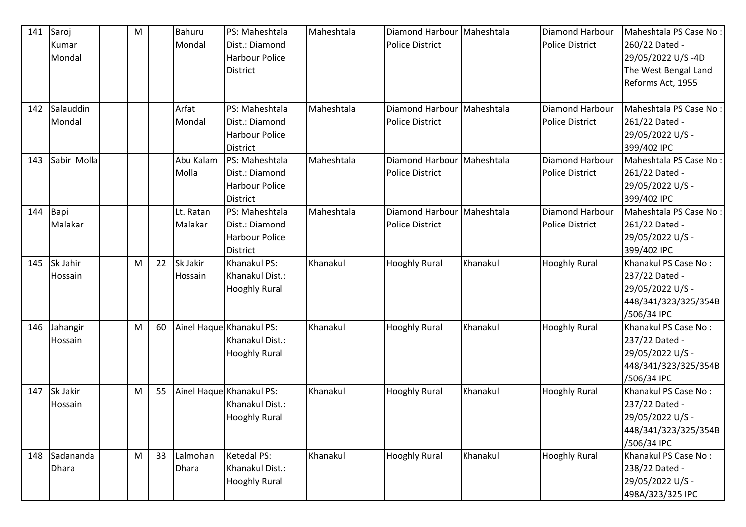| 141 | Saroj Kumar Mondal | | M | | Bahuru Mondal | PS: Maheshtala Dist.: Diamond Harbour Police District | Maheshtala | Diamond Harbour Police District | Maheshtala | Diamond Harbour Police District | Maheshtala PS Case No : 260/22 Dated - 29/05/2022 U/S -4D The West Bengal Land Reforms Act, 1955 |
|---|---|---|---|---|---|---|---|---|---|---|---|
| 142 | Salauddin Mondal | | | | Arfat Mondal | PS: Maheshtala Dist.: Diamond Harbour Police District | Maheshtala | Diamond Harbour Police District | Maheshtala | Diamond Harbour Police District | Maheshtala PS Case No : 261/22 Dated - 29/05/2022 U/S - 399/402 IPC |
| 143 | Sabir Molla | | | | Abu Kalam Molla | PS: Maheshtala Dist.: Diamond Harbour Police District | Maheshtala | Diamond Harbour Police District | Maheshtala | Diamond Harbour Police District | Maheshtala PS Case No : 261/22 Dated - 29/05/2022 U/S - 399/402 IPC |
| 144 | Bapi Malakar | | | | Lt. Ratan Malakar | PS: Maheshtala Dist.: Diamond Harbour Police District | Maheshtala | Diamond Harbour Police District | Maheshtala | Diamond Harbour Police District | Maheshtala PS Case No : 261/22 Dated - 29/05/2022 U/S - 399/402 IPC |
| 145 | Sk Jahir Hossain | | M | 22 | Sk Jakir Hossain | Khanakul PS: Khanakul Dist.: Hooghly Rural | Khanakul | Hooghly Rural | Khanakul | Hooghly Rural | Khanakul PS Case No : 237/22 Dated - 29/05/2022 U/S - 448/341/323/325/354B /506/34 IPC |
| 146 | Jahangir Hossain | | M | 60 | Ainel Haque | Khanakul PS: Khanakul Dist.: Hooghly Rural | Khanakul | Hooghly Rural | Khanakul | Hooghly Rural | Khanakul PS Case No : 237/22 Dated - 29/05/2022 U/S - 448/341/323/325/354B /506/34 IPC |
| 147 | Sk Jakir Hossain | | M | 55 | Ainel Haque | Khanakul PS: Khanakul Dist.: Hooghly Rural | Khanakul | Hooghly Rural | Khanakul | Hooghly Rural | Khanakul PS Case No : 237/22 Dated - 29/05/2022 U/S - 448/341/323/325/354B /506/34 IPC |
| 148 | Sadananda Dhara | | M | 33 | Lalmohan Dhara | Ketedal PS: Khanakul Dist.: Hooghly Rural | Khanakul | Hooghly Rural | Khanakul | Hooghly Rural | Khanakul PS Case No : 238/22 Dated - 29/05/2022 U/S - 498A/323/325 IPC |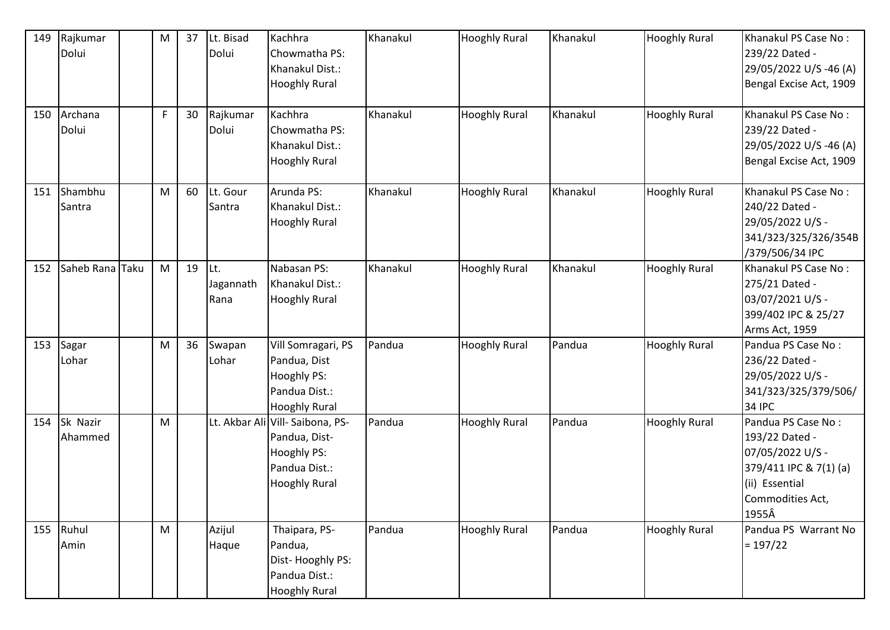| 149 | Rajkumar Dolui | | M | 37 | Lt. Bisad Dolui | Kachhra Chowmatha PS: Khanakul Dist.: Hooghly Rural | Khanakul | Hooghly Rural | Khanakul | Hooghly Rural | Khanakul PS Case No : 239/22 Dated - 29/05/2022 U/S -46 (A) Bengal Excise Act, 1909 |
|---|---|---|---|---|---|---|---|---|---|---|---|
| 150 | Archana Dolui | | F | 30 | Rajkumar Dolui | Kachhra Chowmatha PS: Khanakul Dist.: Hooghly Rural | Khanakul | Hooghly Rural | Khanakul | Hooghly Rural | Khanakul PS Case No : 239/22 Dated - 29/05/2022 U/S -46 (A) Bengal Excise Act, 1909 |
| 151 | Shambhu Santra | | M | 60 | Lt. Gour Santra | Arunda PS: Khanakul Dist.: Hooghly Rural | Khanakul | Hooghly Rural | Khanakul | Hooghly Rural | Khanakul PS Case No : 240/22 Dated - 29/05/2022 U/S - 341/323/325/326/354B /379/506/34 IPC |
| 152 | Saheb Rana | Taku | M | 19 | Lt. Jagannath Rana | Nabasan PS: Khanakul Dist.: Hooghly Rural | Khanakul | Hooghly Rural | Khanakul | Hooghly Rural | Khanakul PS Case No : 275/21 Dated - 03/07/2021 U/S - 399/402 IPC & 25/27 Arms Act, 1959 |
| 153 | Sagar Lohar | | M | 36 | Swapan Lohar | Vill Somragari, PS Pandua, Dist Hooghly PS: Pandua Dist.: Hooghly Rural | Pandua | Hooghly Rural | Pandua | Hooghly Rural | Pandua PS Case No : 236/22 Dated - 29/05/2022 U/S - 341/323/325/379/506/ 34 IPC |
| 154 | Sk Nazir Ahammed | | M | | Lt. Akbar Ali | Vill- Saibona, PS- Pandua, Dist- Hooghly PS: Pandua Dist.: Hooghly Rural | Pandua | Hooghly Rural | Pandua | Hooghly Rural | Pandua PS Case No : 193/22 Dated - 07/05/2022 U/S - 379/411 IPC & 7(1) (a) (ii) Essential Commodities Act, 1955Â |
| 155 | Ruhul Amin | | M | | Azijul Haque | Thaipara, PS- Pandua, Dist- Hooghly PS: Pandua Dist.: Hooghly Rural | Pandua | Hooghly Rural | Pandua | Hooghly Rural | Pandua PS Warrant No = 197/22 |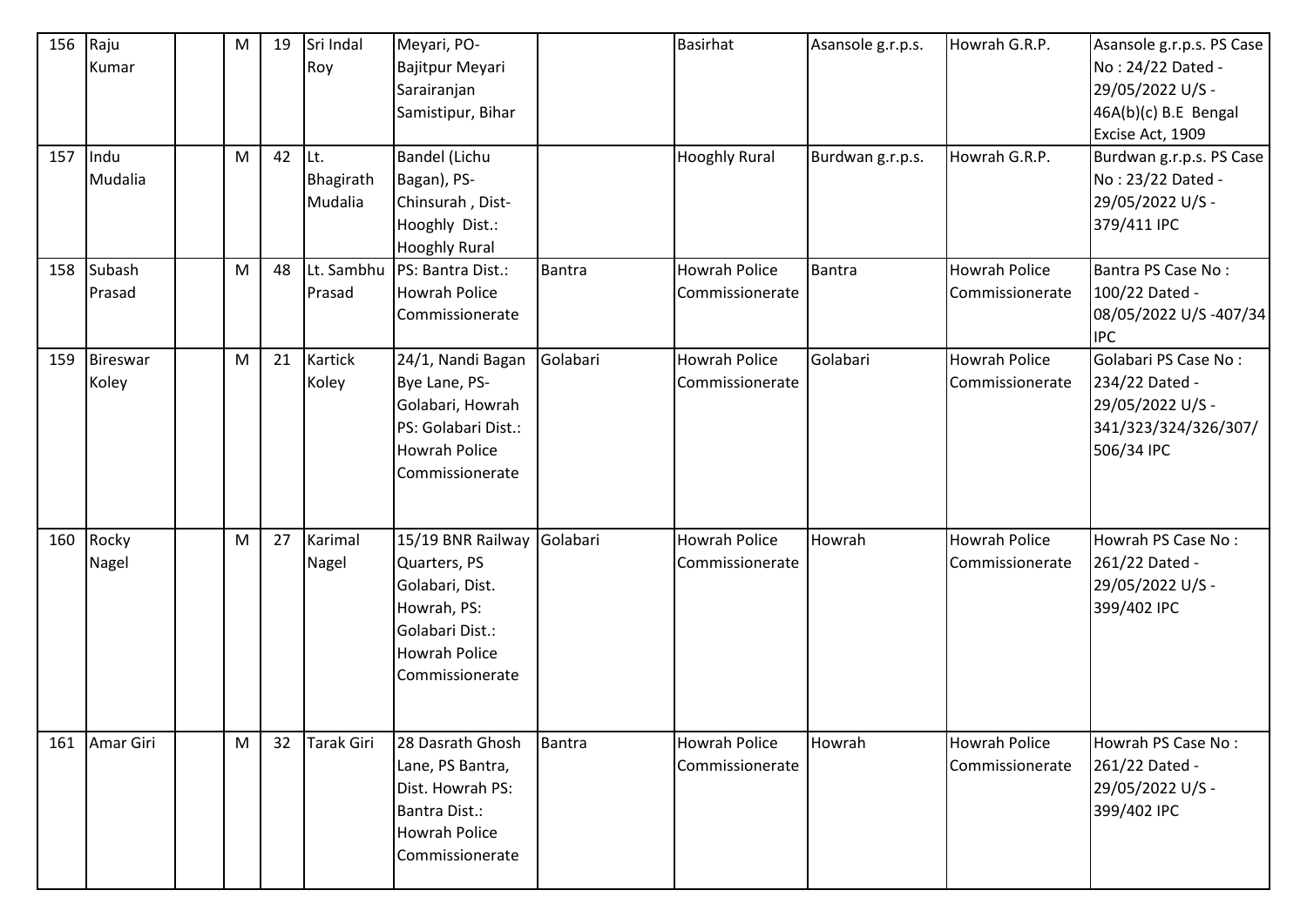| 156 | Raju Kumar | | M | 19 | Sri Indal Roy | Meyari, PO- Bajitpur Meyari Sarairanjan Samistipur, Bihar | | Basirhat | Asansole g.r.p.s. | Howrah G.R.P. | Asansole g.r.p.s. PS Case No : 24/22 Dated - 29/05/2022 U/S - 46A(b)(c) B.E Bengal Excise Act, 1909 |
|---|---|---|---|---|---|---|---|---|---|---|---|
| 157 | Indu Mudalia | | M | 42 | Lt. Bhagirath Mudalia | Bandel (Lichu Bagan), PS- Chinsurah , Dist- Hooghly Dist.: Hooghly Rural | | Hooghly Rural | Burdwan g.r.p.s. | Howrah G.R.P. | Burdwan g.r.p.s. PS Case No : 23/22 Dated - 29/05/2022 U/S - 379/411 IPC |
| 158 | Subash Prasad | | M | 48 | Lt. Sambhu Prasad | PS: Bantra Dist.: Howrah Police Commissionerate | Bantra | Howrah Police Commissionerate | Bantra | Howrah Police Commissionerate | Bantra PS Case No : 100/22 Dated - 08/05/2022 U/S -407/34 IPC |
| 159 | Bireswar Koley | | M | 21 | Kartick Koley | 24/1, Nandi Bagan Bye Lane, PS- Golabari, Howrah PS: Golabari Dist.: Howrah Police Commissionerate | Golabari | Howrah Police Commissionerate | Golabari | Howrah Police Commissionerate | Golabari PS Case No : 234/22 Dated - 29/05/2022 U/S - 341/323/324/326/307/ 506/34 IPC |
| 160 | Rocky Nagel | | M | 27 | Karimal Nagel | 15/19 BNR Railway Quarters, PS Golabari, Dist. Howrah, PS: Golabari Dist.: Howrah Police Commissionerate | Golabari | Howrah Police Commissionerate | Howrah | Howrah Police Commissionerate | Howrah PS Case No : 261/22 Dated - 29/05/2022 U/S - 399/402 IPC |
| 161 | Amar Giri | | M | 32 | Tarak Giri | 28 Dasrath Ghosh Lane, PS Bantra, Dist. Howrah PS: Bantra Dist.: Howrah Police Commissionerate | Bantra | Howrah Police Commissionerate | Howrah | Howrah Police Commissionerate | Howrah PS Case No : 261/22 Dated - 29/05/2022 U/S - 399/402 IPC |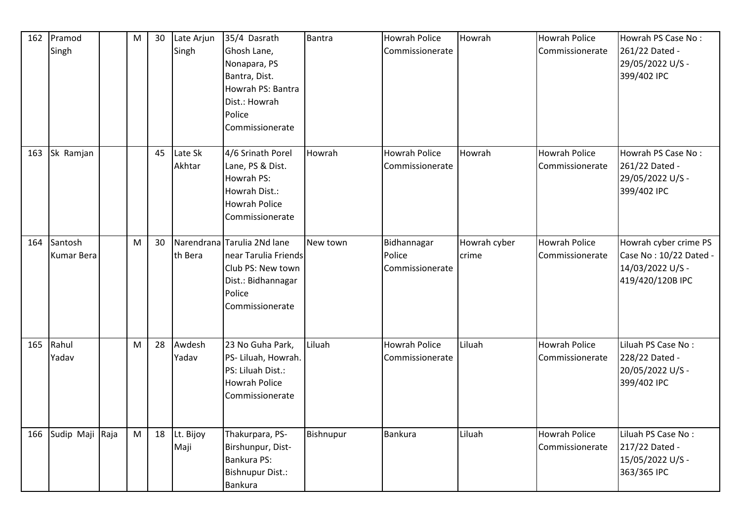| 162 | Pramod Singh | | M | 30 | Late Arjun Singh | 35/4 Dasrath Ghosh Lane, Nonapara, PS Bantra, Dist. Howrah PS: Bantra Dist.: Howrah Police Commissionerate | Bantra | Howrah Police Commissionerate | Howrah | Howrah Police Commissionerate | Howrah PS Case No : 261/22 Dated - 29/05/2022 U/S - 399/402 IPC |
|---|---|---|---|---|---|---|---|---|---|---|---|
| 163 | Sk Ramjan | | | 45 | Late Sk Akhtar | 4/6 Srinath Porel Lane, PS & Dist. Howrah PS: Howrah Dist.: Howrah Police Commissionerate | Howrah | Howrah Police Commissionerate | Howrah | Howrah Police Commissionerate | Howrah PS Case No : 261/22 Dated - 29/05/2022 U/S - 399/402 IPC |
| 164 | Santosh Kumar Bera | | M | 30 | Narendranath Bera | Tarulia 2Nd lane near Tarulia Friends Club PS: New town Dist.: Bidhannagar Police Commissionerate | New town | Bidhannagar Police Commissionerate | Howrah cyber crime | Howrah Police Commissionerate | Howrah cyber crime PS Case No : 10/22 Dated - 14/03/2022 U/S - 419/420/120B IPC |
| 165 | Rahul Yadav | | M | 28 | Awdesh Yadav | 23 No Guha Park, PS- Liluah, Howrah. PS: Liluah Dist.: Howrah Police Commissionerate | Liluah | Howrah Police Commissionerate | Liluah | Howrah Police Commissionerate | Liluah PS Case No : 228/22 Dated - 20/05/2022 U/S - 399/402 IPC |
| 166 | Sudip Maji | Raja | M | 18 | Lt. Bijoy Maji | Thakurpara, PS- Birshunpur, Dist- Bankura PS: Bishnupur Dist.: Bankura | Bishnupur | Bankura | Liluah | Howrah Police Commissionerate | Liluah PS Case No : 217/22 Dated - 15/05/2022 U/S - 363/365 IPC |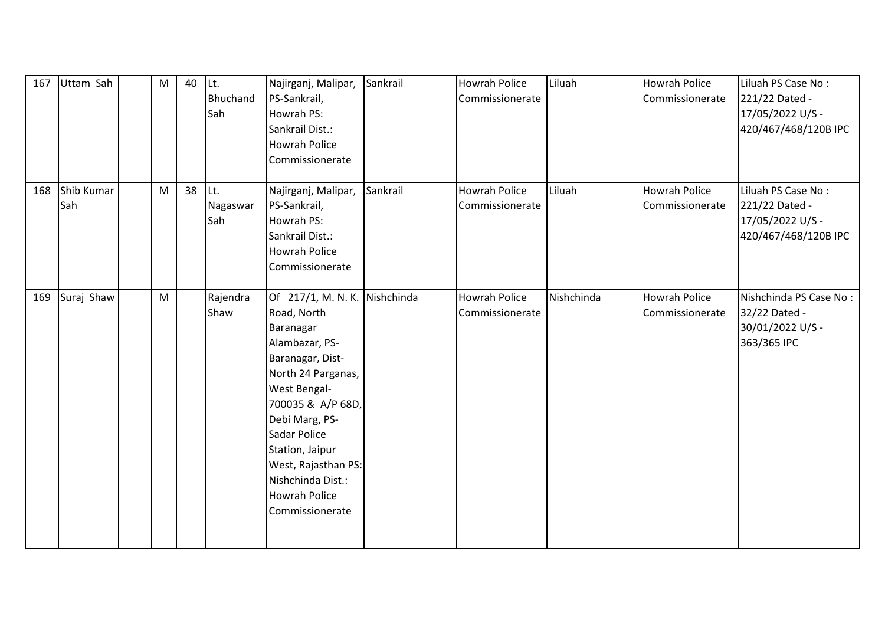| 167 | Uttam Sah | | M | 40 | Lt. Bhuchand Sah | Najirganj, Malipar, PS-Sankrail, Howrah PS: Sankrail Dist.: Howrah Police Commissionerate | Sankrail | Howrah Police Commissionerate | Liluah | Howrah Police Commissionerate | Liluah PS Case No : 221/22 Dated - 17/05/2022 U/S - 420/467/468/120B IPC |
|---|---|---|---|---|---|---|---|---|---|---|---|
| 168 | Shib Kumar Sah | | M | 38 | Lt. Nagaswar Sah | Najirganj, Malipar, PS-Sankrail, Howrah PS: Sankrail Dist.: Howrah Police Commissionerate | Sankrail | Howrah Police Commissionerate | Liluah | Howrah Police Commissionerate | Liluah PS Case No : 221/22 Dated - 17/05/2022 U/S - 420/467/468/120B IPC |
| 169 | Suraj Shaw | | M | | Rajendra Shaw | Of 217/1, M. N. K. Road, North Baranagar Alambazar, PS-Baranagar, Dist-North 24 Parganas, West Bengal-700035 & A/P 68D, Debi Marg, PS-Sadar Police Station, Jaipur West, Rajasthan PS: Nishchinda Dist.: Howrah Police Commissionerate | Nishchinda | Howrah Police Commissionerate | Nishchinda | Howrah Police Commissionerate | Nishchinda PS Case No : 32/22 Dated - 30/01/2022 U/S - 363/365 IPC |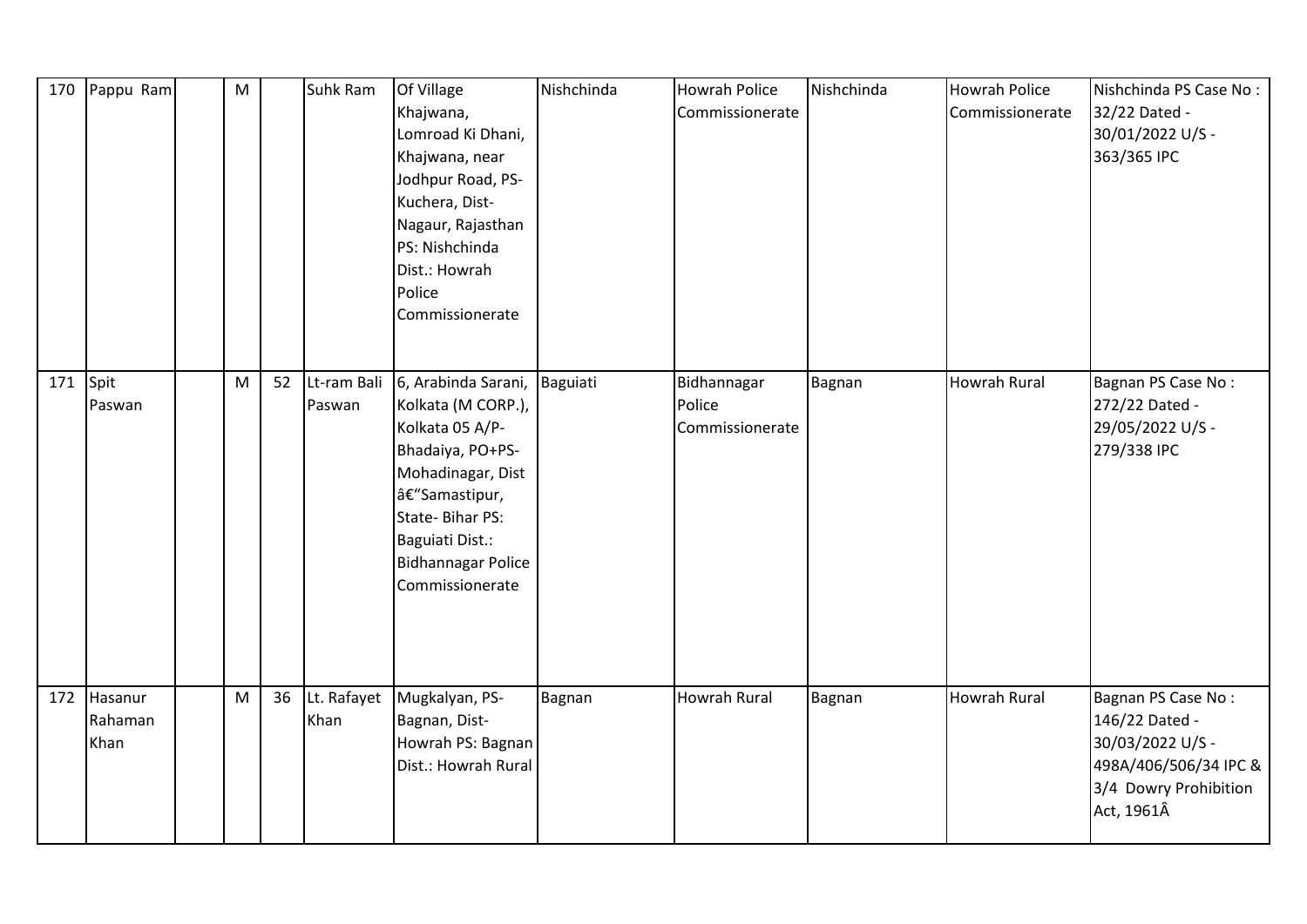| 170 | Pappu Ram | | M | | Suhk Ram | Of Village Khajwana, Lomroad Ki Dhani, Khajwana, near Jodhpur Road, PS-Kuchera, Dist-Nagaur, Rajasthan PS: Nishchinda Dist.: Howrah Police Commissionerate | Nishchinda | Howrah Police Commissionerate | Nishchinda | Howrah Police Commissionerate | Nishchinda PS Case No : 32/22 Dated - 30/01/2022 U/S - 363/365 IPC |
|---|---|---|---|---|---|---|---|---|---|---|---|
| 171 | Spit Paswan | | M | 52 | Lt-ram Bali Paswan | 6, Arabinda Sarani, Kolkata (M CORP.), Kolkata 05 A/P-Bhadaiya, PO+PS-Mohadinagar, Dist â€"Samastipur, State- Bihar PS: Baguiati Dist.: Bidhannagar Police Commissionerate | Baguiati | Bidhannagar Police Commissionerate | Bagnan | Howrah Rural | Bagnan PS Case No : 272/22 Dated - 29/05/2022 U/S - 279/338 IPC |
| 172 | Hasanur Rahaman Khan | | M | 36 | Lt. Rafayet Khan | Mugkalyan, PS-Bagnan, Dist-Howrah PS: Bagnan Dist.: Howrah Rural | Bagnan | Howrah Rural | Bagnan | Howrah Rural | Bagnan PS Case No : 146/22 Dated - 30/03/2022 U/S - 498A/406/506/34 IPC & 3/4 Dowry Prohibition Act, 1961Â |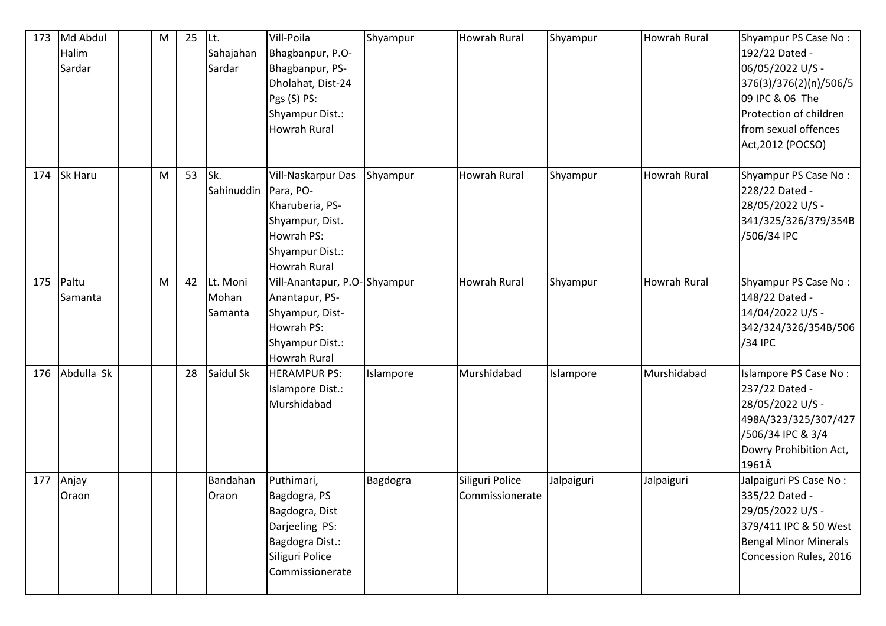| 173 | Md Abdul Halim Sardar | | M | 25 | Lt. Sahajahan Sardar | Vill-Poila Bhagbanpur, P.O-Bhagbanpur, PS-Dholahat, Dist-24 Pgs (S) PS: Shyampur Dist.: Howrah Rural | Shyampur | Howrah Rural | Shyampur | Howrah Rural | Shyampur PS Case No : 192/22 Dated - 06/05/2022 U/S - 376(3)/376(2)(n)/506/509 IPC & 06 The Protection of children from sexual offences Act,2012 (POCSO) |
|---|---|---|---|---|---|---|---|---|---|---|---|
| 174 | Sk Haru | | M | 53 | Sk. Sahinuddin | Vill-Naskarpur Das Para, PO-Kharuberia, PS-Shyampur, Dist. Howrah PS: Shyampur Dist.: Howrah Rural | Shyampur | Howrah Rural | Shyampur | Howrah Rural | Shyampur PS Case No : 228/22 Dated - 28/05/2022 U/S - 341/325/326/379/354B/506/34 IPC |
| 175 | Paltu Samanta | | M | 42 | Lt. Moni Mohan Samanta | Vill-Anantapur, P.O-Anantapur, PS-Shyampur, Dist-Howrah PS: Shyampur Dist.: Howrah Rural | Shyampur | Howrah Rural | Shyampur | Howrah Rural | Shyampur PS Case No : 148/22 Dated - 14/04/2022 U/S - 342/324/326/354B/506/34 IPC |
| 176 | Abdulla Sk | | | 28 | Saidul Sk | HERAMPUR PS: Islampore Dist.: Murshidabad | Islampore | Murshidabad | Islampore | Murshidabad | Islampore PS Case No : 237/22 Dated - 28/05/2022 U/S - 498A/323/325/307/427/506/34 IPC & 3/4 Dowry Prohibition Act, 1961Â |
| 177 | Anjay Oraon | | | | Bandahan Oraon | Puthimari, Bagdogra, PS Bagdogra, Dist Darjeeling PS: Bagdogra Dist.: Siliguri Police Commissionerate | Bagdogra | Siliguri Police Commissionerate | Jalpaiguri | Jalpaiguri | Jalpaiguri PS Case No : 335/22 Dated - 29/05/2022 U/S - 379/411 IPC & 50 West Bengal Minor Minerals Concession Rules, 2016 |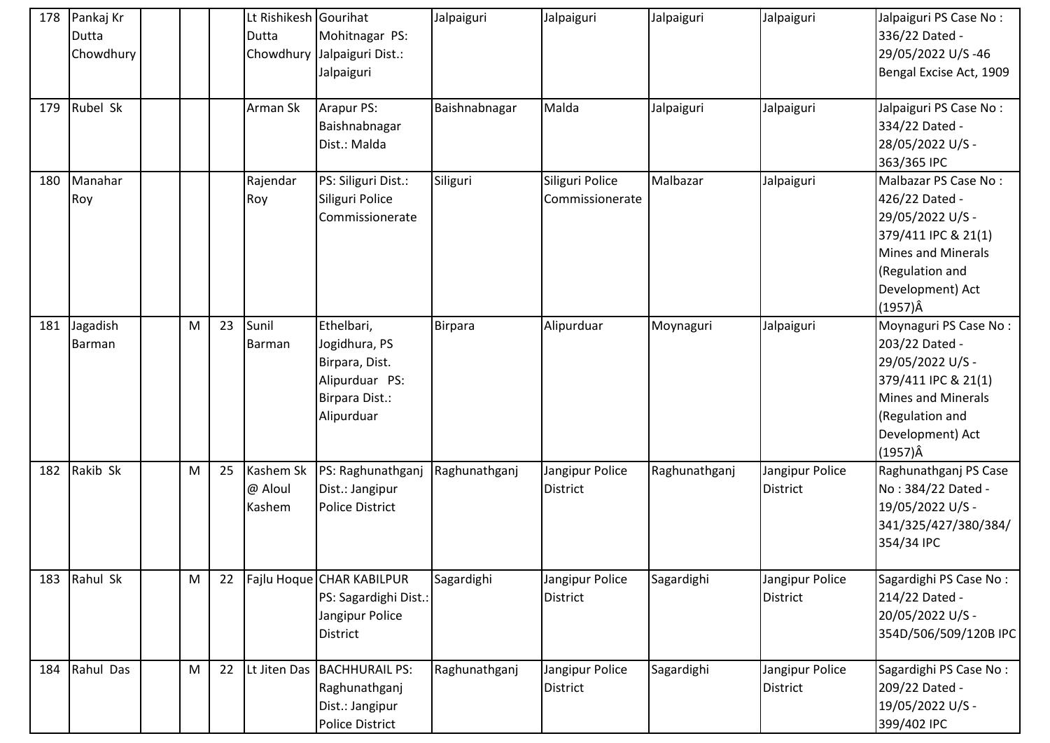| 178 | Pankaj Kr Dutta Chowdhury | | | | Lt Rishikesh Dutta Chowdhury | Gourihat Mohitnagar PS: Jalpaiguri Dist.: Jalpaiguri | Jalpaiguri | Jalpaiguri | Jalpaiguri | Jalpaiguri | Jalpaiguri PS Case No : 336/22 Dated - 29/05/2022 U/S -46 Bengal Excise Act, 1909 |
|---|---|---|---|---|---|---|---|---|---|---|---|
| 179 | Rubel Sk | | | | Arman Sk | Arapur PS: Baishnabnagar Dist.: Malda | Baishnabnagar | Malda | Jalpaiguri | Jalpaiguri | Jalpaiguri PS Case No : 334/22 Dated - 28/05/2022 U/S - 363/365 IPC |
| 180 | Manahar Roy | | | | Rajendar Roy | PS: Siliguri Dist.: Siliguri Police Commissionerate | Siliguri | Siliguri Police Commissionerate | Malbazar | Jalpaiguri | Malbazar PS Case No : 426/22 Dated - 29/05/2022 U/S - 379/411 IPC & 21(1) Mines and Minerals (Regulation and Development) Act (1957)Â |
| 181 | Jagadish Barman | | M | 23 | Sunil Barman | Ethelbari, Jogidhura, PS Birpara, Dist. Alipurduar PS: Birpara Dist.: Alipurduar | Birpara | Alipurduar | Moynaguri | Jalpaiguri | Moynaguri PS Case No : 203/22 Dated - 29/05/2022 U/S - 379/411 IPC & 21(1) Mines and Minerals (Regulation and Development) Act (1957)Â |
| 182 | Rakib Sk | | M | 25 | Kashem Sk @ Aloul Kashem | PS: Raghunathganj Dist.: Jangipur Police District | Raghunathganj | Jangipur Police District | Raghunathganj | Jangipur Police District | Raghunathganj PS Case No : 384/22 Dated - 19/05/2022 U/S - 341/325/427/380/384/354/34 IPC |
| 183 | Rahul Sk | | M | 22 | Fajlu Hoque | CHAR KABILPUR PS: Sagardighi Dist.: Jangipur Police District | Sagardighi | Jangipur Police District | Sagardighi | Jangipur Police District | Sagardighi PS Case No : 214/22 Dated - 20/05/2022 U/S - 354D/506/509/120B IPC |
| 184 | Rahul Das | | M | 22 | Lt Jiten Das | BACHHURAIL PS: Raghunathganj Dist.: Jangipur Police District | Raghunathganj | Jangipur Police District | Sagardighi | Jangipur Police District | Sagardighi PS Case No : 209/22 Dated - 19/05/2022 U/S - 399/402 IPC |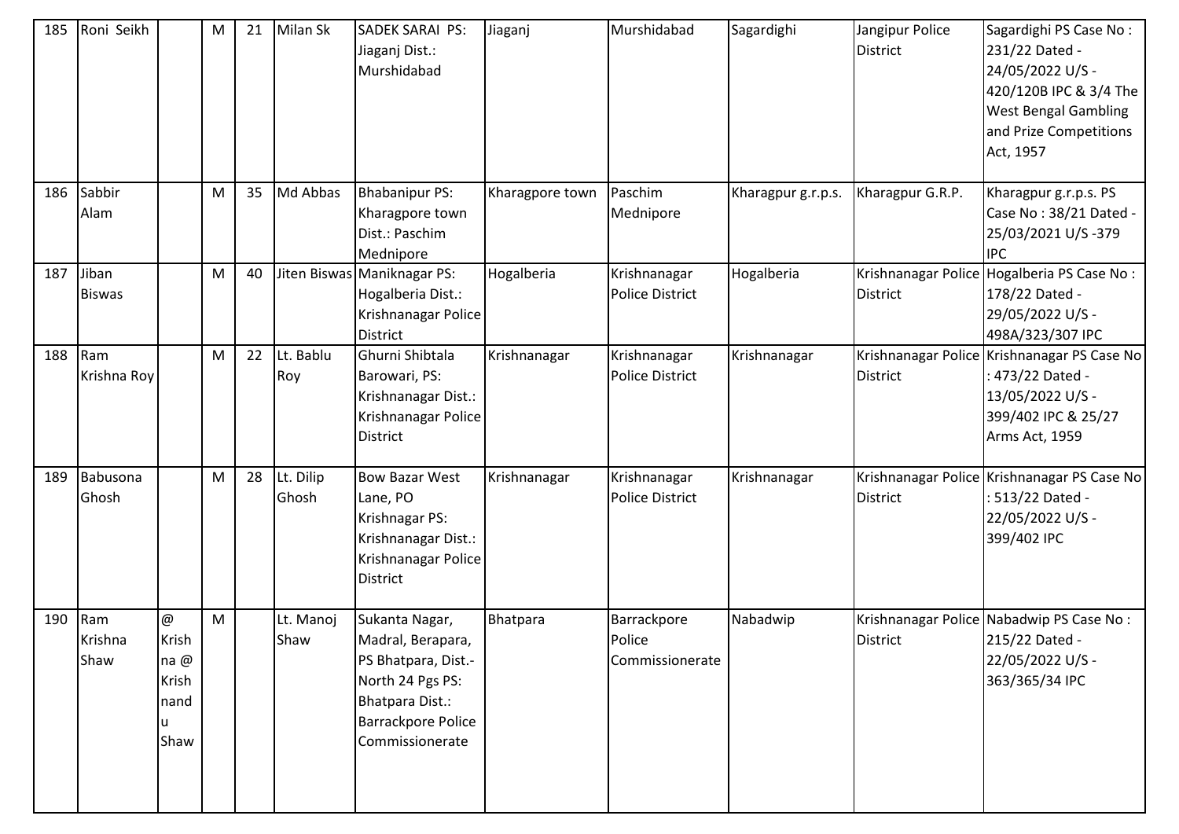| 185 | Roni Seikh | | M | 21 | Milan Sk | SADEK SARAI PS: Jiaganj Dist.: Murshidabad | Jiaganj | Murshidabad | Sagardighi | Jangipur Police District | Sagardighi PS Case No : 231/22 Dated - 24/05/2022 U/S - 420/120B IPC & 3/4 The West Bengal Gambling and Prize Competitions Act, 1957 |
|---|---|---|---|---|---|---|---|---|---|---|---|
| 186 | Sabbir Alam | | M | 35 | Md Abbas | Bhabanipur PS: Kharagpore town Dist.: Paschim Mednipore | Kharagpore town | Paschim Mednipore | Kharagpur g.r.p.s. | Kharagpur G.R.P. | Kharagpur g.r.p.s. PS Case No : 38/21 Dated - 25/03/2021 U/S -379 IPC |
| 187 | Jiban Biswas | | M | 40 | Jiten Biswas | Maniknagar PS: Hogalberia Dist.: Krishnanagar Police District | Hogalberia | Krishnanagar Police District | Hogalberia | Krishnanagar Police District | Hogalberia PS Case No : 178/22 Dated - 29/05/2022 U/S - 498A/323/307 IPC |
| 188 | Ram Krishna Roy | | M | 22 | Lt. Bablu Roy | Ghurni Shibtala Barowari, PS: Krishnanagar Dist.: Krishnanagar Police District | Krishnanagar | Krishnanagar Police District | Krishnanagar | Krishnanagar Police District | Krishnanagar PS Case No : 473/22 Dated - 13/05/2022 U/S - 399/402 IPC & 25/27 Arms Act, 1959 |
| 189 | Babusona Ghosh | | M | 28 | Lt. Dilip Ghosh | Bow Bazar West Lane, PO Krishnagar PS: Krishnanagar Dist.: Krishnanagar Police District | Krishnanagar | Krishnanagar Police District | Krishnanagar | Krishnanagar Police District | Krishnanagar PS Case No : 513/22 Dated - 22/05/2022 U/S - 399/402 IPC |
| 190 | Ram Krishna Shaw | @ Krishna @ Krishnandu Shaw | M | | Lt. Manoj Shaw | Sukanta Nagar, Madral, Berapara, PS Bhatpara, Dist.- North 24 Pgs PS: Bhatpara Dist.: Barrackpore Police Commissionerate | Bhatpara | Barrackpore Police Commissionerate | Nabadwip | Krishnanagar Police District | Nabadwip PS Case No : 215/22 Dated - 22/05/2022 U/S - 363/365/34 IPC |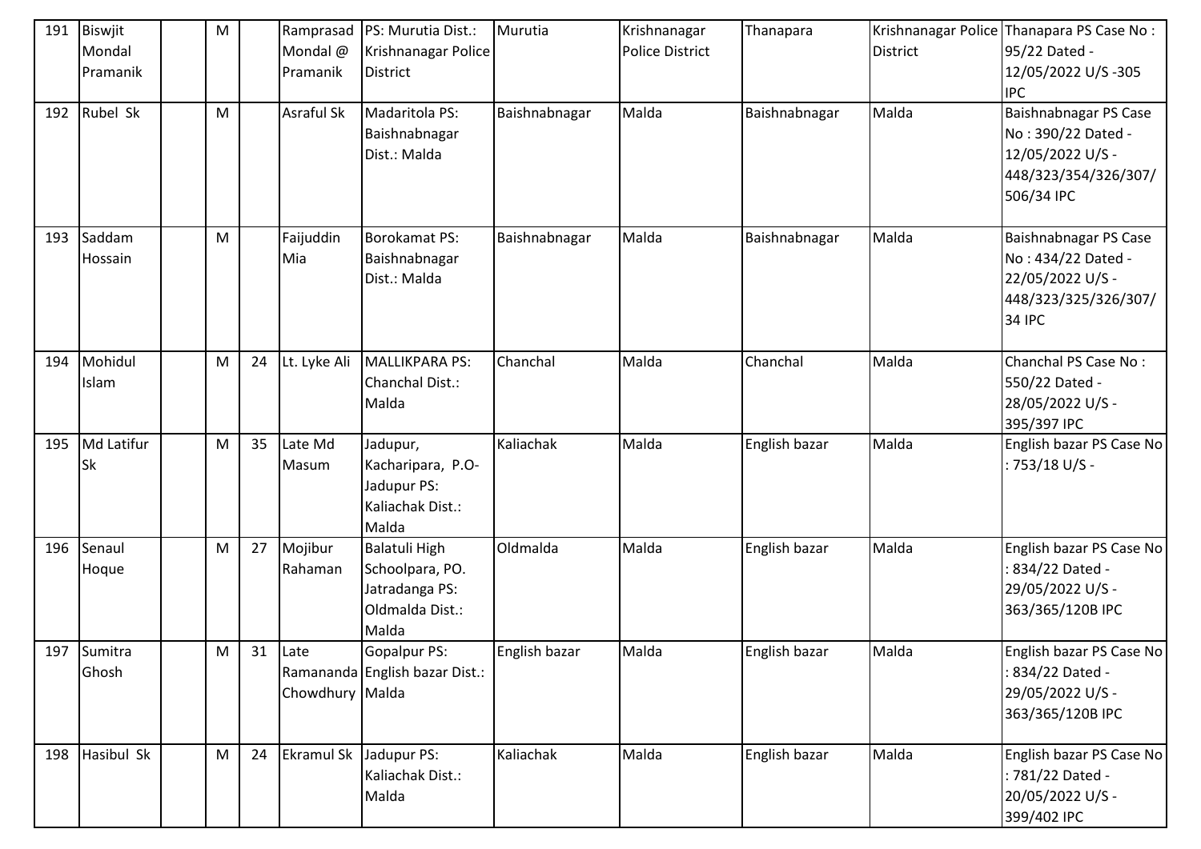| 191 | Biswjit Mondal Pramanik | | M | | Ramprasad Mondal @ Pramanik | PS: Murutia Dist.: Krishnanagar Police District | Murutia | Krishnanagar Police District | Thanapara | Krishnanagar Police District | Thanapara PS Case No : 95/22 Dated - 12/05/2022 U/S -305 IPC |
|---|---|---|---|---|---|---|---|---|---|---|---|
| 192 | Rubel Sk | | M | | Asraful Sk | Madaritola PS: Baishnabnagar Dist.: Malda | Baishnabnagar | Malda | Baishnabnagar | Malda | Baishnabnagar PS Case No : 390/22 Dated - 12/05/2022 U/S - 448/323/354/326/307/506/34 IPC |
| 193 | Saddam Hossain | | M | | Faijuddin Mia | Borokamat PS: Baishnabnagar Dist.: Malda | Baishnabnagar | Malda | Baishnabnagar | Malda | Baishnabnagar PS Case No : 434/22 Dated - 22/05/2022 U/S - 448/323/325/326/307/34 IPC |
| 194 | Mohidul Islam | | M | 24 | Lt. Lyke Ali | MALLIKPARA PS: Chanchal Dist.: Malda | Chanchal | Malda | Chanchal | Malda | Chanchal PS Case No : 550/22 Dated - 28/05/2022 U/S - 395/397 IPC |
| 195 | Md Latifur Sk | | M | 35 | Late Md Masum | Jadupur, Kacharipara, P.O- Jadupur PS: Kaliachak Dist.: Malda | Kaliachak | Malda | English bazar | Malda | English bazar PS Case No : 753/18 U/S - |
| 196 | Senaul Hoque | | M | 27 | Mojibur Rahaman | Balatuli High Schoolpara, PO. Jatradanga PS: Oldmalda Dist.: Malda | Oldmalda | Malda | English bazar | Malda | English bazar PS Case No : 834/22 Dated - 29/05/2022 U/S - 363/365/120B IPC |
| 197 | Sumitra Ghosh | | M | 31 | Late Ramananda Chowdhury | Gopalpur PS: English bazar Dist.: Malda | English bazar | Malda | English bazar | Malda | English bazar PS Case No : 834/22 Dated - 29/05/2022 U/S - 363/365/120B IPC |
| 198 | Hasibul Sk | | M | 24 | Ekramul Sk | Jadupur PS: Kaliachak Dist.: Malda | Kaliachak | Malda | English bazar | Malda | English bazar PS Case No : 781/22 Dated - 20/05/2022 U/S - 399/402 IPC |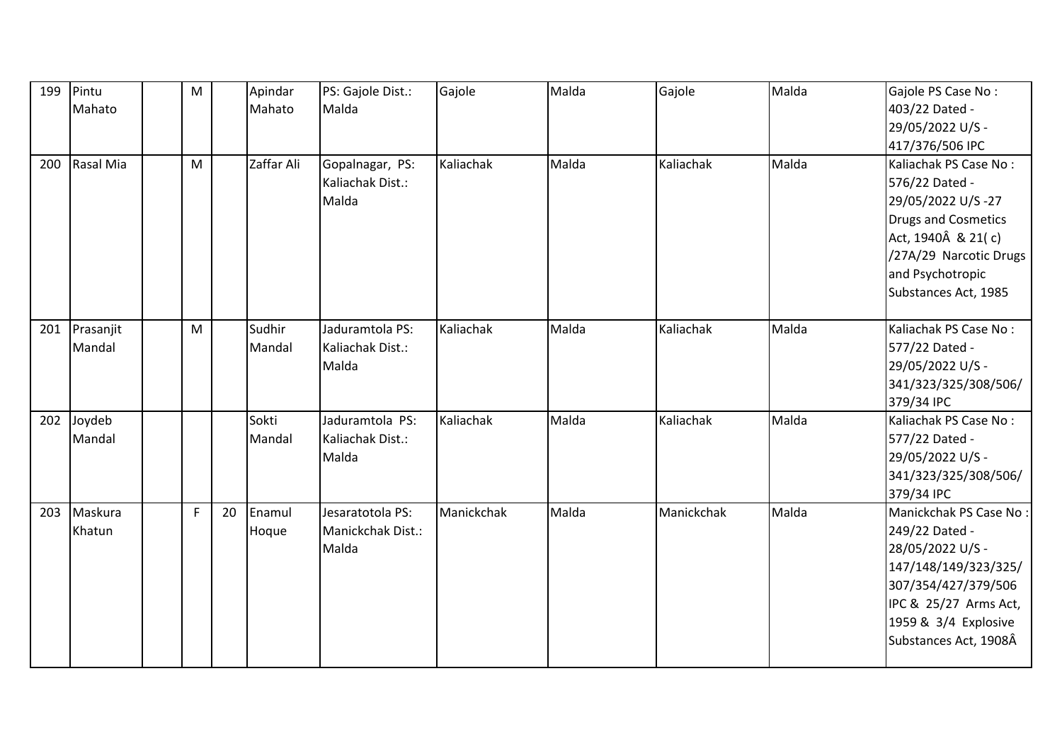| 199 | Pintu Mahato | | M | | Apindar Mahato | PS: Gajole Dist.: Malda | Gajole | Malda | Gajole | Malda | Gajole PS Case No : 403/22 Dated - 29/05/2022 U/S - 417/376/506 IPC |
|---|---|---|---|---|---|---|---|---|---|---|---|
| 200 | Rasal Mia | | M | | Zaffar Ali | Gopalnagar, PS: Kaliachak Dist.: Malda | Kaliachak | Malda | Kaliachak | Malda | Kaliachak PS Case No : 576/22 Dated - 29/05/2022 U/S -27 Drugs and Cosmetics Act, 1940Â & 21( c) /27A/29 Narcotic Drugs and Psychotropic Substances Act, 1985 |
| 201 | Prasanjit Mandal | | M | | Sudhir Mandal | Jaduramtola PS: Kaliachak Dist.: Malda | Kaliachak | Malda | Kaliachak | Malda | Kaliachak PS Case No : 577/22 Dated - 29/05/2022 U/S - 341/323/325/308/506/ 379/34 IPC |
| 202 | Joydeb Mandal | | | | Sokti Mandal | Jaduramtola PS: Kaliachak Dist.: Malda | Kaliachak | Malda | Kaliachak | Malda | Kaliachak PS Case No : 577/22 Dated - 29/05/2022 U/S - 341/323/325/308/506/ 379/34 IPC |
| 203 | Maskura Khatun | | F | 20 | Enamul Hoque | Jesaratotola PS: Manickchak Dist.: Malda | Manickchak | Malda | Manickchak | Malda | Manickchak PS Case No : 249/22 Dated - 28/05/2022 U/S - 147/148/149/323/325/ 307/354/427/379/506 IPC & 25/27 Arms Act, 1959 & 3/4 Explosive Substances Act, 1908Â |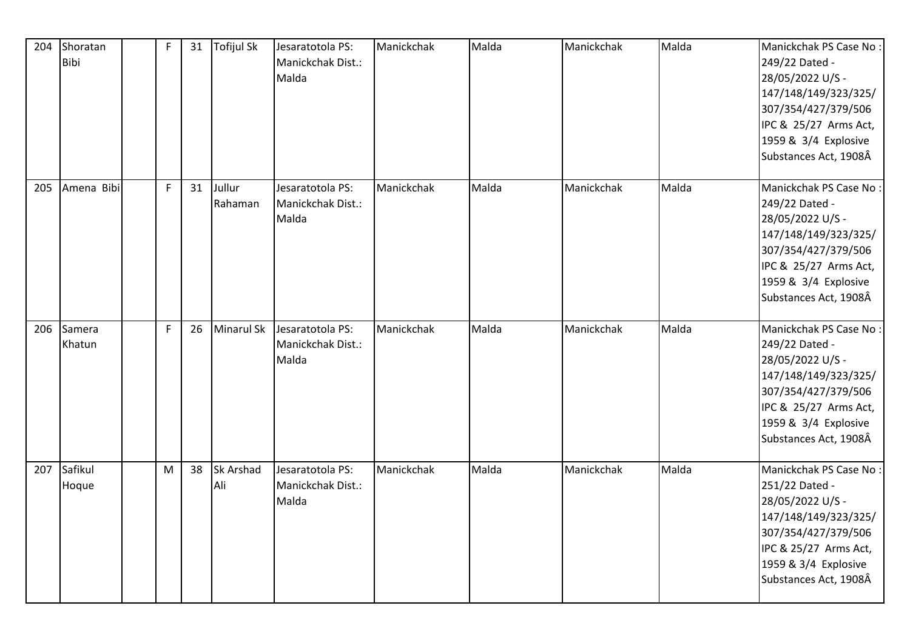| 204 | Shoratan Bibi | | F | 31 | Tofijul Sk | Jesaratotola PS: Manickchak Dist.: Malda | Manickchak | Malda | Manickchak | Malda | Manickchak PS Case No : 249/22 Dated - 28/05/2022 U/S - 147/148/149/323/325/307/354/427/379/506 IPC & 25/27 Arms Act, 1959 & 3/4 Explosive Substances Act, 1908Â |
|---|---|---|---|---|---|---|---|---|---|---|---|
| 205 | Amena Bibi | | F | 31 | Jullur Rahaman | Jesaratotola PS: Manickchak Dist.: Malda | Manickchak | Malda | Manickchak | Malda | Manickchak PS Case No : 249/22 Dated - 28/05/2022 U/S - 147/148/149/323/325/307/354/427/379/506 IPC & 25/27 Arms Act, 1959 & 3/4 Explosive Substances Act, 1908Â |
| 206 | Samera Khatun | | F | 26 | Minarul Sk | Jesaratotola PS: Manickchak Dist.: Malda | Manickchak | Malda | Manickchak | Malda | Manickchak PS Case No : 249/22 Dated - 28/05/2022 U/S - 147/148/149/323/325/307/354/427/379/506 IPC & 25/27 Arms Act, 1959 & 3/4 Explosive Substances Act, 1908Â |
| 207 | Safikul Hoque | | M | 38 | Sk Arshad Ali | Jesaratotola PS: Manickchak Dist.: Malda | Manickchak | Malda | Manickchak | Malda | Manickchak PS Case No : 251/22 Dated - 28/05/2022 U/S - 147/148/149/323/325/307/354/427/379/506 IPC & 25/27 Arms Act, 1959 & 3/4 Explosive Substances Act, 1908Â |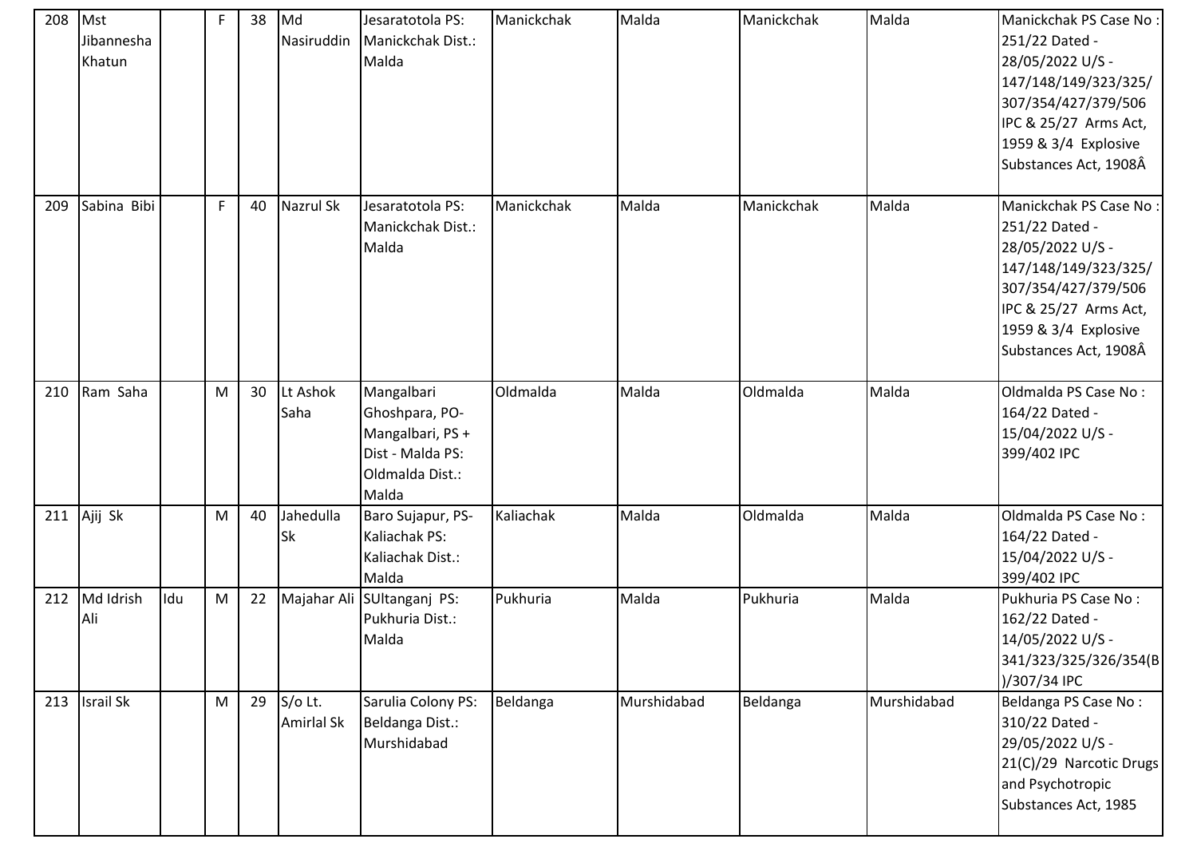| 208 | Mst Jibannesha Khatun | | F | 38 | Md Nasiruddin | Jesaratotola PS: Manickchak Dist.: Malda | Manickchak | Malda | Manickchak | Malda | Manickchak PS Case No : 251/22 Dated - 28/05/2022 U/S - 147/148/149/323/325/307/354/427/379/506 IPC & 25/27 Arms Act, 1959 & 3/4 Explosive Substances Act, 1908Â |
|---|---|---|---|---|---|---|---|---|---|---|---|
| 209 | Sabina Bibi | | F | 40 | Nazrul Sk | Jesaratotola PS: Manickchak Dist.: Malda | Manickchak | Malda | Manickchak | Malda | Manickchak PS Case No : 251/22 Dated - 28/05/2022 U/S - 147/148/149/323/325/307/354/427/379/506 IPC & 25/27 Arms Act, 1959 & 3/4 Explosive Substances Act, 1908Â |
| 210 | Ram Saha | | M | 30 | Lt Ashok Saha | Mangalbari Ghoshpara, PO- Mangalbari, PS + Dist - Malda PS: Oldmalda Dist.: Malda | Oldmalda | Malda | Oldmalda | Malda | Oldmalda PS Case No : 164/22 Dated - 15/04/2022 U/S - 399/402 IPC |
| 211 | Ajij Sk | | M | 40 | Jahedulla Sk | Baro Sujapur, PS- Kaliachak PS: Kaliachak Dist.: Malda | Kaliachak | Malda | Oldmalda | Malda | Oldmalda PS Case No : 164/22 Dated - 15/04/2022 U/S - 399/402 IPC |
| 212 | Md Idrish Ali | Idu | M | 22 | Majahar Ali | SUltanganj PS: Pukhuria Dist.: Malda | Pukhuria | Malda | Pukhuria | Malda | Pukhuria PS Case No : 162/22 Dated - 14/05/2022 U/S - 341/323/325/326/354(B)/307/34 IPC |
| 213 | Israil Sk | | M | 29 | S/o Lt. Amirlal Sk | Sarulia Colony PS: Beldanga Dist.: Murshidabad | Beldanga | Murshidabad | Beldanga | Murshidabad | Beldanga PS Case No : 310/22 Dated - 29/05/2022 U/S - 21(C)/29 Narcotic Drugs and Psychotropic Substances Act, 1985 |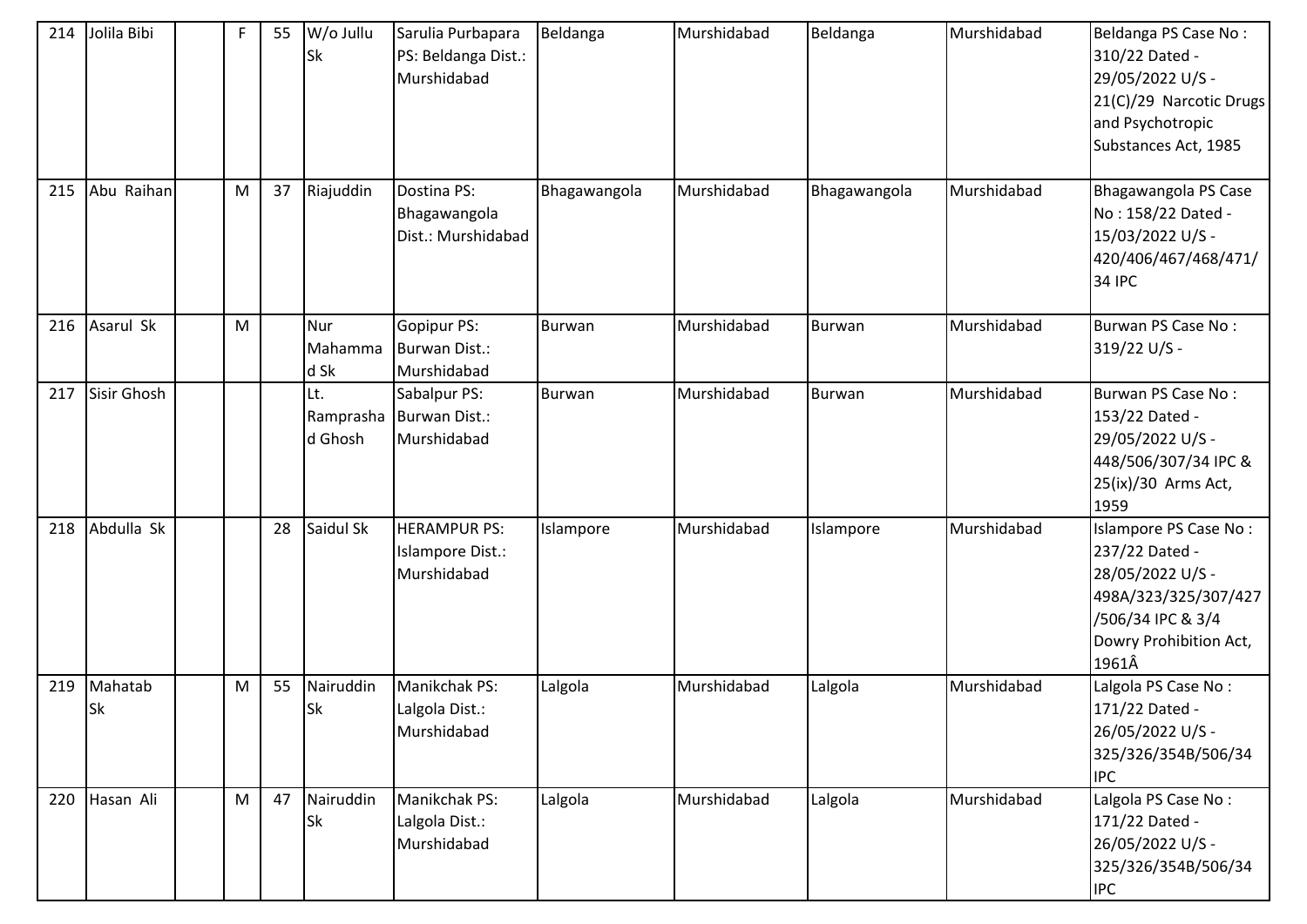| 214 | Jolila Bibi | | F | 55 | W/o Jullu Sk | Sarulia Purbapara PS: Beldanga Dist.: Murshidabad | Beldanga | Murshidabad | Beldanga | Murshidabad | Beldanga PS Case No : 310/22 Dated - 29/05/2022 U/S - 21(C)/29 Narcotic Drugs and Psychotropic Substances Act, 1985 |
|---|---|---|---|---|---|---|---|---|---|---|---|
| 215 | Abu Raihan | | M | 37 | Riajuddin | Dostina PS: Bhagawangola Dist.: Murshidabad | Bhagawangola | Murshidabad | Bhagawangola | Murshidabad | Bhagawangola PS Case No : 158/22 Dated - 15/03/2022 U/S - 420/406/467/468/471/34 IPC |
| 216 | Asarul Sk | | M | | Nur Mahammad Sk | Gopipur PS: Burwan Dist.: Murshidabad | Burwan | Murshidabad | Burwan | Murshidabad | Burwan PS Case No : 319/22 U/S - |
| 217 | Sisir Ghosh | | | | Lt. Ramprashad Ghosh | Sabalpur PS: Burwan Dist.: Murshidabad | Burwan | Murshidabad | Burwan | Murshidabad | Burwan PS Case No : 153/22 Dated - 29/05/2022 U/S - 448/506/307/34 IPC & 25(ix)/30 Arms Act, 1959 |
| 218 | Abdulla Sk | | | 28 | Saidul Sk | HERAMPUR PS: Islampore Dist.: Murshidabad | Islampore | Murshidabad | Islampore | Murshidabad | Islampore PS Case No : 237/22 Dated - 28/05/2022 U/S - 498A/323/325/307/427/506/34 IPC & 3/4 Dowry Prohibition Act, 1961Â |
| 219 | Mahatab Sk | | M | 55 | Nairuddin Sk | Manikchak PS: Lalgola Dist.: Murshidabad | Lalgola | Murshidabad | Lalgola | Murshidabad | Lalgola PS Case No : 171/22 Dated - 26/05/2022 U/S - 325/326/354B/506/34 IPC |
| 220 | Hasan Ali | | M | 47 | Nairuddin Sk | Manikchak PS: Lalgola Dist.: Murshidabad | Lalgola | Murshidabad | Lalgola | Murshidabad | Lalgola PS Case No : 171/22 Dated - 26/05/2022 U/S - 325/326/354B/506/34 IPC |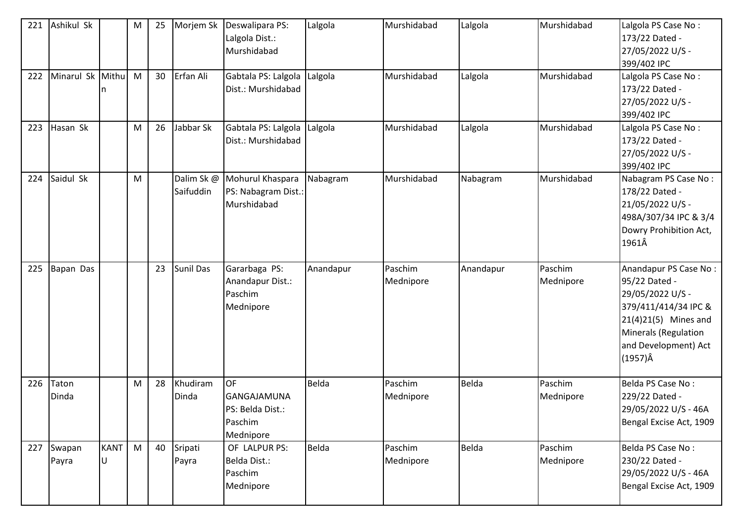| 221 | Ashikul Sk | | M | 25 | Morjem Sk | Deswalipara PS: Lalgola Dist.: Murshidabad | Lalgola | Murshidabad | Lalgola | Murshidabad | Lalgola PS Case No : 173/22 Dated - 27/05/2022 U/S - 399/402 IPC |
|---|---|---|---|---|---|---|---|---|---|---|---|
| 222 | Minarul Sk | Mithun | M | 30 | Erfan Ali | Gabtala PS: Lalgola Dist.: Murshidabad | Lalgola | Murshidabad | Lalgola | Murshidabad | Lalgola PS Case No : 173/22 Dated - 27/05/2022 U/S - 399/402 IPC |
| 223 | Hasan Sk | | M | 26 | Jabbar Sk | Gabtala PS: Lalgola Dist.: Murshidabad | Lalgola | Murshidabad | Lalgola | Murshidabad | Lalgola PS Case No : 173/22 Dated - 27/05/2022 U/S - 399/402 IPC |
| 224 | Saidul Sk | | M | | Dalim Sk @ Saifuddin | Mohurul Khaspara PS: Nabagram Dist.: Murshidabad | Nabagram | Murshidabad | Nabagram | Murshidabad | Nabagram PS Case No : 178/22 Dated - 21/05/2022 U/S - 498A/307/34 IPC & 3/4 Dowry Prohibition Act, 1961Â |
| 225 | Bapan Das | | | 23 | Sunil Das | Gararbaga PS: Anandapur Dist.: Paschim Mednipore | Anandapur | Paschim Mednipore | Anandapur | Paschim Mednipore | Anandapur PS Case No : 95/22 Dated - 29/05/2022 U/S - 379/411/414/34 IPC & 21(4)21(5) Mines and Minerals (Regulation and Development) Act (1957)Â |
| 226 | Taton Dinda | | M | 28 | Khudiram Dinda | OF GANGAJAMUNA PS: Belda Dist.: Paschim Mednipore | Belda | Paschim Mednipore | Belda | Paschim Mednipore | Belda PS Case No : 229/22 Dated - 29/05/2022 U/S - 46A Bengal Excise Act, 1909 |
| 227 | Swapan Payra | KANTU | M | 40 | Sripati Payra | OF LALPUR PS: Belda Dist.: Paschim Mednipore | Belda | Paschim Mednipore | Belda | Paschim Mednipore | Belda PS Case No : 230/22 Dated - 29/05/2022 U/S - 46A Bengal Excise Act, 1909 |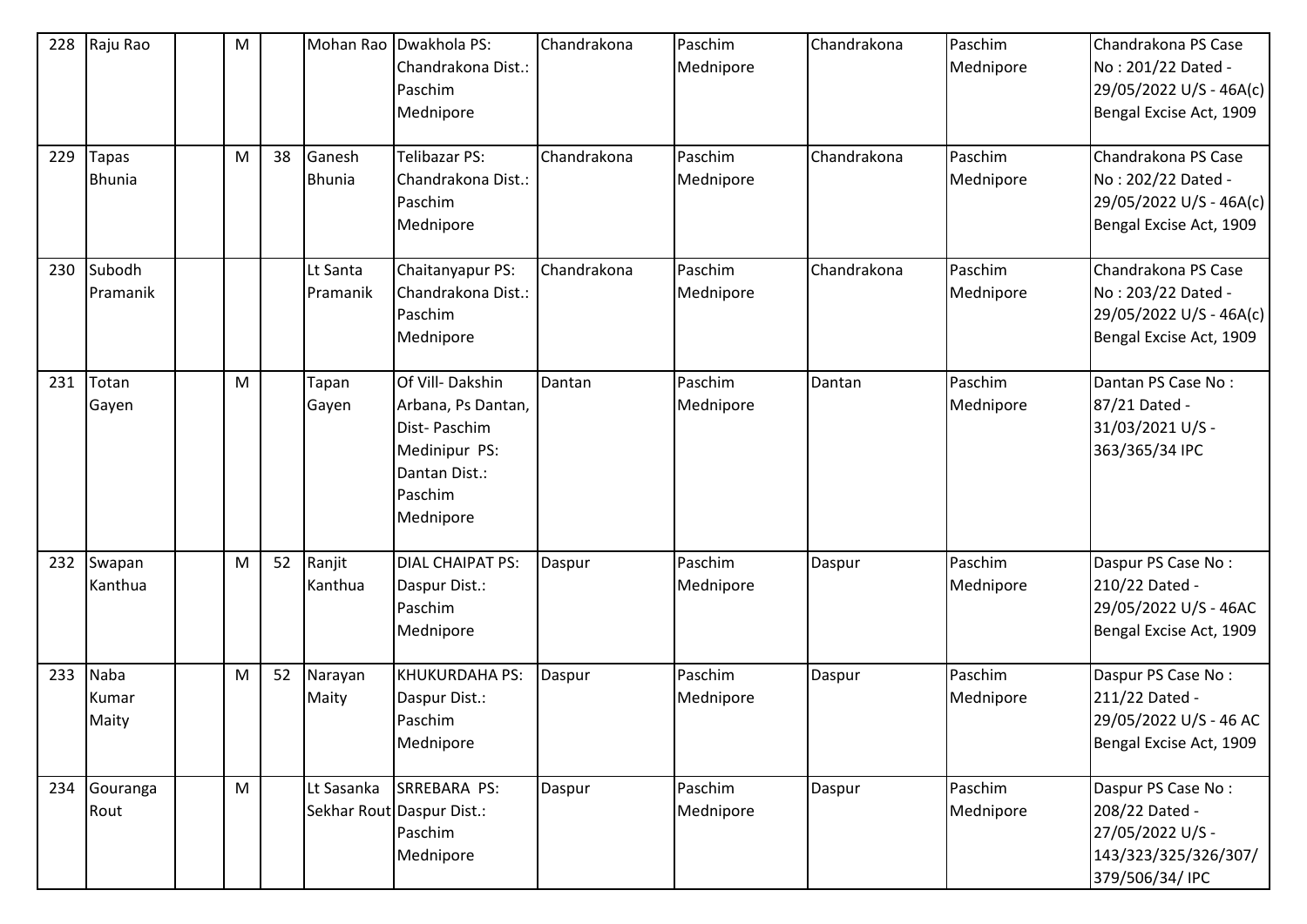| 228 | Raju Rao | | M | | Mohan Rao | Dwakhola PS: Chandrakona Dist.: Paschim Mednipore | Chandrakona | Paschim Mednipore | Chandrakona | Paschim Mednipore | Chandrakona PS Case No : 201/22 Dated - 29/05/2022 U/S - 46A(c) Bengal Excise Act, 1909 |
|---|---|---|---|---|---|---|---|---|---|---|---|
| 229 | Tapas Bhunia | | M | 38 | Ganesh Bhunia | Telibazar PS: Chandrakona Dist.: Paschim Mednipore | Chandrakona | Paschim Mednipore | Chandrakona | Paschim Mednipore | Chandrakona PS Case No : 202/22 Dated - 29/05/2022 U/S - 46A(c) Bengal Excise Act, 1909 |
| 230 | Subodh Pramanik | | | | Lt Santa Pramanik | Chaitanyapur PS: Chandrakona Dist.: Paschim Mednipore | Chandrakona | Paschim Mednipore | Chandrakona | Paschim Mednipore | Chandrakona PS Case No : 203/22 Dated - 29/05/2022 U/S - 46A(c) Bengal Excise Act, 1909 |
| 231 | Totan Gayen | | M | | Tapan Gayen | Of Vill- Dakshin Arbana, Ps Dantan, Dist- Paschim Medinipur PS: Dantan Dist.: Paschim Mednipore | Dantan | Paschim Mednipore | Dantan | Paschim Mednipore | Dantan PS Case No : 87/21 Dated - 31/03/2021 U/S - 363/365/34 IPC |
| 232 | Swapan Kanthua | | M | 52 | Ranjit Kanthua | DIAL CHAIPAT PS: Daspur Dist.: Paschim Mednipore | Daspur | Paschim Mednipore | Daspur | Paschim Mednipore | Daspur PS Case No : 210/22 Dated - 29/05/2022 U/S - 46AC Bengal Excise Act, 1909 |
| 233 | Naba Kumar Maity | | M | 52 | Narayan Maity | KHUKURDAHA PS: Daspur Dist.: Paschim Mednipore | Daspur | Paschim Mednipore | Daspur | Paschim Mednipore | Daspur PS Case No : 211/22 Dated - 29/05/2022 U/S - 46 AC Bengal Excise Act, 1909 |
| 234 | Gouranga Rout | | M | | Lt Sasanka Sekhar Rout | SRREBARA PS: Daspur Dist.: Paschim Mednipore | Daspur | Paschim Mednipore | Daspur | Paschim Mednipore | Daspur PS Case No : 208/22 Dated - 27/05/2022 U/S - 143/323/325/326/307/ 379/506/34/ IPC |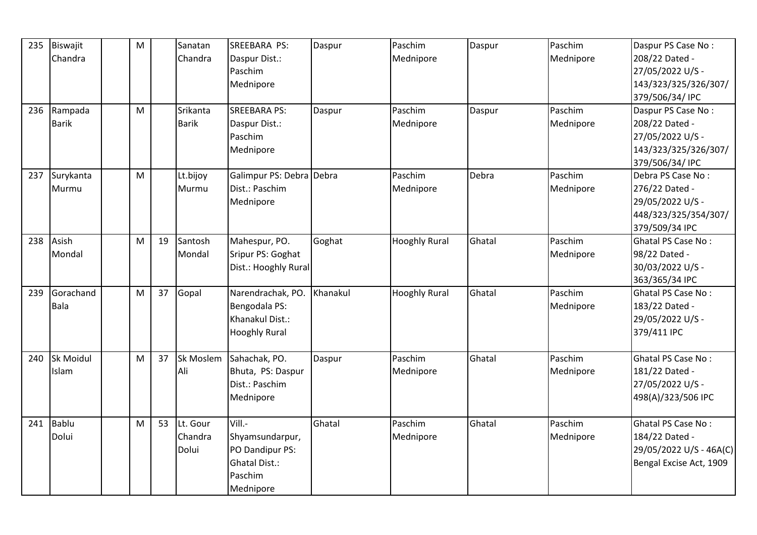| 235 | Biswajit Chandra | | M | | Sanatan Chandra | SREEBARA PS: Daspur Dist.: Paschim Mednipore | Daspur | Paschim Mednipore | Daspur | Paschim Mednipore | Daspur PS Case No : 208/22 Dated - 27/05/2022 U/S - 143/323/325/326/307/ 379/506/34/ IPC |
|---|---|---|---|---|---|---|---|---|---|---|---|
| 236 | Rampada Barik | | M | | Srikanta Barik | SREEBARA PS: Daspur Dist.: Paschim Mednipore | Daspur | Paschim Mednipore | Daspur | Paschim Mednipore | Daspur PS Case No : 208/22 Dated - 27/05/2022 U/S - 143/323/325/326/307/ 379/506/34/ IPC |
| 237 | Surykanta Murmu | | M | | Lt.bijoy Murmu | Galimpur PS: Debra Dist.: Paschim Mednipore | Debra | Paschim Mednipore | Debra | Paschim Mednipore | Debra PS Case No : 276/22 Dated - 29/05/2022 U/S - 448/323/325/354/307/ 379/509/34 IPC |
| 238 | Asish Mondal | | M | 19 | Santosh Mondal | Mahespur, PO. Sripur PS: Goghat Dist.: Hooghly Rural | Goghat | Hooghly Rural | Ghatal | Paschim Mednipore | Ghatal PS Case No : 98/22 Dated - 30/03/2022 U/S - 363/365/34 IPC |
| 239 | Gorachand Bala | | M | 37 | Gopal | Narendrachak, PO. Bengodala PS: Khanakul Dist.: Hooghly Rural | Khanakul | Hooghly Rural | Ghatal | Paschim Mednipore | Ghatal PS Case No : 183/22 Dated - 29/05/2022 U/S - 379/411 IPC |
| 240 | Sk Moidul Islam | | M | 37 | Sk Moslem Ali | Sahachak, PO. Bhuta, PS: Daspur Dist.: Paschim Mednipore | Daspur | Paschim Mednipore | Ghatal | Paschim Mednipore | Ghatal PS Case No : 181/22 Dated - 27/05/2022 U/S - 498(A)/323/506 IPC |
| 241 | Bablu Dolui | | M | 53 | Lt. Gour Chandra Dolui | Vill.- Shyamsundarpur, PO Dandipur PS: Ghatal Dist.: Paschim Mednipore | Ghatal | Paschim Mednipore | Ghatal | Paschim Mednipore | Ghatal PS Case No : 184/22 Dated - 29/05/2022 U/S - 46A(C) Bengal Excise Act, 1909 |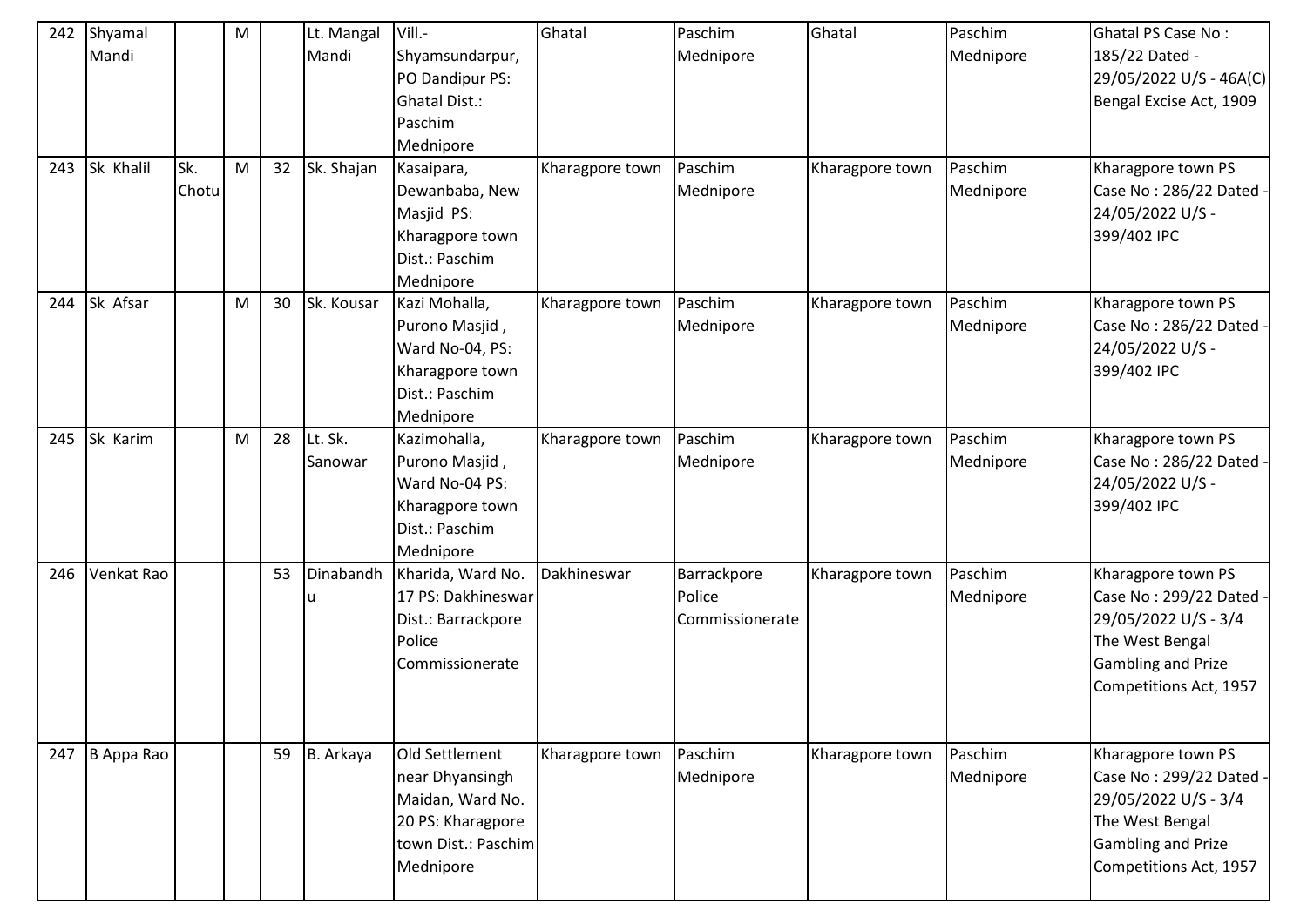| 242 | Shyamal Mandi | | M | | Lt. Mangal Mandi | Vill.- Shyamsundarpur, PO Dandipur PS: Ghatal Dist.: Paschim Mednipore | Ghatal | Paschim Mednipore | Ghatal | Paschim Mednipore | Ghatal PS Case No : 185/22 Dated - 29/05/2022 U/S - 46A(C) Bengal Excise Act, 1909 |
|---|---|---|---|---|---|---|---|---|---|---|---|
| 243 | Sk Khalil | Sk. Chotu | M | 32 | Sk. Shajan | Kasaipara, Dewanbaba, New Masjid PS: Kharagpore town Dist.: Paschim Mednipore | Kharagpore town | Paschim Mednipore | Kharagpore town | Paschim Mednipore | Kharagpore town PS Case No : 286/22 Dated - 24/05/2022 U/S - 399/402 IPC |
| 244 | Sk Afsar | | M | 30 | Sk. Kousar | Kazi Mohalla, Purono Masjid , Ward No-04, PS: Kharagpore town Dist.: Paschim Mednipore | Kharagpore town | Paschim Mednipore | Kharagpore town | Paschim Mednipore | Kharagpore town PS Case No : 286/22 Dated - 24/05/2022 U/S - 399/402 IPC |
| 245 | Sk Karim | | M | 28 | Lt. Sk. Sanowar | Kazimohalla, Purono Masjid , Ward No-04 PS: Kharagpore town Dist.: Paschim Mednipore | Kharagpore town | Paschim Mednipore | Kharagpore town | Paschim Mednipore | Kharagpore town PS Case No : 286/22 Dated - 24/05/2022 U/S - 399/402 IPC |
| 246 | Venkat Rao | | | 53 | Dinabandhu | Kharida, Ward No. 17 PS: Dakhineswar Dist.: Barrackpore Police Commissionerate | Dakhineswar | Barrackpore Police Commissionerate | Kharagpore town | Paschim Mednipore | Kharagpore town PS Case No : 299/22 Dated - 29/05/2022 U/S - 3/4 The West Bengal Gambling and Prize Competitions Act, 1957 |
| 247 | B Appa Rao | | | 59 | B. Arkaya | Old Settlement near Dhyansingh Maidan, Ward No. 20 PS: Kharagpore town Dist.: Paschim Mednipore | Kharagpore town | Paschim Mednipore | Kharagpore town | Paschim Mednipore | Kharagpore town PS Case No : 299/22 Dated - 29/05/2022 U/S - 3/4 The West Bengal Gambling and Prize Competitions Act, 1957 |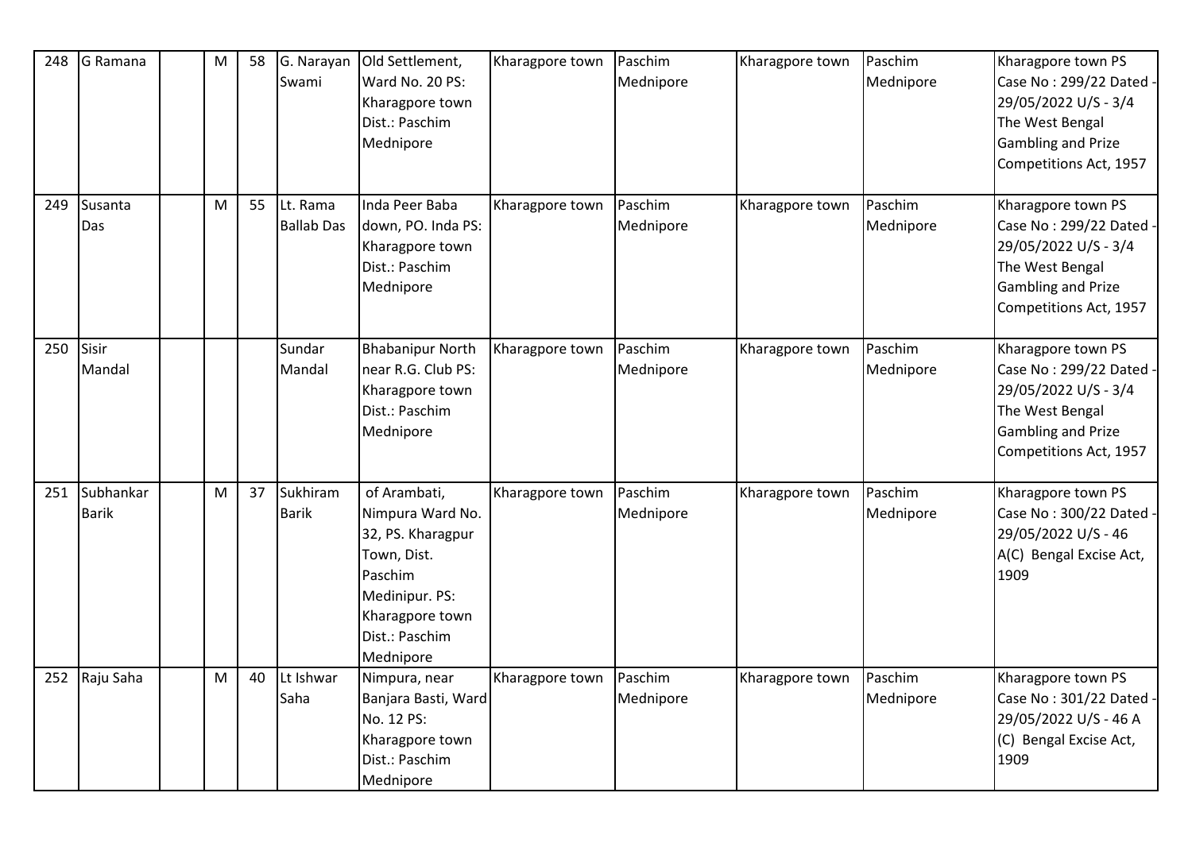| 248 | G Ramana | | M | 58 | G. Narayan Swami | Old Settlement, Ward No. 20 PS: Kharagpore town Dist.: Paschim Mednipore | Kharagpore town | Paschim Mednipore | Kharagpore town | Paschim Mednipore | Kharagpore town PS Case No : 299/22 Dated - 29/05/2022 U/S - 3/4 The West Bengal Gambling and Prize Competitions Act, 1957 |
|---|---|---|---|---|---|---|---|---|---|---|---|
| 249 | Susanta Das | | M | 55 | Lt. Rama Ballab Das | Inda Peer Baba down, PO. Inda PS: Kharagpore town Dist.: Paschim Mednipore | Kharagpore town | Paschim Mednipore | Kharagpore town | Paschim Mednipore | Kharagpore town PS Case No : 299/22 Dated - 29/05/2022 U/S - 3/4 The West Bengal Gambling and Prize Competitions Act, 1957 |
| 250 | Sisir Mandal | | | | Sundar Mandal | Bhabanipur North near R.G. Club PS: Kharagpore town Dist.: Paschim Mednipore | Kharagpore town | Paschim Mednipore | Kharagpore town | Paschim Mednipore | Kharagpore town PS Case No : 299/22 Dated - 29/05/2022 U/S - 3/4 The West Bengal Gambling and Prize Competitions Act, 1957 |
| 251 | Subhankar Barik | | M | 37 | Sukhiram Barik | of Arambati, Nimpura Ward No. 32, PS. Kharagpur Town, Dist. Paschim Medinipur. PS: Kharagpore town Dist.: Paschim Mednipore | Kharagpore town | Paschim Mednipore | Kharagpore town | Paschim Mednipore | Kharagpore town PS Case No : 300/22 Dated - 29/05/2022 U/S - 46 A(C) Bengal Excise Act, 1909 |
| 252 | Raju Saha | | M | 40 | Lt Ishwar Saha | Nimpura, near Banjara Basti, Ward No. 12 PS: Kharagpore town Dist.: Paschim Mednipore | Kharagpore town | Paschim Mednipore | Kharagpore town | Paschim Mednipore | Kharagpore town PS Case No : 301/22 Dated - 29/05/2022 U/S - 46 A (C) Bengal Excise Act, 1909 |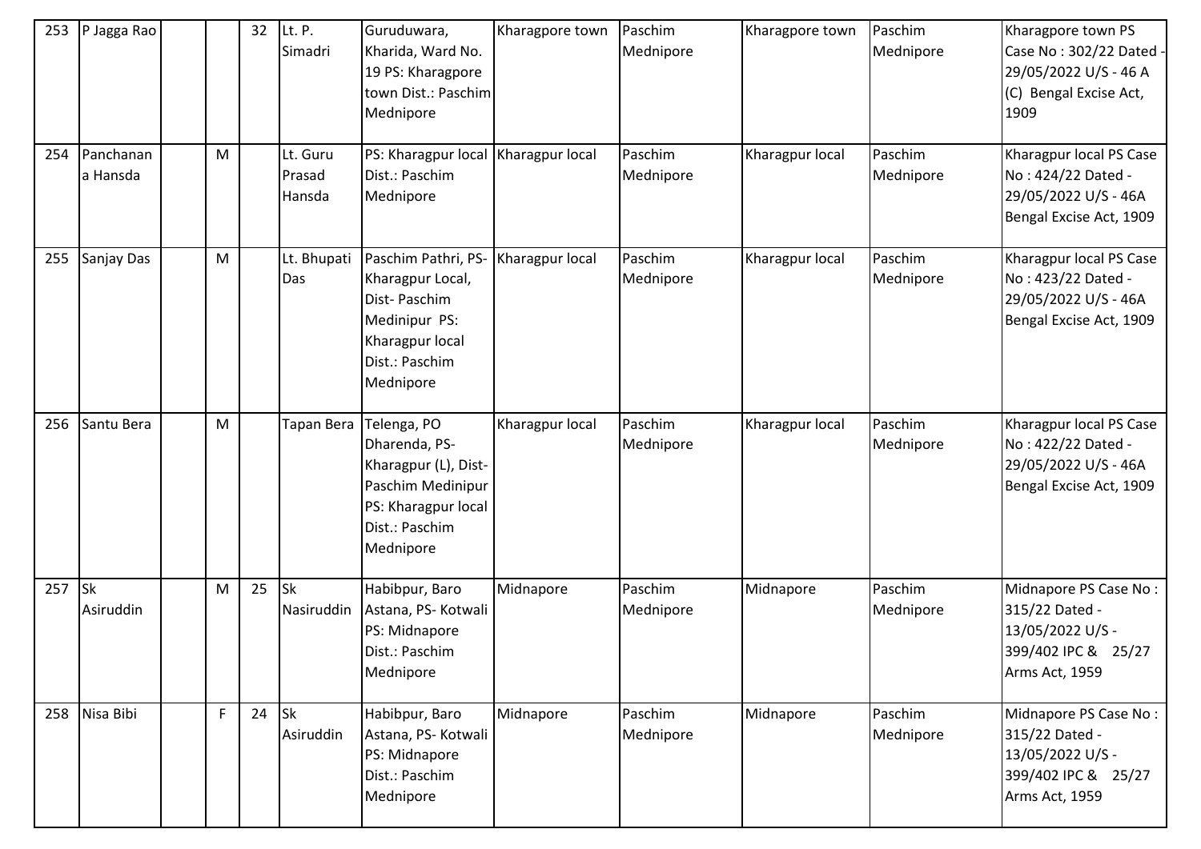| 253 | P Jagga Rao | | | 32 | Lt. P. Simadri | Guruduwara, Kharida, Ward No. 19 PS: Kharagpore town Dist.: Paschim Mednipore | Kharagpore town | Paschim Mednipore | Kharagpore town | Paschim Mednipore | Kharagpore town PS Case No : 302/22 Dated - 29/05/2022 U/S - 46 A (C) Bengal Excise Act, 1909 |
|---|---|---|---|---|---|---|---|---|---|---|---|
| 254 | Panchanana Hansda | | M | | Lt. Guru Prasad Hansda | PS: Kharagpur local Dist.: Paschim Mednipore | Kharagpur local | Paschim Mednipore | Kharagpur local | Paschim Mednipore | Kharagpur local PS Case No : 424/22 Dated - 29/05/2022 U/S - 46A Bengal Excise Act, 1909 |
| 255 | Sanjay Das | | M | | Lt. Bhupati Das | Paschim Pathri, PS- Kharagpur Local, Dist- Paschim Medinipur PS: Kharagpur local Dist.: Paschim Mednipore | Kharagpur local | Paschim Mednipore | Kharagpur local | Paschim Mednipore | Kharagpur local PS Case No : 423/22 Dated - 29/05/2022 U/S - 46A Bengal Excise Act, 1909 |
| 256 | Santu Bera | | M | | Tapan Bera | Telenga, PO Dharenda, PS- Kharagpur (L), Dist- Paschim Medinipur PS: Kharagpur local Dist.: Paschim Mednipore | Kharagpur local | Paschim Mednipore | Kharagpur local | Paschim Mednipore | Kharagpur local PS Case No : 422/22 Dated - 29/05/2022 U/S - 46A Bengal Excise Act, 1909 |
| 257 | Sk Asiruddin | | M | 25 | Sk Nasiruddin | Habibpur, Baro Astana, PS- Kotwali PS: Midnapore Dist.: Paschim Mednipore | Midnapore | Paschim Mednipore | Midnapore | Paschim Mednipore | Midnapore PS Case No : 315/22 Dated - 13/05/2022 U/S - 399/402 IPC & 25/27 Arms Act, 1959 |
| 258 | Nisa Bibi | | F | 24 | Sk Asiruddin | Habibpur, Baro Astana, PS- Kotwali PS: Midnapore Dist.: Paschim Mednipore | Midnapore | Paschim Mednipore | Midnapore | Paschim Mednipore | Midnapore PS Case No : 315/22 Dated - 13/05/2022 U/S - 399/402 IPC & 25/27 Arms Act, 1959 |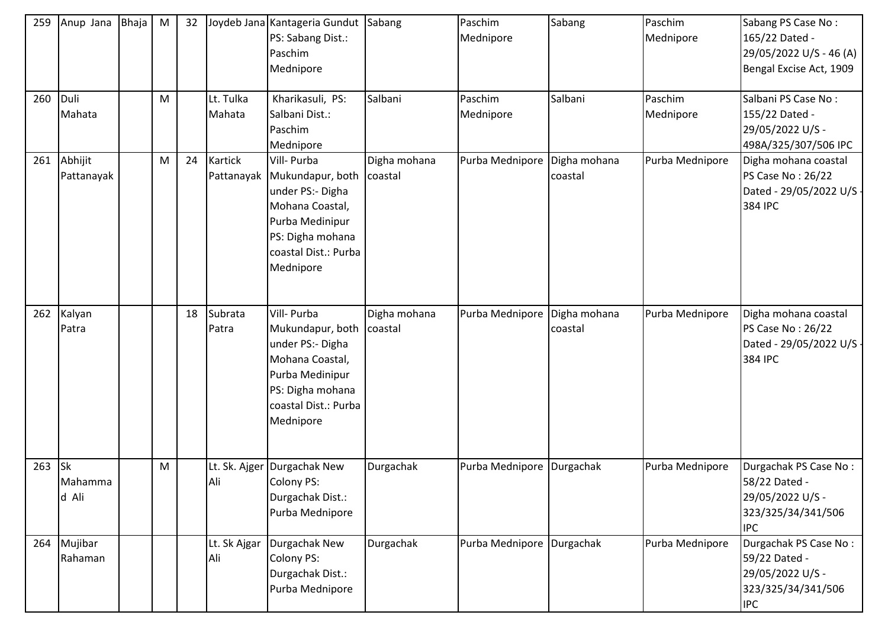| 259 | Anup Jana | Bhaja | M | 32 | Joydeb Jana | Kantageria Gundut PS: Sabang Dist.: Paschim Mednipore | Sabang | Paschim Mednipore | Sabang | Paschim Mednipore | Sabang PS Case No : 165/22 Dated - 29/05/2022 U/S - 46 (A) Bengal Excise Act, 1909 |
|---|---|---|---|---|---|---|---|---|---|---|---|
| 260 | Duli Mahata | | M | | Lt. Tulka Mahata | Kharikasuli, PS: Salbani Dist.: Paschim Mednipore | Salbani | Paschim Mednipore | Salbani | Paschim Mednipore | Salbani PS Case No : 155/22 Dated - 29/05/2022 U/S - 498A/325/307/506 IPC |
| 261 | Abhijit Pattanayak | | M | 24 | Kartick Pattanayak | Vill- Purba Mukundapur, both under PS:- Digha Mohana Coastal, Purba Medinipur PS: Digha mohana coastal Dist.: Purba Mednipore | Digha mohana coastal | Purba Mednipore | Digha mohana coastal | Purba Mednipore | Digha mohana coastal PS Case No : 26/22 Dated - 29/05/2022 U/S - 384 IPC |
| 262 | Kalyan Patra | | | 18 | Subrata Patra | Vill- Purba Mukundapur, both under PS:- Digha Mohana Coastal, Purba Medinipur PS: Digha mohana coastal Dist.: Purba Mednipore | Digha mohana coastal | Purba Mednipore | Digha mohana coastal | Purba Mednipore | Digha mohana coastal PS Case No : 26/22 Dated - 29/05/2022 U/S - 384 IPC |
| 263 | Sk Mahammad Ali | | M | | Lt. Sk. Ajger Ali | Durgachak New Colony PS: Durgachak Dist.: Purba Mednipore | Durgachak | Purba Mednipore | Durgachak | Purba Mednipore | Durgachak PS Case No : 58/22 Dated - 29/05/2022 U/S - 323/325/34/341/506 IPC |
| 264 | Mujibar Rahaman | | | | Lt. Sk Ajgar Ali | Durgachak New Colony PS: Durgachak Dist.: Purba Mednipore | Durgachak | Purba Mednipore | Durgachak | Purba Mednipore | Durgachak PS Case No : 59/22 Dated - 29/05/2022 U/S - 323/325/34/341/506 IPC |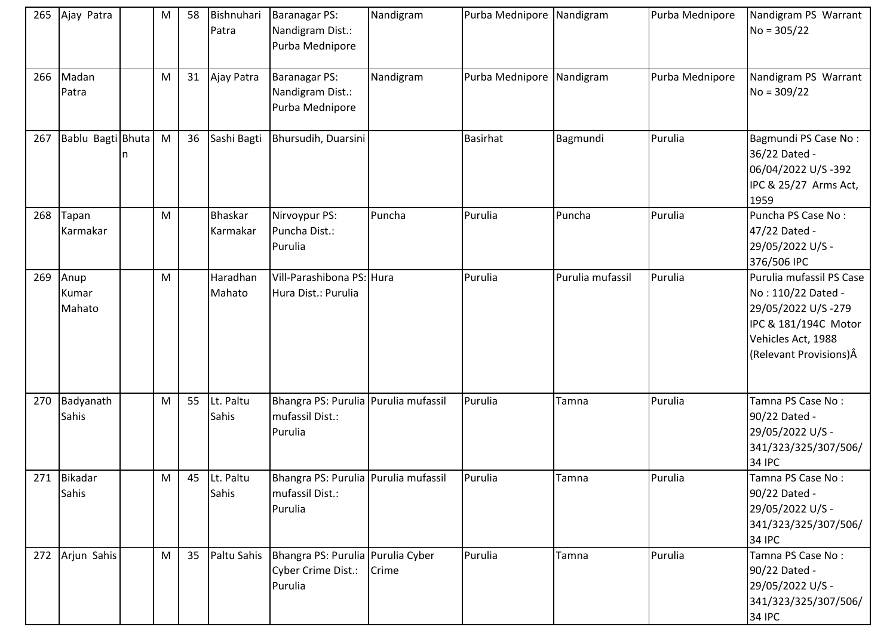| 265 | Ajay Patra | | M | 58 | Bishnuhari Patra | Baranagar PS: Nandigram Dist.: Purba Mednipore | Nandigram | Purba Mednipore | Nandigram | Purba Mednipore | Nandigram PS Warrant No = 305/22 |
|---|---|---|---|---|---|---|---|---|---|---|---|
| 266 | Madan Patra | | M | 31 | Ajay Patra | Baranagar PS: Nandigram Dist.: Purba Mednipore | Nandigram | Purba Mednipore | Nandigram | Purba Mednipore | Nandigram PS Warrant No = 309/22 |
| 267 | Bablu Bagti | Bhutan | M | 36 | Sashi Bagti | Bhursudih, Duarsini | | Basirhat | Bagmundi | Purulia | Bagmundi PS Case No : 36/22 Dated - 06/04/2022 U/S -392 IPC & 25/27 Arms Act, 1959 |
| 268 | Tapan Karmakar | | M | | Bhaskar Karmakar | Nirvoypur PS: Puncha Dist.: Purulia | Puncha | Purulia | Puncha | Purulia | Puncha PS Case No : 47/22 Dated - 29/05/2022 U/S - 376/506 IPC |
| 269 | Anup Kumar Mahato | | M | | Haradhan Mahato | Vill-Parashibona PS: Hura Dist.: Purulia | Hura | Purulia | Purulia mufassil | Purulia | Purulia mufassil PS Case No : 110/22 Dated - 29/05/2022 U/S -279 IPC & 181/194C Motor Vehicles Act, 1988 (Relevant Provisions)Â |
| 270 | Badyanath Sahis | | M | 55 | Lt. Paltu Sahis | Bhangra PS: Purulia mufassil Dist.: Purulia | Purulia mufassil | Purulia | Tamna | Purulia | Tamna PS Case No : 90/22 Dated - 29/05/2022 U/S - 341/323/325/307/506/34 IPC |
| 271 | Bikadar Sahis | | M | 45 | Lt. Paltu Sahis | Bhangra PS: Purulia mufassil Dist.: Purulia | Purulia mufassil | Purulia | Tamna | Purulia | Tamna PS Case No : 90/22 Dated - 29/05/2022 U/S - 341/323/325/307/506/34 IPC |
| 272 | Arjun Sahis | | M | 35 | Paltu Sahis | Bhangra PS: Purulia Cyber Crime Dist.: Purulia | Purulia Cyber Crime | Purulia | Tamna | Purulia | Tamna PS Case No : 90/22 Dated - 29/05/2022 U/S - 341/323/325/307/506/34 IPC |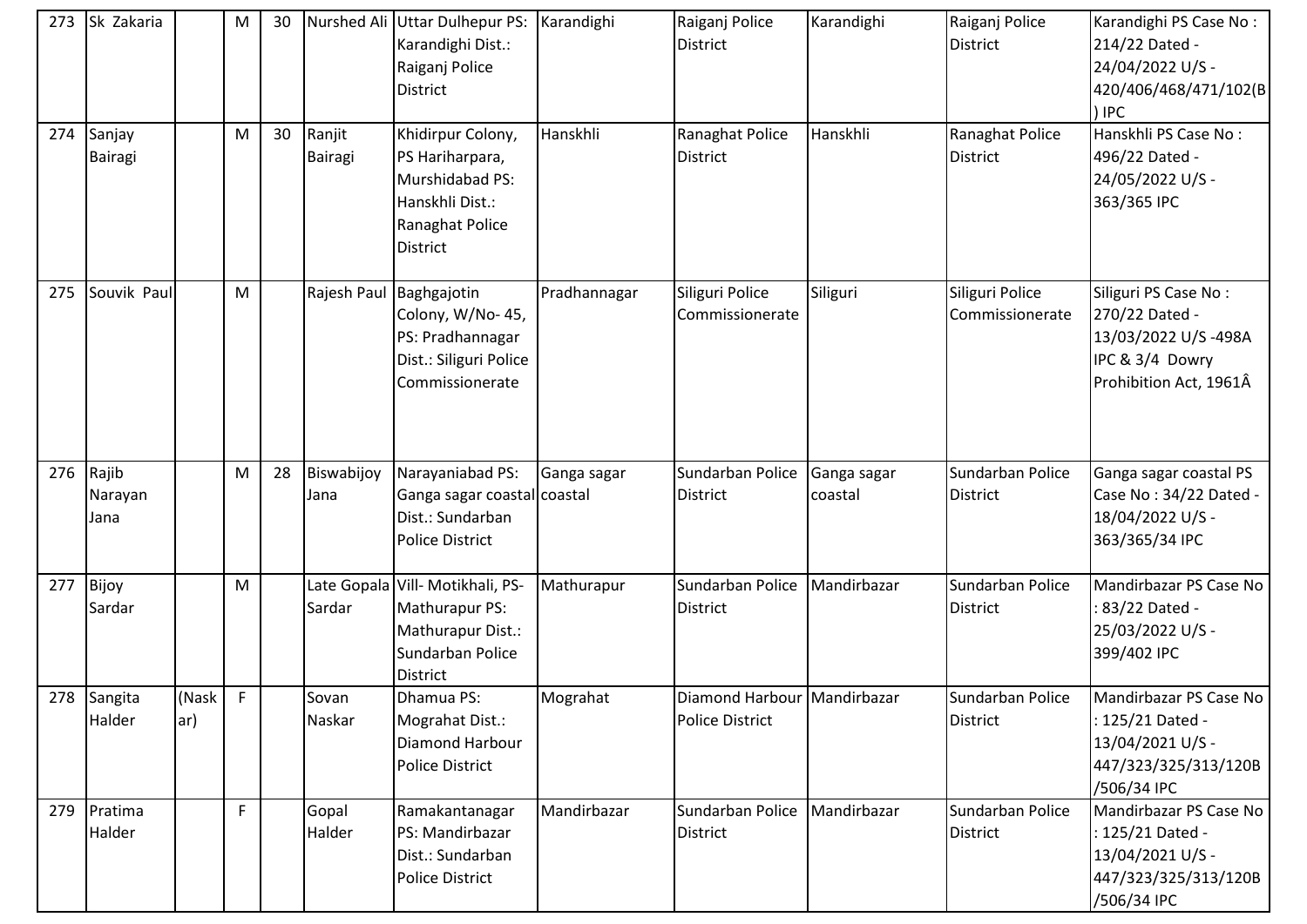| 273 | Sk Zakaria | | M | 30 | Nurshed Ali | Uttar Dulhepur PS: Karandighi Dist.: Raiganj Police District | Karandighi | Raiganj Police District | Karandighi | Raiganj Police District | Karandighi PS Case No : 214/22 Dated - 24/04/2022 U/S - 420/406/468/471/102(B) IPC |
|---|---|---|---|---|---|---|---|---|---|---|---|
| 274 | Sanjay Bairagi | | M | 30 | Ranjit Bairagi | Khidirpur Colony, PS Hariharpara, Murshidabad PS: Hanskhli Dist.: Ranaghat Police District | Hanskhli | Ranaghat Police District | Hanskhli | Ranaghat Police District | Hanskhli PS Case No : 496/22 Dated - 24/05/2022 U/S - 363/365 IPC |
| 275 | Souvik Paul | | M | | Rajesh Paul | Baghgajotin Colony, W/No- 45, PS: Pradhannagar Dist.: Siliguri Police Commissionerate | Pradhannagar | Siliguri Police Commissionerate | Siliguri | Siliguri Police Commissionerate | Siliguri PS Case No : 270/22 Dated - 13/03/2022 U/S -498A IPC & 3/4 Dowry Prohibition Act, 1961Â |
| 276 | Rajib Narayan Jana | | M | 28 | Biswabijoy Jana | Narayaniabad PS: Ganga sagar coastal Dist.: Sundarban Police District | Ganga sagar coastal | Sundarban Police District | Ganga sagar coastal | Sundarban Police District | Ganga sagar coastal PS Case No : 34/22 Dated - 18/04/2022 U/S - 363/365/34 IPC |
| 277 | Bijoy Sardar | | M | | Late Gopala Sardar | Vill- Motikhali, PS- Mathurapur PS: Mathurapur Dist.: Sundarban Police District | Mathurapur | Sundarban Police District | Mandirbazar | Sundarban Police District | Mandirbazar PS Case No : 83/22 Dated - 25/03/2022 U/S - 399/402 IPC |
| 278 | Sangita Halder | (Naskar) | F | | Sovan Naskar | Dhamua PS: Mograhat Dist.: Diamond Harbour Police District | Mograhat | Diamond Harbour Police District | Mandirbazar | Sundarban Police District | Mandirbazar PS Case No : 125/21 Dated - 13/04/2021 U/S - 447/323/325/313/120B/506/34 IPC |
| 279 | Pratima Halder | | F | | Gopal Halder | Ramakantanagar PS: Mandirbazar Dist.: Sundarban Police District | Mandirbazar | Sundarban Police District | Mandirbazar | Sundarban Police District | Mandirbazar PS Case No : 125/21 Dated - 13/04/2021 U/S - 447/323/325/313/120B/506/34 IPC |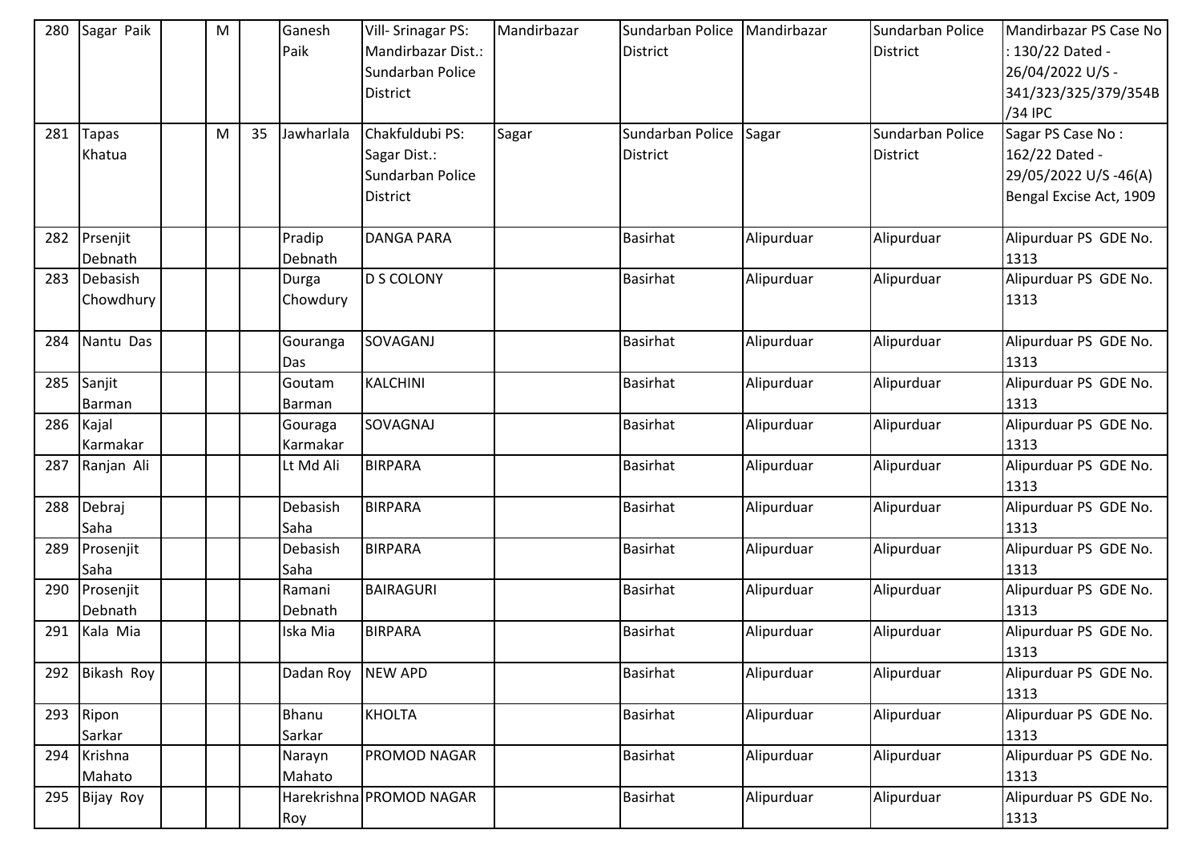| 280 | Sagar Paik | | M | | Ganesh Paik | Vill- Srinagar PS: Mandirbazar Dist.: Sundarban Police District | Mandirbazar | Sundarban Police District | Mandirbazar | Sundarban Police District | Mandirbazar PS Case No : 130/22 Dated - 26/04/2022 U/S - 341/323/325/379/354B /34 IPC |
|---|---|---|---|---|---|---|---|---|---|---|---|
| 281 | Tapas Khatua | | M | 35 | Jawharlala | Chakfuldubi PS: Sagar Dist.: Sundarban Police District | Sagar | Sundarban Police District | Sagar | Sundarban Police District | Sagar PS Case No : 162/22 Dated - 29/05/2022 U/S -46(A) Bengal Excise Act, 1909 |
| 282 | Prsenjit Debnath | | | | Pradip Debnath | DANGA PARA | | Basirhat | Alipurduar | Alipurduar | Alipurduar PS GDE No. 1313 |
| 283 | Debasish Chowdhury | | | | Durga Chowdury | D S COLONY | | Basirhat | Alipurduar | Alipurduar | Alipurduar PS GDE No. 1313 |
| 284 | Nantu Das | | | | Gouranga Das | SOVAGANJ | | Basirhat | Alipurduar | Alipurduar | Alipurduar PS GDE No. 1313 |
| 285 | Sanjit Barman | | | | Goutam Barman | KALCHINI | | Basirhat | Alipurduar | Alipurduar | Alipurduar PS GDE No. 1313 |
| 286 | Kajal Karmakar | | | | Gouraga Karmakar | SOVAGNAJ | | Basirhat | Alipurduar | Alipurduar | Alipurduar PS GDE No. 1313 |
| 287 | Ranjan Ali | | | | Lt Md Ali | BIRPARA | | Basirhat | Alipurduar | Alipurduar | Alipurduar PS GDE No. 1313 |
| 288 | Debraj Saha | | | | Debasish Saha | BIRPARA | | Basirhat | Alipurduar | Alipurduar | Alipurduar PS GDE No. 1313 |
| 289 | Prosenjit Saha | | | | Debasish Saha | BIRPARA | | Basirhat | Alipurduar | Alipurduar | Alipurduar PS GDE No. 1313 |
| 290 | Prosenjit Debnath | | | | Ramani Debnath | BAIRAGURI | | Basirhat | Alipurduar | Alipurduar | Alipurduar PS GDE No. 1313 |
| 291 | Kala Mia | | | | Iska Mia | BIRPARA | | Basirhat | Alipurduar | Alipurduar | Alipurduar PS GDE No. 1313 |
| 292 | Bikash Roy | | | | Dadan Roy | NEW APD | | Basirhat | Alipurduar | Alipurduar | Alipurduar PS GDE No. 1313 |
| 293 | Ripon Sarkar | | | | Bhanu Sarkar | KHOLTA | | Basirhat | Alipurduar | Alipurduar | Alipurduar PS GDE No. 1313 |
| 294 | Krishna Mahato | | | | Narayn Mahato | PROMOD NAGAR | | Basirhat | Alipurduar | Alipurduar | Alipurduar PS GDE No. 1313 |
| 295 | Bijay Roy | | | | Harekrishna Roy | PROMOD NAGAR | | Basirhat | Alipurduar | Alipurduar | Alipurduar PS GDE No. 1313 |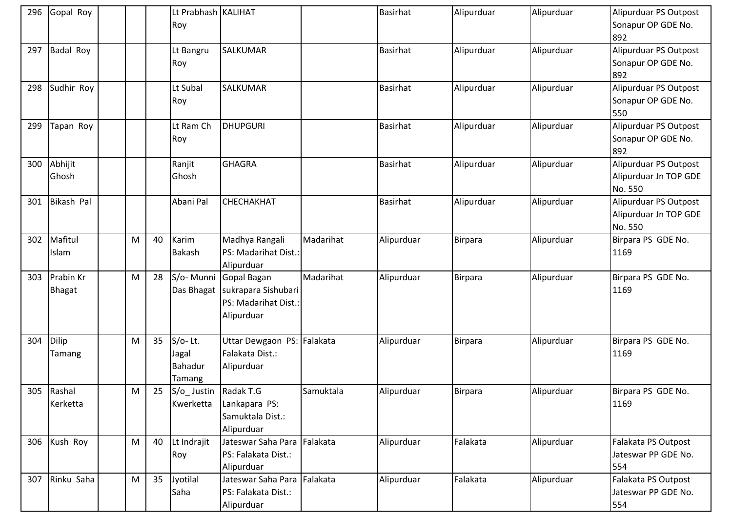| 296 | Gopal Roy | | | | Lt Prabhash Roy | KALIHAT | | Basirhat | Alipurduar | Alipurduar | Alipurduar PS Outpost Sonapur OP GDE No. 892 |
|---|---|---|---|---|---|---|---|---|---|---|---|
| 297 | Badal Roy | | | | Lt Bangru Roy | SALKUMAR | | Basirhat | Alipurduar | Alipurduar | Alipurduar PS Outpost Sonapur OP GDE No. 892 |
| 298 | Sudhir Roy | | | | Lt Subal Roy | SALKUMAR | | Basirhat | Alipurduar | Alipurduar | Alipurduar PS Outpost Sonapur OP GDE No. 550 |
| 299 | Tapan Roy | | | | Lt Ram Ch Roy | DHUPGURI | | Basirhat | Alipurduar | Alipurduar | Alipurduar PS Outpost Sonapur OP GDE No. 892 |
| 300 | Abhijit Ghosh | | | | Ranjit Ghosh | GHAGRA | | Basirhat | Alipurduar | Alipurduar | Alipurduar PS Outpost Alipurduar Jn TOP GDE No. 550 |
| 301 | Bikash Pal | | | | Abani Pal | CHECHAKHAT | | Basirhat | Alipurduar | Alipurduar | Alipurduar PS Outpost Alipurduar Jn TOP GDE No. 550 |
| 302 | Mafitul Islam | | M | 40 | Karim Bakash | Madhya Rangali PS: Madarihat Dist.: Alipurduar | Madarihat | Alipurduar | Birpara | Alipurduar | Birpara PS GDE No. 1169 |
| 303 | Prabin Kr Bhagat | | M | 28 | S/o- Munni Das Bhagat | Gopal Bagan sukrapara Sishubari PS: Madarihat Dist.: Alipurduar | Madarihat | Alipurduar | Birpara | Alipurduar | Birpara PS GDE No. 1169 |
| 304 | Dilip Tamang | | M | 35 | S/o- Lt. Jagal Bahadur Tamang | Uttar Dewgaon PS: Falakata Dist.: Alipurduar | Falakata | Alipurduar | Birpara | Alipurduar | Birpara PS GDE No. 1169 |
| 305 | Rashal Kerketta | | M | 25 | S/o_ Justin Kwerketta | Radak T.G Lankapara PS: Samuktala Dist.: Alipurduar | Samuktala | Alipurduar | Birpara | Alipurduar | Birpara PS GDE No. 1169 |
| 306 | Kush Roy | | M | 40 | Lt Indrajit Roy | Jateswar Saha Para PS: Falakata Dist.: Alipurduar | Falakata | Alipurduar | Falakata | Alipurduar | Falakata PS Outpost Jateswar PP GDE No. 554 |
| 307 | Rinku Saha | | M | 35 | Jyotilal Saha | Jateswar Saha Para PS: Falakata Dist.: Alipurduar | Falakata | Alipurduar | Falakata | Alipurduar | Falakata PS Outpost Jateswar PP GDE No. 554 |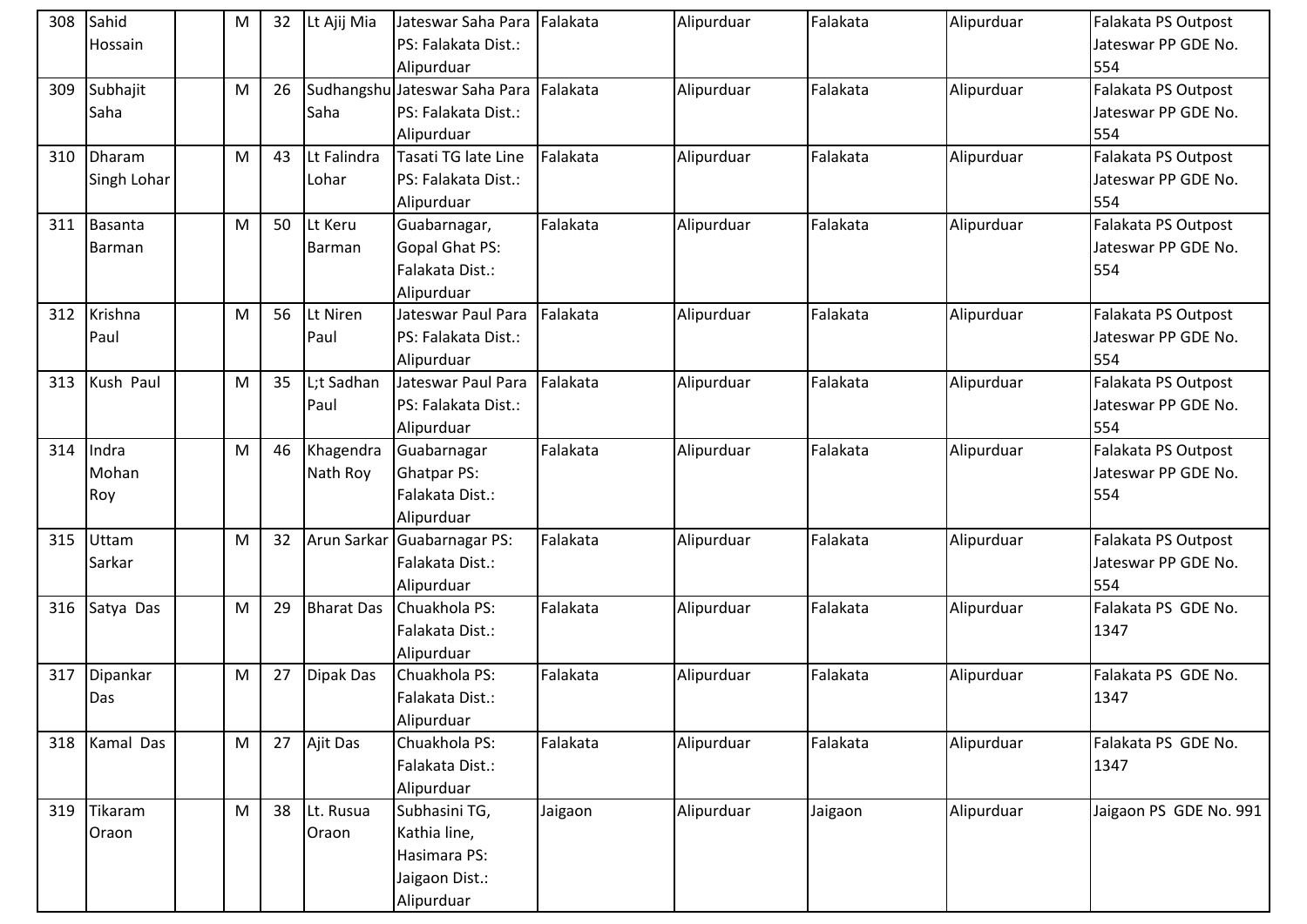| 308 | Sahid Hossain | | M | 32 | Lt Ajij Mia | Jateswar Saha Para PS: Falakata Dist.: Alipurduar | Falakata | Alipurduar | Falakata | Alipurduar | Falakata PS Outpost Jateswar PP GDE No. 554 |
|---|---|---|---|---|---|---|---|---|---|---|---|
| 309 | Subhajit Saha | | M | 26 | Sudhangshu Saha | Jateswar Saha Para PS: Falakata Dist.: Alipurduar | Falakata | Alipurduar | Falakata | Alipurduar | Falakata PS Outpost Jateswar PP GDE No. 554 |
| 310 | Dharam Singh Lohar | | M | 43 | Lt Falindra Lohar | Tasati TG late Line PS: Falakata Dist.: Alipurduar | Falakata | Alipurduar | Falakata | Alipurduar | Falakata PS Outpost Jateswar PP GDE No. 554 |
| 311 | Basanta Barman | | M | 50 | Lt Keru Barman | Guabarnagar, Gopal Ghat PS: Falakata Dist.: Alipurduar | Falakata | Alipurduar | Falakata | Alipurduar | Falakata PS Outpost Jateswar PP GDE No. 554 |
| 312 | Krishna Paul | | M | 56 | Lt Niren Paul | Jateswar Paul Para PS: Falakata Dist.: Alipurduar | Falakata | Alipurduar | Falakata | Alipurduar | Falakata PS Outpost Jateswar PP GDE No. 554 |
| 313 | Kush Paul | | M | 35 | L;t Sadhan Paul | Jateswar Paul Para PS: Falakata Dist.: Alipurduar | Falakata | Alipurduar | Falakata | Alipurduar | Falakata PS Outpost Jateswar PP GDE No. 554 |
| 314 | Indra Mohan Roy | | M | 46 | Khagendra Nath Roy | Guabarnagar Ghatpar PS: Falakata Dist.: Alipurduar | Falakata | Alipurduar | Falakata | Alipurduar | Falakata PS Outpost Jateswar PP GDE No. 554 |
| 315 | Uttam Sarkar | | M | 32 | Arun Sarkar | Guabarnagar PS: Falakata Dist.: Alipurduar | Falakata | Alipurduar | Falakata | Alipurduar | Falakata PS Outpost Jateswar PP GDE No. 554 |
| 316 | Satya Das | | M | 29 | Bharat Das | Chuakhola PS: Falakata Dist.: Alipurduar | Falakata | Alipurduar | Falakata | Alipurduar | Falakata PS GDE No. 1347 |
| 317 | Dipankar Das | | M | 27 | Dipak Das | Chuakhola PS: Falakata Dist.: Alipurduar | Falakata | Alipurduar | Falakata | Alipurduar | Falakata PS GDE No. 1347 |
| 318 | Kamal Das | | M | 27 | Ajit Das | Chuakhola PS: Falakata Dist.: Alipurduar | Falakata | Alipurduar | Falakata | Alipurduar | Falakata PS GDE No. 1347 |
| 319 | Tikaram Oraon | | M | 38 | Lt. Rusua Oraon | Subhasini TG, Kathia line, Hasimara PS: Jaigaon Dist.: Alipurduar | Jaigaon | Alipurduar | Jaigaon | Alipurduar | Jaigaon PS GDE No. 991 |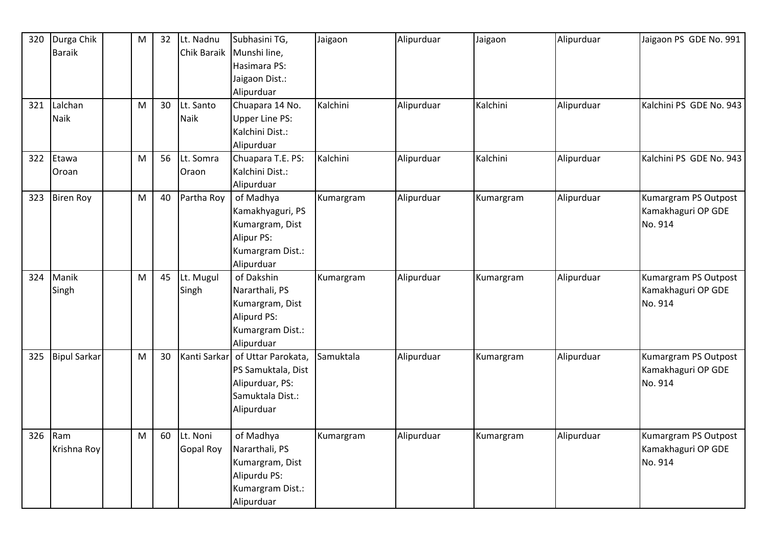| 320 | Durga Chik Baraik | | M | 32 | Lt. Nadnu Chik Baraik | Subhasini TG, Munshi line, Hasimara PS: Jaigaon Dist.: Alipurduar | Jaigaon | Alipurduar | Jaigaon | Alipurduar | Jaigaon PS GDE No. 991 |
|---|---|---|---|---|---|---|---|---|---|---|---|
| 321 | Lalchan Naik | | M | 30 | Lt. Santo Naik | Chuapara 14 No. Upper Line PS: Kalchini Dist.: Alipurduar | Kalchini | Alipurduar | Kalchini | Alipurduar | Kalchini PS GDE No. 943 |
| 322 | Etawa Oroan | | M | 56 | Lt. Somra Oraon | Chuapara T.E. PS: Kalchini Dist.: Alipurduar | Kalchini | Alipurduar | Kalchini | Alipurduar | Kalchini PS GDE No. 943 |
| 323 | Biren Roy | | M | 40 | Partha Roy | of Madhya Kamakhyaguri, PS Kumargram, Dist Alipur PS: Kumargram Dist.: Alipurduar | Kumargram | Alipurduar | Kumargram | Alipurduar | Kumargram PS Outpost Kamakhaguri OP GDE No. 914 |
| 324 | Manik Singh | | M | 45 | Lt. Mugul Singh | of Dakshin Nararthali, PS Kumargram, Dist Alipurd PS: Kumargram Dist.: Alipurduar | Kumargram | Alipurduar | Kumargram | Alipurduar | Kumargram PS Outpost Kamakhaguri OP GDE No. 914 |
| 325 | Bipul Sarkar | | M | 30 | Kanti Sarkar | of Uttar Parokata, PS Samuktala, Dist Alipurduar, PS: Samuktala Dist.: Alipurduar | Samuktala | Alipurduar | Kumargram | Alipurduar | Kumargram PS Outpost Kamakhaguri OP GDE No. 914 |
| 326 | Ram Krishna Roy | | M | 60 | Lt. Noni Gopal Roy | of Madhya Nararthali, PS Kumargram, Dist Alipurdu PS: Kumargram Dist.: Alipurduar | Kumargram | Alipurduar | Kumargram | Alipurduar | Kumargram PS Outpost Kamakhaguri OP GDE No. 914 |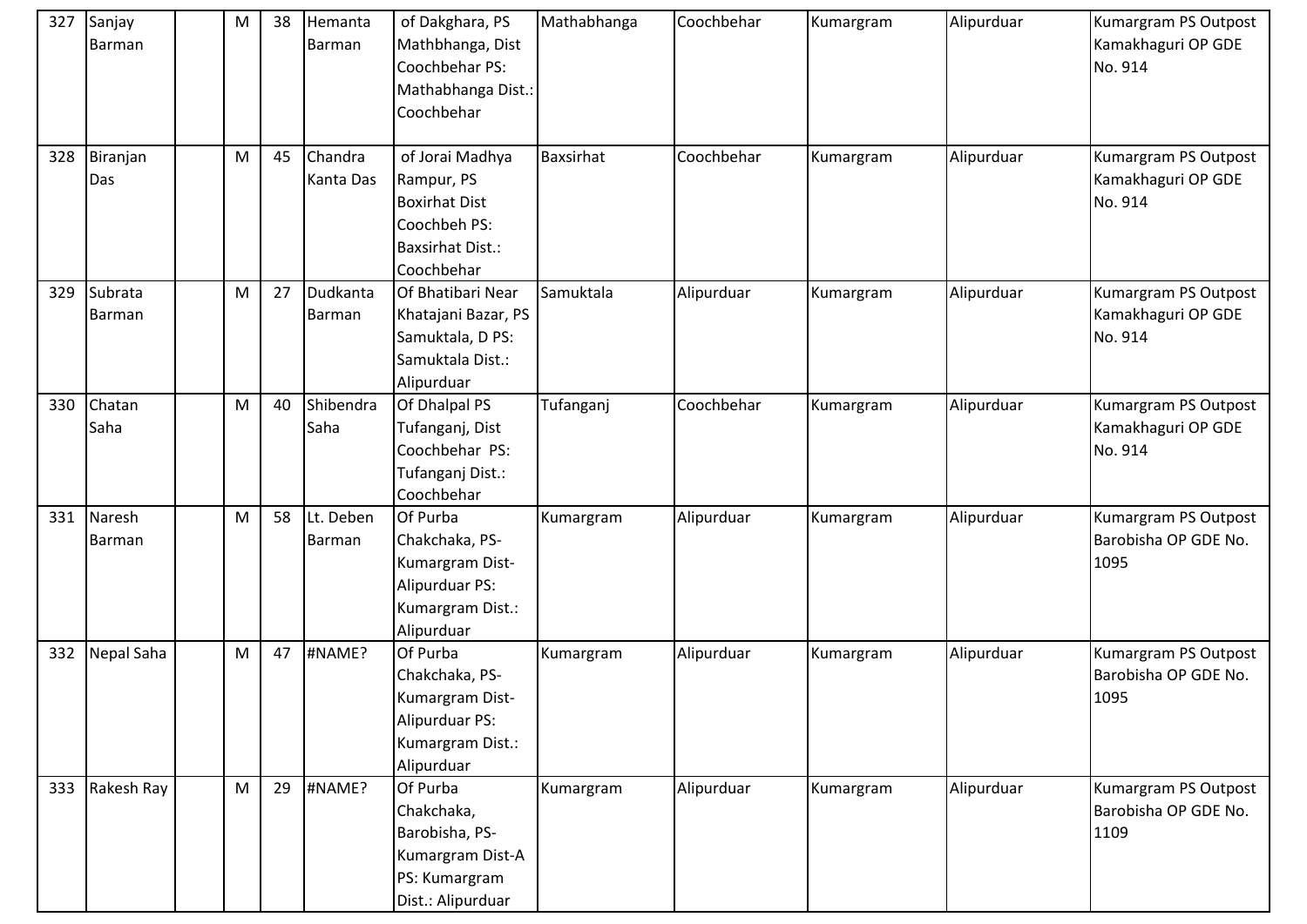| 327 | Sanjay Barman | | M | 38 | Hemanta Barman | of Dakghara, PS Mathbhanga, Dist Coochbehar PS: Mathabhanga Dist.: Coochbehar | Mathabhanga | Coochbehar | Kumargram | Alipurduar | Kumargram PS Outpost Kamakhaguri OP GDE No. 914 |
|---|---|---|---|---|---|---|---|---|---|---|---|
| 328 | Biranjan Das | | M | 45 | Chandra Kanta Das | of Jorai Madhya Rampur, PS Boxirhat Dist Coochbeh PS: Baxsirhat Dist.: Coochbehar | Baxsirhat | Coochbehar | Kumargram | Alipurduar | Kumargram PS Outpost Kamakhaguri OP GDE No. 914 |
| 329 | Subrata Barman | | M | 27 | Dudkanta Barman | Of Bhatibari Near Khatajani Bazar, PS Samuktala, D PS: Samuktala Dist.: Alipurduar | Samuktala | Alipurduar | Kumargram | Alipurduar | Kumargram PS Outpost Kamakhaguri OP GDE No. 914 |
| 330 | Chatan Saha | | M | 40 | Shibendra Saha | Of Dhalpal PS Tufanganj, Dist Coochbehar PS: Tufanganj Dist.: Coochbehar | Tufanganj | Coochbehar | Kumargram | Alipurduar | Kumargram PS Outpost Kamakhaguri OP GDE No. 914 |
| 331 | Naresh Barman | | M | 58 | Lt. Deben Barman | Of Purba Chakchaka, PS-Kumargram Dist-Alipurduar PS: Kumargram Dist.: Alipurduar | Kumargram | Alipurduar | Kumargram | Alipurduar | Kumargram PS Outpost Barobisha OP GDE No. 1095 |
| 332 | Nepal Saha | | M | 47 | #NAME? | Of Purba Chakchaka, PS-Kumargram Dist-Alipurduar PS: Kumargram Dist.: Alipurduar | Kumargram | Alipurduar | Kumargram | Alipurduar | Kumargram PS Outpost Barobisha OP GDE No. 1095 |
| 333 | Rakesh Ray | | M | 29 | #NAME? | Of Purba Chakchaka, Barobisha, PS-Kumargram Dist-A PS: Kumargram Dist.: Alipurduar | Kumargram | Alipurduar | Kumargram | Alipurduar | Kumargram PS Outpost Barobisha OP GDE No. 1109 |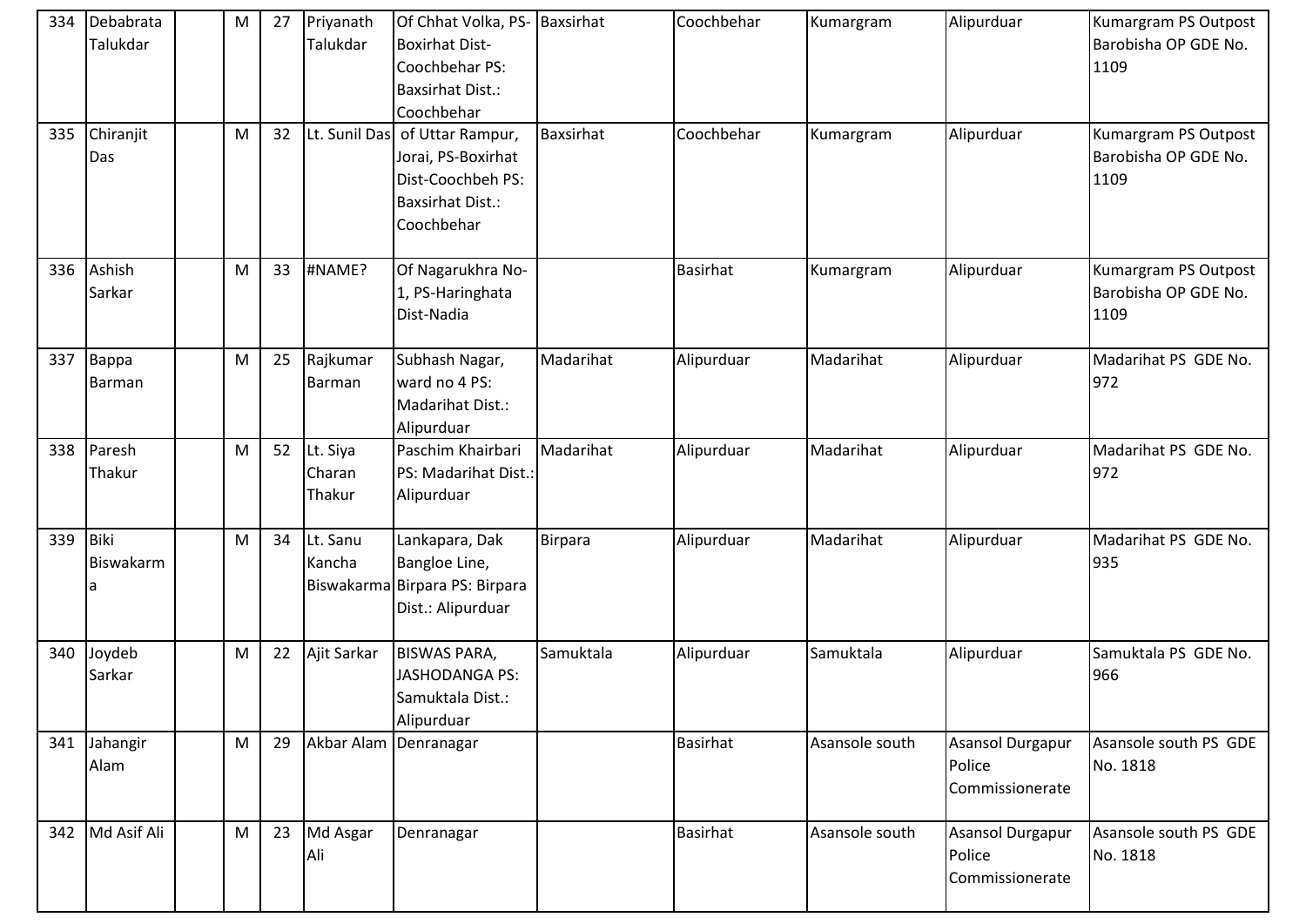| 334 | Debabrata Talukdar | | M | 27 | Priyanath Talukdar | Of Chhat Volka, PS-Boxirhat Dist-Coochbehar PS: Baxsirhat Dist.: Coochbehar | Baxsirhat | Coochbehar | Kumargram | Alipurduar | Kumargram PS Outpost Barobisha OP GDE No. 1109 |
|---|---|---|---|---|---|---|---|---|---|---|---|
| 335 | Chiranjit Das | | M | 32 | Lt. Sunil Das | of Uttar Rampur, Jorai, PS-Boxirhat Dist-Coochbeh PS: Baxsirhat Dist.: Coochbehar | Baxsirhat | Coochbehar | Kumargram | Alipurduar | Kumargram PS Outpost Barobisha OP GDE No. 1109 |
| 336 | Ashish Sarkar | | M | 33 | #NAME? | Of Nagarukhra No-1, PS-Haringhata Dist-Nadia | | Basirhat | Kumargram | Alipurduar | Kumargram PS Outpost Barobisha OP GDE No. 1109 |
| 337 | Bappa Barman | | M | 25 | Rajkumar Barman | Subhash Nagar, ward no 4 PS: Madarihat Dist.: Alipurduar | Madarihat | Alipurduar | Madarihat | Alipurduar | Madarihat PS GDE No. 972 |
| 338 | Paresh Thakur | | M | 52 | Lt. Siya Charan Thakur | Paschim Khairbari PS: Madarihat Dist.: Alipurduar | Madarihat | Alipurduar | Madarihat | Alipurduar | Madarihat PS GDE No. 972 |
| 339 | Biki Biswakarma | | M | 34 | Lt. Sanu Kancha Biswakarma | Lankapara, Dak Bangloe Line, Birpara PS: Birpara Dist.: Alipurduar | Birpara | Alipurduar | Madarihat | Alipurduar | Madarihat PS GDE No. 935 |
| 340 | Joydeb Sarkar | | M | 22 | Ajit Sarkar | BISWAS PARA, JASHODANGA PS: Samuktala Dist.: Alipurduar | Samuktala | Alipurduar | Samuktala | Alipurduar | Samuktala PS GDE No. 966 |
| 341 | Jahangir Alam | | M | 29 | Akbar Alam | Denranagar | | Basirhat | Asansole south | Asansol Durgapur Police Commissionerate | Asansole south PS GDE No. 1818 |
| 342 | Md Asif Ali | | M | 23 | Md Asgar Ali | Denranagar | | Basirhat | Asansole south | Asansol Durgapur Police Commissionerate | Asansole south PS GDE No. 1818 |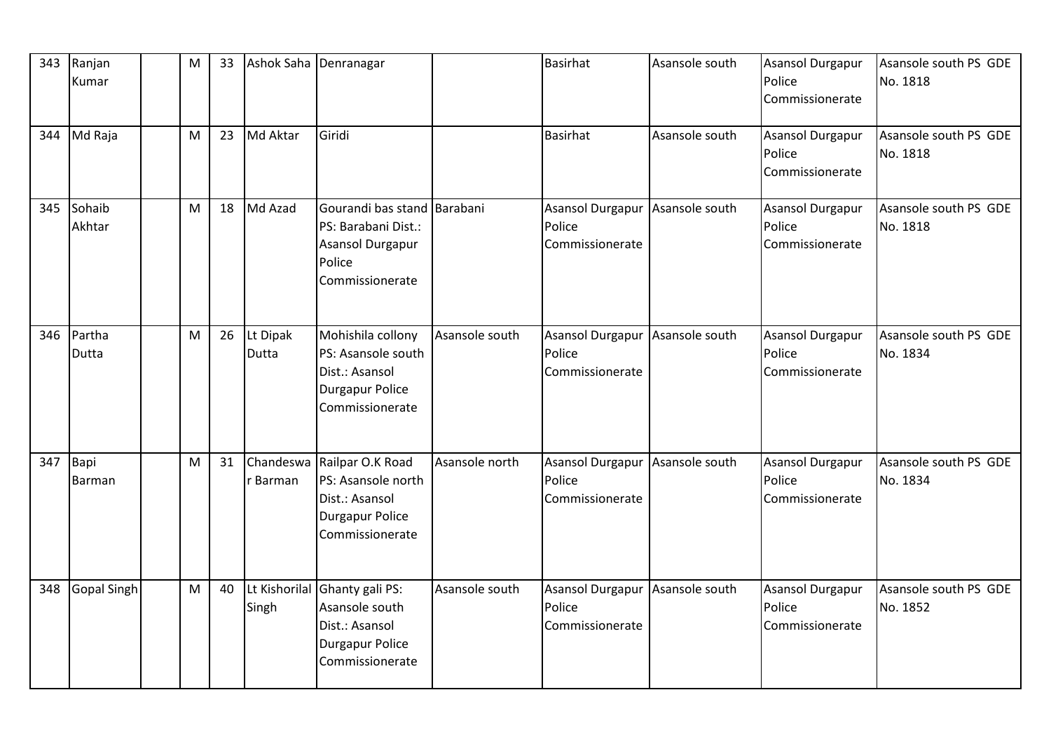| 343 | Ranjan Kumar | | M | 33 | Ashok Saha | Denranagar | | Basirhat | Asansole south | Asansol Durgapur Police Commissionerate | Asansole south PS GDE No. 1818 |
|---|---|---|---|---|---|---|---|---|---|---|---|
| 344 | Md Raja | | M | 23 | Md Aktar | Giridi | | Basirhat | Asansole south | Asansol Durgapur Police Commissionerate | Asansole south PS GDE No. 1818 |
| 345 | Sohaib Akhtar | | M | 18 | Md Azad | Gourandi bas stand PS: Barabani Dist.: Asansol Durgapur Police Commissionerate | Barabani | Asansol Durgapur Police Commissionerate | Asansole south | Asansol Durgapur Police Commissionerate | Asansole south PS GDE No. 1818 |
| 346 | Partha Dutta | | M | 26 | Lt Dipak Dutta | Mohishila collony PS: Asansole south Dist.: Asansol Durgapur Police Commissionerate | Asansole south | Asansol Durgapur Police Commissionerate | Asansole south | Asansol Durgapur Police Commissionerate | Asansole south PS GDE No. 1834 |
| 347 | Bapi Barman | | M | 31 | Chandeswar Barman | Railpar O.K Road PS: Asansole north Dist.: Asansol Durgapur Police Commissionerate | Asansole north | Asansol Durgapur Police Commissionerate | Asansole south | Asansol Durgapur Police Commissionerate | Asansole south PS GDE No. 1834 |
| 348 | Gopal Singh | | M | 40 | Lt Kishorilal Singh | Ghanty gali PS: Asansole south Dist.: Asansol Durgapur Police Commissionerate | Asansole south | Asansol Durgapur Police Commissionerate | Asansole south | Asansol Durgapur Police Commissionerate | Asansole south PS GDE No. 1852 |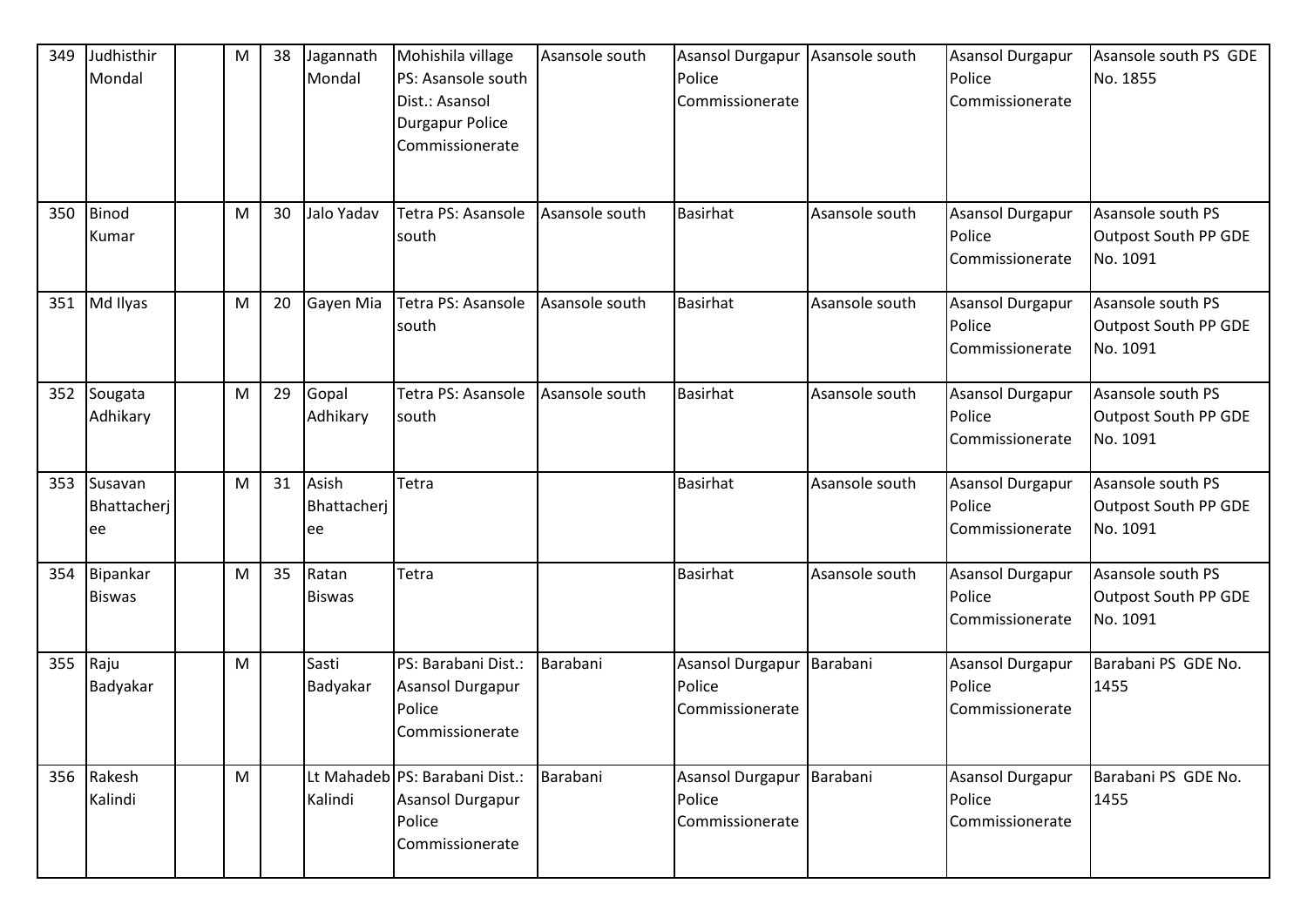| 349 | Judhisthir Mondal | | M | 38 | Jagannath Mondal | Mohishila village PS: Asansole south Dist.: Asansol Durgapur Police Commissionerate | Asansole south | Asansol Durgapur Police Commissionerate | Asansole south | Asansol Durgapur Police Commissionerate | Asansole south PS GDE No. 1855 |
|---|---|---|---|---|---|---|---|---|---|---|---|
| 350 | Binod Kumar | | M | 30 | Jalo Yadav | Tetra PS: Asansole south | Asansole south | Basirhat | Asansole south | Asansol Durgapur Police Commissionerate | Asansole south PS Outpost South PP GDE No. 1091 |
| 351 | Md Ilyas | | M | 20 | Gayen Mia | Tetra PS: Asansole south | Asansole south | Basirhat | Asansole south | Asansol Durgapur Police Commissionerate | Asansole south PS Outpost South PP GDE No. 1091 |
| 352 | Sougata Adhikary | | M | 29 | Gopal Adhikary | Tetra PS: Asansole south | Asansole south | Basirhat | Asansole south | Asansol Durgapur Police Commissionerate | Asansole south PS Outpost South PP GDE No. 1091 |
| 353 | Susavan Bhattacherjee | | M | 31 | Asish Bhattacherjee | Tetra | | Basirhat | Asansole south | Asansol Durgapur Police Commissionerate | Asansole south PS Outpost South PP GDE No. 1091 |
| 354 | Bipankar Biswas | | M | 35 | Ratan Biswas | Tetra | | Basirhat | Asansole south | Asansol Durgapur Police Commissionerate | Asansole south PS Outpost South PP GDE No. 1091 |
| 355 | Raju Badyakar | | M | | Sasti Badyakar | PS: Barabani Dist.: Asansol Durgapur Police Commissionerate | Barabani | Asansol Durgapur Police Commissionerate | Barabani | Asansol Durgapur Police Commissionerate | Barabani PS GDE No. 1455 |
| 356 | Rakesh Kalindi | | M | | Lt Mahadeb Kalindi | PS: Barabani Dist.: Asansol Durgapur Police Commissionerate | Barabani | Asansol Durgapur Police Commissionerate | Barabani | Asansol Durgapur Police Commissionerate | Barabani PS GDE No. 1455 |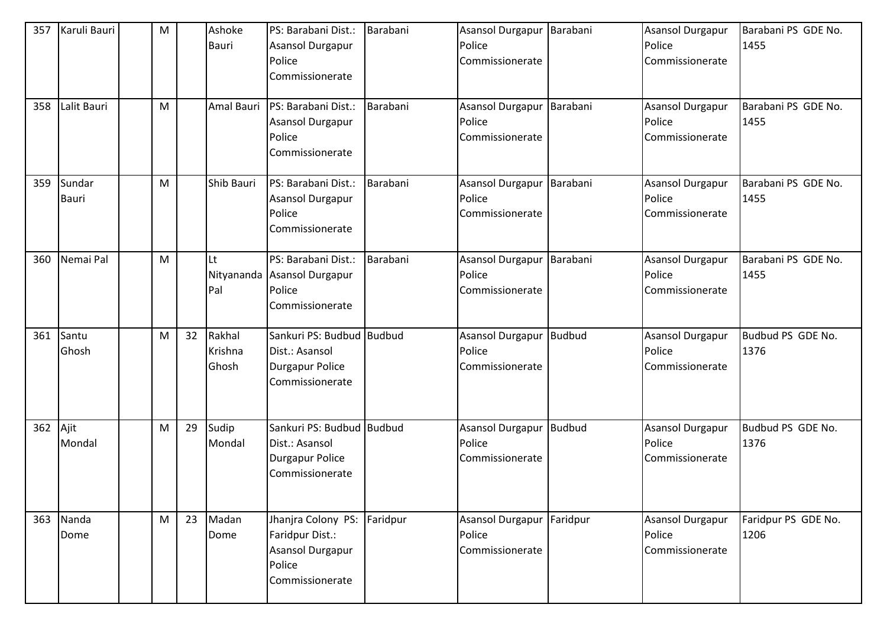| 357 | Karuli Bauri | | M | | Ashoke Bauri | PS: Barabani Dist.: Asansol Durgapur Police Commissionerate | Barabani | Asansol Durgapur Police Commissionerate | Barabani | Asansol Durgapur Police Commissionerate | Barabani PS GDE No. 1455 |
|---|---|---|---|---|---|---|---|---|---|---|---|
| 358 | Lalit Bauri | | M | | Amal Bauri | PS: Barabani Dist.: Asansol Durgapur Police Commissionerate | Barabani | Asansol Durgapur Police Commissionerate | Barabani | Asansol Durgapur Police Commissionerate | Barabani PS GDE No. 1455 |
| 359 | Sundar Bauri | | M | | Shib Bauri | PS: Barabani Dist.: Asansol Durgapur Police Commissionerate | Barabani | Asansol Durgapur Police Commissionerate | Barabani | Asansol Durgapur Police Commissionerate | Barabani PS GDE No. 1455 |
| 360 | Nemai Pal | | M | | Lt Nityananda Pal | PS: Barabani Dist.: Asansol Durgapur Police Commissionerate | Barabani | Asansol Durgapur Police Commissionerate | Barabani | Asansol Durgapur Police Commissionerate | Barabani PS GDE No. 1455 |
| 361 | Santu Ghosh | | M | 32 | Rakhal Krishna Ghosh | Sankuri PS: Budbud Dist.: Asansol Durgapur Police Commissionerate | Budbud | Asansol Durgapur Police Commissionerate | Budbud | Asansol Durgapur Police Commissionerate | Budbud PS GDE No. 1376 |
| 362 | Ajit Mondal | | M | 29 | Sudip Mondal | Sankuri PS: Budbud Dist.: Asansol Durgapur Police Commissionerate | Budbud | Asansol Durgapur Police Commissionerate | Budbud | Asansol Durgapur Police Commissionerate | Budbud PS GDE No. 1376 |
| 363 | Nanda Dome | | M | 23 | Madan Dome | Jhanjra Colony PS: Faridpur Dist.: Asansol Durgapur Police Commissionerate | Faridpur | Asansol Durgapur Police Commissionerate | Faridpur | Asansol Durgapur Police Commissionerate | Faridpur PS GDE No. 1206 |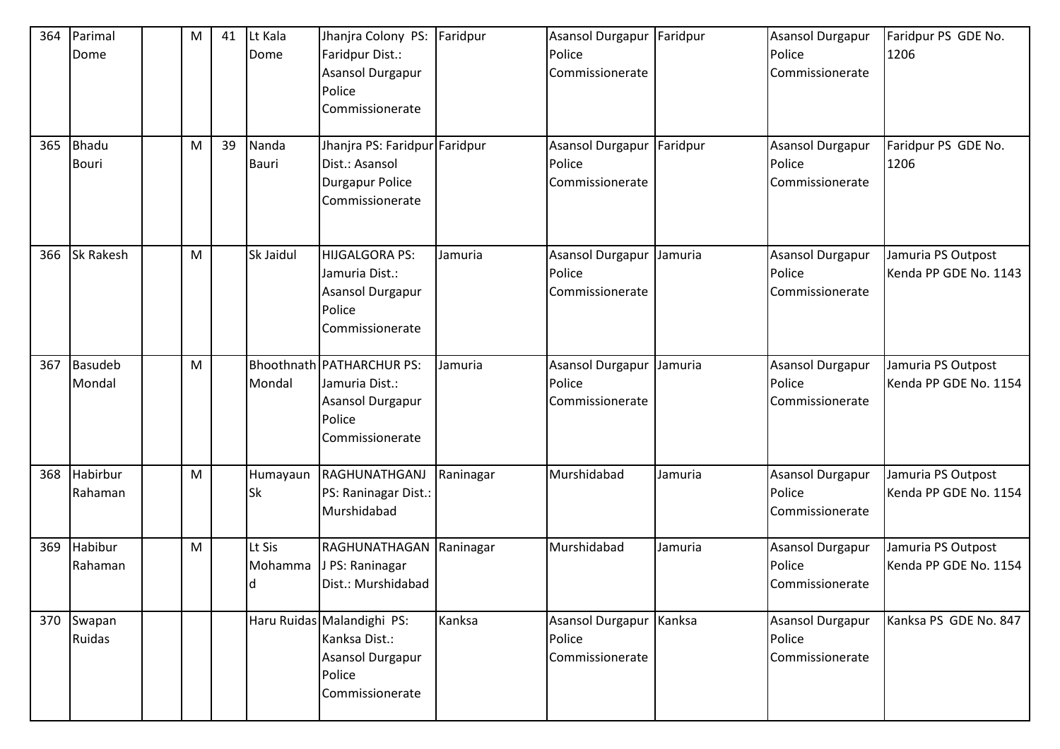| 364 | Parimal Dome | | M | 41 | Lt Kala Dome | Jhanjra Colony PS: Faridpur Dist.: Asansol Durgapur Police Commissionerate | Faridpur | Asansol Durgapur Police Commissionerate | Faridpur | Asansol Durgapur Police Commissionerate | Faridpur PS GDE No. 1206 |
|---|---|---|---|---|---|---|---|---|---|---|---|
| 365 | Bhadu Bouri | | M | 39 | Nanda Bauri | Jhanjra PS: Faridpur Dist.: Asansol Durgapur Police Commissionerate | Faridpur | Asansol Durgapur Police Commissionerate | Faridpur | Asansol Durgapur Police Commissionerate | Faridpur PS GDE No. 1206 |
| 366 | Sk Rakesh | | M | | Sk Jaidul | HIJGALGORA PS: Jamuria Dist.: Asansol Durgapur Police Commissionerate | Jamuria | Asansol Durgapur Police Commissionerate | Jamuria | Asansol Durgapur Police Commissionerate | Jamuria PS Outpost Kenda PP GDE No. 1143 |
| 367 | Basudeb Mondal | | M | | Bhoothnath Mondal | PATHARCHUR PS: Jamuria Dist.: Asansol Durgapur Police Commissionerate | Jamuria | Asansol Durgapur Police Commissionerate | Jamuria | Asansol Durgapur Police Commissionerate | Jamuria PS Outpost Kenda PP GDE No. 1154 |
| 368 | Habirbur Rahaman | | M | | Humayaun Sk | RAGHUNATHGANJ PS: Raninagar Dist.: Murshidabad | Raninagar | Murshidabad | Jamuria | Asansol Durgapur Police Commissionerate | Jamuria PS Outpost Kenda PP GDE No. 1154 |
| 369 | Habibur Rahaman | | M | | Lt Sis Mohammad | RAGHUNATHAGANJ PS: Raninagar Dist.: Murshidabad | Raninagar | Murshidabad | Jamuria | Asansol Durgapur Police Commissionerate | Jamuria PS Outpost Kenda PP GDE No. 1154 |
| 370 | Swapan Ruidas | | | | Haru Ruidas | Malandighi PS: Kanksa Dist.: Asansol Durgapur Police Commissionerate | Kanksa | Asansol Durgapur Police Commissionerate | Kanksa | Asansol Durgapur Police Commissionerate | Kanksa PS GDE No. 847 |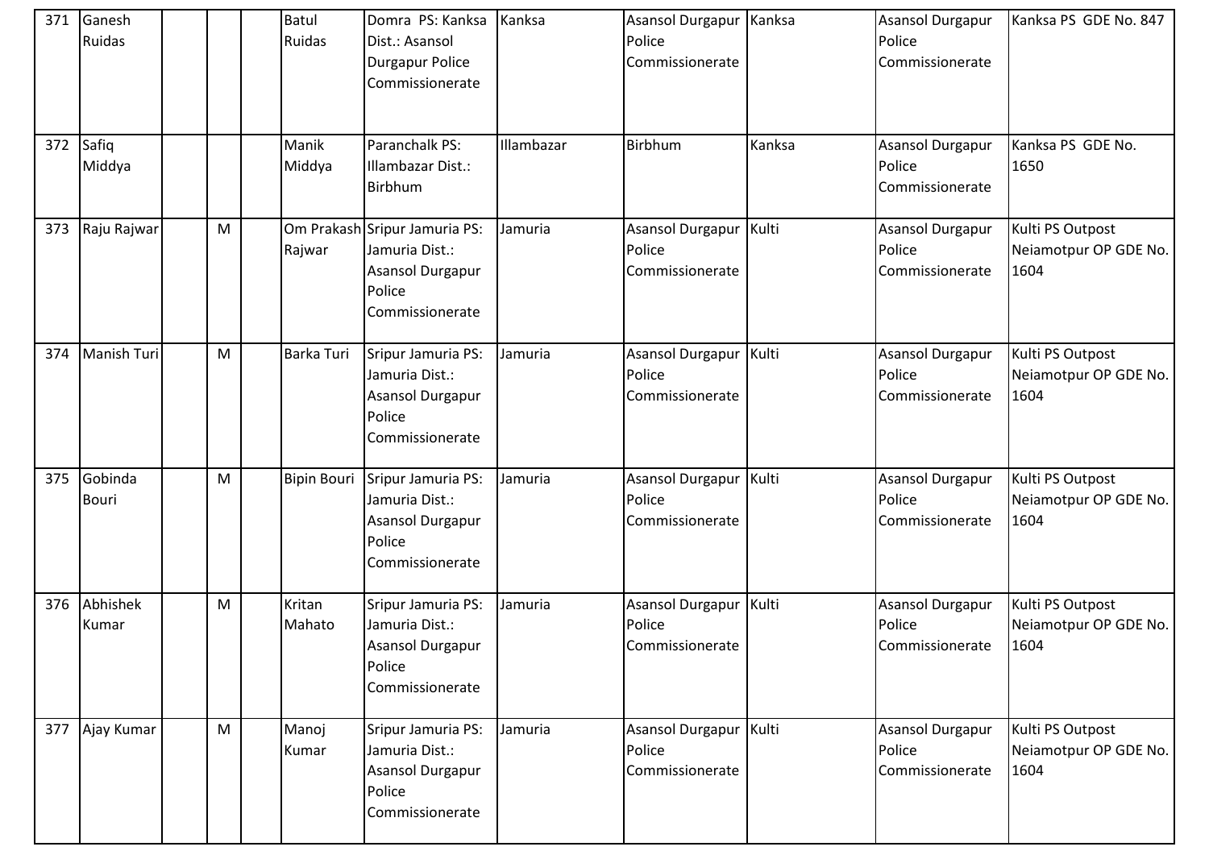| 371 | Ganesh Ruidas | | | | Batul Ruidas | Domra PS: Kanksa Dist.: Asansol Durgapur Police Commissionerate | Kanksa | Asansol Durgapur Police Commissionerate | Kanksa | Asansol Durgapur Police Commissionerate | Kanksa PS GDE No. 847 |
|---|---|---|---|---|---|---|---|---|---|---|---|
| 372 | Safiq Middya | | | | Manik Middya | Paranchalk PS: Illambazar Dist.: Birbhum | Illambazar | Birbhum | Kanksa | Asansol Durgapur Police Commissionerate | Kanksa PS GDE No. 1650 |
| 373 | Raju Rajwar | | M | | Om Prakash Rajwar | Sripur Jamuria PS: Jamuria Dist.: Asansol Durgapur Police Commissionerate | Jamuria | Asansol Durgapur Police Commissionerate | Kulti | Asansol Durgapur Police Commissionerate | Kulti PS Outpost Neiamotpur OP GDE No. 1604 |
| 374 | Manish Turi | | M | | Barka Turi | Sripur Jamuria PS: Jamuria Dist.: Asansol Durgapur Police Commissionerate | Jamuria | Asansol Durgapur Police Commissionerate | Kulti | Asansol Durgapur Police Commissionerate | Kulti PS Outpost Neiamotpur OP GDE No. 1604 |
| 375 | Gobinda Bouri | | M | | Bipin Bouri | Sripur Jamuria PS: Jamuria Dist.: Asansol Durgapur Police Commissionerate | Jamuria | Asansol Durgapur Police Commissionerate | Kulti | Asansol Durgapur Police Commissionerate | Kulti PS Outpost Neiamotpur OP GDE No. 1604 |
| 376 | Abhishek Kumar | | M | | Kritan Mahato | Sripur Jamuria PS: Jamuria Dist.: Asansol Durgapur Police Commissionerate | Jamuria | Asansol Durgapur Police Commissionerate | Kulti | Asansol Durgapur Police Commissionerate | Kulti PS Outpost Neiamotpur OP GDE No. 1604 |
| 377 | Ajay Kumar | | M | | Manoj Kumar | Sripur Jamuria PS: Jamuria Dist.: Asansol Durgapur Police Commissionerate | Jamuria | Asansol Durgapur Police Commissionerate | Kulti | Asansol Durgapur Police Commissionerate | Kulti PS Outpost Neiamotpur OP GDE No. 1604 |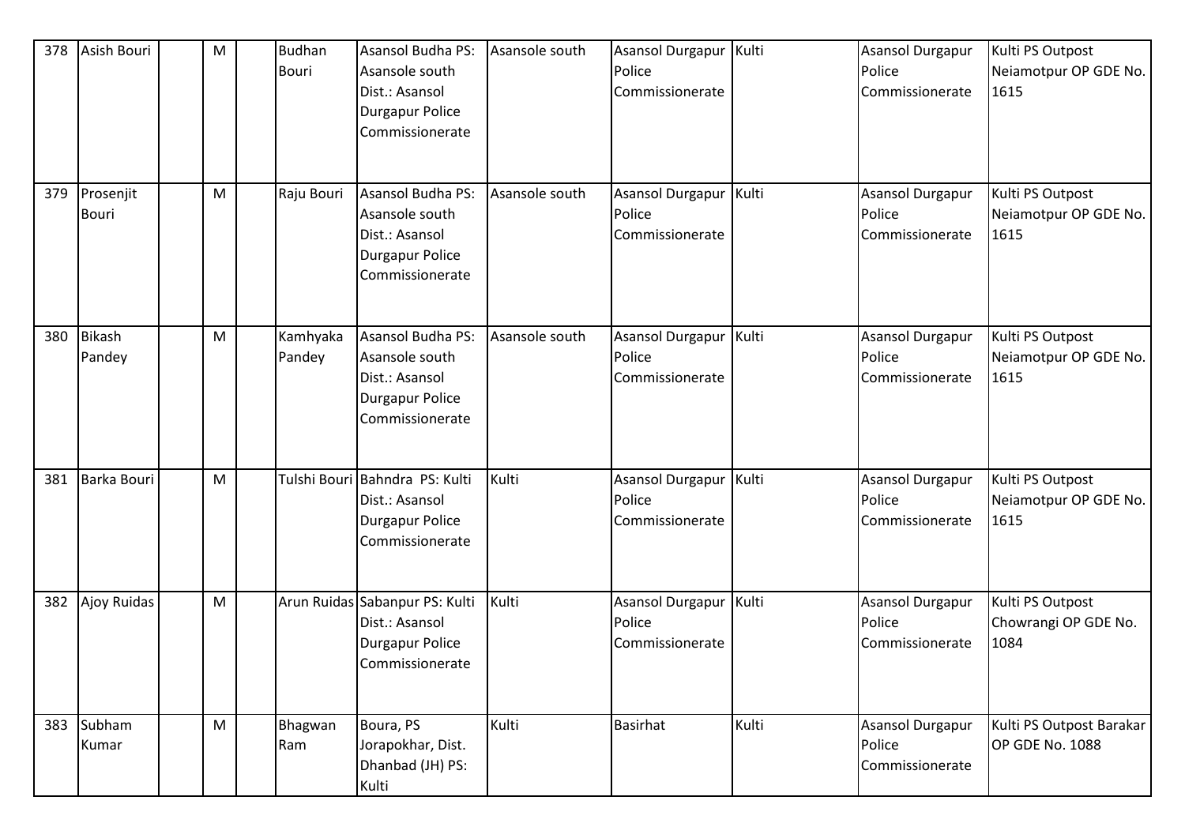| 378 | Asish Bouri | | M | | Budhan Bouri | Asansol Budha PS: Asansole south Dist.: Asansol Durgapur Police Commissionerate | Asansole south | Asansol Durgapur Police Commissionerate | Kulti | Asansol Durgapur Police Commissionerate | Kulti PS Outpost Neiamotpur OP GDE No. 1615 |
|---|---|---|---|---|---|---|---|---|---|---|---|
| 379 | Prosenjit Bouri | | M | | Raju Bouri | Asansol Budha PS: Asansole south Dist.: Asansol Durgapur Police Commissionerate | Asansole south | Asansol Durgapur Police Commissionerate | Kulti | Asansol Durgapur Police Commissionerate | Kulti PS Outpost Neiamotpur OP GDE No. 1615 |
| 380 | Bikash Pandey | | M | | Kamhyaka Pandey | Asansol Budha PS: Asansole south Dist.: Asansol Durgapur Police Commissionerate | Asansole south | Asansol Durgapur Police Commissionerate | Kulti | Asansol Durgapur Police Commissionerate | Kulti PS Outpost Neiamotpur OP GDE No. 1615 |
| 381 | Barka Bouri | | M | | Tulshi Bouri | Bahndra PS: Kulti Dist.: Asansol Durgapur Police Commissionerate | Kulti | Asansol Durgapur Police Commissionerate | Kulti | Asansol Durgapur Police Commissionerate | Kulti PS Outpost Neiamotpur OP GDE No. 1615 |
| 382 | Ajoy Ruidas | | M | | Arun Ruidas | Sabanpur PS: Kulti Dist.: Asansol Durgapur Police Commissionerate | Kulti | Asansol Durgapur Police Commissionerate | Kulti | Asansol Durgapur Police Commissionerate | Kulti PS Outpost Chowrangi OP GDE No. 1084 |
| 383 | Subham Kumar | | M | | Bhagwan Ram | Boura, PS Jorapokhar, Dist. Dhanbad (JH) PS: Kulti | Kulti | Basirhat | Kulti | Asansol Durgapur Police Commissionerate | Kulti PS Outpost Barakar OP GDE No. 1088 |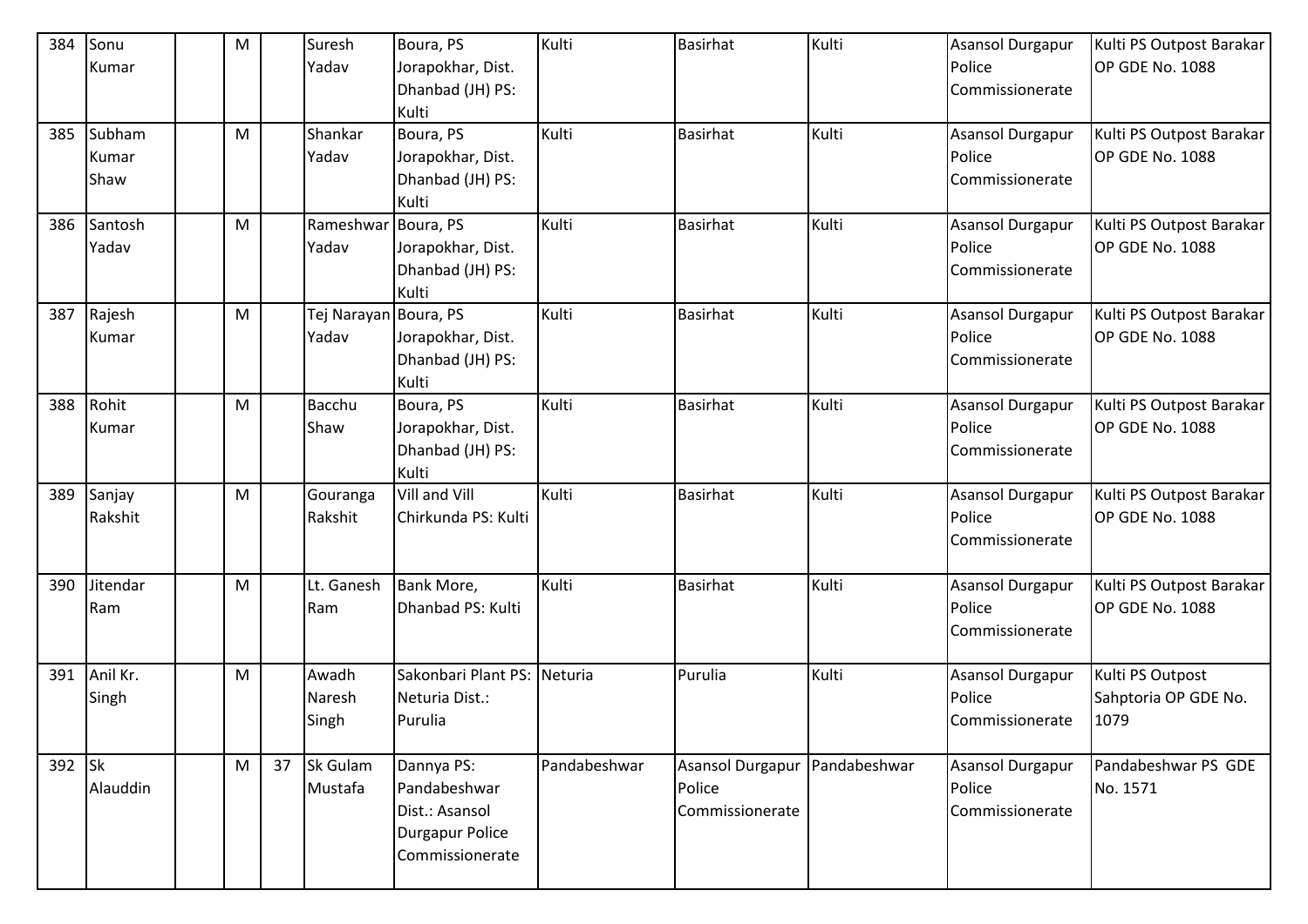| 384 | Sonu Kumar | | M | | Suresh Yadav | Boura, PS Jorapokhar, Dist. Dhanbad (JH) PS: Kulti | Kulti | Basirhat | Kulti | Asansol Durgapur Police Commissionerate | Kulti PS Outpost Barakar OP GDE No. 1088 |
|---|---|---|---|---|---|---|---|---|---|---|---|
| 385 | Subham Kumar Shaw | | M | | Shankar Yadav | Boura, PS Jorapokhar, Dist. Dhanbad (JH) PS: Kulti | Kulti | Basirhat | Kulti | Asansol Durgapur Police Commissionerate | Kulti PS Outpost Barakar OP GDE No. 1088 |
| 386 | Santosh Yadav | | M | | Rameshwar Yadav | Boura, PS Jorapokhar, Dist. Dhanbad (JH) PS: Kulti | Kulti | Basirhat | Kulti | Asansol Durgapur Police Commissionerate | Kulti PS Outpost Barakar OP GDE No. 1088 |
| 387 | Rajesh Kumar | | M | | Tej Narayan Yadav | Boura, PS Jorapokhar, Dist. Dhanbad (JH) PS: Kulti | Kulti | Basirhat | Kulti | Asansol Durgapur Police Commissionerate | Kulti PS Outpost Barakar OP GDE No. 1088 |
| 388 | Rohit Kumar | | M | | Bacchu Shaw | Boura, PS Jorapokhar, Dist. Dhanbad (JH) PS: Kulti | Kulti | Basirhat | Kulti | Asansol Durgapur Police Commissionerate | Kulti PS Outpost Barakar OP GDE No. 1088 |
| 389 | Sanjay Rakshit | | M | | Gouranga Rakshit | Vill and Vill Chirkunda PS: Kulti | Kulti | Basirhat | Kulti | Asansol Durgapur Police Commissionerate | Kulti PS Outpost Barakar OP GDE No. 1088 |
| 390 | Jitendar Ram | | M | | Lt. Ganesh Ram | Bank More, Dhanbad PS: Kulti | Kulti | Basirhat | Kulti | Asansol Durgapur Police Commissionerate | Kulti PS Outpost Barakar OP GDE No. 1088 |
| 391 | Anil Kr. Singh | | M | | Awadh Naresh Singh | Sakonbari Plant PS: Neturia Dist.: Purulia | Neturia | Purulia | Kulti | Asansol Durgapur Police Commissionerate | Kulti PS Outpost Sahptoria OP GDE No. 1079 |
| 392 | Sk Alauddin | | M | 37 | Sk Gulam Mustafa | Dannya PS: Pandabeshwar Dist.: Asansol Durgapur Police Commissionerate | Pandabeshwar | Asansol Durgapur Police Commissionerate | Pandabeshwar | Asansol Durgapur Police Commissionerate | Pandabeshwar PS GDE No. 1571 |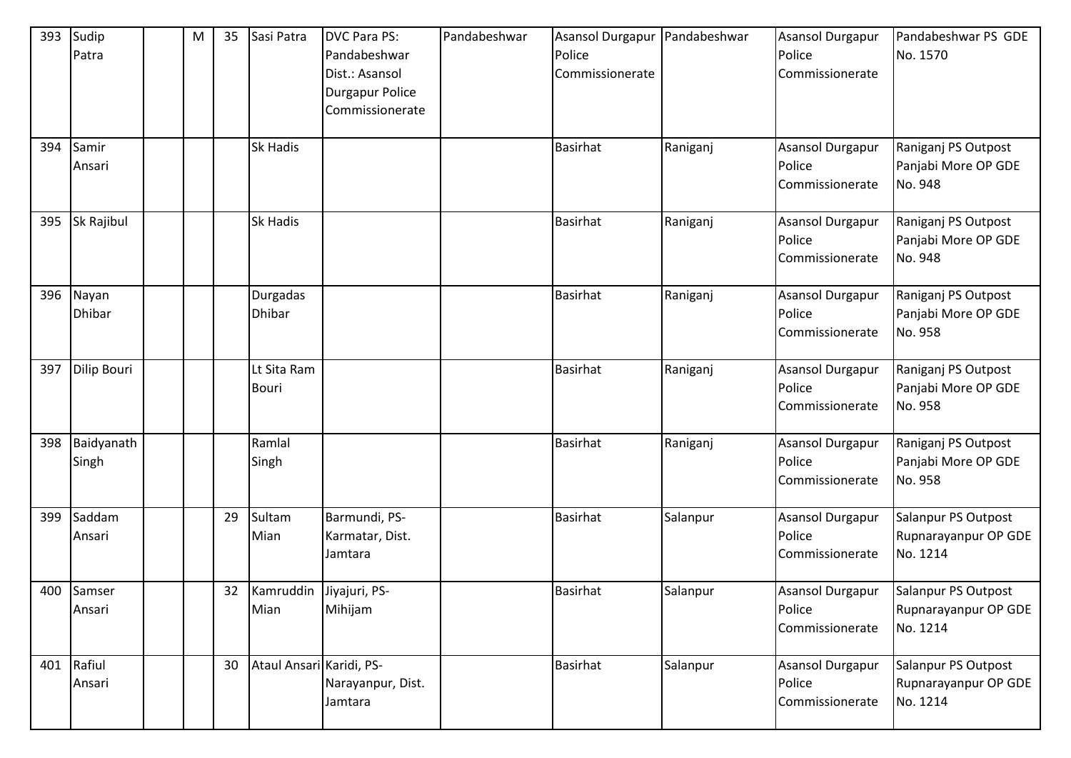| 393 | Sudip Patra | | M | 35 | Sasi Patra | DVC Para PS: Pandabeshwar Dist.: Asansol Durgapur Police Commissionerate | Pandabeshwar | Asansol Durgapur Police Commissionerate | Pandabeshwar | Asansol Durgapur Police Commissionerate | Pandabeshwar PS GDE No. 1570 |
|---|---|---|---|---|---|---|---|---|---|---|---|
| 394 | Samir Ansari | | | | Sk Hadis | | | Basirhat | Raniganj | Asansol Durgapur Police Commissionerate | Raniganj PS Outpost Panjabi More OP GDE No. 948 |
| 395 | Sk Rajibul | | | | Sk Hadis | | | Basirhat | Raniganj | Asansol Durgapur Police Commissionerate | Raniganj PS Outpost Panjabi More OP GDE No. 948 |
| 396 | Nayan Dhibar | | | | Durgadas Dhibar | | | Basirhat | Raniganj | Asansol Durgapur Police Commissionerate | Raniganj PS Outpost Panjabi More OP GDE No. 958 |
| 397 | Dilip Bouri | | | | Lt Sita Ram Bouri | | | Basirhat | Raniganj | Asansol Durgapur Police Commissionerate | Raniganj PS Outpost Panjabi More OP GDE No. 958 |
| 398 | Baidyanath Singh | | | | Ramlal Singh | | | Basirhat | Raniganj | Asansol Durgapur Police Commissionerate | Raniganj PS Outpost Panjabi More OP GDE No. 958 |
| 399 | Saddam Ansari | | | 29 | Sultam Mian | Barmundi, PS- Karmatar, Dist. Jamtara | | Basirhat | Salanpur | Asansol Durgapur Police Commissionerate | Salanpur PS Outpost Rupnarayanpur OP GDE No. 1214 |
| 400 | Samser Ansari | | | 32 | Kamruddin Mian | Jiyajuri, PS- Mihijam | | Basirhat | Salanpur | Asansol Durgapur Police Commissionerate | Salanpur PS Outpost Rupnarayanpur OP GDE No. 1214 |
| 401 | Rafiul Ansari | | | 30 | Ataul Ansari | Karidi, PS- Narayanpur, Dist. Jamtara | | Basirhat | Salanpur | Asansol Durgapur Police Commissionerate | Salanpur PS Outpost Rupnarayanpur OP GDE No. 1214 |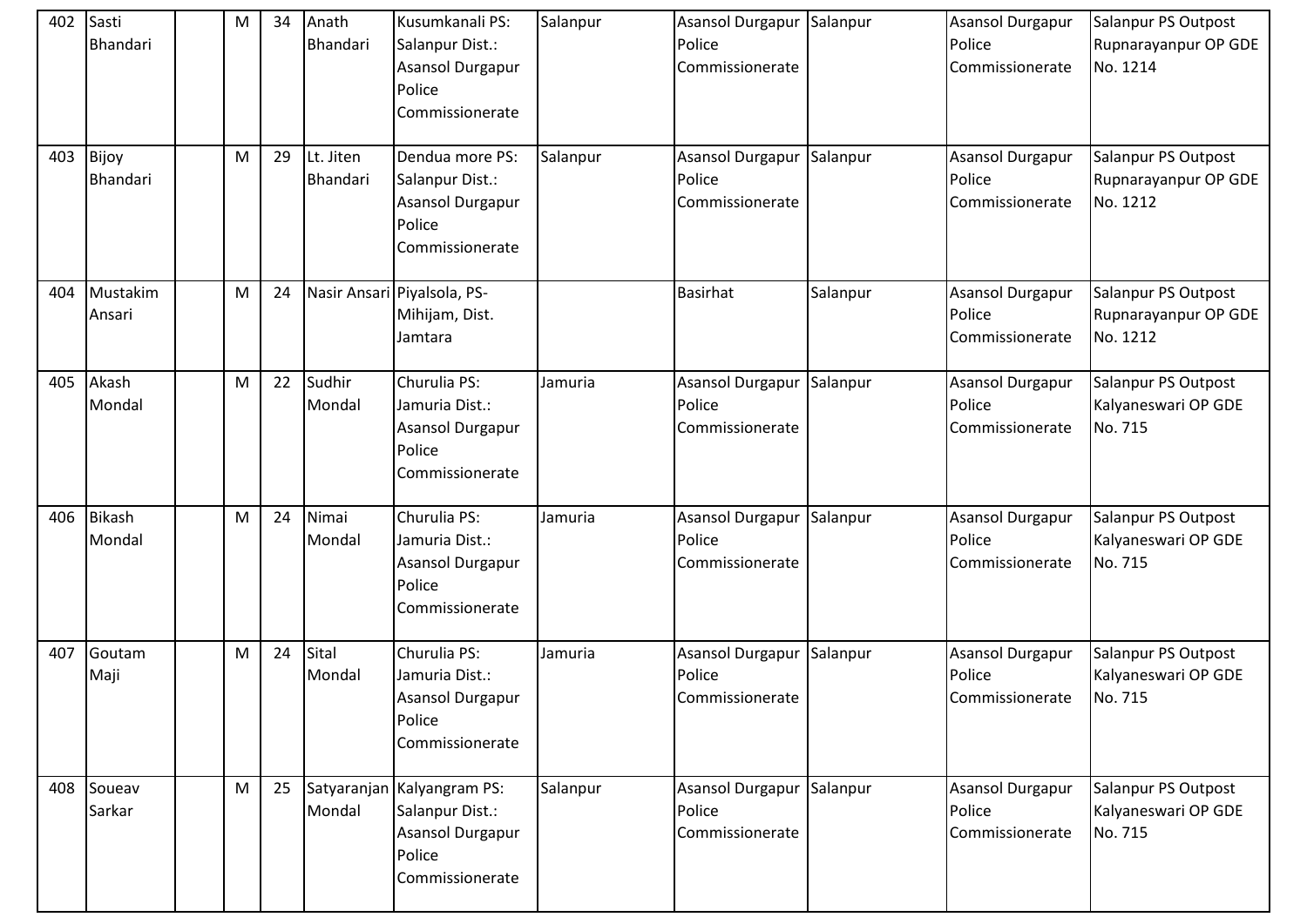| 402 | Sasti Bhandari | | M | 34 | Anath Bhandari | Kusumkanali PS: Salanpur Dist.: Asansol Durgapur Police Commissionerate | Salanpur | Asansol Durgapur Police Commissionerate | Salanpur | Asansol Durgapur Police Commissionerate | Salanpur PS Outpost Rupnarayanpur OP GDE No. 1214 |
|---|---|---|---|---|---|---|---|---|---|---|---|
| 403 | Bijoy Bhandari | | M | 29 | Lt. Jiten Bhandari | Dendua more PS: Salanpur Dist.: Asansol Durgapur Police Commissionerate | Salanpur | Asansol Durgapur Police Commissionerate | Salanpur | Asansol Durgapur Police Commissionerate | Salanpur PS Outpost Rupnarayanpur OP GDE No. 1212 |
| 404 | Mustakim Ansari | | M | 24 | Nasir Ansari | Piyalsola, PS-Mihijam, Dist. Jamtara | | Basirhat | Salanpur | Asansol Durgapur Police Commissionerate | Salanpur PS Outpost Rupnarayanpur OP GDE No. 1212 |
| 405 | Akash Mondal | | M | 22 | Sudhir Mondal | Churulia PS: Jamuria Dist.: Asansol Durgapur Police Commissionerate | Jamuria | Asansol Durgapur Police Commissionerate | Salanpur | Asansol Durgapur Police Commissionerate | Salanpur PS Outpost Kalyaneswari OP GDE No. 715 |
| 406 | Bikash Mondal | | M | 24 | Nimai Mondal | Churulia PS: Jamuria Dist.: Asansol Durgapur Police Commissionerate | Jamuria | Asansol Durgapur Police Commissionerate | Salanpur | Asansol Durgapur Police Commissionerate | Salanpur PS Outpost Kalyaneswari OP GDE No. 715 |
| 407 | Goutam Maji | | M | 24 | Sital Mondal | Churulia PS: Jamuria Dist.: Asansol Durgapur Police Commissionerate | Jamuria | Asansol Durgapur Police Commissionerate | Salanpur | Asansol Durgapur Police Commissionerate | Salanpur PS Outpost Kalyaneswari OP GDE No. 715 |
| 408 | Soueav Sarkar | | M | 25 | Satyaranjan Mondal | Kalyangram PS: Salanpur Dist.: Asansol Durgapur Police Commissionerate | Salanpur | Asansol Durgapur Police Commissionerate | Salanpur | Asansol Durgapur Police Commissionerate | Salanpur PS Outpost Kalyaneswari OP GDE No. 715 |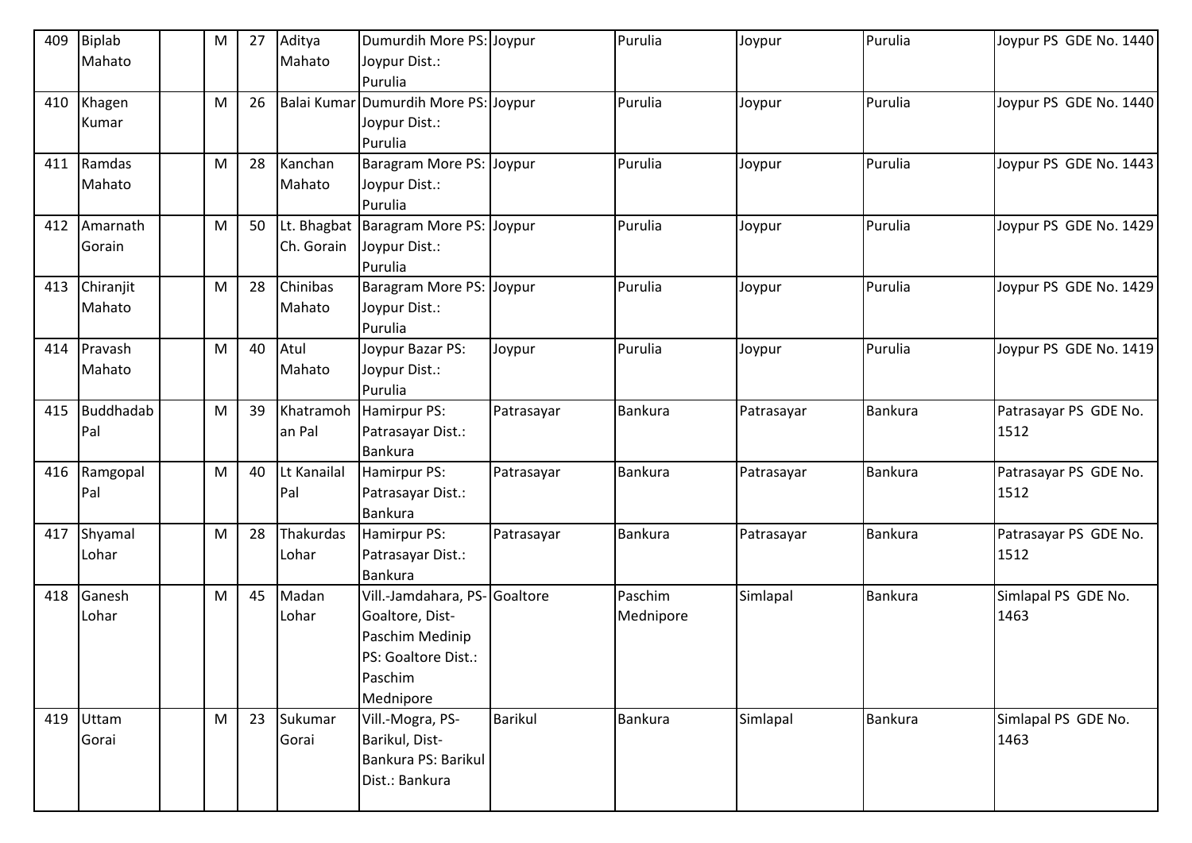| 409 | Biplab Mahato | | M | 27 | Aditya Mahato | Dumurdih More PS: Joypur Dist.: Purulia | Joypur | Purulia | Joypur | Purulia | Joypur PS GDE No. 1440 |
|---|---|---|---|---|---|---|---|---|---|---|---|
| 410 | Khagen Kumar | | M | 26 | Balai Kumar | Dumurdih More PS: Joypur Dist.: Purulia | Joypur | Purulia | Joypur | Purulia | Joypur PS GDE No. 1440 |
| 411 | Ramdas Mahato | | M | 28 | Kanchan Mahato | Baragram More PS: Joypur Dist.: Purulia | Joypur | Purulia | Joypur | Purulia | Joypur PS GDE No. 1443 |
| 412 | Amarnath Gorain | | M | 50 | Lt. Bhagbat Ch. Gorain | Baragram More PS: Joypur Dist.: Purulia | Joypur | Purulia | Joypur | Purulia | Joypur PS GDE No. 1429 |
| 413 | Chiranjit Mahato | | M | 28 | Chinibas Mahato | Baragram More PS: Joypur Dist.: Purulia | Joypur | Purulia | Joypur | Purulia | Joypur PS GDE No. 1429 |
| 414 | Pravash Mahato | | M | 40 | Atul Mahato | Joypur Bazar PS: Joypur Dist.: Purulia | Joypur | Purulia | Joypur | Purulia | Joypur PS GDE No. 1419 |
| 415 | Buddhadab Pal | | M | 39 | Khatramohan Pal | Hamirpur PS: Patrasayar Dist.: Bankura | Patrasayar | Bankura | Patrasayar | Bankura | Patrasayar PS GDE No. 1512 |
| 416 | Ramgopal Pal | | M | 40 | Lt Kanailal Pal | Hamirpur PS: Patrasayar Dist.: Bankura | Patrasayar | Bankura | Patrasayar | Bankura | Patrasayar PS GDE No. 1512 |
| 417 | Shyamal Lohar | | M | 28 | Thakurdas Lohar | Hamirpur PS: Patrasayar Dist.: Bankura | Patrasayar | Bankura | Patrasayar | Bankura | Patrasayar PS GDE No. 1512 |
| 418 | Ganesh Lohar | | M | 45 | Madan Lohar | Vill.-Jamdahara, PS-Goaltore, Dist-Paschim Medinip PS: Goaltore Dist.: Paschim Mednipore | Goaltore | Paschim Mednipore | Simlapal | Bankura | Simlapal PS GDE No. 1463 |
| 419 | Uttam Gorai | | M | 23 | Sukumar Gorai | Vill.-Mogra, PS-Barikul, Dist-Bankura PS: Barikul Dist.: Bankura | Barikul | Bankura | Simlapal | Bankura | Simlapal PS GDE No. 1463 |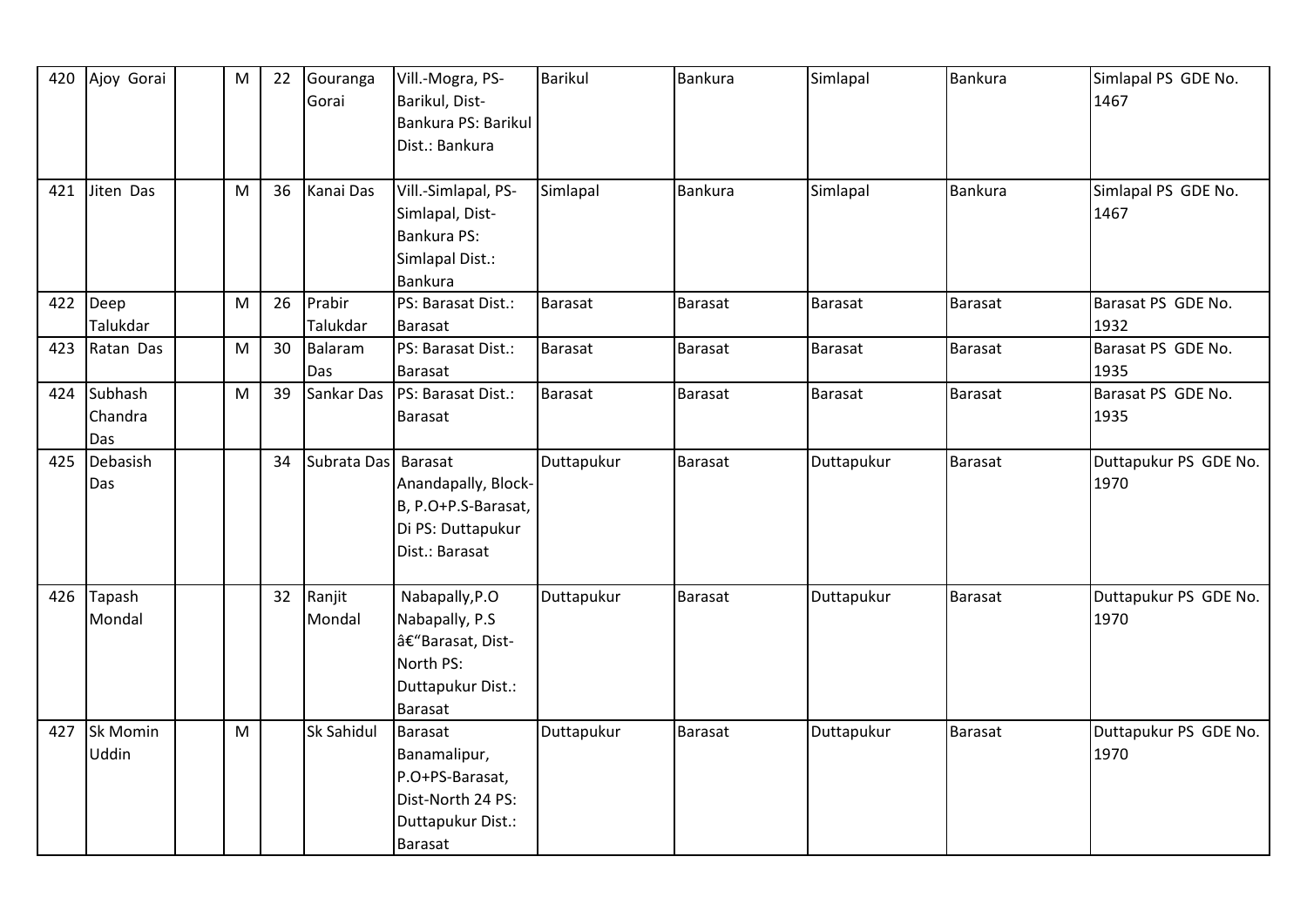| 420 | Ajoy Gorai | | M | 22 | Gouranga Gorai | Vill.-Mogra, PS-Barikul, Dist-Bankura PS: Barikul Dist.: Bankura | Barikul | Bankura | Simlapal | Bankura | Simlapal PS GDE No. 1467 |
|---|---|---|---|---|---|---|---|---|---|---|---|
| 421 | Jiten Das | | M | 36 | Kanai Das | Vill.-Simlapal, PS-Simlapal, Dist-Bankura PS: Simlapal Dist.: Bankura | Simlapal | Bankura | Simlapal | Bankura | Simlapal PS GDE No. 1467 |
| 422 | Deep Talukdar | | M | 26 | Prabir Talukdar | PS: Barasat Dist.: Barasat | Barasat | Barasat | Barasat | Barasat | Barasat PS GDE No. 1932 |
| 423 | Ratan Das | | M | 30 | Balaram Das | PS: Barasat Dist.: Barasat | Barasat | Barasat | Barasat | Barasat | Barasat PS GDE No. 1935 |
| 424 | Subhash Chandra Das | | M | 39 | Sankar Das | PS: Barasat Dist.: Barasat | Barasat | Barasat | Barasat | Barasat | Barasat PS GDE No. 1935 |
| 425 | Debasish Das | | | 34 | Subrata Das | Barasat Anandapally, Block-B, P.O+P.S-Barasat, Di PS: Duttapukur Dist.: Barasat | Duttapukur | Barasat | Duttapukur | Barasat | Duttapukur PS GDE No. 1970 |
| 426 | Tapash Mondal | | | 32 | Ranjit Mondal | Nabapally,P.O Nabapally, P.S â€"Barasat, Dist-North PS: Duttapukur Dist.: Barasat | Duttapukur | Barasat | Duttapukur | Barasat | Duttapukur PS GDE No. 1970 |
| 427 | Sk Momin Uddin | | M | | Sk Sahidul | Barasat Banamalipur, P.O+PS-Barasat, Dist-North 24 PS: Duttapukur Dist.: Barasat | Duttapukur | Barasat | Duttapukur | Barasat | Duttapukur PS GDE No. 1970 |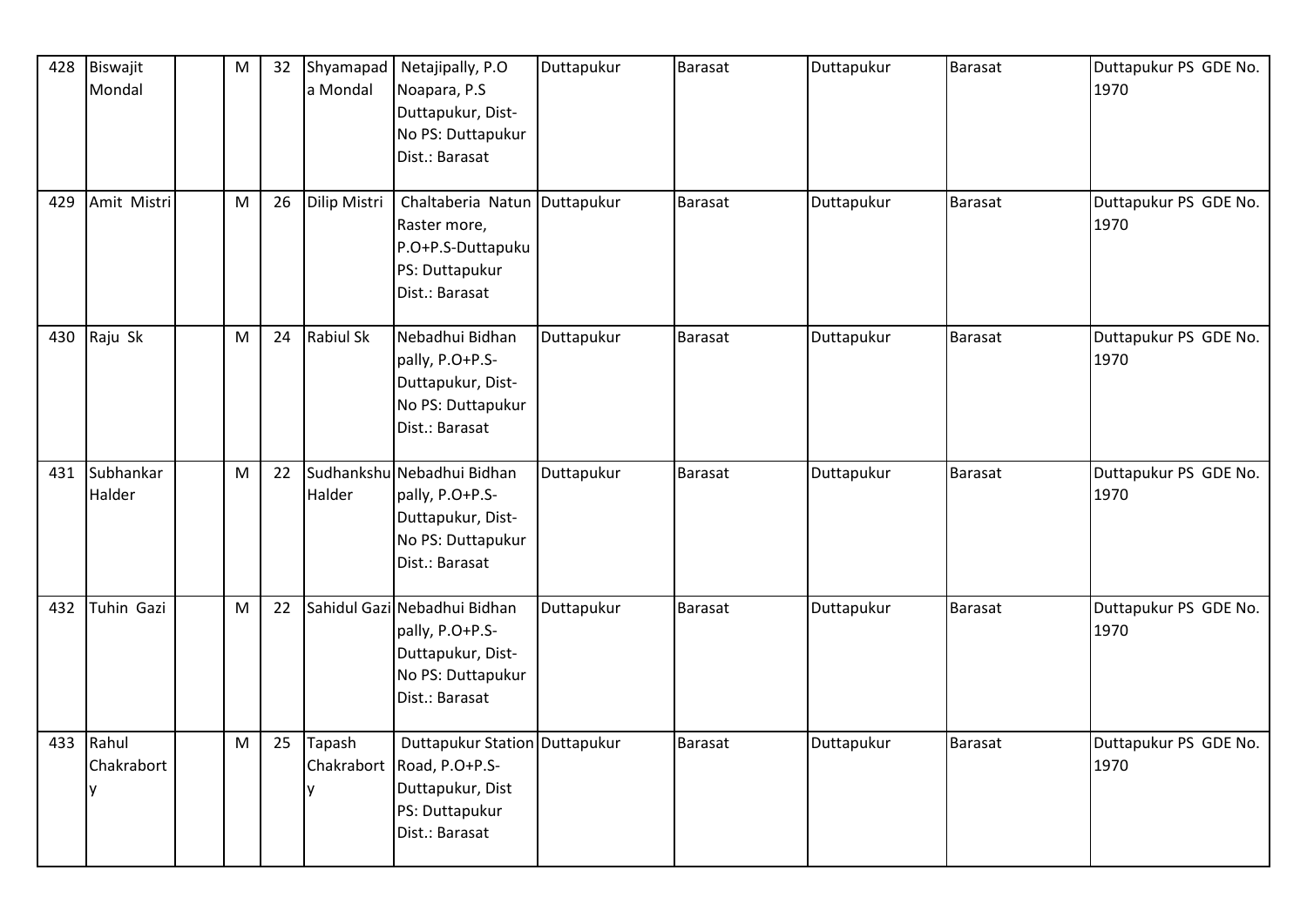| 428 | Biswajit Mondal | | M | 32 | Shyamapada Mondal | Netajipally, P.O Noapara, P.S Duttapukur, Dist- No PS: Duttapukur Dist.: Barasat | Duttapukur | Barasat | Duttapukur | Barasat | Duttapukur PS GDE No. 1970 |
|---|---|---|---|---|---|---|---|---|---|---|---|
| 429 | Amit Mistri | | M | 26 | Dilip Mistri | Chaltaberia Natun Raster more, P.O+P.S-Duttapuku PS: Duttapukur Dist.: Barasat | Duttapukur | Barasat | Duttapukur | Barasat | Duttapukur PS GDE No. 1970 |
| 430 | Raju Sk | | M | 24 | Rabiul Sk | Nebadhui Bidhan pally, P.O+P.S- Duttapukur, Dist- No PS: Duttapukur Dist.: Barasat | Duttapukur | Barasat | Duttapukur | Barasat | Duttapukur PS GDE No. 1970 |
| 431 | Subhankar Halder | | M | 22 | Sudhankshu Halder | Nebadhui Bidhan pally, P.O+P.S- Duttapukur, Dist- No PS: Duttapukur Dist.: Barasat | Duttapukur | Barasat | Duttapukur | Barasat | Duttapukur PS GDE No. 1970 |
| 432 | Tuhin Gazi | | M | 22 | Sahidul Gazi | Nebadhui Bidhan pally, P.O+P.S- Duttapukur, Dist- No PS: Duttapukur Dist.: Barasat | Duttapukur | Barasat | Duttapukur | Barasat | Duttapukur PS GDE No. 1970 |
| 433 | Rahul Chakraborty | | M | 25 | Tapash Chakraborty | Duttapukur Station Road, P.O+P.S- Duttapukur, Dist PS: Duttapukur Dist.: Barasat | Duttapukur | Barasat | Duttapukur | Barasat | Duttapukur PS GDE No. 1970 |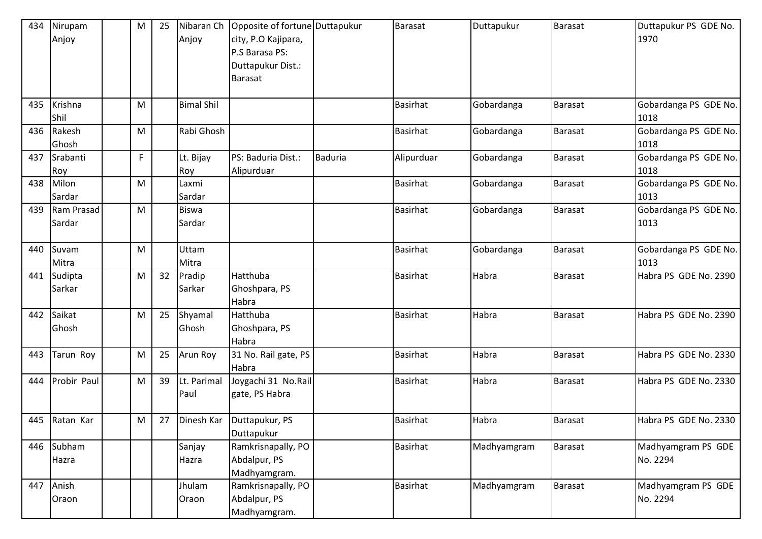| 434 | Nirupam Anjoy | | M | 25 | Nibaran Ch Anjoy | Opposite of fortune city, P.O Kajipara, P.S Barasa PS: Duttapukur Dist.: Barasat | Duttapukur | Barasat | Duttapukur | Barasat | Duttapukur PS GDE No. 1970 |
|---|---|---|---|---|---|---|---|---|---|---|---|
| 435 | Krishna Shil | | M | | Bimal Shil | | | Basirhat | Gobardanga | Barasat | Gobardanga PS GDE No. 1018 |
| 436 | Rakesh Ghosh | | M | | Rabi Ghosh | | | Basirhat | Gobardanga | Barasat | Gobardanga PS GDE No. 1018 |
| 437 | Srabanti Roy | | F | | Lt. Bijay Roy | PS: Baduria Dist.: Alipurduar | Baduria | Alipurduar | Gobardanga | Barasat | Gobardanga PS GDE No. 1018 |
| 438 | Milon Sardar | | M | | Laxmi Sardar | | | Basirhat | Gobardanga | Barasat | Gobardanga PS GDE No. 1013 |
| 439 | Ram Prasad Sardar | | M | | Biswa Sardar | | | Basirhat | Gobardanga | Barasat | Gobardanga PS GDE No. 1013 |
| 440 | Suvam Mitra | | M | | Uttam Mitra | | | Basirhat | Gobardanga | Barasat | Gobardanga PS GDE No. 1013 |
| 441 | Sudipta Sarkar | | M | 32 | Pradip Sarkar | Hatthuba Ghoshpara, PS Habra | | Basirhat | Habra | Barasat | Habra PS GDE No. 2390 |
| 442 | Saikat Ghosh | | M | 25 | Shyamal Ghosh | Hatthuba Ghoshpara, PS Habra | | Basirhat | Habra | Barasat | Habra PS GDE No. 2390 |
| 443 | Tarun Roy | | M | 25 | Arun Roy | 31 No. Rail gate, PS Habra | | Basirhat | Habra | Barasat | Habra PS GDE No. 2330 |
| 444 | Probir Paul | | M | 39 | Lt. Parimal Paul | Joygachi 31 No.Rail gate, PS Habra | | Basirhat | Habra | Barasat | Habra PS GDE No. 2330 |
| 445 | Ratan Kar | | M | 27 | Dinesh Kar | Duttapukur, PS Duttapukur | | Basirhat | Habra | Barasat | Habra PS GDE No. 2330 |
| 446 | Subham Hazra | | | | Sanjay Hazra | Ramkrisnapally, PO Abdalpur, PS Madhyamgram. | | Basirhat | Madhyamgram | Barasat | Madhyamgram PS GDE No. 2294 |
| 447 | Anish Oraon | | | | Jhulam Oraon | Ramkrisnapally, PO Abdalpur, PS Madhyamgram. | | Basirhat | Madhyamgram | Barasat | Madhyamgram PS GDE No. 2294 |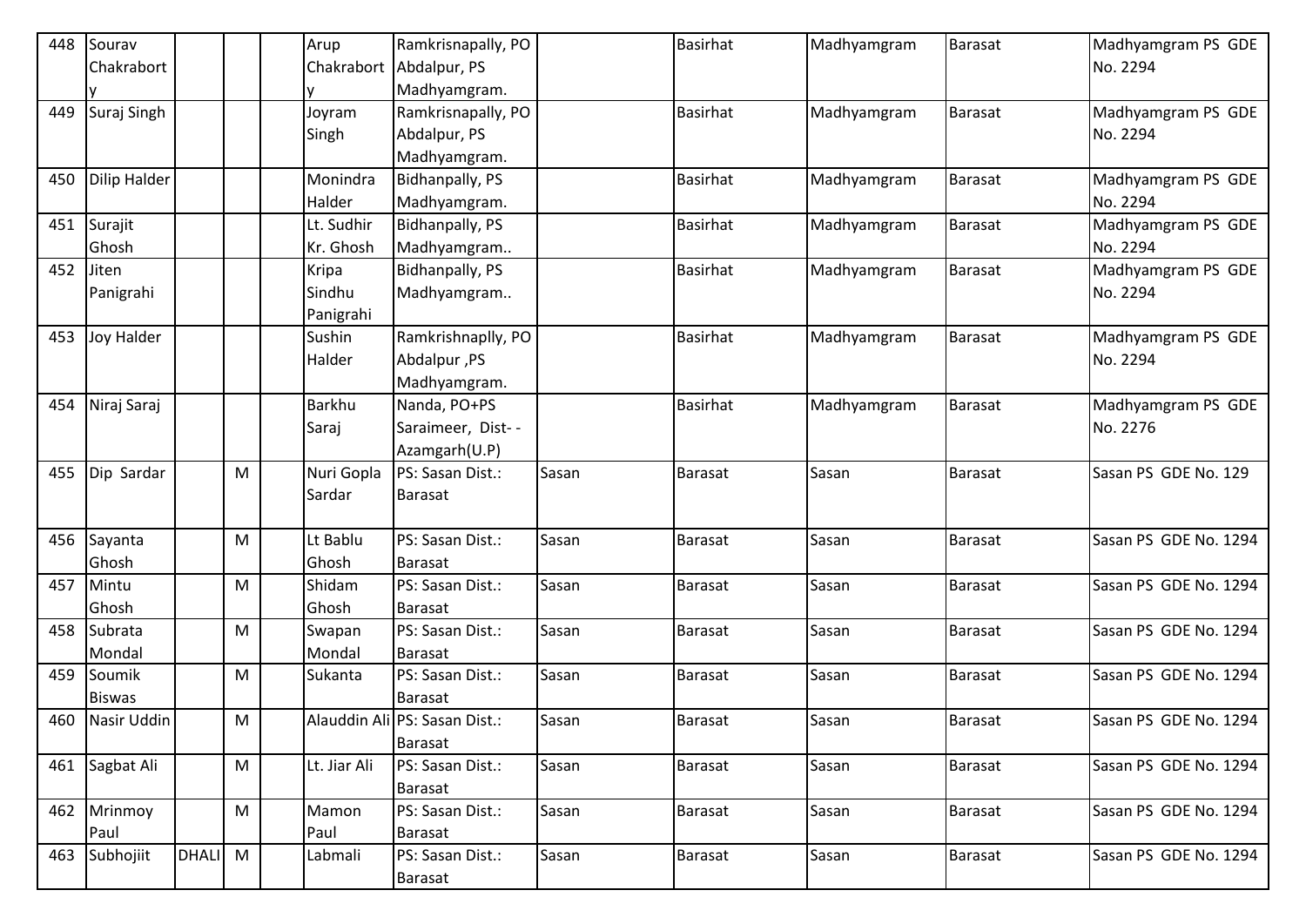| 448 | Sourav Chakraborty | | | | Arup Chakraborty | Ramkrisnapally, PO Abdalpur, PS Madhyamgram. | | Basirhat | Madhyamgram | Barasat | Madhyamgram PS GDE No. 2294 |
|---|---|---|---|---|---|---|---|---|---|---|---|
| 449 | Suraj Singh | | | | Joyram Singh | Ramkrisnapally, PO Abdalpur, PS Madhyamgram. | | Basirhat | Madhyamgram | Barasat | Madhyamgram PS GDE No. 2294 |
| 450 | Dilip Halder | | | | Monindra Halder | Bidhanpally, PS Madhyamgram. | | Basirhat | Madhyamgram | Barasat | Madhyamgram PS GDE No. 2294 |
| 451 | Surajit Ghosh | | | | Lt. Sudhir Kr. Ghosh | Bidhanpally, PS Madhyamgram.. | | Basirhat | Madhyamgram | Barasat | Madhyamgram PS GDE No. 2294 |
| 452 | Jiten Panigrahi | | | | Kripa Sindhu Panigrahi | Bidhanpally, PS Madhyamgram.. | | Basirhat | Madhyamgram | Barasat | Madhyamgram PS GDE No. 2294 |
| 453 | Joy Halder | | | | Sushin Halder | Ramkrishnaplly, PO Abdalpur ,PS Madhyamgram. | | Basirhat | Madhyamgram | Barasat | Madhyamgram PS GDE No. 2294 |
| 454 | Niraj Saraj | | | | Barkhu Saraj | Nanda, PO+PS Saraimeer, Dist- - Azamgarh(U.P) | | Basirhat | Madhyamgram | Barasat | Madhyamgram PS GDE No. 2276 |
| 455 | Dip Sardar | | M | | Nuri Gopla Sardar | PS: Sasan Dist.: Barasat | Sasan | Barasat | Sasan | Barasat | Sasan PS GDE No. 129 |
| 456 | Sayanta Ghosh | | M | | Lt Bablu Ghosh | PS: Sasan Dist.: Barasat | Sasan | Barasat | Sasan | Barasat | Sasan PS GDE No. 1294 |
| 457 | Mintu Ghosh | | M | | Shidam Ghosh | PS: Sasan Dist.: Barasat | Sasan | Barasat | Sasan | Barasat | Sasan PS GDE No. 1294 |
| 458 | Subrata Mondal | | M | | Swapan Mondal | PS: Sasan Dist.: Barasat | Sasan | Barasat | Sasan | Barasat | Sasan PS GDE No. 1294 |
| 459 | Soumik Biswas | | M | | Sukanta | PS: Sasan Dist.: Barasat | Sasan | Barasat | Sasan | Barasat | Sasan PS GDE No. 1294 |
| 460 | Nasir Uddin | | M | | Alauddin Ali | PS: Sasan Dist.: Barasat | Sasan | Barasat | Sasan | Barasat | Sasan PS GDE No. 1294 |
| 461 | Sagbat Ali | | M | | Lt. Jiar Ali | PS: Sasan Dist.: Barasat | Sasan | Barasat | Sasan | Barasat | Sasan PS GDE No. 1294 |
| 462 | Mrinmoy Paul | | M | | Mamon Paul | PS: Sasan Dist.: Barasat | Sasan | Barasat | Sasan | Barasat | Sasan PS GDE No. 1294 |
| 463 | Subhojiit | DHALI | M | | Labmali | PS: Sasan Dist.: Barasat | Sasan | Barasat | Sasan | Barasat | Sasan PS GDE No. 1294 |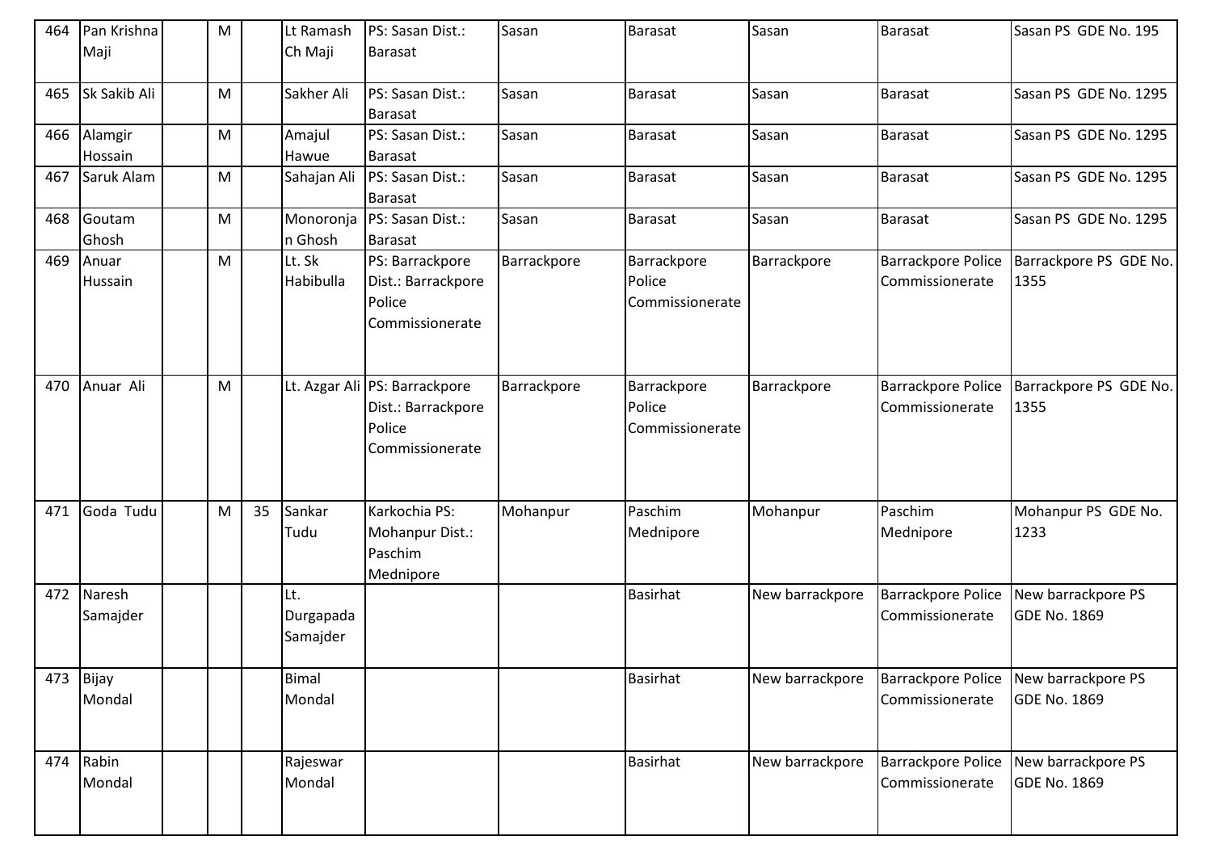| | | | | | | | | | | | |
|---|---|---|---|---|---|---|---|---|---|---|---|
| 464 | Pan Krishna Maji | | M | | Lt Ramash Ch Maji | PS: Sasan Dist.: Barasat | Sasan | Barasat | Sasan | Barasat | Sasan PS GDE No. 195 |
| 465 | Sk Sakib Ali | | M | | Sakher Ali | PS: Sasan Dist.: Barasat | Sasan | Barasat | Sasan | Barasat | Sasan PS GDE No. 1295 |
| 466 | Alamgir Hossain | | M | | Amajul Hawue | PS: Sasan Dist.: Barasat | Sasan | Barasat | Sasan | Barasat | Sasan PS GDE No. 1295 |
| 467 | Saruk Alam | | M | | Sahajan Ali | PS: Sasan Dist.: Barasat | Sasan | Barasat | Sasan | Barasat | Sasan PS GDE No. 1295 |
| 468 | Goutam Ghosh | | M | | Monoronjan Ghosh | PS: Sasan Dist.: Barasat | Sasan | Barasat | Sasan | Barasat | Sasan PS GDE No. 1295 |
| 469 | Anuar Hussain | | M | | Lt. Sk Habibulla | PS: Barrackpore Dist.: Barrackpore Police Commissionerate | Barrackpore | Barrackpore Police Commissionerate | Barrackpore | Barrackpore Police Commissionerate | Barrackpore PS GDE No. 1355 |
| 470 | Anuar Ali | | M | | Lt. Azgar Ali | PS: Barrackpore Dist.: Barrackpore Police Commissionerate | Barrackpore | Barrackpore Police Commissionerate | Barrackpore | Barrackpore Police Commissionerate | Barrackpore PS GDE No. 1355 |
| 471 | Goda Tudu | | M | 35 | Sankar Tudu | Karkochia PS: Mohanpur Dist.: Paschim Mednipore | Mohanpur | Paschim Mednipore | Mohanpur | Paschim Mednipore | Mohanpur PS GDE No. 1233 |
| 472 | Naresh Samajder | | | | Lt. Durgapada Samajder | | | Basirhat | New barrackpore | Barrackpore Police Commissionerate | New barrackpore PS GDE No. 1869 |
| 473 | Bijay Mondal | | | | Bimal Mondal | | | Basirhat | New barrackpore | Barrackpore Police Commissionerate | New barrackpore PS GDE No. 1869 |
| 474 | Rabin Mondal | | | | Rajeswar Mondal | | | Basirhat | New barrackpore | Barrackpore Police Commissionerate | New barrackpore PS GDE No. 1869 |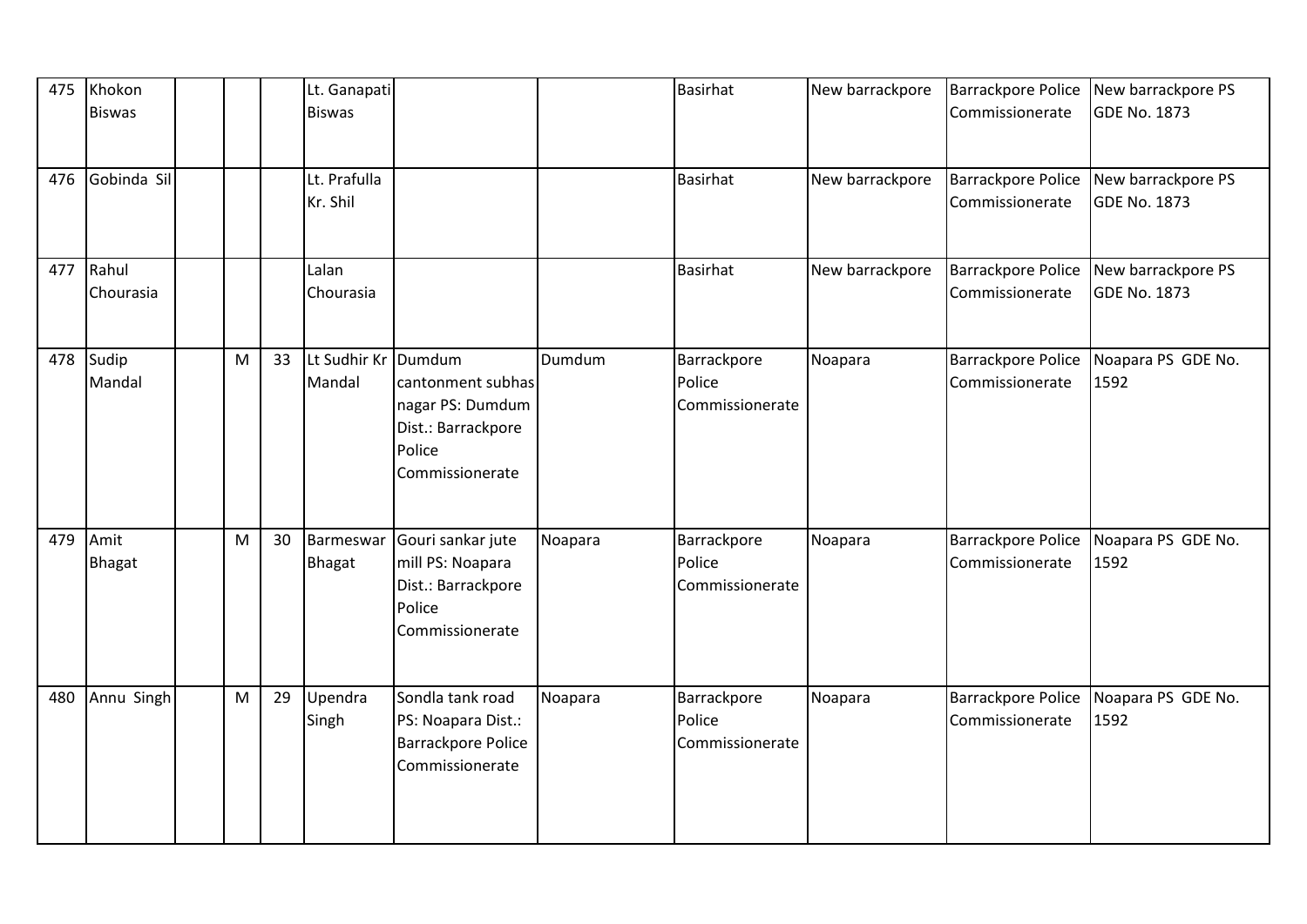| 475 | Khokon Biswas | | | | Lt. Ganapati Biswas | | | Basirhat | New barrackpore | Barrackpore Police Commissionerate | New barrackpore PS GDE No. 1873 |
|---|---|---|---|---|---|---|---|---|---|---|---|
| 476 | Gobinda Sil | | | | Lt. Prafulla Kr. Shil | | | Basirhat | New barrackpore | Barrackpore Police Commissionerate | New barrackpore PS GDE No. 1873 |
| 477 | Rahul Chourasia | | | | Lalan Chourasia | | | Basirhat | New barrackpore | Barrackpore Police Commissionerate | New barrackpore PS GDE No. 1873 |
| 478 | Sudip Mandal | | M | 33 | Lt Sudhir Kr Mandal | Dumdum cantonment subhas nagar PS: Dumdum Dist.: Barrackpore Police Commissionerate | Dumdum | Barrackpore Police Commissionerate | Noapara | Barrackpore Police Commissionerate | Noapara PS GDE No. 1592 |
| 479 | Amit Bhagat | | M | 30 | Barmeswar Bhagat | Gouri sankar jute mill PS: Noapara Dist.: Barrackpore Police Commissionerate | Noapara | Barrackpore Police Commissionerate | Noapara | Barrackpore Police Commissionerate | Noapara PS GDE No. 1592 |
| 480 | Annu Singh | | M | 29 | Upendra Singh | Sondla tank road PS: Noapara Dist.: Barrackpore Police Commissionerate | Noapara | Barrackpore Police Commissionerate | Noapara | Barrackpore Police Commissionerate | Noapara PS GDE No. 1592 |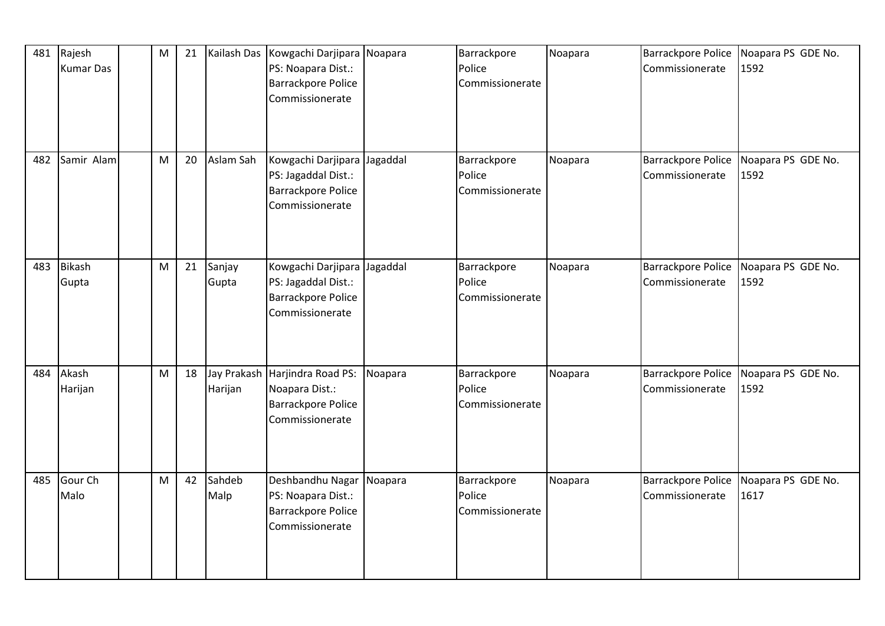| 481 | Rajesh Kumar Das | | M | 21 | Kailash Das | Kowgachi Darjipara PS: Noapara Dist.: Barrackpore Police Commissionerate | Noapara | Barrackpore Police Commissionerate | Noapara | Barrackpore Police Commissionerate | Noapara PS GDE No. 1592 |
|---|---|---|---|---|---|---|---|---|---|---|---|
| 482 | Samir Alam | | M | 20 | Aslam Sah | Kowgachi Darjipara PS: Jagaddal Dist.: Barrackpore Police Commissionerate | Jagaddal | Barrackpore Police Commissionerate | Noapara | Barrackpore Police Commissionerate | Noapara PS GDE No. 1592 |
| 483 | Bikash Gupta | | M | 21 | Sanjay Gupta | Kowgachi Darjipara PS: Jagaddal Dist.: Barrackpore Police Commissionerate | Jagaddal | Barrackpore Police Commissionerate | Noapara | Barrackpore Police Commissionerate | Noapara PS GDE No. 1592 |
| 484 | Akash Harijan | | M | 18 | Jay Prakash Harijan | Harjindra Road PS: Noapara Dist.: Barrackpore Police Commissionerate | Noapara | Barrackpore Police Commissionerate | Noapara | Barrackpore Police Commissionerate | Noapara PS GDE No. 1592 |
| 485 | Gour Ch Malo | | M | 42 | Sahdeb Malp | Deshbandhu Nagar PS: Noapara Dist.: Barrackpore Police Commissionerate | Noapara | Barrackpore Police Commissionerate | Noapara | Barrackpore Police Commissionerate | Noapara PS GDE No. 1617 |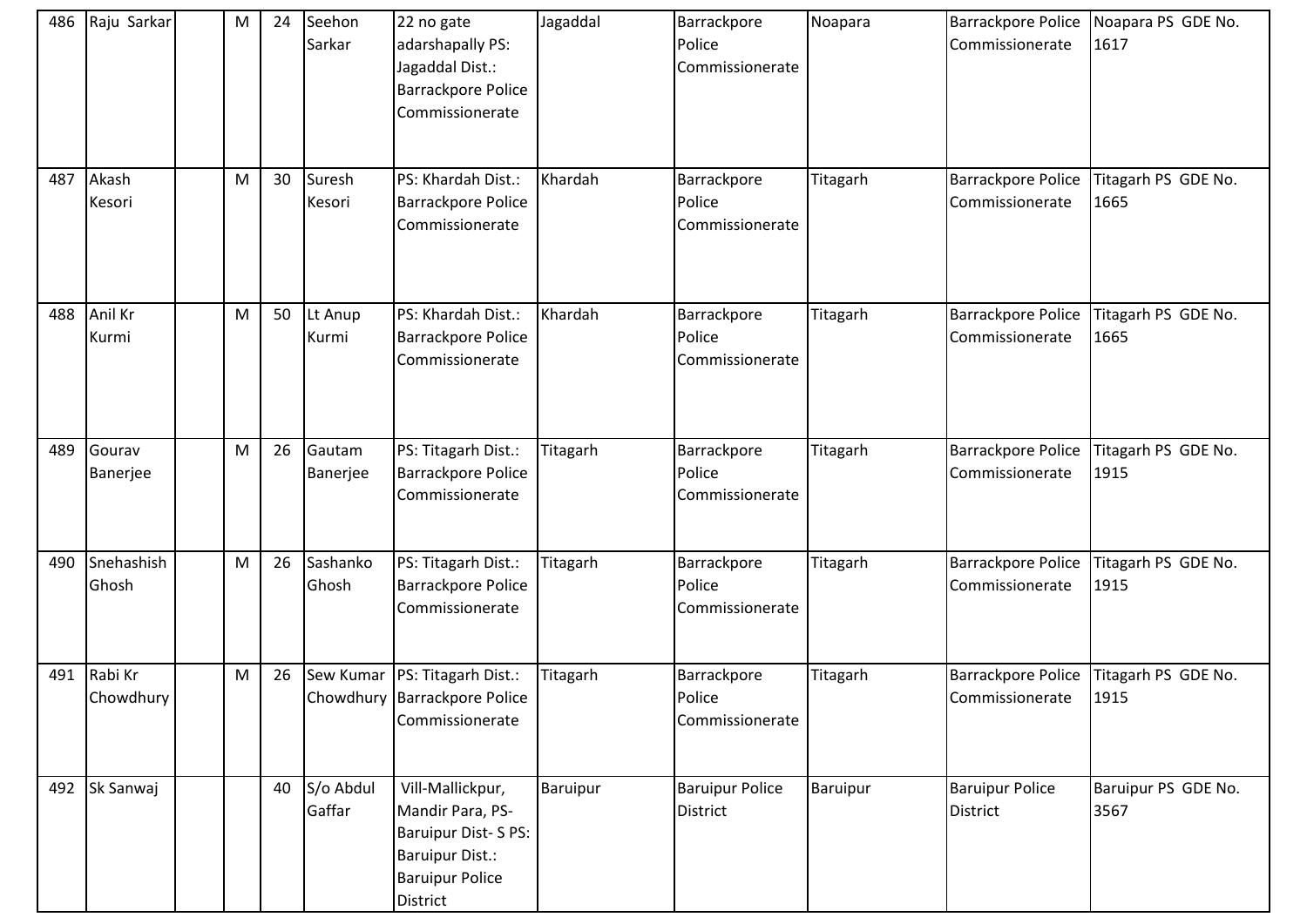| 486 | Raju Sarkar | | M | 24 | Seehon Sarkar | 22 no gate adarshapally PS: Jagaddal Dist.: Barrackpore Police Commissionerate | Jagaddal | Barrackpore Police Commissionerate | Noapara | Barrackpore Police Commissionerate | Noapara PS GDE No. 1617 |
|---|---|---|---|---|---|---|---|---|---|---|---|
| 487 | Akash Kesori | | M | 30 | Suresh Kesori | PS: Khardah Dist.: Barrackpore Police Commissionerate | Khardah | Barrackpore Police Commissionerate | Titagarh | Barrackpore Police Commissionerate | Titagarh PS GDE No. 1665 |
| 488 | Anil Kr Kurmi | | M | 50 | Lt Anup Kurmi | PS: Khardah Dist.: Barrackpore Police Commissionerate | Khardah | Barrackpore Police Commissionerate | Titagarh | Barrackpore Police Commissionerate | Titagarh PS GDE No. 1665 |
| 489 | Gourav Banerjee | | M | 26 | Gautam Banerjee | PS: Titagarh Dist.: Barrackpore Police Commissionerate | Titagarh | Barrackpore Police Commissionerate | Titagarh | Barrackpore Police Commissionerate | Titagarh PS GDE No. 1915 |
| 490 | Snehashish Ghosh | | M | 26 | Sashanko Ghosh | PS: Titagarh Dist.: Barrackpore Police Commissionerate | Titagarh | Barrackpore Police Commissionerate | Titagarh | Barrackpore Police Commissionerate | Titagarh PS GDE No. 1915 |
| 491 | Rabi Kr Chowdhury | | M | 26 | Sew Kumar Chowdhury | PS: Titagarh Dist.: Barrackpore Police Commissionerate | Titagarh | Barrackpore Police Commissionerate | Titagarh | Barrackpore Police Commissionerate | Titagarh PS GDE No. 1915 |
| 492 | Sk Sanwaj | | | 40 | S/o Abdul Gaffar | Vill-Mallickpur, Mandir Para, PS-Baruipur Dist- S PS: Baruipur Dist.: Baruipur Police District | Baruipur | Baruipur Police District | Baruipur | Baruipur Police District | Baruipur PS GDE No. 3567 |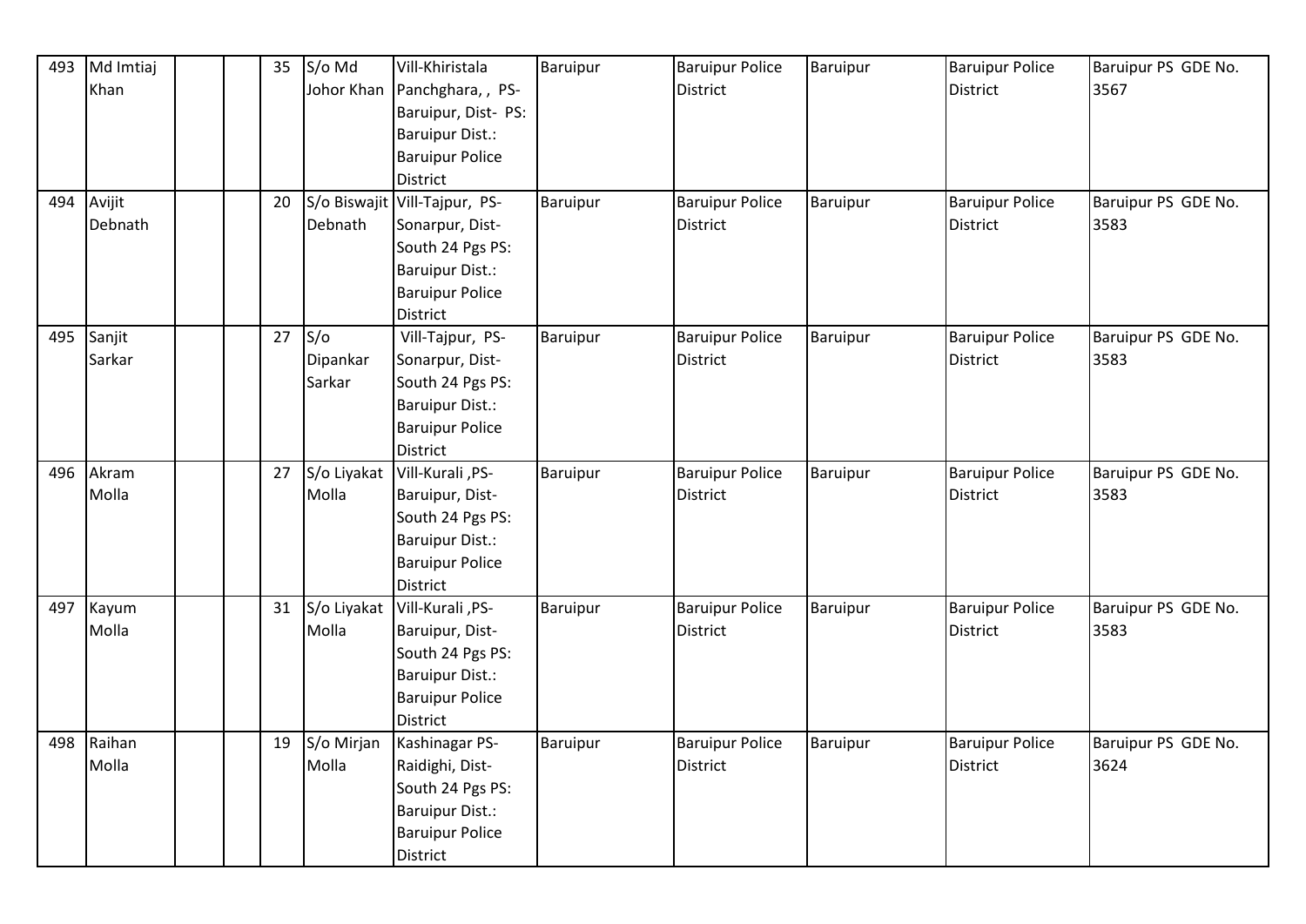| 493 | Md Imtiaj Khan | | | 35 | S/o Md Johor Khan | Vill-Khiristala Panchghara, , PS-Baruipur, Dist- PS: Baruipur Dist.: Baruipur Police District | Baruipur | Baruipur Police District | Baruipur | Baruipur Police District | Baruipur PS GDE No. 3567 |
|---|---|---|---|---|---|---|---|---|---|---|---|
| 494 | Avijit Debnath | | | 20 | S/o Biswajit Debnath | Vill-Tajpur, PS-Sonarpur, Dist-South 24 Pgs PS: Baruipur Dist.: Baruipur Police District | Baruipur | Baruipur Police District | Baruipur | Baruipur Police District | Baruipur PS GDE No. 3583 |
| 495 | Sanjit Sarkar | | | 27 | S/o Dipankar Sarkar | Vill-Tajpur, PS-Sonarpur, Dist-South 24 Pgs PS: Baruipur Dist.: Baruipur Police District | Baruipur | Baruipur Police District | Baruipur | Baruipur Police District | Baruipur PS GDE No. 3583 |
| 496 | Akram Molla | | | 27 | S/o Liyakat Molla | Vill-Kurali ,PS-Baruipur, Dist-South 24 Pgs PS: Baruipur Dist.: Baruipur Police District | Baruipur | Baruipur Police District | Baruipur | Baruipur Police District | Baruipur PS GDE No. 3583 |
| 497 | Kayum Molla | | | 31 | S/o Liyakat Molla | Vill-Kurali ,PS-Baruipur, Dist-South 24 Pgs PS: Baruipur Dist.: Baruipur Police District | Baruipur | Baruipur Police District | Baruipur | Baruipur Police District | Baruipur PS GDE No. 3583 |
| 498 | Raihan Molla | | | 19 | S/o Mirjan Molla | Kashinagar PS-Raidighi, Dist-South 24 Pgs PS: Baruipur Dist.: Baruipur Police District | Baruipur | Baruipur Police District | Baruipur | Baruipur Police District | Baruipur PS GDE No. 3624 |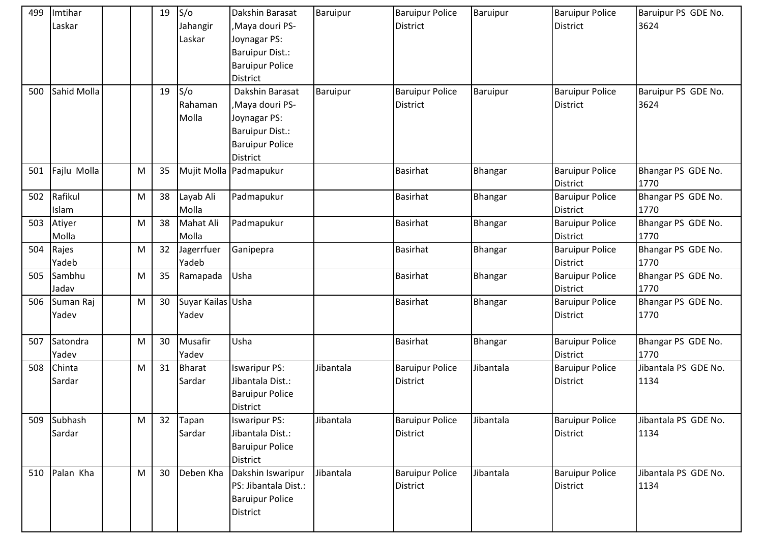| 499 | Imtihar Laskar | | | 19 | S/o Jahangir Laskar | Dakshin Barasat ,Maya douri PS-Joynagar PS: Baruipur Dist.: Baruipur Police District | Baruipur | Baruipur Police District | Baruipur | Baruipur Police District | Baruipur PS GDE No. 3624 |
|---|---|---|---|---|---|---|---|---|---|---|---|
| 500 | Sahid Molla | | | 19 | S/o Rahaman Molla | Dakshin Barasat ,Maya douri PS-Joynagar PS: Baruipur Dist.: Baruipur Police District | Baruipur | Baruipur Police District | Baruipur | Baruipur Police District | Baruipur PS GDE No. 3624 |
| 501 | Fajlu Molla | | M | 35 | Mujit Molla | Padmapukur | | Basirhat | Bhangar | Baruipur Police District | Bhangar PS GDE No. 1770 |
| 502 | Rafikul Islam | | M | 38 | Layab Ali Molla | Padmapukur | | Basirhat | Bhangar | Baruipur Police District | Bhangar PS GDE No. 1770 |
| 503 | Atiyer Molla | | M | 38 | Mahat Ali Molla | Padmapukur | | Basirhat | Bhangar | Baruipur Police District | Bhangar PS GDE No. 1770 |
| 504 | Rajes Yadeb | | M | 32 | Jagerrfuer Yadeb | Ganipepra | | Basirhat | Bhangar | Baruipur Police District | Bhangar PS GDE No. 1770 |
| 505 | Sambhu Jadav | | M | 35 | Ramapada | Usha | | Basirhat | Bhangar | Baruipur Police District | Bhangar PS GDE No. 1770 |
| 506 | Suman Raj Yadev | | M | 30 | Suyar Kailas Yadev | Usha | | Basirhat | Bhangar | Baruipur Police District | Bhangar PS GDE No. 1770 |
| 507 | Satondra Yadev | | M | 30 | Musafir Yadev | Usha | | Basirhat | Bhangar | Baruipur Police District | Bhangar PS GDE No. 1770 |
| 508 | Chinta Sardar | | M | 31 | Bharat Sardar | Iswaripur PS: Jibantala Dist.: Baruipur Police District | Jibantala | Baruipur Police District | Jibantala | Baruipur Police District | Jibantala PS GDE No. 1134 |
| 509 | Subhash Sardar | | M | 32 | Tapan Sardar | Iswaripur PS: Jibantala Dist.: Baruipur Police District | Jibantala | Baruipur Police District | Jibantala | Baruipur Police District | Jibantala PS GDE No. 1134 |
| 510 | Palan Kha | | M | 30 | Deben Kha | Dakshin Iswaripur PS: Jibantala Dist.: Baruipur Police District | Jibantala | Baruipur Police District | Jibantala | Baruipur Police District | Jibantala PS GDE No. 1134 |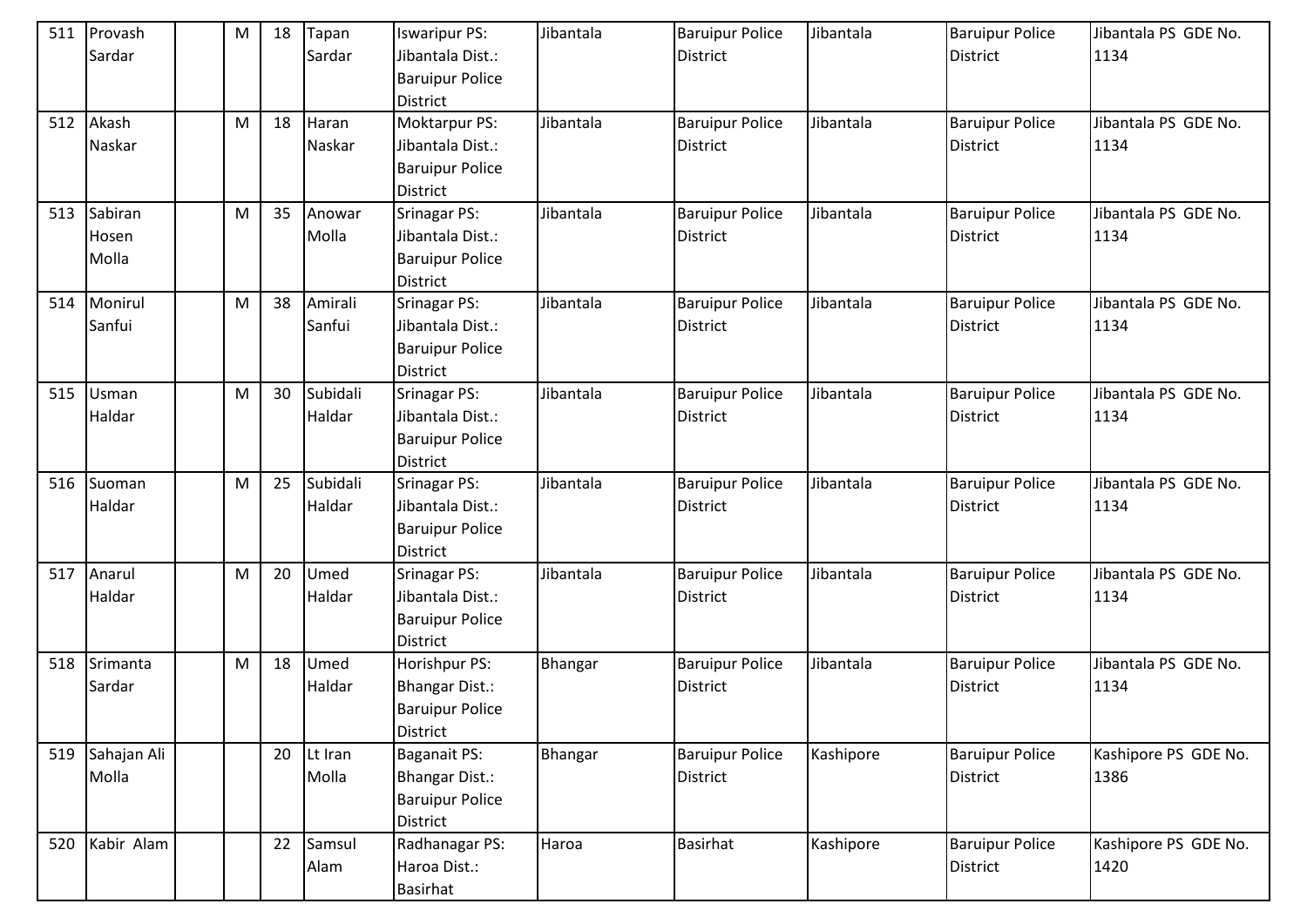| 511 | Provash Sardar | | M | 18 | Tapan Sardar | Iswaripur PS: Jibantala Dist.: Baruipur Police District | Jibantala | Baruipur Police District | Jibantala | Baruipur Police District | Jibantala PS GDE No. 1134 |
|---|---|---|---|---|---|---|---|---|---|---|---|
| 512 | Akash Naskar | | M | 18 | Haran Naskar | Moktarpur PS: Jibantala Dist.: Baruipur Police District | Jibantala | Baruipur Police District | Jibantala | Baruipur Police District | Jibantala PS GDE No. 1134 |
| 513 | Sabiran Hosen Molla | | M | 35 | Anowar Molla | Srinagar PS: Jibantala Dist.: Baruipur Police District | Jibantala | Baruipur Police District | Jibantala | Baruipur Police District | Jibantala PS GDE No. 1134 |
| 514 | Monirul Sanfui | | M | 38 | Amirali Sanfui | Srinagar PS: Jibantala Dist.: Baruipur Police District | Jibantala | Baruipur Police District | Jibantala | Baruipur Police District | Jibantala PS GDE No. 1134 |
| 515 | Usman Haldar | | M | 30 | Subidali Haldar | Srinagar PS: Jibantala Dist.: Baruipur Police District | Jibantala | Baruipur Police District | Jibantala | Baruipur Police District | Jibantala PS GDE No. 1134 |
| 516 | Suoman Haldar | | M | 25 | Subidali Haldar | Srinagar PS: Jibantala Dist.: Baruipur Police District | Jibantala | Baruipur Police District | Jibantala | Baruipur Police District | Jibantala PS GDE No. 1134 |
| 517 | Anarul Haldar | | M | 20 | Umed Haldar | Srinagar PS: Jibantala Dist.: Baruipur Police District | Jibantala | Baruipur Police District | Jibantala | Baruipur Police District | Jibantala PS GDE No. 1134 |
| 518 | Srimanta Sardar | | M | 18 | Umed Haldar | Horishpur PS: Bhangar Dist.: Baruipur Police District | Bhangar | Baruipur Police District | Jibantala | Baruipur Police District | Jibantala PS GDE No. 1134 |
| 519 | Sahajan Ali Molla | | | 20 | Lt Iran Molla | Baganait PS: Bhangar Dist.: Baruipur Police District | Bhangar | Baruipur Police District | Kashipore | Baruipur Police District | Kashipore PS GDE No. 1386 |
| 520 | Kabir Alam | | | 22 | Samsul Alam | Radhanagar PS: Haroa Dist.: Basirhat | Haroa | Basirhat | Kashipore | Baruipur Police District | Kashipore PS GDE No. 1420 |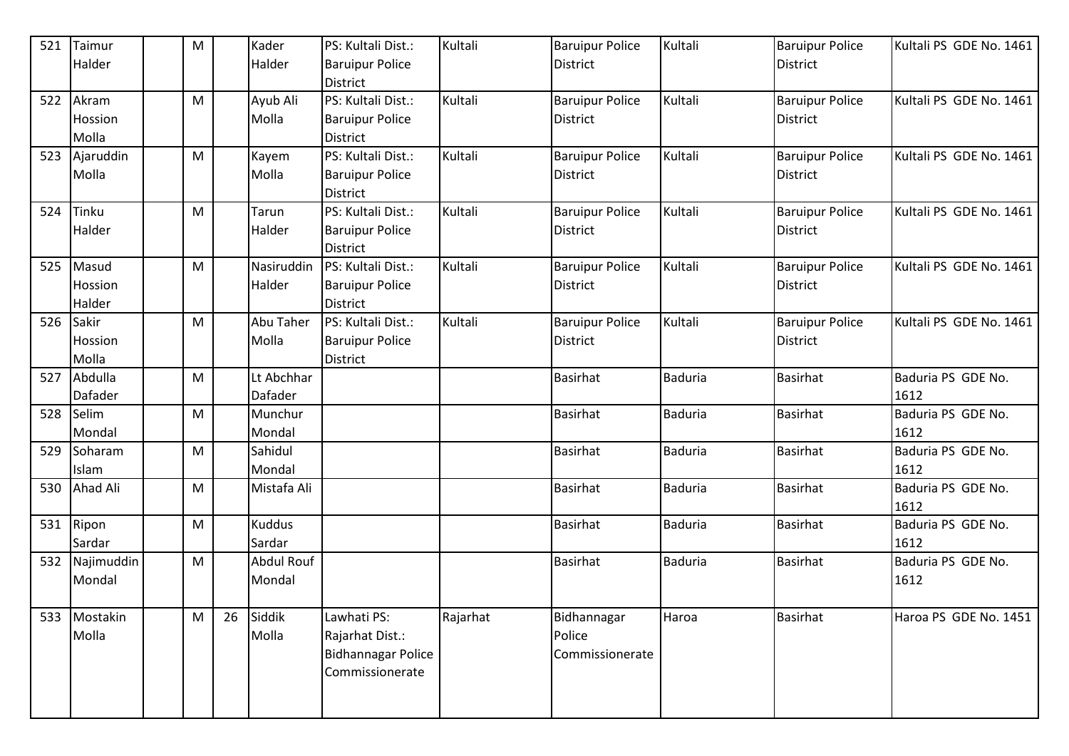| 521 | Taimur Halder | | M | | Kader Halder | PS: Kultali Dist.: Baruipur Police District | Kultali | Baruipur Police District | Kultali | Baruipur Police District | Kultali PS GDE No. 1461 |
|---|---|---|---|---|---|---|---|---|---|---|---|
| 522 | Akram Hossion Molla | | M | | Ayub Ali Molla | PS: Kultali Dist.: Baruipur Police District | Kultali | Baruipur Police District | Kultali | Baruipur Police District | Kultali PS GDE No. 1461 |
| 523 | Ajaruddin Molla | | M | | Kayem Molla | PS: Kultali Dist.: Baruipur Police District | Kultali | Baruipur Police District | Kultali | Baruipur Police District | Kultali PS GDE No. 1461 |
| 524 | Tinku Halder | | M | | Tarun Halder | PS: Kultali Dist.: Baruipur Police District | Kultali | Baruipur Police District | Kultali | Baruipur Police District | Kultali PS GDE No. 1461 |
| 525 | Masud Hossion Halder | | M | | Nasiruddin Halder | PS: Kultali Dist.: Baruipur Police District | Kultali | Baruipur Police District | Kultali | Baruipur Police District | Kultali PS GDE No. 1461 |
| 526 | Sakir Hossion Molla | | M | | Abu Taher Molla | PS: Kultali Dist.: Baruipur Police District | Kultali | Baruipur Police District | Kultali | Baruipur Police District | Kultali PS GDE No. 1461 |
| 527 | Abdulla Dafader | | M | | Lt Abchhar Dafader | | | Basirhat | Baduria | Basirhat | Baduria PS GDE No. 1612 |
| 528 | Selim Mondal | | M | | Munchur Mondal | | | Basirhat | Baduria | Basirhat | Baduria PS GDE No. 1612 |
| 529 | Soharam Islam | | M | | Sahidul Mondal | | | Basirhat | Baduria | Basirhat | Baduria PS GDE No. 1612 |
| 530 | Ahad Ali | | M | | Mistafa Ali | | | Basirhat | Baduria | Basirhat | Baduria PS GDE No. 1612 |
| 531 | Ripon Sardar | | M | | Kuddus Sardar | | | Basirhat | Baduria | Basirhat | Baduria PS GDE No. 1612 |
| 532 | Najimuddin Mondal | | M | | Abdul Rouf Mondal | | | Basirhat | Baduria | Basirhat | Baduria PS GDE No. 1612 |
| 533 | Mostakin Molla | | M | 26 | Siddik Molla | Lawhati PS: Rajarhat Dist.: Bidhannagar Police Commissionerate | Rajarhat | Bidhannagar Police Commissionerate | Haroa | Basirhat | Haroa PS GDE No. 1451 |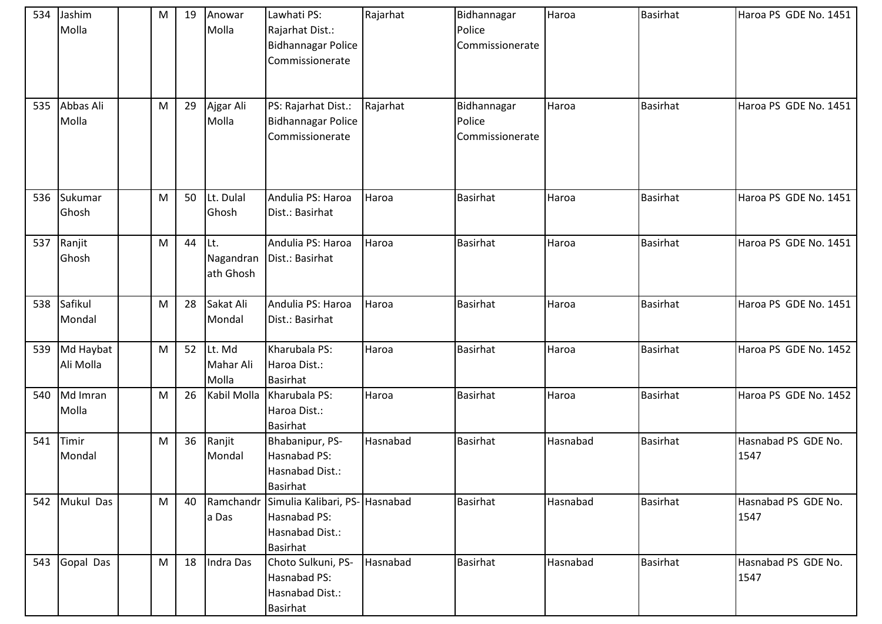| 534 | Jashim Molla | | M | 19 | Anowar Molla | Lawhati PS: Rajarhat Dist.: Bidhannagar Police Commissionerate | Rajarhat | Bidhannagar Police Commissionerate | Haroa | Basirhat | Haroa PS GDE No. 1451 |
|---|---|---|---|---|---|---|---|---|---|---|---|
| 535 | Abbas Ali Molla | | M | 29 | Ajgar Ali Molla | PS: Rajarhat Dist.: Bidhannagar Police Commissionerate | Rajarhat | Bidhannagar Police Commissionerate | Haroa | Basirhat | Haroa PS GDE No. 1451 |
| 536 | Sukumar Ghosh | | M | 50 | Lt. Dulal Ghosh | Andulia PS: Haroa Dist.: Basirhat | Haroa | Basirhat | Haroa | Basirhat | Haroa PS GDE No. 1451 |
| 537 | Ranjit Ghosh | | M | 44 | Lt. Nagandranath Ghosh | Andulia PS: Haroa Dist.: Basirhat | Haroa | Basirhat | Haroa | Basirhat | Haroa PS GDE No. 1451 |
| 538 | Safikul Mondal | | M | 28 | Sakat Ali Mondal | Andulia PS: Haroa Dist.: Basirhat | Haroa | Basirhat | Haroa | Basirhat | Haroa PS GDE No. 1451 |
| 539 | Md Haybat Ali Molla | | M | 52 | Lt. Md Mahar Ali Molla | Kharubala PS: Haroa Dist.: Basirhat | Haroa | Basirhat | Haroa | Basirhat | Haroa PS GDE No. 1452 |
| 540 | Md Imran Molla | | M | 26 | Kabil Molla | Kharubala PS: Haroa Dist.: Basirhat | Haroa | Basirhat | Haroa | Basirhat | Haroa PS GDE No. 1452 |
| 541 | Timir Mondal | | M | 36 | Ranjit Mondal | Bhabanipur, PS-Hasnabad PS: Hasnabad Dist.: Basirhat | Hasnabad | Basirhat | Hasnabad | Basirhat | Hasnabad PS GDE No. 1547 |
| 542 | Mukul Das | | M | 40 | Ramchandra Das | Simulia Kalibari, PS-Hasnabad PS: Hasnabad Dist.: Basirhat | Hasnabad | Basirhat | Hasnabad | Basirhat | Hasnabad PS GDE No. 1547 |
| 543 | Gopal Das | | M | 18 | Indra Das | Choto Sulkuni, PS-Hasnabad PS: Hasnabad Dist.: Basirhat | Hasnabad | Basirhat | Hasnabad | Basirhat | Hasnabad PS GDE No. 1547 |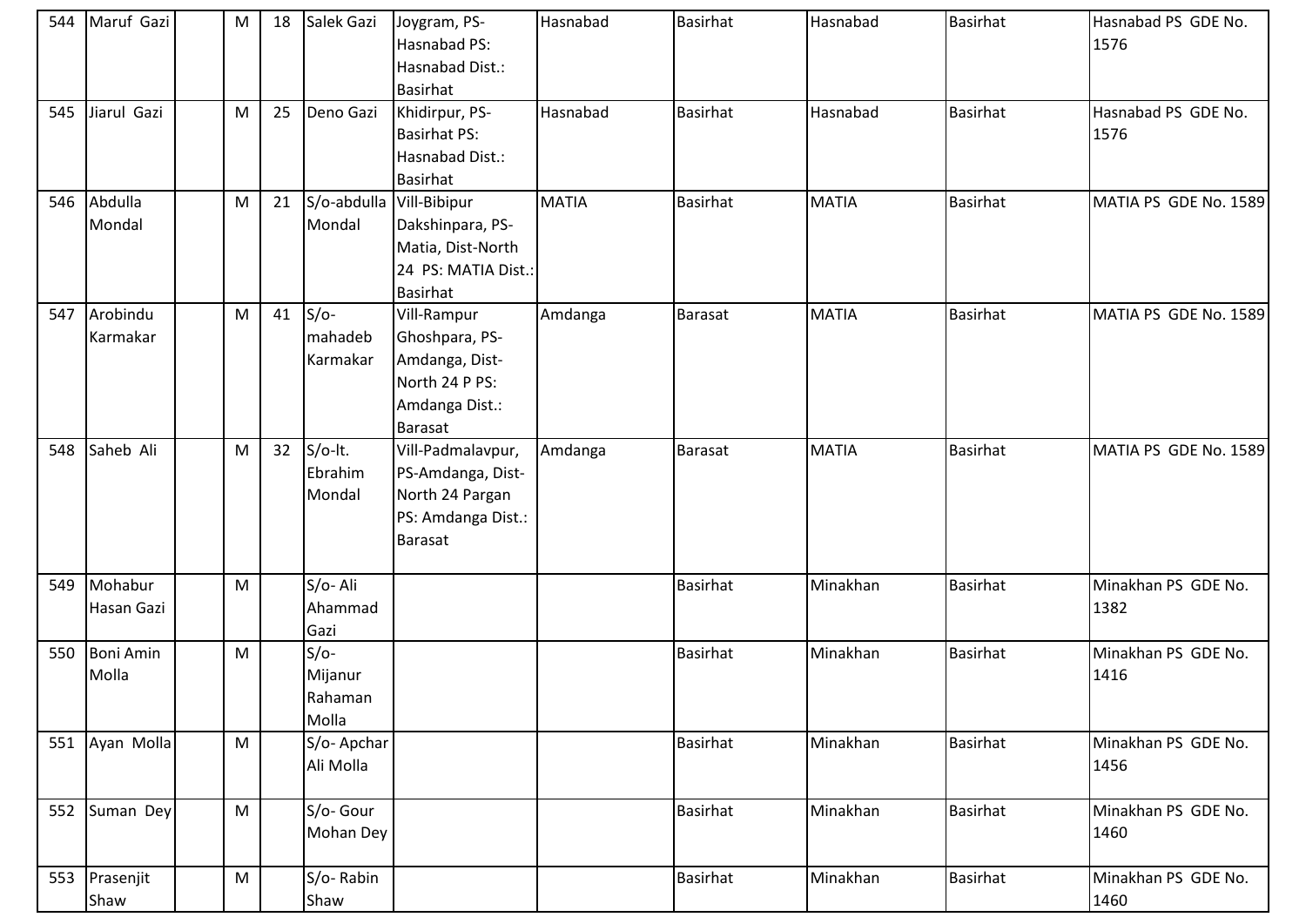| 544 | Maruf Gazi | | M | 18 | Salek Gazi | Joygram, PS-Hasnabad PS: Hasnabad Dist.: Basirhat | Hasnabad | Basirhat | Hasnabad | Basirhat | Hasnabad PS GDE No. 1576 |
|---|---|---|---|---|---|---|---|---|---|---|---|
| 545 | Jiarul Gazi | | M | 25 | Deno Gazi | Khidirpur, PS-Basirhat PS: Hasnabad Dist.: Basirhat | Hasnabad | Basirhat | Hasnabad | Basirhat | Hasnabad PS GDE No. 1576 |
| 546 | Abdulla Mondal | | M | 21 | S/o-abdulla Mondal | Vill-Bibipur Dakshinpara, PS-Matia, Dist-North 24 PS: MATIA Dist.: Basirhat | MATIA | Basirhat | MATIA | Basirhat | MATIA PS GDE No. 1589 |
| 547 | Arobindu Karmakar | | M | 41 | S/o-mahadeb Karmakar | Vill-Rampur Ghoshpara, PS-Amdanga, Dist-North 24 P PS: Amdanga Dist.: Barasat | Amdanga | Barasat | MATIA | Basirhat | MATIA PS GDE No. 1589 |
| 548 | Saheb Ali | | M | 32 | S/o-lt. Ebrahim Mondal | Vill-Padmalavpur, PS-Amdanga, Dist-North 24 Pargan PS: Amdanga Dist.: Barasat | Amdanga | Barasat | MATIA | Basirhat | MATIA PS GDE No. 1589 |
| 549 | Mohabur Hasan Gazi | | M | | S/o- Ali Ahammad Gazi | | | Basirhat | Minakhan | Basirhat | Minakhan PS GDE No. 1382 |
| 550 | Boni Amin Molla | | M | | S/o-Mijanur Rahaman Molla | | | Basirhat | Minakhan | Basirhat | Minakhan PS GDE No. 1416 |
| 551 | Ayan Molla | | M | | S/o- Apchar Ali Molla | | | Basirhat | Minakhan | Basirhat | Minakhan PS GDE No. 1456 |
| 552 | Suman Dey | | M | | S/o- Gour Mohan Dey | | | Basirhat | Minakhan | Basirhat | Minakhan PS GDE No. 1460 |
| 553 | Prasenjit Shaw | | M | | S/o- Rabin Shaw | | | Basirhat | Minakhan | Basirhat | Minakhan PS GDE No. 1460 |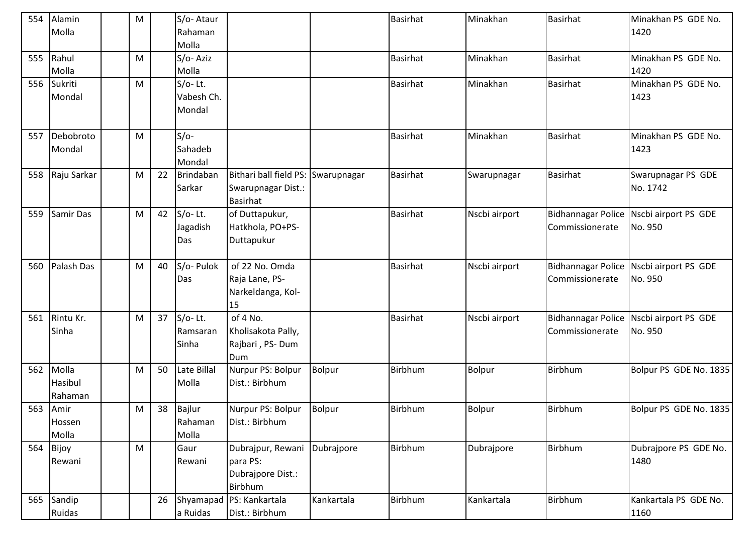| 554 | Alamin Molla | | M | | S/o- Ataur Rahaman Molla | | | Basirhat | Minakhan | Basirhat | Minakhan PS GDE No. 1420 |
|---|---|---|---|---|---|---|---|---|---|---|---|
| 555 | Rahul Molla | | M | | S/o- Aziz Molla | | | Basirhat | Minakhan | Basirhat | Minakhan PS GDE No. 1420 |
| 556 | Sukriti Mondal | | M | | S/o- Lt. Vabesh Ch. Mondal | | | Basirhat | Minakhan | Basirhat | Minakhan PS GDE No. 1423 |
| 557 | Debobroto Mondal | | M | | S/o- Sahadeb Mondal | | | Basirhat | Minakhan | Basirhat | Minakhan PS GDE No. 1423 |
| 558 | Raju Sarkar | | M | 22 | Brindaban Sarkar | Bithari ball field PS: Swarupnagar Dist.: Basirhat | Swarupnagar | Basirhat | Swarupnagar | Basirhat | Swarupnagar PS GDE No. 1742 |
| 559 | Samir Das | | M | 42 | S/o- Lt. Jagadish Das | of Duttapukur, Hatkhola, PO+PS- Duttapukur | | Basirhat | Nscbi airport | Bidhannagar Police Commissionerate | Nscbi airport PS GDE No. 950 |
| 560 | Palash Das | | M | 40 | S/o- Pulok Das | of 22 No. Omda Raja Lane, PS- Narkeldanga, Kol-15 | | Basirhat | Nscbi airport | Bidhannagar Police Commissionerate | Nscbi airport PS GDE No. 950 |
| 561 | Rintu Kr. Sinha | | M | 37 | S/o- Lt. Ramsaran Sinha | of 4 No. Kholisakota Pally, Rajbari , PS- Dum Dum | | Basirhat | Nscbi airport | Bidhannagar Police Commissionerate | Nscbi airport PS GDE No. 950 |
| 562 | Molla Hasibul Rahaman | | M | 50 | Late Billal Molla | Nurpur PS: Bolpur Dist.: Birbhum | Bolpur | Birbhum | Bolpur | Birbhum | Bolpur PS GDE No. 1835 |
| 563 | Amir Hossen Molla | | M | 38 | Bajlur Rahaman Molla | Nurpur PS: Bolpur Dist.: Birbhum | Bolpur | Birbhum | Bolpur | Birbhum | Bolpur PS GDE No. 1835 |
| 564 | Bijoy Rewani | | M | | Gaur Rewani | Dubrajpur, Rewani para PS: Dubrajpore Dist.: Birbhum | Dubrajpore | Birbhum | Dubrajpore | Birbhum | Dubrajpore PS GDE No. 1480 |
| 565 | Sandip Ruidas | | | 26 | Shyamapada Ruidas | PS: Kankartala Dist.: Birbhum | Kankartala | Birbhum | Kankartala | Birbhum | Kankartala PS GDE No. 1160 |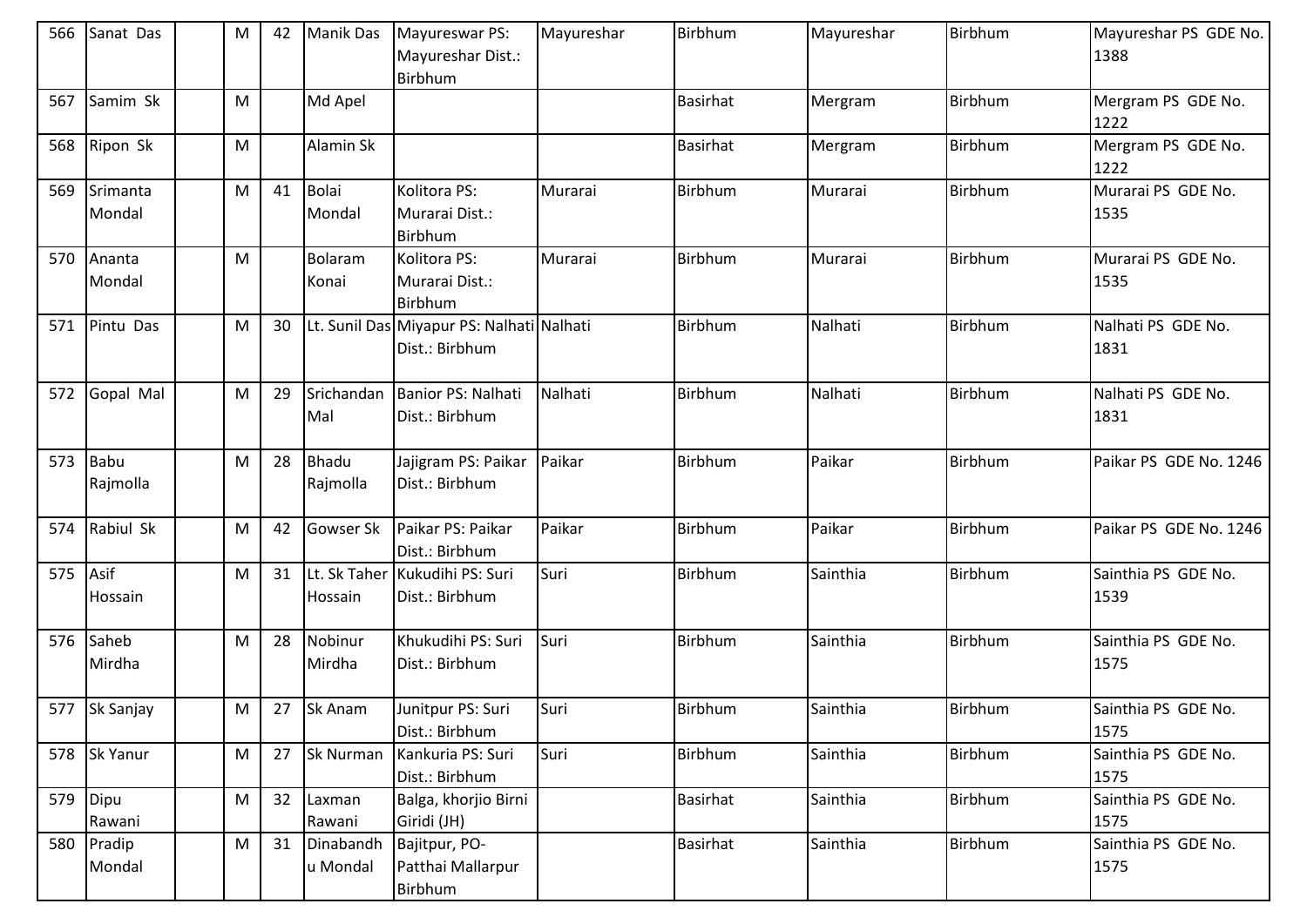| 566 | Sanat Das | | M | 42 | Manik Das | Mayureswar PS: Mayureshar Dist.: Birbhum | Mayureshar | Birbhum | Mayureshar | Birbhum | Mayureshar PS GDE No. 1388 |
|---|---|---|---|---|---|---|---|---|---|---|---|
| 567 | Samim Sk | | M | | Md Apel | | | Basirhat | Mergram | Birbhum | Mergram PS GDE No. 1222 |
| 568 | Ripon Sk | | M | | Alamin Sk | | | Basirhat | Mergram | Birbhum | Mergram PS GDE No. 1222 |
| 569 | Srimanta Mondal | | M | 41 | Bolai Mondal | Kolitora PS: Murarai Dist.: Birbhum | Murarai | Birbhum | Murarai | Birbhum | Murarai PS GDE No. 1535 |
| 570 | Ananta Mondal | | M | | Bolaram Konai | Kolitora PS: Murarai Dist.: Birbhum | Murarai | Birbhum | Murarai | Birbhum | Murarai PS GDE No. 1535 |
| 571 | Pintu Das | | M | 30 | Lt. Sunil Das | Miyapur PS: Nalhati Dist.: Birbhum | Nalhati | Birbhum | Nalhati | Birbhum | Nalhati PS GDE No. 1831 |
| 572 | Gopal Mal | | M | 29 | Srichandan Mal | Banior PS: Nalhati Dist.: Birbhum | Nalhati | Birbhum | Nalhati | Birbhum | Nalhati PS GDE No. 1831 |
| 573 | Babu Rajmolla | | M | 28 | Bhadu Rajmolla | Jajigram PS: Paikar Dist.: Birbhum | Paikar | Birbhum | Paikar | Birbhum | Paikar PS GDE No. 1246 |
| 574 | Rabiul Sk | | M | 42 | Gowser Sk | Paikar PS: Paikar Dist.: Birbhum | Paikar | Birbhum | Paikar | Birbhum | Paikar PS GDE No. 1246 |
| 575 | Asif Hossain | | M | 31 | Lt. Sk Taher Hossain | Kukudihi PS: Suri Dist.: Birbhum | Suri | Birbhum | Sainthia | Birbhum | Sainthia PS GDE No. 1539 |
| 576 | Saheb Mirdha | | M | 28 | Nobinur Mirdha | Khukudihi PS: Suri Dist.: Birbhum | Suri | Birbhum | Sainthia | Birbhum | Sainthia PS GDE No. 1575 |
| 577 | Sk Sanjay | | M | 27 | Sk Anam | Junitpur PS: Suri Dist.: Birbhum | Suri | Birbhum | Sainthia | Birbhum | Sainthia PS GDE No. 1575 |
| 578 | Sk Yanur | | M | 27 | Sk Nurman | Kankuria PS: Suri Dist.: Birbhum | Suri | Birbhum | Sainthia | Birbhum | Sainthia PS GDE No. 1575 |
| 579 | Dipu Rawani | | M | 32 | Laxman Rawani | Balga, khorjio Birni Giridi (JH) | | Basirhat | Sainthia | Birbhum | Sainthia PS GDE No. 1575 |
| 580 | Pradip Mondal | | M | 31 | Dinabandhu Mondal | Bajitpur, PO-Patthai Mallarpur Birbhum | | Basirhat | Sainthia | Birbhum | Sainthia PS GDE No. 1575 |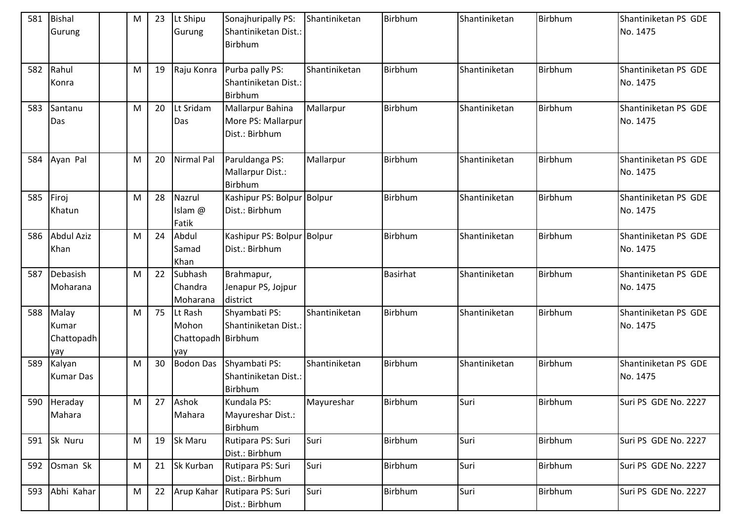| | | | | | | | | | | | |
|---|---|---|---|---|---|---|---|---|---|---|---|
| 581 | Bishal Gurung | | M | 23 | Lt Shipu Gurung | Sonajhuripally PS: Shantiniketan Dist.: Birbhum | Shantiniketan | Birbhum | Shantiniketan | Birbhum | Shantiniketan PS GDE No. 1475 |
| 582 | Rahul Konra | | M | 19 | Raju Konra | Purba pally PS: Shantiniketan Dist.: Birbhum | Shantiniketan | Birbhum | Shantiniketan | Birbhum | Shantiniketan PS GDE No. 1475 |
| 583 | Santanu Das | | M | 20 | Lt Sridam Das | Mallarpur Bahina More PS: Mallarpur Dist.: Birbhum | Mallarpur | Birbhum | Shantiniketan | Birbhum | Shantiniketan PS GDE No. 1475 |
| 584 | Ayan Pal | | M | 20 | Nirmal Pal | Paruldanga PS: Mallarpur Dist.: Birbhum | Mallarpur | Birbhum | Shantiniketan | Birbhum | Shantiniketan PS GDE No. 1475 |
| 585 | Firoj Khatun | | M | 28 | Nazrul Islam @ Fatik | Kashipur PS: Bolpur Dist.: Birbhum | Bolpur | Birbhum | Shantiniketan | Birbhum | Shantiniketan PS GDE No. 1475 |
| 586 | Abdul Aziz Khan | | M | 24 | Abdul Samad Khan | Kashipur PS: Bolpur Dist.: Birbhum | Bolpur | Birbhum | Shantiniketan | Birbhum | Shantiniketan PS GDE No. 1475 |
| 587 | Debasish Moharana | | M | 22 | Subhash Chandra Moharana | Brahmapur, Jenapur PS, Jojpur district | | Basirhat | Shantiniketan | Birbhum | Shantiniketan PS GDE No. 1475 |
| 588 | Malay Kumar Chattopadhyay | | M | 75 | Lt Rash Mohon Chattopadhyay | Shyambati PS: Shantiniketan Dist.: Birbhum | Shantiniketan | Birbhum | Shantiniketan | Birbhum | Shantiniketan PS GDE No. 1475 |
| 589 | Kalyan Kumar Das | | M | 30 | Bodon Das | Shyambati PS: Shantiniketan Dist.: Birbhum | Shantiniketan | Birbhum | Shantiniketan | Birbhum | Shantiniketan PS GDE No. 1475 |
| 590 | Heraday Mahara | | M | 27 | Ashok Mahara | Kundala PS: Mayureshar Dist.: Birbhum | Mayureshar | Birbhum | Suri | Birbhum | Suri PS GDE No. 2227 |
| 591 | Sk Nuru | | M | 19 | Sk Maru | Rutipara PS: Suri Dist.: Birbhum | Suri | Birbhum | Suri | Birbhum | Suri PS GDE No. 2227 |
| 592 | Osman Sk | | M | 21 | Sk Kurban | Rutipara PS: Suri Dist.: Birbhum | Suri | Birbhum | Suri | Birbhum | Suri PS GDE No. 2227 |
| 593 | Abhi Kahar | | M | 22 | Arup Kahar | Rutipara PS: Suri Dist.: Birbhum | Suri | Birbhum | Suri | Birbhum | Suri PS GDE No. 2227 |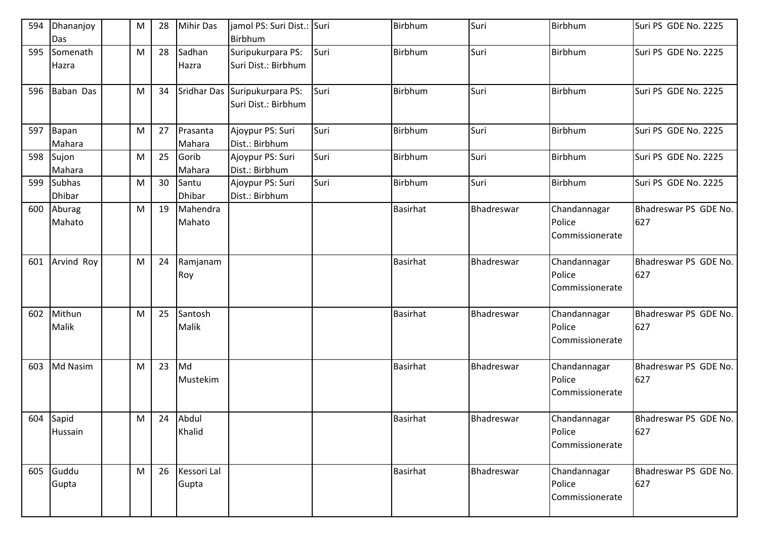| 594 | Dhananjoy Das | | M | 28 | Mihir Das | jamol PS: Suri Dist.: Birbhum | Suri | Birbhum | Suri | Birbhum | Suri PS GDE No. 2225 |
|---|---|---|---|---|---|---|---|---|---|---|---|
| 595 | Somenath Hazra | | M | 28 | Sadhan Hazra | Suripukurpara PS: Suri Dist.: Birbhum | Suri | Birbhum | Suri | Birbhum | Suri PS GDE No. 2225 |
| 596 | Baban Das | | M | 34 | Sridhar Das | Suripukurpara PS: Suri Dist.: Birbhum | Suri | Birbhum | Suri | Birbhum | Suri PS GDE No. 2225 |
| 597 | Bapan Mahara | | M | 27 | Prasanta Mahara | Ajoypur PS: Suri Dist.: Birbhum | Suri | Birbhum | Suri | Birbhum | Suri PS GDE No. 2225 |
| 598 | Sujon Mahara | | M | 25 | Gorib Mahara | Ajoypur PS: Suri Dist.: Birbhum | Suri | Birbhum | Suri | Birbhum | Suri PS GDE No. 2225 |
| 599 | Subhas Dhibar | | M | 30 | Santu Dhibar | Ajoypur PS: Suri Dist.: Birbhum | Suri | Birbhum | Suri | Birbhum | Suri PS GDE No. 2225 |
| 600 | Aburag Mahato | | M | 19 | Mahendra Mahato | | | Basirhat | Bhadreswar | Chandannagar Police Commissionerate | Bhadreswar PS GDE No. 627 |
| 601 | Arvind Roy | | M | 24 | Ramjanam Roy | | | Basirhat | Bhadreswar | Chandannagar Police Commissionerate | Bhadreswar PS GDE No. 627 |
| 602 | Mithun Malik | | M | 25 | Santosh Malik | | | Basirhat | Bhadreswar | Chandannagar Police Commissionerate | Bhadreswar PS GDE No. 627 |
| 603 | Md Nasim | | M | 23 | Md Mustekim | | | Basirhat | Bhadreswar | Chandannagar Police Commissionerate | Bhadreswar PS GDE No. 627 |
| 604 | Sapid Hussain | | M | 24 | Abdul Khalid | | | Basirhat | Bhadreswar | Chandannagar Police Commissionerate | Bhadreswar PS GDE No. 627 |
| 605 | Guddu Gupta | | M | 26 | Kessori Lal Gupta | | | Basirhat | Bhadreswar | Chandannagar Police Commissionerate | Bhadreswar PS GDE No. 627 |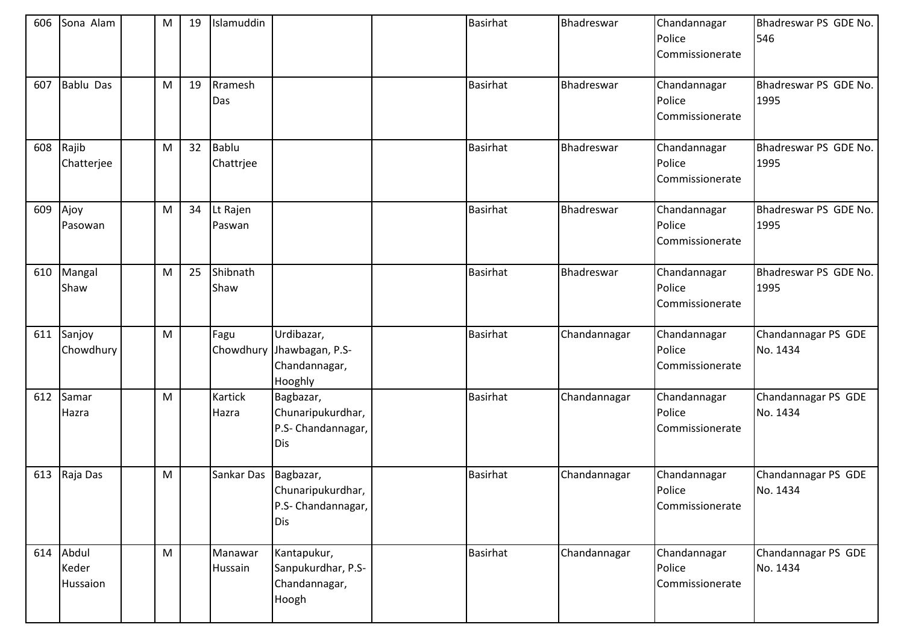| 606 | Sona Alam | | M | 19 | Islamuddin | | | Basirhat | Bhadreswar | Chandannagar Police Commissionerate | Bhadreswar PS GDE No. 546 |
|---|---|---|---|---|---|---|---|---|---|---|---|
| 607 | Bablu Das | | M | 19 | Rramesh Das | | | Basirhat | Bhadreswar | Chandannagar Police Commissionerate | Bhadreswar PS GDE No. 1995 |
| 608 | Rajib Chatterjee | | M | 32 | Bablu Chattrjee | | | Basirhat | Bhadreswar | Chandannagar Police Commissionerate | Bhadreswar PS GDE No. 1995 |
| 609 | Ajoy Pasowan | | M | 34 | Lt Rajen Paswan | | | Basirhat | Bhadreswar | Chandannagar Police Commissionerate | Bhadreswar PS GDE No. 1995 |
| 610 | Mangal Shaw | | M | 25 | Shibnath Shaw | | | Basirhat | Bhadreswar | Chandannagar Police Commissionerate | Bhadreswar PS GDE No. 1995 |
| 611 | Sanjoy Chowdhury | | M | | Fagu Chowdhury | Urdibazar, Jhawbagan, P.S-Chandannagar, Hooghly | | Basirhat | Chandannagar | Chandannagar Police Commissionerate | Chandannagar PS GDE No. 1434 |
| 612 | Samar Hazra | | M | | Kartick Hazra | Bagbazar, Chunaripukurdhar, P.S- Chandannagar, Dis | | Basirhat | Chandannagar | Chandannagar Police Commissionerate | Chandannagar PS GDE No. 1434 |
| 613 | Raja Das | | M | | Sankar Das | Bagbazar, Chunaripukurdhar, P.S- Chandannagar, Dis | | Basirhat | Chandannagar | Chandannagar Police Commissionerate | Chandannagar PS GDE No. 1434 |
| 614 | Abdul Keder Hussaion | | M | | Manawar Hussain | Kantapukur, Sanpukurdhar, P.S-Chandannagar, Hoogh | | Basirhat | Chandannagar | Chandannagar Police Commissionerate | Chandannagar PS GDE No. 1434 |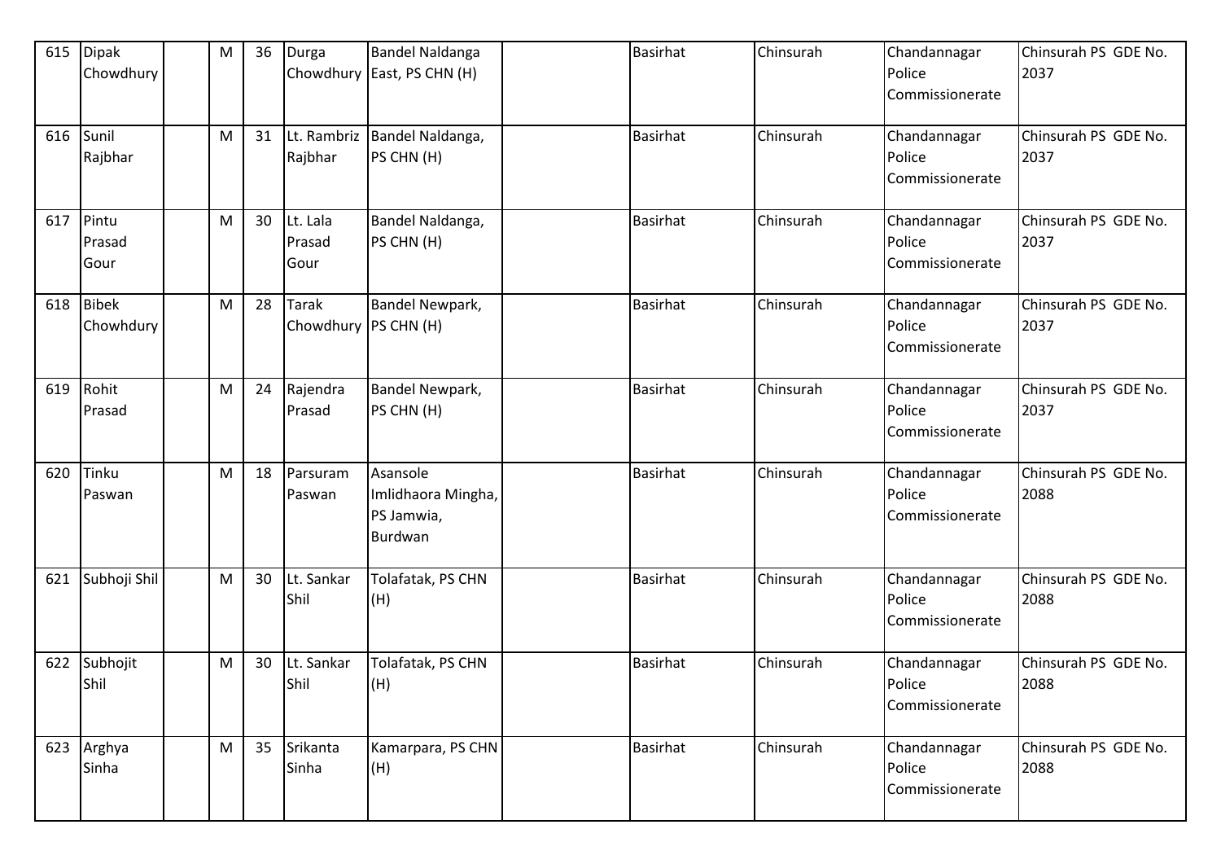| 615 | Dipak Chowdhury | | M | 36 | Durga Chowdhury | Bandel Naldanga East, PS CHN (H) | | Basirhat | Chinsurah | Chandannagar Police Commissionerate | Chinsurah PS GDE No. 2037 |
|---|---|---|---|---|---|---|---|---|---|---|---|
| 616 | Sunil Rajbhar | | M | 31 | Lt. Rambriz Rajbhar | Bandel Naldanga, PS CHN (H) | | Basirhat | Chinsurah | Chandannagar Police Commissionerate | Chinsurah PS GDE No. 2037 |
| 617 | Pintu Prasad Gour | | M | 30 | Lt. Lala Prasad Gour | Bandel Naldanga, PS CHN (H) | | Basirhat | Chinsurah | Chandannagar Police Commissionerate | Chinsurah PS GDE No. 2037 |
| 618 | Bibek Chowhdury | | M | 28 | Tarak Chowdhury | Bandel Newpark, PS CHN (H) | | Basirhat | Chinsurah | Chandannagar Police Commissionerate | Chinsurah PS GDE No. 2037 |
| 619 | Rohit Prasad | | M | 24 | Rajendra Prasad | Bandel Newpark, PS CHN (H) | | Basirhat | Chinsurah | Chandannagar Police Commissionerate | Chinsurah PS GDE No. 2037 |
| 620 | Tinku Paswan | | M | 18 | Parsuram Paswan | Asansole Imlidhaora Mingha, PS Jamwia, Burdwan | | Basirhat | Chinsurah | Chandannagar Police Commissionerate | Chinsurah PS GDE No. 2088 |
| 621 | Subhoji Shil | | M | 30 | Lt. Sankar Shil | Tolafatak, PS CHN (H) | | Basirhat | Chinsurah | Chandannagar Police Commissionerate | Chinsurah PS GDE No. 2088 |
| 622 | Subhojit Shil | | M | 30 | Lt. Sankar Shil | Tolafatak, PS CHN (H) | | Basirhat | Chinsurah | Chandannagar Police Commissionerate | Chinsurah PS GDE No. 2088 |
| 623 | Arghya Sinha | | M | 35 | Srikanta Sinha | Kamarpara, PS CHN (H) | | Basirhat | Chinsurah | Chandannagar Police Commissionerate | Chinsurah PS GDE No. 2088 |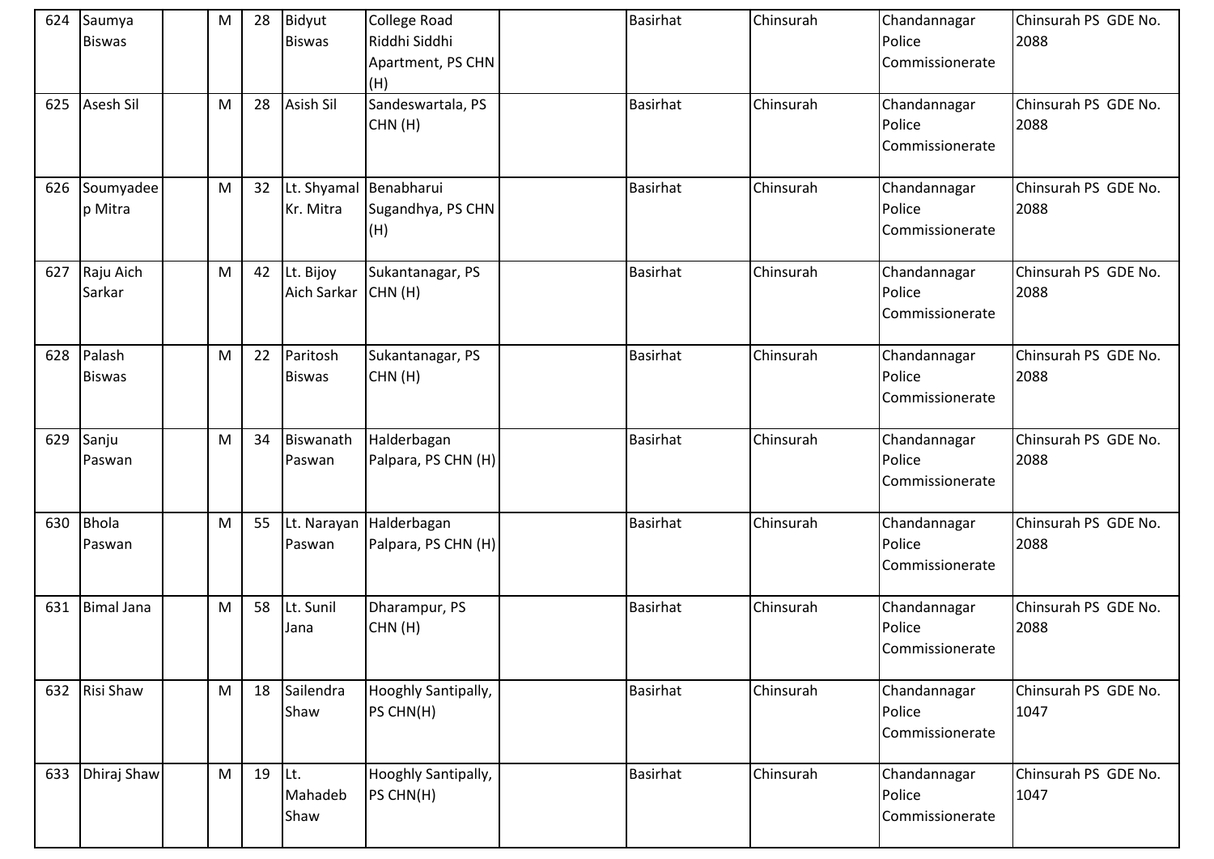| 624 | Saumya Biswas | | M | 28 | Bidyut Biswas | College Road Riddhi Siddhi Apartment, PS CHN (H) | | Basirhat | Chinsurah | Chandannagar Police Commissionerate | Chinsurah PS GDE No. 2088 |
|---|---|---|---|---|---|---|---|---|---|---|---|
| 625 | Asesh Sil | | M | 28 | Asish Sil | Sandeswartala, PS CHN (H) | | Basirhat | Chinsurah | Chandannagar Police Commissionerate | Chinsurah PS GDE No. 2088 |
| 626 | Soumyadeep Mitra | | M | 32 | Lt. Shyamal Kr. Mitra | Benabharui Sugandhya, PS CHN (H) | | Basirhat | Chinsurah | Chandannagar Police Commissionerate | Chinsurah PS GDE No. 2088 |
| 627 | Raju Aich Sarkar | | M | 42 | Lt. Bijoy Aich Sarkar | Sukantanagar, PS CHN (H) | | Basirhat | Chinsurah | Chandannagar Police Commissionerate | Chinsurah PS GDE No. 2088 |
| 628 | Palash Biswas | | M | 22 | Paritosh Biswas | Sukantanagar, PS CHN (H) | | Basirhat | Chinsurah | Chandannagar Police Commissionerate | Chinsurah PS GDE No. 2088 |
| 629 | Sanju Paswan | | M | 34 | Biswanath Paswan | Halderbagan Palpara, PS CHN (H) | | Basirhat | Chinsurah | Chandannagar Police Commissionerate | Chinsurah PS GDE No. 2088 |
| 630 | Bhola Paswan | | M | 55 | Lt. Narayan Paswan | Halderbagan Palpara, PS CHN (H) | | Basirhat | Chinsurah | Chandannagar Police Commissionerate | Chinsurah PS GDE No. 2088 |
| 631 | Bimal Jana | | M | 58 | Lt. Sunil Jana | Dharampur, PS CHN (H) | | Basirhat | Chinsurah | Chandannagar Police Commissionerate | Chinsurah PS GDE No. 2088 |
| 632 | Risi Shaw | | M | 18 | Sailendra Shaw | Hooghly Santipally, PS CHN(H) | | Basirhat | Chinsurah | Chandannagar Police Commissionerate | Chinsurah PS GDE No. 1047 |
| 633 | Dhiraj Shaw | | M | 19 | Lt. Mahadeb Shaw | Hooghly Santipally, PS CHN(H) | | Basirhat | Chinsurah | Chandannagar Police Commissionerate | Chinsurah PS GDE No. 1047 |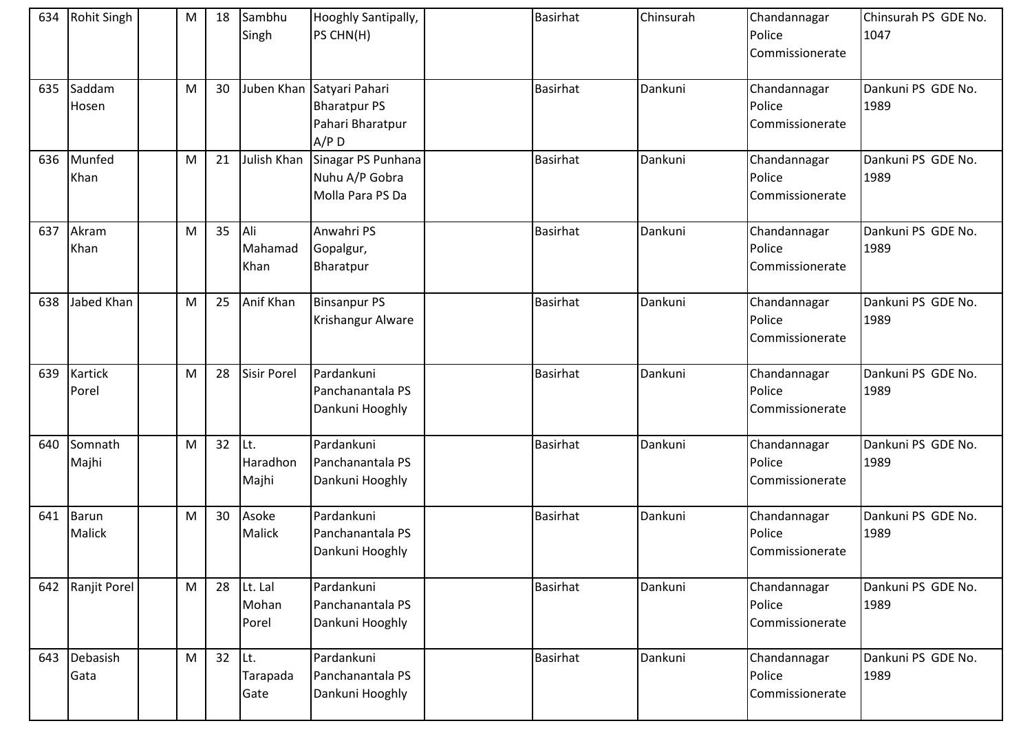| 634 | Rohit Singh | | M | 18 | Sambhu Singh | Hooghly Santipally, PS CHN(H) | | Basirhat | Chinsurah | Chandannagar Police Commissionerate | Chinsurah PS GDE No. 1047 |
|---|---|---|---|---|---|---|---|---|---|---|---|
| 635 | Saddam Hosen | | M | 30 | Juben Khan | Satyari Pahari Bharatpur PS Pahari Bharatpur A/P D | | Basirhat | Dankuni | Chandannagar Police Commissionerate | Dankuni PS GDE No. 1989 |
| 636 | Munfed Khan | | M | 21 | Julish Khan | Sinagar PS Punhana Nuhu A/P Gobra Molla Para PS Da | | Basirhat | Dankuni | Chandannagar Police Commissionerate | Dankuni PS GDE No. 1989 |
| 637 | Akram Khan | | M | 35 | Ali Mahamad Khan | Anwahri PS Gopalgur, Bharatpur | | Basirhat | Dankuni | Chandannagar Police Commissionerate | Dankuni PS GDE No. 1989 |
| 638 | Jabed Khan | | M | 25 | Anif Khan | Binsanpur PS Krishangur Alware | | Basirhat | Dankuni | Chandannagar Police Commissionerate | Dankuni PS GDE No. 1989 |
| 639 | Kartick Porel | | M | 28 | Sisir Porel | Pardankuni Panchanantala PS Dankuni Hooghly | | Basirhat | Dankuni | Chandannagar Police Commissionerate | Dankuni PS GDE No. 1989 |
| 640 | Somnath Majhi | | M | 32 | Lt. Haradhon Majhi | Pardankuni Panchanantala PS Dankuni Hooghly | | Basirhat | Dankuni | Chandannagar Police Commissionerate | Dankuni PS GDE No. 1989 |
| 641 | Barun Malick | | M | 30 | Asoke Malick | Pardankuni Panchanantala PS Dankuni Hooghly | | Basirhat | Dankuni | Chandannagar Police Commissionerate | Dankuni PS GDE No. 1989 |
| 642 | Ranjit Porel | | M | 28 | Lt. Lal Mohan Porel | Pardankuni Panchanantala PS Dankuni Hooghly | | Basirhat | Dankuni | Chandannagar Police Commissionerate | Dankuni PS GDE No. 1989 |
| 643 | Debasish Gata | | M | 32 | Lt. Tarapada Gate | Pardankuni Panchanantala PS Dankuni Hooghly | | Basirhat | Dankuni | Chandannagar Police Commissionerate | Dankuni PS GDE No. 1989 |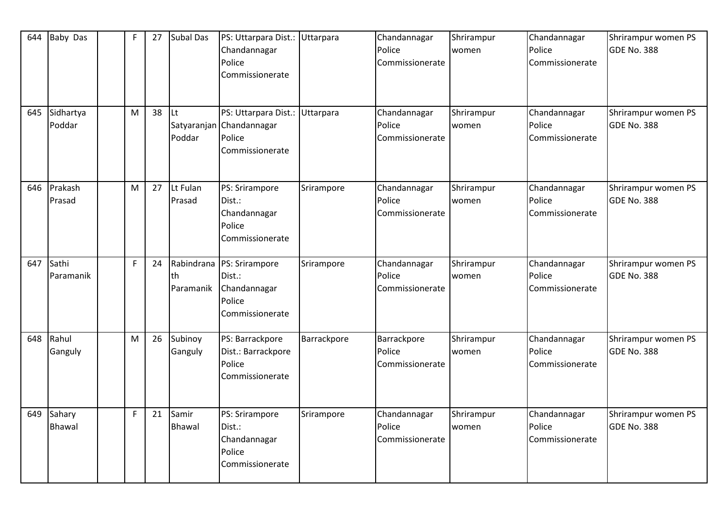| 644 | Baby Das | | F | 27 | Subal Das | PS: Uttarpara Dist.: Chandannagar Police Commissionerate | Uttarpara | Chandannagar Police Commissionerate | Shrirampur women | Chandannagar Police Commissionerate | Shrirampur women PS GDE No. 388 |
|---|---|---|---|---|---|---|---|---|---|---|---|
| 645 | Sidhartya Poddar | | M | 38 | Lt Satyaranjan Poddar | PS: Uttarpara Dist.: Chandannagar Police Commissionerate | Uttarpara | Chandannagar Police Commissionerate | Shrirampur women | Chandannagar Police Commissionerate | Shrirampur women PS GDE No. 388 |
| 646 | Prakash Prasad | | M | 27 | Lt Fulan Prasad | PS: Srirampore Dist.: Chandannagar Police Commissionerate | Srirampore | Chandannagar Police Commissionerate | Shrirampur women | Chandannagar Police Commissionerate | Shrirampur women PS GDE No. 388 |
| 647 | Sathi Paramanik | | F | 24 | Rabindranath Paramanik | PS: Srirampore Dist.: Chandannagar Police Commissionerate | Srirampore | Chandannagar Police Commissionerate | Shrirampur women | Chandannagar Police Commissionerate | Shrirampur women PS GDE No. 388 |
| 648 | Rahul Ganguly | | M | 26 | Subinoy Ganguly | PS: Barrackpore Dist.: Barrackpore Police Commissionerate | Barrackpore | Barrackpore Police Commissionerate | Shrirampur women | Chandannagar Police Commissionerate | Shrirampur women PS GDE No. 388 |
| 649 | Sahary Bhawal | | F | 21 | Samir Bhawal | PS: Srirampore Dist.: Chandannagar Police Commissionerate | Srirampore | Chandannagar Police Commissionerate | Shrirampur women | Chandannagar Police Commissionerate | Shrirampur women PS GDE No. 388 |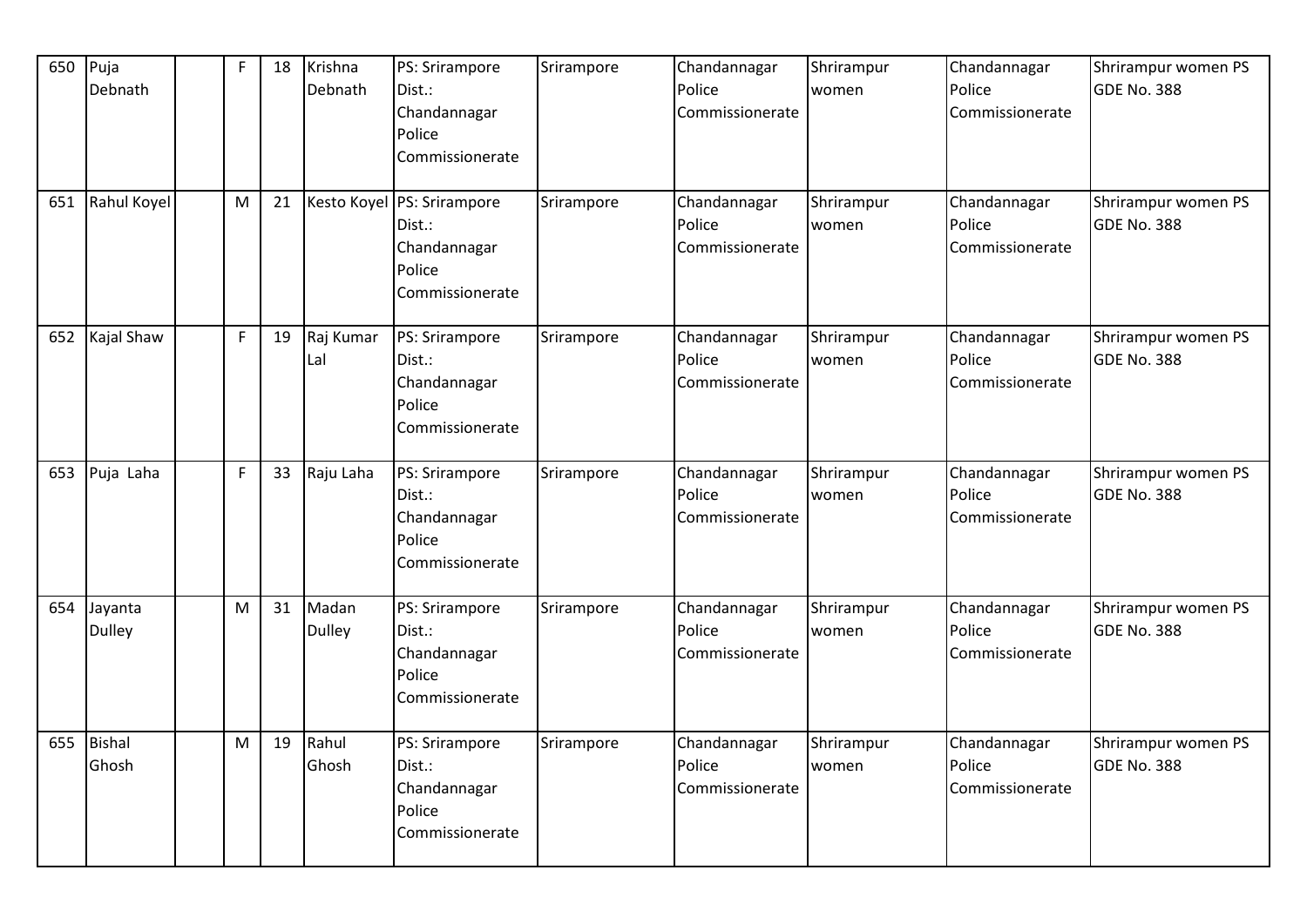| 650 | Puja Debnath | | F | 18 | Krishna Debnath | PS: Srirampore Dist.: Chandannagar Police Commissionerate | Srirampore | Chandannagar Police Commissionerate | Shrirampur women | Chandannagar Police Commissionerate | Shrirampur women PS GDE No. 388 |
|---|---|---|---|---|---|---|---|---|---|---|---|
| 651 | Rahul Koyel | | M | 21 | Kesto Koyel | PS: Srirampore Dist.: Chandannagar Police Commissionerate | Srirampore | Chandannagar Police Commissionerate | Shrirampur women | Chandannagar Police Commissionerate | Shrirampur women PS GDE No. 388 |
| 652 | Kajal Shaw | | F | 19 | Raj Kumar Lal | PS: Srirampore Dist.: Chandannagar Police Commissionerate | Srirampore | Chandannagar Police Commissionerate | Shrirampur women | Chandannagar Police Commissionerate | Shrirampur women PS GDE No. 388 |
| 653 | Puja Laha | | F | 33 | Raju Laha | PS: Srirampore Dist.: Chandannagar Police Commissionerate | Srirampore | Chandannagar Police Commissionerate | Shrirampur women | Chandannagar Police Commissionerate | Shrirampur women PS GDE No. 388 |
| 654 | Jayanta Dulley | | M | 31 | Madan Dulley | PS: Srirampore Dist.: Chandannagar Police Commissionerate | Srirampore | Chandannagar Police Commissionerate | Shrirampur women | Chandannagar Police Commissionerate | Shrirampur women PS GDE No. 388 |
| 655 | Bishal Ghosh | | M | 19 | Rahul Ghosh | PS: Srirampore Dist.: Chandannagar Police Commissionerate | Srirampore | Chandannagar Police Commissionerate | Shrirampur women | Chandannagar Police Commissionerate | Shrirampur women PS GDE No. 388 |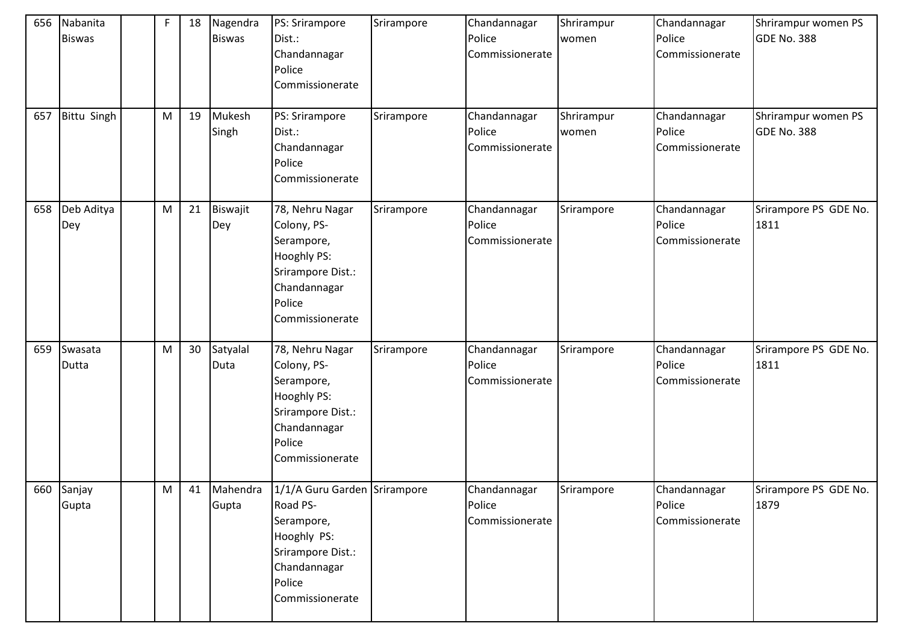| 656 | Nabanita Biswas | | F | 18 | Nagendra Biswas | PS: Srirampore Dist.: Chandannagar Police Commissionerate | Srirampore | Chandannagar Police Commissionerate | Shrirampur women | Chandannagar Police Commissionerate | Shrirampur women PS GDE No. 388 |
|---|---|---|---|---|---|---|---|---|---|---|---|
| 657 | Bittu Singh | | M | 19 | Mukesh Singh | PS: Srirampore Dist.: Chandannagar Police Commissionerate | Srirampore | Chandannagar Police Commissionerate | Shrirampur women | Chandannagar Police Commissionerate | Shrirampur women PS GDE No. 388 |
| 658 | Deb Aditya Dey | | M | 21 | Biswajit Dey | 78, Nehru Nagar Colony, PS-Serampore, Hooghly PS: Srirampore Dist.: Chandannagar Police Commissionerate | Srirampore | Chandannagar Police Commissionerate | Srirampore | Chandannagar Police Commissionerate | Srirampore PS GDE No. 1811 |
| 659 | Swasata Dutta | | M | 30 | Satyalal Duta | 78, Nehru Nagar Colony, PS-Serampore, Hooghly PS: Srirampore Dist.: Chandannagar Police Commissionerate | Srirampore | Chandannagar Police Commissionerate | Srirampore | Chandannagar Police Commissionerate | Srirampore PS GDE No. 1811 |
| 660 | Sanjay Gupta | | M | 41 | Mahendra Gupta | 1/1/A Guru Garden Road PS-Serampore, Hooghly PS: Srirampore Dist.: Chandannagar Police Commissionerate | Srirampore | Chandannagar Police Commissionerate | Srirampore | Chandannagar Police Commissionerate | Srirampore PS GDE No. 1879 |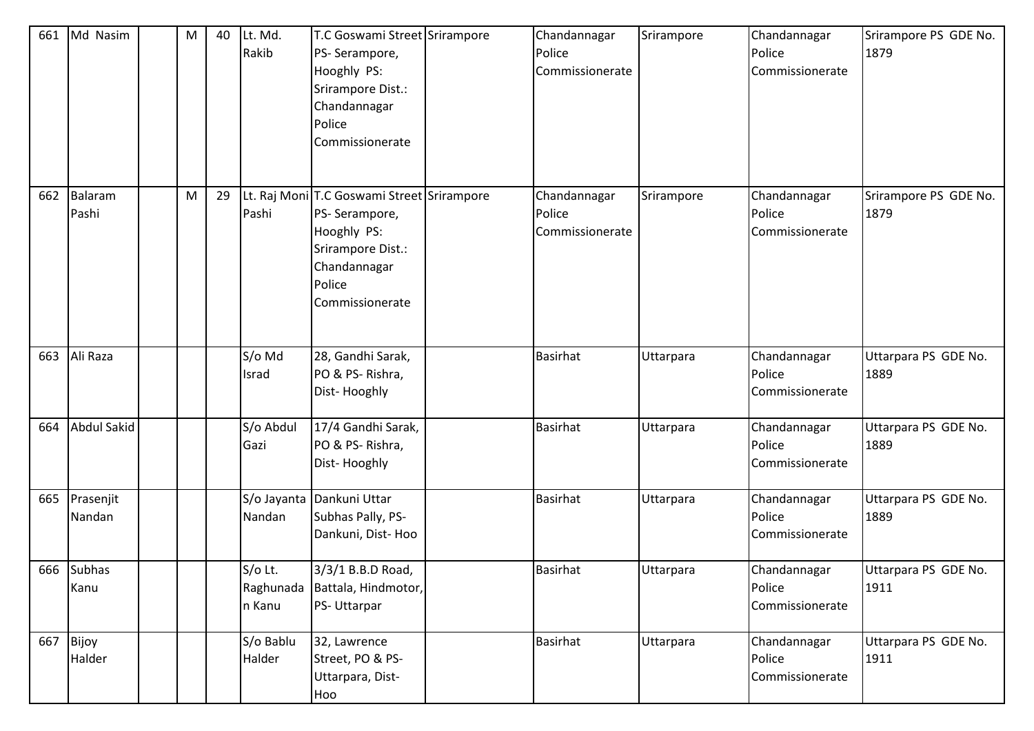| 661 | Md Nasim | | M | 40 | Lt. Md. Rakib | T.C Goswami Street PS- Serampore, Hooghly PS: Srirampore Dist.: Chandannagar Police Commissionerate | Srirampore | Chandannagar Police Commissionerate | Srirampore | Chandannagar Police Commissionerate | Srirampore PS GDE No. 1879 |
|---|---|---|---|---|---|---|---|---|---|---|---|
| 662 | Balaram Pashi | | M | 29 | Lt. Raj Moni Pashi | T.C Goswami Street PS- Serampore, Hooghly PS: Srirampore Dist.: Chandannagar Police Commissionerate | Srirampore | Chandannagar Police Commissionerate | Srirampore | Chandannagar Police Commissionerate | Srirampore PS GDE No. 1879 |
| 663 | Ali Raza | | | | S/o Md Israd | 28, Gandhi Sarak, PO & PS- Rishra, Dist- Hooghly | | Basirhat | Uttarpara | Chandannagar Police Commissionerate | Uttarpara PS GDE No. 1889 |
| 664 | Abdul Sakid | | | | S/o Abdul Gazi | 17/4 Gandhi Sarak, PO & PS- Rishra, Dist- Hooghly | | Basirhat | Uttarpara | Chandannagar Police Commissionerate | Uttarpara PS GDE No. 1889 |
| 665 | Prasenjit Nandan | | | | S/o Jayanta Nandan | Dankuni Uttar Subhas Pally, PS- Dankuni, Dist- Hoo | | Basirhat | Uttarpara | Chandannagar Police Commissionerate | Uttarpara PS GDE No. 1889 |
| 666 | Subhas Kanu | | | | S/o Lt. Raghunadan Kanu | 3/3/1 B.B.D Road, Battala, Hindmotor, PS- Uttarpar | | Basirhat | Uttarpara | Chandannagar Police Commissionerate | Uttarpara PS GDE No. 1911 |
| 667 | Bijoy Halder | | | | S/o Bablu Halder | 32, Lawrence Street, PO & PS- Uttarpara, Dist- Hoo | | Basirhat | Uttarpara | Chandannagar Police Commissionerate | Uttarpara PS GDE No. 1911 |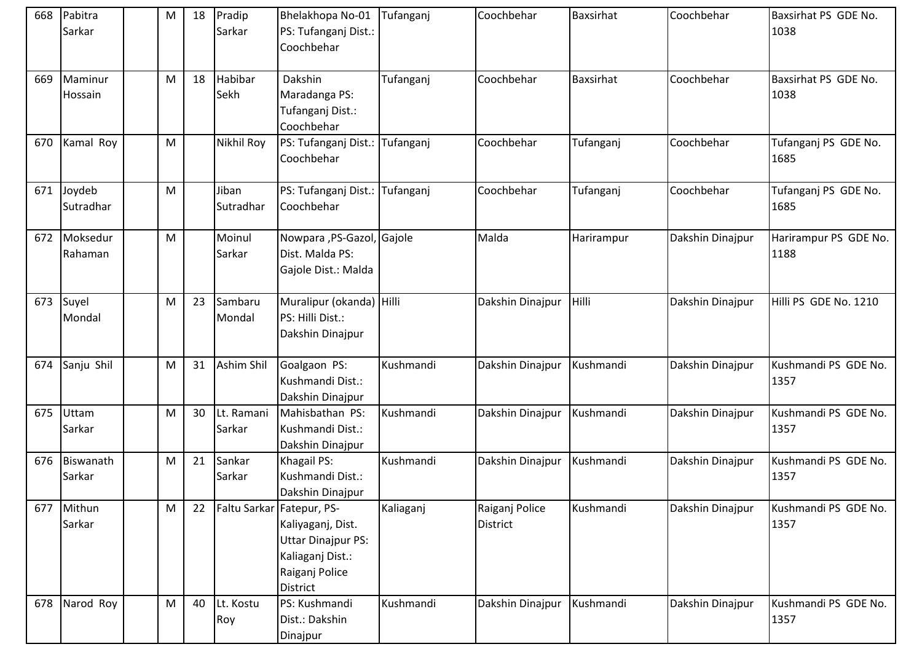| 668 | Pabitra Sarkar | | M | 18 | Pradip Sarkar | Bhelakhopa No-01 PS: Tufanganj Dist.: Coochbehar | Tufanganj | Coochbehar | Baxsirhat | Coochbehar | Baxsirhat PS GDE No. 1038 |
|---|---|---|---|---|---|---|---|---|---|---|---|
| 669 | Maminur Hossain | | M | 18 | Habibar Sekh | Dakshin Maradanga PS: Tufanganj Dist.: Coochbehar | Tufanganj | Coochbehar | Baxsirhat | Coochbehar | Baxsirhat PS GDE No. 1038 |
| 670 | Kamal Roy | | M | | Nikhil Roy | PS: Tufanganj Dist.: Coochbehar | Tufanganj | Coochbehar | Tufanganj | Coochbehar | Tufanganj PS GDE No. 1685 |
| 671 | Joydeb Sutradhar | | M | | Jiban Sutradhar | PS: Tufanganj Dist.: Coochbehar | Tufanganj | Coochbehar | Tufanganj | Coochbehar | Tufanganj PS GDE No. 1685 |
| 672 | Moksedur Rahaman | | M | | Moinul Sarkar | Nowpara ,PS-Gazol, Dist. Malda PS: Gajole Dist.: Malda | Gajole | Malda | Harirampur | Dakshin Dinajpur | Harirampur PS GDE No. 1188 |
| 673 | Suyel Mondal | | M | 23 | Sambaru Mondal | Muralipur (okanda) PS: Hilli Dist.: Dakshin Dinajpur | Hilli | Dakshin Dinajpur | Hilli | Dakshin Dinajpur | Hilli PS GDE No. 1210 |
| 674 | Sanju Shil | | M | 31 | Ashim Shil | Goalgaon PS: Kushmandi Dist.: Dakshin Dinajpur | Kushmandi | Dakshin Dinajpur | Kushmandi | Dakshin Dinajpur | Kushmandi PS GDE No. 1357 |
| 675 | Uttam Sarkar | | M | 30 | Lt. Ramani Sarkar | Mahisbathan PS: Kushmandi Dist.: Dakshin Dinajpur | Kushmandi | Dakshin Dinajpur | Kushmandi | Dakshin Dinajpur | Kushmandi PS GDE No. 1357 |
| 676 | Biswanath Sarkar | | M | 21 | Sankar Sarkar | Khagail PS: Kushmandi Dist.: Dakshin Dinajpur | Kushmandi | Dakshin Dinajpur | Kushmandi | Dakshin Dinajpur | Kushmandi PS GDE No. 1357 |
| 677 | Mithun Sarkar | | M | 22 | Faltu Sarkar | Fatepur, PS-Kaliyaganj, Dist. Uttar Dinajpur PS: Kaliaganj Dist.: Raiganj Police District | Kaliaganj | Raiganj Police District | Kushmandi | Dakshin Dinajpur | Kushmandi PS GDE No. 1357 |
| 678 | Narod Roy | | M | 40 | Lt. Kostu Roy | PS: Kushmandi Dist.: Dakshin Dinajpur | Kushmandi | Dakshin Dinajpur | Kushmandi | Dakshin Dinajpur | Kushmandi PS GDE No. 1357 |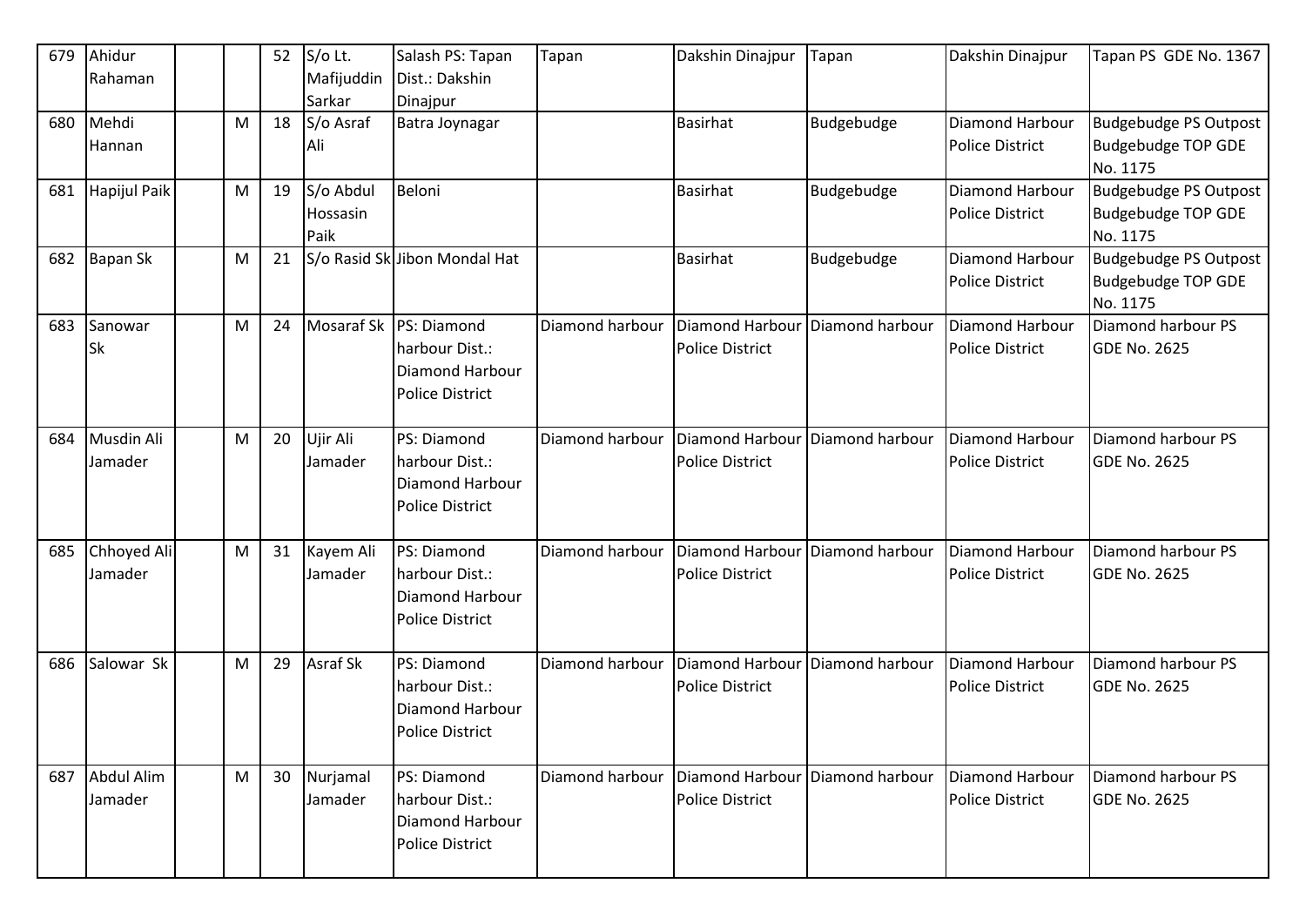| 679 | Ahidur Rahaman | | | 52 | S/o Lt. Mafijuddin Sarkar | Salash PS: Tapan Dist.: Dakshin Dinajpur | Tapan | Dakshin Dinajpur | Tapan | Dakshin Dinajpur | Tapan PS GDE No. 1367 |
|---|---|---|---|---|---|---|---|---|---|---|---|
| 680 | Mehdi Hannan | | M | 18 | S/o Asraf Ali | Batra Joynagar | | Basirhat | Budgebudge | Diamond Harbour Police District | Budgebudge PS Outpost Budgebudge TOP GDE No. 1175 |
| 681 | Hapijul Paik | | M | 19 | S/o Abdul Hossasin Paik | Beloni | | Basirhat | Budgebudge | Diamond Harbour Police District | Budgebudge PS Outpost Budgebudge TOP GDE No. 1175 |
| 682 | Bapan Sk | | M | 21 | S/o Rasid Sk | Jibon Mondal Hat | | Basirhat | Budgebudge | Diamond Harbour Police District | Budgebudge PS Outpost Budgebudge TOP GDE No. 1175 |
| 683 | Sanowar Sk | | M | 24 | Mosaraf Sk | PS: Diamond harbour Dist.: Diamond Harbour Police District | Diamond harbour | Diamond Harbour Police District | Diamond harbour | Diamond Harbour Police District | Diamond harbour PS GDE No. 2625 |
| 684 | Musdin Ali Jamader | | M | 20 | Ujir Ali Jamader | PS: Diamond harbour Dist.: Diamond Harbour Police District | Diamond harbour | Diamond Harbour Police District | Diamond harbour | Diamond Harbour Police District | Diamond harbour PS GDE No. 2625 |
| 685 | Chhoyed Ali Jamader | | M | 31 | Kayem Ali Jamader | PS: Diamond harbour Dist.: Diamond Harbour Police District | Diamond harbour | Diamond Harbour Police District | Diamond harbour | Diamond Harbour Police District | Diamond harbour PS GDE No. 2625 |
| 686 | Salowar Sk | | M | 29 | Asraf Sk | PS: Diamond harbour Dist.: Diamond Harbour Police District | Diamond harbour | Diamond Harbour Police District | Diamond harbour | Diamond Harbour Police District | Diamond harbour PS GDE No. 2625 |
| 687 | Abdul Alim Jamader | | M | 30 | Nurjamal Jamader | PS: Diamond harbour Dist.: Diamond Harbour Police District | Diamond harbour | Diamond Harbour Police District | Diamond harbour | Diamond Harbour Police District | Diamond harbour PS GDE No. 2625 |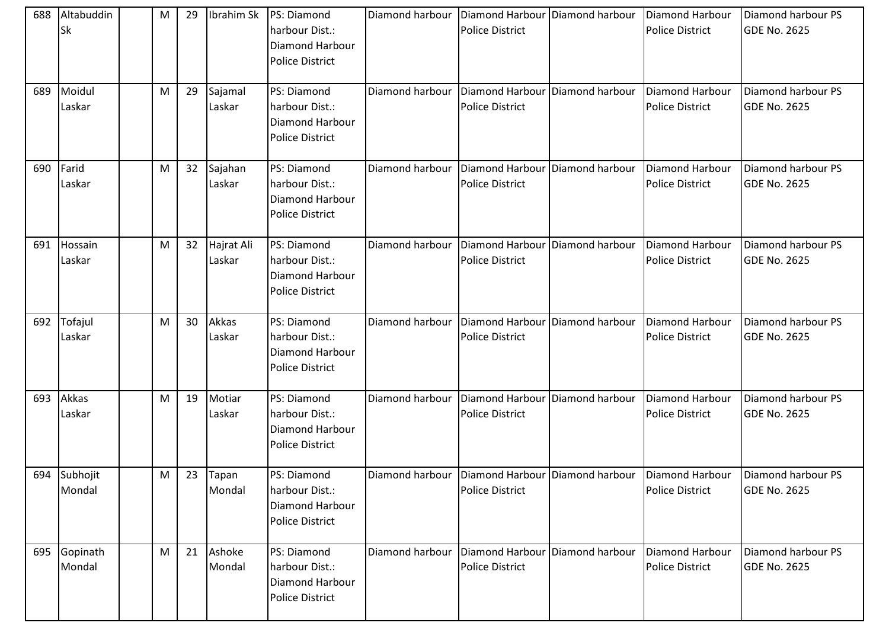| 688 | Altabuddin Sk | | M | 29 | Ibrahim Sk | PS: Diamond harbour Dist.: Diamond Harbour Police District | Diamond harbour | Diamond Harbour Police District | Diamond harbour | Diamond Harbour Police District | Diamond harbour PS GDE No. 2625 |
|---|---|---|---|---|---|---|---|---|---|---|---|
| 689 | Moidul Laskar | | M | 29 | Sajamal Laskar | PS: Diamond harbour Dist.: Diamond Harbour Police District | Diamond harbour | Diamond Harbour Police District | Diamond harbour | Diamond Harbour Police District | Diamond harbour PS GDE No. 2625 |
| 690 | Farid Laskar | | M | 32 | Sajahan Laskar | PS: Diamond harbour Dist.: Diamond Harbour Police District | Diamond harbour | Diamond Harbour Police District | Diamond harbour | Diamond Harbour Police District | Diamond harbour PS GDE No. 2625 |
| 691 | Hossain Laskar | | M | 32 | Hajrat Ali Laskar | PS: Diamond harbour Dist.: Diamond Harbour Police District | Diamond harbour | Diamond Harbour Police District | Diamond harbour | Diamond Harbour Police District | Diamond harbour PS GDE No. 2625 |
| 692 | Tofajul Laskar | | M | 30 | Akkas Laskar | PS: Diamond harbour Dist.: Diamond Harbour Police District | Diamond harbour | Diamond Harbour Police District | Diamond harbour | Diamond Harbour Police District | Diamond harbour PS GDE No. 2625 |
| 693 | Akkas Laskar | | M | 19 | Motiar Laskar | PS: Diamond harbour Dist.: Diamond Harbour Police District | Diamond harbour | Diamond Harbour Police District | Diamond harbour | Diamond Harbour Police District | Diamond harbour PS GDE No. 2625 |
| 694 | Subhojit Mondal | | M | 23 | Tapan Mondal | PS: Diamond harbour Dist.: Diamond Harbour Police District | Diamond harbour | Diamond Harbour Police District | Diamond harbour | Diamond Harbour Police District | Diamond harbour PS GDE No. 2625 |
| 695 | Gopinath Mondal | | M | 21 | Ashoke Mondal | PS: Diamond harbour Dist.: Diamond Harbour Police District | Diamond harbour | Diamond Harbour Police District | Diamond harbour | Diamond Harbour Police District | Diamond harbour PS GDE No. 2625 |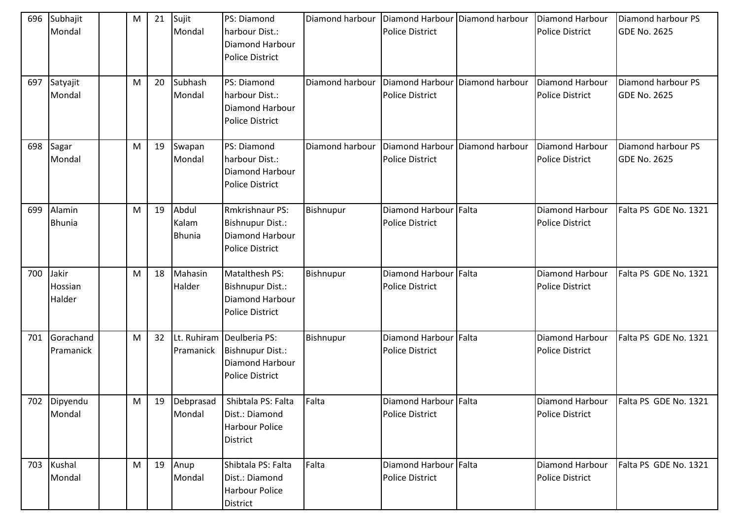| 696 | Subhajit Mondal | | M | 21 | Sujit Mondal | PS: Diamond harbour Dist.: Diamond Harbour Police District | Diamond harbour | Diamond Harbour Police District | Diamond harbour | Diamond Harbour Police District | Diamond harbour PS GDE No. 2625 |
|---|---|---|---|---|---|---|---|---|---|---|---|
| 697 | Satyajit Mondal | | M | 20 | Subhash Mondal | PS: Diamond harbour Dist.: Diamond Harbour Police District | Diamond harbour | Diamond Harbour Police District | Diamond harbour | Diamond Harbour Police District | Diamond harbour PS GDE No. 2625 |
| 698 | Sagar Mondal | | M | 19 | Swapan Mondal | PS: Diamond harbour Dist.: Diamond Harbour Police District | Diamond harbour | Diamond Harbour Police District | Diamond harbour | Diamond Harbour Police District | Diamond harbour PS GDE No. 2625 |
| 699 | Alamin Bhunia | | M | 19 | Abdul Kalam Bhunia | Rmkrishnaur PS: Bishnupur Dist.: Diamond Harbour Police District | Bishnupur | Diamond Harbour Police District | Falta | Diamond Harbour Police District | Falta PS GDE No. 1321 |
| 700 | Jakir Hossian Halder | | M | 18 | Mahasin Halder | Matalthesh PS: Bishnupur Dist.: Diamond Harbour Police District | Bishnupur | Diamond Harbour Police District | Falta | Diamond Harbour Police District | Falta PS GDE No. 1321 |
| 701 | Gorachand Pramanick | | M | 32 | Lt. Ruhiram Pramanick | Deulberia PS: Bishnupur Dist.: Diamond Harbour Police District | Bishnupur | Diamond Harbour Police District | Falta | Diamond Harbour Police District | Falta PS GDE No. 1321 |
| 702 | Dipyendu Mondal | | M | 19 | Debprasad Mondal | Shibtala PS: Falta Dist.: Diamond Harbour Police District | Falta | Diamond Harbour Police District | Falta | Diamond Harbour Police District | Falta PS GDE No. 1321 |
| 703 | Kushal Mondal | | M | 19 | Anup Mondal | Shibtala PS: Falta Dist.: Diamond Harbour Police District | Falta | Diamond Harbour Police District | Falta | Diamond Harbour Police District | Falta PS GDE No. 1321 |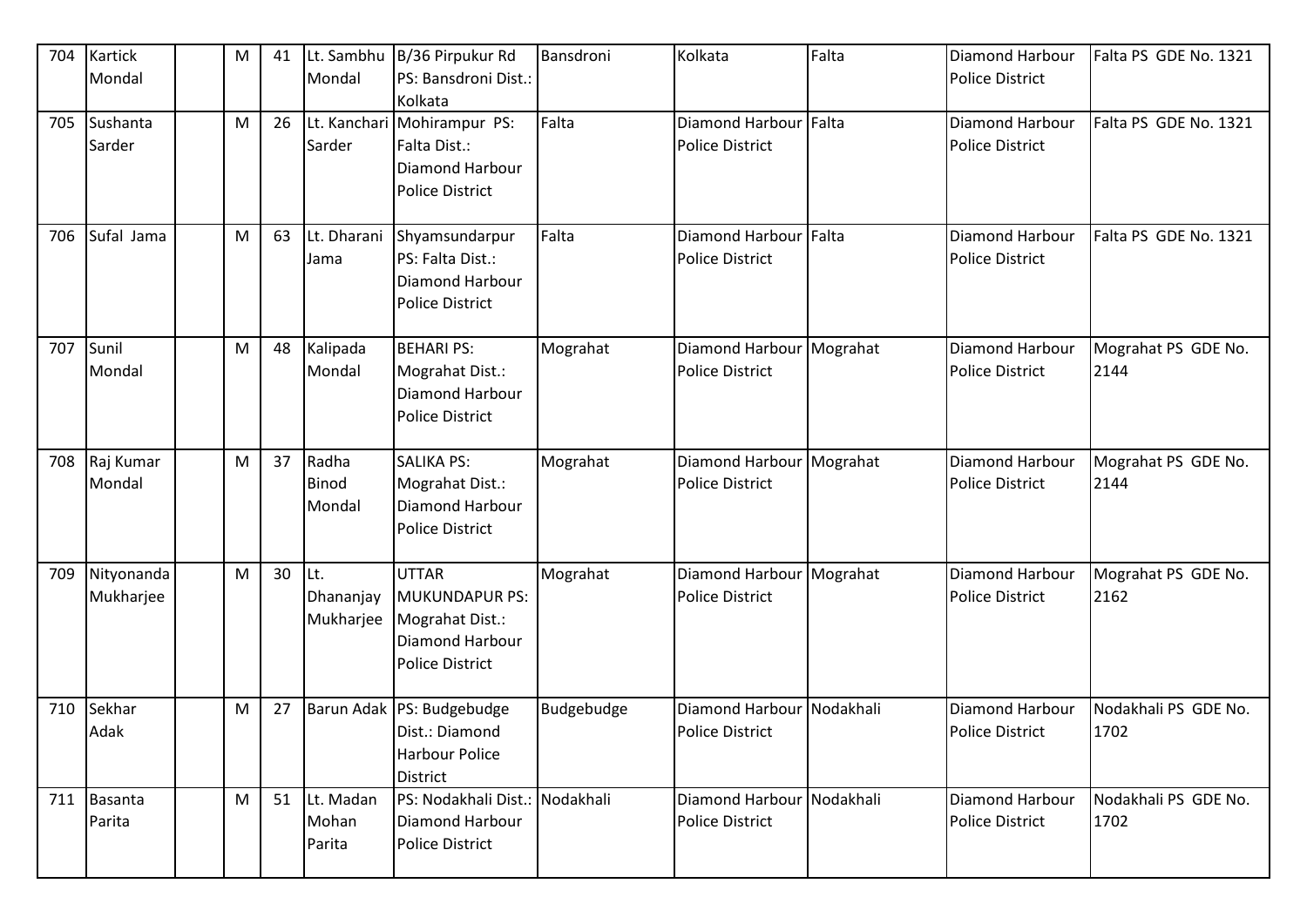| 704 | Kartick Mondal | | M | 41 | Lt. Sambhu Mondal | B/36 Pirpukur Rd PS: Bansdroni Dist.: Kolkata | Bansdroni | Kolkata | Falta | Diamond Harbour Police District | Falta PS GDE No. 1321 |
|---|---|---|---|---|---|---|---|---|---|---|---|
| 705 | Sushanta Sarder | | M | 26 | Lt. Kanchari Sarder | Mohirampur PS: Falta Dist.: Diamond Harbour Police District | Falta | Diamond Harbour Police District | Falta | Diamond Harbour Police District | Falta PS GDE No. 1321 |
| 706 | Sufal Jama | | M | 63 | Lt. Dharani Jama | Shyamsundarpur PS: Falta Dist.: Diamond Harbour Police District | Falta | Diamond Harbour Police District | Falta | Diamond Harbour Police District | Falta PS GDE No. 1321 |
| 707 | Sunil Mondal | | M | 48 | Kalipada Mondal | BEHARI PS: Mograhat Dist.: Diamond Harbour Police District | Mograhat | Diamond Harbour Police District | Mograhat | Diamond Harbour Police District | Mograhat PS GDE No. 2144 |
| 708 | Raj Kumar Mondal | | M | 37 | Radha Binod Mondal | SALIKA PS: Mograhat Dist.: Diamond Harbour Police District | Mograhat | Diamond Harbour Police District | Mograhat | Diamond Harbour Police District | Mograhat PS GDE No. 2144 |
| 709 | Nityonanda Mukharjee | | M | 30 | Lt. Dhananjay Mukharjee | UTTAR MUKUNDAPUR PS: Mograhat Dist.: Diamond Harbour Police District | Mograhat | Diamond Harbour Police District | Mograhat | Diamond Harbour Police District | Mograhat PS GDE No. 2162 |
| 710 | Sekhar Adak | | M | 27 | Barun Adak | PS: Budgebudge Dist.: Diamond Harbour Police District | Budgebudge | Diamond Harbour Police District | Nodakhali | Diamond Harbour Police District | Nodakhali PS GDE No. 1702 |
| 711 | Basanta Parita | | M | 51 | Lt. Madan Mohan Parita | PS: Nodakhali Dist.: Diamond Harbour Police District | Nodakhali | Diamond Harbour Police District | Nodakhali | Diamond Harbour Police District | Nodakhali PS GDE No. 1702 |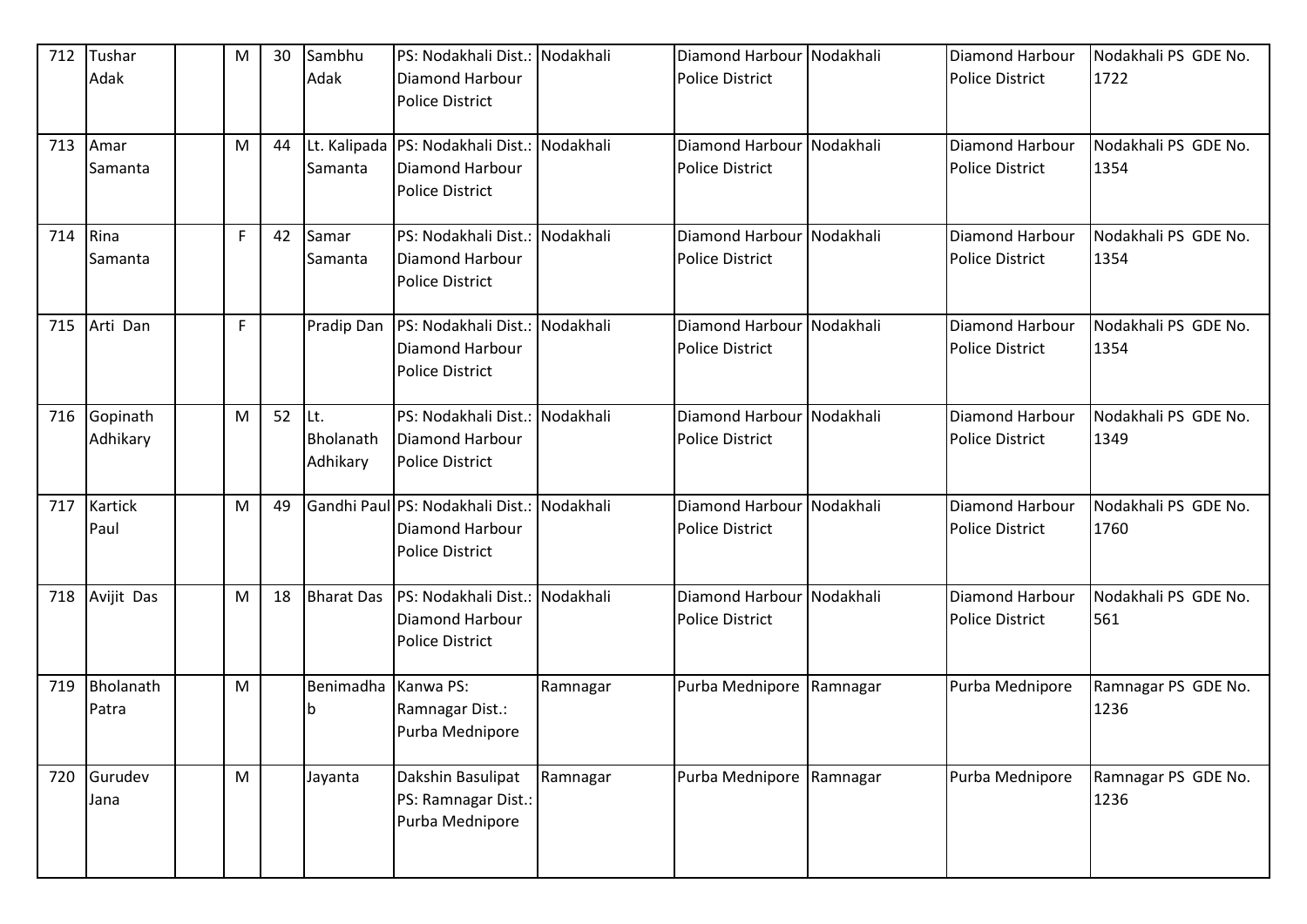| 712 | Tushar Adak | | M | 30 | Sambhu Adak | PS: Nodakhali Dist.: Diamond Harbour Police District | Nodakhali | Diamond Harbour Police District | Nodakhali | Diamond Harbour Police District | Nodakhali PS GDE No. 1722 |
|---|---|---|---|---|---|---|---|---|---|---|---|
| 713 | Amar Samanta | | M | 44 | Lt. Kalipada Samanta | PS: Nodakhali Dist.: Diamond Harbour Police District | Nodakhali | Diamond Harbour Police District | Nodakhali | Diamond Harbour Police District | Nodakhali PS GDE No. 1354 |
| 714 | Rina Samanta | | F | 42 | Samar Samanta | PS: Nodakhali Dist.: Diamond Harbour Police District | Nodakhali | Diamond Harbour Police District | Nodakhali | Diamond Harbour Police District | Nodakhali PS GDE No. 1354 |
| 715 | Arti Dan | | F | | Pradip Dan | PS: Nodakhali Dist.: Diamond Harbour Police District | Nodakhali | Diamond Harbour Police District | Nodakhali | Diamond Harbour Police District | Nodakhali PS GDE No. 1354 |
| 716 | Gopinath Adhikary | | M | 52 | Lt. Bholanath Adhikary | PS: Nodakhali Dist.: Diamond Harbour Police District | Nodakhali | Diamond Harbour Police District | Nodakhali | Diamond Harbour Police District | Nodakhali PS GDE No. 1349 |
| 717 | Kartick Paul | | M | 49 | Gandhi Paul | PS: Nodakhali Dist.: Diamond Harbour Police District | Nodakhali | Diamond Harbour Police District | Nodakhali | Diamond Harbour Police District | Nodakhali PS GDE No. 1760 |
| 718 | Avijit Das | | M | 18 | Bharat Das | PS: Nodakhali Dist.: Diamond Harbour Police District | Nodakhali | Diamond Harbour Police District | Nodakhali | Diamond Harbour Police District | Nodakhali PS GDE No. 561 |
| 719 | Bholanath Patra | | M | | Benimadhab | Kanwa PS: Ramnagar Dist.: Purba Mednipore | Ramnagar | Purba Mednipore | Ramnagar | Purba Mednipore | Ramnagar PS GDE No. 1236 |
| 720 | Gurudev Jana | | M | | Jayanta | Dakshin Basulipat PS: Ramnagar Dist.: Purba Mednipore | Ramnagar | Purba Mednipore | Ramnagar | Purba Mednipore | Ramnagar PS GDE No. 1236 |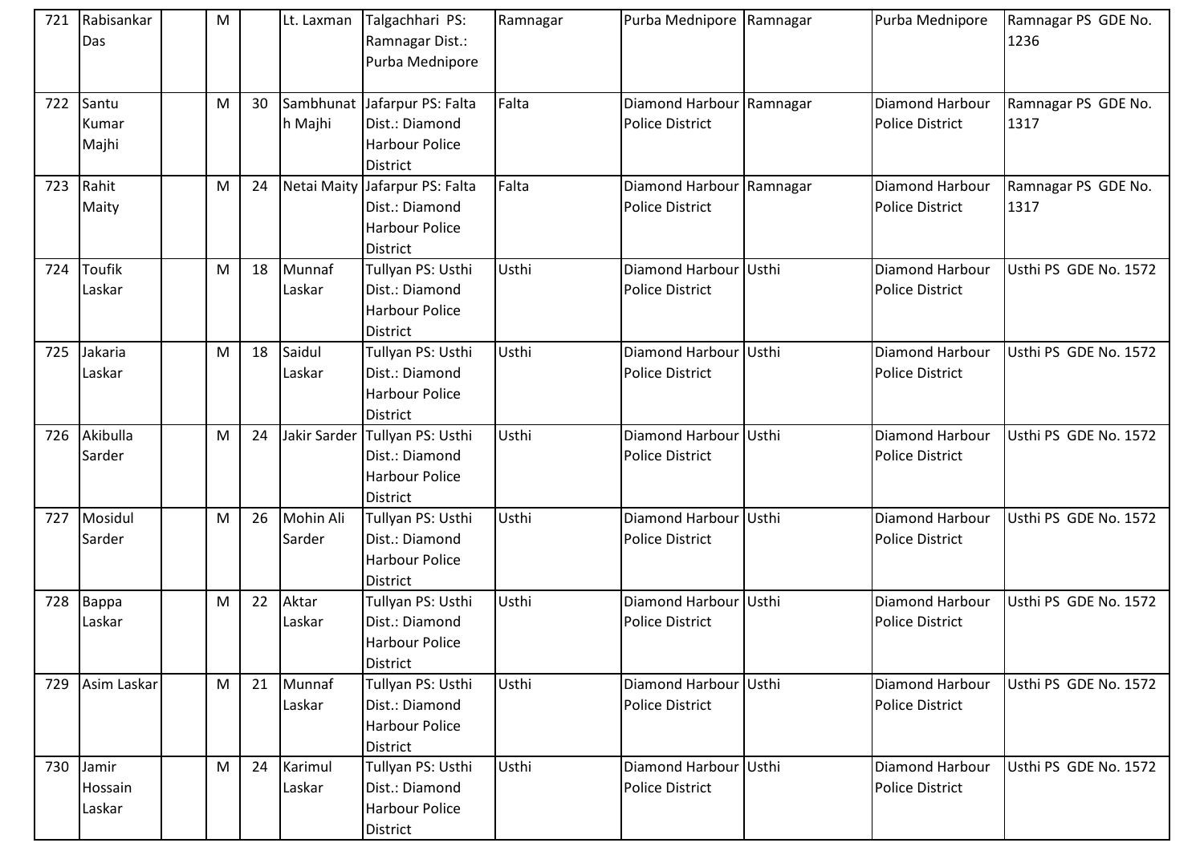| 721 | Rabisankar Das | | M | | Lt. Laxman | Talgachhari PS: Ramnagar Dist.: Purba Mednipore | Ramnagar | Purba Mednipore | Ramnagar | Purba Mednipore | Ramnagar PS GDE No. 1236 |
|---|---|---|---|---|---|---|---|---|---|---|---|
| 722 | Santu Kumar Majhi | | M | 30 | Sambhunath Majhi | Jafarpur PS: Falta Dist.: Diamond Harbour Police District | Falta | Diamond Harbour Police District | Ramnagar | Diamond Harbour Police District | Ramnagar PS GDE No. 1317 |
| 723 | Rahit Maity | | M | 24 | Netai Maity | Jafarpur PS: Falta Dist.: Diamond Harbour Police District | Falta | Diamond Harbour Police District | Ramnagar | Diamond Harbour Police District | Ramnagar PS GDE No. 1317 |
| 724 | Toufik Laskar | | M | 18 | Munnaf Laskar | Tullyan PS: Usthi Dist.: Diamond Harbour Police District | Usthi | Diamond Harbour Police District | Usthi | Diamond Harbour Police District | Usthi PS GDE No. 1572 |
| 725 | Jakaria Laskar | | M | 18 | Saidul Laskar | Tullyan PS: Usthi Dist.: Diamond Harbour Police District | Usthi | Diamond Harbour Police District | Usthi | Diamond Harbour Police District | Usthi PS GDE No. 1572 |
| 726 | Akibulla Sarder | | M | 24 | Jakir Sarder | Tullyan PS: Usthi Dist.: Diamond Harbour Police District | Usthi | Diamond Harbour Police District | Usthi | Diamond Harbour Police District | Usthi PS GDE No. 1572 |
| 727 | Mosidul Sarder | | M | 26 | Mohin Ali Sarder | Tullyan PS: Usthi Dist.: Diamond Harbour Police District | Usthi | Diamond Harbour Police District | Usthi | Diamond Harbour Police District | Usthi PS GDE No. 1572 |
| 728 | Bappa Laskar | | M | 22 | Aktar Laskar | Tullyan PS: Usthi Dist.: Diamond Harbour Police District | Usthi | Diamond Harbour Police District | Usthi | Diamond Harbour Police District | Usthi PS GDE No. 1572 |
| 729 | Asim Laskar | | M | 21 | Munnaf Laskar | Tullyan PS: Usthi Dist.: Diamond Harbour Police District | Usthi | Diamond Harbour Police District | Usthi | Diamond Harbour Police District | Usthi PS GDE No. 1572 |
| 730 | Jamir Hossain Laskar | | M | 24 | Karimul Laskar | Tullyan PS: Usthi Dist.: Diamond Harbour Police District | Usthi | Diamond Harbour Police District | Usthi | Diamond Harbour Police District | Usthi PS GDE No. 1572 |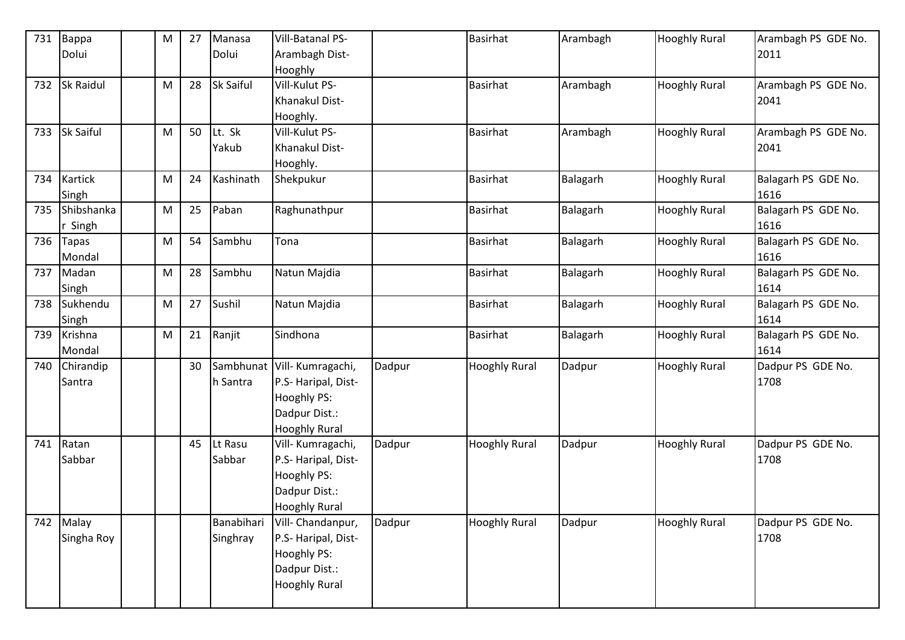| 731 | Bappa Dolui | | M | 27 | Manasa Dolui | Vill-Batanal PS-Arambagh Dist-Hooghly | | Basirhat | Arambagh | Hooghly Rural | Arambagh PS GDE No. 2011 |
|---|---|---|---|---|---|---|---|---|---|---|---|
| 732 | Sk Raidul | | M | 28 | Sk Saiful | Vill-Kulut PS-Khanakul Dist-Hooghly. | | Basirhat | Arambagh | Hooghly Rural | Arambagh PS GDE No. 2041 |
| 733 | Sk Saiful | | M | 50 | Lt. Sk Yakub | Vill-Kulut PS-Khanakul Dist-Hooghly. | | Basirhat | Arambagh | Hooghly Rural | Arambagh PS GDE No. 2041 |
| 734 | Kartick Singh | | M | 24 | Kashinath | Shekpukur | | Basirhat | Balagarh | Hooghly Rural | Balagarh PS GDE No. 1616 |
| 735 | Shibshankar Singh | | M | 25 | Paban | Raghunathpur | | Basirhat | Balagarh | Hooghly Rural | Balagarh PS GDE No. 1616 |
| 736 | Tapas Mondal | | M | 54 | Sambhu | Tona | | Basirhat | Balagarh | Hooghly Rural | Balagarh PS GDE No. 1616 |
| 737 | Madan Singh | | M | 28 | Sambhu | Natun Majdia | | Basirhat | Balagarh | Hooghly Rural | Balagarh PS GDE No. 1614 |
| 738 | Sukhendu Singh | | M | 27 | Sushil | Natun Majdia | | Basirhat | Balagarh | Hooghly Rural | Balagarh PS GDE No. 1614 |
| 739 | Krishna Mondal | | M | 21 | Ranjit | Sindhona | | Basirhat | Balagarh | Hooghly Rural | Balagarh PS GDE No. 1614 |
| 740 | Chirandip Santra | | | 30 | Sambhunath Santra | Vill- Kumragachi, P.S- Haripal, Dist-Hooghly PS: Dadpur Dist.: Hooghly Rural | Dadpur | Hooghly Rural | Dadpur | Hooghly Rural | Dadpur PS GDE No. 1708 |
| 741 | Ratan Sabbar | | | 45 | Lt Rasu Sabbar | Vill- Kumragachi, P.S- Haripal, Dist-Hooghly PS: Dadpur Dist.: Hooghly Rural | Dadpur | Hooghly Rural | Dadpur | Hooghly Rural | Dadpur PS GDE No. 1708 |
| 742 | Malay Singha Roy | | | | Banabihari Singhray | Vill- Chandanpur, P.S- Haripal, Dist-Hooghly PS: Dadpur Dist.: Hooghly Rural | Dadpur | Hooghly Rural | Dadpur | Hooghly Rural | Dadpur PS GDE No. 1708 |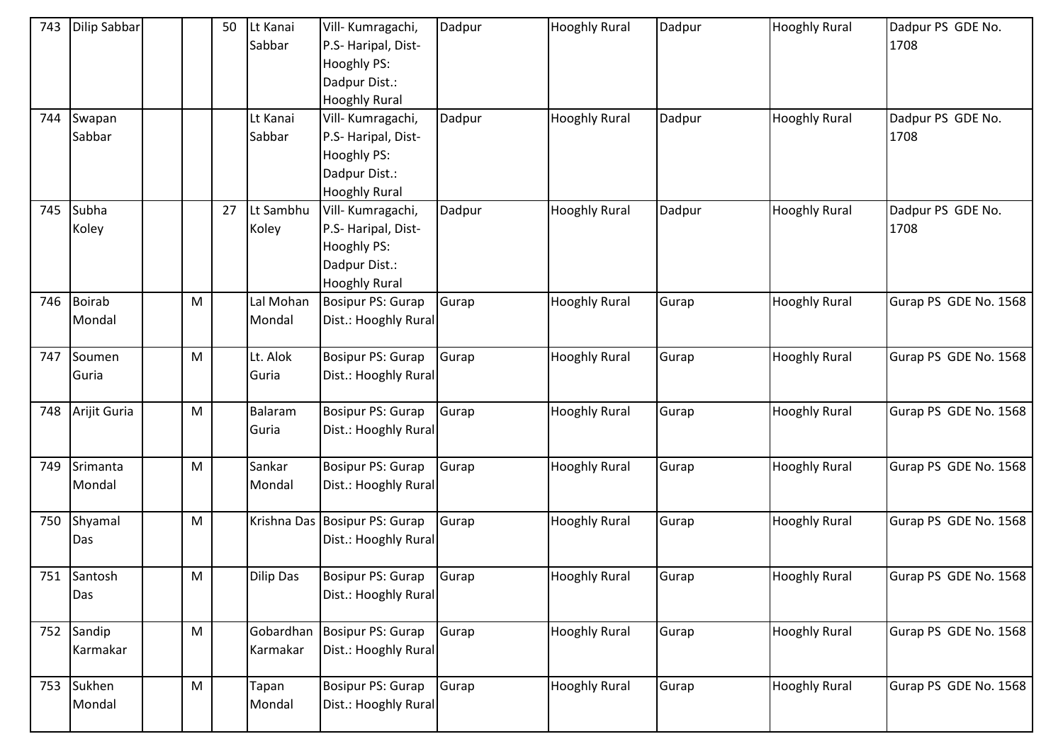| 743 | Dilip Sabbar | | | 50 | Lt Kanai Sabbar | Vill- Kumragachi, P.S- Haripal, Dist- Hooghly PS: Dadpur Dist.: Hooghly Rural | Dadpur | Hooghly Rural | Dadpur | Hooghly Rural | Dadpur PS GDE No. 1708 |
|---|---|---|---|---|---|---|---|---|---|---|---|
| 744 | Swapan Sabbar | | | | Lt Kanai Sabbar | Vill- Kumragachi, P.S- Haripal, Dist- Hooghly PS: Dadpur Dist.: Hooghly Rural | Dadpur | Hooghly Rural | Dadpur | Hooghly Rural | Dadpur PS GDE No. 1708 |
| 745 | Subha Koley | | | 27 | Lt Sambhu Koley | Vill- Kumragachi, P.S- Haripal, Dist- Hooghly PS: Dadpur Dist.: Hooghly Rural | Dadpur | Hooghly Rural | Dadpur | Hooghly Rural | Dadpur PS GDE No. 1708 |
| 746 | Boirab Mondal | | M | | Lal Mohan Mondal | Bosipur PS: Gurap Dist.: Hooghly Rural | Gurap | Hooghly Rural | Gurap | Hooghly Rural | Gurap PS GDE No. 1568 |
| 747 | Soumen Guria | | M | | Lt. Alok Guria | Bosipur PS: Gurap Dist.: Hooghly Rural | Gurap | Hooghly Rural | Gurap | Hooghly Rural | Gurap PS GDE No. 1568 |
| 748 | Arijit Guria | | M | | Balaram Guria | Bosipur PS: Gurap Dist.: Hooghly Rural | Gurap | Hooghly Rural | Gurap | Hooghly Rural | Gurap PS GDE No. 1568 |
| 749 | Srimanta Mondal | | M | | Sankar Mondal | Bosipur PS: Gurap Dist.: Hooghly Rural | Gurap | Hooghly Rural | Gurap | Hooghly Rural | Gurap PS GDE No. 1568 |
| 750 | Shyamal Das | | M | | Krishna Das | Bosipur PS: Gurap Dist.: Hooghly Rural | Gurap | Hooghly Rural | Gurap | Hooghly Rural | Gurap PS GDE No. 1568 |
| 751 | Santosh Das | | M | | Dilip Das | Bosipur PS: Gurap Dist.: Hooghly Rural | Gurap | Hooghly Rural | Gurap | Hooghly Rural | Gurap PS GDE No. 1568 |
| 752 | Sandip Karmakar | | M | | Gobardhan Karmakar | Bosipur PS: Gurap Dist.: Hooghly Rural | Gurap | Hooghly Rural | Gurap | Hooghly Rural | Gurap PS GDE No. 1568 |
| 753 | Sukhen Mondal | | M | | Tapan Mondal | Bosipur PS: Gurap Dist.: Hooghly Rural | Gurap | Hooghly Rural | Gurap | Hooghly Rural | Gurap PS GDE No. 1568 |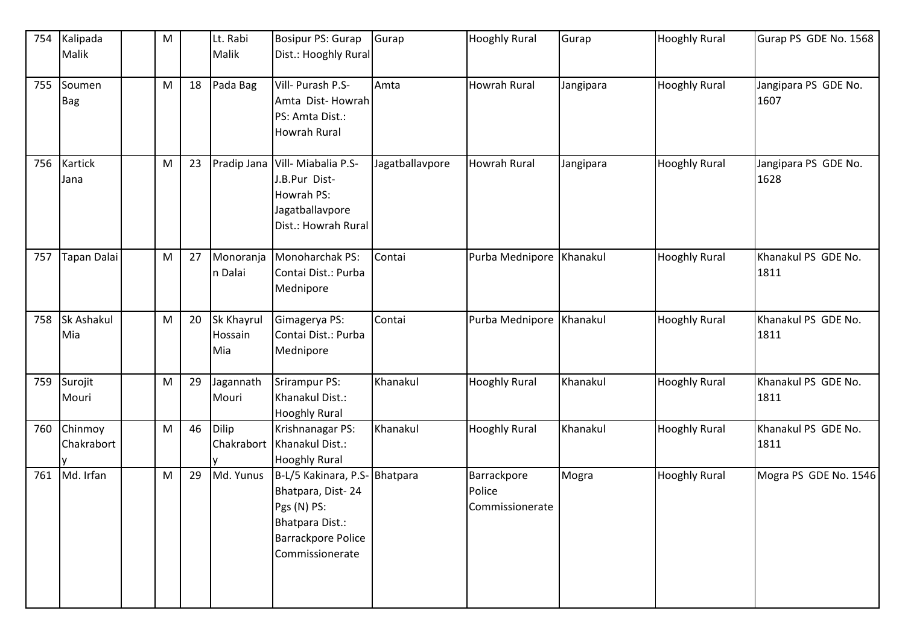| 754 | Kalipada Malik | | M | | Lt. Rabi Malik | Bosipur PS: Gurap Dist.: Hooghly Rural | Gurap | Hooghly Rural | Gurap | Hooghly Rural | Gurap PS GDE No. 1568 |
|---|---|---|---|---|---|---|---|---|---|---|---|
| 755 | Soumen Bag | | M | 18 | Pada Bag | Vill- Purash P.S- Amta Dist- Howrah PS: Amta Dist.: Howrah Rural | Amta | Howrah Rural | Jangipara | Hooghly Rural | Jangipara PS GDE No. 1607 |
| 756 | Kartick Jana | | M | 23 | Pradip Jana | Vill- Miabalia P.S- J.B.Pur Dist- Howrah PS: Jagatballavpore Dist.: Howrah Rural | Jagatballavpore | Howrah Rural | Jangipara | Hooghly Rural | Jangipara PS GDE No. 1628 |
| 757 | Tapan Dalai | | M | 27 | Monoranjan Dalai | Monoharchak PS: Contai Dist.: Purba Mednipore | Contai | Purba Mednipore | Khanakul | Hooghly Rural | Khanakul PS GDE No. 1811 |
| 758 | Sk Ashakul Mia | | M | 20 | Sk Khayrul Hossain Mia | Gimagerya PS: Contai Dist.: Purba Mednipore | Contai | Purba Mednipore | Khanakul | Hooghly Rural | Khanakul PS GDE No. 1811 |
| 759 | Surojit Mouri | | M | 29 | Jagannath Mouri | Srirampur PS: Khanakul Dist.: Hooghly Rural | Khanakul | Hooghly Rural | Khanakul | Hooghly Rural | Khanakul PS GDE No. 1811 |
| 760 | Chinmoy Chakraborty | | M | 46 | Dilip Chakraborty | Krishnanagar PS: Khanakul Dist.: Hooghly Rural | Khanakul | Hooghly Rural | Khanakul | Hooghly Rural | Khanakul PS GDE No. 1811 |
| 761 | Md. Irfan | | M | 29 | Md. Yunus | B-L/5 Kakinara, P.S- Bhatpara, Dist- 24 Pgs (N) PS: Bhatpara Dist.: Barrackpore Police Commissionerate | Bhatpara | Barrackpore Police Commissionerate | Mogra | Hooghly Rural | Mogra PS GDE No. 1546 |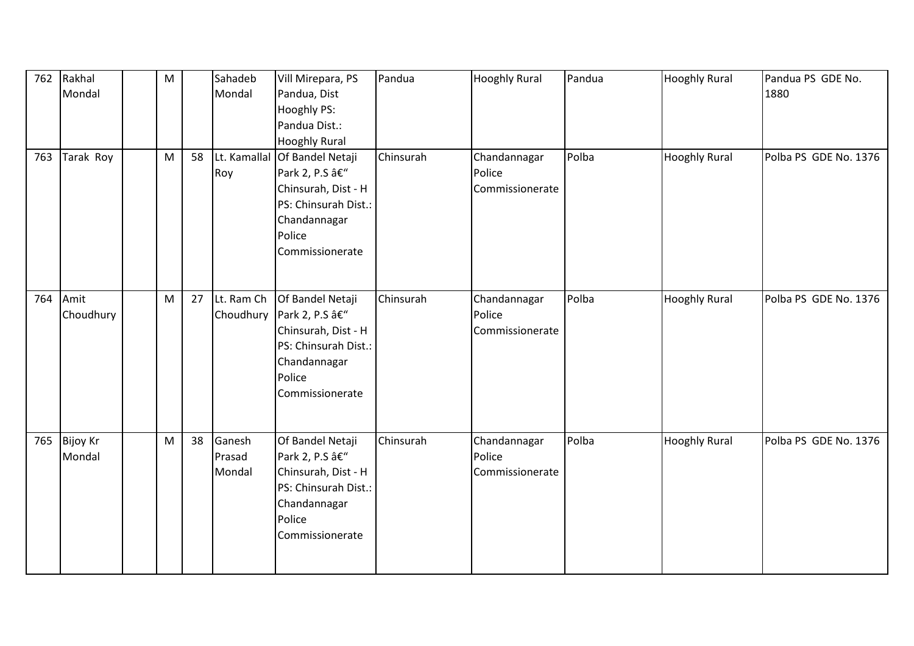| 762 | Rakhal Mondal | | M | | Sahadeb Mondal | Vill Mirepara, PS Pandua, Dist Hooghly PS: Pandua Dist.: Hooghly Rural | Pandua | Hooghly Rural | Pandua | Hooghly Rural | Pandua PS GDE No. 1880 |
|---|---|---|---|---|---|---|---|---|---|---|---|
| 763 | Tarak Roy | | M | 58 | Lt. Kamallal Roy | Of Bandel Netaji Park 2, P.S â€" Chinsurah, Dist - H PS: Chinsurah Dist.: Chandannagar Police Commissionerate | Chinsurah | Chandannagar Police Commissionerate | Polba | Hooghly Rural | Polba PS GDE No. 1376 |
| 764 | Amit Choudhury | | M | 27 | Lt. Ram Ch Choudhury | Of Bandel Netaji Park 2, P.S â€" Chinsurah, Dist - H PS: Chinsurah Dist.: Chandannagar Police Commissionerate | Chinsurah | Chandannagar Police Commissionerate | Polba | Hooghly Rural | Polba PS GDE No. 1376 |
| 765 | Bijoy Kr Mondal | | M | 38 | Ganesh Prasad Mondal | Of Bandel Netaji Park 2, P.S â€" Chinsurah, Dist - H PS: Chinsurah Dist.: Chandannagar Police Commissionerate | Chinsurah | Chandannagar Police Commissionerate | Polba | Hooghly Rural | Polba PS GDE No. 1376 |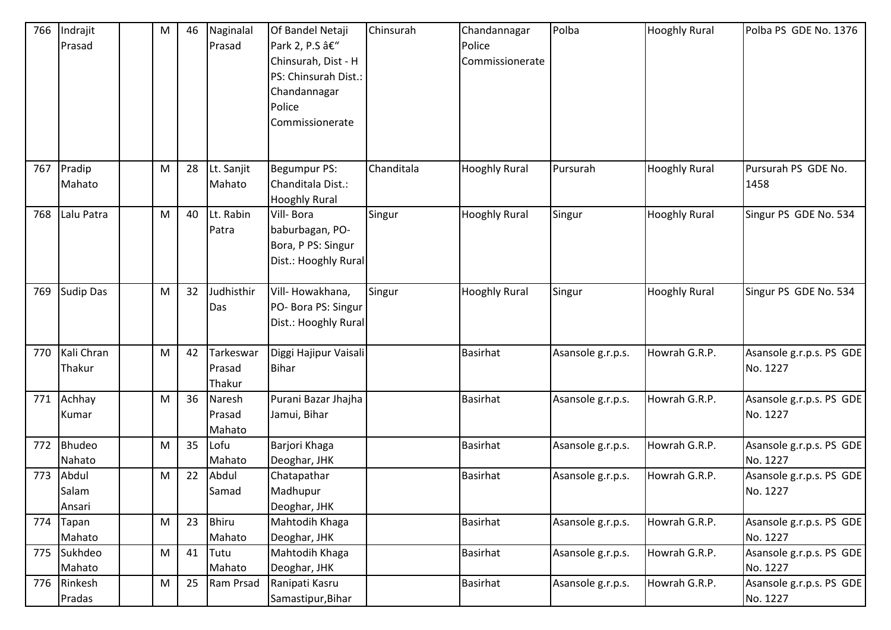| 766 | Indrajit Prasad | | M | 46 | Naginalal Prasad | Of Bandel Netaji Park 2, P.S â€“ Chinsurah, Dist - H PS: Chinsurah Dist.: Chandannagar Police Commissionerate | Chinsurah | Chandannagar Police Commissionerate | Polba | Hooghly Rural | Polba PS GDE No. 1376 |
|---|---|---|---|---|---|---|---|---|---|---|---|
| 767 | Pradip Mahato | | M | 28 | Lt. Sanjit Mahato | Begumpur PS: Chanditala Dist.: Hooghly Rural | Chanditala | Hooghly Rural | Pursurah | Hooghly Rural | Pursurah PS GDE No. 1458 |
| 768 | Lalu Patra | | M | 40 | Lt. Rabin Patra | Vill- Bora baburbagan, PO- Bora, P PS: Singur Dist.: Hooghly Rural | Singur | Hooghly Rural | Singur | Hooghly Rural | Singur PS GDE No. 534 |
| 769 | Sudip Das | | M | 32 | Judhisthir Das | Vill- Howakhana, PO- Bora PS: Singur Dist.: Hooghly Rural | Singur | Hooghly Rural | Singur | Hooghly Rural | Singur PS GDE No. 534 |
| 770 | Kali Chran Thakur | | M | 42 | Tarkeswar Prasad Thakur | Diggi Hajipur Vaisali Bihar | | Basirhat | Asansole g.r.p.s. | Howrah G.R.P. | Asansole g.r.p.s. PS GDE No. 1227 |
| 771 | Achhay Kumar | | M | 36 | Naresh Prasad Mahato | Purani Bazar Jhajha Jamui, Bihar | | Basirhat | Asansole g.r.p.s. | Howrah G.R.P. | Asansole g.r.p.s. PS GDE No. 1227 |
| 772 | Bhudeo Nahato | | M | 35 | Lofu Mahato | Barjori Khaga Deoghar, JHK | | Basirhat | Asansole g.r.p.s. | Howrah G.R.P. | Asansole g.r.p.s. PS GDE No. 1227 |
| 773 | Abdul Salam Ansari | | M | 22 | Abdul Samad | Chatapathar Madhupur Deoghar, JHK | | Basirhat | Asansole g.r.p.s. | Howrah G.R.P. | Asansole g.r.p.s. PS GDE No. 1227 |
| 774 | Tapan Mahato | | M | 23 | Bhiru Mahato | Mahtodih Khaga Deoghar, JHK | | Basirhat | Asansole g.r.p.s. | Howrah G.R.P. | Asansole g.r.p.s. PS GDE No. 1227 |
| 775 | Sukhdeo Mahato | | M | 41 | Tutu Mahato | Mahtodih Khaga Deoghar, JHK | | Basirhat | Asansole g.r.p.s. | Howrah G.R.P. | Asansole g.r.p.s. PS GDE No. 1227 |
| 776 | Rinkesh Pradas | | M | 25 | Ram Prsad | Ranipati Kasru Samastipur,Bihar | | Basirhat | Asansole g.r.p.s. | Howrah G.R.P. | Asansole g.r.p.s. PS GDE No. 1227 |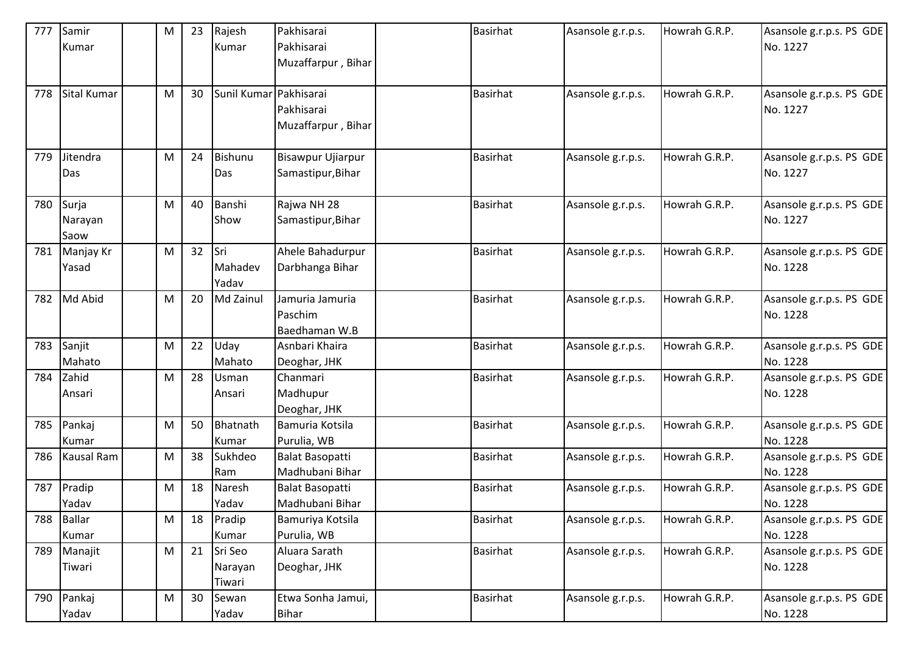| 777 | Samir Kumar | | M | 23 | Rajesh Kumar | Pakhisarai Pakhisarai Muzaffarpur , Bihar | | Basirhat | Asansole g.r.p.s. | Howrah G.R.P. | Asansole g.r.p.s. PS GDE No. 1227 |
|---|---|---|---|---|---|---|---|---|---|---|---|
| 778 | Sital Kumar | | M | 30 | Sunil Kumar | Pakhisarai Pakhisarai Muzaffarpur , Bihar | | Basirhat | Asansole g.r.p.s. | Howrah G.R.P. | Asansole g.r.p.s. PS GDE No. 1227 |
| 779 | Jitendra Das | | M | 24 | Bishunu Das | Bisawpur Ujiarpur Samastipur,Bihar | | Basirhat | Asansole g.r.p.s. | Howrah G.R.P. | Asansole g.r.p.s. PS GDE No. 1227 |
| 780 | Surja Narayan Saow | | M | 40 | Banshi Show | Rajwa NH 28 Samastipur,Bihar | | Basirhat | Asansole g.r.p.s. | Howrah G.R.P. | Asansole g.r.p.s. PS GDE No. 1227 |
| 781 | Manjay Kr Yasad | | M | 32 | Sri Mahadev Yadav | Ahele Bahadurpur Darbhanga Bihar | | Basirhat | Asansole g.r.p.s. | Howrah G.R.P. | Asansole g.r.p.s. PS GDE No. 1228 |
| 782 | Md Abid | | M | 20 | Md Zainul | Jamuria Jamuria Paschim Baedhaman W.B | | Basirhat | Asansole g.r.p.s. | Howrah G.R.P. | Asansole g.r.p.s. PS GDE No. 1228 |
| 783 | Sanjit Mahato | | M | 22 | Uday Mahato | Asnbari Khaira Deoghar, JHK | | Basirhat | Asansole g.r.p.s. | Howrah G.R.P. | Asansole g.r.p.s. PS GDE No. 1228 |
| 784 | Zahid Ansari | | M | 28 | Usman Ansari | Chanmari Madhupur Deoghar, JHK | | Basirhat | Asansole g.r.p.s. | Howrah G.R.P. | Asansole g.r.p.s. PS GDE No. 1228 |
| 785 | Pankaj Kumar | | M | 50 | Bhatnath Kumar | Bamuria Kotsila Purulia, WB | | Basirhat | Asansole g.r.p.s. | Howrah G.R.P. | Asansole g.r.p.s. PS GDE No. 1228 |
| 786 | Kausal Ram | | M | 38 | Sukhdeo Ram | Balat Basopatti Madhubani Bihar | | Basirhat | Asansole g.r.p.s. | Howrah G.R.P. | Asansole g.r.p.s. PS GDE No. 1228 |
| 787 | Pradip Yadav | | M | 18 | Naresh Yadav | Balat Basopatti Madhubani Bihar | | Basirhat | Asansole g.r.p.s. | Howrah G.R.P. | Asansole g.r.p.s. PS GDE No. 1228 |
| 788 | Ballar Kumar | | M | 18 | Pradip Kumar | Bamuriya Kotsila Purulia, WB | | Basirhat | Asansole g.r.p.s. | Howrah G.R.P. | Asansole g.r.p.s. PS GDE No. 1228 |
| 789 | Manajit Tiwari | | M | 21 | Sri Seo Narayan Tiwari | Aluara Sarath Deoghar, JHK | | Basirhat | Asansole g.r.p.s. | Howrah G.R.P. | Asansole g.r.p.s. PS GDE No. 1228 |
| 790 | Pankaj Yadav | | M | 30 | Sewan Yadav | Etwa Sonha Jamui, Bihar | | Basirhat | Asansole g.r.p.s. | Howrah G.R.P. | Asansole g.r.p.s. PS GDE No. 1228 |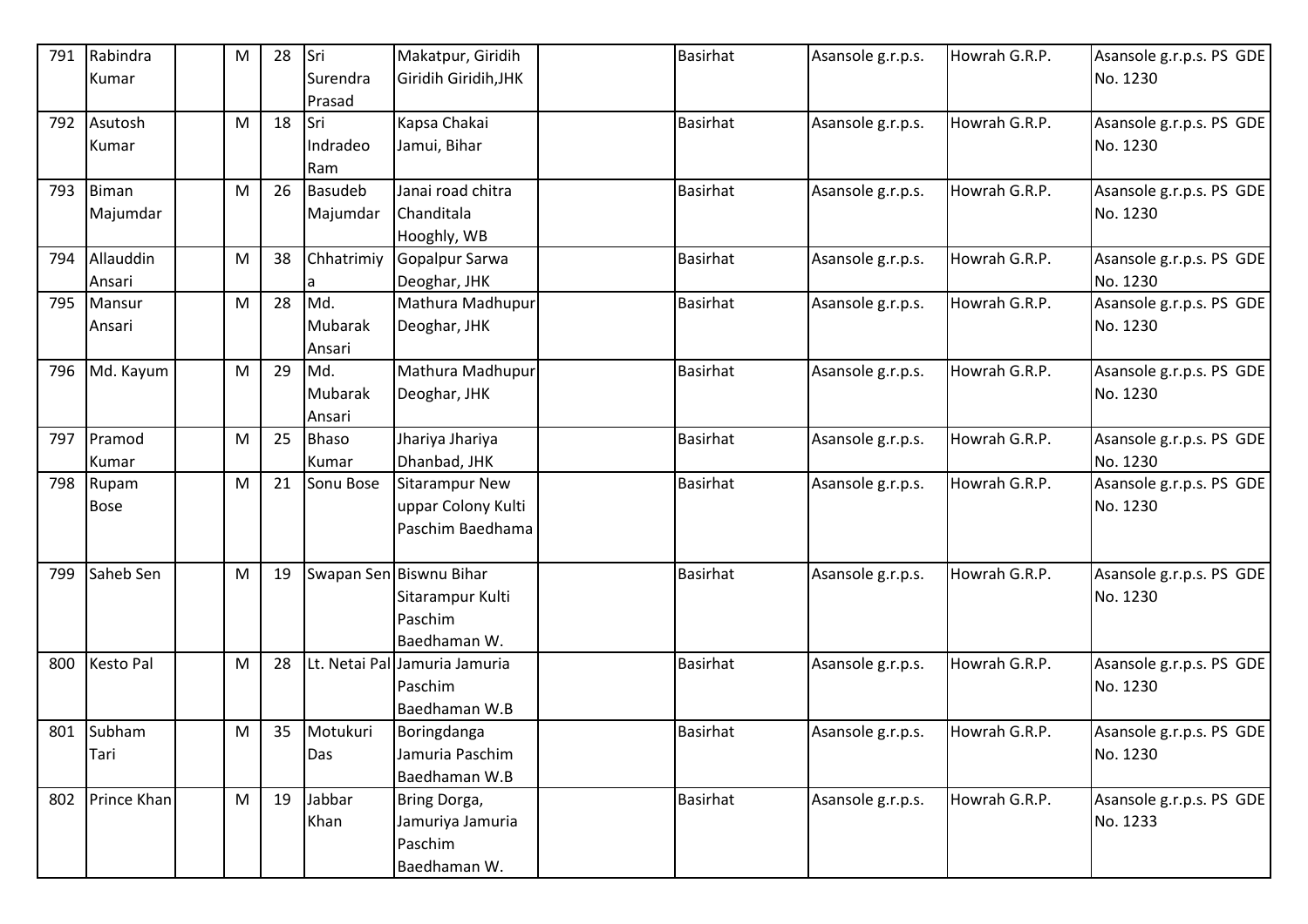| 791 | Rabindra Kumar | | M | 28 | Sri Surendra Prasad | Makatpur, Giridih Giridih Giridih,JHK | | Basirhat | Asansole g.r.p.s. | Howrah G.R.P. | Asansole g.r.p.s. PS GDE No. 1230 |
|---|---|---|---|---|---|---|---|---|---|---|---|
| 792 | Asutosh Kumar | | M | 18 | Sri Indradeo Ram | Kapsa Chakai Jamui, Bihar | | Basirhat | Asansole g.r.p.s. | Howrah G.R.P. | Asansole g.r.p.s. PS GDE No. 1230 |
| 793 | Biman Majumdar | | M | 26 | Basudeb Majumdar | Janai road chitra Chanditala Hooghly, WB | | Basirhat | Asansole g.r.p.s. | Howrah G.R.P. | Asansole g.r.p.s. PS GDE No. 1230 |
| 794 | Allauddin Ansari | | M | 38 | Chhatrimiya | Gopalpur Sarwa Deoghar, JHK | | Basirhat | Asansole g.r.p.s. | Howrah G.R.P. | Asansole g.r.p.s. PS GDE No. 1230 |
| 795 | Mansur Ansari | | M | 28 | Md. Mubarak Ansari | Mathura Madhupur Deoghar, JHK | | Basirhat | Asansole g.r.p.s. | Howrah G.R.P. | Asansole g.r.p.s. PS GDE No. 1230 |
| 796 | Md. Kayum | | M | 29 | Md. Mubarak Ansari | Mathura Madhupur Deoghar, JHK | | Basirhat | Asansole g.r.p.s. | Howrah G.R.P. | Asansole g.r.p.s. PS GDE No. 1230 |
| 797 | Pramod Kumar | | M | 25 | Bhaso Kumar | Jhariya Jhariya Dhanbad, JHK | | Basirhat | Asansole g.r.p.s. | Howrah G.R.P. | Asansole g.r.p.s. PS GDE No. 1230 |
| 798 | Rupam Bose | | M | 21 | Sonu Bose | Sitarampur New uppar Colony Kulti Paschim Baedhama | | Basirhat | Asansole g.r.p.s. | Howrah G.R.P. | Asansole g.r.p.s. PS GDE No. 1230 |
| 799 | Saheb Sen | | M | 19 | Swapan Sen | Biswnu Bihar Sitarampur Kulti Paschim Baedhaman W. | | Basirhat | Asansole g.r.p.s. | Howrah G.R.P. | Asansole g.r.p.s. PS GDE No. 1230 |
| 800 | Kesto Pal | | M | 28 | Lt. Netai Pal | Jamuria Jamuria Paschim Baedhaman W.B | | Basirhat | Asansole g.r.p.s. | Howrah G.R.P. | Asansole g.r.p.s. PS GDE No. 1230 |
| 801 | Subham Tari | | M | 35 | Motukuri Das | Boringdanga Jamuria Paschim Baedhaman W.B | | Basirhat | Asansole g.r.p.s. | Howrah G.R.P. | Asansole g.r.p.s. PS GDE No. 1230 |
| 802 | Prince Khan | | M | 19 | Jabbar Khan | Bring Dorga, Jamuriya Jamuria Paschim Baedhaman W. | | Basirhat | Asansole g.r.p.s. | Howrah G.R.P. | Asansole g.r.p.s. PS GDE No. 1233 |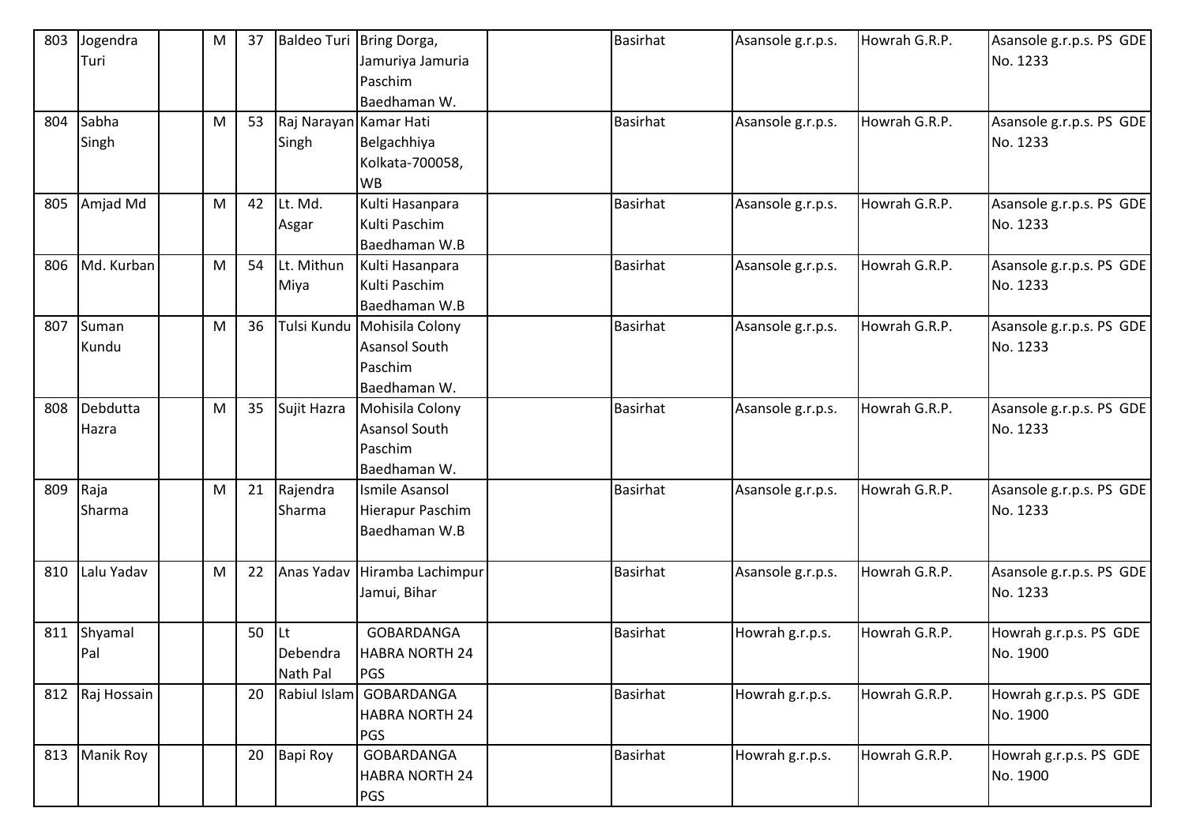| 803 | Jogendra Turi | | M | 37 | Baldeo Turi | Bring Dorga, Jamuriya Jamuria Paschim Baedhaman W. | | Basirhat | Asansole g.r.p.s. | Howrah G.R.P. | Asansole g.r.p.s. PS GDE No. 1233 |
|---|---|---|---|---|---|---|---|---|---|---|---|
| 804 | Sabha Singh | | M | 53 | Raj Narayan Singh | Kamar Hati Belgachhiya Kolkata-700058, WB | | Basirhat | Asansole g.r.p.s. | Howrah G.R.P. | Asansole g.r.p.s. PS GDE No. 1233 |
| 805 | Amjad Md | | M | 42 | Lt. Md. Asgar | Kulti Hasanpara Kulti Paschim Baedhaman W.B | | Basirhat | Asansole g.r.p.s. | Howrah G.R.P. | Asansole g.r.p.s. PS GDE No. 1233 |
| 806 | Md. Kurban | | M | 54 | Lt. Mithun Miya | Kulti Hasanpara Kulti Paschim Baedhaman W.B | | Basirhat | Asansole g.r.p.s. | Howrah G.R.P. | Asansole g.r.p.s. PS GDE No. 1233 |
| 807 | Suman Kundu | | M | 36 | Tulsi Kundu | Mohisila Colony Asansol South Paschim Baedhaman W. | | Basirhat | Asansole g.r.p.s. | Howrah G.R.P. | Asansole g.r.p.s. PS GDE No. 1233 |
| 808 | Debdutta Hazra | | M | 35 | Sujit Hazra | Mohisila Colony Asansol South Paschim Baedhaman W. | | Basirhat | Asansole g.r.p.s. | Howrah G.R.P. | Asansole g.r.p.s. PS GDE No. 1233 |
| 809 | Raja Sharma | | M | 21 | Rajendra Sharma | Ismile Asansol Hierapur Paschim Baedhaman W.B | | Basirhat | Asansole g.r.p.s. | Howrah G.R.P. | Asansole g.r.p.s. PS GDE No. 1233 |
| 810 | Lalu Yadav | | M | 22 | Anas Yadav | Hiramba Lachimpur Jamui, Bihar | | Basirhat | Asansole g.r.p.s. | Howrah G.R.P. | Asansole g.r.p.s. PS GDE No. 1233 |
| 811 | Shyamal Pal | | | 50 | Lt Debendra Nath Pal | GOBARDANGA HABRA NORTH 24 PGS | | Basirhat | Howrah g.r.p.s. | Howrah G.R.P. | Howrah g.r.p.s. PS GDE No. 1900 |
| 812 | Raj Hossain | | | 20 | Rabiul Islam | GOBARDANGA HABRA NORTH 24 PGS | | Basirhat | Howrah g.r.p.s. | Howrah G.R.P. | Howrah g.r.p.s. PS GDE No. 1900 |
| 813 | Manik Roy | | | 20 | Bapi Roy | GOBARDANGA HABRA NORTH 24 PGS | | Basirhat | Howrah g.r.p.s. | Howrah G.R.P. | Howrah g.r.p.s. PS GDE No. 1900 |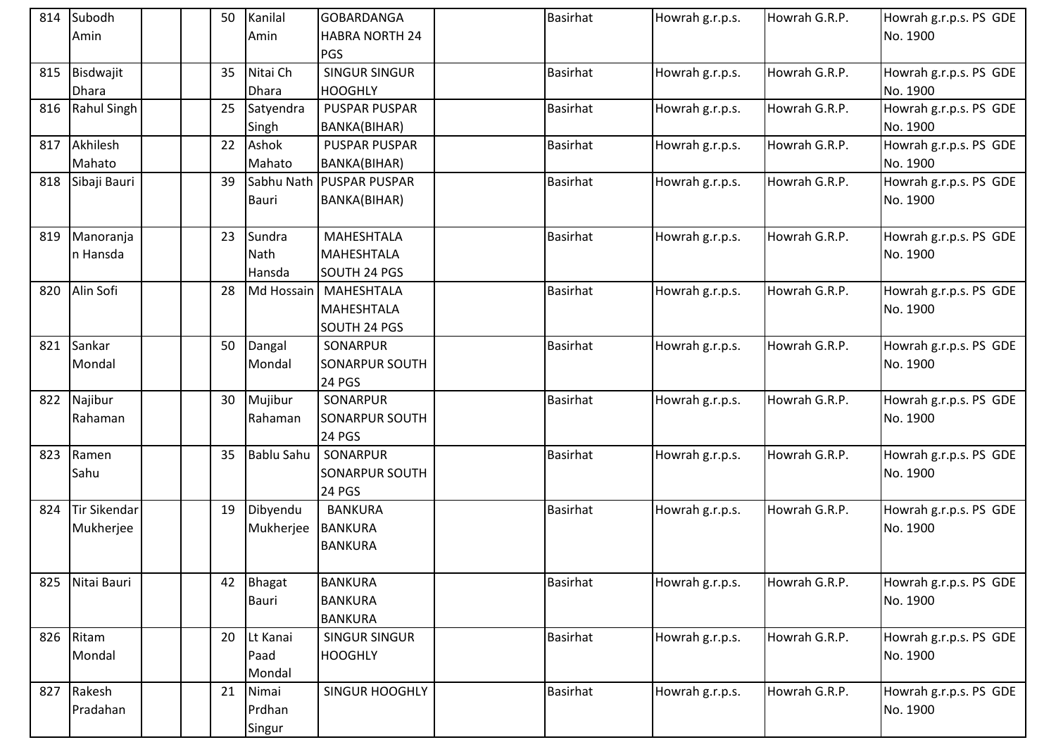| 814 | Subodh Amin | | | 50 | Kanilal Amin | GOBARDANGA HABRA NORTH 24 PGS | | Basirhat | Howrah g.r.p.s. | Howrah G.R.P. | Howrah g.r.p.s. PS GDE No. 1900 |
|---|---|---|---|---|---|---|---|---|---|---|---|
| 815 | Bisdwajit Dhara | | | 35 | Nitai Ch Dhara | SINGUR SINGUR HOOGHLY | | Basirhat | Howrah g.r.p.s. | Howrah G.R.P. | Howrah g.r.p.s. PS GDE No. 1900 |
| 816 | Rahul Singh | | | 25 | Satyendra Singh | PUSPAR PUSPAR BANKA(BIHAR) | | Basirhat | Howrah g.r.p.s. | Howrah G.R.P. | Howrah g.r.p.s. PS GDE No. 1900 |
| 817 | Akhilesh Mahato | | | 22 | Ashok Mahato | PUSPAR PUSPAR BANKA(BIHAR) | | Basirhat | Howrah g.r.p.s. | Howrah G.R.P. | Howrah g.r.p.s. PS GDE No. 1900 |
| 818 | Sibaji Bauri | | | 39 | Sabhu Nath Bauri | PUSPAR PUSPAR BANKA(BIHAR) | | Basirhat | Howrah g.r.p.s. | Howrah G.R.P. | Howrah g.r.p.s. PS GDE No. 1900 |
| 819 | Manoranjan Hansda | | | 23 | Sundra Nath Hansda | MAHESHTALA MAHESHTALA SOUTH 24 PGS | | Basirhat | Howrah g.r.p.s. | Howrah G.R.P. | Howrah g.r.p.s. PS GDE No. 1900 |
| 820 | Alin Sofi | | | 28 | Md Hossain | MAHESHTALA MAHESHTALA SOUTH 24 PGS | | Basirhat | Howrah g.r.p.s. | Howrah G.R.P. | Howrah g.r.p.s. PS GDE No. 1900 |
| 821 | Sankar Mondal | | | 50 | Dangal Mondal | SONARPUR SONARPUR SOUTH 24 PGS | | Basirhat | Howrah g.r.p.s. | Howrah G.R.P. | Howrah g.r.p.s. PS GDE No. 1900 |
| 822 | Najibur Rahaman | | | 30 | Mujibur Rahaman | SONARPUR SONARPUR SOUTH 24 PGS | | Basirhat | Howrah g.r.p.s. | Howrah G.R.P. | Howrah g.r.p.s. PS GDE No. 1900 |
| 823 | Ramen Sahu | | | 35 | Bablu Sahu | SONARPUR SONARPUR SOUTH 24 PGS | | Basirhat | Howrah g.r.p.s. | Howrah G.R.P. | Howrah g.r.p.s. PS GDE No. 1900 |
| 824 | Tir Sikendar Mukherjee | | | 19 | Dibyendu Mukherjee | BANKURA BANKURA BANKURA | | Basirhat | Howrah g.r.p.s. | Howrah G.R.P. | Howrah g.r.p.s. PS GDE No. 1900 |
| 825 | Nitai Bauri | | | 42 | Bhagat Bauri | BANKURA BANKURA BANKURA | | Basirhat | Howrah g.r.p.s. | Howrah G.R.P. | Howrah g.r.p.s. PS GDE No. 1900 |
| 826 | Ritam Mondal | | | 20 | Lt Kanai Paad Mondal | SINGUR SINGUR HOOGHLY | | Basirhat | Howrah g.r.p.s. | Howrah G.R.P. | Howrah g.r.p.s. PS GDE No. 1900 |
| 827 | Rakesh Pradahan | | | 21 | Nimai Prdhan Singur | SINGUR HOOGHLY | | Basirhat | Howrah g.r.p.s. | Howrah G.R.P. | Howrah g.r.p.s. PS GDE No. 1900 |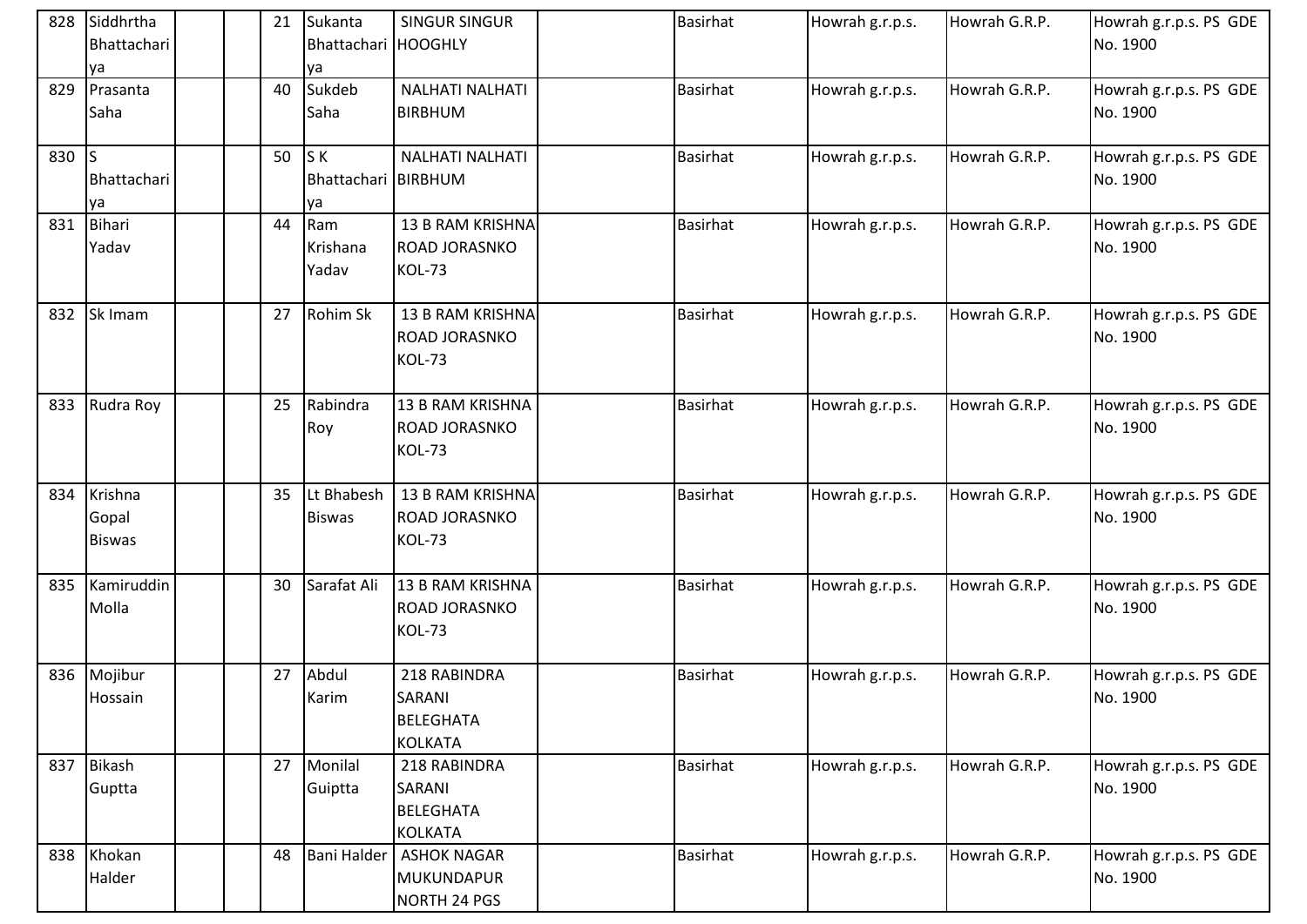| 828 | Siddhrtha Bhattachariya | | | 21 | Sukanta Bhattachariya | SINGUR SINGUR HOOGHLY | | Basirhat | Howrah g.r.p.s. | Howrah G.R.P. | Howrah g.r.p.s. PS GDE No. 1900 |
|---|---|---|---|---|---|---|---|---|---|---|---|
| 829 | Prasanta Saha | | | 40 | Sukdeb Saha | NALHATI NALHATI BIRBHUM | | Basirhat | Howrah g.r.p.s. | Howrah G.R.P. | Howrah g.r.p.s. PS GDE No. 1900 |
| 830 | S Bhattachariya | | | 50 | S K Bhattachariya | NALHATI NALHATI BIRBHUM | | Basirhat | Howrah g.r.p.s. | Howrah G.R.P. | Howrah g.r.p.s. PS GDE No. 1900 |
| 831 | Bihari Yadav | | | 44 | Ram Krishana Yadav | 13 B RAM KRISHNA ROAD JORASNKO KOL-73 | | Basirhat | Howrah g.r.p.s. | Howrah G.R.P. | Howrah g.r.p.s. PS GDE No. 1900 |
| 832 | Sk Imam | | | 27 | Rohim Sk | 13 B RAM KRISHNA ROAD JORASNKO KOL-73 | | Basirhat | Howrah g.r.p.s. | Howrah G.R.P. | Howrah g.r.p.s. PS GDE No. 1900 |
| 833 | Rudra Roy | | | 25 | Rabindra Roy | 13 B RAM KRISHNA ROAD JORASNKO KOL-73 | | Basirhat | Howrah g.r.p.s. | Howrah G.R.P. | Howrah g.r.p.s. PS GDE No. 1900 |
| 834 | Krishna Gopal Biswas | | | 35 | Lt Bhabesh Biswas | 13 B RAM KRISHNA ROAD JORASNKO KOL-73 | | Basirhat | Howrah g.r.p.s. | Howrah G.R.P. | Howrah g.r.p.s. PS GDE No. 1900 |
| 835 | Kamiruddin Molla | | | 30 | Sarafat Ali | 13 B RAM KRISHNA ROAD JORASNKO KOL-73 | | Basirhat | Howrah g.r.p.s. | Howrah G.R.P. | Howrah g.r.p.s. PS GDE No. 1900 |
| 836 | Mojibur Hossain | | | 27 | Abdul Karim | 218 RABINDRA SARANI BELEGHATA KOLKATA | | Basirhat | Howrah g.r.p.s. | Howrah G.R.P. | Howrah g.r.p.s. PS GDE No. 1900 |
| 837 | Bikash Guptta | | | 27 | Monilal Guiptta | 218 RABINDRA SARANI BELEGHATA KOLKATA | | Basirhat | Howrah g.r.p.s. | Howrah G.R.P. | Howrah g.r.p.s. PS GDE No. 1900 |
| 838 | Khokan Halder | | | 48 | Bani Halder | ASHOK NAGAR MUKUNDAPUR NORTH 24 PGS | | Basirhat | Howrah g.r.p.s. | Howrah G.R.P. | Howrah g.r.p.s. PS GDE No. 1900 |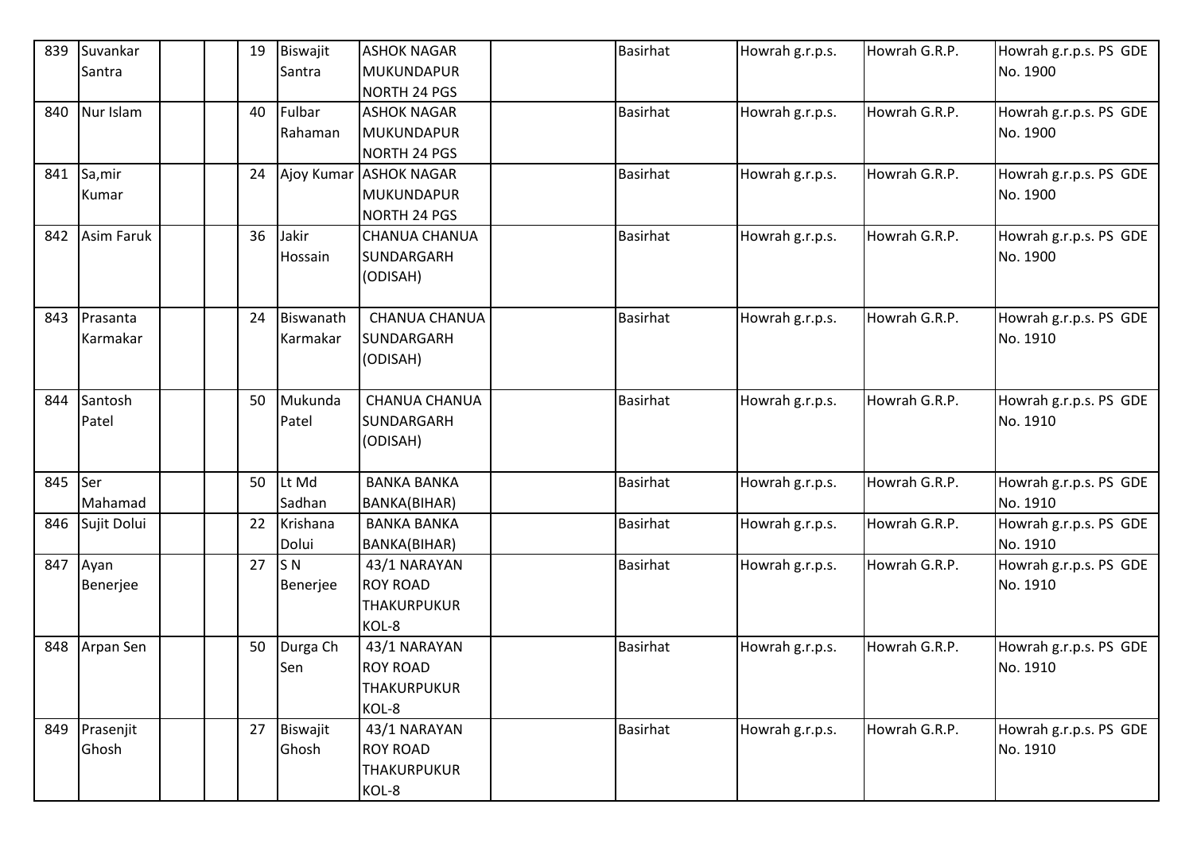| 839 | Suvankar Santra | | | 19 | Biswajit Santra | ASHOK NAGAR MUKUNDAPUR NORTH 24 PGS | | Basirhat | Howrah g.r.p.s. | Howrah G.R.P. | Howrah g.r.p.s. PS GDE No. 1900 |
|---|---|---|---|---|---|---|---|---|---|---|---|
| 840 | Nur Islam | | | 40 | Fulbar Rahaman | ASHOK NAGAR MUKUNDAPUR NORTH 24 PGS | | Basirhat | Howrah g.r.p.s. | Howrah G.R.P. | Howrah g.r.p.s. PS GDE No. 1900 |
| 841 | Sa,mir Kumar | | | 24 | Ajoy Kumar | ASHOK NAGAR MUKUNDAPUR NORTH 24 PGS | | Basirhat | Howrah g.r.p.s. | Howrah G.R.P. | Howrah g.r.p.s. PS GDE No. 1900 |
| 842 | Asim Faruk | | | 36 | Jakir Hossain | CHANUA CHANUA SUNDARGARH (ODISAH) | | Basirhat | Howrah g.r.p.s. | Howrah G.R.P. | Howrah g.r.p.s. PS GDE No. 1900 |
| 843 | Prasanta Karmakar | | | 24 | Biswanath Karmakar | CHANUA CHANUA SUNDARGARH (ODISAH) | | Basirhat | Howrah g.r.p.s. | Howrah G.R.P. | Howrah g.r.p.s. PS GDE No. 1910 |
| 844 | Santosh Patel | | | 50 | Mukunda Patel | CHANUA CHANUA SUNDARGARH (ODISAH) | | Basirhat | Howrah g.r.p.s. | Howrah G.R.P. | Howrah g.r.p.s. PS GDE No. 1910 |
| 845 | Ser Mahamad | | | 50 | Lt Md Sadhan | BANKA BANKA BANKA(BIHAR) | | Basirhat | Howrah g.r.p.s. | Howrah G.R.P. | Howrah g.r.p.s. PS GDE No. 1910 |
| 846 | Sujit Dolui | | | 22 | Krishana Dolui | BANKA BANKA BANKA(BIHAR) | | Basirhat | Howrah g.r.p.s. | Howrah G.R.P. | Howrah g.r.p.s. PS GDE No. 1910 |
| 847 | Ayan Benerjee | | | 27 | S N Benerjee | 43/1 NARAYAN ROY ROAD THAKURPUKUR KOL-8 | | Basirhat | Howrah g.r.p.s. | Howrah G.R.P. | Howrah g.r.p.s. PS GDE No. 1910 |
| 848 | Arpan Sen | | | 50 | Durga Ch Sen | 43/1 NARAYAN ROY ROAD THAKURPUKUR KOL-8 | | Basirhat | Howrah g.r.p.s. | Howrah G.R.P. | Howrah g.r.p.s. PS GDE No. 1910 |
| 849 | Prasenjit Ghosh | | | 27 | Biswajit Ghosh | 43/1 NARAYAN ROY ROAD THAKURPUKUR KOL-8 | | Basirhat | Howrah g.r.p.s. | Howrah G.R.P. | Howrah g.r.p.s. PS GDE No. 1910 |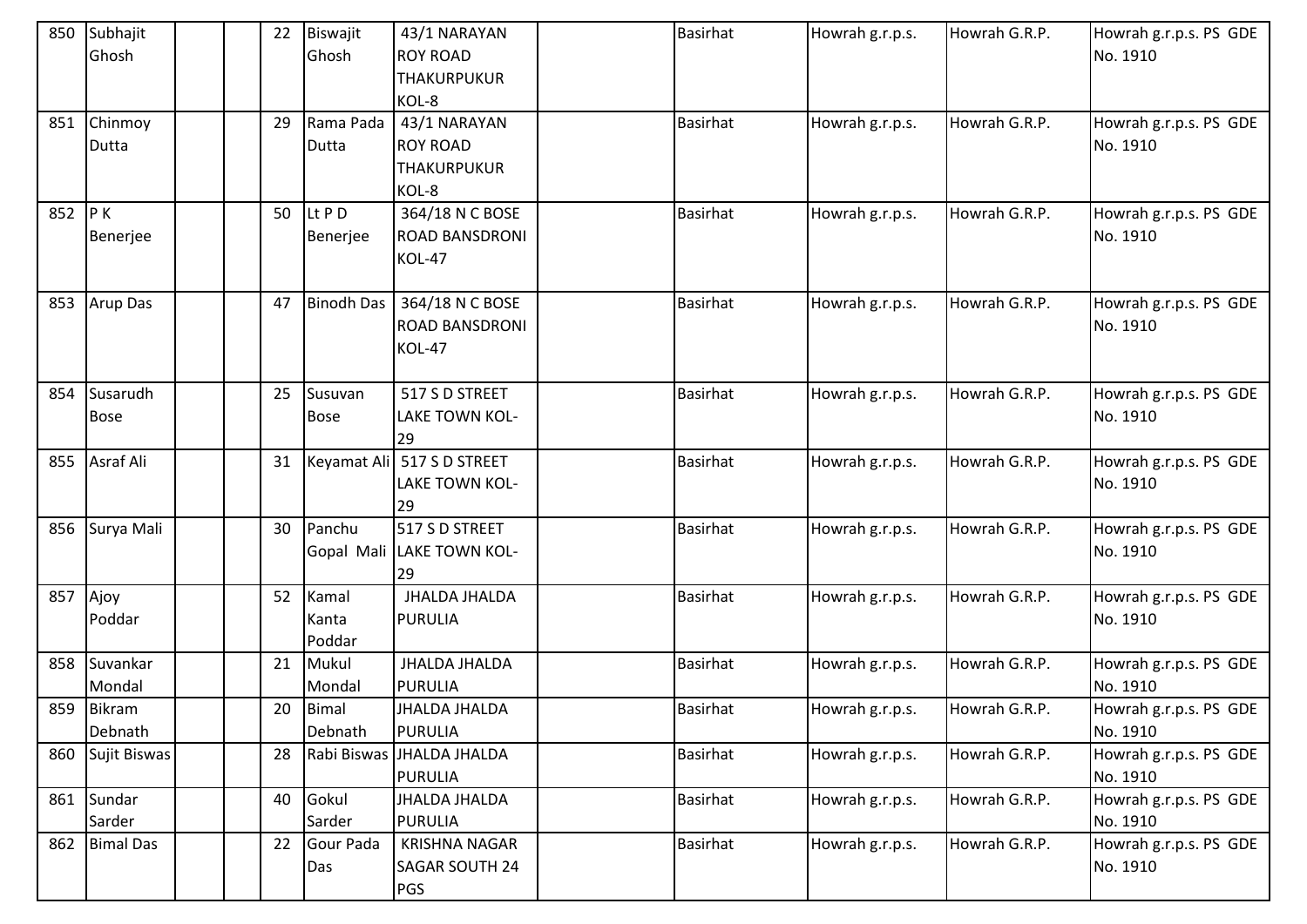| 850 | Subhajit Ghosh | | | 22 | Biswajit Ghosh | 43/1 NARAYAN ROY ROAD THAKURPUKUR KOL-8 | | Basirhat | Howrah g.r.p.s. | Howrah G.R.P. | Howrah g.r.p.s. PS GDE No. 1910 |
|---|---|---|---|---|---|---|---|---|---|---|---|
| 851 | Chinmoy Dutta | | | 29 | Rama Pada Dutta | 43/1 NARAYAN ROY ROAD THAKURPUKUR KOL-8 | | Basirhat | Howrah g.r.p.s. | Howrah G.R.P. | Howrah g.r.p.s. PS GDE No. 1910 |
| 852 | P K Benerjee | | | 50 | Lt P D Benerjee | 364/18 N C BOSE ROAD BANSDRONI KOL-47 | | Basirhat | Howrah g.r.p.s. | Howrah G.R.P. | Howrah g.r.p.s. PS GDE No. 1910 |
| 853 | Arup Das | | | 47 | Binodh Das | 364/18 N C BOSE ROAD BANSDRONI KOL-47 | | Basirhat | Howrah g.r.p.s. | Howrah G.R.P. | Howrah g.r.p.s. PS GDE No. 1910 |
| 854 | Susarudh Bose | | | 25 | Susuvan Bose | 517 S D STREET LAKE TOWN KOL-29 | | Basirhat | Howrah g.r.p.s. | Howrah G.R.P. | Howrah g.r.p.s. PS GDE No. 1910 |
| 855 | Asraf Ali | | | 31 | Keyamat Ali | 517 S D STREET LAKE TOWN KOL-29 | | Basirhat | Howrah g.r.p.s. | Howrah G.R.P. | Howrah g.r.p.s. PS GDE No. 1910 |
| 856 | Surya Mali | | | 30 | Panchu Gopal Mali | 517 S D STREET LAKE TOWN KOL-29 | | Basirhat | Howrah g.r.p.s. | Howrah G.R.P. | Howrah g.r.p.s. PS GDE No. 1910 |
| 857 | Ajoy Poddar | | | 52 | Kamal Kanta Poddar | JHALDA JHALDA PURULIA | | Basirhat | Howrah g.r.p.s. | Howrah G.R.P. | Howrah g.r.p.s. PS GDE No. 1910 |
| 858 | Suvankar Mondal | | | 21 | Mukul Mondal | JHALDA JHALDA PURULIA | | Basirhat | Howrah g.r.p.s. | Howrah G.R.P. | Howrah g.r.p.s. PS GDE No. 1910 |
| 859 | Bikram Debnath | | | 20 | Bimal Debnath | JHALDA JHALDA PURULIA | | Basirhat | Howrah g.r.p.s. | Howrah G.R.P. | Howrah g.r.p.s. PS GDE No. 1910 |
| 860 | Sujit Biswas | | | 28 | Rabi Biswas | JHALDA JHALDA PURULIA | | Basirhat | Howrah g.r.p.s. | Howrah G.R.P. | Howrah g.r.p.s. PS GDE No. 1910 |
| 861 | Sundar Sarder | | | 40 | Gokul Sarder | JHALDA JHALDA PURULIA | | Basirhat | Howrah g.r.p.s. | Howrah G.R.P. | Howrah g.r.p.s. PS GDE No. 1910 |
| 862 | Bimal Das | | | 22 | Gour Pada Das | KRISHNA NAGAR SAGAR SOUTH 24 PGS | | Basirhat | Howrah g.r.p.s. | Howrah G.R.P. | Howrah g.r.p.s. PS GDE No. 1910 |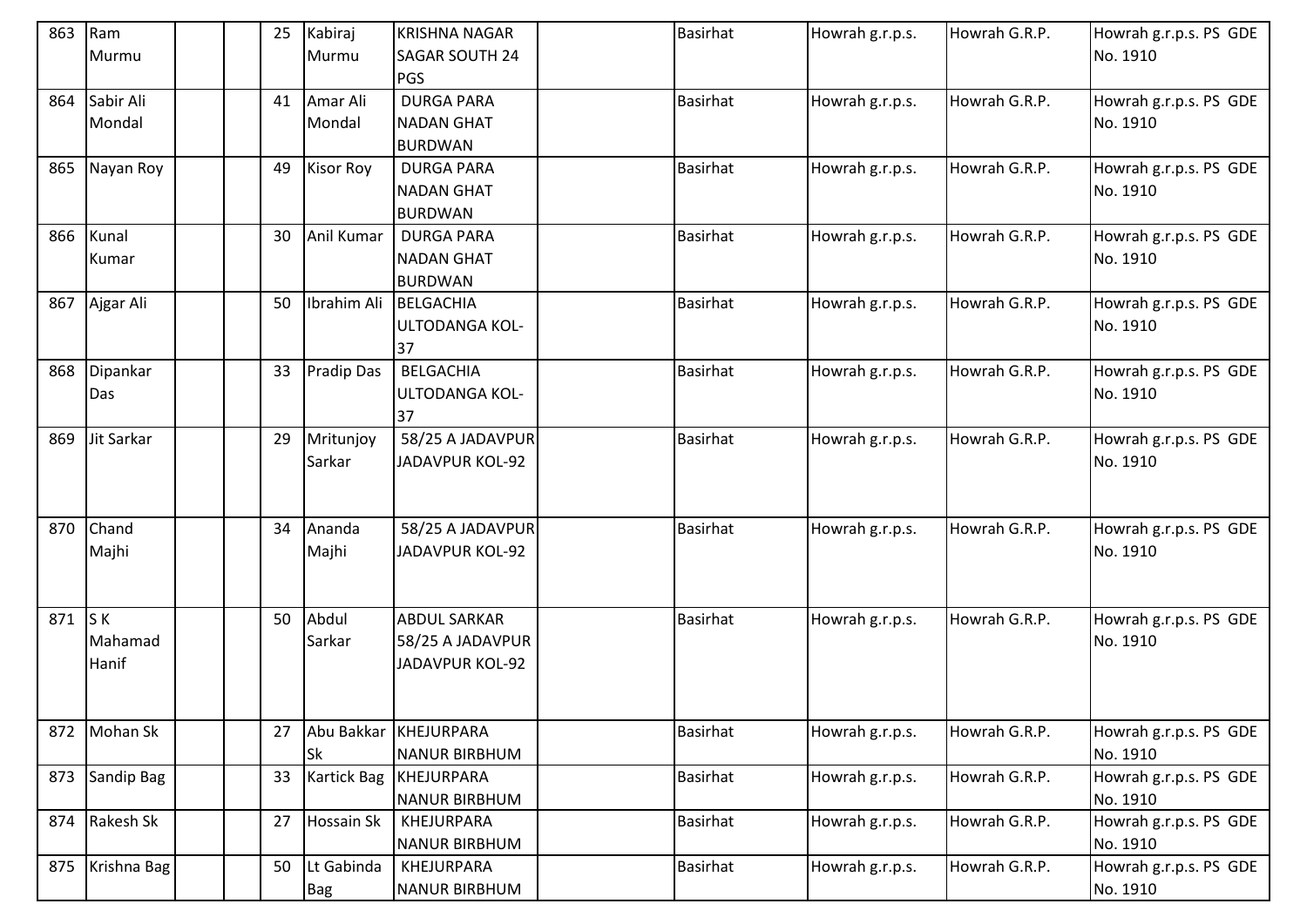| 863 | Ram Murmu | | | 25 | Kabiraj Murmu | KRISHNA NAGAR SAGAR SOUTH 24 PGS | | Basirhat | Howrah g.r.p.s. | Howrah G.R.P. | Howrah g.r.p.s. PS GDE No. 1910 |
|---|---|---|---|---|---|---|---|---|---|---|---|
| 864 | Sabir Ali Mondal | | | 41 | Amar Ali Mondal | DURGA PARA NADAN GHAT BURDWAN | | Basirhat | Howrah g.r.p.s. | Howrah G.R.P. | Howrah g.r.p.s. PS GDE No. 1910 |
| 865 | Nayan Roy | | | 49 | Kisor Roy | DURGA PARA NADAN GHAT BURDWAN | | Basirhat | Howrah g.r.p.s. | Howrah G.R.P. | Howrah g.r.p.s. PS GDE No. 1910 |
| 866 | Kunal Kumar | | | 30 | Anil Kumar | DURGA PARA NADAN GHAT BURDWAN | | Basirhat | Howrah g.r.p.s. | Howrah G.R.P. | Howrah g.r.p.s. PS GDE No. 1910 |
| 867 | Ajgar Ali | | | 50 | Ibrahim Ali | BELGACHIA ULTODANGA KOL-37 | | Basirhat | Howrah g.r.p.s. | Howrah G.R.P. | Howrah g.r.p.s. PS GDE No. 1910 |
| 868 | Dipankar Das | | | 33 | Pradip Das | BELGACHIA ULTODANGA KOL-37 | | Basirhat | Howrah g.r.p.s. | Howrah G.R.P. | Howrah g.r.p.s. PS GDE No. 1910 |
| 869 | Jit Sarkar | | | 29 | Mritunjoy Sarkar | 58/25 A JADAVPUR JADAVPUR KOL-92 | | Basirhat | Howrah g.r.p.s. | Howrah G.R.P. | Howrah g.r.p.s. PS GDE No. 1910 |
| 870 | Chand Majhi | | | 34 | Ananda Majhi | 58/25 A JADAVPUR JADAVPUR KOL-92 | | Basirhat | Howrah g.r.p.s. | Howrah G.R.P. | Howrah g.r.p.s. PS GDE No. 1910 |
| 871 | S K Mahamad Hanif | | | 50 | Abdul Sarkar | ABDUL SARKAR 58/25 A JADAVPUR JADAVPUR KOL-92 | | Basirhat | Howrah g.r.p.s. | Howrah G.R.P. | Howrah g.r.p.s. PS GDE No. 1910 |
| 872 | Mohan Sk | | | 27 | Abu Bakkar Sk | KHEJURPARA NANUR BIRBHUM | | Basirhat | Howrah g.r.p.s. | Howrah G.R.P. | Howrah g.r.p.s. PS GDE No. 1910 |
| 873 | Sandip Bag | | | 33 | Kartick Bag | KHEJURPARA NANUR BIRBHUM | | Basirhat | Howrah g.r.p.s. | Howrah G.R.P. | Howrah g.r.p.s. PS GDE No. 1910 |
| 874 | Rakesh Sk | | | 27 | Hossain Sk | KHEJURPARA NANUR BIRBHUM | | Basirhat | Howrah g.r.p.s. | Howrah G.R.P. | Howrah g.r.p.s. PS GDE No. 1910 |
| 875 | Krishna Bag | | | 50 | Lt Gabinda Bag | KHEJURPARA NANUR BIRBHUM | | Basirhat | Howrah g.r.p.s. | Howrah G.R.P. | Howrah g.r.p.s. PS GDE No. 1910 |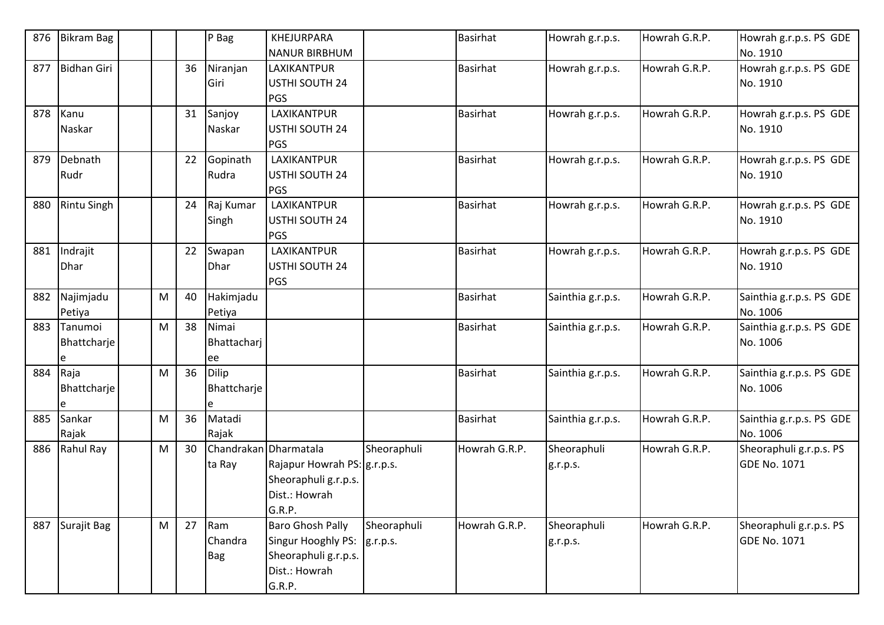| 876 | Bikram Bag | | | | P Bag | KHEJURPARA NANUR BIRBHUM | | Basirhat | Howrah g.r.p.s. | Howrah G.R.P. | Howrah g.r.p.s. PS GDE No. 1910 |
|---|---|---|---|---|---|---|---|---|---|---|---|
| 877 | Bidhan Giri | | | 36 | Niranjan Giri | LAXIKANTPUR USTHI SOUTH 24 PGS | | Basirhat | Howrah g.r.p.s. | Howrah G.R.P. | Howrah g.r.p.s. PS GDE No. 1910 |
| 878 | Kanu Naskar | | | 31 | Sanjoy Naskar | LAXIKANTPUR USTHI SOUTH 24 PGS | | Basirhat | Howrah g.r.p.s. | Howrah G.R.P. | Howrah g.r.p.s. PS GDE No. 1910 |
| 879 | Debnath Rudr | | | 22 | Gopinath Rudra | LAXIKANTPUR USTHI SOUTH 24 PGS | | Basirhat | Howrah g.r.p.s. | Howrah G.R.P. | Howrah g.r.p.s. PS GDE No. 1910 |
| 880 | Rintu Singh | | | 24 | Raj Kumar Singh | LAXIKANTPUR USTHI SOUTH 24 PGS | | Basirhat | Howrah g.r.p.s. | Howrah G.R.P. | Howrah g.r.p.s. PS GDE No. 1910 |
| 881 | Indrajit Dhar | | | 22 | Swapan Dhar | LAXIKANTPUR USTHI SOUTH 24 PGS | | Basirhat | Howrah g.r.p.s. | Howrah G.R.P. | Howrah g.r.p.s. PS GDE No. 1910 |
| 882 | Najimjadu Petiya | | M | 40 | Hakimjadu Petiya | | | Basirhat | Sainthia g.r.p.s. | Howrah G.R.P. | Sainthia g.r.p.s. PS GDE No. 1006 |
| 883 | Tanumoi Bhattcharjee | | M | 38 | Nimai Bhattacharjee | | | Basirhat | Sainthia g.r.p.s. | Howrah G.R.P. | Sainthia g.r.p.s. PS GDE No. 1006 |
| 884 | Raja Bhattcharjee | | M | 36 | Dilip Bhattcharjee | | | Basirhat | Sainthia g.r.p.s. | Howrah G.R.P. | Sainthia g.r.p.s. PS GDE No. 1006 |
| 885 | Sankar Rajak | | M | 36 | Matadi Rajak | | | Basirhat | Sainthia g.r.p.s. | Howrah G.R.P. | Sainthia g.r.p.s. PS GDE No. 1006 |
| 886 | Rahul Ray | | M | 30 | Chandrakanta Ray | Dharmatala Rajapur Howrah PS: Sheoraphuli g.r.p.s. Dist.: Howrah G.R.P. | Sheoraphuli g.r.p.s. | Howrah G.R.P. | Sheoraphuli g.r.p.s. | Howrah G.R.P. | Sheoraphuli g.r.p.s. PS GDE No. 1071 |
| 887 | Surajit Bag | | M | 27 | Ram Chandra Bag | Baro Ghosh Pally Singur Hooghly PS: Sheoraphuli g.r.p.s. Dist.: Howrah G.R.P. | Sheoraphuli g.r.p.s. | Howrah G.R.P. | Sheoraphuli g.r.p.s. | Howrah G.R.P. | Sheoraphuli g.r.p.s. PS GDE No. 1071 |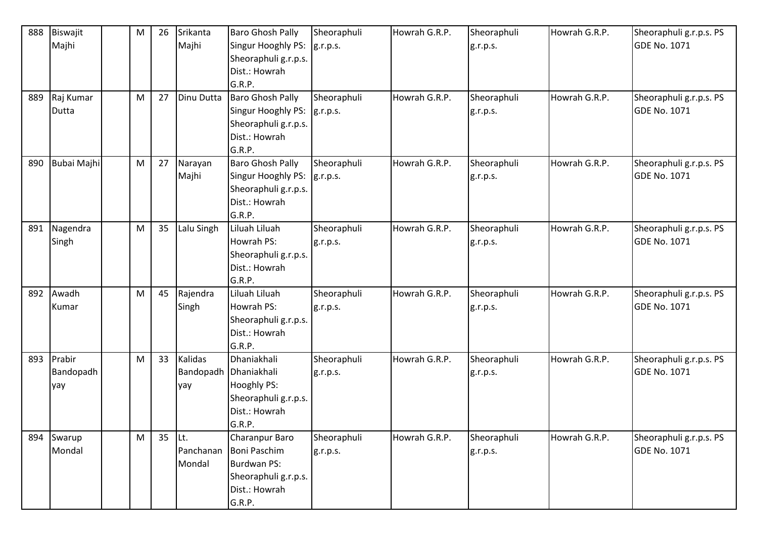| 888 | Biswajit Majhi | | M | 26 | Srikanta Majhi | Baro Ghosh Pally Singur Hooghly PS: Sheoraphuli g.r.p.s. Dist.: Howrah G.R.P. | Sheoraphuli g.r.p.s. | Howrah G.R.P. | Sheoraphuli g.r.p.s. | Howrah G.R.P. | Sheoraphuli g.r.p.s. PS GDE No. 1071 |
|---|---|---|---|---|---|---|---|---|---|---|---|
| 889 | Raj Kumar Dutta | | M | 27 | Dinu Dutta | Baro Ghosh Pally Singur Hooghly PS: Sheoraphuli g.r.p.s. Dist.: Howrah G.R.P. | Sheoraphuli g.r.p.s. | Howrah G.R.P. | Sheoraphuli g.r.p.s. | Howrah G.R.P. | Sheoraphuli g.r.p.s. PS GDE No. 1071 |
| 890 | Bubai Majhi | | M | 27 | Narayan Majhi | Baro Ghosh Pally Singur Hooghly PS: Sheoraphuli g.r.p.s. Dist.: Howrah G.R.P. | Sheoraphuli g.r.p.s. | Howrah G.R.P. | Sheoraphuli g.r.p.s. | Howrah G.R.P. | Sheoraphuli g.r.p.s. PS GDE No. 1071 |
| 891 | Nagendra Singh | | M | 35 | Lalu Singh | Liluah Liluah Howrah PS: Sheoraphuli g.r.p.s. Dist.: Howrah G.R.P. | Sheoraphuli g.r.p.s. | Howrah G.R.P. | Sheoraphuli g.r.p.s. | Howrah G.R.P. | Sheoraphuli g.r.p.s. PS GDE No. 1071 |
| 892 | Awadh Kumar | | M | 45 | Rajendra Singh | Liluah Liluah Howrah PS: Sheoraphuli g.r.p.s. Dist.: Howrah G.R.P. | Sheoraphuli g.r.p.s. | Howrah G.R.P. | Sheoraphuli g.r.p.s. | Howrah G.R.P. | Sheoraphuli g.r.p.s. PS GDE No. 1071 |
| 893 | Prabir Bandopadhyay | | M | 33 | Kalidas Bandopadhyay | Dhaniakhali Dhaniakhali Hooghly PS: Sheoraphuli g.r.p.s. Dist.: Howrah G.R.P. | Sheoraphuli g.r.p.s. | Howrah G.R.P. | Sheoraphuli g.r.p.s. | Howrah G.R.P. | Sheoraphuli g.r.p.s. PS GDE No. 1071 |
| 894 | Swarup Mondal | | M | 35 | Lt. Panchanan Mondal | Charanpur Baro Boni Paschim Burdwan PS: Sheoraphuli g.r.p.s. Dist.: Howrah G.R.P. | Sheoraphuli g.r.p.s. | Howrah G.R.P. | Sheoraphuli g.r.p.s. | Howrah G.R.P. | Sheoraphuli g.r.p.s. PS GDE No. 1071 |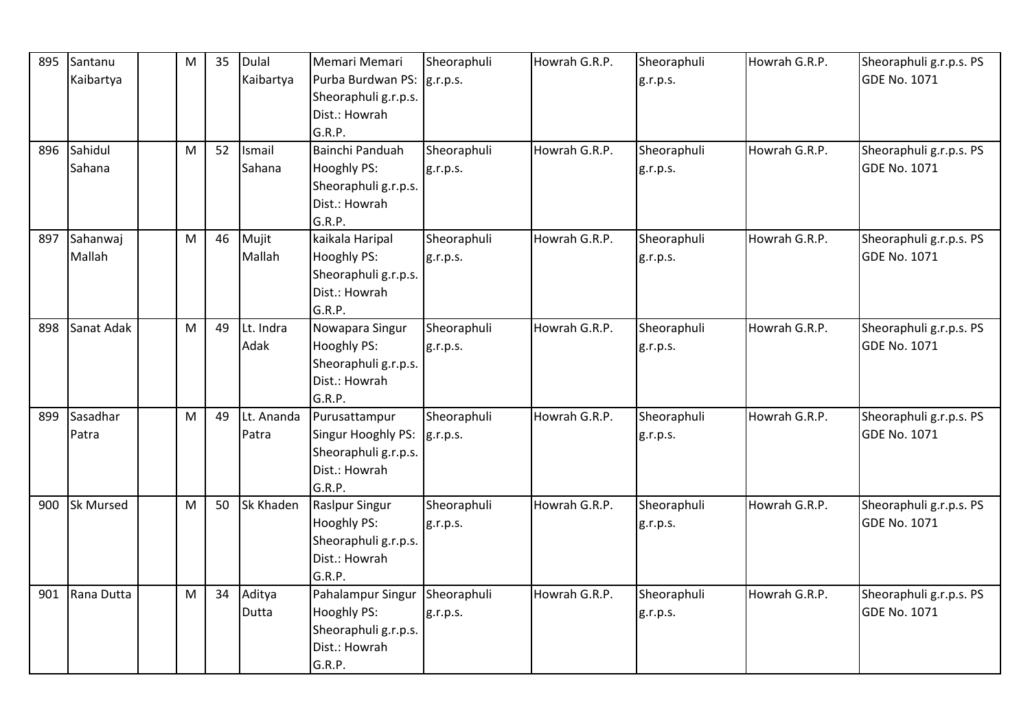| | | | | | | | | | | | |
|---|---|---|---|---|---|---|---|---|---|---|---|
| 895 | Santanu Kaibartya | | M | 35 | Dulal Kaibartya | Memari Memari Purba Burdwan PS: Sheoraphuli g.r.p.s. Dist.: Howrah G.R.P. | Sheoraphuli g.r.p.s. | Howrah G.R.P. | Sheoraphuli g.r.p.s. | Howrah G.R.P. | Sheoraphuli g.r.p.s. PS GDE No. 1071 |
| 896 | Sahidul Sahana | | M | 52 | Ismail Sahana | Bainchi Panduah Hooghly PS: Sheoraphuli g.r.p.s. Dist.: Howrah G.R.P. | Sheoraphuli g.r.p.s. | Howrah G.R.P. | Sheoraphuli g.r.p.s. | Howrah G.R.P. | Sheoraphuli g.r.p.s. PS GDE No. 1071 |
| 897 | Sahanwaj Mallah | | M | 46 | Mujit Mallah | kaikala Haripal Hooghly PS: Sheoraphuli g.r.p.s. Dist.: Howrah G.R.P. | Sheoraphuli g.r.p.s. | Howrah G.R.P. | Sheoraphuli g.r.p.s. | Howrah G.R.P. | Sheoraphuli g.r.p.s. PS GDE No. 1071 |
| 898 | Sanat Adak | | M | 49 | Lt. Indra Adak | Nowapara Singur Hooghly PS: Sheoraphuli g.r.p.s. Dist.: Howrah G.R.P. | Sheoraphuli g.r.p.s. | Howrah G.R.P. | Sheoraphuli g.r.p.s. | Howrah G.R.P. | Sheoraphuli g.r.p.s. PS GDE No. 1071 |
| 899 | Sasadhar Patra | | M | 49 | Lt. Ananda Patra | Purusattampur Singur Hooghly PS: Sheoraphuli g.r.p.s. Dist.: Howrah G.R.P. | Sheoraphuli g.r.p.s. | Howrah G.R.P. | Sheoraphuli g.r.p.s. | Howrah G.R.P. | Sheoraphuli g.r.p.s. PS GDE No. 1071 |
| 900 | Sk Mursed | | M | 50 | Sk Khaden | Raslpur Singur Hooghly PS: Sheoraphuli g.r.p.s. Dist.: Howrah G.R.P. | Sheoraphuli g.r.p.s. | Howrah G.R.P. | Sheoraphuli g.r.p.s. | Howrah G.R.P. | Sheoraphuli g.r.p.s. PS GDE No. 1071 |
| 901 | Rana Dutta | | M | 34 | Aditya Dutta | Pahalampur Singur Hooghly PS: Sheoraphuli g.r.p.s. Dist.: Howrah G.R.P. | Sheoraphuli g.r.p.s. | Howrah G.R.P. | Sheoraphuli g.r.p.s. | Howrah G.R.P. | Sheoraphuli g.r.p.s. PS GDE No. 1071 |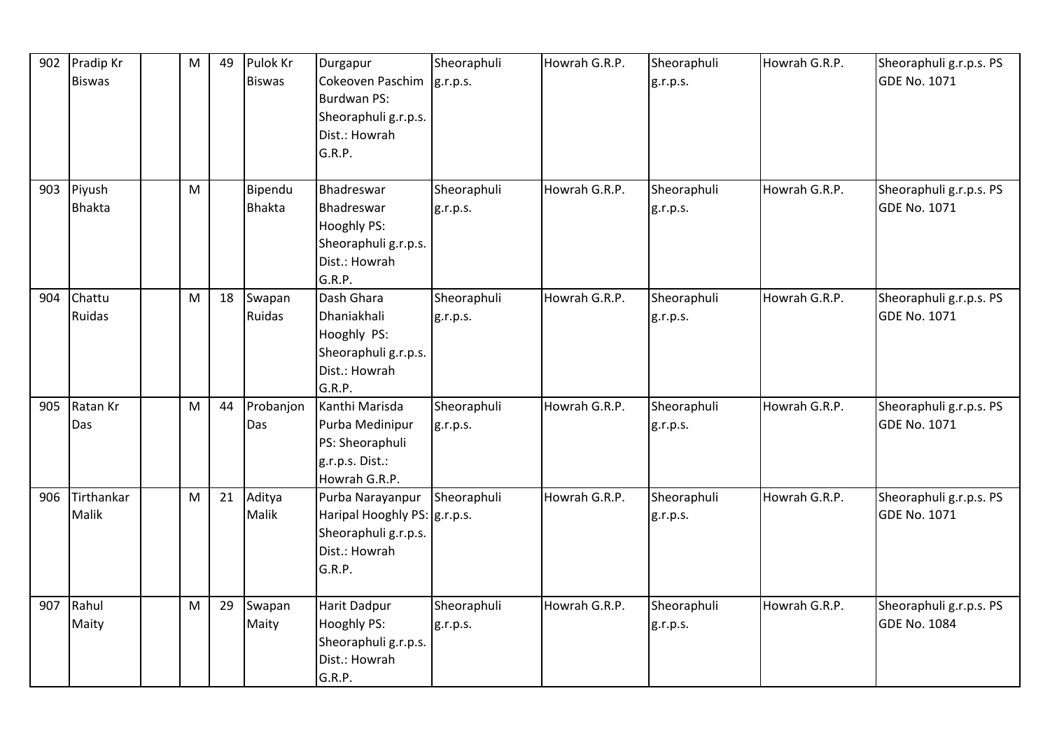| | | | | | | | | | | |
|---|---|---|---|---|---|---|---|---|---|---|
| 902 | Pradip Kr Biswas | | M | 49 | Pulok Kr Biswas | Durgapur Cokeoven Paschim Burdwan PS: Sheoraphuli g.r.p.s. Dist.: Howrah G.R.P. | Sheoraphuli g.r.p.s. | Howrah G.R.P. | Sheoraphuli g.r.p.s. | Howrah G.R.P. | Sheoraphuli g.r.p.s. PS GDE No. 1071 |
| 903 | Piyush Bhakta | | M | | Bipendu Bhakta | Bhadreswar Bhadreswar Hooghly PS: Sheoraphuli g.r.p.s. Dist.: Howrah G.R.P. | Sheoraphuli g.r.p.s. | Howrah G.R.P. | Sheoraphuli g.r.p.s. | Howrah G.R.P. | Sheoraphuli g.r.p.s. PS GDE No. 1071 |
| 904 | Chattu Ruidas | | M | 18 | Swapan Ruidas | Dash Ghara Dhaniakhali Hooghly PS: Sheoraphuli g.r.p.s. Dist.: Howrah G.R.P. | Sheoraphuli g.r.p.s. | Howrah G.R.P. | Sheoraphuli g.r.p.s. | Howrah G.R.P. | Sheoraphuli g.r.p.s. PS GDE No. 1071 |
| 905 | Ratan Kr Das | | M | 44 | Probanjon Das | Kanthi Marisda Purba Medinipur PS: Sheoraphuli g.r.p.s. Dist.: Howrah G.R.P. | Sheoraphuli g.r.p.s. | Howrah G.R.P. | Sheoraphuli g.r.p.s. | Howrah G.R.P. | Sheoraphuli g.r.p.s. PS GDE No. 1071 |
| 906 | Tirthankar Malik | | M | 21 | Aditya Malik | Purba Narayanpur Haripal Hooghly PS: Sheoraphuli g.r.p.s. Dist.: Howrah G.R.P. | Sheoraphuli g.r.p.s. | Howrah G.R.P. | Sheoraphuli g.r.p.s. | Howrah G.R.P. | Sheoraphuli g.r.p.s. PS GDE No. 1071 |
| 907 | Rahul Maity | | M | 29 | Swapan Maity | Harit Dadpur Hooghly PS: Sheoraphuli g.r.p.s. Dist.: Howrah G.R.P. | Sheoraphuli g.r.p.s. | Howrah G.R.P. | Sheoraphuli g.r.p.s. | Howrah G.R.P. | Sheoraphuli g.r.p.s. PS GDE No. 1084 |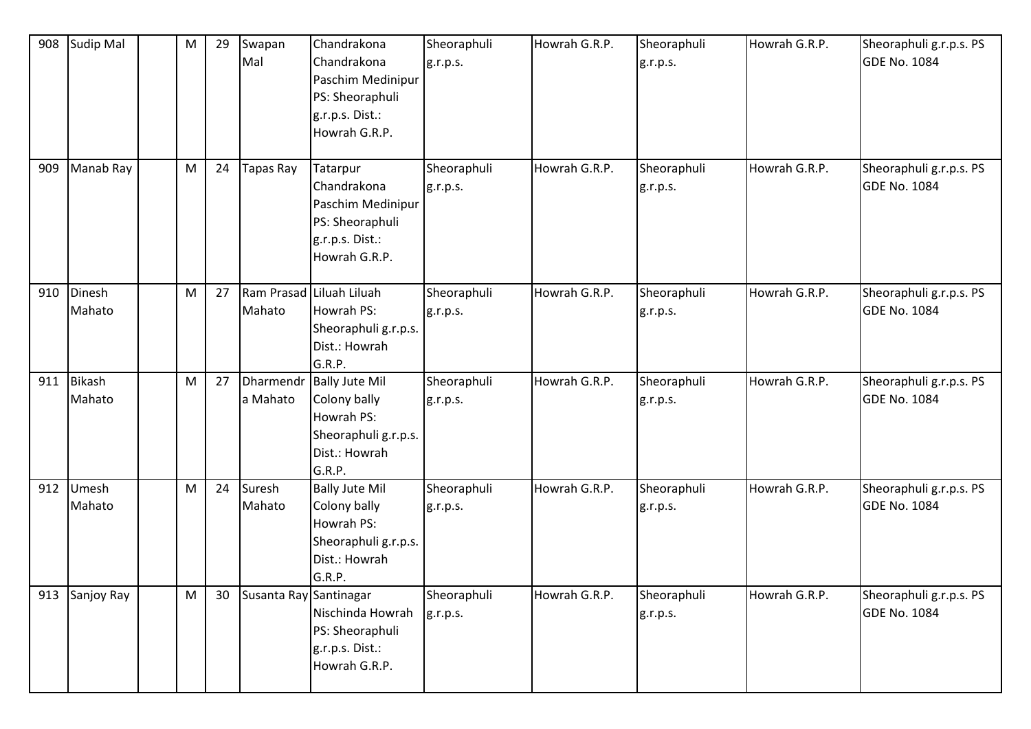| 908 | Sudip Mal | | M | 29 | Swapan Mal | Chandrakona Chandrakona Paschim Medinipur PS: Sheoraphuli g.r.p.s. Dist.: Howrah G.R.P. | Sheoraphuli g.r.p.s. | Howrah G.R.P. | Sheoraphuli g.r.p.s. | Howrah G.R.P. | Sheoraphuli g.r.p.s. PS GDE No. 1084 |
|---|---|---|---|---|---|---|---|---|---|---|---|
| 909 | Manab Ray | | M | 24 | Tapas Ray | Tatarpur Chandrakona Paschim Medinipur PS: Sheoraphuli g.r.p.s. Dist.: Howrah G.R.P. | Sheoraphuli g.r.p.s. | Howrah G.R.P. | Sheoraphuli g.r.p.s. | Howrah G.R.P. | Sheoraphuli g.r.p.s. PS GDE No. 1084 |
| 910 | Dinesh Mahato | | M | 27 | Ram Prasad Mahato | Liluah Liluah Howrah PS: Sheoraphuli g.r.p.s. Dist.: Howrah G.R.P. | Sheoraphuli g.r.p.s. | Howrah G.R.P. | Sheoraphuli g.r.p.s. | Howrah G.R.P. | Sheoraphuli g.r.p.s. PS GDE No. 1084 |
| 911 | Bikash Mahato | | M | 27 | Dharmendra Mahato | Bally Jute Mil Colony bally Howrah PS: Sheoraphuli g.r.p.s. Dist.: Howrah G.R.P. | Sheoraphuli g.r.p.s. | Howrah G.R.P. | Sheoraphuli g.r.p.s. | Howrah G.R.P. | Sheoraphuli g.r.p.s. PS GDE No. 1084 |
| 912 | Umesh Mahato | | M | 24 | Suresh Mahato | Bally Jute Mil Colony bally Howrah PS: Sheoraphuli g.r.p.s. Dist.: Howrah G.R.P. | Sheoraphuli g.r.p.s. | Howrah G.R.P. | Sheoraphuli g.r.p.s. | Howrah G.R.P. | Sheoraphuli g.r.p.s. PS GDE No. 1084 |
| 913 | Sanjoy Ray | | M | 30 | Susanta Ray | Santinagar Nischinda Howrah PS: Sheoraphuli g.r.p.s. Dist.: Howrah G.R.P. | Sheoraphuli g.r.p.s. | Howrah G.R.P. | Sheoraphuli g.r.p.s. | Howrah G.R.P. | Sheoraphuli g.r.p.s. PS GDE No. 1084 |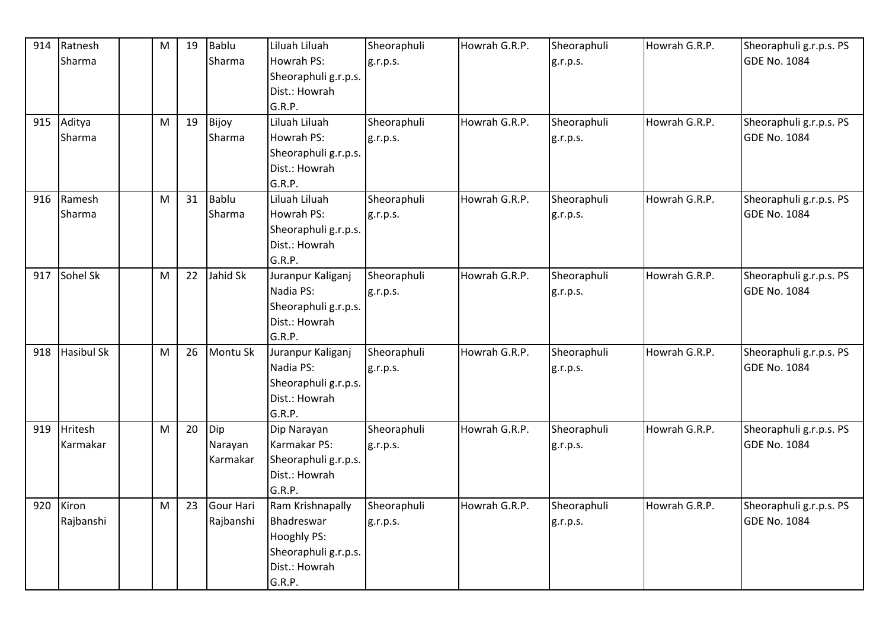| 914 | Ratnesh Sharma | | M | 19 | Bablu Sharma | Liluah Liluah Howrah PS: Sheoraphuli g.r.p.s. Dist.: Howrah G.R.P. | Sheoraphuli g.r.p.s. | Howrah G.R.P. | Sheoraphuli g.r.p.s. | Howrah G.R.P. | Sheoraphuli g.r.p.s. PS GDE No. 1084 |
|---|---|---|---|---|---|---|---|---|---|---|---|
| 915 | Aditya Sharma | | M | 19 | Bijoy Sharma | Liluah Liluah Howrah PS: Sheoraphuli g.r.p.s. Dist.: Howrah G.R.P. | Sheoraphuli g.r.p.s. | Howrah G.R.P. | Sheoraphuli g.r.p.s. | Howrah G.R.P. | Sheoraphuli g.r.p.s. PS GDE No. 1084 |
| 916 | Ramesh Sharma | | M | 31 | Bablu Sharma | Liluah Liluah Howrah PS: Sheoraphuli g.r.p.s. Dist.: Howrah G.R.P. | Sheoraphuli g.r.p.s. | Howrah G.R.P. | Sheoraphuli g.r.p.s. | Howrah G.R.P. | Sheoraphuli g.r.p.s. PS GDE No. 1084 |
| 917 | Sohel Sk | | M | 22 | Jahid Sk | Juranpur Kaliganj Nadia PS: Sheoraphuli g.r.p.s. Dist.: Howrah G.R.P. | Sheoraphuli g.r.p.s. | Howrah G.R.P. | Sheoraphuli g.r.p.s. | Howrah G.R.P. | Sheoraphuli g.r.p.s. PS GDE No. 1084 |
| 918 | Hasibul Sk | | M | 26 | Montu Sk | Juranpur Kaliganj Nadia PS: Sheoraphuli g.r.p.s. Dist.: Howrah G.R.P. | Sheoraphuli g.r.p.s. | Howrah G.R.P. | Sheoraphuli g.r.p.s. | Howrah G.R.P. | Sheoraphuli g.r.p.s. PS GDE No. 1084 |
| 919 | Hritesh Karmakar | | M | 20 | Dip Narayan Karmakar | Dip Narayan Karmakar PS: Sheoraphuli g.r.p.s. Dist.: Howrah G.R.P. | Sheoraphuli g.r.p.s. | Howrah G.R.P. | Sheoraphuli g.r.p.s. | Howrah G.R.P. | Sheoraphuli g.r.p.s. PS GDE No. 1084 |
| 920 | Kiron Rajbanshi | | M | 23 | Gour Hari Rajbanshi | Ram Krishnapally Bhadreswar Hooghly PS: Sheoraphuli g.r.p.s. Dist.: Howrah G.R.P. | Sheoraphuli g.r.p.s. | Howrah G.R.P. | Sheoraphuli g.r.p.s. | Howrah G.R.P. | Sheoraphuli g.r.p.s. PS GDE No. 1084 |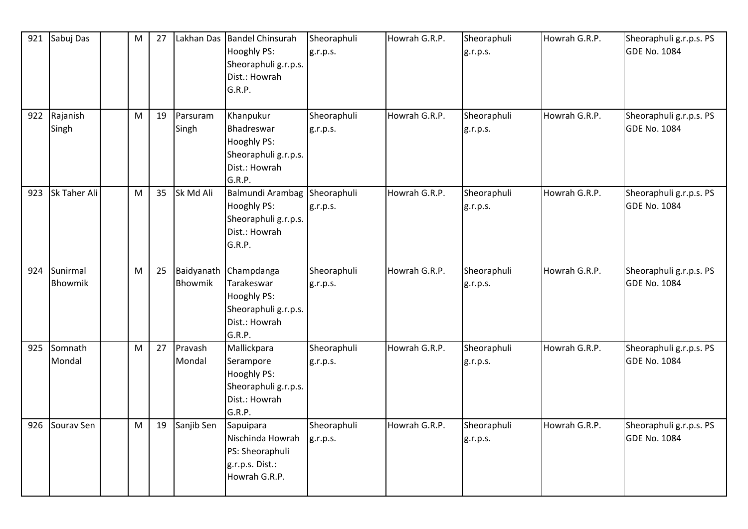| 921 | Sabuj Das | | M | 27 | Lakhan Das | Bandel Chinsurah Hooghly PS: Sheoraphuli g.r.p.s. Dist.: Howrah G.R.P. | Sheoraphuli g.r.p.s. | Howrah G.R.P. | Sheoraphuli g.r.p.s. | Howrah G.R.P. | Sheoraphuli g.r.p.s. PS GDE No. 1084 |
|---|---|---|---|---|---|---|---|---|---|---|---|
| 922 | Rajanish Singh | | M | 19 | Parsuram Singh | Khanpukur Bhadreswar Hooghly PS: Sheoraphuli g.r.p.s. Dist.: Howrah G.R.P. | Sheoraphuli g.r.p.s. | Howrah G.R.P. | Sheoraphuli g.r.p.s. | Howrah G.R.P. | Sheoraphuli g.r.p.s. PS GDE No. 1084 |
| 923 | Sk Taher Ali | | M | 35 | Sk Md Ali | Balmundi Arambag Hooghly PS: Sheoraphuli g.r.p.s. Dist.: Howrah G.R.P. | Sheoraphuli g.r.p.s. | Howrah G.R.P. | Sheoraphuli g.r.p.s. | Howrah G.R.P. | Sheoraphuli g.r.p.s. PS GDE No. 1084 |
| 924 | Sunirmal Bhowmik | | M | 25 | Baidyanath Bhowmik | Champdanga Tarakeswar Hooghly PS: Sheoraphuli g.r.p.s. Dist.: Howrah G.R.P. | Sheoraphuli g.r.p.s. | Howrah G.R.P. | Sheoraphuli g.r.p.s. | Howrah G.R.P. | Sheoraphuli g.r.p.s. PS GDE No. 1084 |
| 925 | Somnath Mondal | | M | 27 | Pravash Mondal | Mallickpara Serampore Hooghly PS: Sheoraphuli g.r.p.s. Dist.: Howrah G.R.P. | Sheoraphuli g.r.p.s. | Howrah G.R.P. | Sheoraphuli g.r.p.s. | Howrah G.R.P. | Sheoraphuli g.r.p.s. PS GDE No. 1084 |
| 926 | Sourav Sen | | M | 19 | Sanjib Sen | Sapuipara Nischinda Howrah PS: Sheoraphuli g.r.p.s. Dist.: Howrah G.R.P. | Sheoraphuli g.r.p.s. | Howrah G.R.P. | Sheoraphuli g.r.p.s. | Howrah G.R.P. | Sheoraphuli g.r.p.s. PS GDE No. 1084 |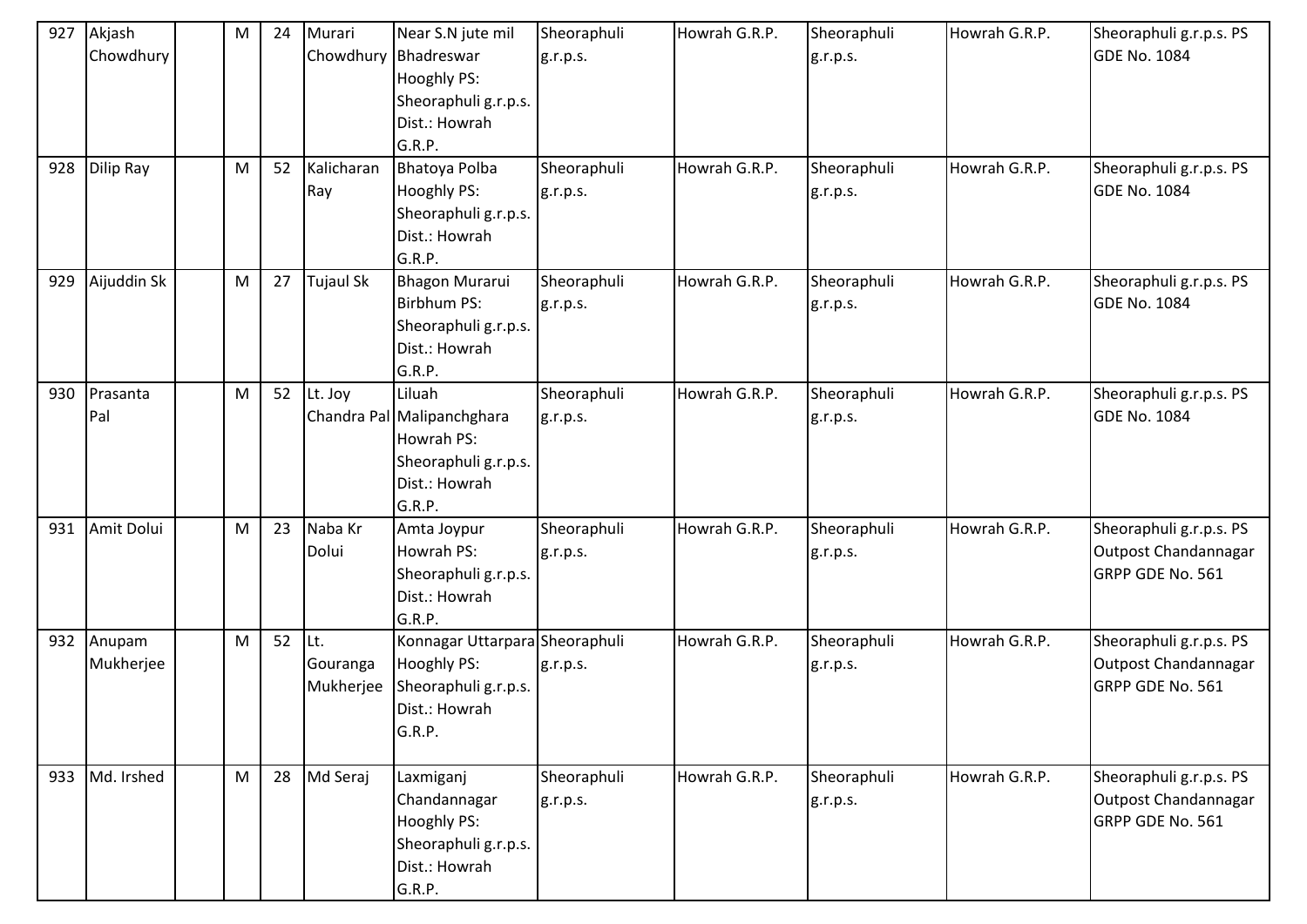| 927 | Akjash Chowdhury | | M | 24 | Murari Chowdhury | Near S.N jute mil Bhadreswar Hooghly PS: Sheoraphuli g.r.p.s. Dist.: Howrah G.R.P. | Sheoraphuli g.r.p.s. | Howrah G.R.P. | Sheoraphuli g.r.p.s. | Howrah G.R.P. | Sheoraphuli g.r.p.s. PS GDE No. 1084 |
|---|---|---|---|---|---|---|---|---|---|---|---|
| 928 | Dilip Ray | | M | 52 | Kalicharan Ray | Bhatoya Polba Hooghly PS: Sheoraphuli g.r.p.s. Dist.: Howrah G.R.P. | Sheoraphuli g.r.p.s. | Howrah G.R.P. | Sheoraphuli g.r.p.s. | Howrah G.R.P. | Sheoraphuli g.r.p.s. PS GDE No. 1084 |
| 929 | Aijuddin Sk | | M | 27 | Tujaul Sk | Bhagon Murarui Birbhum PS: Sheoraphuli g.r.p.s. Dist.: Howrah G.R.P. | Sheoraphuli g.r.p.s. | Howrah G.R.P. | Sheoraphuli g.r.p.s. | Howrah G.R.P. | Sheoraphuli g.r.p.s. PS GDE No. 1084 |
| 930 | Prasanta Pal | | M | 52 | Lt. Joy Chandra Pal | Liluah Malipanchghara Howrah PS: Sheoraphuli g.r.p.s. Dist.: Howrah G.R.P. | Sheoraphuli g.r.p.s. | Howrah G.R.P. | Sheoraphuli g.r.p.s. | Howrah G.R.P. | Sheoraphuli g.r.p.s. PS GDE No. 1084 |
| 931 | Amit Dolui | | M | 23 | Naba Kr Dolui | Amta Joypur Howrah PS: Sheoraphuli g.r.p.s. Dist.: Howrah G.R.P. | Sheoraphuli g.r.p.s. | Howrah G.R.P. | Sheoraphuli g.r.p.s. | Howrah G.R.P. | Sheoraphuli g.r.p.s. PS Outpost Chandannagar GRPP GDE No. 561 |
| 932 | Anupam Mukherjee | | M | 52 | Lt. Gouranga Mukherjee | Konnagar Uttarpara Hooghly PS: Sheoraphuli g.r.p.s. Dist.: Howrah G.R.P. | Sheoraphuli g.r.p.s. | Howrah G.R.P. | Sheoraphuli g.r.p.s. | Howrah G.R.P. | Sheoraphuli g.r.p.s. PS Outpost Chandannagar GRPP GDE No. 561 |
| 933 | Md. Irshed | | M | 28 | Md Seraj | Laxmiganj Chandannagar Hooghly PS: Sheoraphuli g.r.p.s. Dist.: Howrah G.R.P. | Sheoraphuli g.r.p.s. | Howrah G.R.P. | Sheoraphuli g.r.p.s. | Howrah G.R.P. | Sheoraphuli g.r.p.s. PS Outpost Chandannagar GRPP GDE No. 561 |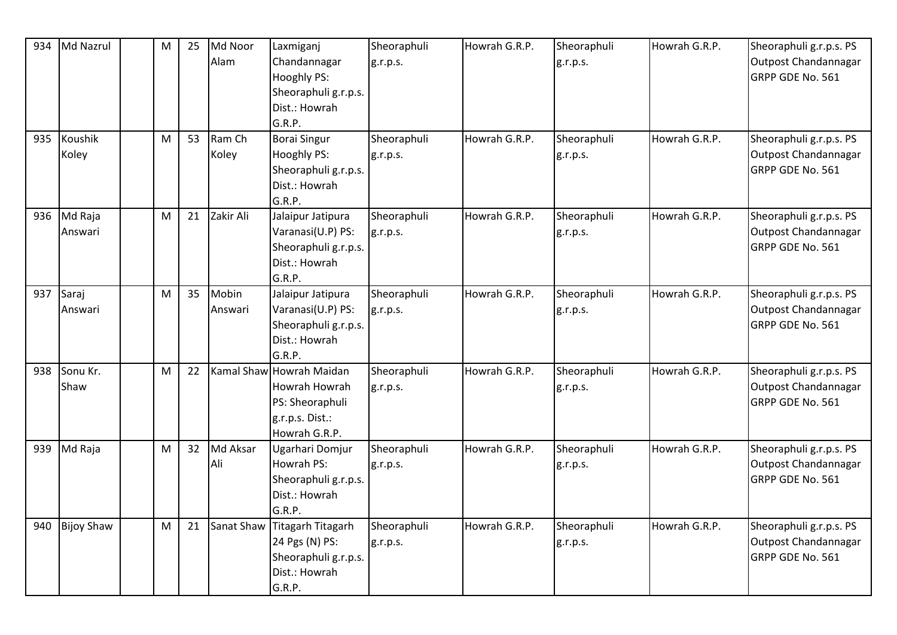| 934 | Md Nazrul | | M | 25 | Md Noor Alam | Laxmiganj Chandannagar Hooghly PS: Sheoraphuli g.r.p.s. Dist.: Howrah G.R.P. | Sheoraphuli g.r.p.s. | Howrah G.R.P. | Sheoraphuli g.r.p.s. | Howrah G.R.P. | Sheoraphuli g.r.p.s. PS Outpost Chandannagar GRPP GDE No. 561 |
|---|---|---|---|---|---|---|---|---|---|---|---|
| 935 | Koushik Koley | | M | 53 | Ram Ch Koley | Borai Singur Hooghly PS: Sheoraphuli g.r.p.s. Dist.: Howrah G.R.P. | Sheoraphuli g.r.p.s. | Howrah G.R.P. | Sheoraphuli g.r.p.s. | Howrah G.R.P. | Sheoraphuli g.r.p.s. PS Outpost Chandannagar GRPP GDE No. 561 |
| 936 | Md Raja Answari | | M | 21 | Zakir Ali | Jalaipur Jatipura Varanasi(U.P) PS: Sheoraphuli g.r.p.s. Dist.: Howrah G.R.P. | Sheoraphuli g.r.p.s. | Howrah G.R.P. | Sheoraphuli g.r.p.s. | Howrah G.R.P. | Sheoraphuli g.r.p.s. PS Outpost Chandannagar GRPP GDE No. 561 |
| 937 | Saraj Answari | | M | 35 | Mobin Answari | Jalaipur Jatipura Varanasi(U.P) PS: Sheoraphuli g.r.p.s. Dist.: Howrah G.R.P. | Sheoraphuli g.r.p.s. | Howrah G.R.P. | Sheoraphuli g.r.p.s. | Howrah G.R.P. | Sheoraphuli g.r.p.s. PS Outpost Chandannagar GRPP GDE No. 561 |
| 938 | Sonu Kr. Shaw | | M | 22 | Kamal Shaw | Howrah Maidan Howrah Howrah PS: Sheoraphuli g.r.p.s. Dist.: Howrah G.R.P. | Sheoraphuli g.r.p.s. | Howrah G.R.P. | Sheoraphuli g.r.p.s. | Howrah G.R.P. | Sheoraphuli g.r.p.s. PS Outpost Chandannagar GRPP GDE No. 561 |
| 939 | Md Raja | | M | 32 | Md Aksar Ali | Ugarhari Domjur Howrah PS: Sheoraphuli g.r.p.s. Dist.: Howrah G.R.P. | Sheoraphuli g.r.p.s. | Howrah G.R.P. | Sheoraphuli g.r.p.s. | Howrah G.R.P. | Sheoraphuli g.r.p.s. PS Outpost Chandannagar GRPP GDE No. 561 |
| 940 | Bijoy Shaw | | M | 21 | Sanat Shaw | Titagarh Titagarh 24 Pgs (N) PS: Sheoraphuli g.r.p.s. Dist.: Howrah G.R.P. | Sheoraphuli g.r.p.s. | Howrah G.R.P. | Sheoraphuli g.r.p.s. | Howrah G.R.P. | Sheoraphuli g.r.p.s. PS Outpost Chandannagar GRPP GDE No. 561 |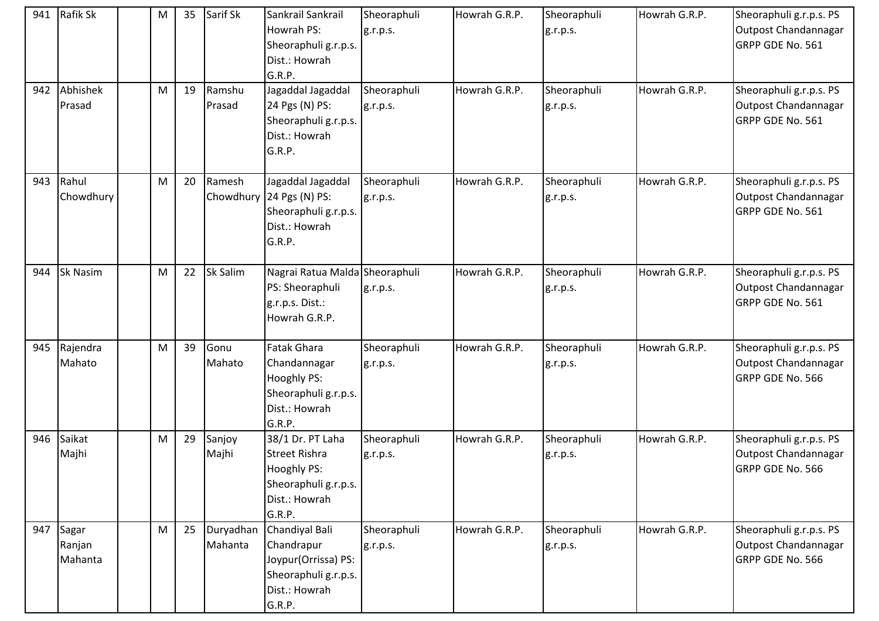| 941 | Rafik Sk | | M | 35 | Sarif Sk | Sankrail Sankrail Howrah PS: Sheoraphuli g.r.p.s. Dist.: Howrah G.R.P. | Sheoraphuli g.r.p.s. | Howrah G.R.P. | Sheoraphuli g.r.p.s. | Howrah G.R.P. | Sheoraphuli g.r.p.s. PS Outpost Chandannagar GRPP GDE No. 561 |
|---|---|---|---|---|---|---|---|---|---|---|---|
| 942 | Abhishek Prasad | | M | 19 | Ramshu Prasad | Jagaddal Jagaddal 24 Pgs (N) PS: Sheoraphuli g.r.p.s. Dist.: Howrah G.R.P. | Sheoraphuli g.r.p.s. | Howrah G.R.P. | Sheoraphuli g.r.p.s. | Howrah G.R.P. | Sheoraphuli g.r.p.s. PS Outpost Chandannagar GRPP GDE No. 561 |
| 943 | Rahul Chowdhury | | M | 20 | Ramesh Chowdhury | Jagaddal Jagaddal 24 Pgs (N) PS: Sheoraphuli g.r.p.s. Dist.: Howrah G.R.P. | Sheoraphuli g.r.p.s. | Howrah G.R.P. | Sheoraphuli g.r.p.s. | Howrah G.R.P. | Sheoraphuli g.r.p.s. PS Outpost Chandannagar GRPP GDE No. 561 |
| 944 | Sk Nasim | | M | 22 | Sk Salim | Nagrai Ratua Malda PS: Sheoraphuli g.r.p.s. Dist.: Howrah G.R.P. | Sheoraphuli g.r.p.s. | Howrah G.R.P. | Sheoraphuli g.r.p.s. | Howrah G.R.P. | Sheoraphuli g.r.p.s. PS Outpost Chandannagar GRPP GDE No. 561 |
| 945 | Rajendra Mahato | | M | 39 | Gonu Mahato | Fatak Ghara Chandannagar Hooghly PS: Sheoraphuli g.r.p.s. Dist.: Howrah G.R.P. | Sheoraphuli g.r.p.s. | Howrah G.R.P. | Sheoraphuli g.r.p.s. | Howrah G.R.P. | Sheoraphuli g.r.p.s. PS Outpost Chandannagar GRPP GDE No. 566 |
| 946 | Saikat Majhi | | M | 29 | Sanjoy Majhi | 38/1 Dr. PT Laha Street Rishra Hooghly PS: Sheoraphuli g.r.p.s. Dist.: Howrah G.R.P. | Sheoraphuli g.r.p.s. | Howrah G.R.P. | Sheoraphuli g.r.p.s. | Howrah G.R.P. | Sheoraphuli g.r.p.s. PS Outpost Chandannagar GRPP GDE No. 566 |
| 947 | Sagar Ranjan Mahanta | | M | 25 | Duryadhan Mahanta | Chandiyal Bali Chandrapur Joypur(Orrissa) PS: Sheoraphuli g.r.p.s. Dist.: Howrah G.R.P. | Sheoraphuli g.r.p.s. | Howrah G.R.P. | Sheoraphuli g.r.p.s. | Howrah G.R.P. | Sheoraphuli g.r.p.s. PS Outpost Chandannagar GRPP GDE No. 566 |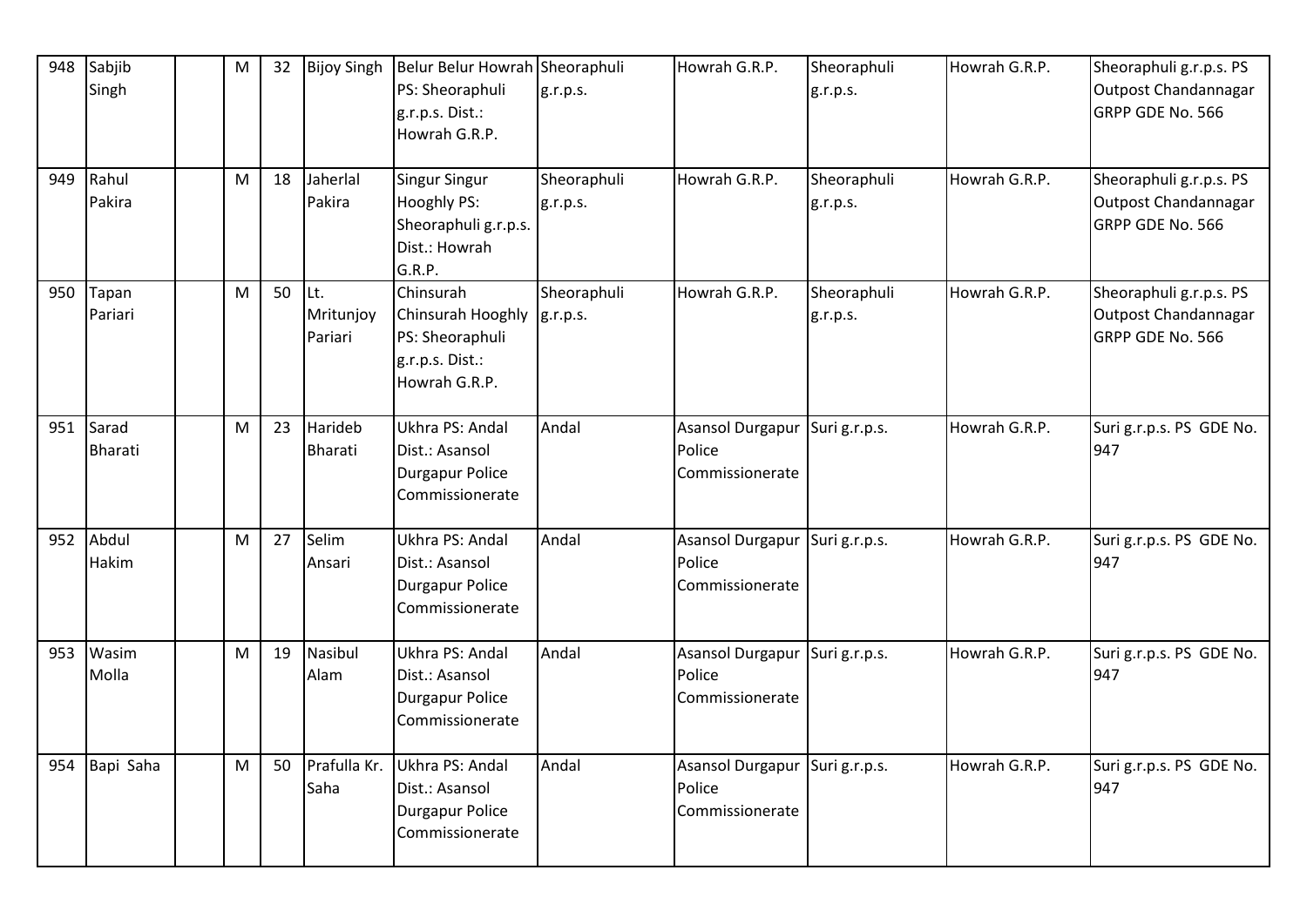| 948 | Sabjib Singh | | M | 32 | Bijoy Singh | Belur Belur Howrah PS: Sheoraphuli g.r.p.s. Dist.: Howrah G.R.P. | Sheoraphuli g.r.p.s. | Howrah G.R.P. | Sheoraphuli g.r.p.s. | Howrah G.R.P. | Sheoraphuli g.r.p.s. PS Outpost Chandannagar GRPP GDE No. 566 |
|---|---|---|---|---|---|---|---|---|---|---|---|
| 949 | Rahul Pakira | | M | 18 | Jaherlal Pakira | Singur Singur Hooghly PS: Sheoraphuli g.r.p.s. Dist.: Howrah G.R.P. | Sheoraphuli g.r.p.s. | Howrah G.R.P. | Sheoraphuli g.r.p.s. | Howrah G.R.P. | Sheoraphuli g.r.p.s. PS Outpost Chandannagar GRPP GDE No. 566 |
| 950 | Tapan Pariari | | M | 50 | Lt. Mritunjoy Pariari | Chinsurah Chinsurah Hooghly PS: Sheoraphuli g.r.p.s. Dist.: Howrah G.R.P. | Sheoraphuli g.r.p.s. | Howrah G.R.P. | Sheoraphuli g.r.p.s. | Howrah G.R.P. | Sheoraphuli g.r.p.s. PS Outpost Chandannagar GRPP GDE No. 566 |
| 951 | Sarad Bharati | | M | 23 | Harideb Bharati | Ukhra PS: Andal Dist.: Asansol Durgapur Police Commissionerate | Andal | Asansol Durgapur Police Commissionerate | Suri g.r.p.s. | Howrah G.R.P. | Suri g.r.p.s. PS GDE No. 947 |
| 952 | Abdul Hakim | | M | 27 | Selim Ansari | Ukhra PS: Andal Dist.: Asansol Durgapur Police Commissionerate | Andal | Asansol Durgapur Police Commissionerate | Suri g.r.p.s. | Howrah G.R.P. | Suri g.r.p.s. PS GDE No. 947 |
| 953 | Wasim Molla | | M | 19 | Nasibul Alam | Ukhra PS: Andal Dist.: Asansol Durgapur Police Commissionerate | Andal | Asansol Durgapur Police Commissionerate | Suri g.r.p.s. | Howrah G.R.P. | Suri g.r.p.s. PS GDE No. 947 |
| 954 | Bapi Saha | | M | 50 | Prafulla Kr. Saha | Ukhra PS: Andal Dist.: Asansol Durgapur Police Commissionerate | Andal | Asansol Durgapur Police Commissionerate | Suri g.r.p.s. | Howrah G.R.P. | Suri g.r.p.s. PS GDE No. 947 |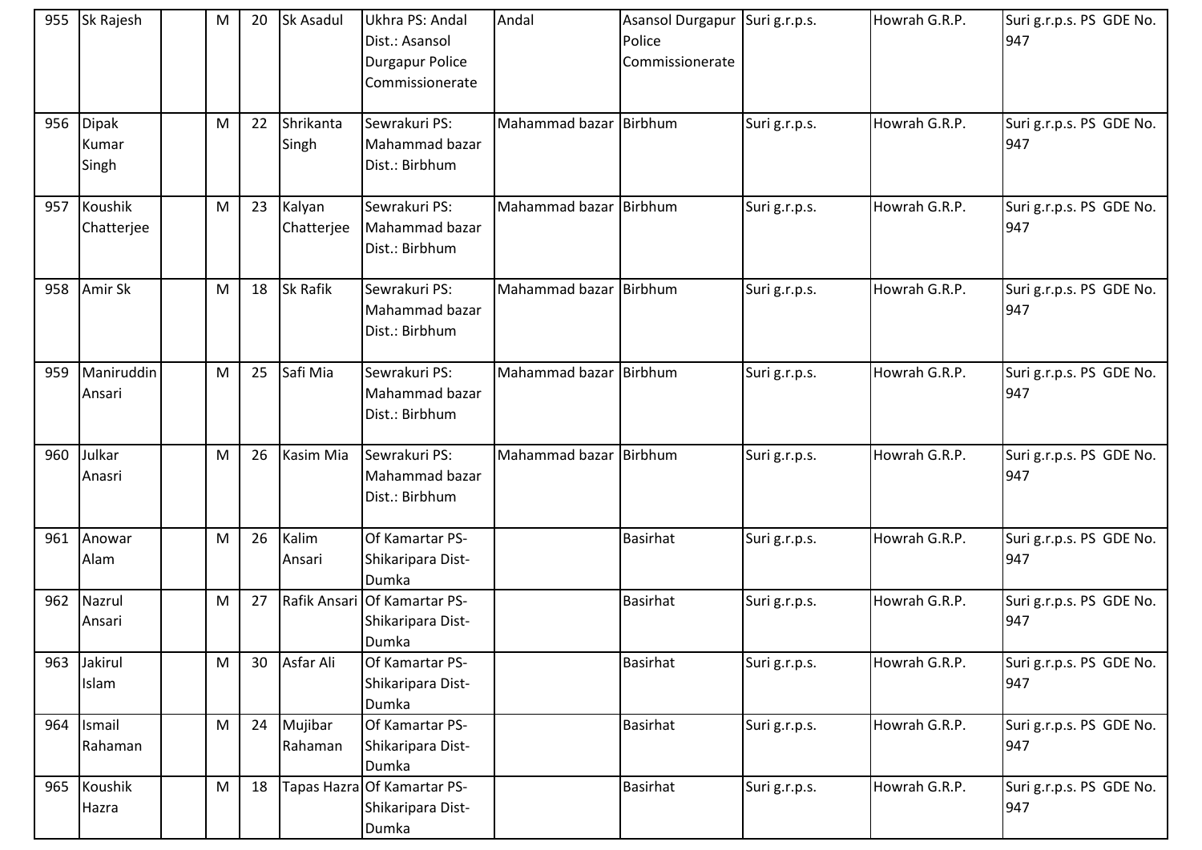| 955 | Sk Rajesh | | M | 20 | Sk Asadul | Ukhra PS: Andal Dist.: Asansol Durgapur Police Commissionerate | Andal | Asansol Durgapur Police Commissionerate | Suri g.r.p.s. | Howrah G.R.P. | Suri g.r.p.s. PS GDE No. 947 |
|---|---|---|---|---|---|---|---|---|---|---|---|
| 956 | Dipak Kumar Singh | | M | 22 | Shrikanta Singh | Sewrakuri PS: Mahammad bazar Dist.: Birbhum | Mahammad bazar | Birbhum | Suri g.r.p.s. | Howrah G.R.P. | Suri g.r.p.s. PS GDE No. 947 |
| 957 | Koushik Chatterjee | | M | 23 | Kalyan Chatterjee | Sewrakuri PS: Mahammad bazar Dist.: Birbhum | Mahammad bazar | Birbhum | Suri g.r.p.s. | Howrah G.R.P. | Suri g.r.p.s. PS GDE No. 947 |
| 958 | Amir Sk | | M | 18 | Sk Rafik | Sewrakuri PS: Mahammad bazar Dist.: Birbhum | Mahammad bazar | Birbhum | Suri g.r.p.s. | Howrah G.R.P. | Suri g.r.p.s. PS GDE No. 947 |
| 959 | Maniruddin Ansari | | M | 25 | Safi Mia | Sewrakuri PS: Mahammad bazar Dist.: Birbhum | Mahammad bazar | Birbhum | Suri g.r.p.s. | Howrah G.R.P. | Suri g.r.p.s. PS GDE No. 947 |
| 960 | Julkar Anasri | | M | 26 | Kasim Mia | Sewrakuri PS: Mahammad bazar Dist.: Birbhum | Mahammad bazar | Birbhum | Suri g.r.p.s. | Howrah G.R.P. | Suri g.r.p.s. PS GDE No. 947 |
| 961 | Anowar Alam | | M | 26 | Kalim Ansari | Of Kamartar PS-Shikaripara Dist-Dumka | | Basirhat | Suri g.r.p.s. | Howrah G.R.P. | Suri g.r.p.s. PS GDE No. 947 |
| 962 | Nazrul Ansari | | M | 27 | Rafik Ansari | Of Kamartar PS-Shikaripara Dist-Dumka | | Basirhat | Suri g.r.p.s. | Howrah G.R.P. | Suri g.r.p.s. PS GDE No. 947 |
| 963 | Jakirul Islam | | M | 30 | Asfar Ali | Of Kamartar PS-Shikaripara Dist-Dumka | | Basirhat | Suri g.r.p.s. | Howrah G.R.P. | Suri g.r.p.s. PS GDE No. 947 |
| 964 | Ismail Rahaman | | M | 24 | Mujibar Rahaman | Of Kamartar PS-Shikaripara Dist-Dumka | | Basirhat | Suri g.r.p.s. | Howrah G.R.P. | Suri g.r.p.s. PS GDE No. 947 |
| 965 | Koushik Hazra | | M | 18 | Tapas Hazra | Of Kamartar PS-Shikaripara Dist-Dumka | | Basirhat | Suri g.r.p.s. | Howrah G.R.P. | Suri g.r.p.s. PS GDE No. 947 |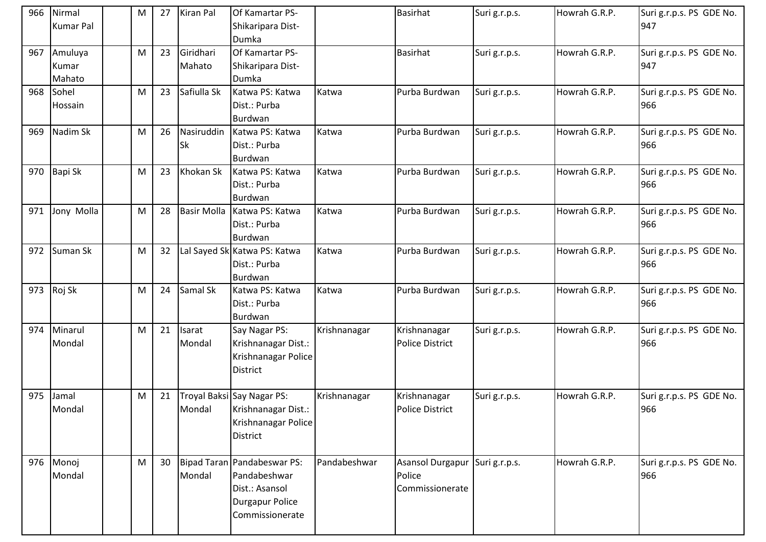| 966 | Nirmal Kumar Pal | | M | 27 | Kiran Pal | Of Kamartar PS-Shikaripara Dist-Dumka | | Basirhat | Suri g.r.p.s. | Howrah G.R.P. | Suri g.r.p.s. PS GDE No. 947 |
|---|---|---|---|---|---|---|---|---|---|---|---|
| 967 | Amuluya Kumar Mahato | | M | 23 | Giridhari Mahato | Of Kamartar PS-Shikaripara Dist-Dumka | | Basirhat | Suri g.r.p.s. | Howrah G.R.P. | Suri g.r.p.s. PS GDE No. 947 |
| 968 | Sohel Hossain | | M | 23 | Safiulla Sk | Katwa PS: Katwa Dist.: Purba Burdwan | Katwa | Purba Burdwan | Suri g.r.p.s. | Howrah G.R.P. | Suri g.r.p.s. PS GDE No. 966 |
| 969 | Nadim Sk | | M | 26 | Nasiruddin Sk | Katwa PS: Katwa Dist.: Purba Burdwan | Katwa | Purba Burdwan | Suri g.r.p.s. | Howrah G.R.P. | Suri g.r.p.s. PS GDE No. 966 |
| 970 | Bapi Sk | | M | 23 | Khokan Sk | Katwa PS: Katwa Dist.: Purba Burdwan | Katwa | Purba Burdwan | Suri g.r.p.s. | Howrah G.R.P. | Suri g.r.p.s. PS GDE No. 966 |
| 971 | Jony Molla | | M | 28 | Basir Molla | Katwa PS: Katwa Dist.: Purba Burdwan | Katwa | Purba Burdwan | Suri g.r.p.s. | Howrah G.R.P. | Suri g.r.p.s. PS GDE No. 966 |
| 972 | Suman Sk | | M | 32 | Lal Sayed Sk | Katwa PS: Katwa Dist.: Purba Burdwan | Katwa | Purba Burdwan | Suri g.r.p.s. | Howrah G.R.P. | Suri g.r.p.s. PS GDE No. 966 |
| 973 | Roj Sk | | M | 24 | Samal Sk | Katwa PS: Katwa Dist.: Purba Burdwan | Katwa | Purba Burdwan | Suri g.r.p.s. | Howrah G.R.P. | Suri g.r.p.s. PS GDE No. 966 |
| 974 | Minarul Mondal | | M | 21 | Isarat Mondal | Say Nagar PS: Krishnanagar Dist.: Krishnanagar Police District | Krishnanagar | Krishnanagar Police District | Suri g.r.p.s. | Howrah G.R.P. | Suri g.r.p.s. PS GDE No. 966 |
| 975 | Jamal Mondal | | M | 21 | Troyal Baksi Mondal | Say Nagar PS: Krishnanagar Dist.: Krishnanagar Police District | Krishnanagar | Krishnanagar Police District | Suri g.r.p.s. | Howrah G.R.P. | Suri g.r.p.s. PS GDE No. 966 |
| 976 | Monoj Mondal | | M | 30 | Bipad Taran Mondal | Pandabeswar PS: Pandabeshwar Dist.: Asansol Durgapur Police Commissionerate | Pandabeshwar | Asansol Durgapur Police Commissionerate | Suri g.r.p.s. | Howrah G.R.P. | Suri g.r.p.s. PS GDE No. 966 |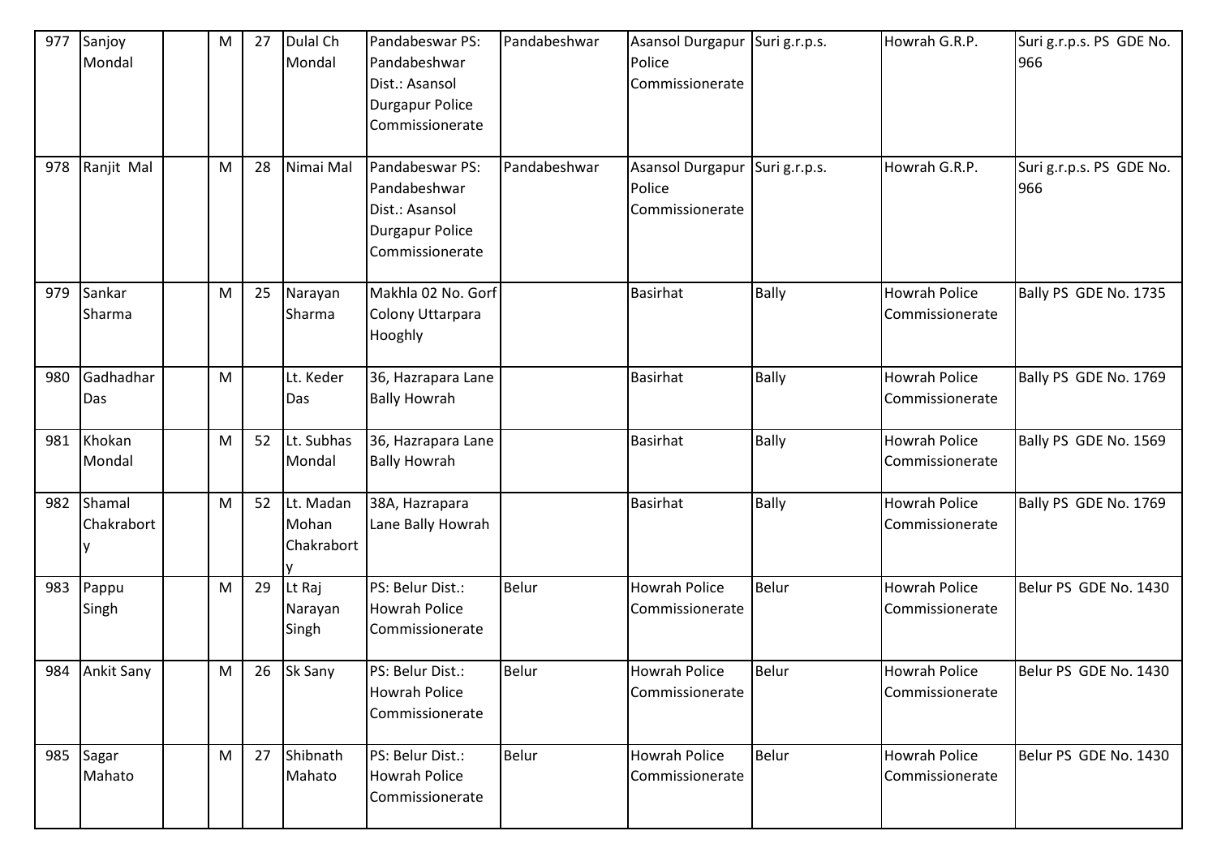| | | | | | | | | | | | |
|---|---|---|---|---|---|---|---|---|---|---|---|
| 977 | Sanjoy Mondal | | M | 27 | Dulal Ch Mondal | Pandabeswar PS: Pandabeshwar Dist.: Asansol Durgapur Police Commissionerate | Pandabeshwar | Asansol Durgapur Police Commissionerate | Suri g.r.p.s. | Howrah G.R.P. | Suri g.r.p.s. PS GDE No. 966 |
| 978 | Ranjit Mal | | M | 28 | Nimai Mal | Pandabeswar PS: Pandabeshwar Dist.: Asansol Durgapur Police Commissionerate | Pandabeshwar | Asansol Durgapur Police Commissionerate | Suri g.r.p.s. | Howrah G.R.P. | Suri g.r.p.s. PS GDE No. 966 |
| 979 | Sankar Sharma | | M | 25 | Narayan Sharma | Makhla 02 No. Gorf Colony Uttarpara Hooghly | | Basirhat | Bally | Howrah Police Commissionerate | Bally PS GDE No. 1735 |
| 980 | Gadhadhar Das | | M | | Lt. Keder Das | 36, Hazrapara Lane Bally Howrah | | Basirhat | Bally | Howrah Police Commissionerate | Bally PS GDE No. 1769 |
| 981 | Khokan Mondal | | M | 52 | Lt. Subhas Mondal | 36, Hazrapara Lane Bally Howrah | | Basirhat | Bally | Howrah Police Commissionerate | Bally PS GDE No. 1569 |
| 982 | Shamal Chakraborty | | M | 52 | Lt. Madan Mohan Chakraborty | 38A, Hazrapara Lane Bally Howrah | | Basirhat | Bally | Howrah Police Commissionerate | Bally PS GDE No. 1769 |
| 983 | Pappu Singh | | M | 29 | Lt Raj Narayan Singh | PS: Belur Dist.: Howrah Police Commissionerate | Belur | Howrah Police Commissionerate | Belur | Howrah Police Commissionerate | Belur PS GDE No. 1430 |
| 984 | Ankit Sany | | M | 26 | Sk Sany | PS: Belur Dist.: Howrah Police Commissionerate | Belur | Howrah Police Commissionerate | Belur | Howrah Police Commissionerate | Belur PS GDE No. 1430 |
| 985 | Sagar Mahato | | M | 27 | Shibnath Mahato | PS: Belur Dist.: Howrah Police Commissionerate | Belur | Howrah Police Commissionerate | Belur | Howrah Police Commissionerate | Belur PS GDE No. 1430 |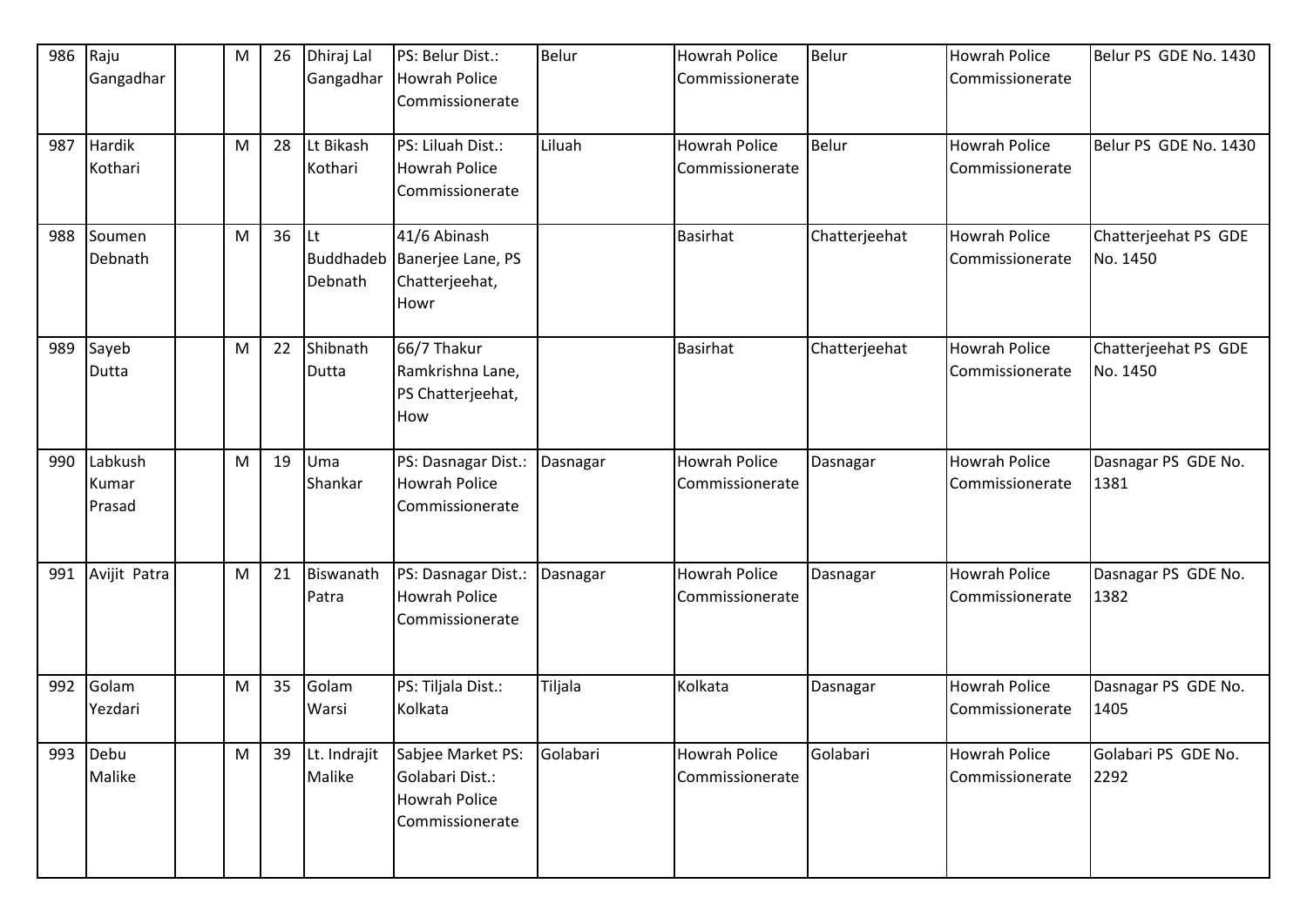| 986 | Raju Gangadhar | | M | 26 | Dhiraj Lal Gangadhar | PS: Belur Dist.: Howrah Police Commissionerate | Belur | Howrah Police Commissionerate | Belur | Howrah Police Commissionerate | Belur PS GDE No. 1430 |
|---|---|---|---|---|---|---|---|---|---|---|---|
| 987 | Hardik Kothari | | M | 28 | Lt Bikash Kothari | PS: Liluah Dist.: Howrah Police Commissionerate | Liluah | Howrah Police Commissionerate | Belur | Howrah Police Commissionerate | Belur PS GDE No. 1430 |
| 988 | Soumen Debnath | | M | 36 | Lt Buddhadeb Debnath | 41/6 Abinash Banerjee Lane, PS Chatterjeehat, Howr | | Basirhat | Chatterjeehat | Howrah Police Commissionerate | Chatterjeehat PS GDE No. 1450 |
| 989 | Sayeb Dutta | | M | 22 | Shibnath Dutta | 66/7 Thakur Ramkrishna Lane, PS Chatterjeehat, How | | Basirhat | Chatterjeehat | Howrah Police Commissionerate | Chatterjeehat PS GDE No. 1450 |
| 990 | Labkush Kumar Prasad | | M | 19 | Uma Shankar | PS: Dasnagar Dist.: Howrah Police Commissionerate | Dasnagar | Howrah Police Commissionerate | Dasnagar | Howrah Police Commissionerate | Dasnagar PS GDE No. 1381 |
| 991 | Avijit Patra | | M | 21 | Biswanath Patra | PS: Dasnagar Dist.: Howrah Police Commissionerate | Dasnagar | Howrah Police Commissionerate | Dasnagar | Howrah Police Commissionerate | Dasnagar PS GDE No. 1382 |
| 992 | Golam Yezdari | | M | 35 | Golam Warsi | PS: Tiljala Dist.: Kolkata | Tiljala | Kolkata | Dasnagar | Howrah Police Commissionerate | Dasnagar PS GDE No. 1405 |
| 993 | Debu Malike | | M | 39 | Lt. Indrajit Malike | Sabjee Market PS: Golabari Dist.: Howrah Police Commissionerate | Golabari | Howrah Police Commissionerate | Golabari | Howrah Police Commissionerate | Golabari PS GDE No. 2292 |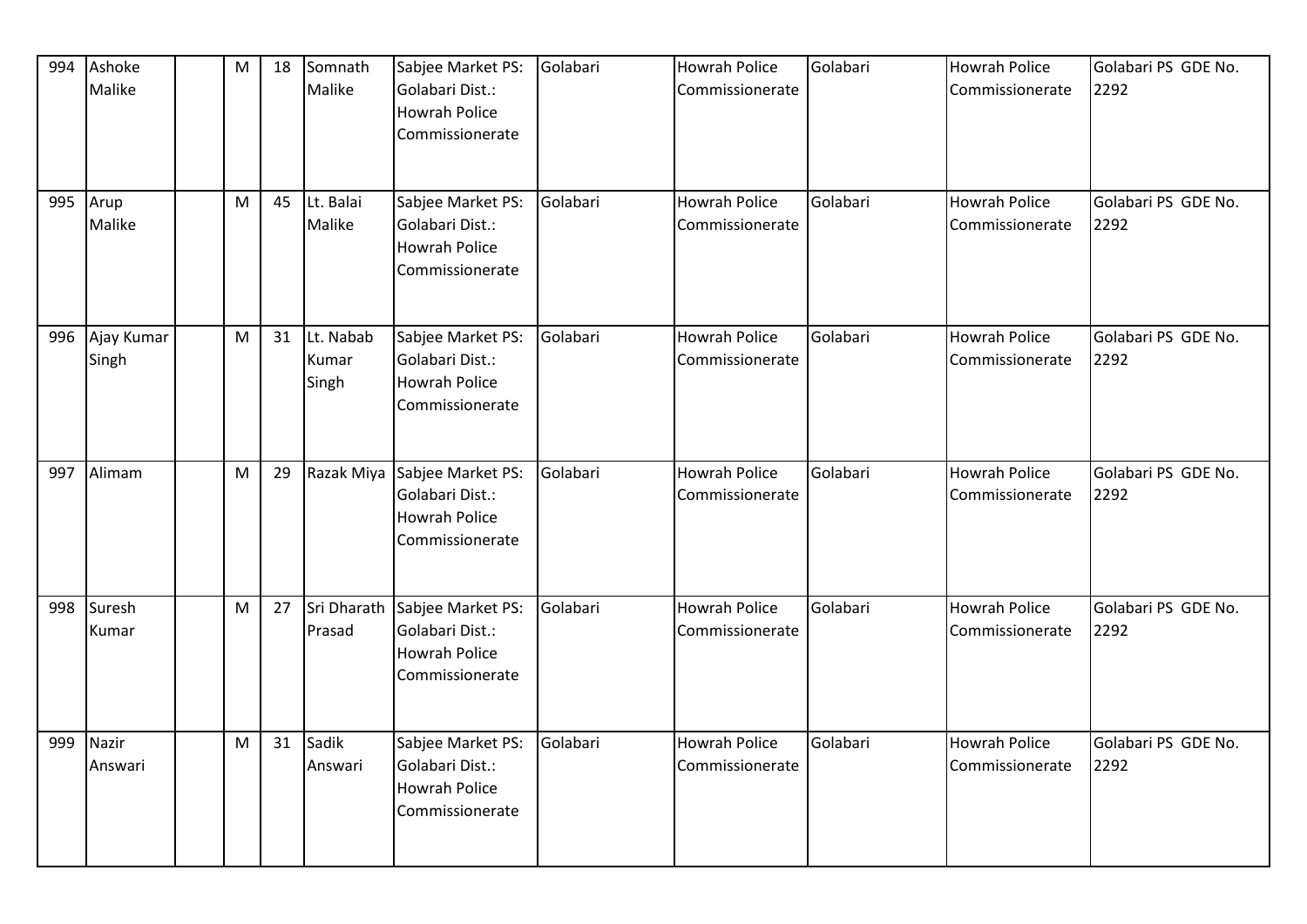| 994 | Ashoke Malike | | M | 18 | Somnath Malike | Sabjee Market PS: Golabari Dist.: Howrah Police Commissionerate | Golabari | Howrah Police Commissionerate | Golabari | Howrah Police Commissionerate | Golabari PS GDE No. 2292 |
|---|---|---|---|---|---|---|---|---|---|---|---|
| 995 | Arup Malike | | M | 45 | Lt. Balai Malike | Sabjee Market PS: Golabari Dist.: Howrah Police Commissionerate | Golabari | Howrah Police Commissionerate | Golabari | Howrah Police Commissionerate | Golabari PS GDE No. 2292 |
| 996 | Ajay Kumar Singh | | M | 31 | Lt. Nabab Kumar Singh | Sabjee Market PS: Golabari Dist.: Howrah Police Commissionerate | Golabari | Howrah Police Commissionerate | Golabari | Howrah Police Commissionerate | Golabari PS GDE No. 2292 |
| 997 | Alimam | | M | 29 | Razak Miya | Sabjee Market PS: Golabari Dist.: Howrah Police Commissionerate | Golabari | Howrah Police Commissionerate | Golabari | Howrah Police Commissionerate | Golabari PS GDE No. 2292 |
| 998 | Suresh Kumar | | M | 27 | Sri Dharath Prasad | Sabjee Market PS: Golabari Dist.: Howrah Police Commissionerate | Golabari | Howrah Police Commissionerate | Golabari | Howrah Police Commissionerate | Golabari PS GDE No. 2292 |
| 999 | Nazir Answari | | M | 31 | Sadik Answari | Sabjee Market PS: Golabari Dist.: Howrah Police Commissionerate | Golabari | Howrah Police Commissionerate | Golabari | Howrah Police Commissionerate | Golabari PS GDE No. 2292 |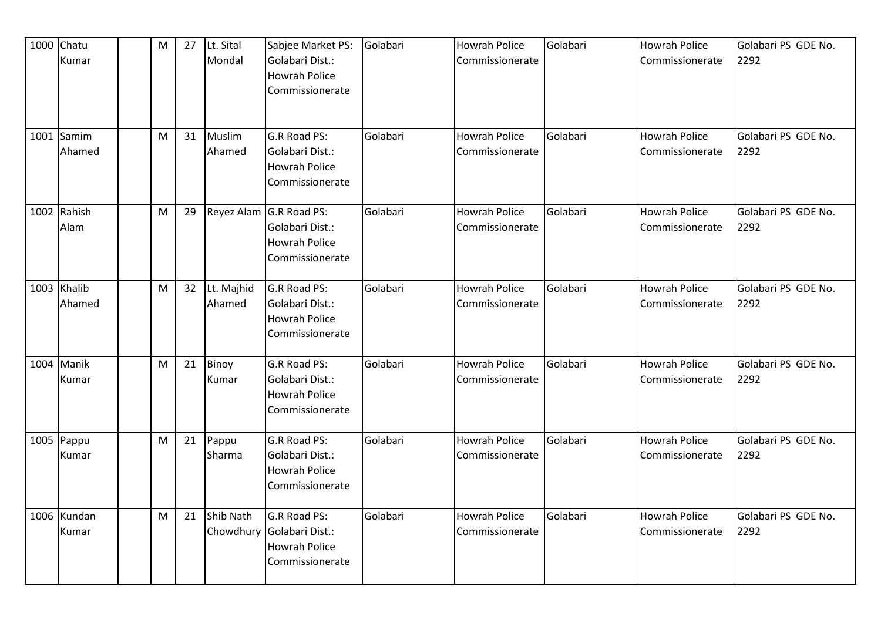| | | | | | | | | | | | |
|---|---|---|---|---|---|---|---|---|---|---|---|
| 1000 | Chatu Kumar | | M | 27 | Lt. Sital Mondal | Sabjee Market PS: Golabari Dist.: Howrah Police Commissionerate | Golabari | Howrah Police Commissionerate | Golabari | Howrah Police Commissionerate | Golabari PS GDE No. 2292 |
| 1001 | Samim Ahamed | | M | 31 | Muslim Ahamed | G.R Road PS: Golabari Dist.: Howrah Police Commissionerate | Golabari | Howrah Police Commissionerate | Golabari | Howrah Police Commissionerate | Golabari PS GDE No. 2292 |
| 1002 | Rahish Alam | | M | 29 | Reyez Alam | G.R Road PS: Golabari Dist.: Howrah Police Commissionerate | Golabari | Howrah Police Commissionerate | Golabari | Howrah Police Commissionerate | Golabari PS GDE No. 2292 |
| 1003 | Khalib Ahamed | | M | 32 | Lt. Majhid Ahamed | G.R Road PS: Golabari Dist.: Howrah Police Commissionerate | Golabari | Howrah Police Commissionerate | Golabari | Howrah Police Commissionerate | Golabari PS GDE No. 2292 |
| 1004 | Manik Kumar | | M | 21 | Binoy Kumar | G.R Road PS: Golabari Dist.: Howrah Police Commissionerate | Golabari | Howrah Police Commissionerate | Golabari | Howrah Police Commissionerate | Golabari PS GDE No. 2292 |
| 1005 | Pappu Kumar | | M | 21 | Pappu Sharma | G.R Road PS: Golabari Dist.: Howrah Police Commissionerate | Golabari | Howrah Police Commissionerate | Golabari | Howrah Police Commissionerate | Golabari PS GDE No. 2292 |
| 1006 | Kundan Kumar | | M | 21 | Shib Nath Chowdhury | G.R Road PS: Golabari Dist.: Howrah Police Commissionerate | Golabari | Howrah Police Commissionerate | Golabari | Howrah Police Commissionerate | Golabari PS GDE No. 2292 |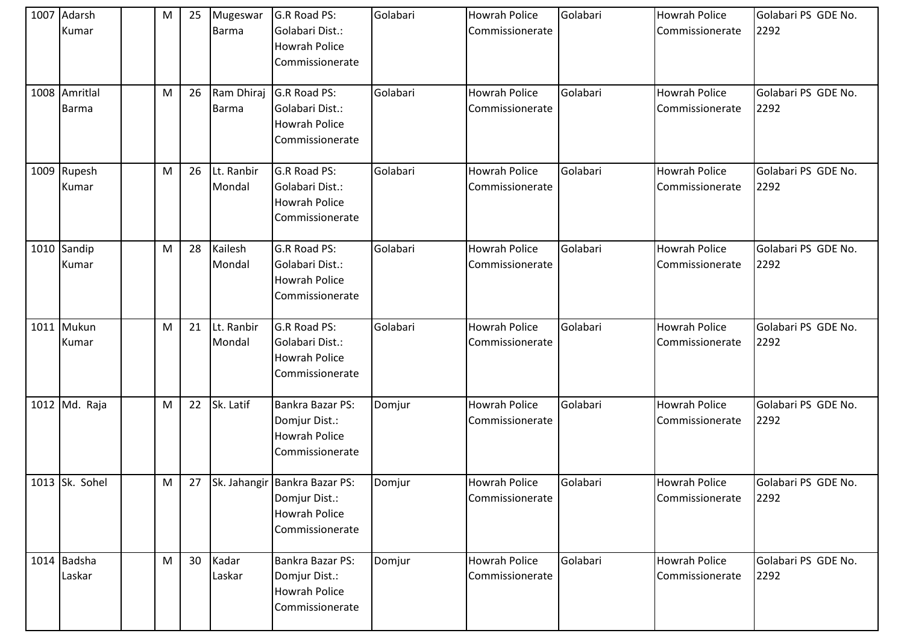| | | | | | | | | | | | |
|---|---|---|---|---|---|---|---|---|---|---|---|
| 1007 | Adarsh Kumar | | M | 25 | Mugeswar Barma | G.R Road PS: Golabari Dist.: Howrah Police Commissionerate | Golabari | Howrah Police Commissionerate | Golabari | Howrah Police Commissionerate | Golabari PS GDE No. 2292 |
| 1008 | Amritlal Barma | | M | 26 | Ram Dhiraj Barma | G.R Road PS: Golabari Dist.: Howrah Police Commissionerate | Golabari | Howrah Police Commissionerate | Golabari | Howrah Police Commissionerate | Golabari PS GDE No. 2292 |
| 1009 | Rupesh Kumar | | M | 26 | Lt. Ranbir Mondal | G.R Road PS: Golabari Dist.: Howrah Police Commissionerate | Golabari | Howrah Police Commissionerate | Golabari | Howrah Police Commissionerate | Golabari PS GDE No. 2292 |
| 1010 | Sandip Kumar | | M | 28 | Kailesh Mondal | G.R Road PS: Golabari Dist.: Howrah Police Commissionerate | Golabari | Howrah Police Commissionerate | Golabari | Howrah Police Commissionerate | Golabari PS GDE No. 2292 |
| 1011 | Mukun Kumar | | M | 21 | Lt. Ranbir Mondal | G.R Road PS: Golabari Dist.: Howrah Police Commissionerate | Golabari | Howrah Police Commissionerate | Golabari | Howrah Police Commissionerate | Golabari PS GDE No. 2292 |
| 1012 | Md. Raja | | M | 22 | Sk. Latif | Bankra Bazar PS: Domjur Dist.: Howrah Police Commissionerate | Domjur | Howrah Police Commissionerate | Golabari | Howrah Police Commissionerate | Golabari PS GDE No. 2292 |
| 1013 | Sk. Sohel | | M | 27 | Sk. Jahangir | Bankra Bazar PS: Domjur Dist.: Howrah Police Commissionerate | Domjur | Howrah Police Commissionerate | Golabari | Howrah Police Commissionerate | Golabari PS GDE No. 2292 |
| 1014 | Badsha Laskar | | M | 30 | Kadar Laskar | Bankra Bazar PS: Domjur Dist.: Howrah Police Commissionerate | Domjur | Howrah Police Commissionerate | Golabari | Howrah Police Commissionerate | Golabari PS GDE No. 2292 |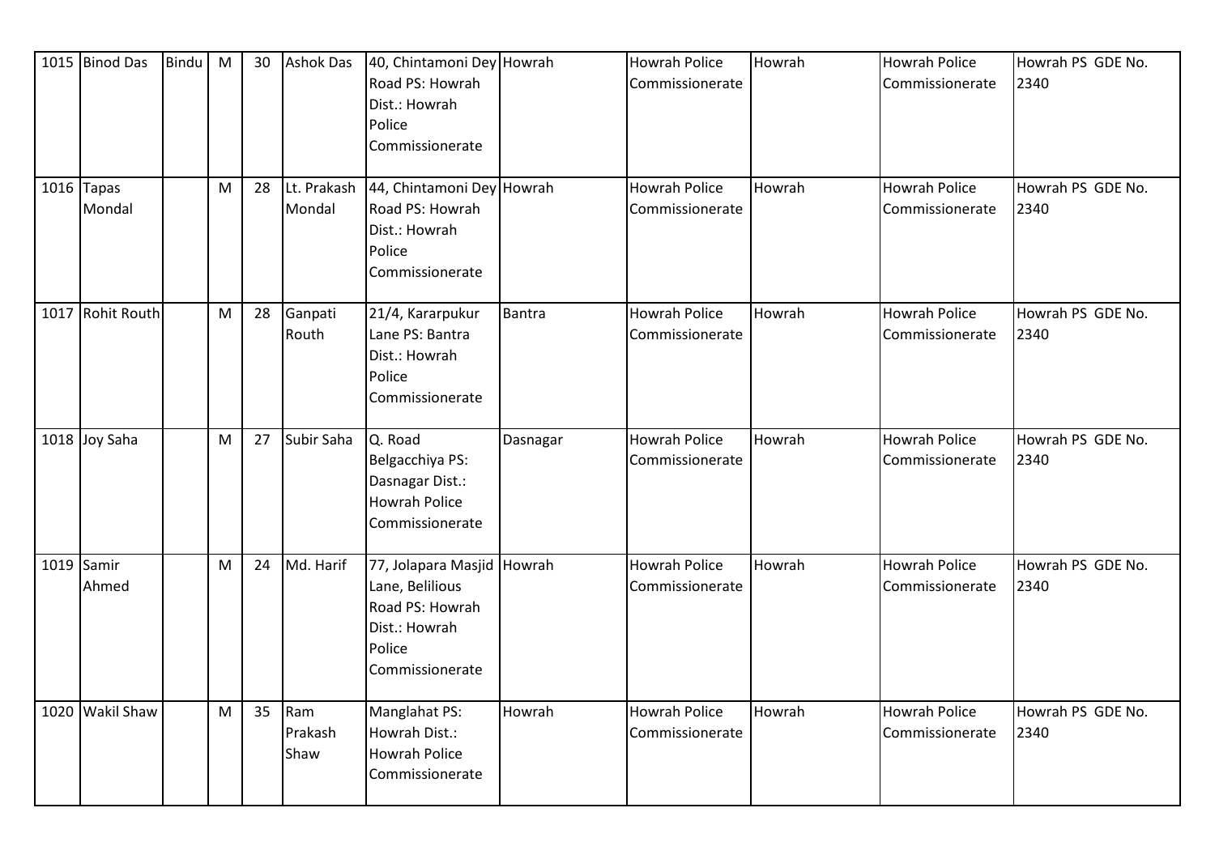| 1015 | Binod Das | Bindu | M | 30 | Ashok Das | 40, Chintamoni Dey Road PS: Howrah Dist.: Howrah Police Commissionerate | Howrah | Howrah Police Commissionerate | Howrah | Howrah Police Commissionerate | Howrah PS GDE No. 2340 |
|---|---|---|---|---|---|---|---|---|---|---|---|
| 1016 | Tapas Mondal | | M | 28 | Lt. Prakash Mondal | 44, Chintamoni Dey Road PS: Howrah Dist.: Howrah Police Commissionerate | Howrah | Howrah Police Commissionerate | Howrah | Howrah Police Commissionerate | Howrah PS GDE No. 2340 |
| 1017 | Rohit Routh | | M | 28 | Ganpati Routh | 21/4, Kararpukur Lane PS: Bantra Dist.: Howrah Police Commissionerate | Bantra | Howrah Police Commissionerate | Howrah | Howrah Police Commissionerate | Howrah PS GDE No. 2340 |
| 1018 | Joy Saha | | M | 27 | Subir Saha | Q. Road Belgacchiya PS: Dasnagar Dist.: Howrah Police Commissionerate | Dasnagar | Howrah Police Commissionerate | Howrah | Howrah Police Commissionerate | Howrah PS GDE No. 2340 |
| 1019 | Samir Ahmed | | M | 24 | Md. Harif | 77, Jolapara Masjid Lane, Belilious Road PS: Howrah Dist.: Howrah Police Commissionerate | Howrah | Howrah Police Commissionerate | Howrah | Howrah Police Commissionerate | Howrah PS GDE No. 2340 |
| 1020 | Wakil Shaw | | M | 35 | Ram Prakash Shaw | Manglahat PS: Howrah Dist.: Howrah Police Commissionerate | Howrah | Howrah Police Commissionerate | Howrah | Howrah Police Commissionerate | Howrah PS GDE No. 2340 |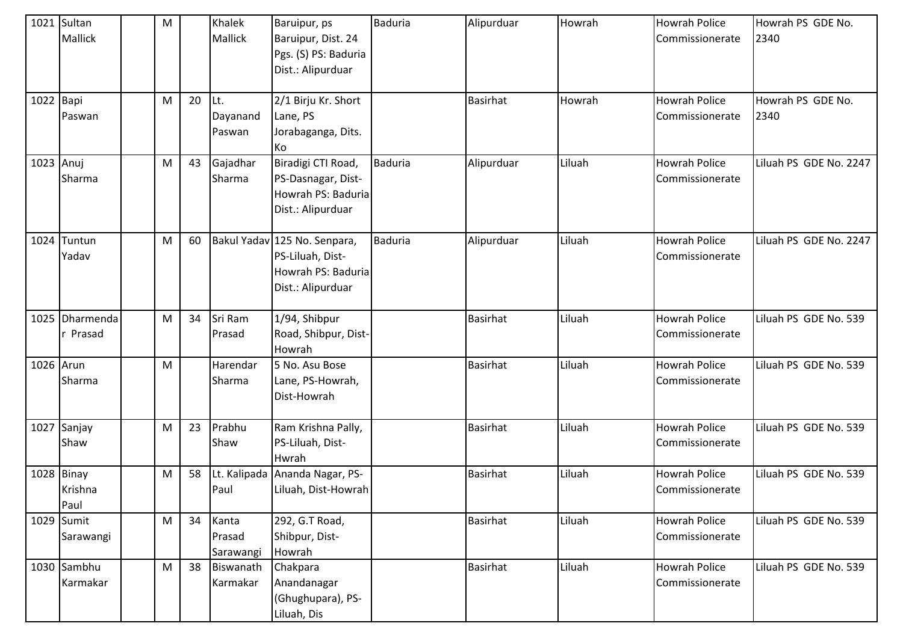| 1021 | Sultan Mallick | | M | | Khalek Mallick | Baruipur, ps Baruipur, Dist. 24 Pgs. (S) PS: Baduria Dist.: Alipurduar | Baduria | Alipurduar | Howrah | Howrah Police Commissionerate | Howrah PS GDE No. 2340 |
|---|---|---|---|---|---|---|---|---|---|---|---|
| 1022 | Bapi Paswan | | M | 20 | Lt. Dayanand Paswan | 2/1 Birju Kr. Short Lane, PS Jorabaganga, Dits. Ko | | Basirhat | Howrah | Howrah Police Commissionerate | Howrah PS GDE No. 2340 |
| 1023 | Anuj Sharma | | M | 43 | Gajadhar Sharma | Biradigi CTI Road, PS-Dasnagar, Dist-Howrah PS: Baduria Dist.: Alipurduar | Baduria | Alipurduar | Liluah | Howrah Police Commissionerate | Liluah PS GDE No. 2247 |
| 1024 | Tuntun Yadav | | M | 60 | Bakul Yadav | 125 No. Senpara, PS-Liluah, Dist-Howrah PS: Baduria Dist.: Alipurduar | Baduria | Alipurduar | Liluah | Howrah Police Commissionerate | Liluah PS GDE No. 2247 |
| 1025 | Dharmendar Prasad | | M | 34 | Sri Ram Prasad | 1/94, Shibpur Road, Shibpur, Dist-Howrah | | Basirhat | Liluah | Howrah Police Commissionerate | Liluah PS GDE No. 539 |
| 1026 | Arun Sharma | | M | | Harendar Sharma | 5 No. Asu Bose Lane, PS-Howrah, Dist-Howrah | | Basirhat | Liluah | Howrah Police Commissionerate | Liluah PS GDE No. 539 |
| 1027 | Sanjay Shaw | | M | 23 | Prabhu Shaw | Ram Krishna Pally, PS-Liluah, Dist-Hwrah | | Basirhat | Liluah | Howrah Police Commissionerate | Liluah PS GDE No. 539 |
| 1028 | Binay Krishna Paul | | M | 58 | Lt. Kalipada Paul | Ananda Nagar, PS-Liluah, Dist-Howrah | | Basirhat | Liluah | Howrah Police Commissionerate | Liluah PS GDE No. 539 |
| 1029 | Sumit Sarawangi | | M | 34 | Kanta Prasad Sarawangi | 292, G.T Road, Shibpur, Dist-Howrah | | Basirhat | Liluah | Howrah Police Commissionerate | Liluah PS GDE No. 539 |
| 1030 | Sambhu Karmakar | | M | 38 | Biswanath Karmakar | Chakpara Anandanagar (Ghughupara), PS-Liluah, Dis | | Basirhat | Liluah | Howrah Police Commissionerate | Liluah PS GDE No. 539 |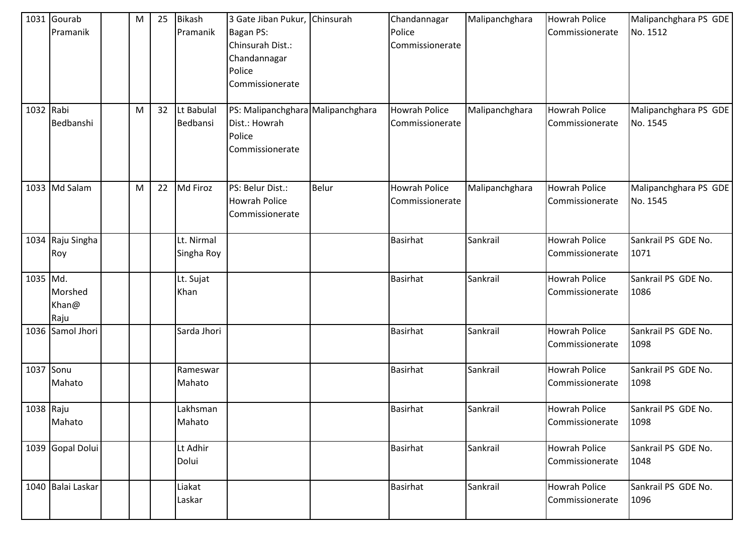| 1031 | Gourab Pramanik | | M | 25 | Bikash Pramanik | 3 Gate Jiban Pukur, Bagan PS: Chinsurah Dist.: Chandannagar Police Commissionerate | Chinsurah | Chandannagar Police Commissionerate | Malipanchghara | Howrah Police Commissionerate | Malipanchghara PS GDE No. 1512 |
|---|---|---|---|---|---|---|---|---|---|---|---|
| 1032 | Rabi Bedbanshi | | M | 32 | Lt Babulal Bedbansi | PS: Malipanchghara Dist.: Howrah Police Commissionerate | Malipanchghara | Howrah Police Commissionerate | Malipanchghara | Howrah Police Commissionerate | Malipanchghara PS GDE No. 1545 |
| 1033 | Md Salam | | M | 22 | Md Firoz | PS: Belur Dist.: Howrah Police Commissionerate | Belur | Howrah Police Commissionerate | Malipanchghara | Howrah Police Commissionerate | Malipanchghara PS GDE No. 1545 |
| 1034 | Raju Singha Roy | | | | Lt. Nirmal Singha Roy | | | Basirhat | Sankrail | Howrah Police Commissionerate | Sankrail PS GDE No. 1071 |
| 1035 | Md. Morshed Khan@ Raju | | | | Lt. Sujat Khan | | | Basirhat | Sankrail | Howrah Police Commissionerate | Sankrail PS GDE No. 1086 |
| 1036 | Samol Jhori | | | | Sarda Jhori | | | Basirhat | Sankrail | Howrah Police Commissionerate | Sankrail PS GDE No. 1098 |
| 1037 | Sonu Mahato | | | | Rameswar Mahato | | | Basirhat | Sankrail | Howrah Police Commissionerate | Sankrail PS GDE No. 1098 |
| 1038 | Raju Mahato | | | | Lakhsman Mahato | | | Basirhat | Sankrail | Howrah Police Commissionerate | Sankrail PS GDE No. 1098 |
| 1039 | Gopal Dolui | | | | Lt Adhir Dolui | | | Basirhat | Sankrail | Howrah Police Commissionerate | Sankrail PS GDE No. 1048 |
| 1040 | Balai Laskar | | | | Liakat Laskar | | | Basirhat | Sankrail | Howrah Police Commissionerate | Sankrail PS GDE No. 1096 |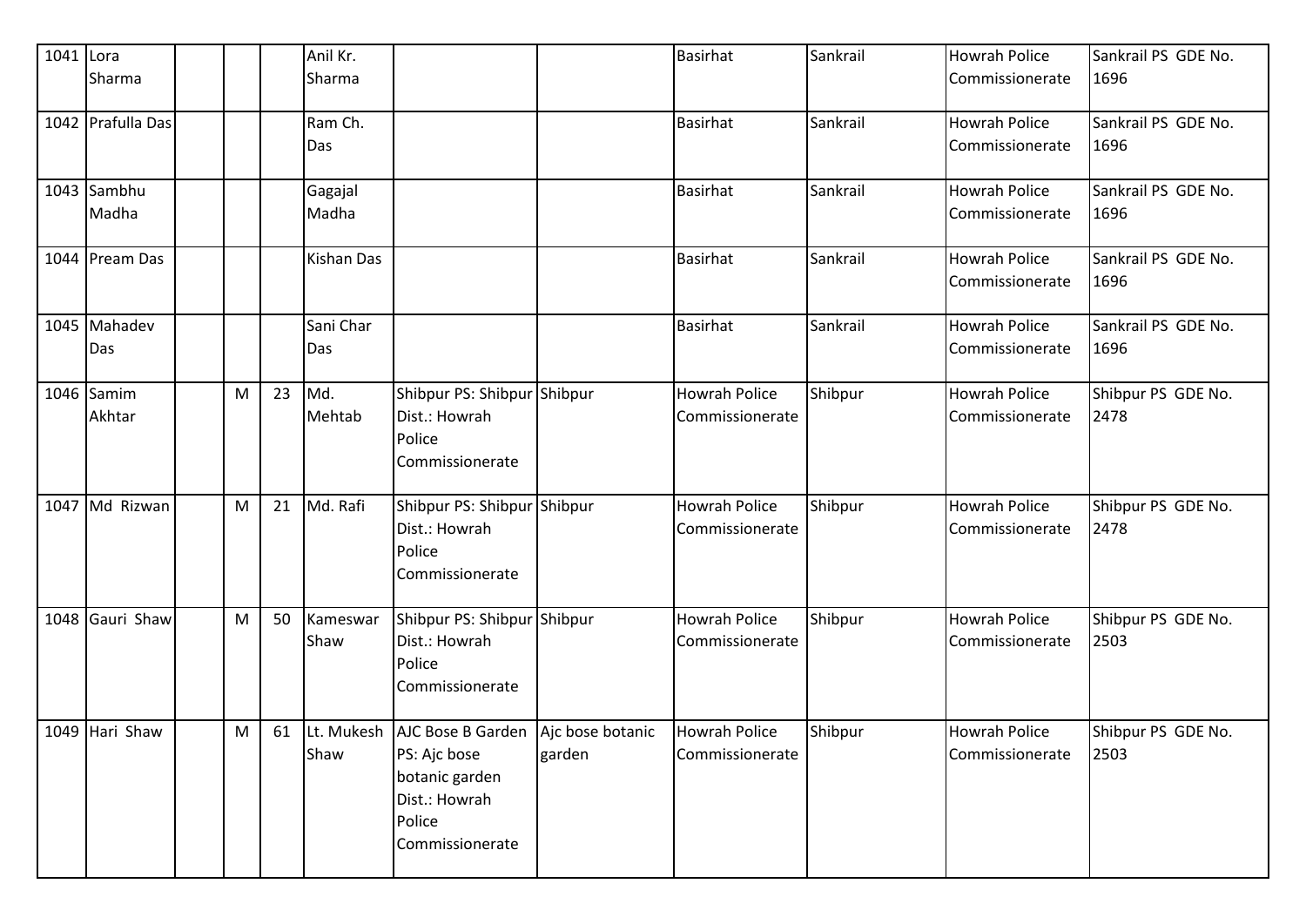| | | | | | | | | | | | |
|---|---|---|---|---|---|---|---|---|---|---|---|
| 1041 | Lora Sharma | | | | Anil Kr. Sharma | | | Basirhat | Sankrail | Howrah Police Commissionerate | Sankrail PS GDE No. 1696 |
| 1042 | Prafulla Das | | | | Ram Ch. Das | | | Basirhat | Sankrail | Howrah Police Commissionerate | Sankrail PS GDE No. 1696 |
| 1043 | Sambhu Madha | | | | Gagajal Madha | | | Basirhat | Sankrail | Howrah Police Commissionerate | Sankrail PS GDE No. 1696 |
| 1044 | Pream Das | | | | Kishan Das | | | Basirhat | Sankrail | Howrah Police Commissionerate | Sankrail PS GDE No. 1696 |
| 1045 | Mahadev Das | | | | Sani Char Das | | | Basirhat | Sankrail | Howrah Police Commissionerate | Sankrail PS GDE No. 1696 |
| 1046 | Samim Akhtar | | M | 23 | Md. Mehtab | Shibpur PS: Shibpur Dist.: Howrah Police Commissionerate | Shibpur | Howrah Police Commissionerate | Shibpur | Howrah Police Commissionerate | Shibpur PS GDE No. 2478 |
| 1047 | Md Rizwan | | M | 21 | Md. Rafi | Shibpur PS: Shibpur Dist.: Howrah Police Commissionerate | Shibpur | Howrah Police Commissionerate | Shibpur | Howrah Police Commissionerate | Shibpur PS GDE No. 2478 |
| 1048 | Gauri Shaw | | M | 50 | Kameswar Shaw | Shibpur PS: Shibpur Dist.: Howrah Police Commissionerate | Shibpur | Howrah Police Commissionerate | Shibpur | Howrah Police Commissionerate | Shibpur PS GDE No. 2503 |
| 1049 | Hari Shaw | | M | 61 | Lt. Mukesh Shaw | AJC Bose B Garden PS: Ajc bose botanic garden Dist.: Howrah Police Commissionerate | Ajc bose botanic garden | Howrah Police Commissionerate | Shibpur | Howrah Police Commissionerate | Shibpur PS GDE No. 2503 |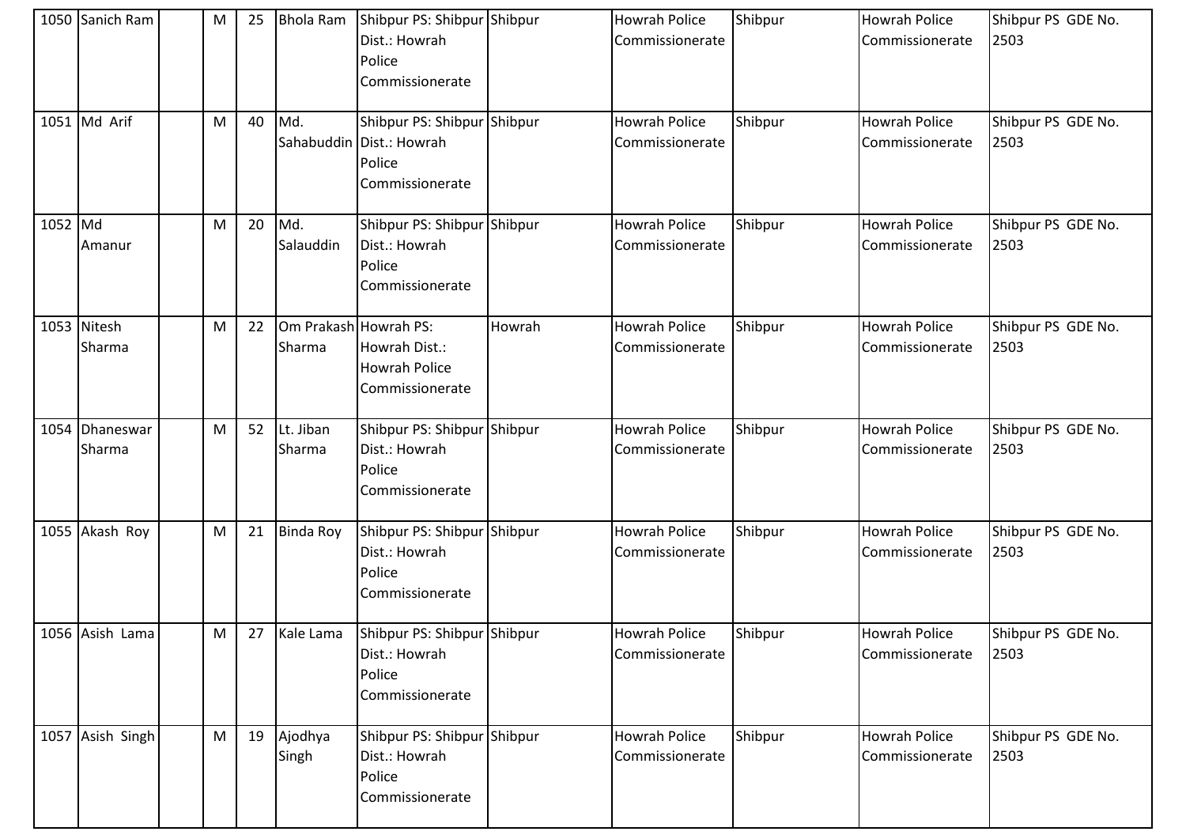| 1050 | Sanich Ram | | M | 25 | Bhola Ram | Shibpur PS: Shibpur Dist.: Howrah Police Commissionerate | Shibpur | Howrah Police Commissionerate | Shibpur | Howrah Police Commissionerate | Shibpur PS GDE No. 2503 |
|---|---|---|---|---|---|---|---|---|---|---|---|
| 1051 | Md Arif | | M | 40 | Md. Sahabuddin | Shibpur PS: Shibpur Dist.: Howrah Police Commissionerate | Shibpur | Howrah Police Commissionerate | Shibpur | Howrah Police Commissionerate | Shibpur PS GDE No. 2503 |
| 1052 | Md Amanur | | M | 20 | Md. Salauddin | Shibpur PS: Shibpur Dist.: Howrah Police Commissionerate | Shibpur | Howrah Police Commissionerate | Shibpur | Howrah Police Commissionerate | Shibpur PS GDE No. 2503 |
| 1053 | Nitesh Sharma | | M | 22 | Om Prakash Sharma | Howrah PS: Howrah Dist.: Howrah Police Commissionerate | Howrah | Howrah Police Commissionerate | Shibpur | Howrah Police Commissionerate | Shibpur PS GDE No. 2503 |
| 1054 | Dhaneswar Sharma | | M | 52 | Lt. Jiban Sharma | Shibpur PS: Shibpur Dist.: Howrah Police Commissionerate | Shibpur | Howrah Police Commissionerate | Shibpur | Howrah Police Commissionerate | Shibpur PS GDE No. 2503 |
| 1055 | Akash Roy | | M | 21 | Binda Roy | Shibpur PS: Shibpur Dist.: Howrah Police Commissionerate | Shibpur | Howrah Police Commissionerate | Shibpur | Howrah Police Commissionerate | Shibpur PS GDE No. 2503 |
| 1056 | Asish Lama | | M | 27 | Kale Lama | Shibpur PS: Shibpur Dist.: Howrah Police Commissionerate | Shibpur | Howrah Police Commissionerate | Shibpur | Howrah Police Commissionerate | Shibpur PS GDE No. 2503 |
| 1057 | Asish Singh | | M | 19 | Ajodhya Singh | Shibpur PS: Shibpur Dist.: Howrah Police Commissionerate | Shibpur | Howrah Police Commissionerate | Shibpur | Howrah Police Commissionerate | Shibpur PS GDE No. 2503 |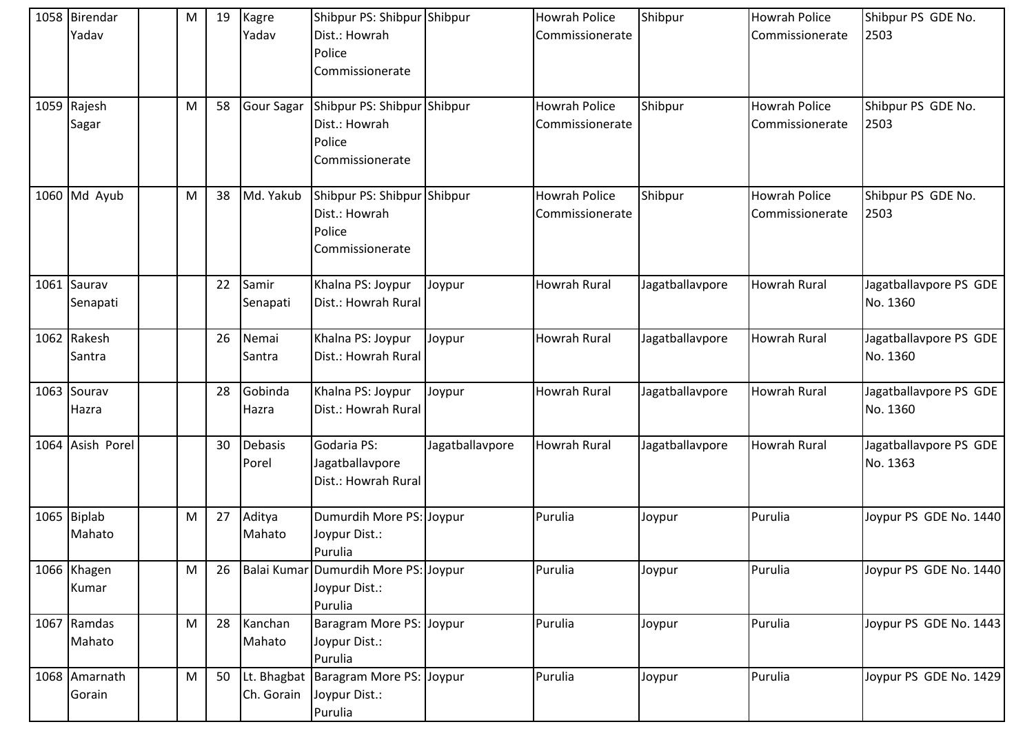| | | | | | | | | | | | |
|---|---|---|---|---|---|---|---|---|---|---|---|
| 1058 | Birendar Yadav | | M | 19 | Kagre Yadav | Shibpur PS: Shibpur Dist.: Howrah Police Commissionerate | Shibpur | Howrah Police Commissionerate | Shibpur | Howrah Police Commissionerate | Shibpur PS GDE No. 2503 |
| 1059 | Rajesh Sagar | | M | 58 | Gour Sagar | Shibpur PS: Shibpur Dist.: Howrah Police Commissionerate | Shibpur | Howrah Police Commissionerate | Shibpur | Howrah Police Commissionerate | Shibpur PS GDE No. 2503 |
| 1060 | Md Ayub | | M | 38 | Md. Yakub | Shibpur PS: Shibpur Dist.: Howrah Police Commissionerate | Shibpur | Howrah Police Commissionerate | Shibpur | Howrah Police Commissionerate | Shibpur PS GDE No. 2503 |
| 1061 | Saurav Senapati | | | 22 | Samir Senapati | Khalna PS: Joypur Dist.: Howrah Rural | Joypur | Howrah Rural | Jagatballavpore | Howrah Rural | Jagatballavpore PS GDE No. 1360 |
| 1062 | Rakesh Santra | | | 26 | Nemai Santra | Khalna PS: Joypur Dist.: Howrah Rural | Joypur | Howrah Rural | Jagatballavpore | Howrah Rural | Jagatballavpore PS GDE No. 1360 |
| 1063 | Sourav Hazra | | | 28 | Gobinda Hazra | Khalna PS: Joypur Dist.: Howrah Rural | Joypur | Howrah Rural | Jagatballavpore | Howrah Rural | Jagatballavpore PS GDE No. 1360 |
| 1064 | Asish Porel | | | 30 | Debasis Porel | Godaria PS: Jagatballavpore Dist.: Howrah Rural | Jagatballavpore | Howrah Rural | Jagatballavpore | Howrah Rural | Jagatballavpore PS GDE No. 1363 |
| 1065 | Biplab Mahato | | M | 27 | Aditya Mahato | Dumurdih More PS: Joypur Dist.: Purulia | Joypur | Purulia | Joypur | Purulia | Joypur PS GDE No. 1440 |
| 1066 | Khagen Kumar | | M | 26 | Balai Kumar | Dumurdih More PS: Joypur Dist.: Purulia | Joypur | Purulia | Joypur | Purulia | Joypur PS GDE No. 1440 |
| 1067 | Ramdas Mahato | | M | 28 | Kanchan Mahato | Baragram More PS: Joypur Dist.: Purulia | Joypur | Purulia | Joypur | Purulia | Joypur PS GDE No. 1443 |
| 1068 | Amarnath Gorain | | M | 50 | Lt. Bhagbat Ch. Gorain | Baragram More PS: Joypur Dist.: Purulia | Joypur | Purulia | Joypur | Purulia | Joypur PS GDE No. 1429 |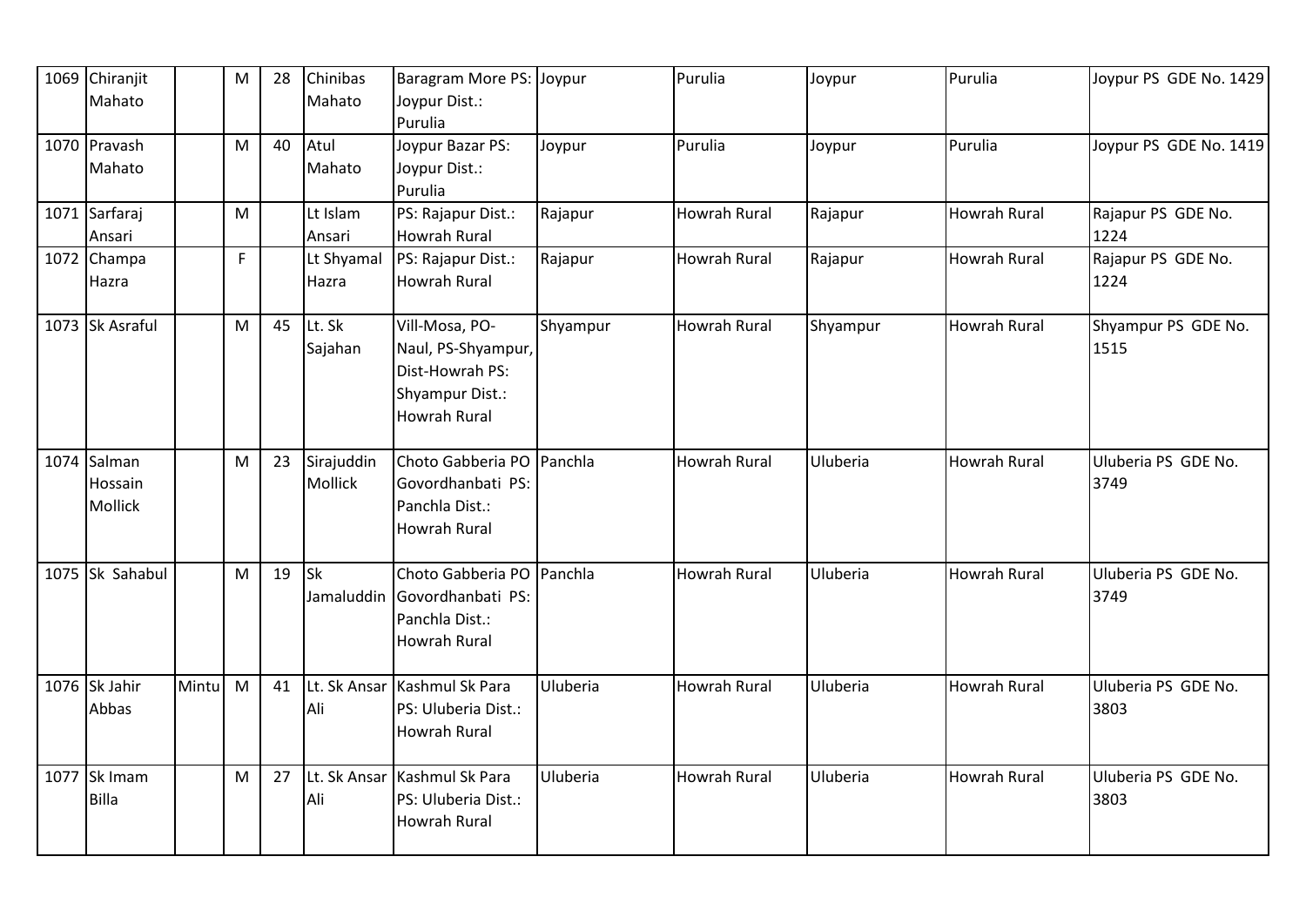| 1069 | Chiranjit Mahato | | M | 28 | Chinibas Mahato | Baragram More PS: Joypur Dist.: Purulia | Joypur | Purulia | Joypur | Purulia | Joypur PS GDE No. 1429 |
|---|---|---|---|---|---|---|---|---|---|---|---|
| 1070 | Pravash Mahato | | M | 40 | Atul Mahato | Joypur Bazar PS: Joypur Dist.: Purulia | Joypur | Purulia | Joypur | Purulia | Joypur PS GDE No. 1419 |
| 1071 | Sarfaraj Ansari | | M | | Lt Islam Ansari | PS: Rajapur Dist.: Howrah Rural | Rajapur | Howrah Rural | Rajapur | Howrah Rural | Rajapur PS GDE No. 1224 |
| 1072 | Champa Hazra | | F | | Lt Shyamal Hazra | PS: Rajapur Dist.: Howrah Rural | Rajapur | Howrah Rural | Rajapur | Howrah Rural | Rajapur PS GDE No. 1224 |
| 1073 | Sk Asraful | | M | 45 | Lt. Sk Sajahan | Vill-Mosa, PO-Naul, PS-Shyampur, Dist-Howrah PS: Shyampur Dist.: Howrah Rural | Shyampur | Howrah Rural | Shyampur | Howrah Rural | Shyampur PS GDE No. 1515 |
| 1074 | Salman Hossain Mollick | | M | 23 | Sirajuddin Mollick | Choto Gabberia PO Govordhanbati PS: Panchla Dist.: Howrah Rural | Panchla | Howrah Rural | Uluberia | Howrah Rural | Uluberia PS GDE No. 3749 |
| 1075 | Sk Sahabul | | M | 19 | Sk Jamaluddin | Choto Gabberia PO Govordhanbati PS: Panchla Dist.: Howrah Rural | Panchla | Howrah Rural | Uluberia | Howrah Rural | Uluberia PS GDE No. 3749 |
| 1076 | Sk Jahir Abbas | Mintu | M | 41 | Lt. Sk Ansar Ali | Kashmul Sk Para PS: Uluberia Dist.: Howrah Rural | Uluberia | Howrah Rural | Uluberia | Howrah Rural | Uluberia PS GDE No. 3803 |
| 1077 | Sk Imam Billa | | M | 27 | Lt. Sk Ansar Ali | Kashmul Sk Para PS: Uluberia Dist.: Howrah Rural | Uluberia | Howrah Rural | Uluberia | Howrah Rural | Uluberia PS GDE No. 3803 |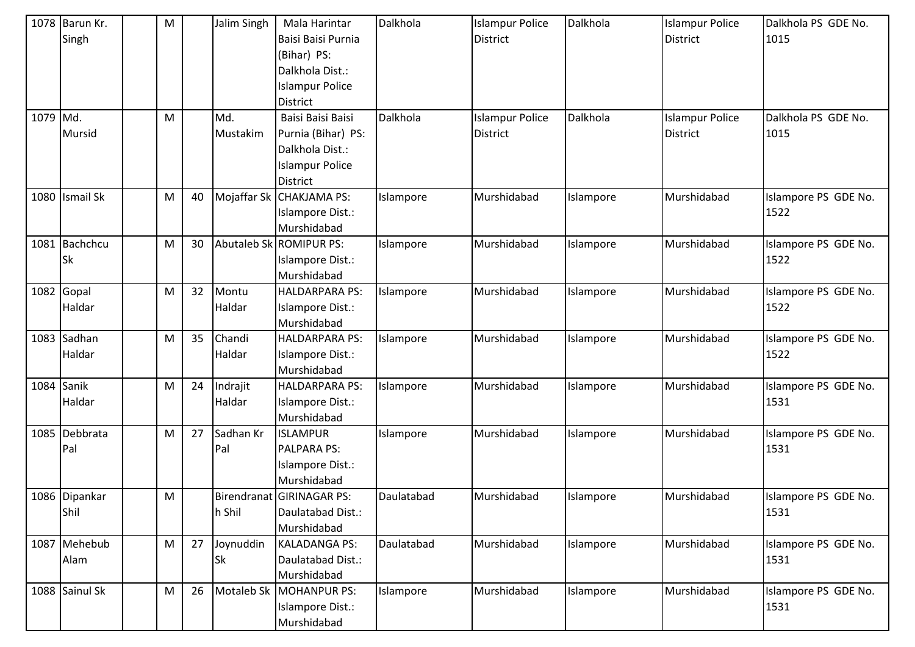| | | | | | | | | | | | |
|---|---|---|---|---|---|---|---|---|---|---|---|
| 1078 | Barun Kr. Singh | | M | | Jalim Singh | Mala Harintar Baisi Baisi Purnia (Bihar) PS: Dalkhola Dist.: Islampur Police District | Dalkhola | Islampur Police District | Dalkhola | Islampur Police District | Dalkhola PS GDE No. 1015 |
| 1079 | Md. Mursid | | M | | Md. Mustakim | Baisi Baisi Baisi Purnia (Bihar) PS: Dalkhola Dist.: Islampur Police District | Dalkhola | Islampur Police District | Dalkhola | Islampur Police District | Dalkhola PS GDE No. 1015 |
| 1080 | Ismail Sk | | M | 40 | Mojaffar Sk | CHAKJAMA PS: Islampore Dist.: Murshidabad | Islampore | Murshidabad | Islampore | Murshidabad | Islampore PS GDE No. 1522 |
| 1081 | Bachchcu Sk | | M | 30 | Abutaleb Sk | ROMIPUR PS: Islampore Dist.: Murshidabad | Islampore | Murshidabad | Islampore | Murshidabad | Islampore PS GDE No. 1522 |
| 1082 | Gopal Haldar | | M | 32 | Montu Haldar | HALDARPARA PS: Islampore Dist.: Murshidabad | Islampore | Murshidabad | Islampore | Murshidabad | Islampore PS GDE No. 1522 |
| 1083 | Sadhan Haldar | | M | 35 | Chandi Haldar | HALDARPARA PS: Islampore Dist.: Murshidabad | Islampore | Murshidabad | Islampore | Murshidabad | Islampore PS GDE No. 1522 |
| 1084 | Sanik Haldar | | M | 24 | Indrajit Haldar | HALDARPARA PS: Islampore Dist.: Murshidabad | Islampore | Murshidabad | Islampore | Murshidabad | Islampore PS GDE No. 1531 |
| 1085 | Debbrata Pal | | M | 27 | Sadhan Kr Pal | ISLAMPUR PALPARA PS: Islampore Dist.: Murshidabad | Islampore | Murshidabad | Islampore | Murshidabad | Islampore PS GDE No. 1531 |
| 1086 | Dipankar Shil | | M | | Birendranath Shil | GIRINAGAR PS: Daulatabad Dist.: Murshidabad | Daulatabad | Murshidabad | Islampore | Murshidabad | Islampore PS GDE No. 1531 |
| 1087 | Mehebub Alam | | M | 27 | Joynuddin Sk | KALADANGA PS: Daulatabad Dist.: Murshidabad | Daulatabad | Murshidabad | Islampore | Murshidabad | Islampore PS GDE No. 1531 |
| 1088 | Sainul Sk | | M | 26 | Motaleb Sk | MOHANPUR PS: Islampore Dist.: Murshidabad | Islampore | Murshidabad | Islampore | Murshidabad | Islampore PS GDE No. 1531 |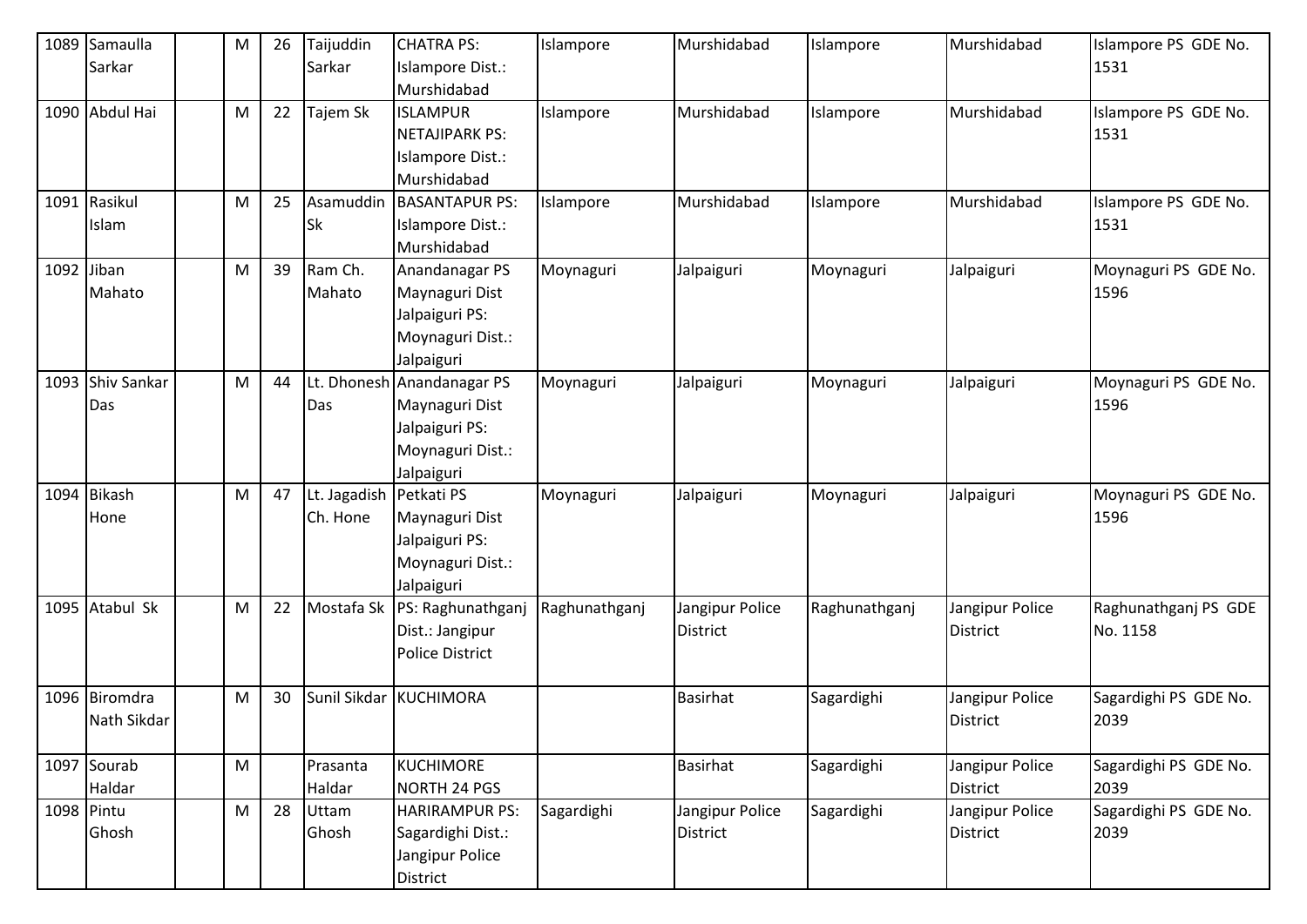| 1089 | Samaulla Sarkar | | M | 26 | Taijuddin Sarkar | CHATRA PS: Islampore Dist.: Murshidabad | Islampore | Murshidabad | Islampore | Murshidabad | Islampore PS GDE No. 1531 |
|---|---|---|---|---|---|---|---|---|---|---|---|
| 1090 | Abdul Hai | | M | 22 | Tajem Sk | ISLAMPUR NETAJIPARK PS: Islampore Dist.: Murshidabad | Islampore | Murshidabad | Islampore | Murshidabad | Islampore PS GDE No. 1531 |
| 1091 | Rasikul Islam | | M | 25 | Asamuddin Sk | BASANTAPUR PS: Islampore Dist.: Murshidabad | Islampore | Murshidabad | Islampore | Murshidabad | Islampore PS GDE No. 1531 |
| 1092 | Jiban Mahato | | M | 39 | Ram Ch. Mahato | Anandanagar PS Maynaguri Dist Jalpaiguri PS: Moynaguri Dist.: Jalpaiguri | Moynaguri | Jalpaiguri | Moynaguri | Jalpaiguri | Moynaguri PS GDE No. 1596 |
| 1093 | Shiv Sankar Das | | M | 44 | Lt. Dhonesh Das | Anandanagar PS Maynaguri Dist Jalpaiguri PS: Moynaguri Dist.: Jalpaiguri | Moynaguri | Jalpaiguri | Moynaguri | Jalpaiguri | Moynaguri PS GDE No. 1596 |
| 1094 | Bikash Hone | | M | 47 | Lt. Jagadish Ch. Hone | Petkati PS Maynaguri Dist Jalpaiguri PS: Moynaguri Dist.: Jalpaiguri | Moynaguri | Jalpaiguri | Moynaguri | Jalpaiguri | Moynaguri PS GDE No. 1596 |
| 1095 | Atabul Sk | | M | 22 | Mostafa Sk | PS: Raghunathganj Dist.: Jangipur Police District | Raghunathganj | Jangipur Police District | Raghunathganj | Jangipur Police District | Raghunathganj PS GDE No. 1158 |
| 1096 | Biromdra Nath Sikdar | | M | 30 | Sunil Sikdar | KUCHIMORA | | Basirhat | Sagardighi | Jangipur Police District | Sagardighi PS GDE No. 2039 |
| 1097 | Sourab Haldar | | M | | Prasanta Haldar | KUCHIMORE NORTH 24 PGS | | Basirhat | Sagardighi | Jangipur Police District | Sagardighi PS GDE No. 2039 |
| 1098 | Pintu Ghosh | | M | 28 | Uttam Ghosh | HARIRAMPUR PS: Sagardighi Dist.: Jangipur Police District | Sagardighi | Jangipur Police District | Sagardighi | Jangipur Police District | Sagardighi PS GDE No. 2039 |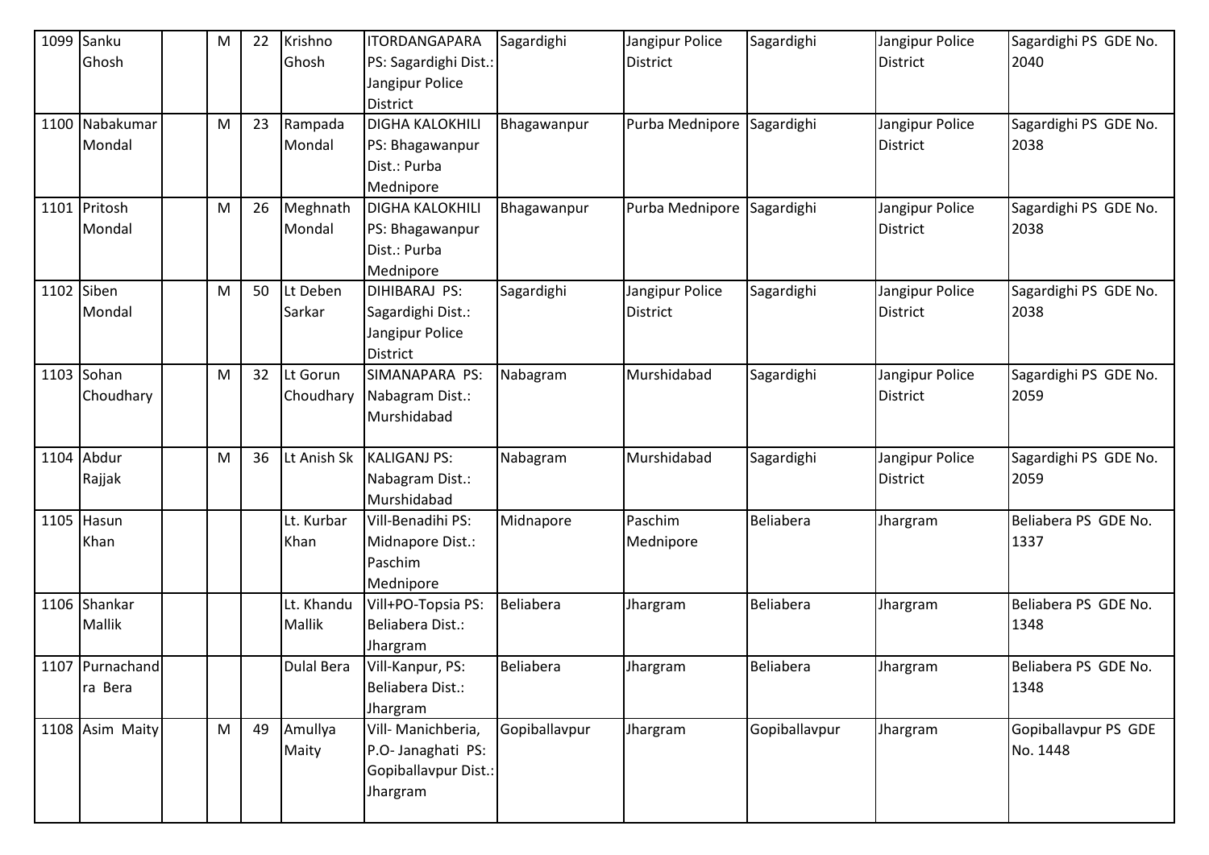| 1099 | Sanku Ghosh | | M | 22 | Krishno Ghosh | ITORDANGAPARA PS: Sagardighi Dist.: Jangipur Police District | Sagardighi | Jangipur Police District | Sagardighi | Jangipur Police District | Sagardighi PS GDE No. 2040 |
|---|---|---|---|---|---|---|---|---|---|---|---|
| 1100 | Nabakumar Mondal | | M | 23 | Rampada Mondal | DIGHA KALOKHILI PS: Bhagawanpur Dist.: Purba Mednipore | Bhagawanpur | Purba Mednipore | Sagardighi | Jangipur Police District | Sagardighi PS GDE No. 2038 |
| 1101 | Pritosh Mondal | | M | 26 | Meghnath Mondal | DIGHA KALOKHILI PS: Bhagawanpur Dist.: Purba Mednipore | Bhagawanpur | Purba Mednipore | Sagardighi | Jangipur Police District | Sagardighi PS GDE No. 2038 |
| 1102 | Siben Mondal | | M | 50 | Lt Deben Sarkar | DIHIBARAJ PS: Sagardighi Dist.: Jangipur Police District | Sagardighi | Jangipur Police District | Sagardighi | Jangipur Police District | Sagardighi PS GDE No. 2038 |
| 1103 | Sohan Choudhary | | M | 32 | Lt Gorun Choudhary | SIMANAPARA PS: Nabagram Dist.: Murshidabad | Nabagram | Murshidabad | Sagardighi | Jangipur Police District | Sagardighi PS GDE No. 2059 |
| 1104 | Abdur Rajjak | | M | 36 | Lt Anish Sk | KALIGANJ PS: Nabagram Dist.: Murshidabad | Nabagram | Murshidabad | Sagardighi | Jangipur Police District | Sagardighi PS GDE No. 2059 |
| 1105 | Hasun Khan | | | | Lt. Kurbar Khan | Vill-Benadihi PS: Midnapore Dist.: Paschim Mednipore | Midnapore | Paschim Mednipore | Beliabera | Jhargram | Beliabera PS GDE No. 1337 |
| 1106 | Shankar Mallik | | | | Lt. Khandu Mallik | Vill+PO-Topsia PS: Beliabera Dist.: Jhargram | Beliabera | Jhargram | Beliabera | Jhargram | Beliabera PS GDE No. 1348 |
| 1107 | Purnachandra Bera | | | | Dulal Bera | Vill-Kanpur, PS: Beliabera Dist.: Jhargram | Beliabera | Jhargram | Beliabera | Jhargram | Beliabera PS GDE No. 1348 |
| 1108 | Asim Maity | | M | 49 | Amullya Maity | Vill- Manichberia, P.O- Janaghati PS: Gopiballavpur Dist.: Jhargram | Gopiballavpur | Jhargram | Gopiballavpur | Jhargram | Gopiballavpur PS GDE No. 1448 |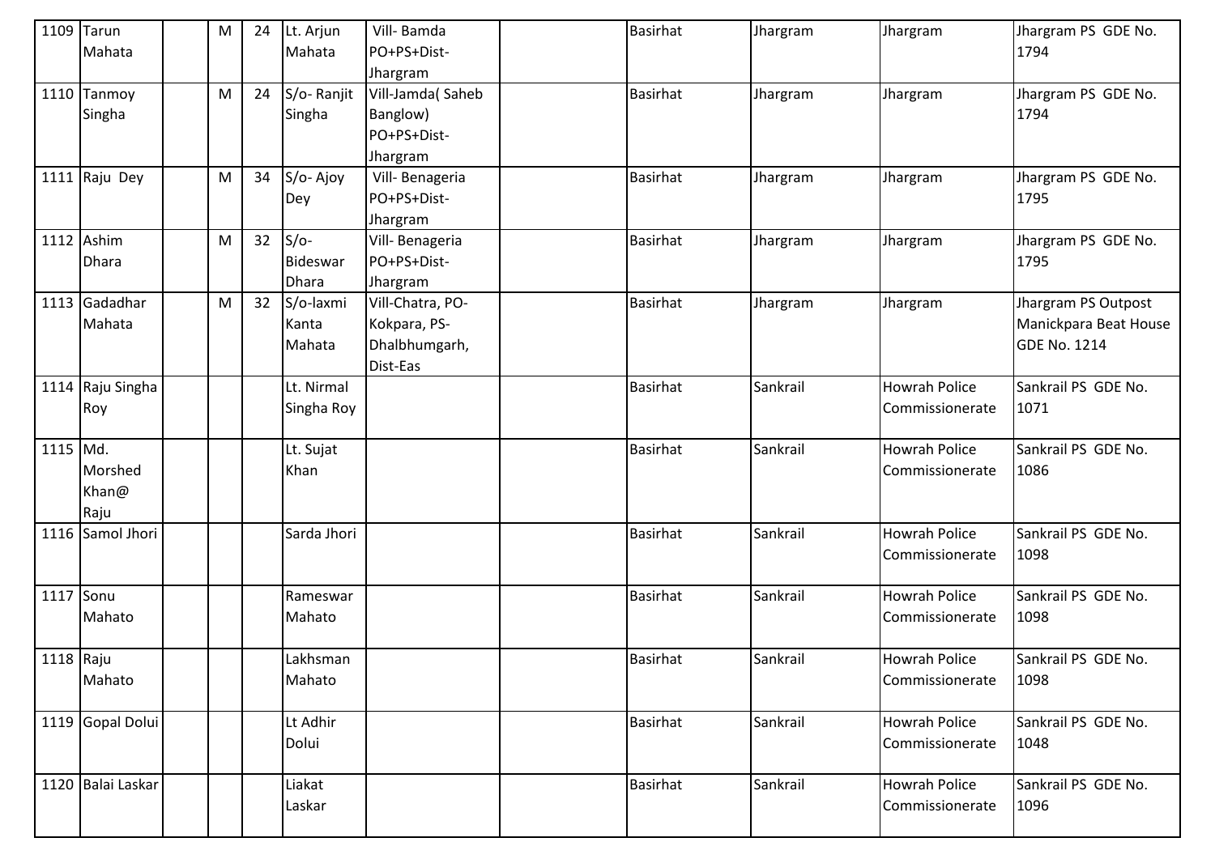| 1109 | Tarun Mahata | | M | 24 | Lt. Arjun Mahata | Vill- Bamda PO+PS+Dist-Jhargram | | Basirhat | Jhargram | Jhargram | Jhargram PS GDE No. 1794 |
|---|---|---|---|---|---|---|---|---|---|---|---|
| 1110 | Tanmoy Singha | | M | 24 | S/o- Ranjit Singha | Vill-Jamda( Saheb Banglow) PO+PS+Dist-Jhargram | | Basirhat | Jhargram | Jhargram | Jhargram PS GDE No. 1794 |
| 1111 | Raju Dey | | M | 34 | S/o- Ajoy Dey | Vill- Benageria PO+PS+Dist-Jhargram | | Basirhat | Jhargram | Jhargram | Jhargram PS GDE No. 1795 |
| 1112 | Ashim Dhara | | M | 32 | S/o-Bideswar Dhara | Vill- Benageria PO+PS+Dist-Jhargram | | Basirhat | Jhargram | Jhargram | Jhargram PS GDE No. 1795 |
| 1113 | Gadadhar Mahata | | M | 32 | S/o-laxmi Kanta Mahata | Vill-Chatra, PO-Kokpara, PS-Dhalbhumgarh, Dist-Eas | | Basirhat | Jhargram | Jhargram | Jhargram PS Outpost Manickpara Beat House GDE No. 1214 |
| 1114 | Raju Singha Roy | | | | Lt. Nirmal Singha Roy | | | Basirhat | Sankrail | Howrah Police Commissionerate | Sankrail PS GDE No. 1071 |
| 1115 | Md. Morshed Khan@ Raju | | | | Lt. Sujat Khan | | | Basirhat | Sankrail | Howrah Police Commissionerate | Sankrail PS GDE No. 1086 |
| 1116 | Samol Jhori | | | | Sarda Jhori | | | Basirhat | Sankrail | Howrah Police Commissionerate | Sankrail PS GDE No. 1098 |
| 1117 | Sonu Mahato | | | | Rameswar Mahato | | | Basirhat | Sankrail | Howrah Police Commissionerate | Sankrail PS GDE No. 1098 |
| 1118 | Raju Mahato | | | | Lakhsman Mahato | | | Basirhat | Sankrail | Howrah Police Commissionerate | Sankrail PS GDE No. 1098 |
| 1119 | Gopal Dolui | | | | Lt Adhir Dolui | | | Basirhat | Sankrail | Howrah Police Commissionerate | Sankrail PS GDE No. 1048 |
| 1120 | Balai Laskar | | | | Liakat Laskar | | | Basirhat | Sankrail | Howrah Police Commissionerate | Sankrail PS GDE No. 1096 |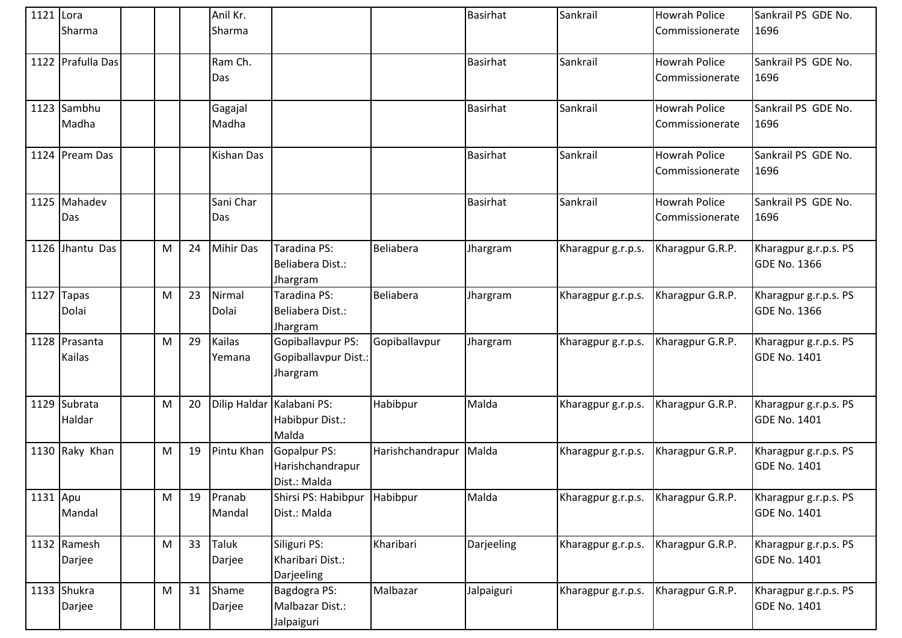| 1121 | Lora Sharma | | | Anil Kr. Sharma | | | Basirhat | Sankrail | Howrah Police Commissionerate | Sankrail PS GDE No. 1696 |
|---|---|---|---|---|---|---|---|---|---|---|
| 1122 | Prafulla Das | | | Ram Ch. Das | | | Basirhat | Sankrail | Howrah Police Commissionerate | Sankrail PS GDE No. 1696 |
| 1123 | Sambhu Madha | | | Gagajal Madha | | | Basirhat | Sankrail | Howrah Police Commissionerate | Sankrail PS GDE No. 1696 |
| 1124 | Pream Das | | | Kishan Das | | | Basirhat | Sankrail | Howrah Police Commissionerate | Sankrail PS GDE No. 1696 |
| 1125 | Mahadev Das | | | Sani Char Das | | | Basirhat | Sankrail | Howrah Police Commissionerate | Sankrail PS GDE No. 1696 |
| 1126 | Jhantu Das | | M | 24 | Mihir Das | Taradina PS: Beliabera Dist.: Jhargram | Beliabera | Jhargram | Kharagpur g.r.p.s. | Kharagpur G.R.P. | Kharagpur g.r.p.s. PS GDE No. 1366 |
| 1127 | Tapas Dolai | | M | 23 | Nirmal Dolai | Taradina PS: Beliabera Dist.: Jhargram | Beliabera | Jhargram | Kharagpur g.r.p.s. | Kharagpur G.R.P. | Kharagpur g.r.p.s. PS GDE No. 1366 |
| 1128 | Prasanta Kailas | | M | 29 | Kailas Yemana | Gopiballavpur PS: Gopiballavpur Dist.: Jhargram | Gopiballavpur | Jhargram | Kharagpur g.r.p.s. | Kharagpur G.R.P. | Kharagpur g.r.p.s. PS GDE No. 1401 |
| 1129 | Subrata Haldar | | M | 20 | Dilip Haldar | Kalabani PS: Habibpur Dist.: Malda | Habibpur | Malda | Kharagpur g.r.p.s. | Kharagpur G.R.P. | Kharagpur g.r.p.s. PS GDE No. 1401 |
| 1130 | Raky Khan | | M | 19 | Pintu Khan | Gopalpur PS: Harishchandrapur Dist.: Malda | Harishchandrapur | Malda | Kharagpur g.r.p.s. | Kharagpur G.R.P. | Kharagpur g.r.p.s. PS GDE No. 1401 |
| 1131 | Apu Mandal | | M | 19 | Pranab Mandal | Shirsi PS: Habibpur Dist.: Malda | Habibpur | Malda | Kharagpur g.r.p.s. | Kharagpur G.R.P. | Kharagpur g.r.p.s. PS GDE No. 1401 |
| 1132 | Ramesh Darjee | | M | 33 | Taluk Darjee | Siliguri PS: Kharibari Dist.: Darjeeling | Kharibari | Darjeeling | Kharagpur g.r.p.s. | Kharagpur G.R.P. | Kharagpur g.r.p.s. PS GDE No. 1401 |
| 1133 | Shukra Darjee | | M | 31 | Shame Darjee | Bagdogra PS: Malbazar Dist.: Jalpaiguri | Malbazar | Jalpaiguri | Kharagpur g.r.p.s. | Kharagpur G.R.P. | Kharagpur g.r.p.s. PS GDE No. 1401 |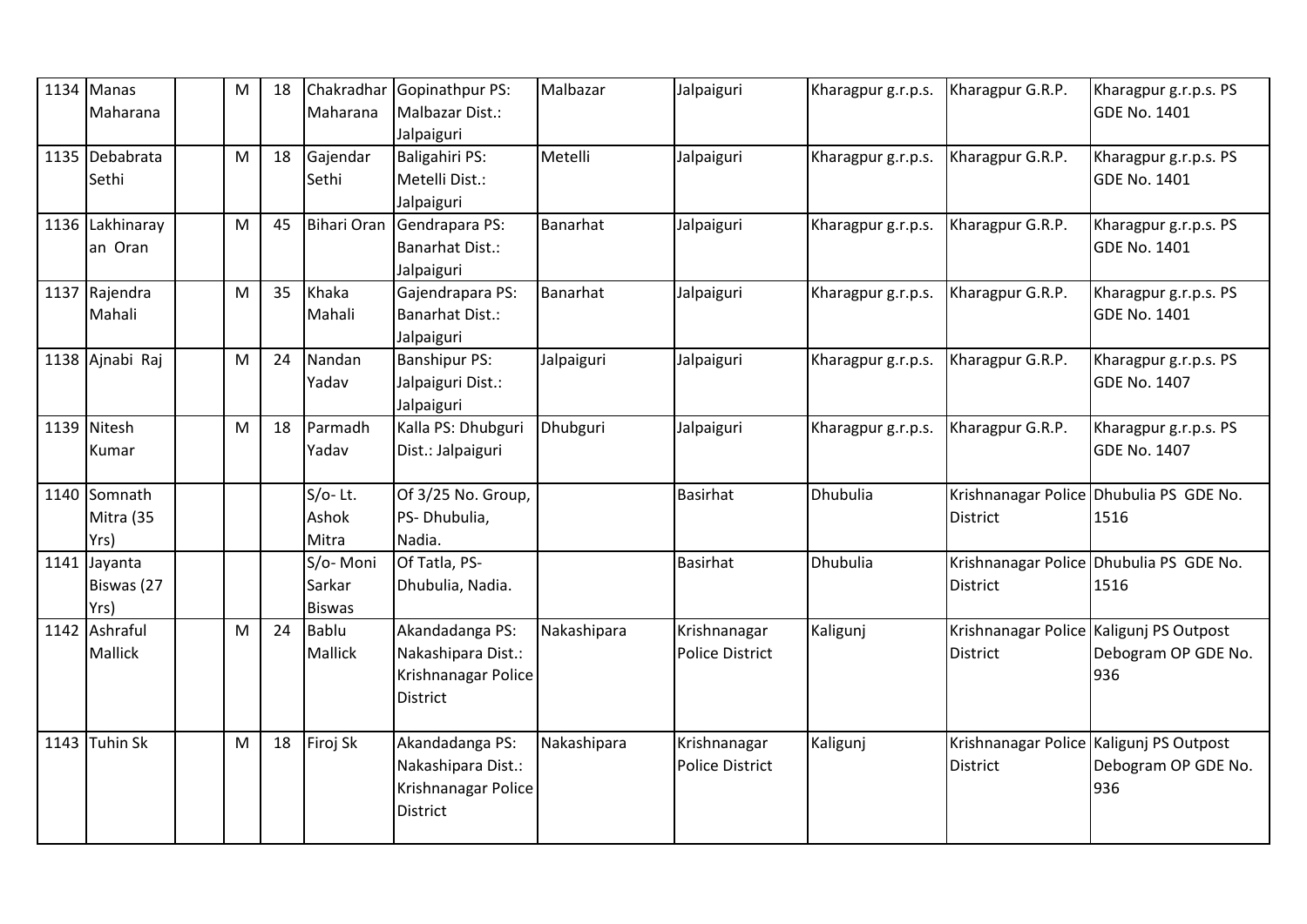| 1134 | Manas Maharana | | M | 18 | Chakradhar Maharana | Gopinathpur PS: Malbazar Dist.: Jalpaiguri | Malbazar | Jalpaiguri | Kharagpur g.r.p.s. | Kharagpur G.R.P. | Kharagpur g.r.p.s. PS GDE No. 1401 |
|---|---|---|---|---|---|---|---|---|---|---|---|
| 1135 | Debabrata Sethi | | M | 18 | Gajendar Sethi | Baligahiri PS: Metelli Dist.: Jalpaiguri | Metelli | Jalpaiguri | Kharagpur g.r.p.s. | Kharagpur G.R.P. | Kharagpur g.r.p.s. PS GDE No. 1401 |
| 1136 | Lakhinarayan Oran | | M | 45 | Bihari Oran | Gendrapara PS: Banarhat Dist.: Jalpaiguri | Banarhat | Jalpaiguri | Kharagpur g.r.p.s. | Kharagpur G.R.P. | Kharagpur g.r.p.s. PS GDE No. 1401 |
| 1137 | Rajendra Mahali | | M | 35 | Khaka Mahali | Gajendrapara PS: Banarhat Dist.: Jalpaiguri | Banarhat | Jalpaiguri | Kharagpur g.r.p.s. | Kharagpur G.R.P. | Kharagpur g.r.p.s. PS GDE No. 1401 |
| 1138 | Ajnabi Raj | | M | 24 | Nandan Yadav | Banshipur PS: Jalpaiguri Dist.: Jalpaiguri | Jalpaiguri | Jalpaiguri | Kharagpur g.r.p.s. | Kharagpur G.R.P. | Kharagpur g.r.p.s. PS GDE No. 1407 |
| 1139 | Nitesh Kumar | | M | 18 | Parmadh Yadav | Kalla PS: Dhubguri Dist.: Jalpaiguri | Dhubguri | Jalpaiguri | Kharagpur g.r.p.s. | Kharagpur G.R.P. | Kharagpur g.r.p.s. PS GDE No. 1407 |
| 1140 | Somnath Mitra (35 Yrs) | | | | S/o- Lt. Ashok Mitra | Of 3/25 No. Group, PS- Dhubulia, Nadia. | | Basirhat | Dhubulia | Krishnanagar Police District | Dhubulia PS GDE No. 1516 |
| 1141 | Jayanta Biswas (27 Yrs) | | | | S/o- Moni Sarkar Biswas | Of Tatla, PS- Dhubulia, Nadia. | | Basirhat | Dhubulia | Krishnanagar Police District | Dhubulia PS GDE No. 1516 |
| 1142 | Ashraful Mallick | | M | 24 | Bablu Mallick | Akandadanga PS: Nakashipara Dist.: Krishnanagar Police District | Nakashipara | Krishnanagar Police District | Kaligunj | Krishnanagar Police District | Kaligunj PS Outpost Debogram OP GDE No. 936 |
| 1143 | Tuhin Sk | | M | 18 | Firoj Sk | Akandadanga PS: Nakashipara Dist.: Krishnanagar Police District | Nakashipara | Krishnanagar Police District | Kaligunj | Krishnanagar Police District | Kaligunj PS Outpost Debogram OP GDE No. 936 |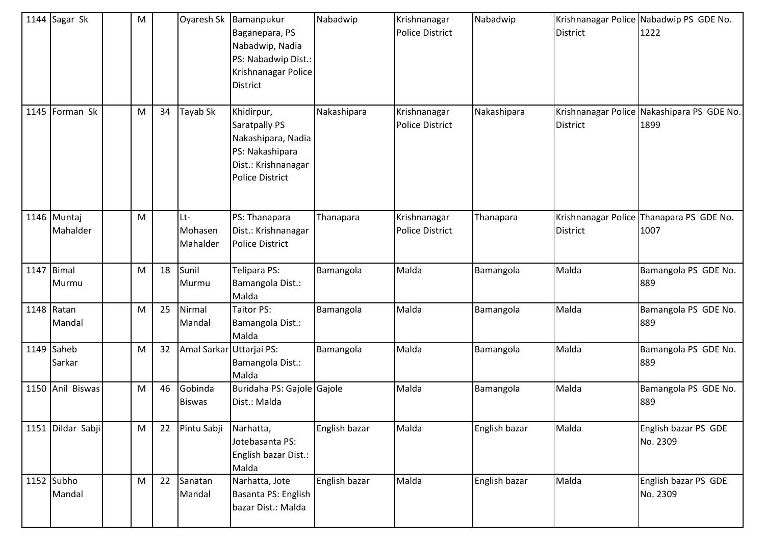| 1144 | Sagar Sk | | M | | Oyaresh Sk | Bamanpukur Baganepara, PS Nabadwip, Nadia PS: Nabadwip Dist.: Krishnanagar Police District | Nabadwip | Krishnanagar Police District | Nabadwip | Krishnanagar Police District | Nabadwip PS GDE No. 1222 |
|---|---|---|---|---|---|---|---|---|---|---|---|
| 1145 | Forman Sk | | M | 34 | Tayab Sk | Khidirpur, Saratpally PS Nakashipara, Nadia PS: Nakashipara Dist.: Krishnanagar Police District | Nakashipara | Krishnanagar Police District | Nakashipara | Krishnanagar Police District | Nakashipara PS GDE No. 1899 |
| 1146 | Muntaj Mahalder | | M | | Lt-Mohasen Mahalder | PS: Thanapara Dist.: Krishnanagar Police District | Thanapara | Krishnanagar Police District | Thanapara | Krishnanagar Police District | Thanapara PS GDE No. 1007 |
| 1147 | Bimal Murmu | | M | 18 | Sunil Murmu | Telipara PS: Bamangola Dist.: Malda | Bamangola | Malda | Bamangola | Malda | Bamangola PS GDE No. 889 |
| 1148 | Ratan Mandal | | M | 25 | Nirmal Mandal | Taitor PS: Bamangola Dist.: Malda | Bamangola | Malda | Bamangola | Malda | Bamangola PS GDE No. 889 |
| 1149 | Saheb Sarkar | | M | 32 | Amal Sarkar | Uttarjai PS: Bamangola Dist.: Malda | Bamangola | Malda | Bamangola | Malda | Bamangola PS GDE No. 889 |
| 1150 | Anil Biswas | | M | 46 | Gobinda Biswas | Buridaha PS: Gajole Dist.: Malda | Gajole | Malda | Bamangola | Malda | Bamangola PS GDE No. 889 |
| 1151 | Dildar Sabji | | M | 22 | Pintu Sabji | Narhatta, Jotebasanta PS: English bazar Dist.: Malda | English bazar | Malda | English bazar | Malda | English bazar PS GDE No. 2309 |
| 1152 | Subho Mandal | | M | 22 | Sanatan Mandal | Narhatta, Jote Basanta PS: English bazar Dist.: Malda | English bazar | Malda | English bazar | Malda | English bazar PS GDE No. 2309 |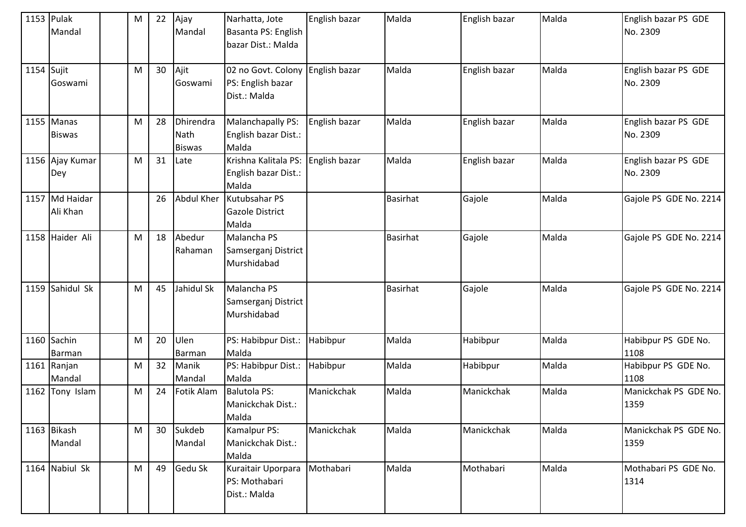| 1153 | Pulak Mandal | | M | 22 | Ajay Mandal | Narhatta, Jote Basanta PS: English bazar Dist.: Malda | English bazar | Malda | English bazar | Malda | English bazar PS GDE No. 2309 |
|---|---|---|---|---|---|---|---|---|---|---|---|
| 1154 | Sujit Goswami | | M | 30 | Ajit Goswami | 02 no Govt. Colony PS: English bazar Dist.: Malda | English bazar | Malda | English bazar | Malda | English bazar PS GDE No. 2309 |
| 1155 | Manas Biswas | | M | 28 | Dhirendra Nath Biswas | Malanchapally PS: English bazar Dist.: Malda | English bazar | Malda | English bazar | Malda | English bazar PS GDE No. 2309 |
| 1156 | Ajay Kumar Dey | | M | 31 | Late | Krishna Kalitala PS: English bazar Dist.: Malda | English bazar | Malda | English bazar | Malda | English bazar PS GDE No. 2309 |
| 1157 | Md Haidar Ali Khan | | | 26 | Abdul Kher | Kutubsahar PS Gazole District Malda | | Basirhat | Gajole | Malda | Gajole PS GDE No. 2214 |
| 1158 | Haider Ali | | M | 18 | Abedur Rahaman | Malancha PS Samserganj District Murshidabad | | Basirhat | Gajole | Malda | Gajole PS GDE No. 2214 |
| 1159 | Sahidul Sk | | M | 45 | Jahidul Sk | Malancha PS Samserganj District Murshidabad | | Basirhat | Gajole | Malda | Gajole PS GDE No. 2214 |
| 1160 | Sachin Barman | | M | 20 | Ulen Barman | PS: Habibpur Dist.: Malda | Habibpur | Malda | Habibpur | Malda | Habibpur PS GDE No. 1108 |
| 1161 | Ranjan Mandal | | M | 32 | Manik Mandal | PS: Habibpur Dist.: Malda | Habibpur | Malda | Habibpur | Malda | Habibpur PS GDE No. 1108 |
| 1162 | Tony Islam | | M | 24 | Fotik Alam | Balutola PS: Manickchak Dist.: Malda | Manickchak | Malda | Manickchak | Malda | Manickchak PS GDE No. 1359 |
| 1163 | Bikash Mandal | | M | 30 | Sukdeb Mandal | Kamalpur PS: Manickchak Dist.: Malda | Manickchak | Malda | Manickchak | Malda | Manickchak PS GDE No. 1359 |
| 1164 | Nabiul Sk | | M | 49 | Gedu Sk | Kuraitair Uporpara PS: Mothabari Dist.: Malda | Mothabari | Malda | Mothabari | Malda | Mothabari PS GDE No. 1314 |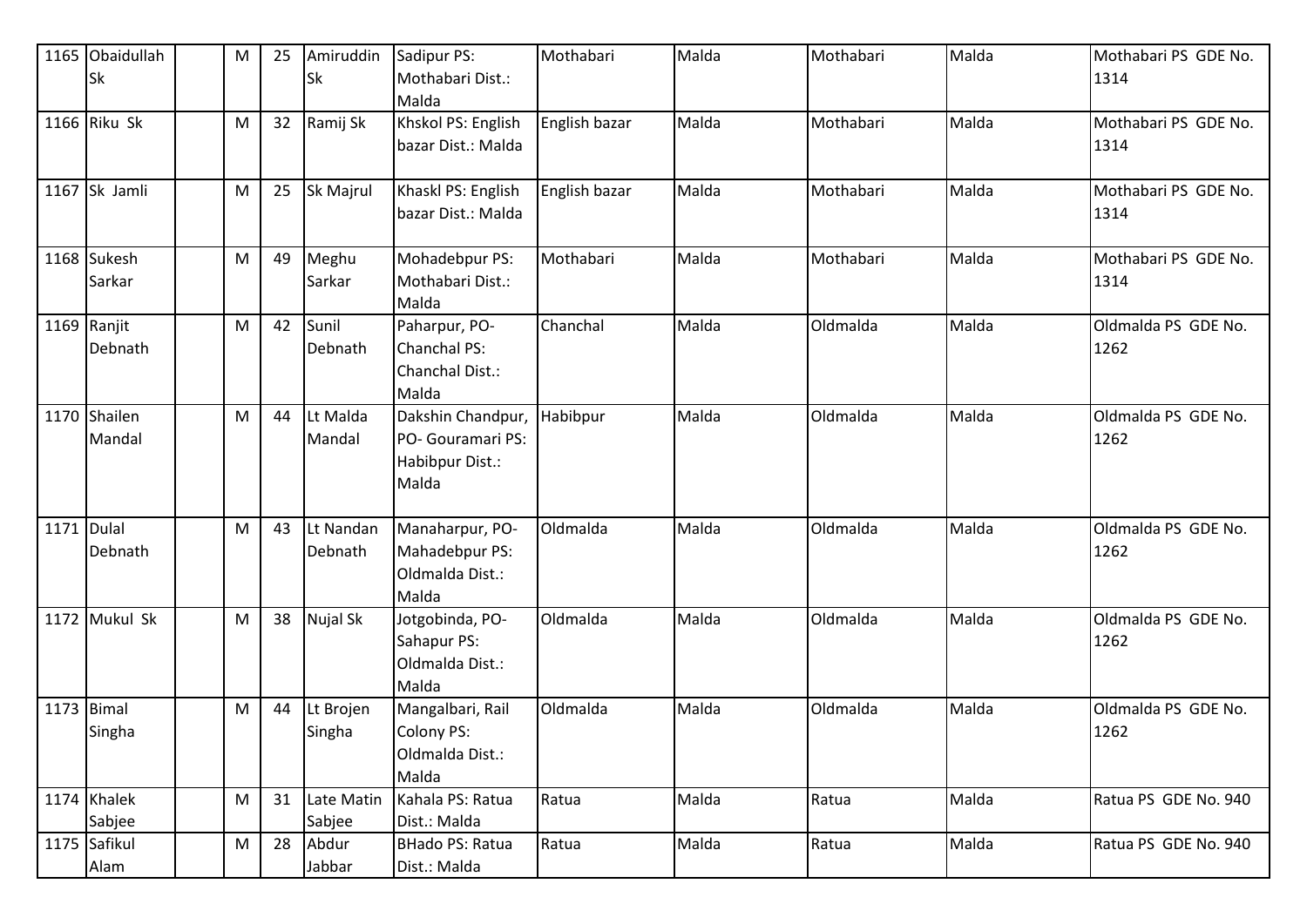| 1165 | Obaidullah Sk | | M | 25 | Amiruddin Sk | Sadipur PS: Mothabari Dist.: Malda | Mothabari | Malda | Mothabari | Malda | Mothabari PS GDE No. 1314 |
|---|---|---|---|---|---|---|---|---|---|---|---|
| 1166 | Riku Sk | | M | 32 | Ramij Sk | Khskol PS: English bazar Dist.: Malda | English bazar | Malda | Mothabari | Malda | Mothabari PS GDE No. 1314 |
| 1167 | Sk Jamli | | M | 25 | Sk Majrul | Khaskl PS: English bazar Dist.: Malda | English bazar | Malda | Mothabari | Malda | Mothabari PS GDE No. 1314 |
| 1168 | Sukesh Sarkar | | M | 49 | Meghu Sarkar | Mohadebpur PS: Mothabari Dist.: Malda | Mothabari | Malda | Mothabari | Malda | Mothabari PS GDE No. 1314 |
| 1169 | Ranjit Debnath | | M | 42 | Sunil Debnath | Paharpur, PO- Chanchal PS: Chanchal Dist.: Malda | Chanchal | Malda | Oldmalda | Malda | Oldmalda PS GDE No. 1262 |
| 1170 | Shailen Mandal | | M | 44 | Lt Malda Mandal | Dakshin Chandpur, PO- Gouramari PS: Habibpur Dist.: Malda | Habibpur | Malda | Oldmalda | Malda | Oldmalda PS GDE No. 1262 |
| 1171 | Dulal Debnath | | M | 43 | Lt Nandan Debnath | Manaharpur, PO- Mahadebpur PS: Oldmalda Dist.: Malda | Oldmalda | Malda | Oldmalda | Malda | Oldmalda PS GDE No. 1262 |
| 1172 | Mukul Sk | | M | 38 | Nujal Sk | Jotgobinda, PO- Sahapur PS: Oldmalda Dist.: Malda | Oldmalda | Malda | Oldmalda | Malda | Oldmalda PS GDE No. 1262 |
| 1173 | Bimal Singha | | M | 44 | Lt Brojen Singha | Mangalbari, Rail Colony PS: Oldmalda Dist.: Malda | Oldmalda | Malda | Oldmalda | Malda | Oldmalda PS GDE No. 1262 |
| 1174 | Khalek Sabjee | | M | 31 | Late Matin Sabjee | Kahala PS: Ratua Dist.: Malda | Ratua | Malda | Ratua | Malda | Ratua PS GDE No. 940 |
| 1175 | Safikul Alam | | M | 28 | Abdur Jabbar | BHado PS: Ratua Dist.: Malda | Ratua | Malda | Ratua | Malda | Ratua PS GDE No. 940 |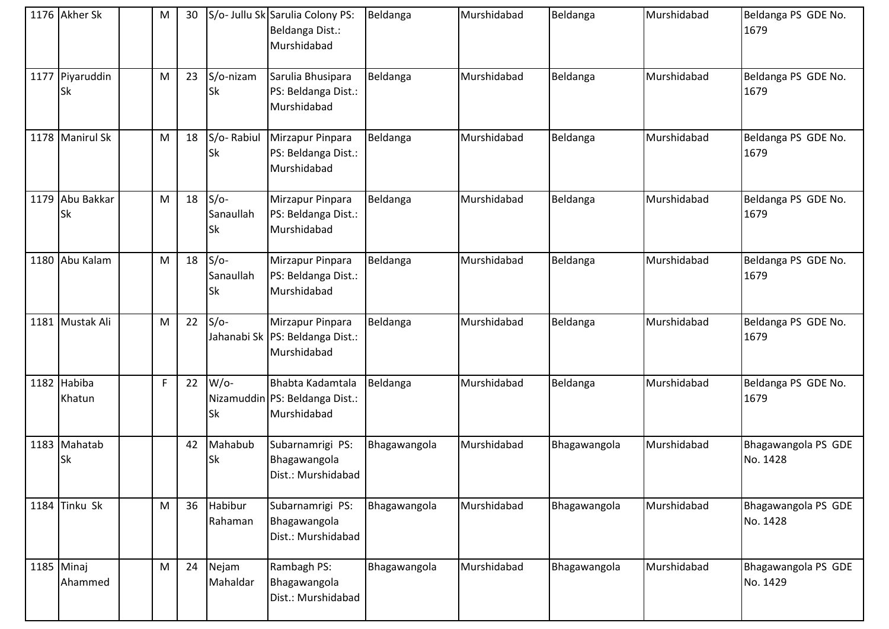| | | | | | | | | | | |
|---|---|---|---|---|---|---|---|---|---|---|
| 1176 | Akher Sk | | M | 30 | S/o- Jullu Sk | Sarulia Colony PS: Beldanga Dist.: Murshidabad | Beldanga | Murshidabad | Beldanga | Murshidabad | Beldanga PS GDE No. 1679 |
| 1177 | Piyaruddin Sk | | M | 23 | S/o-nizam Sk | Sarulia Bhusipara PS: Beldanga Dist.: Murshidabad | Beldanga | Murshidabad | Beldanga | Murshidabad | Beldanga PS GDE No. 1679 |
| 1178 | Manirul Sk | | M | 18 | S/o- Rabiul Sk | Mirzapur Pinpara PS: Beldanga Dist.: Murshidabad | Beldanga | Murshidabad | Beldanga | Murshidabad | Beldanga PS GDE No. 1679 |
| 1179 | Abu Bakkar Sk | | M | 18 | S/o- Sanaullah Sk | Mirzapur Pinpara PS: Beldanga Dist.: Murshidabad | Beldanga | Murshidabad | Beldanga | Murshidabad | Beldanga PS GDE No. 1679 |
| 1180 | Abu Kalam | | M | 18 | S/o- Sanaullah Sk | Mirzapur Pinpara PS: Beldanga Dist.: Murshidabad | Beldanga | Murshidabad | Beldanga | Murshidabad | Beldanga PS GDE No. 1679 |
| 1181 | Mustak Ali | | M | 22 | S/o- Jahanabi Sk | Mirzapur Pinpara PS: Beldanga Dist.: Murshidabad | Beldanga | Murshidabad | Beldanga | Murshidabad | Beldanga PS GDE No. 1679 |
| 1182 | Habiba Khatun | | F | 22 | W/o- Nizamuddin Sk | Bhabta Kadamtala PS: Beldanga Dist.: Murshidabad | Beldanga | Murshidabad | Beldanga | Murshidabad | Beldanga PS GDE No. 1679 |
| 1183 | Mahatab Sk | | | 42 | Mahabub Sk | Subarnamrigi PS: Bhagawangola Dist.: Murshidabad | Bhagawangola | Murshidabad | Bhagawangola | Murshidabad | Bhagawangola PS GDE No. 1428 |
| 1184 | Tinku Sk | | M | 36 | Habibur Rahaman | Subarnamrigi PS: Bhagawangola Dist.: Murshidabad | Bhagawangola | Murshidabad | Bhagawangola | Murshidabad | Bhagawangola PS GDE No. 1428 |
| 1185 | Minaj Ahammed | | M | 24 | Nejam Mahaldar | Rambagh PS: Bhagawangola Dist.: Murshidabad | Bhagawangola | Murshidabad | Bhagawangola | Murshidabad | Bhagawangola PS GDE No. 1429 |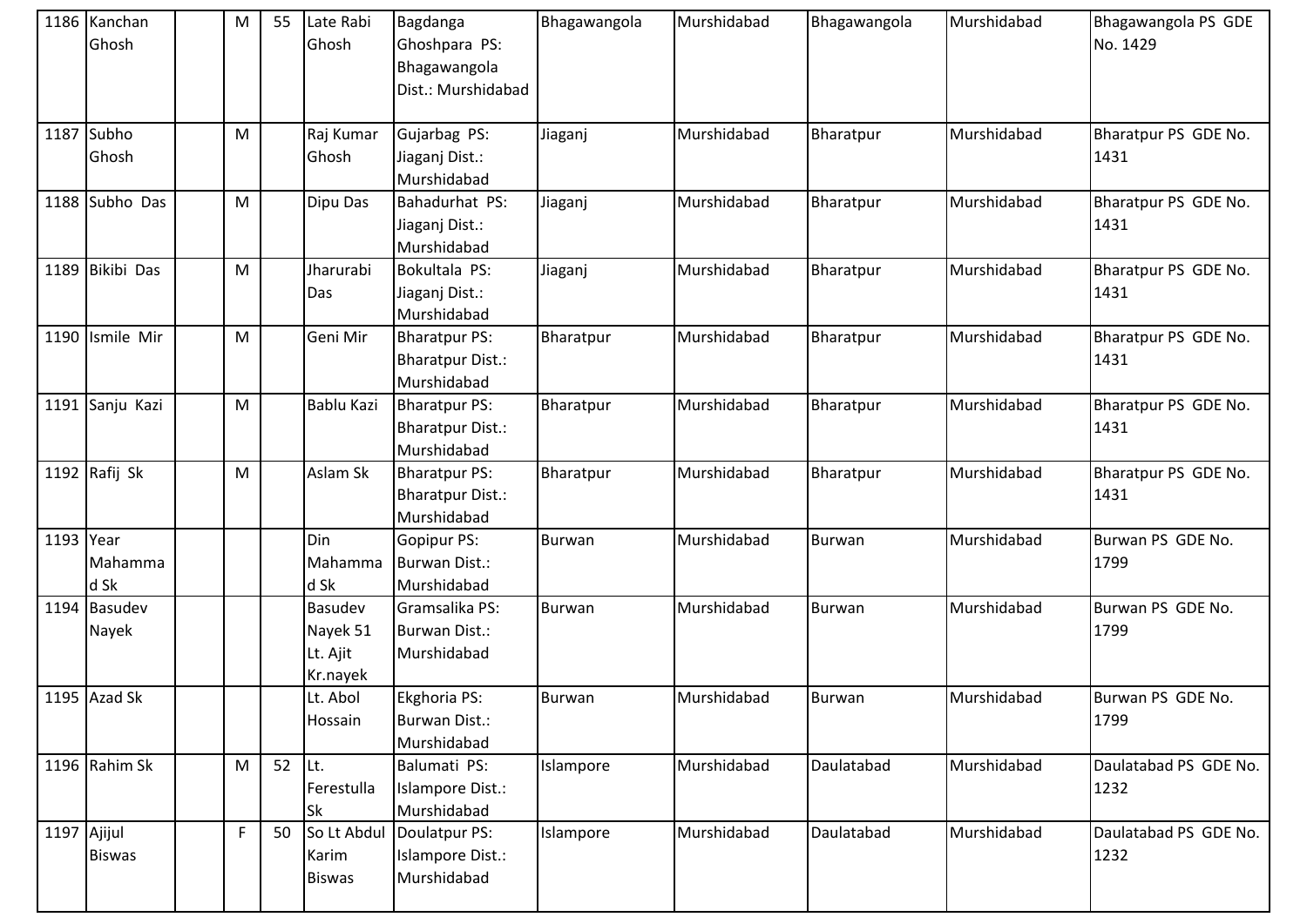| 1186 | Kanchan Ghosh | | M | 55 | Late Rabi Ghosh | Bagdanga Ghoshpara PS: Bhagawangola Dist.: Murshidabad | Bhagawangola | Murshidabad | Bhagawangola | Murshidabad | Bhagawangola PS GDE No. 1429 |
|---|---|---|---|---|---|---|---|---|---|---|---|
| 1187 | Subho Ghosh | | M | | Raj Kumar Ghosh | Gujarbag PS: Jiaganj Dist.: Murshidabad | Jiaganj | Murshidabad | Bharatpur | Murshidabad | Bharatpur PS GDE No. 1431 |
| 1188 | Subho Das | | M | | Dipu Das | Bahadurhat PS: Jiaganj Dist.: Murshidabad | Jiaganj | Murshidabad | Bharatpur | Murshidabad | Bharatpur PS GDE No. 1431 |
| 1189 | Bikibi Das | | M | | Jharurabi Das | Bokultala PS: Jiaganj Dist.: Murshidabad | Jiaganj | Murshidabad | Bharatpur | Murshidabad | Bharatpur PS GDE No. 1431 |
| 1190 | Ismile Mir | | M | | Geni Mir | Bharatpur PS: Bharatpur Dist.: Murshidabad | Bharatpur | Murshidabad | Bharatpur | Murshidabad | Bharatpur PS GDE No. 1431 |
| 1191 | Sanju Kazi | | M | | Bablu Kazi | Bharatpur PS: Bharatpur Dist.: Murshidabad | Bharatpur | Murshidabad | Bharatpur | Murshidabad | Bharatpur PS GDE No. 1431 |
| 1192 | Rafij Sk | | M | | Aslam Sk | Bharatpur PS: Bharatpur Dist.: Murshidabad | Bharatpur | Murshidabad | Bharatpur | Murshidabad | Bharatpur PS GDE No. 1431 |
| 1193 | Year Mahammad Sk | | | | Din Mahammad Sk | Gopipur PS: Burwan Dist.: Murshidabad | Burwan | Murshidabad | Burwan | Murshidabad | Burwan PS GDE No. 1799 |
| 1194 | Basudev Nayek | | | | Basudev Nayek 51 Lt. Ajit Kr.nayek | Gramsalika PS: Burwan Dist.: Murshidabad | Burwan | Murshidabad | Burwan | Murshidabad | Burwan PS GDE No. 1799 |
| 1195 | Azad Sk | | | | Lt. Abol Hossain | Ekghoria PS: Burwan Dist.: Murshidabad | Burwan | Murshidabad | Burwan | Murshidabad | Burwan PS GDE No. 1799 |
| 1196 | Rahim Sk | | M | 52 | Lt. Ferestulla Sk | Balumati PS: Islampore Dist.: Murshidabad | Islampore | Murshidabad | Daulatabad | Murshidabad | Daulatabad PS GDE No. 1232 |
| 1197 | Ajijul Biswas | | F | 50 | So Lt Abdul Karim Biswas | Doulatpur PS: Islampore Dist.: Murshidabad | Islampore | Murshidabad | Daulatabad | Murshidabad | Daulatabad PS GDE No. 1232 |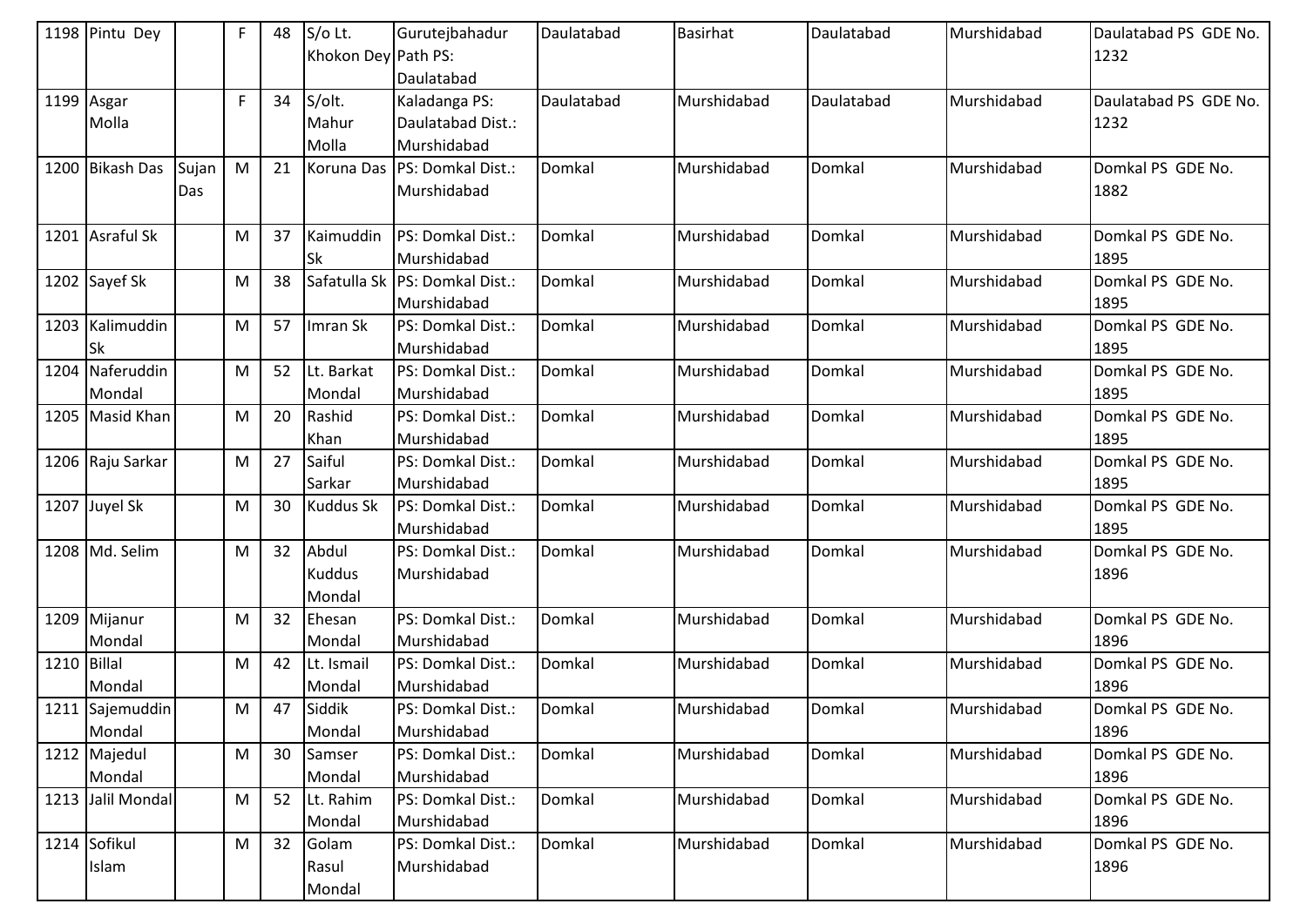| | | | | | | | | | | | |
|---|---|---|---|---|---|---|---|---|---|---|---|
| 1198 | Pintu Dey | | F | 48 | S/o Lt. Khokon Dey | Gurutejbahadur Path PS: Daulatabad | Daulatabad | Basirhat | Daulatabad | Murshidabad | Daulatabad PS GDE No. 1232 |
| 1199 | Asgar Molla | | F | 34 | S/olt. Mahur Molla | Kaladanga PS: Daulatabad Dist.: Murshidabad | Daulatabad | Murshidabad | Daulatabad | Murshidabad | Daulatabad PS GDE No. 1232 |
| 1200 | Bikash Das | Sujan Das | M | 21 | Koruna Das | PS: Domkal Dist.: Murshidabad | Domkal | Murshidabad | Domkal | Murshidabad | Domkal PS GDE No. 1882 |
| 1201 | Asraful Sk | | M | 37 | Kaimuddin Sk | PS: Domkal Dist.: Murshidabad | Domkal | Murshidabad | Domkal | Murshidabad | Domkal PS GDE No. 1895 |
| 1202 | Sayef Sk | | M | 38 | Safatulla Sk | PS: Domkal Dist.: Murshidabad | Domkal | Murshidabad | Domkal | Murshidabad | Domkal PS GDE No. 1895 |
| 1203 | Kalimuddin Sk | | M | 57 | Imran Sk | PS: Domkal Dist.: Murshidabad | Domkal | Murshidabad | Domkal | Murshidabad | Domkal PS GDE No. 1895 |
| 1204 | Naferuddin Mondal | | M | 52 | Lt. Barkat Mondal | PS: Domkal Dist.: Murshidabad | Domkal | Murshidabad | Domkal | Murshidabad | Domkal PS GDE No. 1895 |
| 1205 | Masid Khan | | M | 20 | Rashid Khan | PS: Domkal Dist.: Murshidabad | Domkal | Murshidabad | Domkal | Murshidabad | Domkal PS GDE No. 1895 |
| 1206 | Raju Sarkar | | M | 27 | Saiful Sarkar | PS: Domkal Dist.: Murshidabad | Domkal | Murshidabad | Domkal | Murshidabad | Domkal PS GDE No. 1895 |
| 1207 | Juyel Sk | | M | 30 | Kuddus Sk | PS: Domkal Dist.: Murshidabad | Domkal | Murshidabad | Domkal | Murshidabad | Domkal PS GDE No. 1895 |
| 1208 | Md. Selim | | M | 32 | Abdul Kuddus Mondal | PS: Domkal Dist.: Murshidabad | Domkal | Murshidabad | Domkal | Murshidabad | Domkal PS GDE No. 1896 |
| 1209 | Mijanur Mondal | | M | 32 | Ehesan Mondal | PS: Domkal Dist.: Murshidabad | Domkal | Murshidabad | Domkal | Murshidabad | Domkal PS GDE No. 1896 |
| 1210 | Billal Mondal | | M | 42 | Lt. Ismail Mondal | PS: Domkal Dist.: Murshidabad | Domkal | Murshidabad | Domkal | Murshidabad | Domkal PS GDE No. 1896 |
| 1211 | Sajemuddin Mondal | | M | 47 | Siddik Mondal | PS: Domkal Dist.: Murshidabad | Domkal | Murshidabad | Domkal | Murshidabad | Domkal PS GDE No. 1896 |
| 1212 | Majedul Mondal | | M | 30 | Samser Mondal | PS: Domkal Dist.: Murshidabad | Domkal | Murshidabad | Domkal | Murshidabad | Domkal PS GDE No. 1896 |
| 1213 | Jalil Mondal | | M | 52 | Lt. Rahim Mondal | PS: Domkal Dist.: Murshidabad | Domkal | Murshidabad | Domkal | Murshidabad | Domkal PS GDE No. 1896 |
| 1214 | Sofikul Islam | | M | 32 | Golam Rasul Mondal | PS: Domkal Dist.: Murshidabad | Domkal | Murshidabad | Domkal | Murshidabad | Domkal PS GDE No. 1896 |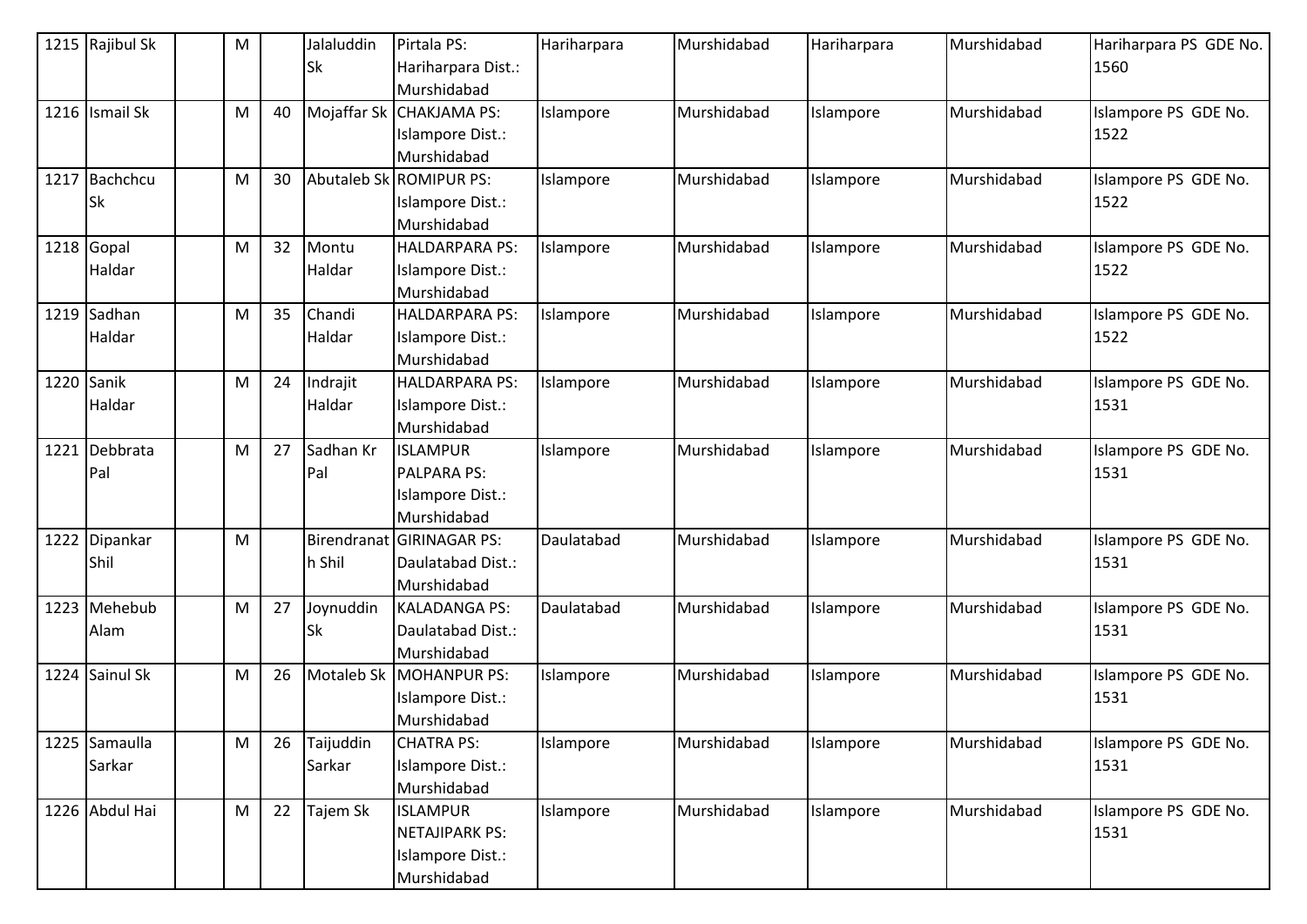| 1215 | Rajibul Sk | | M | | Jalaluddin Sk | Pirtala PS: Hariharpara Dist.: Murshidabad | Hariharpara | Murshidabad | Hariharpara | Murshidabad | Hariharpara PS GDE No. 1560 |
|---|---|---|---|---|---|---|---|---|---|---|---|
| 1216 | Ismail Sk | | M | 40 | Mojaffar Sk | CHAKJAMA PS: Islampore Dist.: Murshidabad | Islampore | Murshidabad | Islampore | Murshidabad | Islampore PS GDE No. 1522 |
| 1217 | Bachchcu Sk | | M | 30 | Abutaleb Sk | ROMIPUR PS: Islampore Dist.: Murshidabad | Islampore | Murshidabad | Islampore | Murshidabad | Islampore PS GDE No. 1522 |
| 1218 | Gopal Haldar | | M | 32 | Montu Haldar | HALDARPARA PS: Islampore Dist.: Murshidabad | Islampore | Murshidabad | Islampore | Murshidabad | Islampore PS GDE No. 1522 |
| 1219 | Sadhan Haldar | | M | 35 | Chandi Haldar | HALDARPARA PS: Islampore Dist.: Murshidabad | Islampore | Murshidabad | Islampore | Murshidabad | Islampore PS GDE No. 1522 |
| 1220 | Sanik Haldar | | M | 24 | Indrajit Haldar | HALDARPARA PS: Islampore Dist.: Murshidabad | Islampore | Murshidabad | Islampore | Murshidabad | Islampore PS GDE No. 1531 |
| 1221 | Debbrata Pal | | M | 27 | Sadhan Kr Pal | ISLAMPUR PALPARA PS: Islampore Dist.: Murshidabad | Islampore | Murshidabad | Islampore | Murshidabad | Islampore PS GDE No. 1531 |
| 1222 | Dipankar Shil | | M | | Birendranath Shil | GIRINAGAR PS: Daulatabad Dist.: Murshidabad | Daulatabad | Murshidabad | Islampore | Murshidabad | Islampore PS GDE No. 1531 |
| 1223 | Mehebub Alam | | M | 27 | Joynuddin Sk | KALADANGA PS: Daulatabad Dist.: Murshidabad | Daulatabad | Murshidabad | Islampore | Murshidabad | Islampore PS GDE No. 1531 |
| 1224 | Sainul Sk | | M | 26 | Motaleb Sk | MOHANPUR PS: Islampore Dist.: Murshidabad | Islampore | Murshidabad | Islampore | Murshidabad | Islampore PS GDE No. 1531 |
| 1225 | Samaulla Sarkar | | M | 26 | Taijuddin Sarkar | CHATRA PS: Islampore Dist.: Murshidabad | Islampore | Murshidabad | Islampore | Murshidabad | Islampore PS GDE No. 1531 |
| 1226 | Abdul Hai | | M | 22 | Tajem Sk | ISLAMPUR NETAJIPARK PS: Islampore Dist.: Murshidabad | Islampore | Murshidabad | Islampore | Murshidabad | Islampore PS GDE No. 1531 |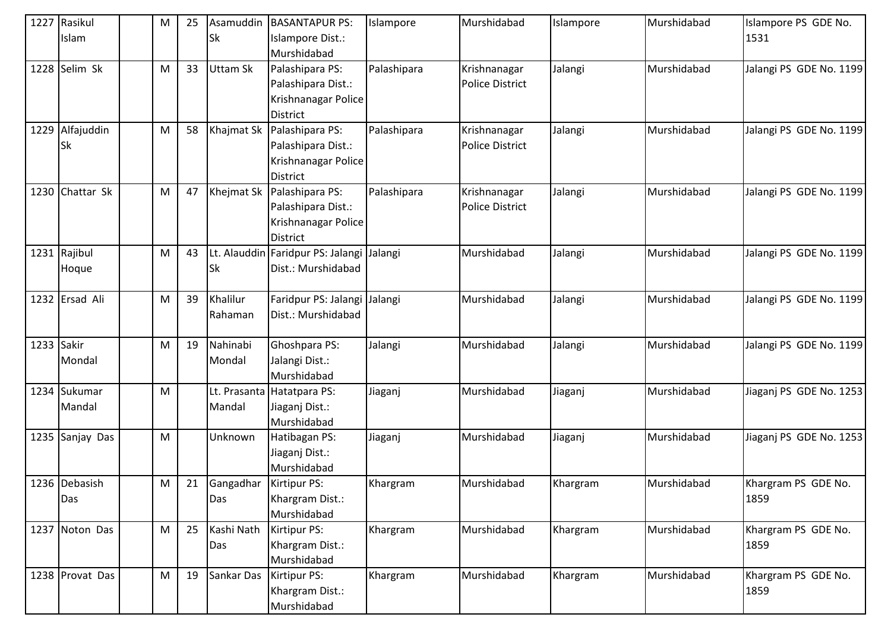| 1227 | Rasikul Islam | | M | 25 | Asamuddin Sk | BASANTAPUR PS: Islampore Dist.: Murshidabad | Islampore | Murshidabad | Islampore | Murshidabad | Islampore PS GDE No. 1531 |
|---|---|---|---|---|---|---|---|---|---|---|---|
| 1228 | Selim Sk | | M | 33 | Uttam Sk | Palashipara PS: Palashipara Dist.: Krishnanagar Police District | Palashipara | Krishnanagar Police District | Jalangi | Murshidabad | Jalangi PS GDE No. 1199 |
| 1229 | Alfajuddin Sk | | M | 58 | Khajmat Sk | Palashipara PS: Palashipara Dist.: Krishnanagar Police District | Palashipara | Krishnanagar Police District | Jalangi | Murshidabad | Jalangi PS GDE No. 1199 |
| 1230 | Chattar Sk | | M | 47 | Khejmat Sk | Palashipara PS: Palashipara Dist.: Krishnanagar Police District | Palashipara | Krishnanagar Police District | Jalangi | Murshidabad | Jalangi PS GDE No. 1199 |
| 1231 | Rajibul Hoque | | M | 43 | Lt. Alauddin Sk | Faridpur PS: Jalangi Dist.: Murshidabad | Jalangi | Murshidabad | Jalangi | Murshidabad | Jalangi PS GDE No. 1199 |
| 1232 | Ersad Ali | | M | 39 | Khalilur Rahaman | Faridpur PS: Jalangi Dist.: Murshidabad | Jalangi | Murshidabad | Jalangi | Murshidabad | Jalangi PS GDE No. 1199 |
| 1233 | Sakir Mondal | | M | 19 | Nahinabi Mondal | Ghoshpara PS: Jalangi Dist.: Murshidabad | Jalangi | Murshidabad | Jalangi | Murshidabad | Jalangi PS GDE No. 1199 |
| 1234 | Sukumar Mandal | | M | | Lt. Prasanta Mandal | Hatatpara PS: Jiaganj Dist.: Murshidabad | Jiaganj | Murshidabad | Jiaganj | Murshidabad | Jiaganj PS GDE No. 1253 |
| 1235 | Sanjay Das | | M | | Unknown | Hatibagan PS: Jiaganj Dist.: Murshidabad | Jiaganj | Murshidabad | Jiaganj | Murshidabad | Jiaganj PS GDE No. 1253 |
| 1236 | Debasish Das | | M | 21 | Gangadhar Das | Kirtipur PS: Khargram Dist.: Murshidabad | Khargram | Murshidabad | Khargram | Murshidabad | Khargram PS GDE No. 1859 |
| 1237 | Noton Das | | M | 25 | Kashi Nath Das | Kirtipur PS: Khargram Dist.: Murshidabad | Khargram | Murshidabad | Khargram | Murshidabad | Khargram PS GDE No. 1859 |
| 1238 | Provat Das | | M | 19 | Sankar Das | Kirtipur PS: Khargram Dist.: Murshidabad | Khargram | Murshidabad | Khargram | Murshidabad | Khargram PS GDE No. 1859 |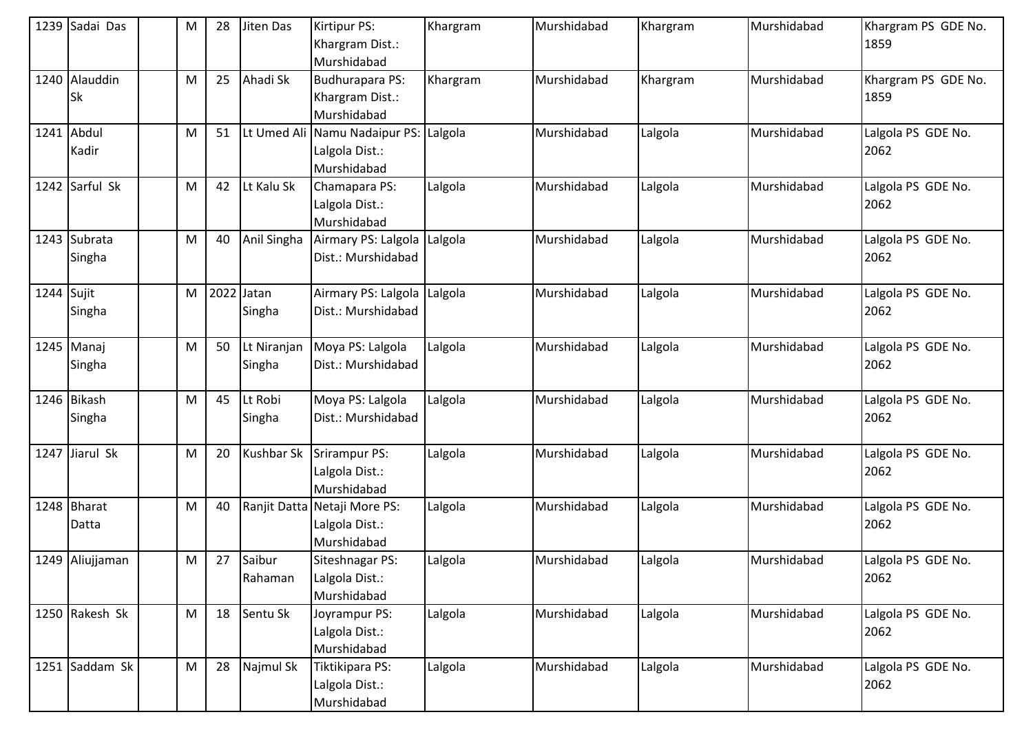| 1239 | Sadai Das | | M | 28 | Jiten Das | Kirtipur PS: Khargram Dist.: Murshidabad | Khargram | Murshidabad | Khargram | Murshidabad | Khargram PS GDE No. 1859 |
|---|---|---|---|---|---|---|---|---|---|---|---|
| 1240 | Alauddin Sk | | M | 25 | Ahadi Sk | Budhurapara PS: Khargram Dist.: Murshidabad | Khargram | Murshidabad | Khargram | Murshidabad | Khargram PS GDE No. 1859 |
| 1241 | Abdul Kadir | | M | 51 | Lt Umed Ali | Namu Nadaipur PS: Lalgola Dist.: Murshidabad | Lalgola | Murshidabad | Lalgola | Murshidabad | Lalgola PS GDE No. 2062 |
| 1242 | Sarful Sk | | M | 42 | Lt Kalu Sk | Chamapara PS: Lalgola Dist.: Murshidabad | Lalgola | Murshidabad | Lalgola | Murshidabad | Lalgola PS GDE No. 2062 |
| 1243 | Subrata Singha | | M | 40 | Anil Singha | Airmary PS: Lalgola Dist.: Murshidabad | Lalgola | Murshidabad | Lalgola | Murshidabad | Lalgola PS GDE No. 2062 |
| 1244 | Sujit Singha | | M | 2022 | Jatan Singha | Airmary PS: Lalgola Dist.: Murshidabad | Lalgola | Murshidabad | Lalgola | Murshidabad | Lalgola PS GDE No. 2062 |
| 1245 | Manaj Singha | | M | 50 | Lt Niranjan Singha | Moya PS: Lalgola Dist.: Murshidabad | Lalgola | Murshidabad | Lalgola | Murshidabad | Lalgola PS GDE No. 2062 |
| 1246 | Bikash Singha | | M | 45 | Lt Robi Singha | Moya PS: Lalgola Dist.: Murshidabad | Lalgola | Murshidabad | Lalgola | Murshidabad | Lalgola PS GDE No. 2062 |
| 1247 | Jiarul Sk | | M | 20 | Kushbar Sk | Srirampur PS: Lalgola Dist.: Murshidabad | Lalgola | Murshidabad | Lalgola | Murshidabad | Lalgola PS GDE No. 2062 |
| 1248 | Bharat Datta | | M | 40 | Ranjit Datta | Netaji More PS: Lalgola Dist.: Murshidabad | Lalgola | Murshidabad | Lalgola | Murshidabad | Lalgola PS GDE No. 2062 |
| 1249 | Aliujjaman | | M | 27 | Saibur Rahaman | Siteshnagar PS: Lalgola Dist.: Murshidabad | Lalgola | Murshidabad | Lalgola | Murshidabad | Lalgola PS GDE No. 2062 |
| 1250 | Rakesh Sk | | M | 18 | Sentu Sk | Joyrampur PS: Lalgola Dist.: Murshidabad | Lalgola | Murshidabad | Lalgola | Murshidabad | Lalgola PS GDE No. 2062 |
| 1251 | Saddam Sk | | M | 28 | Najmul Sk | Tiktikipara PS: Lalgola Dist.: Murshidabad | Lalgola | Murshidabad | Lalgola | Murshidabad | Lalgola PS GDE No. 2062 |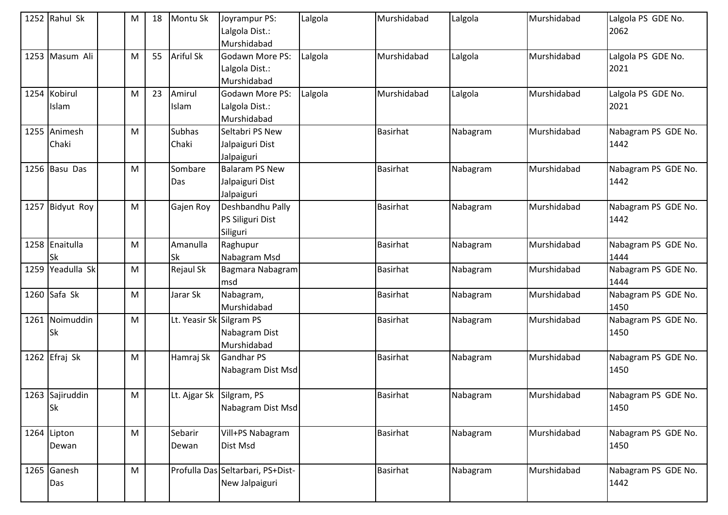| 1252 | Rahul Sk | | M | 18 | Montu Sk | Joyrampur PS: Lalgola Dist.: Murshidabad | Lalgola | Murshidabad | Lalgola | Murshidabad | Lalgola PS GDE No. 2062 |
|---|---|---|---|---|---|---|---|---|---|---|---|
| 1253 | Masum Ali | | M | 55 | Ariful Sk | Godawn More PS: Lalgola Dist.: Murshidabad | Lalgola | Murshidabad | Lalgola | Murshidabad | Lalgola PS GDE No. 2021 |
| 1254 | Kobirul Islam | | M | 23 | Amirul Islam | Godawn More PS: Lalgola Dist.: Murshidabad | Lalgola | Murshidabad | Lalgola | Murshidabad | Lalgola PS GDE No. 2021 |
| 1255 | Animesh Chaki | | M | | Subhas Chaki | Seltabri PS New Jalpaiguri Dist Jalpaiguri | | Basirhat | Nabagram | Murshidabad | Nabagram PS GDE No. 1442 |
| 1256 | Basu Das | | M | | Sombare Das | Balaram PS New Jalpaiguri Dist Jalpaiguri | | Basirhat | Nabagram | Murshidabad | Nabagram PS GDE No. 1442 |
| 1257 | Bidyut Roy | | M | | Gajen Roy | Deshbandhu Pally PS Siliguri Dist Siliguri | | Basirhat | Nabagram | Murshidabad | Nabagram PS GDE No. 1442 |
| 1258 | Enaitulla Sk | | M | | Amanulla Sk | Raghupur Nabagram Msd | | Basirhat | Nabagram | Murshidabad | Nabagram PS GDE No. 1444 |
| 1259 | Yeadulla Sk | | M | | Rejaul Sk | Bagmara Nabagram msd | | Basirhat | Nabagram | Murshidabad | Nabagram PS GDE No. 1444 |
| 1260 | Safa Sk | | M | | Jarar Sk | Nabagram, Murshidabad | | Basirhat | Nabagram | Murshidabad | Nabagram PS GDE No. 1450 |
| 1261 | Noimuddin Sk | | M | | Lt. Yeasir Sk | Silgram PS Nabagram Dist Murshidabad | | Basirhat | Nabagram | Murshidabad | Nabagram PS GDE No. 1450 |
| 1262 | Efraj Sk | | M | | Hamraj Sk | Gandhar PS Nabagram Dist Msd | | Basirhat | Nabagram | Murshidabad | Nabagram PS GDE No. 1450 |
| 1263 | Sajiruddin Sk | | M | | Lt. Ajgar Sk | Silgram, PS Nabagram Dist Msd | | Basirhat | Nabagram | Murshidabad | Nabagram PS GDE No. 1450 |
| 1264 | Lipton Dewan | | M | | Sebarir Dewan | Vill+PS Nabagram Dist Msd | | Basirhat | Nabagram | Murshidabad | Nabagram PS GDE No. 1450 |
| 1265 | Ganesh Das | | M | | Profulla Das | Seltarbari, PS+Dist- New Jalpaiguri | | Basirhat | Nabagram | Murshidabad | Nabagram PS GDE No. 1442 |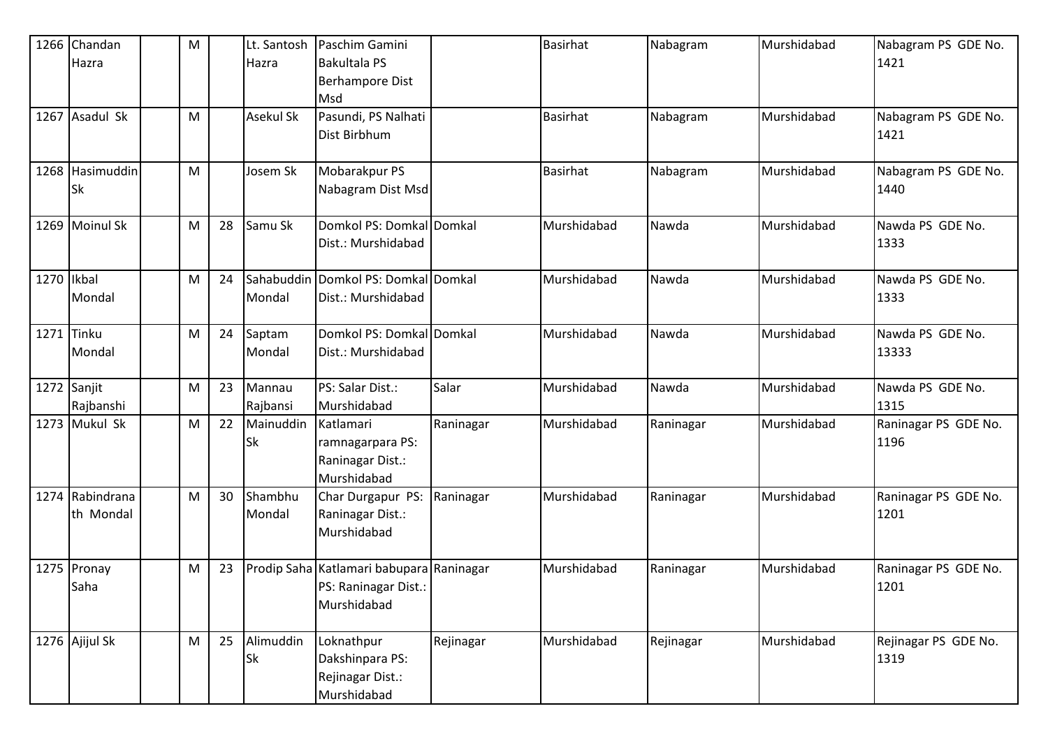| 1266 | Chandan Hazra | | M | | Lt. Santosh Hazra | Paschim Gamini Bakultala PS Berhampore Dist Msd | | Basirhat | Nabagram | Murshidabad | Nabagram PS GDE No. 1421 |
|---|---|---|---|---|---|---|---|---|---|---|---|
| 1267 | Asadul Sk | | M | | Asekul Sk | Pasundi, PS Nalhati Dist Birbhum | | Basirhat | Nabagram | Murshidabad | Nabagram PS GDE No. 1421 |
| 1268 | Hasimuddin Sk | | M | | Josem Sk | Mobarakpur PS Nabagram Dist Msd | | Basirhat | Nabagram | Murshidabad | Nabagram PS GDE No. 1440 |
| 1269 | Moinul Sk | | M | 28 | Samu Sk | Domkol PS: Domkal Dist.: Murshidabad | Domkal | Murshidabad | Nawda | Murshidabad | Nawda PS GDE No. 1333 |
| 1270 | Ikbal Mondal | | M | 24 | Sahabuddin Mondal | Domkol PS: Domkal Dist.: Murshidabad | Domkal | Murshidabad | Nawda | Murshidabad | Nawda PS GDE No. 1333 |
| 1271 | Tinku Mondal | | M | 24 | Saptam Mondal | Domkol PS: Domkal Dist.: Murshidabad | Domkal | Murshidabad | Nawda | Murshidabad | Nawda PS GDE No. 13333 |
| 1272 | Sanjit Rajbanshi | | M | 23 | Mannau Rajbansi | PS: Salar Dist.: Murshidabad | Salar | Murshidabad | Nawda | Murshidabad | Nawda PS GDE No. 1315 |
| 1273 | Mukul Sk | | M | 22 | Mainuddin Sk | Katlamari ramnagarpara PS: Raninagar Dist.: Murshidabad | Raninagar | Murshidabad | Raninagar | Murshidabad | Raninagar PS GDE No. 1196 |
| 1274 | Rabindranath Mondal | | M | 30 | Shambhu Mondal | Char Durgapur PS: Raninagar Dist.: Murshidabad | Raninagar | Murshidabad | Raninagar | Murshidabad | Raninagar PS GDE No. 1201 |
| 1275 | Pronay Saha | | M | 23 | Prodip Saha | Katlamari babupara PS: Raninagar Dist.: Murshidabad | Raninagar | Murshidabad | Raninagar | Murshidabad | Raninagar PS GDE No. 1201 |
| 1276 | Ajijul Sk | | M | 25 | Alimuddin Sk | Loknathpur Dakshinpara PS: Rejinagar Dist.: Murshidabad | Rejinagar | Murshidabad | Rejinagar | Murshidabad | Rejinagar PS GDE No. 1319 |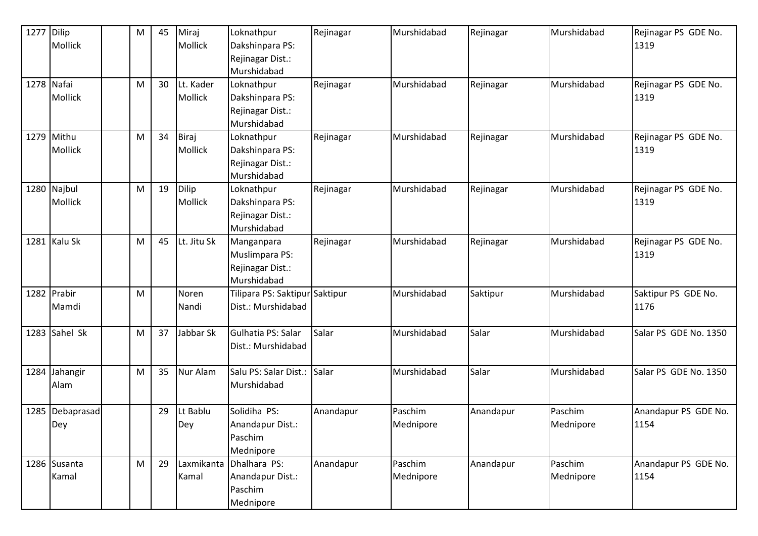| 1277 | Dilip Mollick | | M | 45 | Miraj Mollick | Loknathpur Dakshinpara PS: Rejinagar Dist.: Murshidabad | Rejinagar | Murshidabad | Rejinagar | Murshidabad | Rejinagar PS GDE No. 1319 |
|---|---|---|---|---|---|---|---|---|---|---|---|
| 1278 | Nafai Mollick | | M | 30 | Lt. Kader Mollick | Loknathpur Dakshinpara PS: Rejinagar Dist.: Murshidabad | Rejinagar | Murshidabad | Rejinagar | Murshidabad | Rejinagar PS GDE No. 1319 |
| 1279 | Mithu Mollick | | M | 34 | Biraj Mollick | Loknathpur Dakshinpara PS: Rejinagar Dist.: Murshidabad | Rejinagar | Murshidabad | Rejinagar | Murshidabad | Rejinagar PS GDE No. 1319 |
| 1280 | Najbul Mollick | | M | 19 | Dilip Mollick | Loknathpur Dakshinpara PS: Rejinagar Dist.: Murshidabad | Rejinagar | Murshidabad | Rejinagar | Murshidabad | Rejinagar PS GDE No. 1319 |
| 1281 | Kalu Sk | | M | 45 | Lt. Jitu Sk | Manganpara Muslimpara PS: Rejinagar Dist.: Murshidabad | Rejinagar | Murshidabad | Rejinagar | Murshidabad | Rejinagar PS GDE No. 1319 |
| 1282 | Prabir Mamdi | | M | | Noren Nandi | Tilipara PS: Saktipur Dist.: Murshidabad | Saktipur | Murshidabad | Saktipur | Murshidabad | Saktipur PS GDE No. 1176 |
| 1283 | Sahel Sk | | M | 37 | Jabbar Sk | Gulhatia PS: Salar Dist.: Murshidabad | Salar | Murshidabad | Salar | Murshidabad | Salar PS GDE No. 1350 |
| 1284 | Jahangir Alam | | M | 35 | Nur Alam | Salu PS: Salar Dist.: Murshidabad | Salar | Murshidabad | Salar | Murshidabad | Salar PS GDE No. 1350 |
| 1285 | Debaprasad Dey | | | 29 | Lt Bablu Dey | Solidiha PS: Anandapur Dist.: Paschim Mednipore | Anandapur | Paschim Mednipore | Anandapur | Paschim Mednipore | Anandapur PS GDE No. 1154 |
| 1286 | Susanta Kamal | | M | 29 | Laxmikanta Kamal | Dhalhara PS: Anandapur Dist.: Paschim Mednipore | Anandapur | Paschim Mednipore | Anandapur | Paschim Mednipore | Anandapur PS GDE No. 1154 |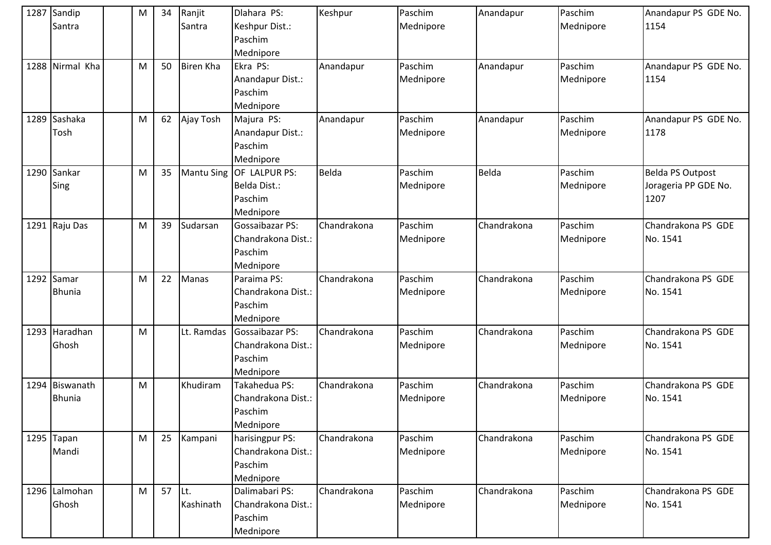| 1287 | Sandip Santra | | M | 34 | Ranjit Santra | Dlahara PS: Keshpur Dist.: Paschim Mednipore | Keshpur | Paschim Mednipore | Anandapur | Paschim Mednipore | Anandapur PS GDE No. 1154 |
|---|---|---|---|---|---|---|---|---|---|---|---|
| 1288 | Nirmal Kha | | M | 50 | Biren Kha | Ekra PS: Anandapur Dist.: Paschim Mednipore | Anandapur | Paschim Mednipore | Anandapur | Paschim Mednipore | Anandapur PS GDE No. 1154 |
| 1289 | Sashaka Tosh | | M | 62 | Ajay Tosh | Majura PS: Anandapur Dist.: Paschim Mednipore | Anandapur | Paschim Mednipore | Anandapur | Paschim Mednipore | Anandapur PS GDE No. 1178 |
| 1290 | Sankar Sing | | M | 35 | Mantu Sing | OF LALPUR PS: Belda Dist.: Paschim Mednipore | Belda | Paschim Mednipore | Belda | Paschim Mednipore | Belda PS Outpost Jorageria PP GDE No. 1207 |
| 1291 | Raju Das | | M | 39 | Sudarsan | Gossaibazar PS: Chandrakona Dist.: Paschim Mednipore | Chandrakona | Paschim Mednipore | Chandrakona | Paschim Mednipore | Chandrakona PS GDE No. 1541 |
| 1292 | Samar Bhunia | | M | 22 | Manas | Paraima PS: Chandrakona Dist.: Paschim Mednipore | Chandrakona | Paschim Mednipore | Chandrakona | Paschim Mednipore | Chandrakona PS GDE No. 1541 |
| 1293 | Haradhan Ghosh | | M | | Lt. Ramdas | Gossaibazar PS: Chandrakona Dist.: Paschim Mednipore | Chandrakona | Paschim Mednipore | Chandrakona | Paschim Mednipore | Chandrakona PS GDE No. 1541 |
| 1294 | Biswanath Bhunia | | M | | Khudiram | Takahedua PS: Chandrakona Dist.: Paschim Mednipore | Chandrakona | Paschim Mednipore | Chandrakona | Paschim Mednipore | Chandrakona PS GDE No. 1541 |
| 1295 | Tapan Mandi | | M | 25 | Kampani | harisingpur PS: Chandrakona Dist.: Paschim Mednipore | Chandrakona | Paschim Mednipore | Chandrakona | Paschim Mednipore | Chandrakona PS GDE No. 1541 |
| 1296 | Lalmohan Ghosh | | M | 57 | Lt. Kashinath | Dalimabari PS: Chandrakona Dist.: Paschim Mednipore | Chandrakona | Paschim Mednipore | Chandrakona | Paschim Mednipore | Chandrakona PS GDE No. 1541 |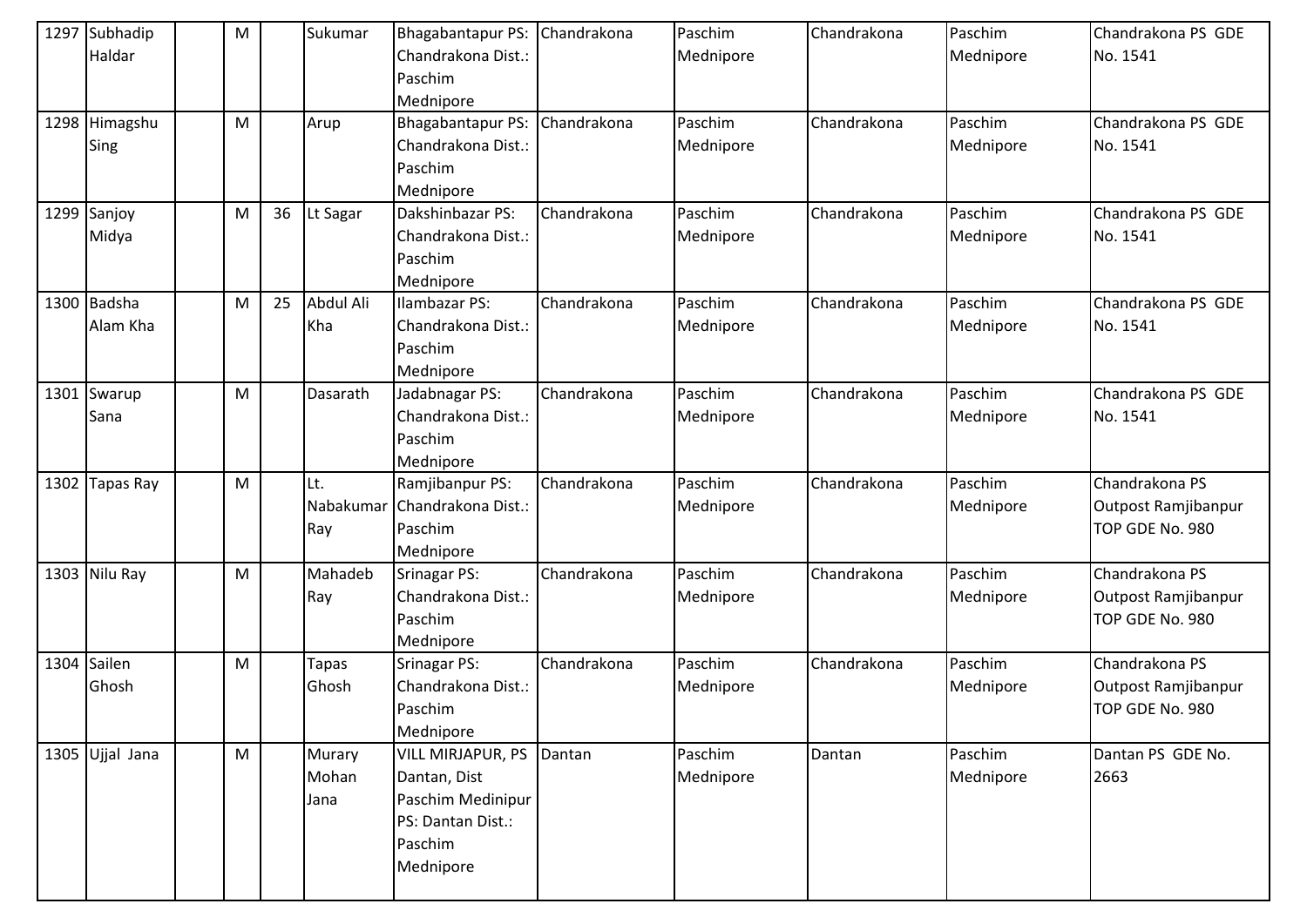| 1297 | Subhadip Haldar | | M | | Sukumar | Bhagabantapur PS: Chandrakona Dist.: Paschim Mednipore | Chandrakona | Paschim Mednipore | Chandrakona | Paschim Mednipore | Chandrakona PS GDE No. 1541 |
|---|---|---|---|---|---|---|---|---|---|---|---|
| 1298 | Himagshu Sing | | M | | Arup | Bhagabantapur PS: Chandrakona Dist.: Paschim Mednipore | Chandrakona | Paschim Mednipore | Chandrakona | Paschim Mednipore | Chandrakona PS GDE No. 1541 |
| 1299 | Sanjoy Midya | | M | 36 | Lt Sagar | Dakshinbazar PS: Chandrakona Dist.: Paschim Mednipore | Chandrakona | Paschim Mednipore | Chandrakona | Paschim Mednipore | Chandrakona PS GDE No. 1541 |
| 1300 | Badsha Alam Kha | | M | 25 | Abdul Ali Kha | Ilambazar PS: Chandrakona Dist.: Paschim Mednipore | Chandrakona | Paschim Mednipore | Chandrakona | Paschim Mednipore | Chandrakona PS GDE No. 1541 |
| 1301 | Swarup Sana | | M | | Dasarath | Jadabnagar PS: Chandrakona Dist.: Paschim Mednipore | Chandrakona | Paschim Mednipore | Chandrakona | Paschim Mednipore | Chandrakona PS GDE No. 1541 |
| 1302 | Tapas Ray | | M | | Lt. Nabakumar Ray | Ramjibanpur PS: Chandrakona Dist.: Paschim Mednipore | Chandrakona | Paschim Mednipore | Chandrakona | Paschim Mednipore | Chandrakona PS Outpost Ramjibanpur TOP GDE No. 980 |
| 1303 | Nilu Ray | | M | | Mahadeb Ray | Srinagar PS: Chandrakona Dist.: Paschim Mednipore | Chandrakona | Paschim Mednipore | Chandrakona | Paschim Mednipore | Chandrakona PS Outpost Ramjibanpur TOP GDE No. 980 |
| 1304 | Sailen Ghosh | | M | | Tapas Ghosh | Srinagar PS: Chandrakona Dist.: Paschim Mednipore | Chandrakona | Paschim Mednipore | Chandrakona | Paschim Mednipore | Chandrakona PS Outpost Ramjibanpur TOP GDE No. 980 |
| 1305 | Ujjal Jana | | M | | Murary Mohan Jana | VILL MIRJAPUR, PS Dantan, Dist Paschim Medinipur PS: Dantan Dist.: Paschim Mednipore | Dantan | Paschim Mednipore | Dantan | Paschim Mednipore | Dantan PS GDE No. 2663 |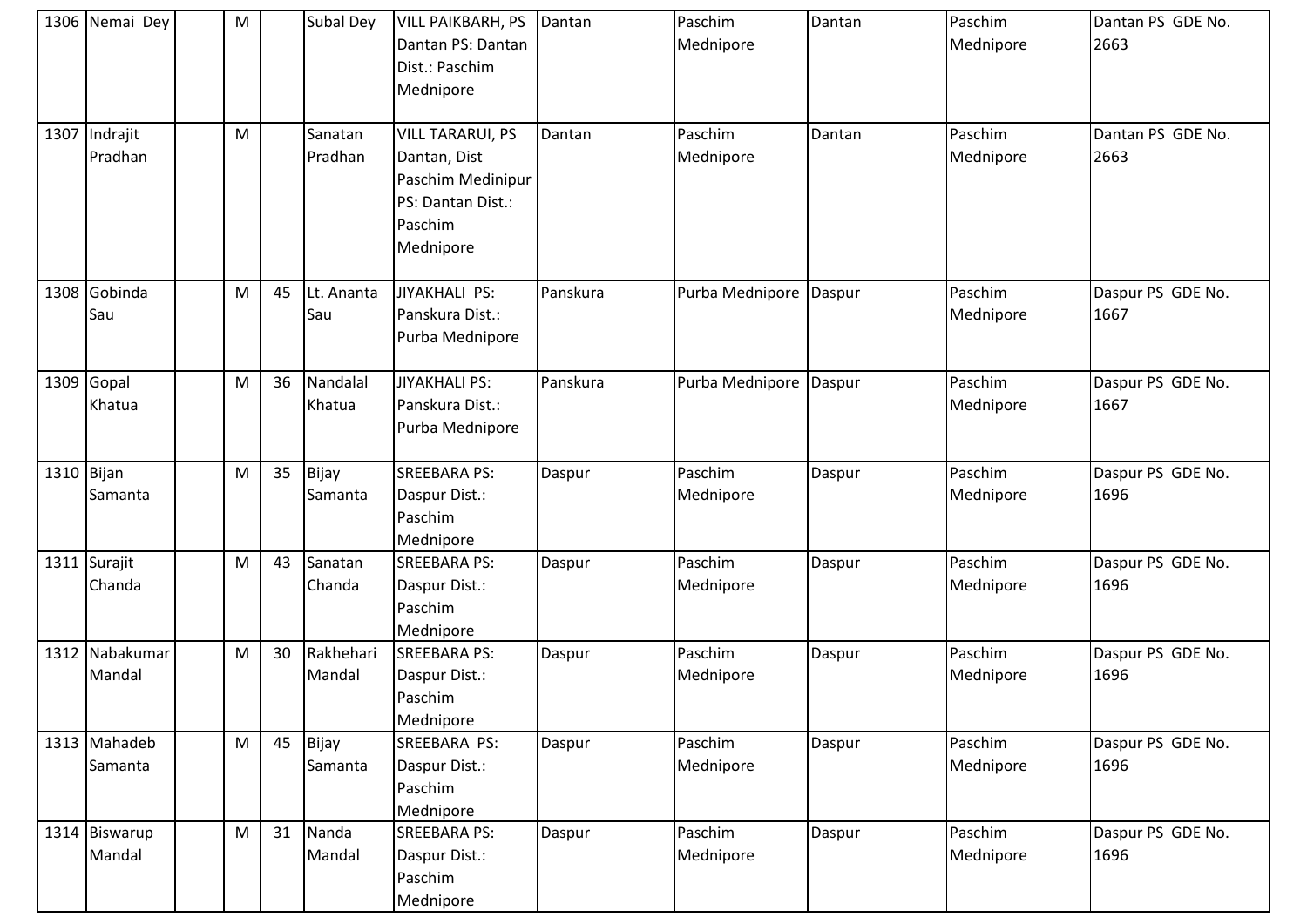| 1306 | Nemai Dey |  | M |  | Subal Dey | VILL PAIKBARH, PS Dantan PS: Dantan Dist.: Paschim Mednipore | Dantan | Paschim Mednipore | Dantan | Paschim Mednipore | Dantan PS GDE No. 2663 |
|---|---|---|---|---|---|---|---|---|---|---|---|
| 1307 | Indrajit Pradhan |  | M |  | Sanatan Pradhan | VILL TARARUI, PS Dantan, Dist Paschim Medinipur PS: Dantan Dist.: Paschim Mednipore | Dantan | Paschim Mednipore | Dantan | Paschim Mednipore | Dantan PS GDE No. 2663 |
| 1308 | Gobinda Sau |  | M | 45 | Lt. Ananta Sau | JIYAKHALI PS: Panskura Dist.: Purba Mednipore | Panskura | Purba Mednipore | Daspur | Paschim Mednipore | Daspur PS GDE No. 1667 |
| 1309 | Gopal Khatua |  | M | 36 | Nandalal Khatua | JIYAKHALI PS: Panskura Dist.: Purba Mednipore | Panskura | Purba Mednipore | Daspur | Paschim Mednipore | Daspur PS GDE No. 1667 |
| 1310 | Bijan Samanta |  | M | 35 | Bijay Samanta | SREEBARA PS: Daspur Dist.: Paschim Mednipore | Daspur | Paschim Mednipore | Daspur | Paschim Mednipore | Daspur PS GDE No. 1696 |
| 1311 | Surajit Chanda |  | M | 43 | Sanatan Chanda | SREEBARA PS: Daspur Dist.: Paschim Mednipore | Daspur | Paschim Mednipore | Daspur | Paschim Mednipore | Daspur PS GDE No. 1696 |
| 1312 | Nabakumar Mandal |  | M | 30 | Rakhehari Mandal | SREEBARA PS: Daspur Dist.: Paschim Mednipore | Daspur | Paschim Mednipore | Daspur | Paschim Mednipore | Daspur PS GDE No. 1696 |
| 1313 | Mahadeb Samanta |  | M | 45 | Bijay Samanta | SREEBARA PS: Daspur Dist.: Paschim Mednipore | Daspur | Paschim Mednipore | Daspur | Paschim Mednipore | Daspur PS GDE No. 1696 |
| 1314 | Biswarup Mandal |  | M | 31 | Nanda Mandal | SREEBARA PS: Daspur Dist.: Paschim Mednipore | Daspur | Paschim Mednipore | Daspur | Paschim Mednipore | Daspur PS GDE No. 1696 |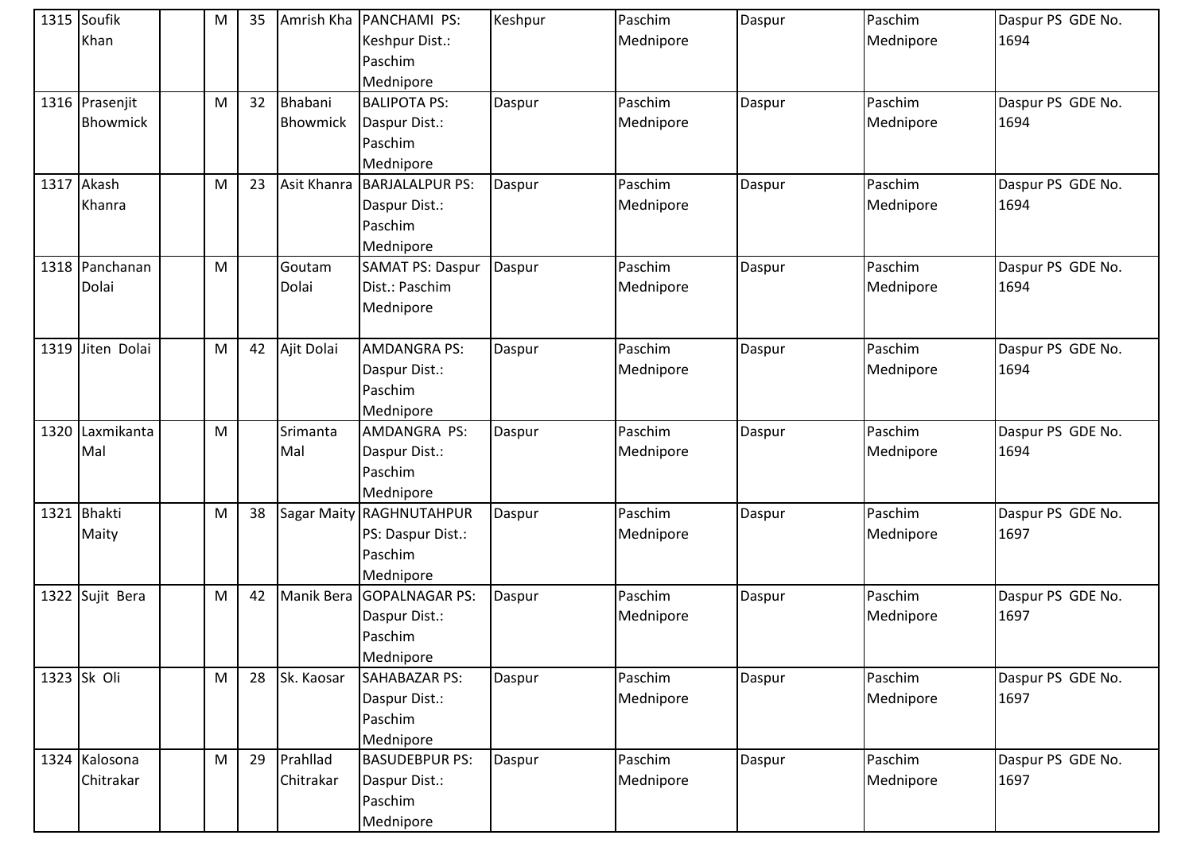| 1315 | Soufik Khan | | M | 35 | Amrish Kha | PANCHAMI PS: Keshpur Dist.: Paschim Mednipore | Keshpur | Paschim Mednipore | Daspur | Paschim Mednipore | Daspur PS GDE No. 1694 |
|---|---|---|---|---|---|---|---|---|---|---|---|
| 1316 | Prasenjit Bhowmick | | M | 32 | Bhabani Bhowmick | BALIPOTA PS: Daspur Dist.: Paschim Mednipore | Daspur | Paschim Mednipore | Daspur | Paschim Mednipore | Daspur PS GDE No. 1694 |
| 1317 | Akash Khanra | | M | 23 | Asit Khanra | BARJALALPUR PS: Daspur Dist.: Paschim Mednipore | Daspur | Paschim Mednipore | Daspur | Paschim Mednipore | Daspur PS GDE No. 1694 |
| 1318 | Panchanan Dolai | | M | | Goutam Dolai | SAMAT PS: Daspur Dist.: Paschim Mednipore | Daspur | Paschim Mednipore | Daspur | Paschim Mednipore | Daspur PS GDE No. 1694 |
| 1319 | Jiten Dolai | | M | 42 | Ajit Dolai | AMDANGRA PS: Daspur Dist.: Paschim Mednipore | Daspur | Paschim Mednipore | Daspur | Paschim Mednipore | Daspur PS GDE No. 1694 |
| 1320 | Laxmikanta Mal | | M | | Srimanta Mal | AMDANGRA PS: Daspur Dist.: Paschim Mednipore | Daspur | Paschim Mednipore | Daspur | Paschim Mednipore | Daspur PS GDE No. 1694 |
| 1321 | Bhakti Maity | | M | 38 | Sagar Maity | RAGHNUTAHPUR PS: Daspur Dist.: Paschim Mednipore | Daspur | Paschim Mednipore | Daspur | Paschim Mednipore | Daspur PS GDE No. 1697 |
| 1322 | Sujit Bera | | M | 42 | Manik Bera | GOPALNAGAR PS: Daspur Dist.: Paschim Mednipore | Daspur | Paschim Mednipore | Daspur | Paschim Mednipore | Daspur PS GDE No. 1697 |
| 1323 | Sk Oli | | M | 28 | Sk. Kaosar | SAHABAZAR PS: Daspur Dist.: Paschim Mednipore | Daspur | Paschim Mednipore | Daspur | Paschim Mednipore | Daspur PS GDE No. 1697 |
| 1324 | Kalosona Chitrakar | | M | 29 | Prahllad Chitrakar | BASUDEBPUR PS: Daspur Dist.: Paschim Mednipore | Daspur | Paschim Mednipore | Daspur | Paschim Mednipore | Daspur PS GDE No. 1697 |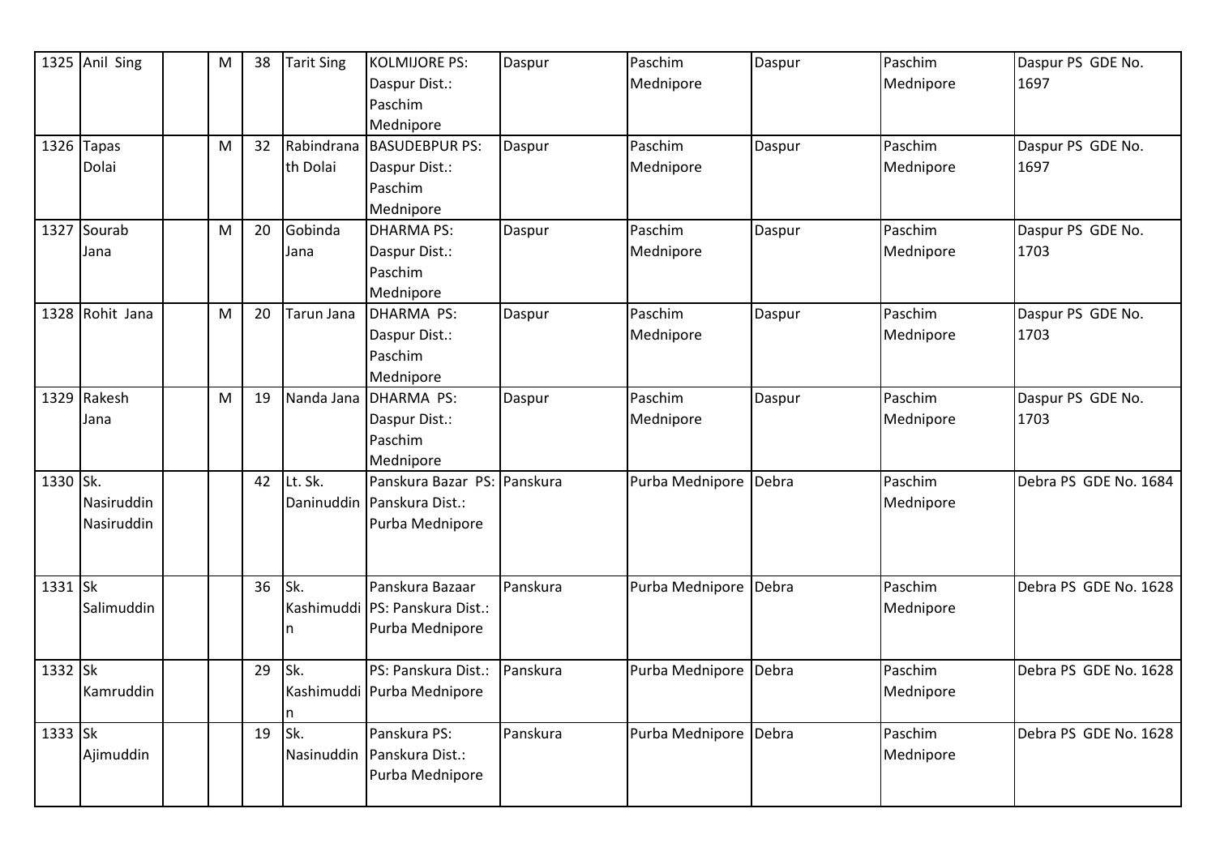| 1325 | Anil Sing | | M | 38 | Tarit Sing | KOLMIJORE PS: Daspur Dist.: Paschim Mednipore | Daspur | Paschim Mednipore | Daspur | Paschim Mednipore | Daspur PS GDE No. 1697 |
|---|---|---|---|---|---|---|---|---|---|---|---|
| 1326 | Tapas Dolai | | M | 32 | Rabindranath Dolai | BASUDEBPUR PS: Daspur Dist.: Paschim Mednipore | Daspur | Paschim Mednipore | Daspur | Paschim Mednipore | Daspur PS GDE No. 1697 |
| 1327 | Sourab Jana | | M | 20 | Gobinda Jana | DHARMA PS: Daspur Dist.: Paschim Mednipore | Daspur | Paschim Mednipore | Daspur | Paschim Mednipore | Daspur PS GDE No. 1703 |
| 1328 | Rohit Jana | | M | 20 | Tarun Jana | DHARMA PS: Daspur Dist.: Paschim Mednipore | Daspur | Paschim Mednipore | Daspur | Paschim Mednipore | Daspur PS GDE No. 1703 |
| 1329 | Rakesh Jana | | M | 19 | Nanda Jana | DHARMA PS: Daspur Dist.: Paschim Mednipore | Daspur | Paschim Mednipore | Daspur | Paschim Mednipore | Daspur PS GDE No. 1703 |
| 1330 | Sk. Nasiruddin Nasiruddin | | | 42 | Lt. Sk. Daninuddin | Panskura Bazar PS: Panskura Dist.: Purba Mednipore | Panskura | Purba Mednipore | Debra | Paschim Mednipore | Debra PS GDE No. 1684 |
| 1331 | Sk Salimuddin | | | 36 | Sk. Kashimuddin | Panskura Bazaar PS: Panskura Dist.: Purba Mednipore | Panskura | Purba Mednipore | Debra | Paschim Mednipore | Debra PS GDE No. 1628 |
| 1332 | Sk Kamruddin | | | 29 | Sk. Kashimuddin | PS: Panskura Dist.: Purba Mednipore | Panskura | Purba Mednipore | Debra | Paschim Mednipore | Debra PS GDE No. 1628 |
| 1333 | Sk Ajimuddin | | | 19 | Sk. Nasinuddin | Panskura PS: Panskura Dist.: Purba Mednipore | Panskura | Purba Mednipore | Debra | Paschim Mednipore | Debra PS GDE No. 1628 |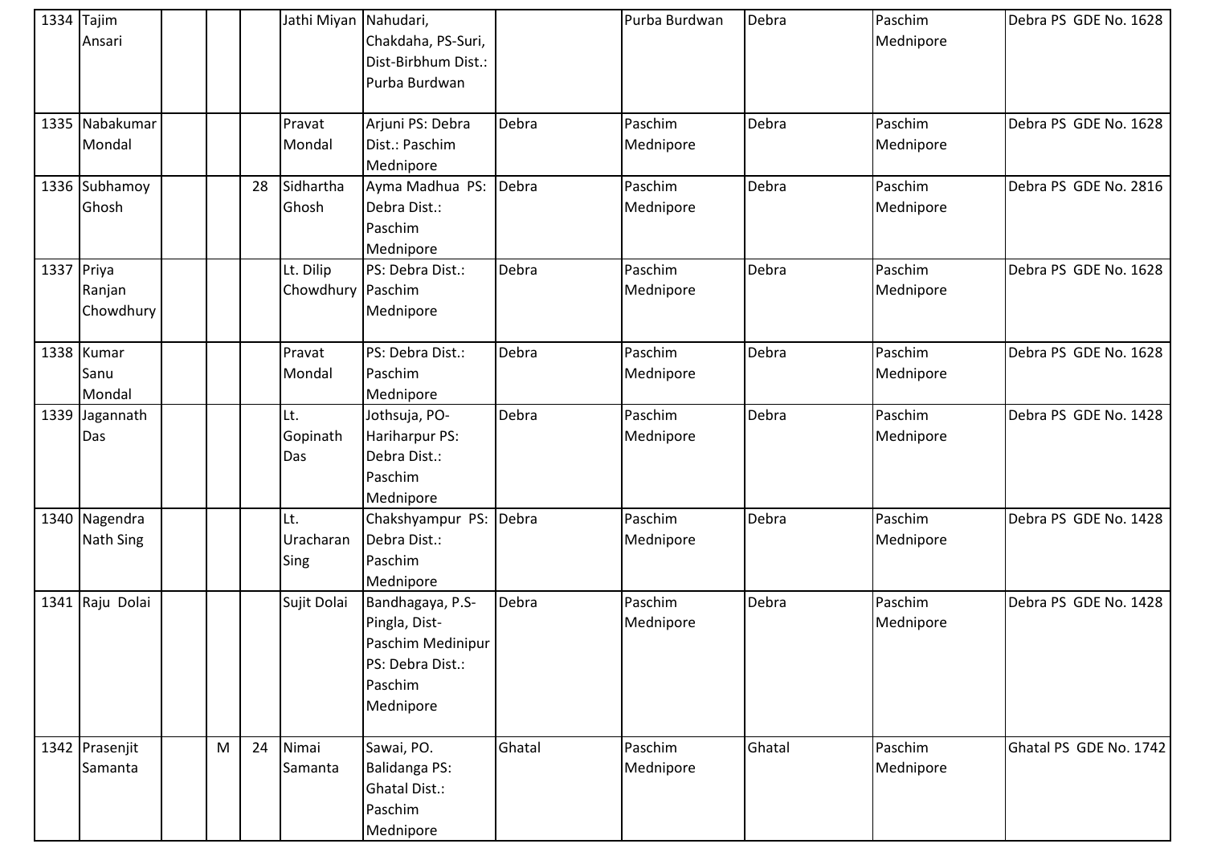| | | | | | | | | | | | |
|---|---|---|---|---|---|---|---|---|---|---|---|
| 1334 | Tajim Ansari | | | | Jathi Miyan | Nahudari, Chakdaha, PS-Suri, Dist-Birbhum Dist.: Purba Burdwan | | Purba Burdwan | Debra | Paschim Mednipore | Debra PS GDE No. 1628 |
| 1335 | Nabakumar Mondal | | | | Pravat Mondal | Arjuni PS: Debra Dist.: Paschim Mednipore | Debra | Paschim Mednipore | Debra | Paschim Mednipore | Debra PS GDE No. 1628 |
| 1336 | Subhamoy Ghosh | | | 28 | Sidhartha Ghosh | Ayma Madhua PS: Debra Dist.: Paschim Mednipore | Debra | Paschim Mednipore | Debra | Paschim Mednipore | Debra PS GDE No. 2816 |
| 1337 | Priya Ranjan Chowdhury | | | | Lt. Dilip Chowdhury | PS: Debra Dist.: Paschim Mednipore | Debra | Paschim Mednipore | Debra | Paschim Mednipore | Debra PS GDE No. 1628 |
| 1338 | Kumar Sanu Mondal | | | | Pravat Mondal | PS: Debra Dist.: Paschim Mednipore | Debra | Paschim Mednipore | Debra | Paschim Mednipore | Debra PS GDE No. 1628 |
| 1339 | Jagannath Das | | | | Lt. Gopinath Das | Jothsuja, PO-Hariharpur PS: Debra Dist.: Paschim Mednipore | Debra | Paschim Mednipore | Debra | Paschim Mednipore | Debra PS GDE No. 1428 |
| 1340 | Nagendra Nath Sing | | | | Lt. Uracharan Sing | Chakshyampur PS: Debra Dist.: Paschim Mednipore | Debra | Paschim Mednipore | Debra | Paschim Mednipore | Debra PS GDE No. 1428 |
| 1341 | Raju Dolai | | | | Sujit Dolai | Bandhagaya, P.S-Pingla, Dist-Paschim Medinipur PS: Debra Dist.: Paschim Mednipore | Debra | Paschim Mednipore | Debra | Paschim Mednipore | Debra PS GDE No. 1428 |
| 1342 | Prasenjit Samanta | | M | 24 | Nimai Samanta | Sawai, PO. Balidanga PS: Ghatal Dist.: Paschim Mednipore | Ghatal | Paschim Mednipore | Ghatal | Paschim Mednipore | Ghatal PS GDE No. 1742 |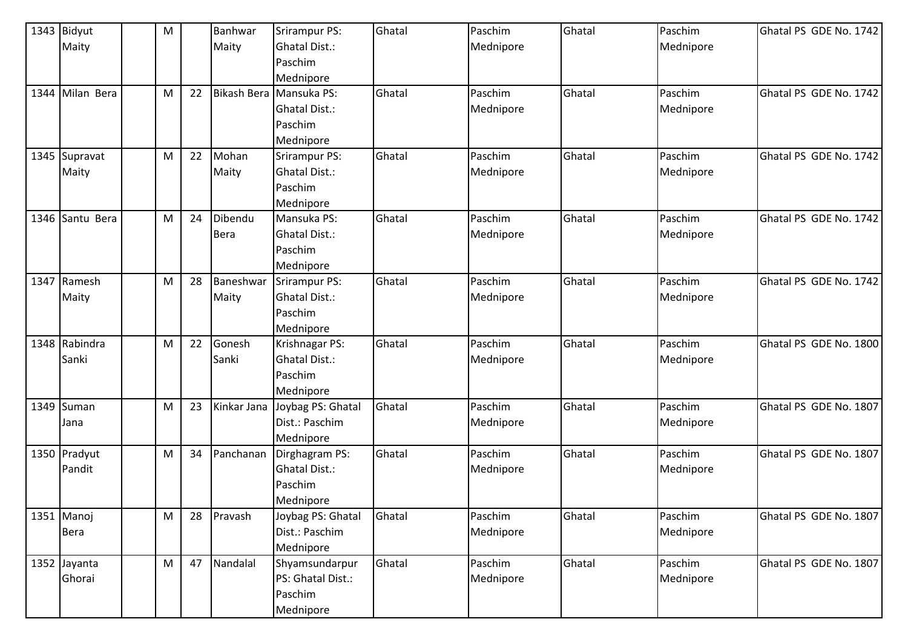| 1343 | Bidyut Maity | | M | | Banhwar Maity | Srirampur PS: Ghatal Dist.: Paschim Mednipore | Ghatal | Paschim Mednipore | Ghatal | Paschim Mednipore | Ghatal PS GDE No. 1742 |
|---|---|---|---|---|---|---|---|---|---|---|---|
| 1344 | Milan Bera | | M | 22 | Bikash Bera | Mansuka PS: Ghatal Dist.: Paschim Mednipore | Ghatal | Paschim Mednipore | Ghatal | Paschim Mednipore | Ghatal PS GDE No. 1742 |
| 1345 | Supravat Maity | | M | 22 | Mohan Maity | Srirampur PS: Ghatal Dist.: Paschim Mednipore | Ghatal | Paschim Mednipore | Ghatal | Paschim Mednipore | Ghatal PS GDE No. 1742 |
| 1346 | Santu Bera | | M | 24 | Dibendu Bera | Mansuka PS: Ghatal Dist.: Paschim Mednipore | Ghatal | Paschim Mednipore | Ghatal | Paschim Mednipore | Ghatal PS GDE No. 1742 |
| 1347 | Ramesh Maity | | M | 28 | Baneshwar Maity | Srirampur PS: Ghatal Dist.: Paschim Mednipore | Ghatal | Paschim Mednipore | Ghatal | Paschim Mednipore | Ghatal PS GDE No. 1742 |
| 1348 | Rabindra Sanki | | M | 22 | Gonesh Sanki | Krishnagar PS: Ghatal Dist.: Paschim Mednipore | Ghatal | Paschim Mednipore | Ghatal | Paschim Mednipore | Ghatal PS GDE No. 1800 |
| 1349 | Suman Jana | | M | 23 | Kinkar Jana | Joybag PS: Ghatal Dist.: Paschim Mednipore | Ghatal | Paschim Mednipore | Ghatal | Paschim Mednipore | Ghatal PS GDE No. 1807 |
| 1350 | Pradyut Pandit | | M | 34 | Panchanan | Dirghagram PS: Ghatal Dist.: Paschim Mednipore | Ghatal | Paschim Mednipore | Ghatal | Paschim Mednipore | Ghatal PS GDE No. 1807 |
| 1351 | Manoj Bera | | M | 28 | Pravash | Joybag PS: Ghatal Dist.: Paschim Mednipore | Ghatal | Paschim Mednipore | Ghatal | Paschim Mednipore | Ghatal PS GDE No. 1807 |
| 1352 | Jayanta Ghorai | | M | 47 | Nandalal | Shyamsundarpur PS: Ghatal Dist.: Paschim Mednipore | Ghatal | Paschim Mednipore | Ghatal | Paschim Mednipore | Ghatal PS GDE No. 1807 |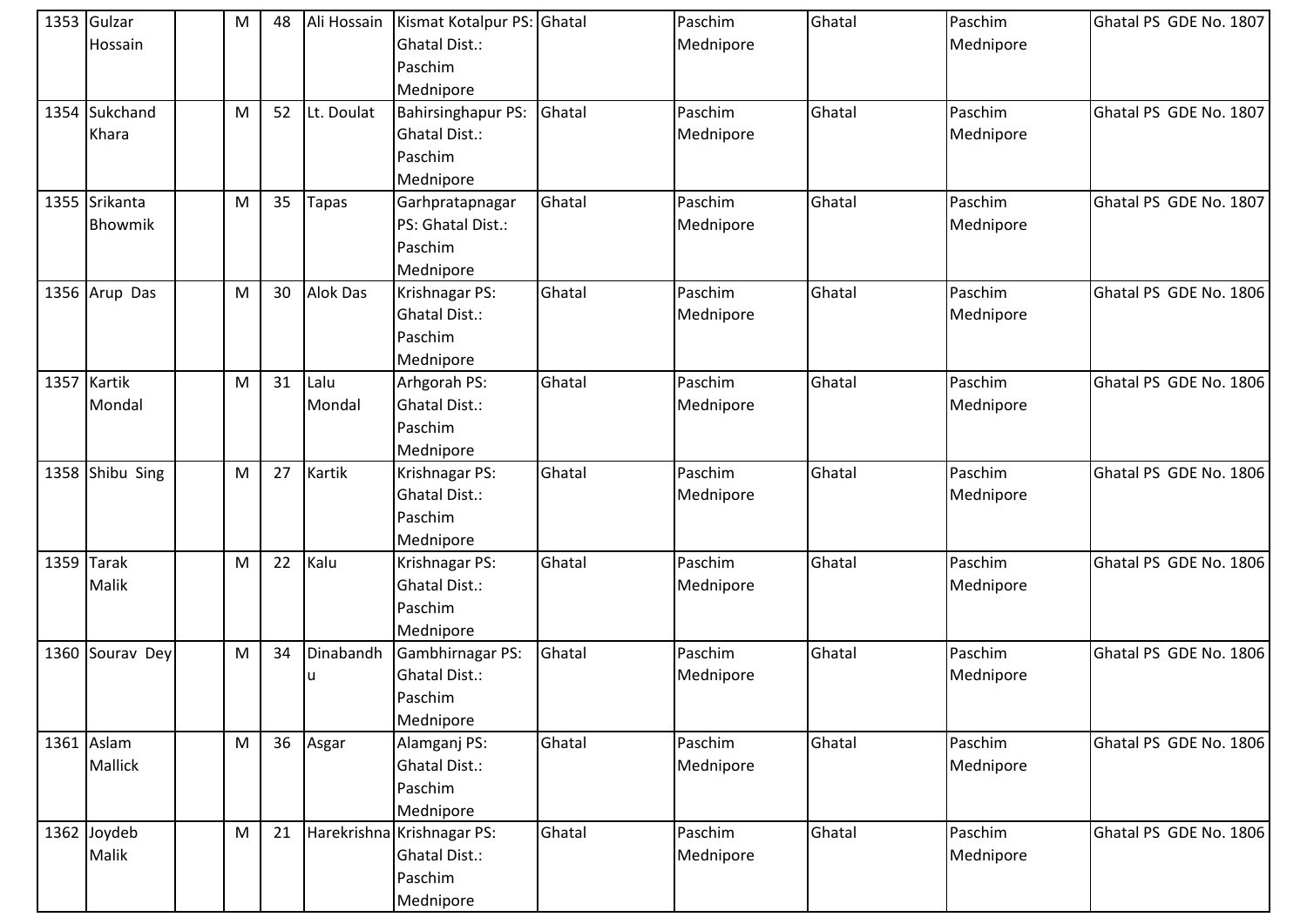| 1353 | Gulzar Hossain | | M | 48 | Ali Hossain | Kismat Kotalpur PS: Ghatal Dist.: Paschim Mednipore | Ghatal | Paschim Mednipore | Ghatal | Paschim Mednipore | Ghatal PS GDE No. 1807 |
|---|---|---|---|---|---|---|---|---|---|---|---|
| 1354 | Sukchand Khara | | M | 52 | Lt. Doulat | Bahirsinghapur PS: Ghatal Dist.: Paschim Mednipore | Ghatal | Paschim Mednipore | Ghatal | Paschim Mednipore | Ghatal PS GDE No. 1807 |
| 1355 | Srikanta Bhowmik | | M | 35 | Tapas | Garhpratapnagar PS: Ghatal Dist.: Paschim Mednipore | Ghatal | Paschim Mednipore | Ghatal | Paschim Mednipore | Ghatal PS GDE No. 1807 |
| 1356 | Arup Das | | M | 30 | Alok Das | Krishnagar PS: Ghatal Dist.: Paschim Mednipore | Ghatal | Paschim Mednipore | Ghatal | Paschim Mednipore | Ghatal PS GDE No. 1806 |
| 1357 | Kartik Mondal | | M | 31 | Lalu Mondal | Arhgorah PS: Ghatal Dist.: Paschim Mednipore | Ghatal | Paschim Mednipore | Ghatal | Paschim Mednipore | Ghatal PS GDE No. 1806 |
| 1358 | Shibu Sing | | M | 27 | Kartik | Krishnagar PS: Ghatal Dist.: Paschim Mednipore | Ghatal | Paschim Mednipore | Ghatal | Paschim Mednipore | Ghatal PS GDE No. 1806 |
| 1359 | Tarak Malik | | M | 22 | Kalu | Krishnagar PS: Ghatal Dist.: Paschim Mednipore | Ghatal | Paschim Mednipore | Ghatal | Paschim Mednipore | Ghatal PS GDE No. 1806 |
| 1360 | Sourav Dey | | M | 34 | Dinabandhu | Gambhirnagar PS: Ghatal Dist.: Paschim Mednipore | Ghatal | Paschim Mednipore | Ghatal | Paschim Mednipore | Ghatal PS GDE No. 1806 |
| 1361 | Aslam Mallick | | M | 36 | Asgar | Alamganj PS: Ghatal Dist.: Paschim Mednipore | Ghatal | Paschim Mednipore | Ghatal | Paschim Mednipore | Ghatal PS GDE No. 1806 |
| 1362 | Joydeb Malik | | M | 21 | Harekrishna | Krishnagar PS: Ghatal Dist.: Paschim Mednipore | Ghatal | Paschim Mednipore | Ghatal | Paschim Mednipore | Ghatal PS GDE No. 1806 |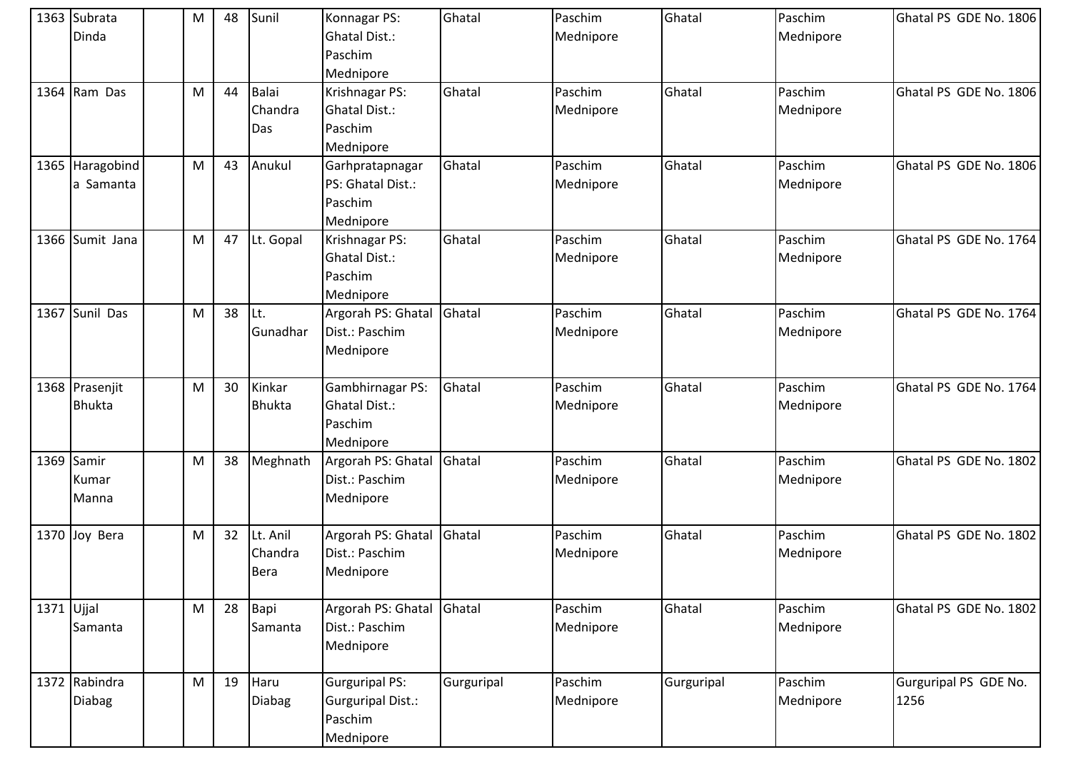| 1363 | Subrata Dinda | | M | 48 | Sunil | Konnagar PS: Ghatal Dist.: Paschim Mednipore | Ghatal | Paschim Mednipore | Ghatal | Paschim Mednipore | Ghatal PS GDE No. 1806 |
|---|---|---|---|---|---|---|---|---|---|---|---|
| 1364 | Ram Das | | M | 44 | Balai Chandra Das | Krishnagar PS: Ghatal Dist.: Paschim Mednipore | Ghatal | Paschim Mednipore | Ghatal | Paschim Mednipore | Ghatal PS GDE No. 1806 |
| 1365 | Haragobinda Samanta | | M | 43 | Anukul | Garhpratapnagar PS: Ghatal Dist.: Paschim Mednipore | Ghatal | Paschim Mednipore | Ghatal | Paschim Mednipore | Ghatal PS GDE No. 1806 |
| 1366 | Sumit Jana | | M | 47 | Lt. Gopal | Krishnagar PS: Ghatal Dist.: Paschim Mednipore | Ghatal | Paschim Mednipore | Ghatal | Paschim Mednipore | Ghatal PS GDE No. 1764 |
| 1367 | Sunil Das | | M | 38 | Lt. Gunadhar | Argorah PS: Ghatal Dist.: Paschim Mednipore | Ghatal | Paschim Mednipore | Ghatal | Paschim Mednipore | Ghatal PS GDE No. 1764 |
| 1368 | Prasenjit Bhukta | | M | 30 | Kinkar Bhukta | Gambhirnagar PS: Ghatal Dist.: Paschim Mednipore | Ghatal | Paschim Mednipore | Ghatal | Paschim Mednipore | Ghatal PS GDE No. 1764 |
| 1369 | Samir Kumar Manna | | M | 38 | Meghnath | Argorah PS: Ghatal Dist.: Paschim Mednipore | Ghatal | Paschim Mednipore | Ghatal | Paschim Mednipore | Ghatal PS GDE No. 1802 |
| 1370 | Joy Bera | | M | 32 | Lt. Anil Chandra Bera | Argorah PS: Ghatal Dist.: Paschim Mednipore | Ghatal | Paschim Mednipore | Ghatal | Paschim Mednipore | Ghatal PS GDE No. 1802 |
| 1371 | Ujjal Samanta | | M | 28 | Bapi Samanta | Argorah PS: Ghatal Dist.: Paschim Mednipore | Ghatal | Paschim Mednipore | Ghatal | Paschim Mednipore | Ghatal PS GDE No. 1802 |
| 1372 | Rabindra Diabag | | M | 19 | Haru Diabag | Gurguripal PS: Gurguripal Dist.: Paschim Mednipore | Gurguripal | Paschim Mednipore | Gurguripal | Paschim Mednipore | Gurguripal PS GDE No. 1256 |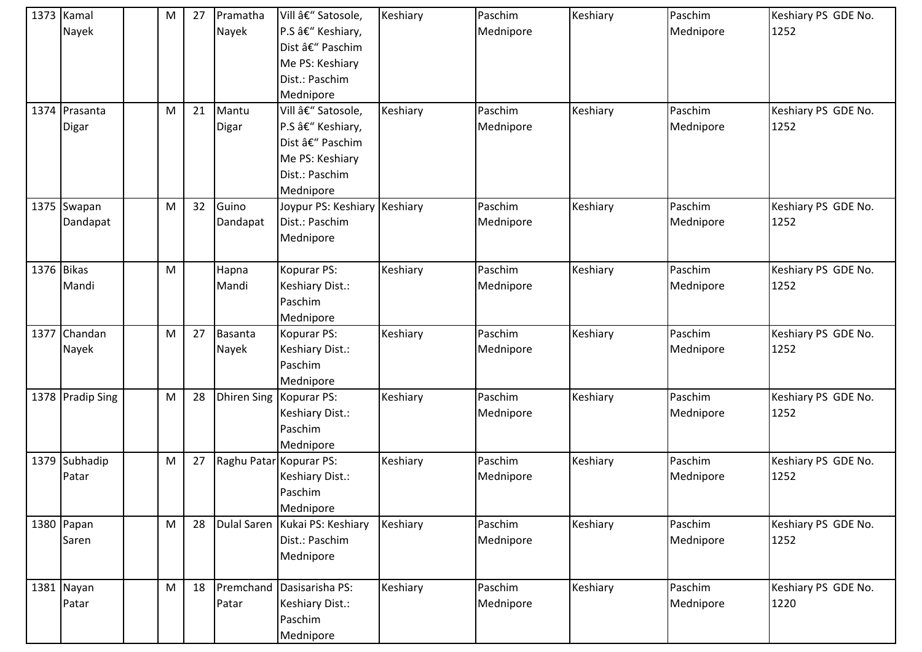| 1373 | Kamal Nayek | | M | 27 | Pramatha Nayek | Vill â€" Satosole, P.S â€" Keshiary, Dist â€" Paschim Me PS: Keshiary Dist.: Paschim Mednipore | Keshiary | Paschim Mednipore | Keshiary | Paschim Mednipore | Keshiary PS GDE No. 1252 |
|---|---|---|---|---|---|---|---|---|---|---|---|
| 1374 | Prasanta Digar | | M | 21 | Mantu Digar | Vill â€" Satosole, P.S â€" Keshiary, Dist â€" Paschim Me PS: Keshiary Dist.: Paschim Mednipore | Keshiary | Paschim Mednipore | Keshiary | Paschim Mednipore | Keshiary PS GDE No. 1252 |
| 1375 | Swapan Dandapat | | M | 32 | Guino Dandapat | Joypur PS: Keshiary Dist.: Paschim Mednipore | Keshiary | Paschim Mednipore | Keshiary | Paschim Mednipore | Keshiary PS GDE No. 1252 |
| 1376 | Bikas Mandi | | M | | Hapna Mandi | Kopurar PS: Keshiary Dist.: Paschim Mednipore | Keshiary | Paschim Mednipore | Keshiary | Paschim Mednipore | Keshiary PS GDE No. 1252 |
| 1377 | Chandan Nayek | | M | 27 | Basanta Nayek | Kopurar PS: Keshiary Dist.: Paschim Mednipore | Keshiary | Paschim Mednipore | Keshiary | Paschim Mednipore | Keshiary PS GDE No. 1252 |
| 1378 | Pradip Sing | | M | 28 | Dhiren Sing | Kopurar PS: Keshiary Dist.: Paschim Mednipore | Keshiary | Paschim Mednipore | Keshiary | Paschim Mednipore | Keshiary PS GDE No. 1252 |
| 1379 | Subhadip Patar | | M | 27 | Raghu Patar | Kopurar PS: Keshiary Dist.: Paschim Mednipore | Keshiary | Paschim Mednipore | Keshiary | Paschim Mednipore | Keshiary PS GDE No. 1252 |
| 1380 | Papan Saren | | M | 28 | Dulal Saren | Kukai PS: Keshiary Dist.: Paschim Mednipore | Keshiary | Paschim Mednipore | Keshiary | Paschim Mednipore | Keshiary PS GDE No. 1252 |
| 1381 | Nayan Patar | | M | 18 | Premchand Patar | Dasisarisha PS: Keshiary Dist.: Paschim Mednipore | Keshiary | Paschim Mednipore | Keshiary | Paschim Mednipore | Keshiary PS GDE No. 1220 |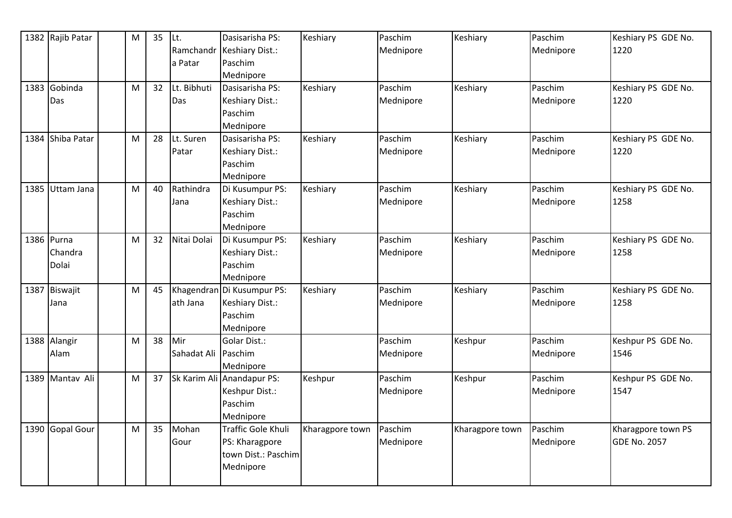| 1382 | Rajib Patar | | M | 35 | Lt. Ramchandra Patar | Dasisarisha PS: Keshiary Dist.: Paschim Mednipore | Keshiary | Paschim Mednipore | Keshiary | Paschim Mednipore | Keshiary PS GDE No. 1220 |
|---|---|---|---|---|---|---|---|---|---|---|---|
| 1383 | Gobinda Das | | M | 32 | Lt. Bibhuti Das | Dasisarisha PS: Keshiary Dist.: Paschim Mednipore | Keshiary | Paschim Mednipore | Keshiary | Paschim Mednipore | Keshiary PS GDE No. 1220 |
| 1384 | Shiba Patar | | M | 28 | Lt. Suren Patar | Dasisarisha PS: Keshiary Dist.: Paschim Mednipore | Keshiary | Paschim Mednipore | Keshiary | Paschim Mednipore | Keshiary PS GDE No. 1220 |
| 1385 | Uttam Jana | | M | 40 | Rathindra Jana | Di Kusumpur PS: Keshiary Dist.: Paschim Mednipore | Keshiary | Paschim Mednipore | Keshiary | Paschim Mednipore | Keshiary PS GDE No. 1258 |
| 1386 | Purna Chandra Dolai | | M | 32 | Nitai Dolai | Di Kusumpur PS: Keshiary Dist.: Paschim Mednipore | Keshiary | Paschim Mednipore | Keshiary | Paschim Mednipore | Keshiary PS GDE No. 1258 |
| 1387 | Biswajit Jana | | M | 45 | Khagendranath Jana | Di Kusumpur PS: Keshiary Dist.: Paschim Mednipore | Keshiary | Paschim Mednipore | Keshiary | Paschim Mednipore | Keshiary PS GDE No. 1258 |
| 1388 | Alangir Alam | | M | 38 | Mir Sahadat Ali | Golar Dist.: Paschim Mednipore | | Paschim Mednipore | Keshpur | Paschim Mednipore | Keshpur PS GDE No. 1546 |
| 1389 | Mantav Ali | | M | 37 | Sk Karim Ali | Anandapur PS: Keshpur Dist.: Paschim Mednipore | Keshpur | Paschim Mednipore | Keshpur | Paschim Mednipore | Keshpur PS GDE No. 1547 |
| 1390 | Gopal Gour | | M | 35 | Mohan Gour | Traffic Gole Khuli PS: Kharagpore town Dist.: Paschim Mednipore | Kharagpore town | Paschim Mednipore | Kharagpore town | Paschim Mednipore | Kharagpore town PS GDE No. 2057 |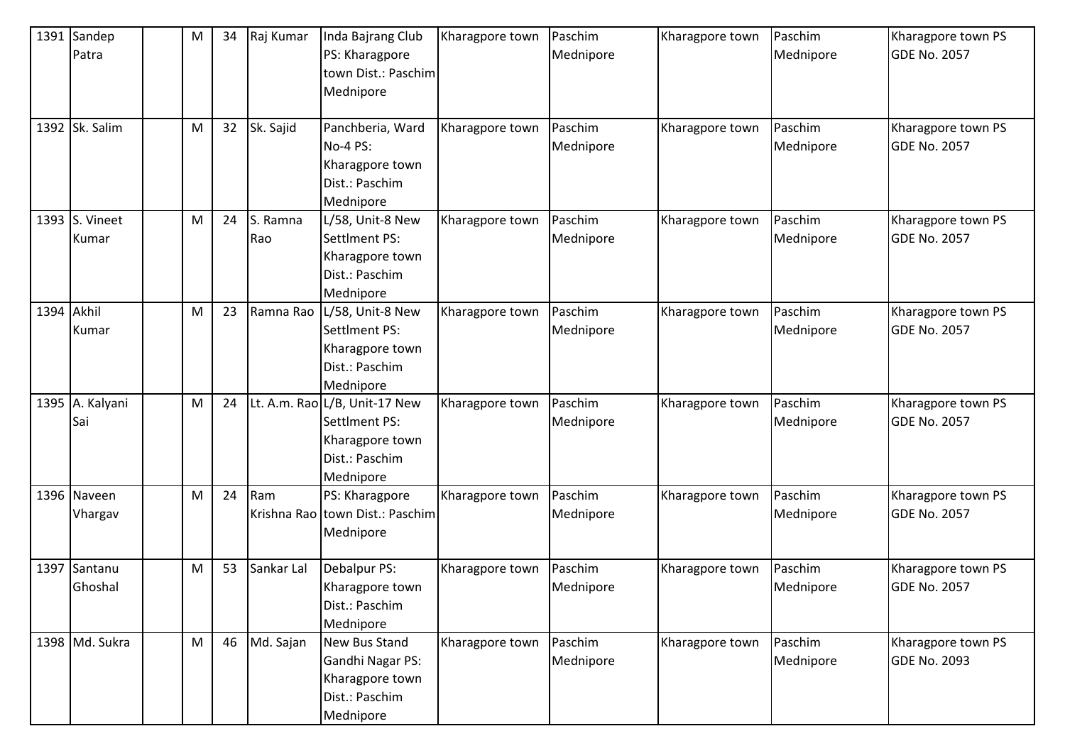| 1391 | Sandep Patra | | M | 34 | Raj Kumar | Inda Bajrang Club PS: Kharagpore town Dist.: Paschim Mednipore | Kharagpore town | Paschim Mednipore | Kharagpore town | Paschim Mednipore | Kharagpore town PS GDE No. 2057 |
|---|---|---|---|---|---|---|---|---|---|---|---|
| 1392 | Sk. Salim | | M | 32 | Sk. Sajid | Panchberia, Ward No-4 PS: Kharagpore town Dist.: Paschim Mednipore | Kharagpore town | Paschim Mednipore | Kharagpore town | Paschim Mednipore | Kharagpore town PS GDE No. 2057 |
| 1393 | S. Vineet Kumar | | M | 24 | S. Ramna Rao | L/58, Unit-8 New Settlment PS: Kharagpore town Dist.: Paschim Mednipore | Kharagpore town | Paschim Mednipore | Kharagpore town | Paschim Mednipore | Kharagpore town PS GDE No. 2057 |
| 1394 | Akhil Kumar | | M | 23 | Ramna Rao | L/58, Unit-8 New Settlment PS: Kharagpore town Dist.: Paschim Mednipore | Kharagpore town | Paschim Mednipore | Kharagpore town | Paschim Mednipore | Kharagpore town PS GDE No. 2057 |
| 1395 | A. Kalyani Sai | | M | 24 | Lt. A.m. Rao | L/B, Unit-17 New Settlment PS: Kharagpore town Dist.: Paschim Mednipore | Kharagpore town | Paschim Mednipore | Kharagpore town | Paschim Mednipore | Kharagpore town PS GDE No. 2057 |
| 1396 | Naveen Vhargav | | M | 24 | Ram Krishna Rao | PS: Kharagpore town Dist.: Paschim Mednipore | Kharagpore town | Paschim Mednipore | Kharagpore town | Paschim Mednipore | Kharagpore town PS GDE No. 2057 |
| 1397 | Santanu Ghoshal | | M | 53 | Sankar Lal | Debalpur PS: Kharagpore town Dist.: Paschim Mednipore | Kharagpore town | Paschim Mednipore | Kharagpore town | Paschim Mednipore | Kharagpore town PS GDE No. 2057 |
| 1398 | Md. Sukra | | M | 46 | Md. Sajan | New Bus Stand Gandhi Nagar PS: Kharagpore town Dist.: Paschim Mednipore | Kharagpore town | Paschim Mednipore | Kharagpore town | Paschim Mednipore | Kharagpore town PS GDE No. 2093 |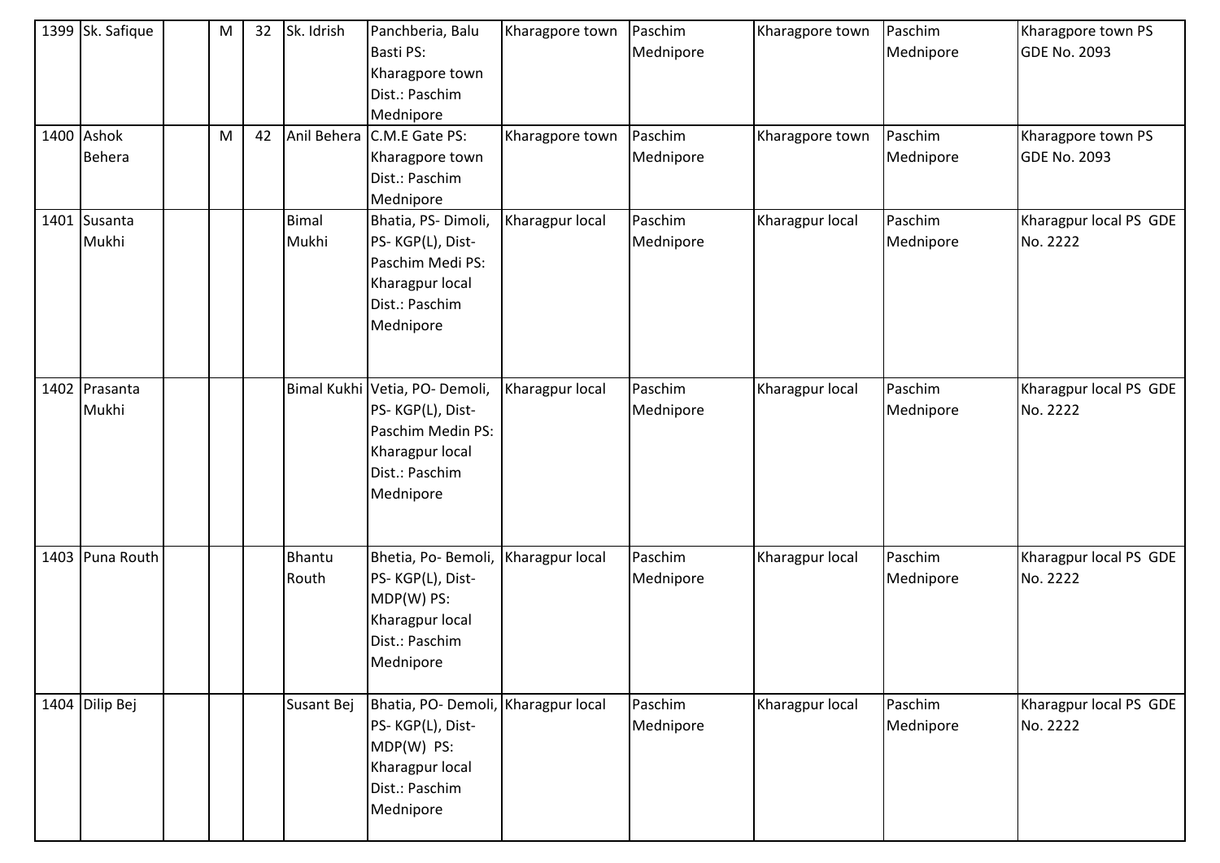| 1399 | Sk. Safique | | M | 32 | Sk. Idrish | Panchberia, Balu Basti PS: Kharagpore town Dist.: Paschim Mednipore | Kharagpore town | Paschim Mednipore | Kharagpore town | Paschim Mednipore | Kharagpore town PS GDE No. 2093 |
|---|---|---|---|---|---|---|---|---|---|---|---|
| 1400 | Ashok Behera | | M | 42 | Anil Behera | C.M.E Gate PS: Kharagpore town Dist.: Paschim Mednipore | Kharagpore town | Paschim Mednipore | Kharagpore town | Paschim Mednipore | Kharagpore town PS GDE No. 2093 |
| 1401 | Susanta Mukhi | | | | Bimal Mukhi | Bhatia, PS- Dimoli, PS- KGP(L), Dist-Paschim Medi PS: Kharagpur local Dist.: Paschim Mednipore | Kharagpur local | Paschim Mednipore | Kharagpur local | Paschim Mednipore | Kharagpur local PS GDE No. 2222 |
| 1402 | Prasanta Mukhi | | | | Bimal Kukhi | Vetia, PO- Demoli, PS- KGP(L), Dist-Paschim Medin PS: Kharagpur local Dist.: Paschim Mednipore | Kharagpur local | Paschim Mednipore | Kharagpur local | Paschim Mednipore | Kharagpur local PS GDE No. 2222 |
| 1403 | Puna Routh | | | | Bhantu Routh | Bhetia, Po- Bemoli, PS- KGP(L), Dist-MDP(W) PS: Kharagpur local Dist.: Paschim Mednipore | Kharagpur local | Paschim Mednipore | Kharagpur local | Paschim Mednipore | Kharagpur local PS GDE No. 2222 |
| 1404 | Dilip Bej | | | | Susant Bej | Bhatia, PO- Demoli, PS- KGP(L), Dist-MDP(W) PS: Kharagpur local Dist.: Paschim Mednipore | Kharagpur local | Paschim Mednipore | Kharagpur local | Paschim Mednipore | Kharagpur local PS GDE No. 2222 |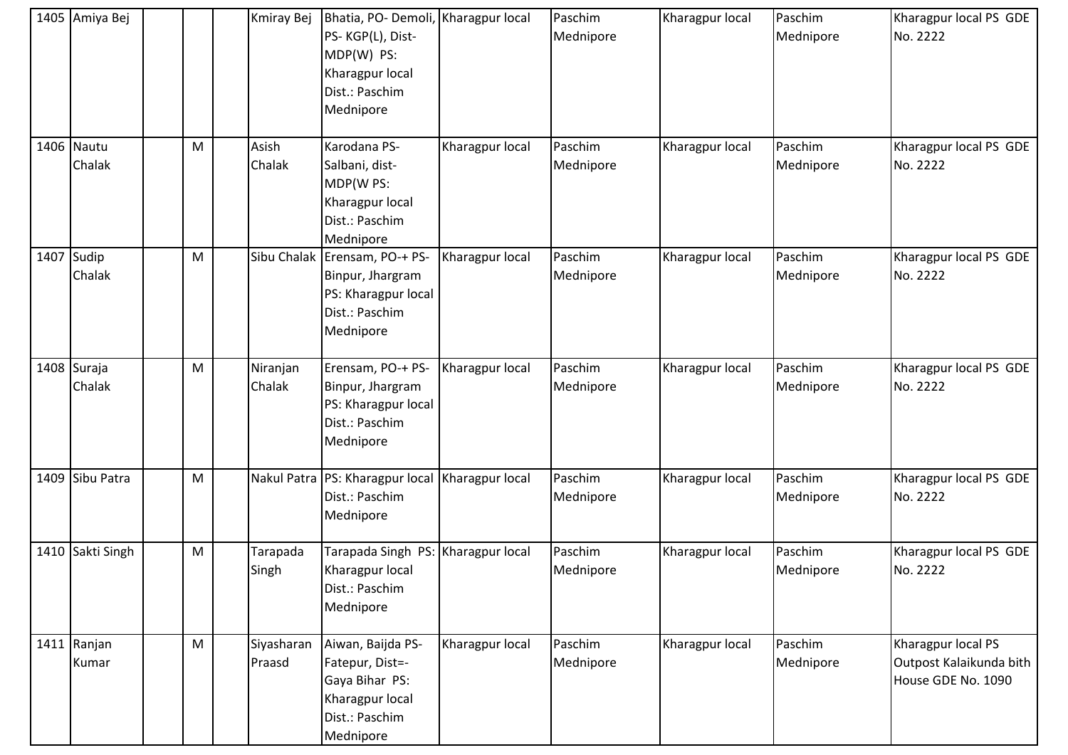| 1405 | Amiya Bej | | | | Kmiray Bej | Bhatia, PO- Demoli, PS- KGP(L), Dist- MDP(W) PS: Kharagpur local Dist.: Paschim Mednipore | Kharagpur local | Paschim Mednipore | Kharagpur local | Paschim Mednipore | Kharagpur local PS GDE No. 2222 |
|---|---|---|---|---|---|---|---|---|---|---|---|
| 1406 | Nautu Chalak | | M | | Asish Chalak | Karodana PS- Salbani, dist- MDP(W PS: Kharagpur local Dist.: Paschim Mednipore | Kharagpur local | Paschim Mednipore | Kharagpur local | Paschim Mednipore | Kharagpur local PS GDE No. 2222 |
| 1407 | Sudip Chalak | | M | | Sibu Chalak | Erensam, PO-+ PS- Binpur, Jhargram PS: Kharagpur local Dist.: Paschim Mednipore | Kharagpur local | Paschim Mednipore | Kharagpur local | Paschim Mednipore | Kharagpur local PS GDE No. 2222 |
| 1408 | Suraja Chalak | | M | | Niranjan Chalak | Erensam, PO-+ PS- Binpur, Jhargram PS: Kharagpur local Dist.: Paschim Mednipore | Kharagpur local | Paschim Mednipore | Kharagpur local | Paschim Mednipore | Kharagpur local PS GDE No. 2222 |
| 1409 | Sibu Patra | | M | | Nakul Patra | PS: Kharagpur local Dist.: Paschim Mednipore | Kharagpur local | Paschim Mednipore | Kharagpur local | Paschim Mednipore | Kharagpur local PS GDE No. 2222 |
| 1410 | Sakti Singh | | M | | Tarapada Singh | Tarapada Singh PS: Kharagpur local Dist.: Paschim Mednipore | Kharagpur local | Paschim Mednipore | Kharagpur local | Paschim Mednipore | Kharagpur local PS GDE No. 2222 |
| 1411 | Ranjan Kumar | | M | | Siyasharan Praasd | Aiwan, Baijda PS- Fatepur, Dist=- Gaya Bihar PS: Kharagpur local Dist.: Paschim Mednipore | Kharagpur local | Paschim Mednipore | Kharagpur local | Paschim Mednipore | Kharagpur local PS Outpost Kalaikunda bith House GDE No. 1090 |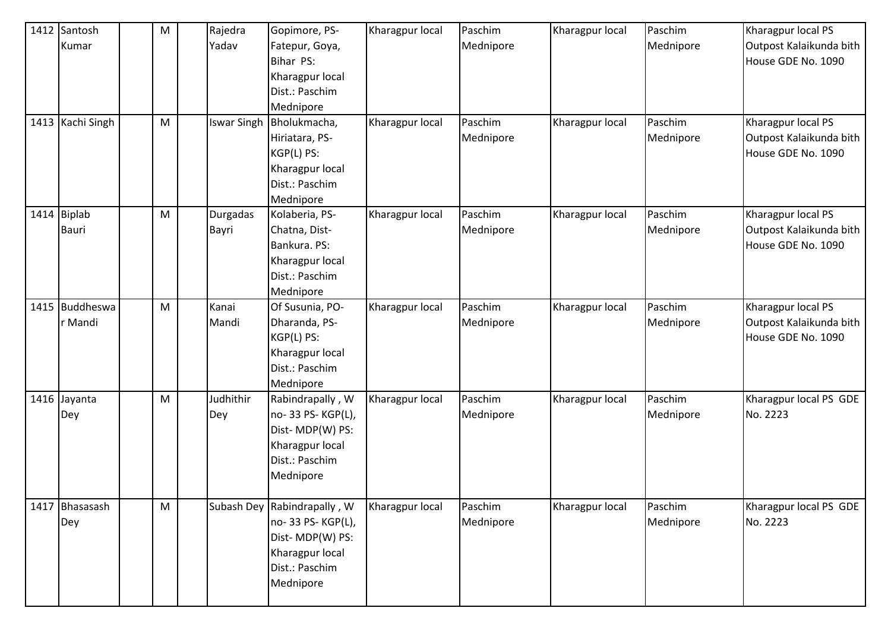| 1412 | Santosh Kumar | | M | | Rajedra Yadav | Gopimore, PS-Fatepur, Goya, Bihar PS: Kharagpur local Dist.: Paschim Mednipore | Kharagpur local | Paschim Mednipore | Kharagpur local | Paschim Mednipore | Kharagpur local PS Outpost Kalaikunda bith House GDE No. 1090 |
|---|---|---|---|---|---|---|---|---|---|---|---|
| 1413 | Kachi Singh | | M | | Iswar Singh | Bholukmacha, Hiriatara, PS-KGP(L) PS: Kharagpur local Dist.: Paschim Mednipore | Kharagpur local | Paschim Mednipore | Kharagpur local | Paschim Mednipore | Kharagpur local PS Outpost Kalaikunda bith House GDE No. 1090 |
| 1414 | Biplab Bauri | | M | | Durgadas Bayri | Kolaberia, PS-Chatna, Dist-Bankura. PS: Kharagpur local Dist.: Paschim Mednipore | Kharagpur local | Paschim Mednipore | Kharagpur local | Paschim Mednipore | Kharagpur local PS Outpost Kalaikunda bith House GDE No. 1090 |
| 1415 | Buddheswar Mandi | | M | | Kanai Mandi | Of Susunia, PO-Dharanda, PS-KGP(L) PS: Kharagpur local Dist.: Paschim Mednipore | Kharagpur local | Paschim Mednipore | Kharagpur local | Paschim Mednipore | Kharagpur local PS Outpost Kalaikunda bith House GDE No. 1090 |
| 1416 | Jayanta Dey | | M | | Judhithir Dey | Rabindrapally , W no- 33 PS- KGP(L), Dist- MDP(W) PS: Kharagpur local Dist.: Paschim Mednipore | Kharagpur local | Paschim Mednipore | Kharagpur local | Paschim Mednipore | Kharagpur local PS GDE No. 2223 |
| 1417 | Bhasasash Dey | | M | | Subash Dey | Rabindrapally , W no- 33 PS- KGP(L), Dist- MDP(W) PS: Kharagpur local Dist.: Paschim Mednipore | Kharagpur local | Paschim Mednipore | Kharagpur local | Paschim Mednipore | Kharagpur local PS GDE No. 2223 |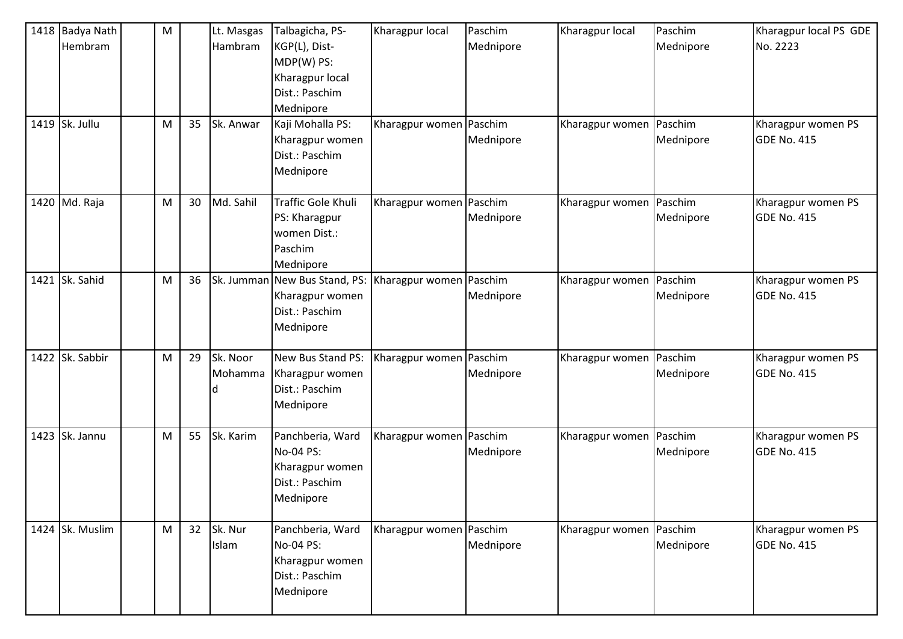| 1418 | Badya Nath Hembram | | M | | Lt. Masgas Hambram | Talbagicha, PS-KGP(L), Dist-MDP(W) PS: Kharagpur local Dist.: Paschim Mednipore | Kharagpur local | Paschim Mednipore | Kharagpur local | Paschim Mednipore | Kharagpur local PS GDE No. 2223 |
|---|---|---|---|---|---|---|---|---|---|---|---|
| 1419 | Sk. Jullu | | M | 35 | Sk. Anwar | Kaji Mohalla PS: Kharagpur women Dist.: Paschim Mednipore | Kharagpur women | Paschim Mednipore | Kharagpur women | Paschim Mednipore | Kharagpur women PS GDE No. 415 |
| 1420 | Md. Raja | | M | 30 | Md. Sahil | Traffic Gole Khuli PS: Kharagpur women Dist.: Paschim Mednipore | Kharagpur women | Paschim Mednipore | Kharagpur women | Paschim Mednipore | Kharagpur women PS GDE No. 415 |
| 1421 | Sk. Sahid | | M | 36 | Sk. Jumman | New Bus Stand, PS: Kharagpur women Dist.: Paschim Mednipore | Kharagpur women | Paschim Mednipore | Kharagpur women | Paschim Mednipore | Kharagpur women PS GDE No. 415 |
| 1422 | Sk. Sabbir | | M | 29 | Sk. Noor Mohammad | New Bus Stand PS: Kharagpur women Dist.: Paschim Mednipore | Kharagpur women | Paschim Mednipore | Kharagpur women | Paschim Mednipore | Kharagpur women PS GDE No. 415 |
| 1423 | Sk. Jannu | | M | 55 | Sk. Karim | Panchberia, Ward No-04 PS: Kharagpur women Dist.: Paschim Mednipore | Kharagpur women | Paschim Mednipore | Kharagpur women | Paschim Mednipore | Kharagpur women PS GDE No. 415 |
| 1424 | Sk. Muslim | | M | 32 | Sk. Nur Islam | Panchberia, Ward No-04 PS: Kharagpur women Dist.: Paschim Mednipore | Kharagpur women | Paschim Mednipore | Kharagpur women | Paschim Mednipore | Kharagpur women PS GDE No. 415 |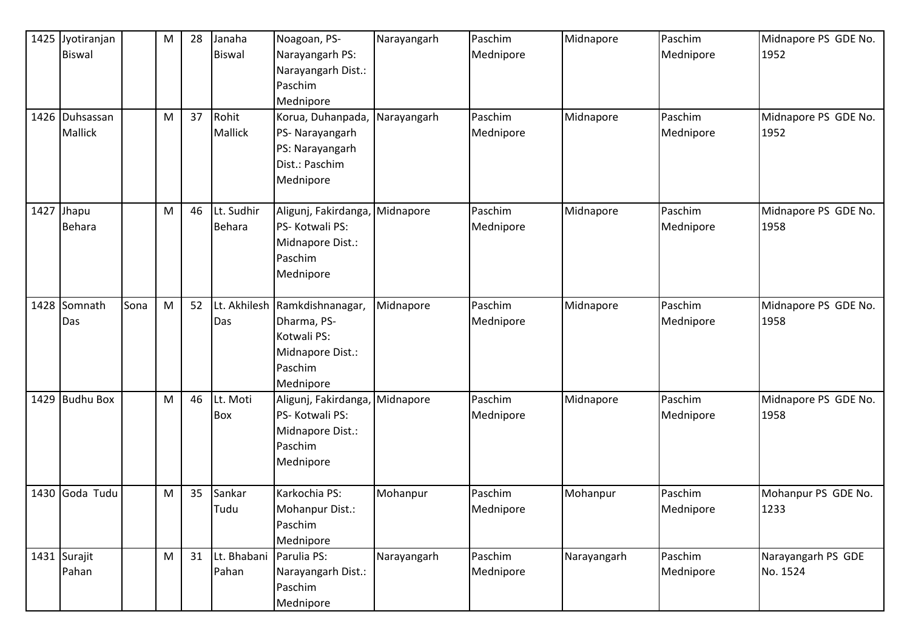| 1425 | Jyotiranjan Biswal | | M | 28 | Janaha Biswal | Noagoan, PS- Narayangarh PS: Narayangarh Dist.: Paschim Mednipore | Narayangarh | Paschim Mednipore | Midnapore | Paschim Mednipore | Midnapore PS GDE No. 1952 |
|---|---|---|---|---|---|---|---|---|---|---|---|
| 1426 | Duhsassan Mallick | | M | 37 | Rohit Mallick | Korua, Duhanpada, PS- Narayangarh PS: Narayangarh Dist.: Paschim Mednipore | Narayangarh | Paschim Mednipore | Midnapore | Paschim Mednipore | Midnapore PS GDE No. 1952 |
| 1427 | Jhapu Behara | | M | 46 | Lt. Sudhir Behara | Aligunj, Fakirdanga, PS- Kotwali PS: Midnapore Dist.: Paschim Mednipore | Midnapore | Paschim Mednipore | Midnapore | Paschim Mednipore | Midnapore PS GDE No. 1958 |
| 1428 | Somnath Das | Sona | M | 52 | Lt. Akhilesh Das | Ramkdishnanagar, Dharma, PS- Kotwali PS: Midnapore Dist.: Paschim Mednipore | Midnapore | Paschim Mednipore | Midnapore | Paschim Mednipore | Midnapore PS GDE No. 1958 |
| 1429 | Budhu Box | | M | 46 | Lt. Moti Box | Aligunj, Fakirdanga, PS- Kotwali PS: Midnapore Dist.: Paschim Mednipore | Midnapore | Paschim Mednipore | Midnapore | Paschim Mednipore | Midnapore PS GDE No. 1958 |
| 1430 | Goda Tudu | | M | 35 | Sankar Tudu | Karkochia PS: Mohanpur Dist.: Paschim Mednipore | Mohanpur | Paschim Mednipore | Mohanpur | Paschim Mednipore | Mohanpur PS GDE No. 1233 |
| 1431 | Surajit Pahan | | M | 31 | Lt. Bhabani Pahan | Parulia PS: Narayangarh Dist.: Paschim Mednipore | Narayangarh | Paschim Mednipore | Narayangarh | Paschim Mednipore | Narayangarh PS GDE No. 1524 |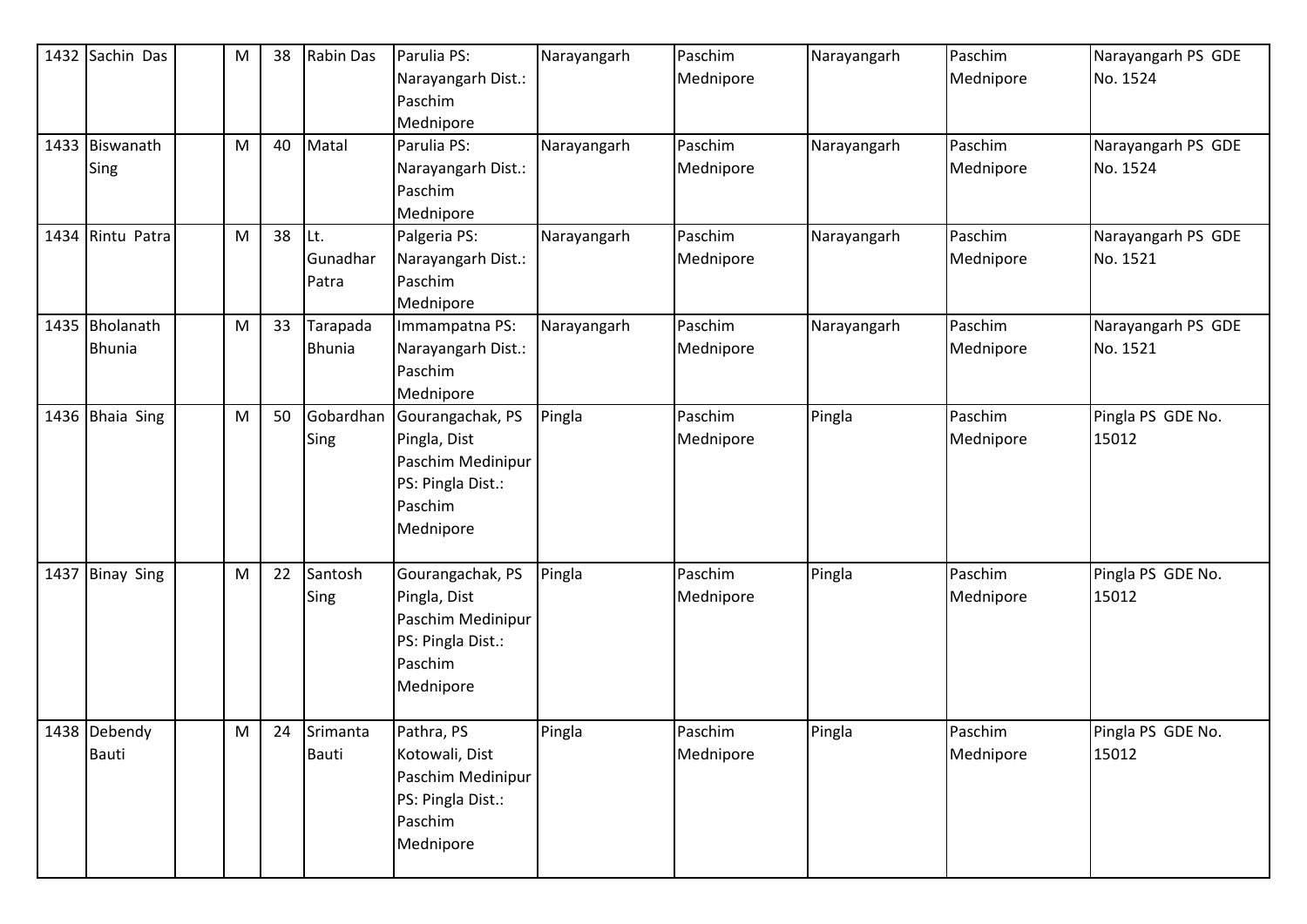| 1432 | Sachin Das | | M | 38 | Rabin Das | Parulia PS: Narayangarh Dist.: Paschim Mednipore | Narayangarh | Paschim Mednipore | Narayangarh | Paschim Mednipore | Narayangarh PS GDE No. 1524 |
|---|---|---|---|---|---|---|---|---|---|---|---|
| 1433 | Biswanath Sing | | M | 40 | Matal | Parulia PS: Narayangarh Dist.: Paschim Mednipore | Narayangarh | Paschim Mednipore | Narayangarh | Paschim Mednipore | Narayangarh PS GDE No. 1524 |
| 1434 | Rintu Patra | | M | 38 | Lt. Gunadhar Patra | Palgeria PS: Narayangarh Dist.: Paschim Mednipore | Narayangarh | Paschim Mednipore | Narayangarh | Paschim Mednipore | Narayangarh PS GDE No. 1521 |
| 1435 | Bholanath Bhunia | | M | 33 | Tarapada Bhunia | Immampatna PS: Narayangarh Dist.: Paschim Mednipore | Narayangarh | Paschim Mednipore | Narayangarh | Paschim Mednipore | Narayangarh PS GDE No. 1521 |
| 1436 | Bhaia Sing | | M | 50 | Gobardhan Sing | Gourangachak, PS Pingla, Dist Paschim Medinipur PS: Pingla Dist.: Paschim Mednipore | Pingla | Paschim Mednipore | Pingla | Paschim Mednipore | Pingla PS GDE No. 15012 |
| 1437 | Binay Sing | | M | 22 | Santosh Sing | Gourangachak, PS Pingla, Dist Paschim Medinipur PS: Pingla Dist.: Paschim Mednipore | Pingla | Paschim Mednipore | Pingla | Paschim Mednipore | Pingla PS GDE No. 15012 |
| 1438 | Debendy Bauti | | M | 24 | Srimanta Bauti | Pathra, PS Kotowali, Dist Paschim Medinipur PS: Pingla Dist.: Paschim Mednipore | Pingla | Paschim Mednipore | Pingla | Paschim Mednipore | Pingla PS GDE No. 15012 |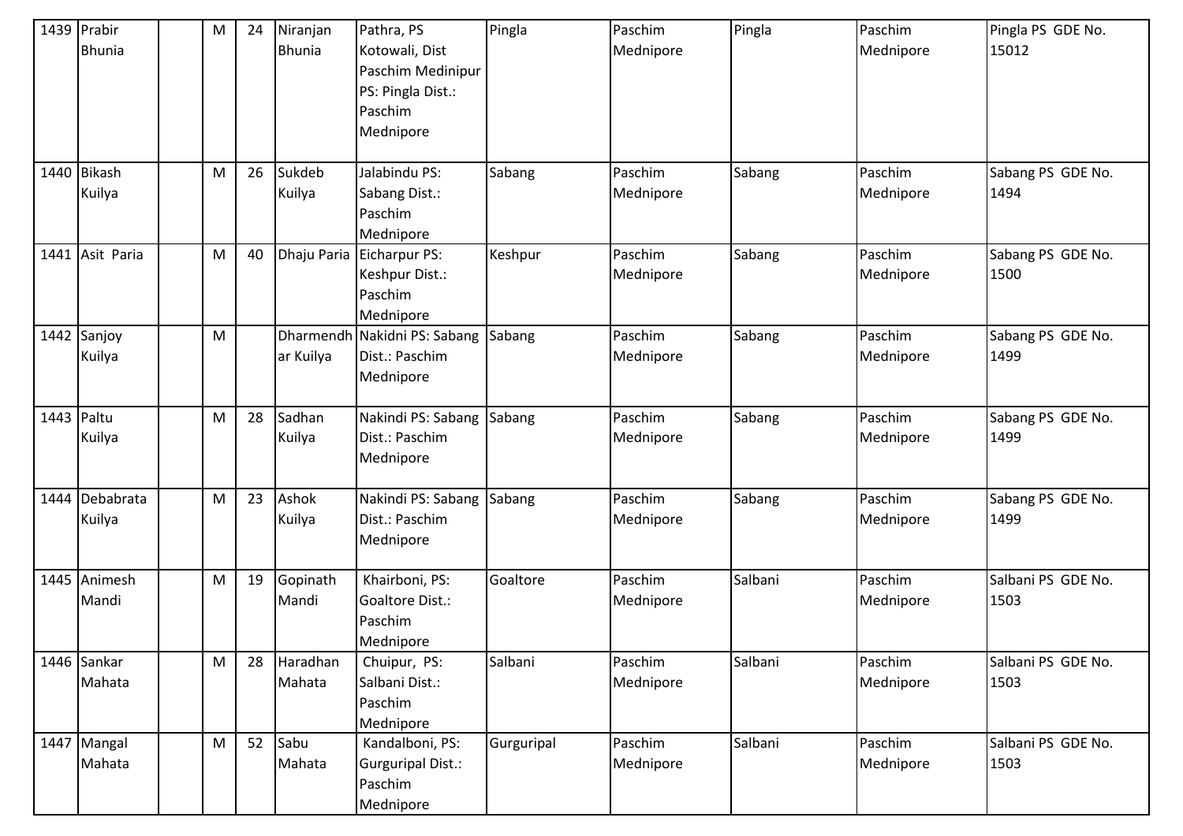| 1439 | Prabir Bhunia | | M | 24 | Niranjan Bhunia | Pathra, PS Kotowali, Dist Paschim Medinipur PS: Pingla Dist.: Paschim Mednipore | Pingla | Paschim Mednipore | Pingla | Paschim Mednipore | Pingla PS GDE No. 15012 |
|---|---|---|---|---|---|---|---|---|---|---|---|
| 1440 | Bikash Kuilya | | M | 26 | Sukdeb Kuilya | Jalabindu PS: Sabang Dist.: Paschim Mednipore | Sabang | Paschim Mednipore | Sabang | Paschim Mednipore | Sabang PS GDE No. 1494 |
| 1441 | Asit Paria | | M | 40 | Dhaju Paria | Eicharpur PS: Keshpur Dist.: Paschim Mednipore | Keshpur | Paschim Mednipore | Sabang | Paschim Mednipore | Sabang PS GDE No. 1500 |
| 1442 | Sanjoy Kuilya | | M | | Dharmendhar Kuilya | Nakidni PS: Sabang Dist.: Paschim Mednipore | Sabang | Paschim Mednipore | Sabang | Paschim Mednipore | Sabang PS GDE No. 1499 |
| 1443 | Paltu Kuilya | | M | 28 | Sadhan Kuilya | Nakindi PS: Sabang Dist.: Paschim Mednipore | Sabang | Paschim Mednipore | Sabang | Paschim Mednipore | Sabang PS GDE No. 1499 |
| 1444 | Debabrata Kuilya | | M | 23 | Ashok Kuilya | Nakindi PS: Sabang Dist.: Paschim Mednipore | Sabang | Paschim Mednipore | Sabang | Paschim Mednipore | Sabang PS GDE No. 1499 |
| 1445 | Animesh Mandi | | M | 19 | Gopinath Mandi | Khairboni, PS: Goaltore Dist.: Paschim Mednipore | Goaltore | Paschim Mednipore | Salbani | Paschim Mednipore | Salbani PS GDE No. 1503 |
| 1446 | Sankar Mahata | | M | 28 | Haradhan Mahata | Chuipur, PS: Salbani Dist.: Paschim Mednipore | Salbani | Paschim Mednipore | Salbani | Paschim Mednipore | Salbani PS GDE No. 1503 |
| 1447 | Mangal Mahata | | M | 52 | Sabu Mahata | Kandalboni, PS: Gurguripal Dist.: Paschim Mednipore | Gurguripal | Paschim Mednipore | Salbani | Paschim Mednipore | Salbani PS GDE No. 1503 |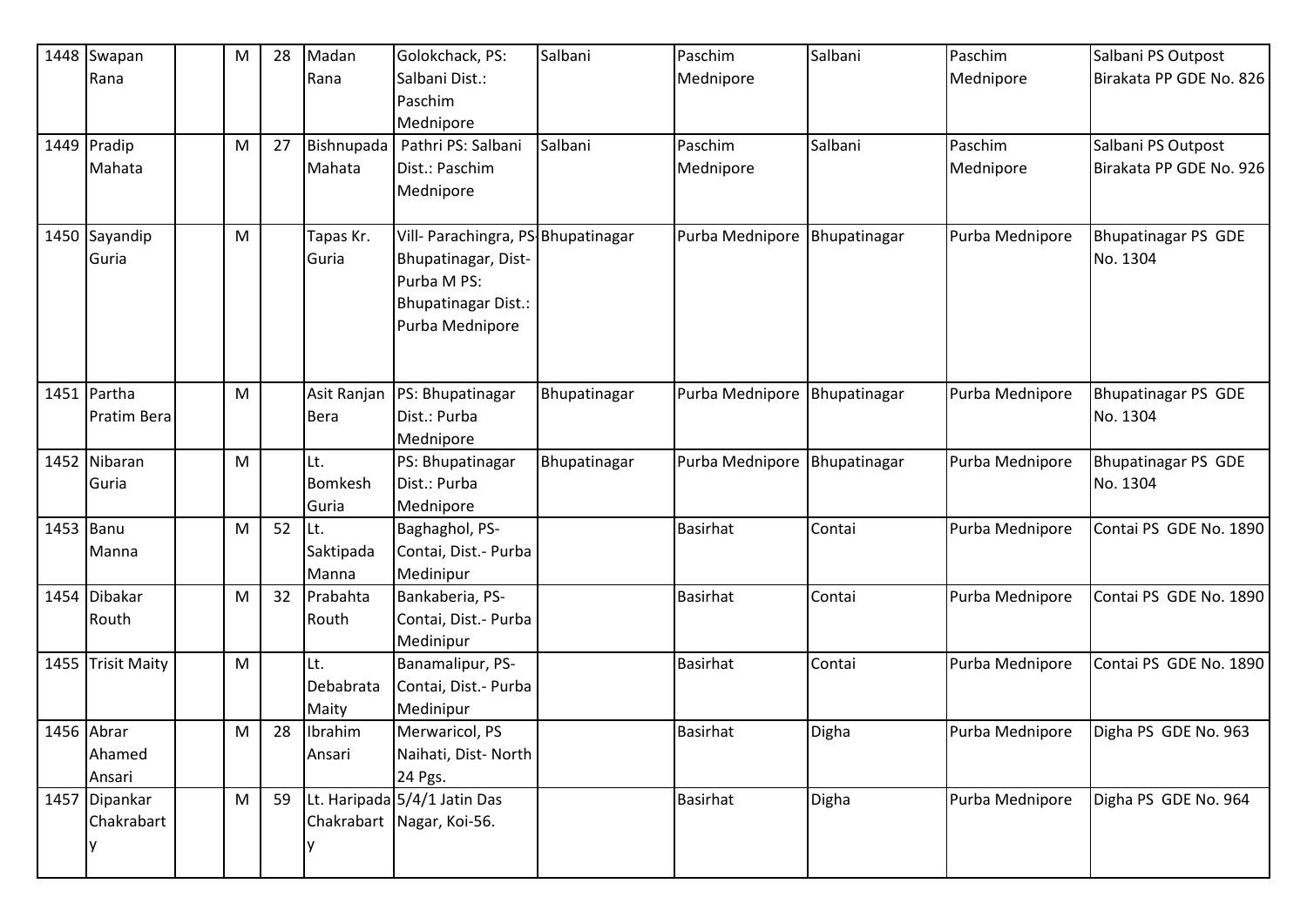| 1448 | Swapan Rana | | M | 28 | Madan Rana | Golokchack, PS: Salbani Dist.: Paschim Mednipore | Salbani | Paschim Mednipore | Salbani | Paschim Mednipore | Salbani PS Outpost Birakata PP GDE No. 826 |
|---|---|---|---|---|---|---|---|---|---|---|---|
| 1449 | Pradip Mahata | | M | 27 | Bishnupada Mahata | Pathri PS: Salbani Dist.: Paschim Mednipore | Salbani | Paschim Mednipore | Salbani | Paschim Mednipore | Salbani PS Outpost Birakata PP GDE No. 926 |
| 1450 | Sayandip Guria | | M | | Tapas Kr. Guria | Vill- Parachingra, PS- Bhupatinagar, Dist- Purba M PS: Bhupatinagar Dist.: Purba Mednipore | Bhupatinagar | Purba Mednipore | Bhupatinagar | Purba Mednipore | Bhupatinagar PS GDE No. 1304 |
| 1451 | Partha Pratim Bera | | M | | Asit Ranjan Bera | PS: Bhupatinagar Dist.: Purba Mednipore | Bhupatinagar | Purba Mednipore | Bhupatinagar | Purba Mednipore | Bhupatinagar PS GDE No. 1304 |
| 1452 | Nibaran Guria | | M | | Lt. Bomkesh Guria | PS: Bhupatinagar Dist.: Purba Mednipore | Bhupatinagar | Purba Mednipore | Bhupatinagar | Purba Mednipore | Bhupatinagar PS GDE No. 1304 |
| 1453 | Banu Manna | | M | 52 | Lt. Saktipada Manna | Baghaghol, PS- Contai, Dist.- Purba Medinipur | | Basirhat | Contai | Purba Mednipore | Contai PS GDE No. 1890 |
| 1454 | Dibakar Routh | | M | 32 | Prabahta Routh | Bankaberia, PS- Contai, Dist.- Purba Medinipur | | Basirhat | Contai | Purba Mednipore | Contai PS GDE No. 1890 |
| 1455 | Trisit Maity | | M | | Lt. Debabrata Maity | Banamalipur, PS- Contai, Dist.- Purba Medinipur | | Basirhat | Contai | Purba Mednipore | Contai PS GDE No. 1890 |
| 1456 | Abrar Ahamed Ansari | | M | 28 | Ibrahim Ansari | Merwaricol, PS Naihati, Dist- North 24 Pgs. | | Basirhat | Digha | Purba Mednipore | Digha PS GDE No. 963 |
| 1457 | Dipankar Chakrabarty | | M | 59 | Lt. Haripada Chakrabarty | 5/4/1 Jatin Das Nagar, Koi-56. | | Basirhat | Digha | Purba Mednipore | Digha PS GDE No. 964 |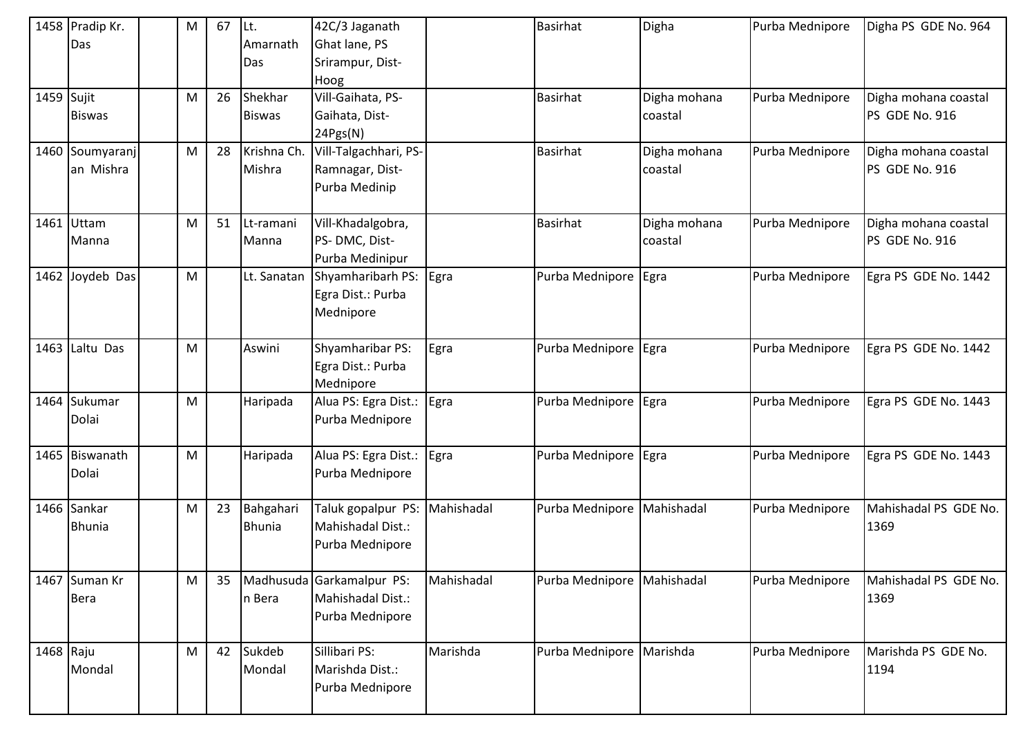| 1458 | Pradip Kr. Das | | M | 67 | Lt. Amarnath Das | 42C/3 Jaganath Ghat lane, PS Srirampur, Dist-Hoog | | Basirhat | Digha | Purba Mednipore | Digha PS GDE No. 964 |
|---|---|---|---|---|---|---|---|---|---|---|---|
| 1459 | Sujit Biswas | | M | 26 | Shekhar Biswas | Vill-Gaihata, PS-Gaihata, Dist-24Pgs(N) | | Basirhat | Digha mohana coastal | Purba Mednipore | Digha mohana coastal PS GDE No. 916 |
| 1460 | Soumyaranjan Mishra | | M | 28 | Krishna Ch. Mishra | Vill-Talgachhari, PS-Ramnagar, Dist-Purba Medinip | | Basirhat | Digha mohana coastal | Purba Mednipore | Digha mohana coastal PS GDE No. 916 |
| 1461 | Uttam Manna | | M | 51 | Lt-ramani Manna | Vill-Khadalgobra, PS- DMC, Dist-Purba Medinipur | | Basirhat | Digha mohana coastal | Purba Mednipore | Digha mohana coastal PS GDE No. 916 |
| 1462 | Joydeb Das | | M | | Lt. Sanatan | Shyamharibarh PS: Egra Dist.: Purba Mednipore | Egra | Purba Mednipore | Egra | Purba Mednipore | Egra PS GDE No. 1442 |
| 1463 | Laltu Das | | M | | Aswini | Shyamharibar PS: Egra Dist.: Purba Mednipore | Egra | Purba Mednipore | Egra | Purba Mednipore | Egra PS GDE No. 1442 |
| 1464 | Sukumar Dolai | | M | | Haripada | Alua PS: Egra Dist.: Purba Mednipore | Egra | Purba Mednipore | Egra | Purba Mednipore | Egra PS GDE No. 1443 |
| 1465 | Biswanath Dolai | | M | | Haripada | Alua PS: Egra Dist.: Purba Mednipore | Egra | Purba Mednipore | Egra | Purba Mednipore | Egra PS GDE No. 1443 |
| 1466 | Sankar Bhunia | | M | 23 | Bahgahari Bhunia | Taluk gopalpur PS: Mahishadal Dist.: Purba Mednipore | Mahishadal | Purba Mednipore | Mahishadal | Purba Mednipore | Mahishadal PS GDE No. 1369 |
| 1467 | Suman Kr Bera | | M | 35 | Madhusudan Bera | Garkamalpur PS: Mahishadal Dist.: Purba Mednipore | Mahishadal | Purba Mednipore | Mahishadal | Purba Mednipore | Mahishadal PS GDE No. 1369 |
| 1468 | Raju Mondal | | M | 42 | Sukdeb Mondal | Sillibari PS: Marishda Dist.: Purba Mednipore | Marishda | Purba Mednipore | Marishda | Purba Mednipore | Marishda PS GDE No. 1194 |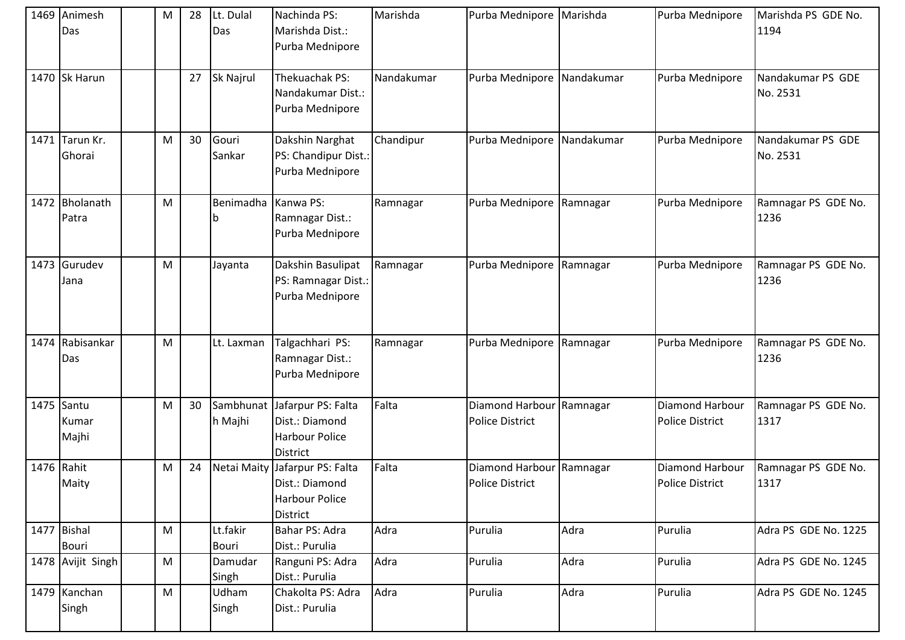| 1469 | Animesh Das | | M | 28 | Lt. Dulal Das | Nachinda PS: Marishda Dist.: Purba Mednipore | Marishda | Purba Mednipore | Marishda | Purba Mednipore | Marishda PS GDE No. 1194 |
|---|---|---|---|---|---|---|---|---|---|---|---|
| 1470 | Sk Harun | | | 27 | Sk Najrul | Thekuachak PS: Nandakumar Dist.: Purba Mednipore | Nandakumar | Purba Mednipore | Nandakumar | Purba Mednipore | Nandakumar PS GDE No. 2531 |
| 1471 | Tarun Kr. Ghorai | | M | 30 | Gouri Sankar | Dakshin Narghat PS: Chandipur Dist.: Purba Mednipore | Chandipur | Purba Mednipore | Nandakumar | Purba Mednipore | Nandakumar PS GDE No. 2531 |
| 1472 | Bholanath Patra | | M | | Benimadhab | Kanwa PS: Ramnagar Dist.: Purba Mednipore | Ramnagar | Purba Mednipore | Ramnagar | Purba Mednipore | Ramnagar PS GDE No. 1236 |
| 1473 | Gurudev Jana | | M | | Jayanta | Dakshin Basulipat PS: Ramnagar Dist.: Purba Mednipore | Ramnagar | Purba Mednipore | Ramnagar | Purba Mednipore | Ramnagar PS GDE No. 1236 |
| 1474 | Rabisankar Das | | M | | Lt. Laxman | Talgachhari PS: Ramnagar Dist.: Purba Mednipore | Ramnagar | Purba Mednipore | Ramnagar | Purba Mednipore | Ramnagar PS GDE No. 1236 |
| 1475 | Santu Kumar Majhi | | M | 30 | Sambhunath Majhi | Jafarpur PS: Falta Dist.: Diamond Harbour Police District | Falta | Diamond Harbour Police District | Ramnagar | Diamond Harbour Police District | Ramnagar PS GDE No. 1317 |
| 1476 | Rahit Maity | | M | 24 | Netai Maity | Jafarpur PS: Falta Dist.: Diamond Harbour Police District | Falta | Diamond Harbour Police District | Ramnagar | Diamond Harbour Police District | Ramnagar PS GDE No. 1317 |
| 1477 | Bishal Bouri | | M | | Lt.fakir Bouri | Bahar PS: Adra Dist.: Purulia | Adra | Purulia | Adra | Purulia | Adra PS GDE No. 1225 |
| 1478 | Avijit Singh | | M | | Damudar Singh | Ranguni PS: Adra Dist.: Purulia | Adra | Purulia | Adra | Purulia | Adra PS GDE No. 1245 |
| 1479 | Kanchan Singh | | M | | Udham Singh | Chakolta PS: Adra Dist.: Purulia | Adra | Purulia | Adra | Purulia | Adra PS GDE No. 1245 |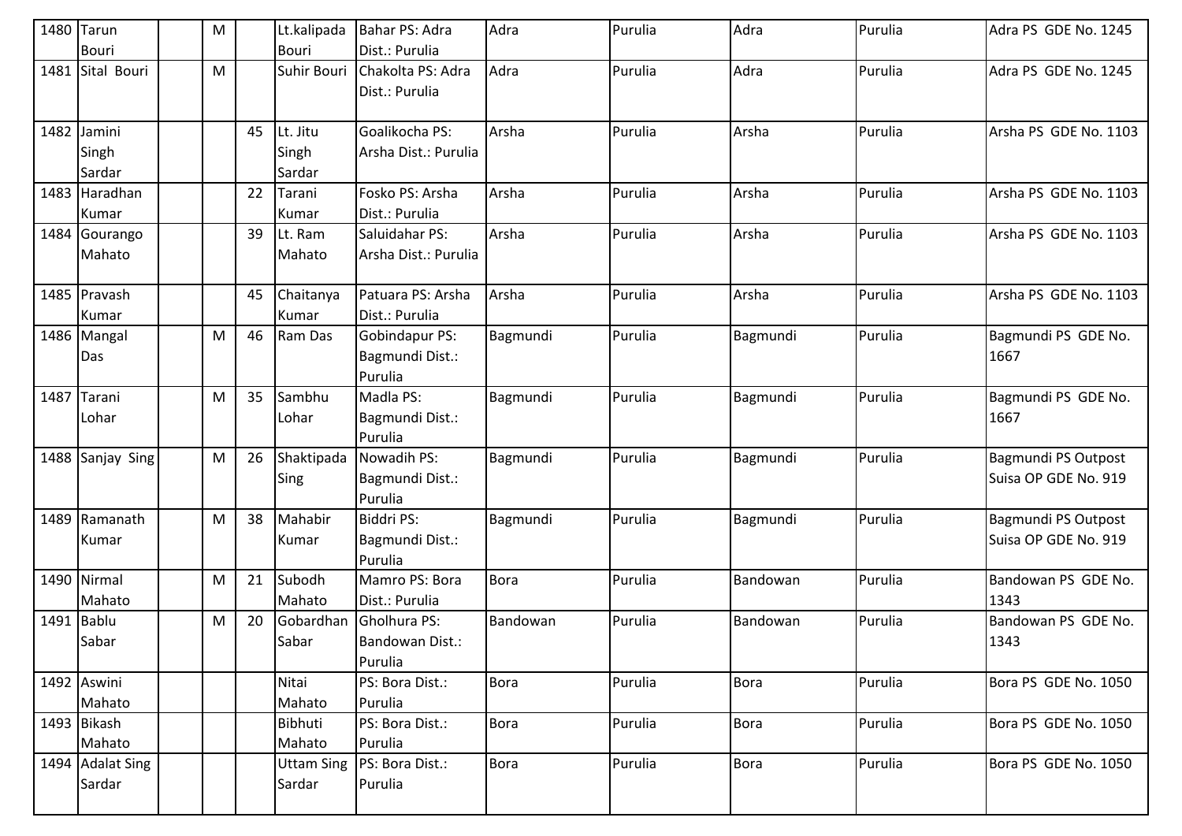| 1480 | Tarun Bouri | | M | | Lt.kalipada Bouri | Bahar PS: Adra Dist.: Purulia | Adra | Purulia | Adra | Purulia | Adra PS GDE No. 1245 |
|---|---|---|---|---|---|---|---|---|---|---|---|
| 1481 | Sital Bouri | | M | | Suhir Bouri | Chakolta PS: Adra Dist.: Purulia | Adra | Purulia | Adra | Purulia | Adra PS GDE No. 1245 |
| 1482 | Jamini Singh Sardar | | | 45 | Lt. Jitu Singh Sardar | Goalikocha PS: Arsha Dist.: Purulia | Arsha | Purulia | Arsha | Purulia | Arsha PS GDE No. 1103 |
| 1483 | Haradhan Kumar | | | 22 | Tarani Kumar | Fosko PS: Arsha Dist.: Purulia | Arsha | Purulia | Arsha | Purulia | Arsha PS GDE No. 1103 |
| 1484 | Gourango Mahato | | | 39 | Lt. Ram Mahato | Saluidahar PS: Arsha Dist.: Purulia | Arsha | Purulia | Arsha | Purulia | Arsha PS GDE No. 1103 |
| 1485 | Pravash Kumar | | | 45 | Chaitanya Kumar | Patuara PS: Arsha Dist.: Purulia | Arsha | Purulia | Arsha | Purulia | Arsha PS GDE No. 1103 |
| 1486 | Mangal Das | | M | 46 | Ram Das | Gobindapur PS: Bagmundi Dist.: Purulia | Bagmundi | Purulia | Bagmundi | Purulia | Bagmundi PS GDE No. 1667 |
| 1487 | Tarani Lohar | | M | 35 | Sambhu Lohar | Madla PS: Bagmundi Dist.: Purulia | Bagmundi | Purulia | Bagmundi | Purulia | Bagmundi PS GDE No. 1667 |
| 1488 | Sanjay Sing | | M | 26 | Shaktipada Sing | Nowadih PS: Bagmundi Dist.: Purulia | Bagmundi | Purulia | Bagmundi | Purulia | Bagmundi PS Outpost Suisa OP GDE No. 919 |
| 1489 | Ramanath Kumar | | M | 38 | Mahabir Kumar | Biddri PS: Bagmundi Dist.: Purulia | Bagmundi | Purulia | Bagmundi | Purulia | Bagmundi PS Outpost Suisa OP GDE No. 919 |
| 1490 | Nirmal Mahato | | M | 21 | Subodh Mahato | Mamro PS: Bora Dist.: Purulia | Bora | Purulia | Bandowan | Purulia | Bandowan PS GDE No. 1343 |
| 1491 | Bablu Sabar | | M | 20 | Gobardhan Sabar | Gholhura PS: Bandowan Dist.: Purulia | Bandowan | Purulia | Bandowan | Purulia | Bandowan PS GDE No. 1343 |
| 1492 | Aswini Mahato | | | | Nitai Mahato | PS: Bora Dist.: Purulia | Bora | Purulia | Bora | Purulia | Bora PS GDE No. 1050 |
| 1493 | Bikash Mahato | | | | Bibhuti Mahato | PS: Bora Dist.: Purulia | Bora | Purulia | Bora | Purulia | Bora PS GDE No. 1050 |
| 1494 | Adalat Sing Sardar | | | | Uttam Sing Sardar | PS: Bora Dist.: Purulia | Bora | Purulia | Bora | Purulia | Bora PS GDE No. 1050 |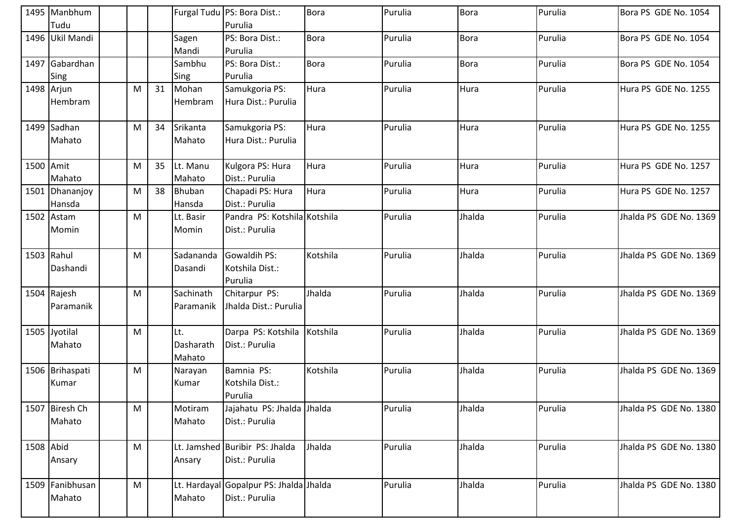| | | | | | | | | | | |
|---|---|---|---|---|---|---|---|---|---|---|
| 1495 | Manbhum Tudu | | | Furgal Tudu | PS: Bora Dist.: Purulia | Bora | Purulia | Bora | Purulia | Bora PS GDE No. 1054 |
| 1496 | Ukil Mandi | | | Sagen Mandi | PS: Bora Dist.: Purulia | Bora | Purulia | Bora | Purulia | Bora PS GDE No. 1054 |
| 1497 | Gabardhan Sing | | | Sambhu Sing | PS: Bora Dist.: Purulia | Bora | Purulia | Bora | Purulia | Bora PS GDE No. 1054 |
| 1498 | Arjun Hembram | M | 31 | Mohan Hembram | Samukgoria PS: Hura Dist.: Purulia | Hura | Purulia | Hura | Purulia | Hura PS GDE No. 1255 |
| 1499 | Sadhan Mahato | M | 34 | Srikanta Mahato | Samukgoria PS: Hura Dist.: Purulia | Hura | Purulia | Hura | Purulia | Hura PS GDE No. 1255 |
| 1500 | Amit Mahato | M | 35 | Lt. Manu Mahato | Kulgora PS: Hura Dist.: Purulia | Hura | Purulia | Hura | Purulia | Hura PS GDE No. 1257 |
| 1501 | Dhananjoy Hansda | M | 38 | Bhuban Hansda | Chapadi PS: Hura Dist.: Purulia | Hura | Purulia | Hura | Purulia | Hura PS GDE No. 1257 |
| 1502 | Astam Momin | M | | Lt. Basir Momin | Pandra PS: Kotshila Dist.: Purulia | Kotshila | Purulia | Jhalda | Purulia | Jhalda PS GDE No. 1369 |
| 1503 | Rahul Dashandi | M | | Sadananda Dasandi | Gowaldih PS: Kotshila Dist.: Purulia | Kotshila | Purulia | Jhalda | Purulia | Jhalda PS GDE No. 1369 |
| 1504 | Rajesh Paramanik | M | | Sachinath Paramanik | Chitarpur PS: Jhalda Dist.: Purulia | Jhalda | Purulia | Jhalda | Purulia | Jhalda PS GDE No. 1369 |
| 1505 | Jyotilal Mahato | M | | Lt. Dasharath Mahato | Darpa PS: Kotshila Dist.: Purulia | Kotshila | Purulia | Jhalda | Purulia | Jhalda PS GDE No. 1369 |
| 1506 | Brihaspati Kumar | M | | Narayan Kumar | Bamnia PS: Kotshila Dist.: Purulia | Kotshila | Purulia | Jhalda | Purulia | Jhalda PS GDE No. 1369 |
| 1507 | Biresh Ch Mahato | M | | Motiram Mahato | Jajahatu PS: Jhalda Dist.: Purulia | Jhalda | Purulia | Jhalda | Purulia | Jhalda PS GDE No. 1380 |
| 1508 | Abid Ansary | M | | Lt. Jamshed Ansary | Buribir PS: Jhalda Dist.: Purulia | Jhalda | Purulia | Jhalda | Purulia | Jhalda PS GDE No. 1380 |
| 1509 | Fanibhusan Mahato | M | | Lt. Hardayal Mahato | Gopalpur PS: Jhalda Dist.: Purulia | Jhalda | Purulia | Jhalda | Purulia | Jhalda PS GDE No. 1380 |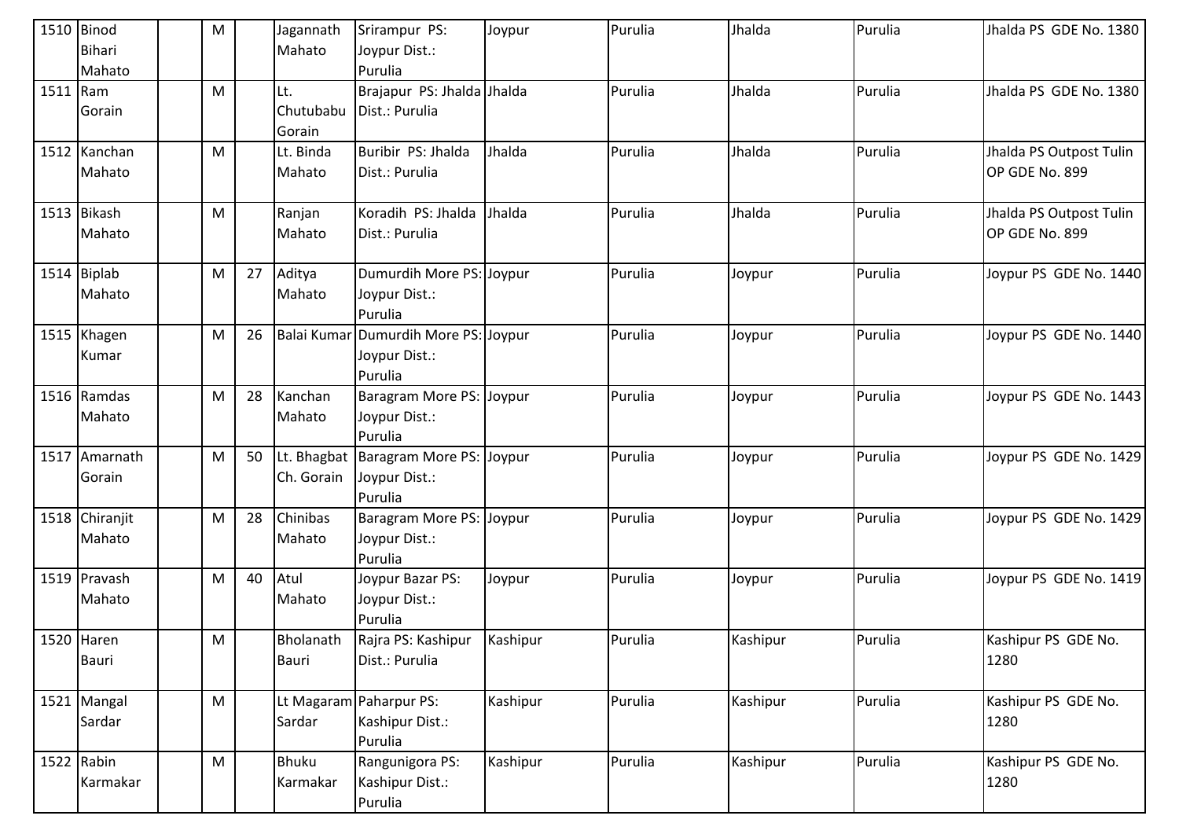| 1510 | Binod Bihari Mahato | | M | | Jagannath Mahato | Srirampur PS: Joypur Dist.: Purulia | Joypur | Purulia | Jhalda | Purulia | Jhalda PS GDE No. 1380 |
|---|---|---|---|---|---|---|---|---|---|---|---|
| 1511 | Ram Gorain | | M | | Lt. Chutubabu Gorain | Brajapur PS: Jhalda Dist.: Purulia | Jhalda | Purulia | Jhalda | Purulia | Jhalda PS GDE No. 1380 |
| 1512 | Kanchan Mahato | | M | | Lt. Binda Mahato | Buribir PS: Jhalda Dist.: Purulia | Jhalda | Purulia | Jhalda | Purulia | Jhalda PS Outpost Tulin OP GDE No. 899 |
| 1513 | Bikash Mahato | | M | | Ranjan Mahato | Koradih PS: Jhalda Dist.: Purulia | Jhalda | Purulia | Jhalda | Purulia | Jhalda PS Outpost Tulin OP GDE No. 899 |
| 1514 | Biplab Mahato | | M | 27 | Aditya Mahato | Dumurdih More PS: Joypur Dist.: Purulia | Joypur | Purulia | Joypur | Purulia | Joypur PS GDE No. 1440 |
| 1515 | Khagen Kumar | | M | 26 | Balai Kumar | Dumurdih More PS: Joypur Dist.: Purulia | Joypur | Purulia | Joypur | Purulia | Joypur PS GDE No. 1440 |
| 1516 | Ramdas Mahato | | M | 28 | Kanchan Mahato | Baragram More PS: Joypur Dist.: Purulia | Joypur | Purulia | Joypur | Purulia | Joypur PS GDE No. 1443 |
| 1517 | Amarnath Gorain | | M | 50 | Lt. Bhagbat Ch. Gorain | Baragram More PS: Joypur Dist.: Purulia | Joypur | Purulia | Joypur | Purulia | Joypur PS GDE No. 1429 |
| 1518 | Chiranjit Mahato | | M | 28 | Chinibas Mahato | Baragram More PS: Joypur Dist.: Purulia | Joypur | Purulia | Joypur | Purulia | Joypur PS GDE No. 1429 |
| 1519 | Pravash Mahato | | M | 40 | Atul Mahato | Joypur Bazar PS: Joypur Dist.: Purulia | Joypur | Purulia | Joypur | Purulia | Joypur PS GDE No. 1419 |
| 1520 | Haren Bauri | | M | | Bholanath Bauri | Rajra PS: Kashipur Dist.: Purulia | Kashipur | Purulia | Kashipur | Purulia | Kashipur PS GDE No. 1280 |
| 1521 | Mangal Sardar | | M | | Lt Magaram Sardar | Paharpur PS: Kashipur Dist.: Purulia | Kashipur | Purulia | Kashipur | Purulia | Kashipur PS GDE No. 1280 |
| 1522 | Rabin Karmakar | | M | | Bhuku Karmakar | Rangunigora PS: Kashipur Dist.: Purulia | Kashipur | Purulia | Kashipur | Purulia | Kashipur PS GDE No. 1280 |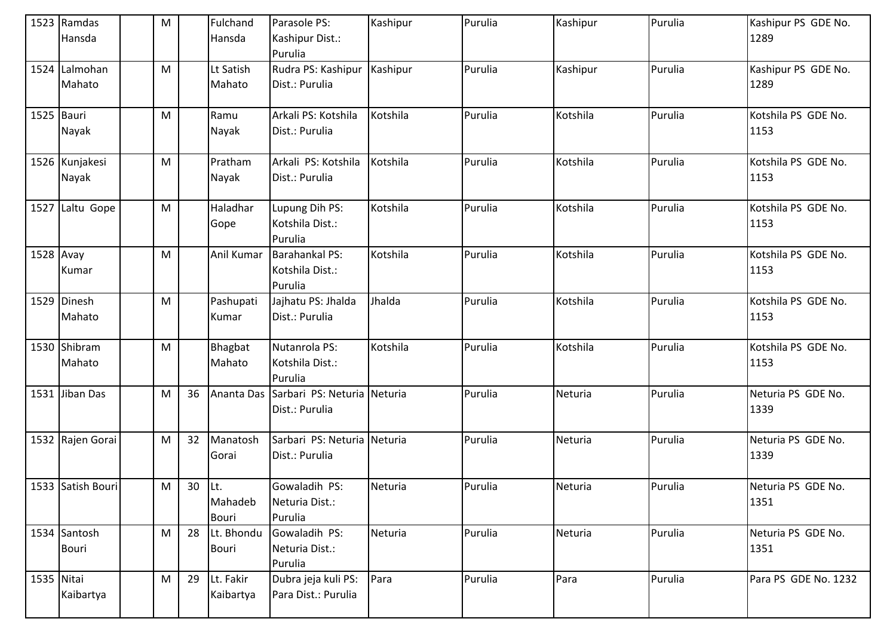| 1523 | Ramdas Hansda | | M | | Fulchand Hansda | Parasole PS: Kashipur Dist.: Purulia | Kashipur | Purulia | Kashipur | Purulia | Kashipur PS GDE No. 1289 |
|---|---|---|---|---|---|---|---|---|---|---|---|
| 1524 | Lalmohan Mahato | | M | | Lt Satish Mahato | Rudra PS: Kashipur Dist.: Purulia | Kashipur | Purulia | Kashipur | Purulia | Kashipur PS GDE No. 1289 |
| 1525 | Bauri Nayak | | M | | Ramu Nayak | Arkali PS: Kotshila Dist.: Purulia | Kotshila | Purulia | Kotshila | Purulia | Kotshila PS GDE No. 1153 |
| 1526 | Kunjakesi Nayak | | M | | Pratham Nayak | Arkali PS: Kotshila Dist.: Purulia | Kotshila | Purulia | Kotshila | Purulia | Kotshila PS GDE No. 1153 |
| 1527 | Laltu Gope | | M | | Haladhar Gope | Lupung Dih PS: Kotshila Dist.: Purulia | Kotshila | Purulia | Kotshila | Purulia | Kotshila PS GDE No. 1153 |
| 1528 | Avay Kumar | | M | | Anil Kumar | Barahankal PS: Kotshila Dist.: Purulia | Kotshila | Purulia | Kotshila | Purulia | Kotshila PS GDE No. 1153 |
| 1529 | Dinesh Mahato | | M | | Pashupati Kumar | Jajhatu PS: Jhalda Dist.: Purulia | Jhalda | Purulia | Kotshila | Purulia | Kotshila PS GDE No. 1153 |
| 1530 | Shibram Mahato | | M | | Bhagbat Mahato | Nutanrola PS: Kotshila Dist.: Purulia | Kotshila | Purulia | Kotshila | Purulia | Kotshila PS GDE No. 1153 |
| 1531 | Jiban Das | | M | 36 | Ananta Das | Sarbari PS: Neturia Dist.: Purulia | Neturia | Purulia | Neturia | Purulia | Neturia PS GDE No. 1339 |
| 1532 | Rajen Gorai | | M | 32 | Manatosh Gorai | Sarbari PS: Neturia Dist.: Purulia | Neturia | Purulia | Neturia | Purulia | Neturia PS GDE No. 1339 |
| 1533 | Satish Bouri | | M | 30 | Lt. Mahadeb Bouri | Gowaladih PS: Neturia Dist.: Purulia | Neturia | Purulia | Neturia | Purulia | Neturia PS GDE No. 1351 |
| 1534 | Santosh Bouri | | M | 28 | Lt. Bhondu Bouri | Gowaladih PS: Neturia Dist.: Purulia | Neturia | Purulia | Neturia | Purulia | Neturia PS GDE No. 1351 |
| 1535 | Nitai Kaibartya | | M | 29 | Lt. Fakir Kaibartya | Dubra jeja kuli PS: Para Dist.: Purulia | Para | Purulia | Para | Purulia | Para PS GDE No. 1232 |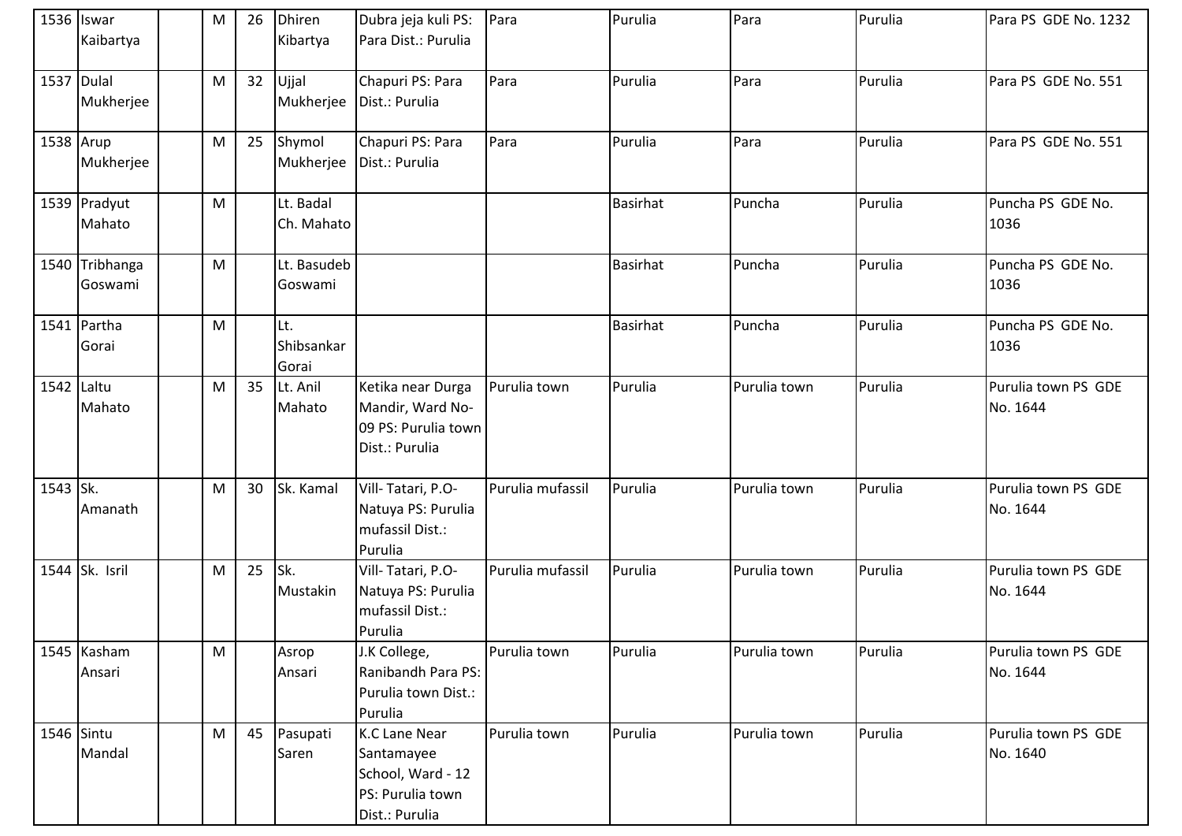| | | | | | | | | | | | |
|---|---|---|---|---|---|---|---|---|---|---|---|
| 1536 | Iswar Kaibartya | | M | 26 | Dhiren Kibartya | Dubra jeja kuli PS: Para Dist.: Purulia | Para | Purulia | Para | Purulia | Para PS GDE No. 1232 |
| 1537 | Dulal Mukherjee | | M | 32 | Ujjal Mukherjee | Chapuri PS: Para Dist.: Purulia | Para | Purulia | Para | Purulia | Para PS GDE No. 551 |
| 1538 | Arup Mukherjee | | M | 25 | Shymol Mukherjee | Chapuri PS: Para Dist.: Purulia | Para | Purulia | Para | Purulia | Para PS GDE No. 551 |
| 1539 | Pradyut Mahato | | M | | Lt. Badal Ch. Mahato | | | Basirhat | Puncha | Purulia | Puncha PS GDE No. 1036 |
| 1540 | Tribhanga Goswami | | M | | Lt. Basudeb Goswami | | | Basirhat | Puncha | Purulia | Puncha PS GDE No. 1036 |
| 1541 | Partha Gorai | | M | | Lt. Shibsankar Gorai | | | Basirhat | Puncha | Purulia | Puncha PS GDE No. 1036 |
| 1542 | Laltu Mahato | | M | 35 | Lt. Anil Mahato | Ketika near Durga Mandir, Ward No-09 PS: Purulia town Dist.: Purulia | Purulia town | Purulia | Purulia town | Purulia | Purulia town PS GDE No. 1644 |
| 1543 | Sk. Amanath | | M | 30 | Sk. Kamal | Vill- Tatari, P.O-Natuya PS: Purulia mufassil Dist.: Purulia | Purulia mufassil | Purulia | Purulia town | Purulia | Purulia town PS GDE No. 1644 |
| 1544 | Sk. Isril | | M | 25 | Sk. Mustakin | Vill- Tatari, P.O-Natuya PS: Purulia mufassil Dist.: Purulia | Purulia mufassil | Purulia | Purulia town | Purulia | Purulia town PS GDE No. 1644 |
| 1545 | Kasham Ansari | | M | | Asrop Ansari | J.K College, Ranibandh Para PS: Purulia town Dist.: Purulia | Purulia town | Purulia | Purulia town | Purulia | Purulia town PS GDE No. 1644 |
| 1546 | Sintu Mandal | | M | 45 | Pasupati Saren | K.C Lane Near Santamayee School, Ward - 12 PS: Purulia town Dist.: Purulia | Purulia town | Purulia | Purulia town | Purulia | Purulia town PS GDE No. 1640 |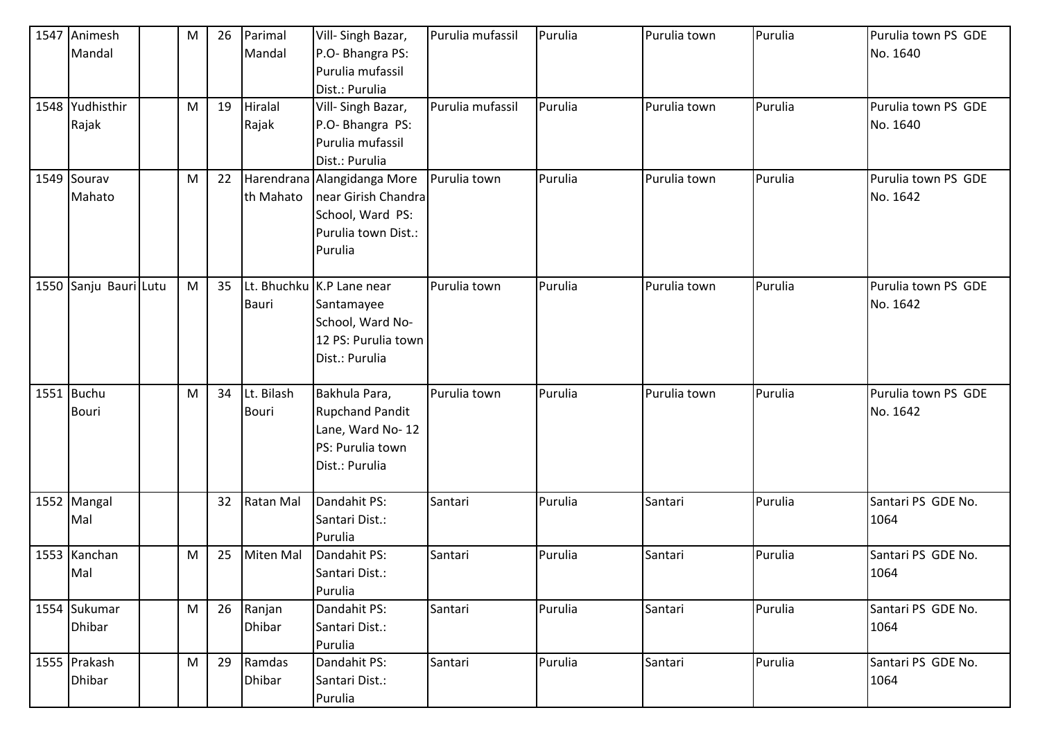| 1547 | Animesh Mandal | | M | 26 | Parimal Mandal | Vill- Singh Bazar, P.O- Bhangra PS: Purulia mufassil Dist.: Purulia | Purulia mufassil | Purulia | Purulia town | Purulia | Purulia town PS GDE No. 1640 |
|---|---|---|---|---|---|---|---|---|---|---|---|
| 1548 | Yudhisthir Rajak | | M | 19 | Hiralal Rajak | Vill- Singh Bazar, P.O- Bhangra PS: Purulia mufassil Dist.: Purulia | Purulia mufassil | Purulia | Purulia town | Purulia | Purulia town PS GDE No. 1640 |
| 1549 | Sourav Mahato | | M | 22 | Harendranath Mahato | Alangidanga More near Girish Chandra School, Ward PS: Purulia town Dist.: Purulia | Purulia town | Purulia | Purulia town | Purulia | Purulia town PS GDE No. 1642 |
| 1550 | Sanju Bauri | Lutu | M | 35 | Lt. Bhuchku Bauri | K.P Lane near Santamayee School, Ward No- 12 PS: Purulia town Dist.: Purulia | Purulia town | Purulia | Purulia town | Purulia | Purulia town PS GDE No. 1642 |
| 1551 | Buchu Bouri | | M | 34 | Lt. Bilash Bouri | Bakhula Para, Rupchand Pandit Lane, Ward No- 12 PS: Purulia town Dist.: Purulia | Purulia town | Purulia | Purulia town | Purulia | Purulia town PS GDE No. 1642 |
| 1552 | Mangal Mal | | | 32 | Ratan Mal | Dandahit PS: Santari Dist.: Purulia | Santari | Purulia | Santari | Purulia | Santari PS GDE No. 1064 |
| 1553 | Kanchan Mal | | M | 25 | Miten Mal | Dandahit PS: Santari Dist.: Purulia | Santari | Purulia | Santari | Purulia | Santari PS GDE No. 1064 |
| 1554 | Sukumar Dhibar | | M | 26 | Ranjan Dhibar | Dandahit PS: Santari Dist.: Purulia | Santari | Purulia | Santari | Purulia | Santari PS GDE No. 1064 |
| 1555 | Prakash Dhibar | | M | 29 | Ramdas Dhibar | Dandahit PS: Santari Dist.: Purulia | Santari | Purulia | Santari | Purulia | Santari PS GDE No. 1064 |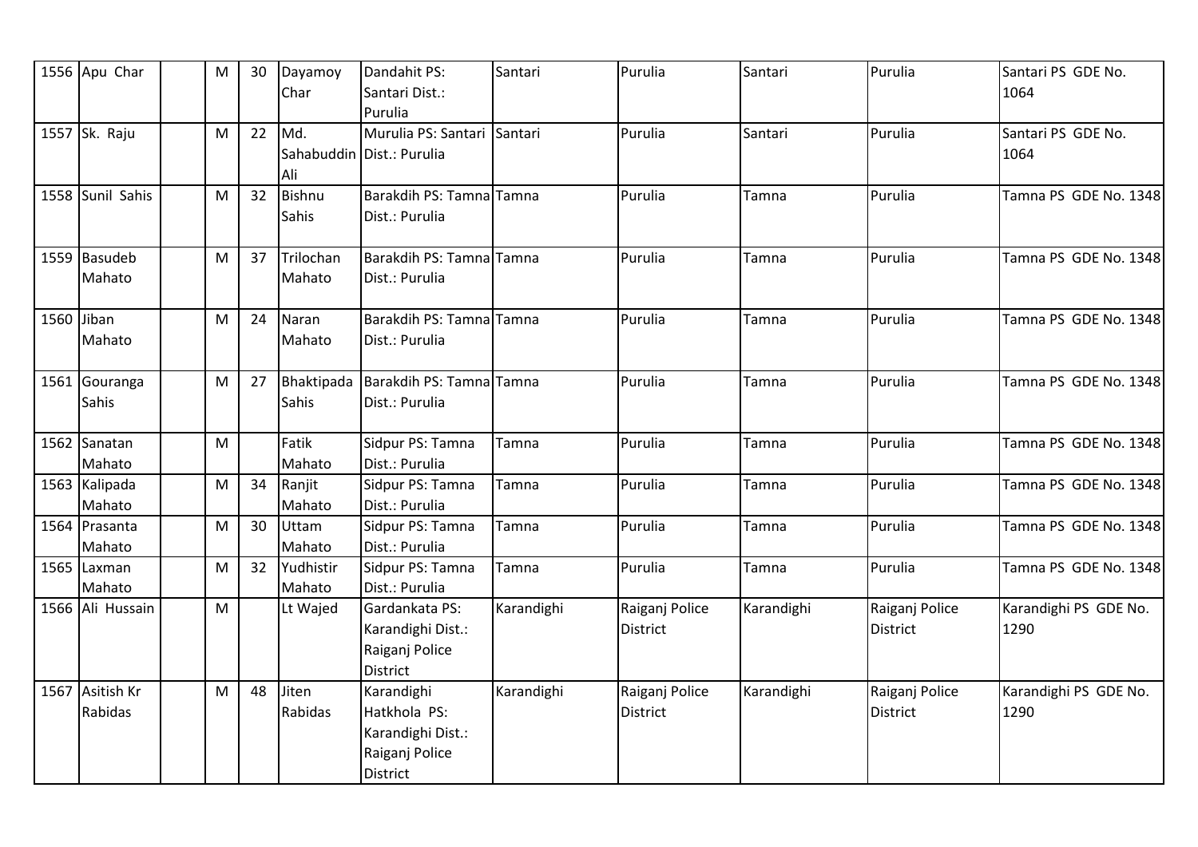| 1556 | Apu Char | | M | 30 | Dayamoy Char | Dandahit PS: Santari Dist.: Purulia | Santari | Purulia | Santari | Purulia | Santari PS GDE No. 1064 |
|---|---|---|---|---|---|---|---|---|---|---|---|
| 1557 | Sk. Raju | | M | 22 | Md. Sahabuddin Ali | Murulia PS: Santari Dist.: Purulia | Santari | Purulia | Santari | Purulia | Santari PS GDE No. 1064 |
| 1558 | Sunil Sahis | | M | 32 | Bishnu Sahis | Barakdih PS: Tamna Dist.: Purulia | Tamna | Purulia | Tamna | Purulia | Tamna PS GDE No. 1348 |
| 1559 | Basudeb Mahato | | M | 37 | Trilochan Mahato | Barakdih PS: Tamna Dist.: Purulia | Tamna | Purulia | Tamna | Purulia | Tamna PS GDE No. 1348 |
| 1560 | Jiban Mahato | | M | 24 | Naran Mahato | Barakdih PS: Tamna Dist.: Purulia | Tamna | Purulia | Tamna | Purulia | Tamna PS GDE No. 1348 |
| 1561 | Gouranga Sahis | | M | 27 | Bhaktipada Sahis | Barakdih PS: Tamna Dist.: Purulia | Tamna | Purulia | Tamna | Purulia | Tamna PS GDE No. 1348 |
| 1562 | Sanatan Mahato | | M | | Fatik Mahato | Sidpur PS: Tamna Dist.: Purulia | Tamna | Purulia | Tamna | Purulia | Tamna PS GDE No. 1348 |
| 1563 | Kalipada Mahato | | M | 34 | Ranjit Mahato | Sidpur PS: Tamna Dist.: Purulia | Tamna | Purulia | Tamna | Purulia | Tamna PS GDE No. 1348 |
| 1564 | Prasanta Mahato | | M | 30 | Uttam Mahato | Sidpur PS: Tamna Dist.: Purulia | Tamna | Purulia | Tamna | Purulia | Tamna PS GDE No. 1348 |
| 1565 | Laxman Mahato | | M | 32 | Yudhistir Mahato | Sidpur PS: Tamna Dist.: Purulia | Tamna | Purulia | Tamna | Purulia | Tamna PS GDE No. 1348 |
| 1566 | Ali Hussain | | M | | Lt Wajed | Gardankata PS: Karandighi Dist.: Raiganj Police District | Karandighi | Raiganj Police District | Karandighi | Raiganj Police District | Karandighi PS GDE No. 1290 |
| 1567 | Asitish Kr Rabidas | | M | 48 | Jiten Rabidas | Karandighi Hatkhola PS: Karandighi Dist.: Raiganj Police District | Karandighi | Raiganj Police District | Karandighi | Raiganj Police District | Karandighi PS GDE No. 1290 |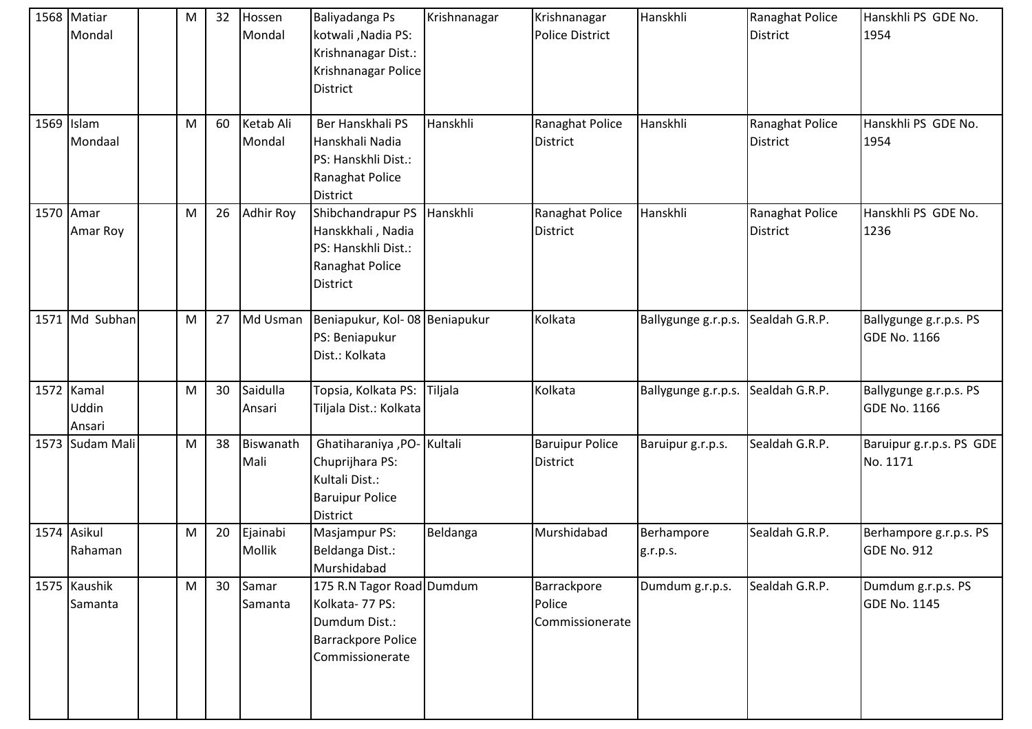| 1568 | Matiar Mondal | | M | 32 | Hossen Mondal | Baliyadanga Ps kotwali ,Nadia PS: Krishnanagar Dist.: Krishnanagar Police District | Krishnanagar | Krishnanagar Police District | Hanskhli | Ranaghat Police District | Hanskhli PS GDE No. 1954 |
|---|---|---|---|---|---|---|---|---|---|---|---|
| 1569 | Islam Mondaal | | M | 60 | Ketab Ali Mondal | Ber Hanskhali PS Hanskhali Nadia PS: Hanskhli Dist.: Ranaghat Police District | Hanskhli | Ranaghat Police District | Hanskhli | Ranaghat Police District | Hanskhli PS GDE No. 1954 |
| 1570 | Amar Amar Roy | | M | 26 | Adhir Roy | Shibchandrapur PS Hanskkhali , Nadia PS: Hanskhli Dist.: Ranaghat Police District | Hanskhli | Ranaghat Police District | Hanskhli | Ranaghat Police District | Hanskhli PS GDE No. 1236 |
| 1571 | Md Subhan | | M | 27 | Md Usman | Beniapukur, Kol- 08 PS: Beniapukur Dist.: Kolkata | Beniapukur | Kolkata | Ballygunge g.r.p.s. | Sealdah G.R.P. | Ballygunge g.r.p.s. PS GDE No. 1166 |
| 1572 | Kamal Uddin Ansari | | M | 30 | Saidulla Ansari | Topsia, Kolkata PS: Tiljala Dist.: Kolkata | Tiljala | Kolkata | Ballygunge g.r.p.s. | Sealdah G.R.P. | Ballygunge g.r.p.s. PS GDE No. 1166 |
| 1573 | Sudam Mali | | M | 38 | Biswanath Mali | Ghatiharaniya ,PO- Chuprijhara PS: Kultali Dist.: Baruipur Police District | Kultali | Baruipur Police District | Baruipur g.r.p.s. | Sealdah G.R.P. | Baruipur g.r.p.s. PS GDE No. 1171 |
| 1574 | Asikul Rahaman | | M | 20 | Ejainabi Mollik | Masjampur PS: Beldanga Dist.: Murshidabad | Beldanga | Murshidabad | Berhampore g.r.p.s. | Sealdah G.R.P. | Berhampore g.r.p.s. PS GDE No. 912 |
| 1575 | Kaushik Samanta | | M | 30 | Samar Samanta | 175 R.N Tagor Road Kolkata- 77 PS: Dumdum Dist.: Barrackpore Police Commissionerate | Dumdum | Barrackpore Police Commissionerate | Dumdum g.r.p.s. | Sealdah G.R.P. | Dumdum g.r.p.s. PS GDE No. 1145 |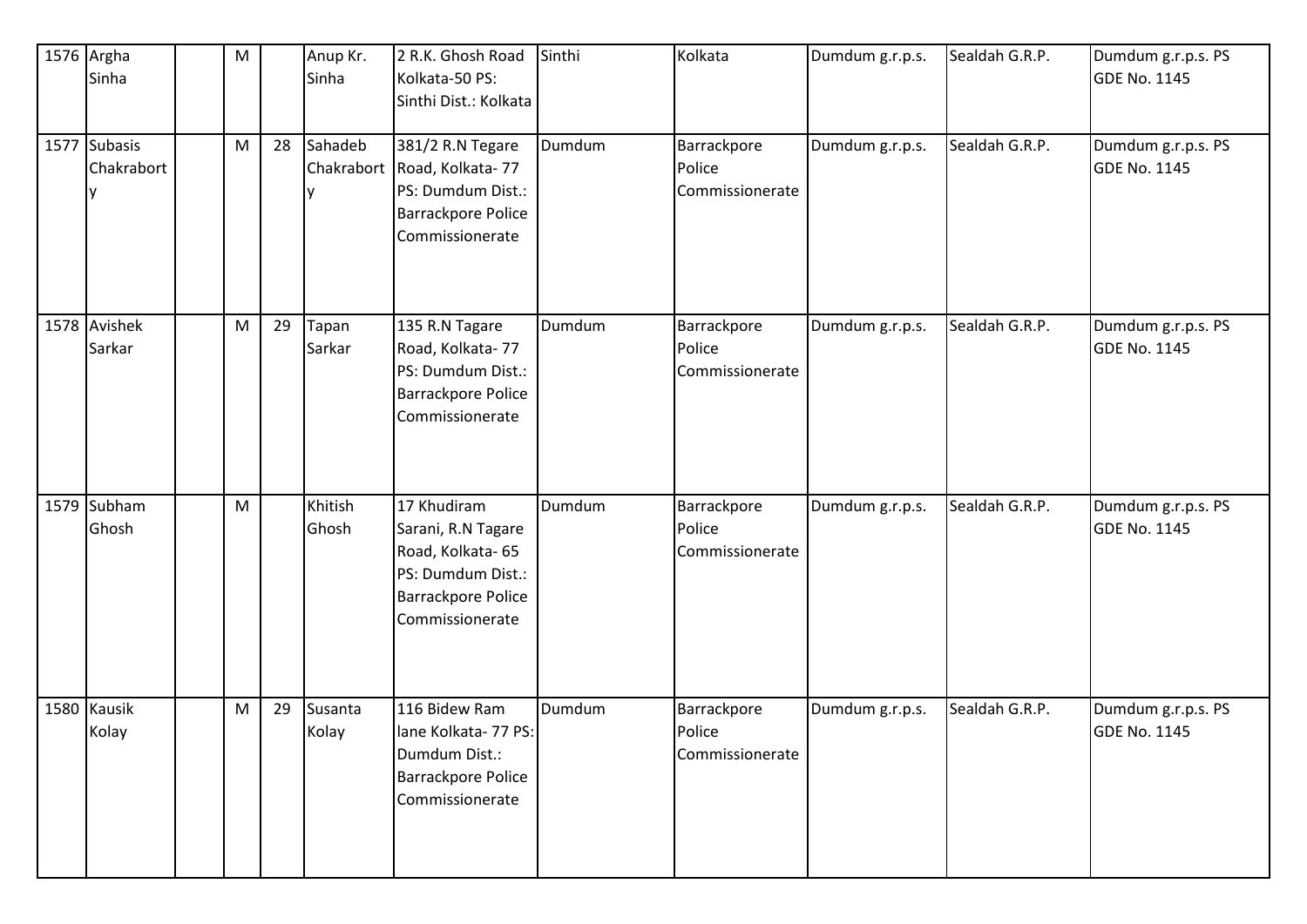| | | | | | | | | | | | |
|---|---|---|---|---|---|---|---|---|---|---|---|
| 1576 | Argha Sinha | | M | | Anup Kr. Sinha | 2 R.K. Ghosh Road Kolkata-50 PS: Sinthi Dist.: Kolkata | Sinthi | Kolkata | Dumdum g.r.p.s. | Sealdah G.R.P. | Dumdum g.r.p.s. PS GDE No. 1145 |
| 1577 | Subasis Chakraborty | | M | 28 | Sahadeb Chakraborty | 381/2 R.N Tegare Road, Kolkata- 77 PS: Dumdum Dist.: Barrackpore Police Commissionerate | Dumdum | Barrackpore Police Commissionerate | Dumdum g.r.p.s. | Sealdah G.R.P. | Dumdum g.r.p.s. PS GDE No. 1145 |
| 1578 | Avishek Sarkar | | M | 29 | Tapan Sarkar | 135 R.N Tagare Road, Kolkata- 77 PS: Dumdum Dist.: Barrackpore Police Commissionerate | Dumdum | Barrackpore Police Commissionerate | Dumdum g.r.p.s. | Sealdah G.R.P. | Dumdum g.r.p.s. PS GDE No. 1145 |
| 1579 | Subham Ghosh | | M | | Khitish Ghosh | 17 Khudiram Sarani, R.N Tagare Road, Kolkata- 65 PS: Dumdum Dist.: Barrackpore Police Commissionerate | Dumdum | Barrackpore Police Commissionerate | Dumdum g.r.p.s. | Sealdah G.R.P. | Dumdum g.r.p.s. PS GDE No. 1145 |
| 1580 | Kausik Kolay | | M | 29 | Susanta Kolay | 116 Bidew Ram lane Kolkata- 77 PS: Dumdum Dist.: Barrackpore Police Commissionerate | Dumdum | Barrackpore Police Commissionerate | Dumdum g.r.p.s. | Sealdah G.R.P. | Dumdum g.r.p.s. PS GDE No. 1145 |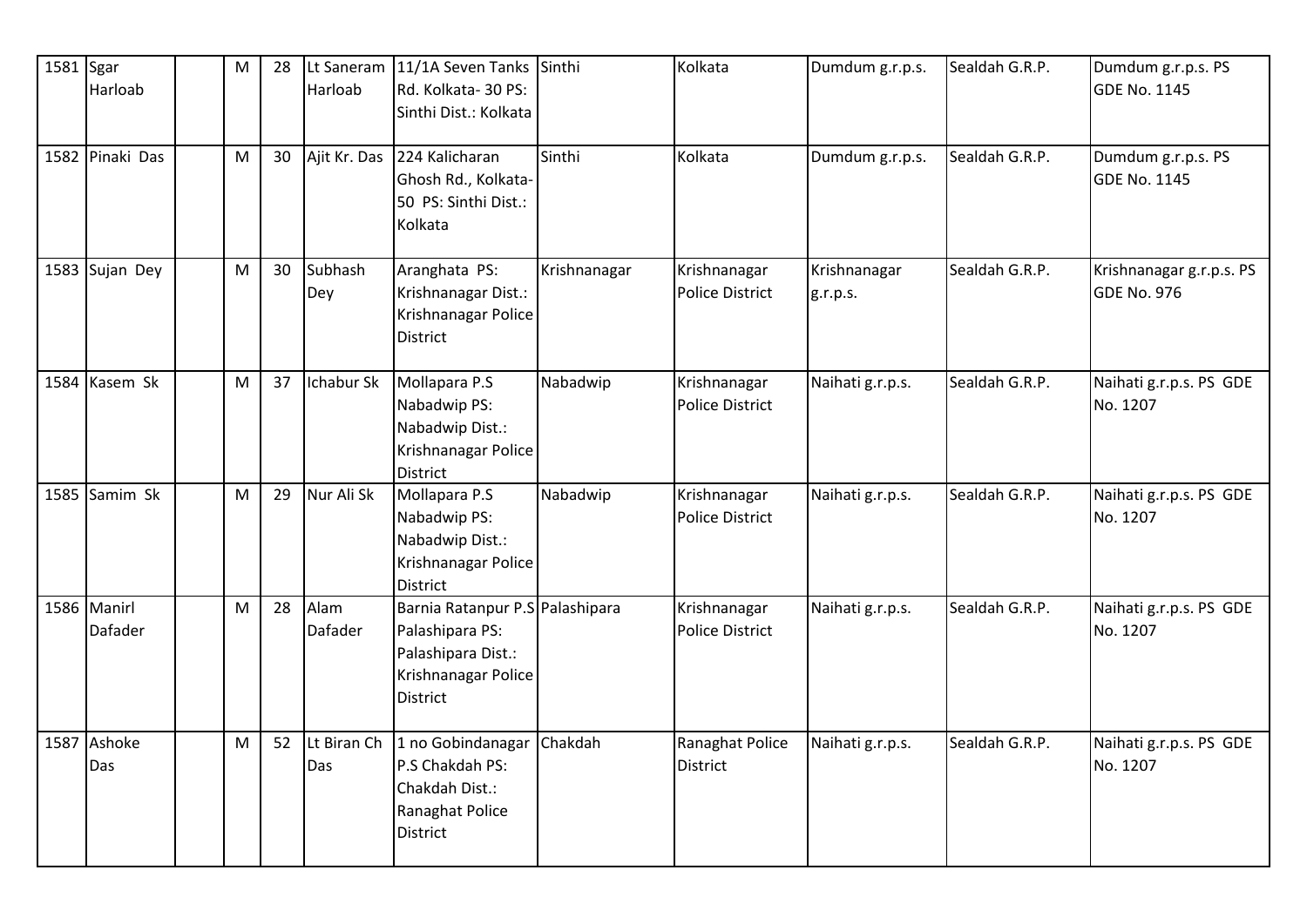| 1581 | Sgar Harloab | | M | 28 | Lt Saneram Harloab | 11/1A Seven Tanks Rd. Kolkata- 30 PS: Sinthi Dist.: Kolkata | Sinthi | Kolkata | Dumdum g.r.p.s. | Sealdah G.R.P. | Dumdum g.r.p.s. PS GDE No. 1145 |
|---|---|---|---|---|---|---|---|---|---|---|---|
| 1582 | Pinaki Das | | M | 30 | Ajit Kr. Das | 224 Kalicharan Ghosh Rd., Kolkata- 50 PS: Sinthi Dist.: Kolkata | Sinthi | Kolkata | Dumdum g.r.p.s. | Sealdah G.R.P. | Dumdum g.r.p.s. PS GDE No. 1145 |
| 1583 | Sujan Dey | | M | 30 | Subhash Dey | Aranghata PS: Krishnanagar Dist.: Krishnanagar Police District | Krishnanagar | Krishnanagar Police District | Krishnanagar g.r.p.s. | Sealdah G.R.P. | Krishnanagar g.r.p.s. PS GDE No. 976 |
| 1584 | Kasem Sk | | M | 37 | Ichabur Sk | Mollapara P.S Nabadwip PS: Nabadwip Dist.: Krishnanagar Police District | Nabadwip | Krishnanagar Police District | Naihati g.r.p.s. | Sealdah G.R.P. | Naihati g.r.p.s. PS GDE No. 1207 |
| 1585 | Samim Sk | | M | 29 | Nur Ali Sk | Mollapara P.S Nabadwip PS: Nabadwip Dist.: Krishnanagar Police District | Nabadwip | Krishnanagar Police District | Naihati g.r.p.s. | Sealdah G.R.P. | Naihati g.r.p.s. PS GDE No. 1207 |
| 1586 | Manirl Dafader | | M | 28 | Alam Dafader | Barnia Ratanpur P.S Palashipara PS: Palashipara Dist.: Krishnanagar Police District | Palashipara | Krishnanagar Police District | Naihati g.r.p.s. | Sealdah G.R.P. | Naihati g.r.p.s. PS GDE No. 1207 |
| 1587 | Ashoke Das | | M | 52 | Lt Biran Ch Das | 1 no Gobindanagar P.S Chakdah PS: Chakdah Dist.: Ranaghat Police District | Chakdah | Ranaghat Police District | Naihati g.r.p.s. | Sealdah G.R.P. | Naihati g.r.p.s. PS GDE No. 1207 |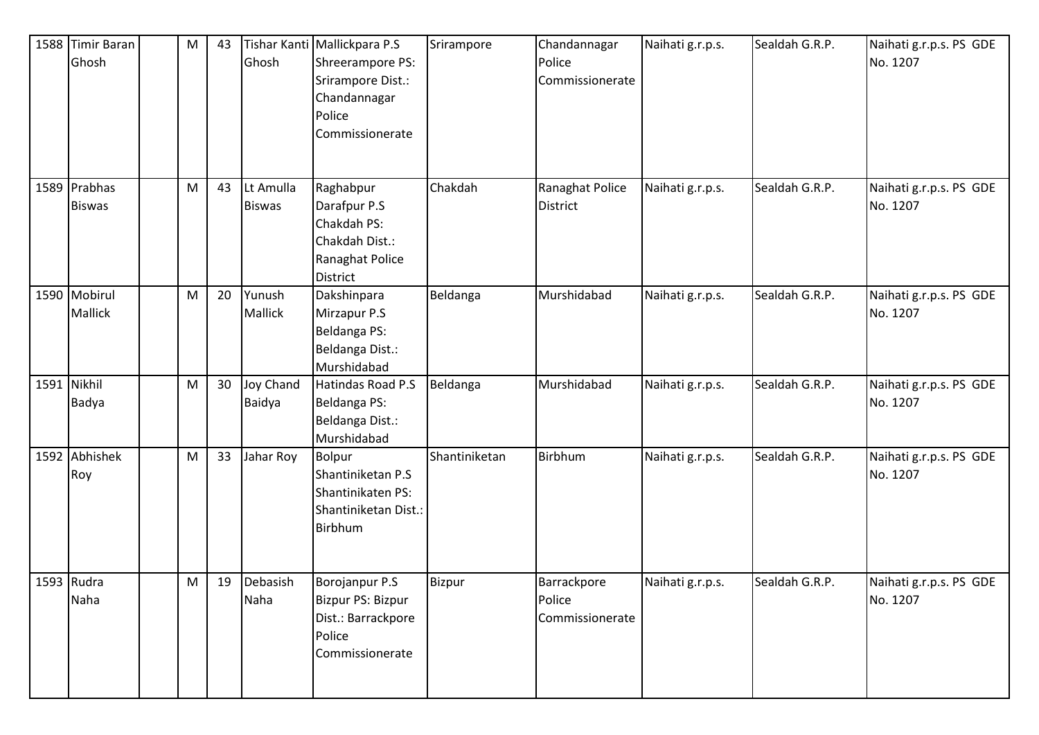| 1588 | Timir Baran Ghosh | | M | 43 | Tishar Kanti Ghosh | Mallickpara P.S Shreerampore PS: Srirampore Dist.: Chandannagar Police Commissionerate | Srirampore | Chandannagar Police Commissionerate | Naihati g.r.p.s. | Sealdah G.R.P. | Naihati g.r.p.s. PS GDE No. 1207 |
|---|---|---|---|---|---|---|---|---|---|---|---|
| 1589 | Prabhas Biswas | | M | 43 | Lt Amulla Biswas | Raghabpur Darafpur P.S Chakdah PS: Chakdah Dist.: Ranaghat Police District | Chakdah | Ranaghat Police District | Naihati g.r.p.s. | Sealdah G.R.P. | Naihati g.r.p.s. PS GDE No. 1207 |
| 1590 | Mobirul Mallick | | M | 20 | Yunush Mallick | Dakshinpara Mirzapur P.S Beldanga PS: Beldanga Dist.: Murshidabad | Beldanga | Murshidabad | Naihati g.r.p.s. | Sealdah G.R.P. | Naihati g.r.p.s. PS GDE No. 1207 |
| 1591 | Nikhil Badya | | M | 30 | Joy Chand Baidya | Hatindas Road P.S Beldanga PS: Beldanga Dist.: Murshidabad | Beldanga | Murshidabad | Naihati g.r.p.s. | Sealdah G.R.P. | Naihati g.r.p.s. PS GDE No. 1207 |
| 1592 | Abhishek Roy | | M | 33 | Jahar Roy | Bolpur Shantiniketan P.S Shantinikaten PS: Shantiniketan Dist.: Birbhum | Shantiniketan | Birbhum | Naihati g.r.p.s. | Sealdah G.R.P. | Naihati g.r.p.s. PS GDE No. 1207 |
| 1593 | Rudra Naha | | M | 19 | Debasish Naha | Borojanpur P.S Bizpur PS: Bizpur Dist.: Barrackpore Police Commissionerate | Bizpur | Barrackpore Police Commissionerate | Naihati g.r.p.s. | Sealdah G.R.P. | Naihati g.r.p.s. PS GDE No. 1207 |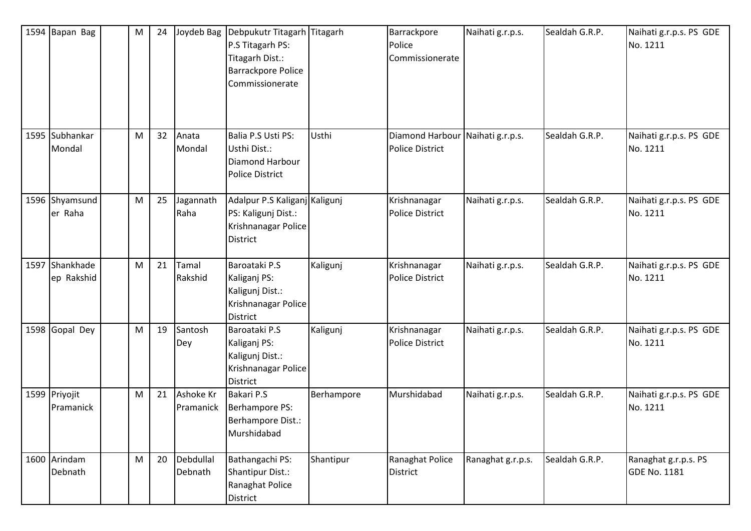| 1594 | Bapan Bag | | M | 24 | Joydeb Bag | Debpukutr Titagarh P.S Titagarh PS: Titagarh Dist.: Barrackpore Police Commissionerate | Titagarh | Barrackpore Police Commissionerate | Naihati g.r.p.s. | Sealdah G.R.P. | Naihati g.r.p.s. PS GDE No. 1211 |
|---|---|---|---|---|---|---|---|---|---|---|---|
| 1595 | Subhankar Mondal | | M | 32 | Anata Mondal | Balia P.S Usti PS: Usthi Dist.: Diamond Harbour Police District | Usthi | Diamond Harbour Police District | Naihati g.r.p.s. | Sealdah G.R.P. | Naihati g.r.p.s. PS GDE No. 1211 |
| 1596 | Shyamsunder Raha | | M | 25 | Jagannath Raha | Adalpur P.S Kaliganj PS: Kaligunj Dist.: Krishnanagar Police District | Kaligunj | Krishnanagar Police District | Naihati g.r.p.s. | Sealdah G.R.P. | Naihati g.r.p.s. PS GDE No. 1211 |
| 1597 | Shankhadeep Rakshid | | M | 21 | Tamal Rakshid | Baroataki P.S Kaliganj PS: Kaligunj Dist.: Krishnanagar Police District | Kaligunj | Krishnanagar Police District | Naihati g.r.p.s. | Sealdah G.R.P. | Naihati g.r.p.s. PS GDE No. 1211 |
| 1598 | Gopal Dey | | M | 19 | Santosh Dey | Baroataki P.S Kaliganj PS: Kaligunj Dist.: Krishnanagar Police District | Kaligunj | Krishnanagar Police District | Naihati g.r.p.s. | Sealdah G.R.P. | Naihati g.r.p.s. PS GDE No. 1211 |
| 1599 | Priyojit Pramanick | | M | 21 | Ashoke Kr Pramanick | Bakari P.S Berhampore PS: Berhampore Dist.: Murshidabad | Berhampore | Murshidabad | Naihati g.r.p.s. | Sealdah G.R.P. | Naihati g.r.p.s. PS GDE No. 1211 |
| 1600 | Arindam Debnath | | M | 20 | Debdullal Debnath | Bathangachi PS: Shantipur Dist.: Ranaghat Police District | Shantipur | Ranaghat Police District | Ranaghat g.r.p.s. | Sealdah G.R.P. | Ranaghat g.r.p.s. PS GDE No. 1181 |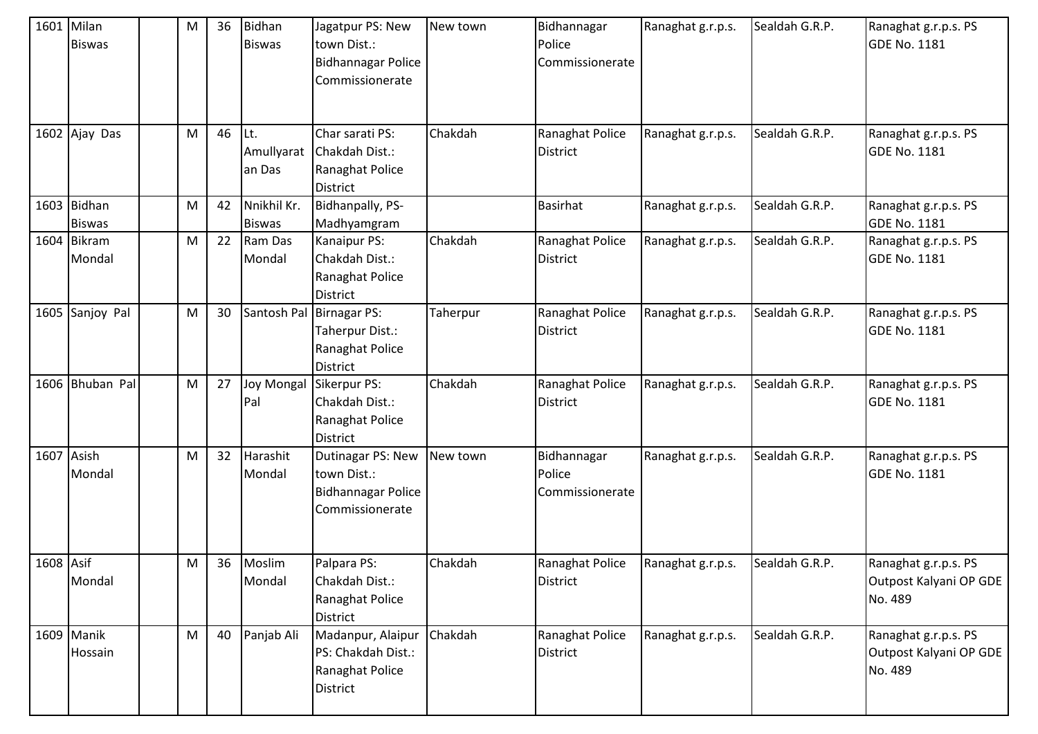| 1601 | Milan Biswas | | M | 36 | Bidhan Biswas | Jagatpur PS: New town Dist.: Bidhannagar Police Commissionerate | New town | Bidhannagar Police Commissionerate | Ranaghat g.r.p.s. | Sealdah G.R.P. | Ranaghat g.r.p.s. PS GDE No. 1181 |
|---|---|---|---|---|---|---|---|---|---|---|---|
| 1602 | Ajay Das | | M | 46 | Lt. Amullyaratan Das | Char sarati PS: Chakdah Dist.: Ranaghat Police District | Chakdah | Ranaghat Police District | Ranaghat g.r.p.s. | Sealdah G.R.P. | Ranaghat g.r.p.s. PS GDE No. 1181 |
| 1603 | Bidhan Biswas | | M | 42 | Nnikhil Kr. Biswas | Bidhanpally, PS-Madhyamgram | | Basirhat | Ranaghat g.r.p.s. | Sealdah G.R.P. | Ranaghat g.r.p.s. PS GDE No. 1181 |
| 1604 | Bikram Mondal | | M | 22 | Ram Das Mondal | Kanaipur PS: Chakdah Dist.: Ranaghat Police District | Chakdah | Ranaghat Police District | Ranaghat g.r.p.s. | Sealdah G.R.P. | Ranaghat g.r.p.s. PS GDE No. 1181 |
| 1605 | Sanjoy Pal | | M | 30 | Santosh Pal | Birnagar PS: Taherpur Dist.: Ranaghat Police District | Taherpur | Ranaghat Police District | Ranaghat g.r.p.s. | Sealdah G.R.P. | Ranaghat g.r.p.s. PS GDE No. 1181 |
| 1606 | Bhuban Pal | | M | 27 | Joy Mongal Pal | Sikerpur PS: Chakdah Dist.: Ranaghat Police District | Chakdah | Ranaghat Police District | Ranaghat g.r.p.s. | Sealdah G.R.P. | Ranaghat g.r.p.s. PS GDE No. 1181 |
| 1607 | Asish Mondal | | M | 32 | Harashit Mondal | Dutinagar PS: New town Dist.: Bidhannagar Police Commissionerate | New town | Bidhannagar Police Commissionerate | Ranaghat g.r.p.s. | Sealdah G.R.P. | Ranaghat g.r.p.s. PS GDE No. 1181 |
| 1608 | Asif Mondal | | M | 36 | Moslim Mondal | Palpara PS: Chakdah Dist.: Ranaghat Police District | Chakdah | Ranaghat Police District | Ranaghat g.r.p.s. | Sealdah G.R.P. | Ranaghat g.r.p.s. PS Outpost Kalyani OP GDE No. 489 |
| 1609 | Manik Hossain | | M | 40 | Panjab Ali | Madanpur, Alaipur PS: Chakdah Dist.: Ranaghat Police District | Chakdah | Ranaghat Police District | Ranaghat g.r.p.s. | Sealdah G.R.P. | Ranaghat g.r.p.s. PS Outpost Kalyani OP GDE No. 489 |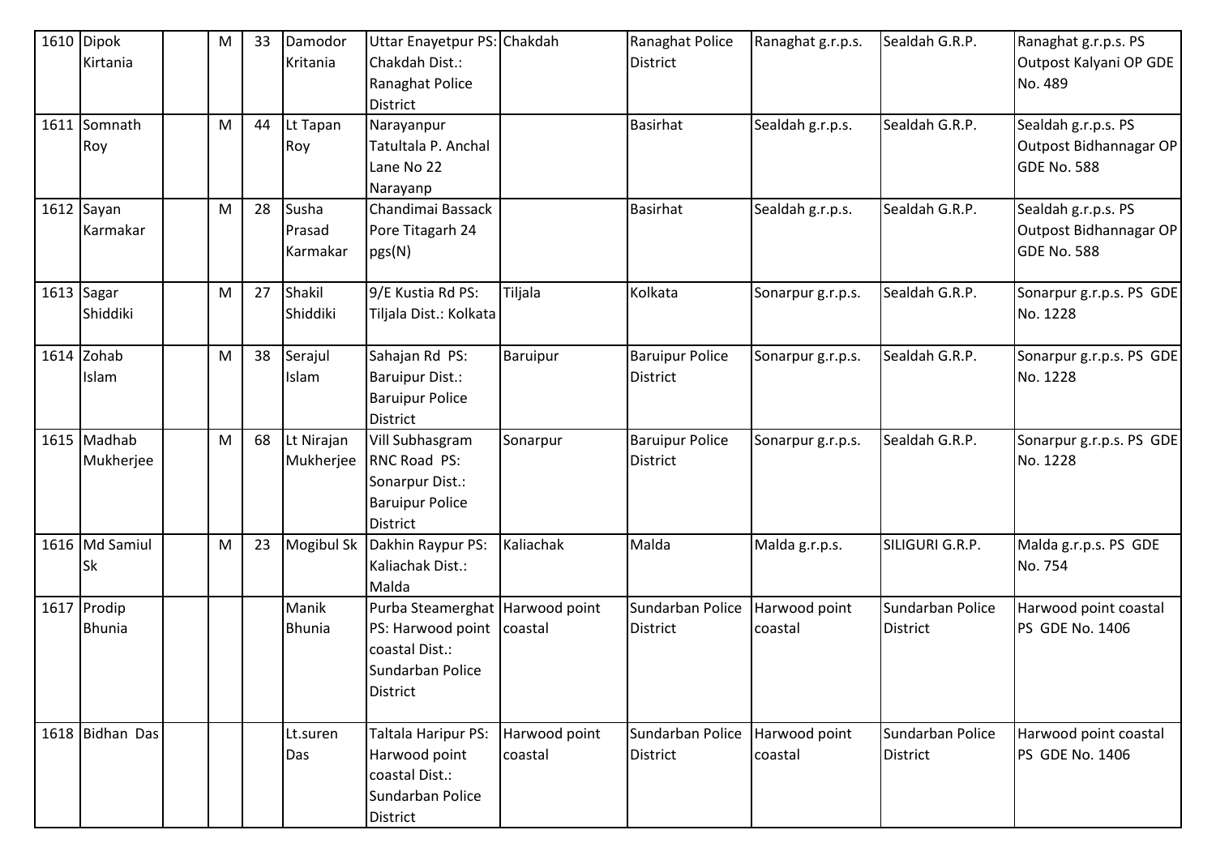| 1610 | Dipok Kirtania | | M | 33 | Damodor Kritania | Uttar Enayetpur PS: Chakdah Dist.: Ranaghat Police District | Chakdah | Ranaghat Police District | Ranaghat g.r.p.s. | Sealdah G.R.P. | Ranaghat g.r.p.s. PS Outpost Kalyani OP GDE No. 489 |
|---|---|---|---|---|---|---|---|---|---|---|---|
| 1611 | Somnath Roy | | M | 44 | Lt Tapan Roy | Narayanpur Tatultala P. Anchal Lane No 22 Narayanp | | Basirhat | Sealdah g.r.p.s. | Sealdah G.R.P. | Sealdah g.r.p.s. PS Outpost Bidhannagar OP GDE No. 588 |
| 1612 | Sayan Karmakar | | M | 28 | Susha Prasad Karmakar | Chandimai Bassack Pore Titagarh 24 pgs(N) | | Basirhat | Sealdah g.r.p.s. | Sealdah G.R.P. | Sealdah g.r.p.s. PS Outpost Bidhannagar OP GDE No. 588 |
| 1613 | Sagar Shiddiki | | M | 27 | Shakil Shiddiki | 9/E Kustia Rd PS: Tiljala Dist.: Kolkata | Tiljala | Kolkata | Sonarpur g.r.p.s. | Sealdah G.R.P. | Sonarpur g.r.p.s. PS GDE No. 1228 |
| 1614 | Zohab Islam | | M | 38 | Serajul Islam | Sahajan Rd PS: Baruipur Dist.: Baruipur Police District | Baruipur | Baruipur Police District | Sonarpur g.r.p.s. | Sealdah G.R.P. | Sonarpur g.r.p.s. PS GDE No. 1228 |
| 1615 | Madhab Mukherjee | | M | 68 | Lt Nirajan Mukherjee | Vill Subhasgram RNC Road PS: Sonarpur Dist.: Baruipur Police District | Sonarpur | Baruipur Police District | Sonarpur g.r.p.s. | Sealdah G.R.P. | Sonarpur g.r.p.s. PS GDE No. 1228 |
| 1616 | Md Samiul Sk | | M | 23 | Mogibul Sk | Dakhin Raypur PS: Kaliachak Dist.: Malda | Kaliachak | Malda | Malda g.r.p.s. | SILIGURI G.R.P. | Malda g.r.p.s. PS GDE No. 754 |
| 1617 | Prodip Bhunia | | | | Manik Bhunia | Purba Steamerghat PS: Harwood point coastal Dist.: Sundarban Police District | Harwood point coastal | Sundarban Police District | Harwood point coastal | Sundarban Police District | Harwood point coastal PS GDE No. 1406 |
| 1618 | Bidhan Das | | | | Lt.suren Das | Taltala Haripur PS: Harwood point coastal Dist.: Sundarban Police District | Harwood point coastal | Sundarban Police District | Harwood point coastal | Sundarban Police District | Harwood point coastal PS GDE No. 1406 |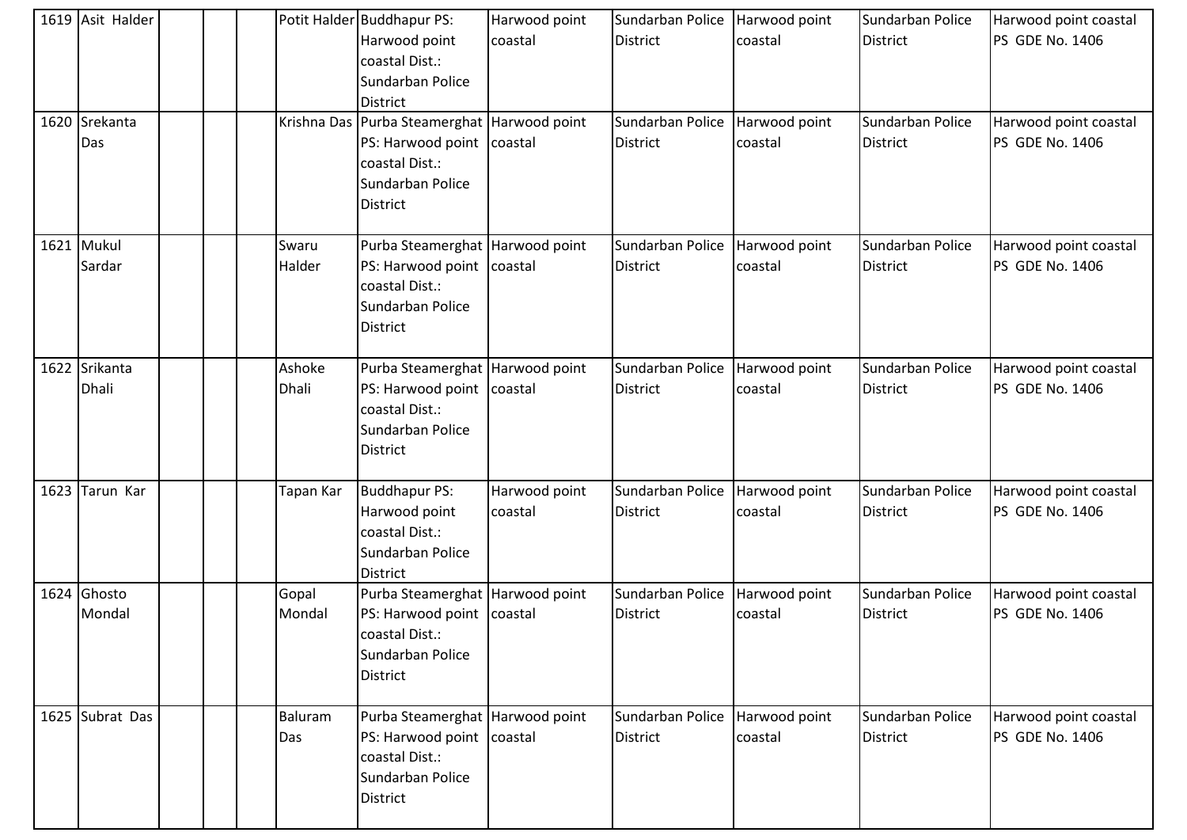| 1619 | Asit Halder | | | | Potit Halder | Buddhapur PS: Harwood point coastal Dist.: Sundarban Police District | Harwood point coastal | Sundarban Police District | Harwood point coastal | Sundarban Police District | Harwood point coastal PS GDE No. 1406 |
|---|---|---|---|---|---|---|---|---|---|---|---|
| 1620 | Srekanta Das | | | | Krishna Das | Purba Steamerghat PS: Harwood point coastal Dist.: Sundarban Police District | Harwood point coastal | Sundarban Police District | Harwood point coastal | Sundarban Police District | Harwood point coastal PS GDE No. 1406 |
| 1621 | Mukul Sardar | | | | Swaru Halder | Purba Steamerghat PS: Harwood point coastal Dist.: Sundarban Police District | Harwood point coastal | Sundarban Police District | Harwood point coastal | Sundarban Police District | Harwood point coastal PS GDE No. 1406 |
| 1622 | Srikanta Dhali | | | | Ashoke Dhali | Purba Steamerghat PS: Harwood point coastal Dist.: Sundarban Police District | Harwood point coastal | Sundarban Police District | Harwood point coastal | Sundarban Police District | Harwood point coastal PS GDE No. 1406 |
| 1623 | Tarun Kar | | | | Tapan Kar | Buddhapur PS: Harwood point coastal Dist.: Sundarban Police District | Harwood point coastal | Sundarban Police District | Harwood point coastal | Sundarban Police District | Harwood point coastal PS GDE No. 1406 |
| 1624 | Ghosto Mondal | | | | Gopal Mondal | Purba Steamerghat PS: Harwood point coastal Dist.: Sundarban Police District | Harwood point coastal | Sundarban Police District | Harwood point coastal | Sundarban Police District | Harwood point coastal PS GDE No. 1406 |
| 1625 | Subrat Das | | | | Baluram Das | Purba Steamerghat PS: Harwood point coastal Dist.: Sundarban Police District | Harwood point coastal | Sundarban Police District | Harwood point coastal | Sundarban Police District | Harwood point coastal PS GDE No. 1406 |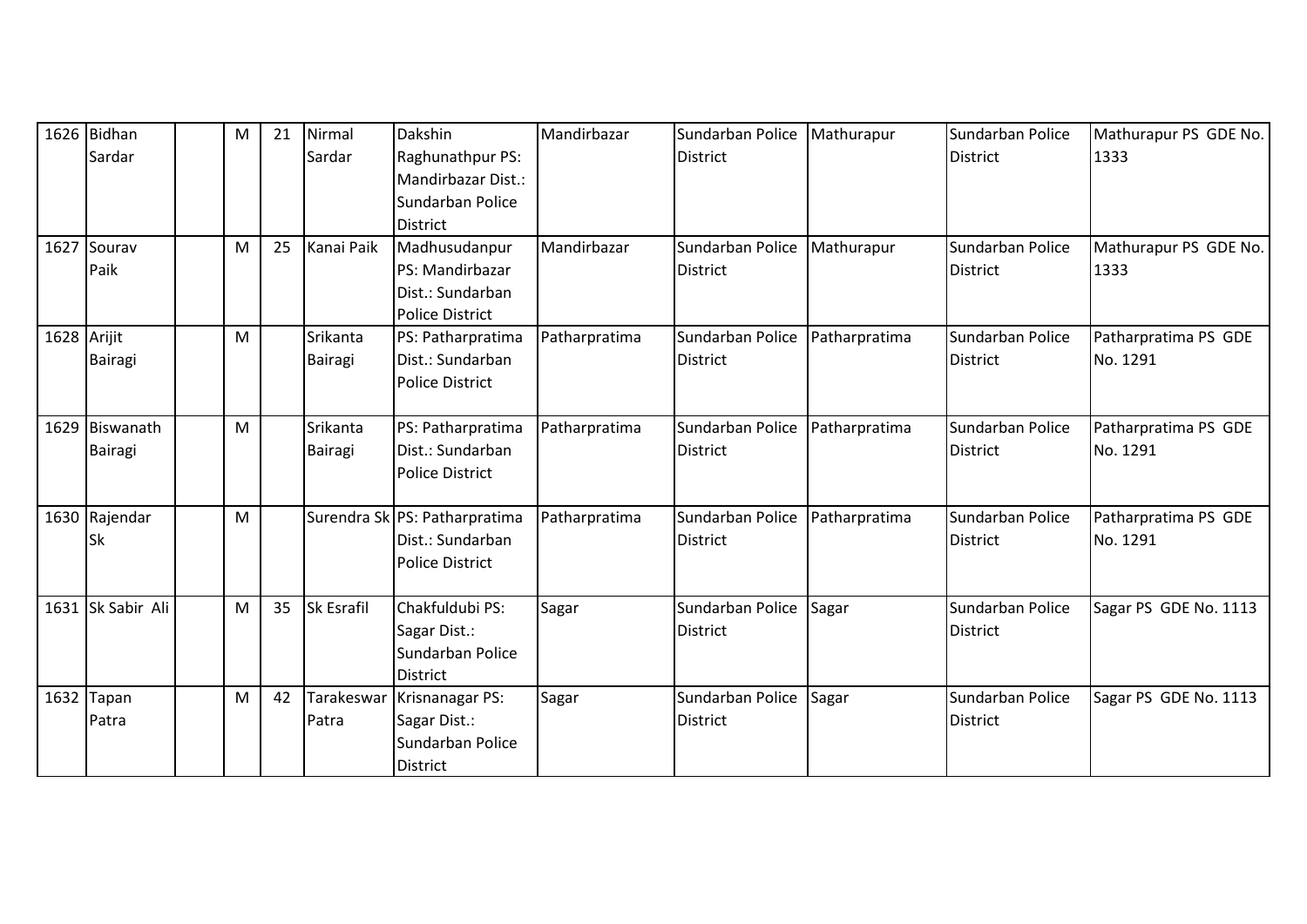| | | | | | | | | | | | |
|---|---|---|---|---|---|---|---|---|---|---|---|
| 1626 | Bidhan Sardar | | M | 21 | Nirmal Sardar | Dakshin Raghunathpur PS: Mandirbazar Dist.: Sundarban Police District | Mandirbazar | Sundarban Police District | Mathurapur | Sundarban Police District | Mathurapur PS GDE No. 1333 |
| 1627 | Sourav Paik | | M | 25 | Kanai Paik | Madhusudanpur PS: Mandirbazar Dist.: Sundarban Police District | Mandirbazar | Sundarban Police District | Mathurapur | Sundarban Police District | Mathurapur PS GDE No. 1333 |
| 1628 | Arijit Bairagi | | M | | Srikanta Bairagi | PS: Patharpratima Dist.: Sundarban Police District | Patharpratima | Sundarban Police District | Patharpratima | Sundarban Police District | Patharpratima PS GDE No. 1291 |
| 1629 | Biswanath Bairagi | | M | | Srikanta Bairagi | PS: Patharpratima Dist.: Sundarban Police District | Patharpratima | Sundarban Police District | Patharpratima | Sundarban Police District | Patharpratima PS GDE No. 1291 |
| 1630 | Rajendar Sk | | M | | Surendra Sk | PS: Patharpratima Dist.: Sundarban Police District | Patharpratima | Sundarban Police District | Patharpratima | Sundarban Police District | Patharpratima PS GDE No. 1291 |
| 1631 | Sk Sabir Ali | | M | 35 | Sk Esrafil | Chakfuldubi PS: Sagar Dist.: Sundarban Police District | Sagar | Sundarban Police District | Sagar | Sundarban Police District | Sagar PS GDE No. 1113 |
| 1632 | Tapan Patra | | M | 42 | Tarakeswar Patra | Krisnanagar PS: Sagar Dist.: Sundarban Police District | Sagar | Sundarban Police District | Sagar | Sundarban Police District | Sagar PS GDE No. 1113 |